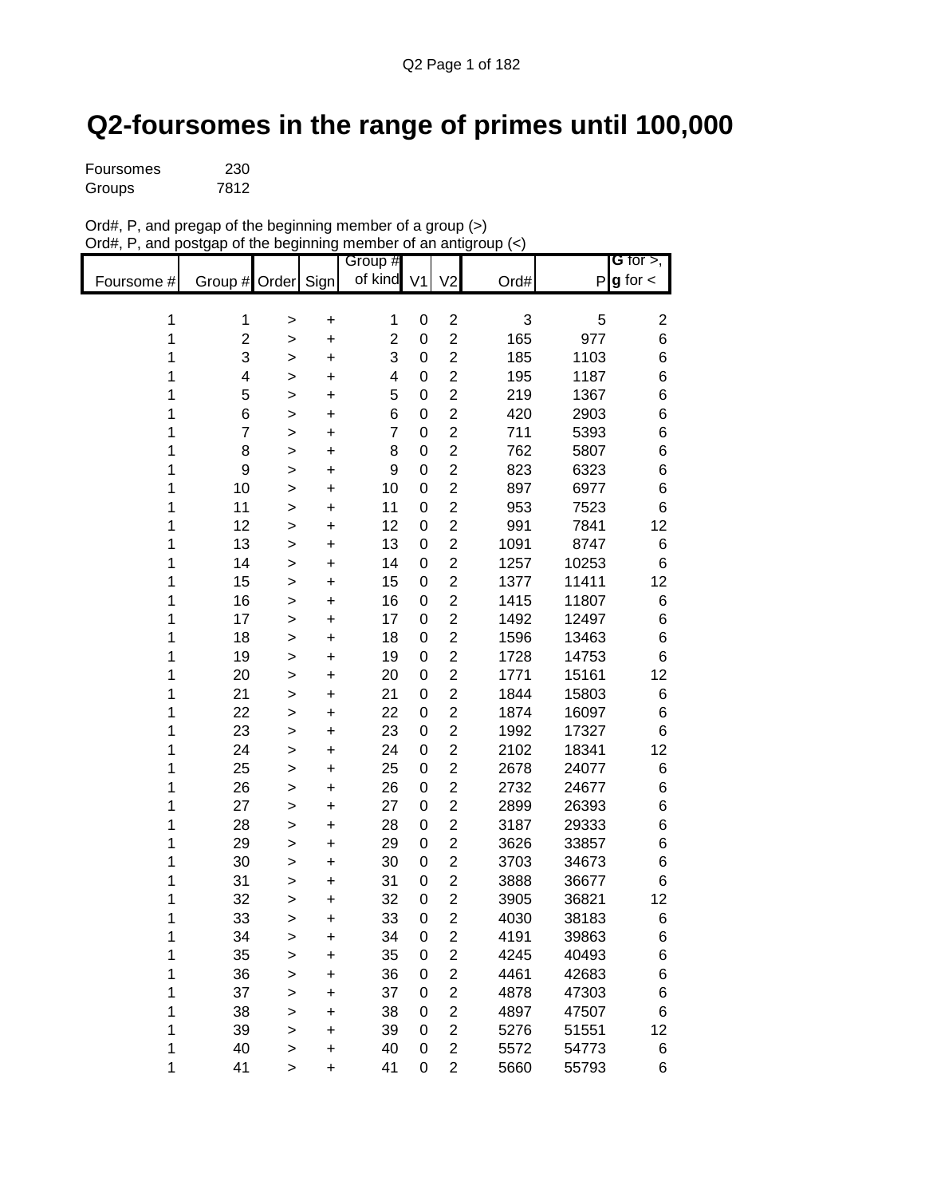# Q2-foursomes in the range of primes until 100,000

Foursomes 230
Groups 7812

Ord#, P, and pregap of the beginning member of a group (>)
Ord#, P, and postgap of the beginning member of an antigroup (<)

| Foursome # | Group # | Order | Sign | Group # of kind | V1 | V2 | Ord# | P | G for >, g for < |
|---|---|---|---|---|---|---|---|---|---|
| 1 | 1 | > | + | 1 | 0 | 2 | 3 | 5 | 2 |
| 1 | 2 | > | + | 2 | 0 | 2 | 165 | 977 | 6 |
| 1 | 3 | > | + | 3 | 0 | 2 | 185 | 1103 | 6 |
| 1 | 4 | > | + | 4 | 0 | 2 | 195 | 1187 | 6 |
| 1 | 5 | > | + | 5 | 0 | 2 | 219 | 1367 | 6 |
| 1 | 6 | > | + | 6 | 0 | 2 | 420 | 2903 | 6 |
| 1 | 7 | > | + | 7 | 0 | 2 | 711 | 5393 | 6 |
| 1 | 8 | > | + | 8 | 0 | 2 | 762 | 5807 | 6 |
| 1 | 9 | > | + | 9 | 0 | 2 | 823 | 6323 | 6 |
| 1 | 10 | > | + | 10 | 0 | 2 | 897 | 6977 | 6 |
| 1 | 11 | > | + | 11 | 0 | 2 | 953 | 7523 | 6 |
| 1 | 12 | > | + | 12 | 0 | 2 | 991 | 7841 | 12 |
| 1 | 13 | > | + | 13 | 0 | 2 | 1091 | 8747 | 6 |
| 1 | 14 | > | + | 14 | 0 | 2 | 1257 | 10253 | 6 |
| 1 | 15 | > | + | 15 | 0 | 2 | 1377 | 11411 | 12 |
| 1 | 16 | > | + | 16 | 0 | 2 | 1415 | 11807 | 6 |
| 1 | 17 | > | + | 17 | 0 | 2 | 1492 | 12497 | 6 |
| 1 | 18 | > | + | 18 | 0 | 2 | 1596 | 13463 | 6 |
| 1 | 19 | > | + | 19 | 0 | 2 | 1728 | 14753 | 6 |
| 1 | 20 | > | + | 20 | 0 | 2 | 1771 | 15161 | 12 |
| 1 | 21 | > | + | 21 | 0 | 2 | 1844 | 15803 | 6 |
| 1 | 22 | > | + | 22 | 0 | 2 | 1874 | 16097 | 6 |
| 1 | 23 | > | + | 23 | 0 | 2 | 1992 | 17327 | 6 |
| 1 | 24 | > | + | 24 | 0 | 2 | 2102 | 18341 | 12 |
| 1 | 25 | > | + | 25 | 0 | 2 | 2678 | 24077 | 6 |
| 1 | 26 | > | + | 26 | 0 | 2 | 2732 | 24677 | 6 |
| 1 | 27 | > | + | 27 | 0 | 2 | 2899 | 26393 | 6 |
| 1 | 28 | > | + | 28 | 0 | 2 | 3187 | 29333 | 6 |
| 1 | 29 | > | + | 29 | 0 | 2 | 3626 | 33857 | 6 |
| 1 | 30 | > | + | 30 | 0 | 2 | 3703 | 34673 | 6 |
| 1 | 31 | > | + | 31 | 0 | 2 | 3888 | 36677 | 6 |
| 1 | 32 | > | + | 32 | 0 | 2 | 3905 | 36821 | 12 |
| 1 | 33 | > | + | 33 | 0 | 2 | 4030 | 38183 | 6 |
| 1 | 34 | > | + | 34 | 0 | 2 | 4191 | 39863 | 6 |
| 1 | 35 | > | + | 35 | 0 | 2 | 4245 | 40493 | 6 |
| 1 | 36 | > | + | 36 | 0 | 2 | 4461 | 42683 | 6 |
| 1 | 37 | > | + | 37 | 0 | 2 | 4878 | 47303 | 6 |
| 1 | 38 | > | + | 38 | 0 | 2 | 4897 | 47507 | 6 |
| 1 | 39 | > | + | 39 | 0 | 2 | 5276 | 51551 | 12 |
| 1 | 40 | > | + | 40 | 0 | 2 | 5572 | 54773 | 6 |
| 1 | 41 | > | + | 41 | 0 | 2 | 5660 | 55793 | 6 |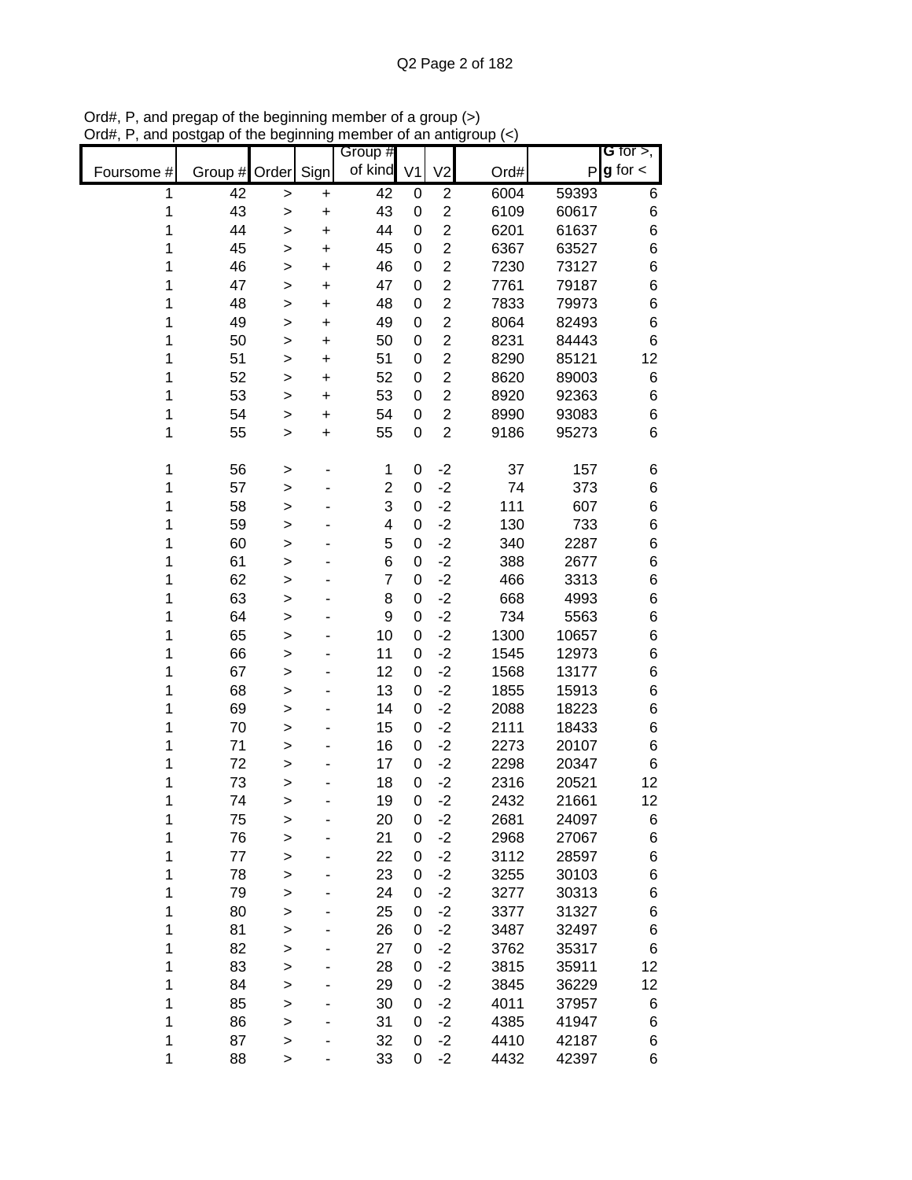Ord#, P, and pregap of the beginning member of a group (>)
Ord#, P, and postgap of the beginning member of an antigroup (<)

| Foursome # | Group # | Order | Sign | Group # of kind | V1 | V2 | Ord# | P | G for >, g for < |
|---|---|---|---|---|---|---|---|---|---|
| 1 | 42 | > | + | 42 | 0 | 2 | 6004 | 59393 | 6 |
| 1 | 43 | > | + | 43 | 0 | 2 | 6109 | 60617 | 6 |
| 1 | 44 | > | + | 44 | 0 | 2 | 6201 | 61637 | 6 |
| 1 | 45 | > | + | 45 | 0 | 2 | 6367 | 63527 | 6 |
| 1 | 46 | > | + | 46 | 0 | 2 | 7230 | 73127 | 6 |
| 1 | 47 | > | + | 47 | 0 | 2 | 7761 | 79187 | 6 |
| 1 | 48 | > | + | 48 | 0 | 2 | 7833 | 79973 | 6 |
| 1 | 49 | > | + | 49 | 0 | 2 | 8064 | 82493 | 6 |
| 1 | 50 | > | + | 50 | 0 | 2 | 8231 | 84443 | 6 |
| 1 | 51 | > | + | 51 | 0 | 2 | 8290 | 85121 | 12 |
| 1 | 52 | > | + | 52 | 0 | 2 | 8620 | 89003 | 6 |
| 1 | 53 | > | + | 53 | 0 | 2 | 8920 | 92363 | 6 |
| 1 | 54 | > | + | 54 | 0 | 2 | 8990 | 93083 | 6 |
| 1 | 55 | > | + | 55 | 0 | 2 | 9186 | 95273 | 6 |
| | | | | | | | | | |
| 1 | 56 | > | - | 1 | 0 | -2 | 37 | 157 | 6 |
| 1 | 57 | > | - | 2 | 0 | -2 | 74 | 373 | 6 |
| 1 | 58 | > | - | 3 | 0 | -2 | 111 | 607 | 6 |
| 1 | 59 | > | - | 4 | 0 | -2 | 130 | 733 | 6 |
| 1 | 60 | > | - | 5 | 0 | -2 | 340 | 2287 | 6 |
| 1 | 61 | > | - | 6 | 0 | -2 | 388 | 2677 | 6 |
| 1 | 62 | > | - | 7 | 0 | -2 | 466 | 3313 | 6 |
| 1 | 63 | > | - | 8 | 0 | -2 | 668 | 4993 | 6 |
| 1 | 64 | > | - | 9 | 0 | -2 | 734 | 5563 | 6 |
| 1 | 65 | > | - | 10 | 0 | -2 | 1300 | 10657 | 6 |
| 1 | 66 | > | - | 11 | 0 | -2 | 1545 | 12973 | 6 |
| 1 | 67 | > | - | 12 | 0 | -2 | 1568 | 13177 | 6 |
| 1 | 68 | > | - | 13 | 0 | -2 | 1855 | 15913 | 6 |
| 1 | 69 | > | - | 14 | 0 | -2 | 2088 | 18223 | 6 |
| 1 | 70 | > | - | 15 | 0 | -2 | 2111 | 18433 | 6 |
| 1 | 71 | > | - | 16 | 0 | -2 | 2273 | 20107 | 6 |
| 1 | 72 | > | - | 17 | 0 | -2 | 2298 | 20347 | 6 |
| 1 | 73 | > | - | 18 | 0 | -2 | 2316 | 20521 | 12 |
| 1 | 74 | > | - | 19 | 0 | -2 | 2432 | 21661 | 12 |
| 1 | 75 | > | - | 20 | 0 | -2 | 2681 | 24097 | 6 |
| 1 | 76 | > | - | 21 | 0 | -2 | 2968 | 27067 | 6 |
| 1 | 77 | > | - | 22 | 0 | -2 | 3112 | 28597 | 6 |
| 1 | 78 | > | - | 23 | 0 | -2 | 3255 | 30103 | 6 |
| 1 | 79 | > | - | 24 | 0 | -2 | 3277 | 30313 | 6 |
| 1 | 80 | > | - | 25 | 0 | -2 | 3377 | 31327 | 6 |
| 1 | 81 | > | - | 26 | 0 | -2 | 3487 | 32497 | 6 |
| 1 | 82 | > | - | 27 | 0 | -2 | 3762 | 35317 | 6 |
| 1 | 83 | > | - | 28 | 0 | -2 | 3815 | 35911 | 12 |
| 1 | 84 | > | - | 29 | 0 | -2 | 3845 | 36229 | 12 |
| 1 | 85 | > | - | 30 | 0 | -2 | 4011 | 37957 | 6 |
| 1 | 86 | > | - | 31 | 0 | -2 | 4385 | 41947 | 6 |
| 1 | 87 | > | - | 32 | 0 | -2 | 4410 | 42187 | 6 |
| 1 | 88 | > | - | 33 | 0 | -2 | 4432 | 42397 | 6 |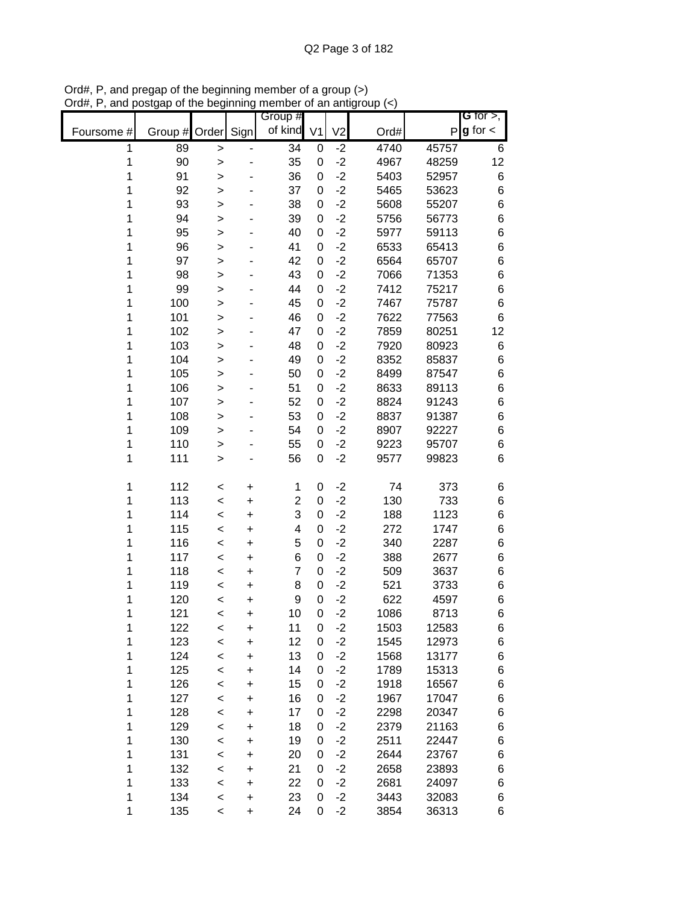Ord#, P, and pregap of the beginning member of a group (>)
Ord#, P, and postgap of the beginning member of an antigroup (<)

| Foursome # | Group # | Order | Sign | Group # of kind | V1 | V2 | Ord# | P | G for >, g for < |
|---|---|---|---|---|---|---|---|---|---|
| 1 | 89 | > | - | 34 | 0 | -2 | 4740 | 45757 | 6 |
| 1 | 90 | > | - | 35 | 0 | -2 | 4967 | 48259 | 12 |
| 1 | 91 | > | - | 36 | 0 | -2 | 5403 | 52957 | 6 |
| 1 | 92 | > | - | 37 | 0 | -2 | 5465 | 53623 | 6 |
| 1 | 93 | > | - | 38 | 0 | -2 | 5608 | 55207 | 6 |
| 1 | 94 | > | - | 39 | 0 | -2 | 5756 | 56773 | 6 |
| 1 | 95 | > | - | 40 | 0 | -2 | 5977 | 59113 | 6 |
| 1 | 96 | > | - | 41 | 0 | -2 | 6533 | 65413 | 6 |
| 1 | 97 | > | - | 42 | 0 | -2 | 6564 | 65707 | 6 |
| 1 | 98 | > | - | 43 | 0 | -2 | 7066 | 71353 | 6 |
| 1 | 99 | > | - | 44 | 0 | -2 | 7412 | 75217 | 6 |
| 1 | 100 | > | - | 45 | 0 | -2 | 7467 | 75787 | 6 |
| 1 | 101 | > | - | 46 | 0 | -2 | 7622 | 77563 | 6 |
| 1 | 102 | > | - | 47 | 0 | -2 | 7859 | 80251 | 12 |
| 1 | 103 | > | - | 48 | 0 | -2 | 7920 | 80923 | 6 |
| 1 | 104 | > | - | 49 | 0 | -2 | 8352 | 85837 | 6 |
| 1 | 105 | > | - | 50 | 0 | -2 | 8499 | 87547 | 6 |
| 1 | 106 | > | - | 51 | 0 | -2 | 8633 | 89113 | 6 |
| 1 | 107 | > | - | 52 | 0 | -2 | 8824 | 91243 | 6 |
| 1 | 108 | > | - | 53 | 0 | -2 | 8837 | 91387 | 6 |
| 1 | 109 | > | - | 54 | 0 | -2 | 8907 | 92227 | 6 |
| 1 | 110 | > | - | 55 | 0 | -2 | 9223 | 95707 | 6 |
| 1 | 111 | > | - | 56 | 0 | -2 | 9577 | 99823 | 6 |
| | | | | | | | | | |
| 1 | 112 | < | + | 1 | 0 | -2 | 74 | 373 | 6 |
| 1 | 113 | < | + | 2 | 0 | -2 | 130 | 733 | 6 |
| 1 | 114 | < | + | 3 | 0 | -2 | 188 | 1123 | 6 |
| 1 | 115 | < | + | 4 | 0 | -2 | 272 | 1747 | 6 |
| 1 | 116 | < | + | 5 | 0 | -2 | 340 | 2287 | 6 |
| 1 | 117 | < | + | 6 | 0 | -2 | 388 | 2677 | 6 |
| 1 | 118 | < | + | 7 | 0 | -2 | 509 | 3637 | 6 |
| 1 | 119 | < | + | 8 | 0 | -2 | 521 | 3733 | 6 |
| 1 | 120 | < | + | 9 | 0 | -2 | 622 | 4597 | 6 |
| 1 | 121 | < | + | 10 | 0 | -2 | 1086 | 8713 | 6 |
| 1 | 122 | < | + | 11 | 0 | -2 | 1503 | 12583 | 6 |
| 1 | 123 | < | + | 12 | 0 | -2 | 1545 | 12973 | 6 |
| 1 | 124 | < | + | 13 | 0 | -2 | 1568 | 13177 | 6 |
| 1 | 125 | < | + | 14 | 0 | -2 | 1789 | 15313 | 6 |
| 1 | 126 | < | + | 15 | 0 | -2 | 1918 | 16567 | 6 |
| 1 | 127 | < | + | 16 | 0 | -2 | 1967 | 17047 | 6 |
| 1 | 128 | < | + | 17 | 0 | -2 | 2298 | 20347 | 6 |
| 1 | 129 | < | + | 18 | 0 | -2 | 2379 | 21163 | 6 |
| 1 | 130 | < | + | 19 | 0 | -2 | 2511 | 22447 | 6 |
| 1 | 131 | < | + | 20 | 0 | -2 | 2644 | 23767 | 6 |
| 1 | 132 | < | + | 21 | 0 | -2 | 2658 | 23893 | 6 |
| 1 | 133 | < | + | 22 | 0 | -2 | 2681 | 24097 | 6 |
| 1 | 134 | < | + | 23 | 0 | -2 | 3443 | 32083 | 6 |
| 1 | 135 | < | + | 24 | 0 | -2 | 3854 | 36313 | 6 |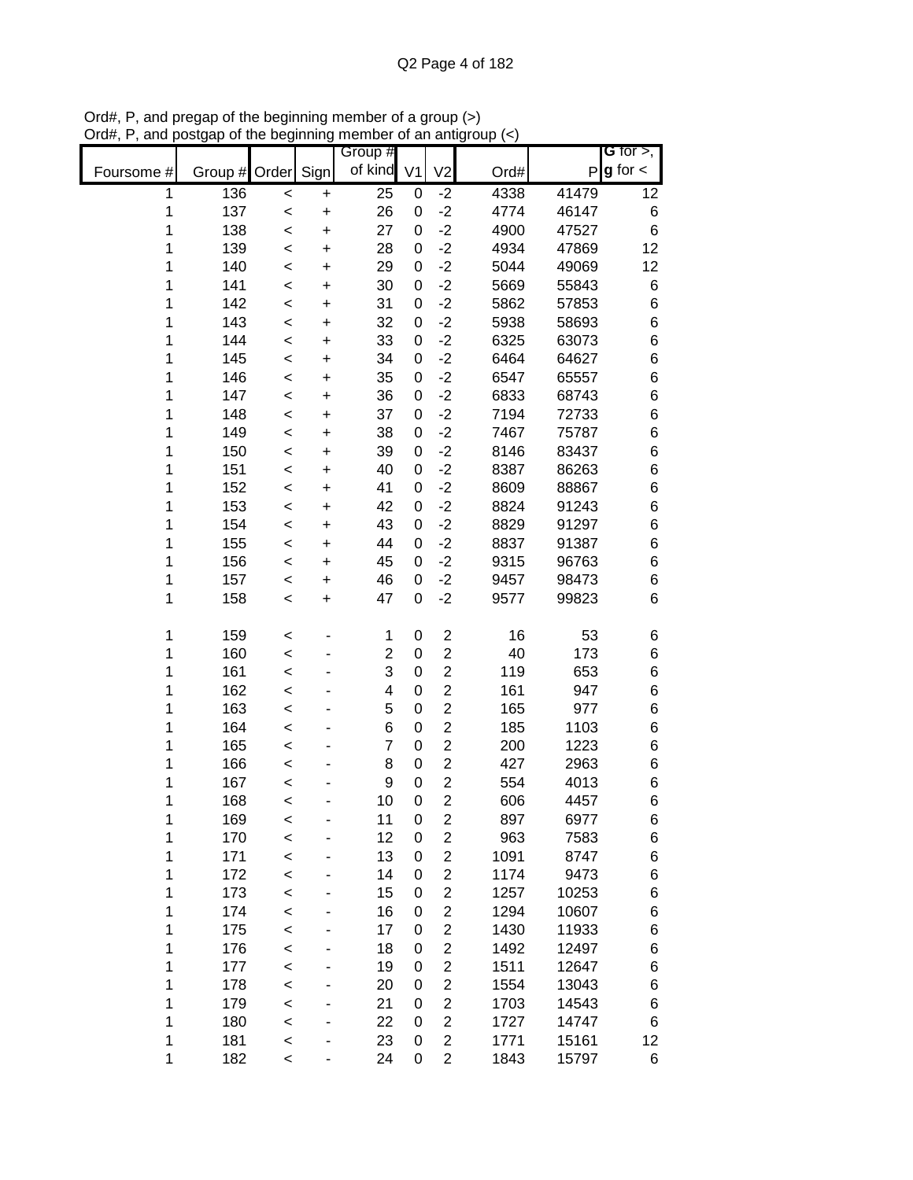Ord#, P, and pregap of the beginning member of a group (>)
Ord#, P, and postgap of the beginning member of an antigroup (<)

| Foursome # | Group # | Order | Sign | Group # of kind | V1 | V2 | Ord# | P | G for >, g for < |
|---|---|---|---|---|---|---|---|---|---|
| 1 | 136 | < | + | 25 | 0 | -2 | 4338 | 41479 | 12 |
| 1 | 137 | < | + | 26 | 0 | -2 | 4774 | 46147 | 6 |
| 1 | 138 | < | + | 27 | 0 | -2 | 4900 | 47527 | 6 |
| 1 | 139 | < | + | 28 | 0 | -2 | 4934 | 47869 | 12 |
| 1 | 140 | < | + | 29 | 0 | -2 | 5044 | 49069 | 12 |
| 1 | 141 | < | + | 30 | 0 | -2 | 5669 | 55843 | 6 |
| 1 | 142 | < | + | 31 | 0 | -2 | 5862 | 57853 | 6 |
| 1 | 143 | < | + | 32 | 0 | -2 | 5938 | 58693 | 6 |
| 1 | 144 | < | + | 33 | 0 | -2 | 6325 | 63073 | 6 |
| 1 | 145 | < | + | 34 | 0 | -2 | 6464 | 64627 | 6 |
| 1 | 146 | < | + | 35 | 0 | -2 | 6547 | 65557 | 6 |
| 1 | 147 | < | + | 36 | 0 | -2 | 6833 | 68743 | 6 |
| 1 | 148 | < | + | 37 | 0 | -2 | 7194 | 72733 | 6 |
| 1 | 149 | < | + | 38 | 0 | -2 | 7467 | 75787 | 6 |
| 1 | 150 | < | + | 39 | 0 | -2 | 8146 | 83437 | 6 |
| 1 | 151 | < | + | 40 | 0 | -2 | 8387 | 86263 | 6 |
| 1 | 152 | < | + | 41 | 0 | -2 | 8609 | 88867 | 6 |
| 1 | 153 | < | + | 42 | 0 | -2 | 8824 | 91243 | 6 |
| 1 | 154 | < | + | 43 | 0 | -2 | 8829 | 91297 | 6 |
| 1 | 155 | < | + | 44 | 0 | -2 | 8837 | 91387 | 6 |
| 1 | 156 | < | + | 45 | 0 | -2 | 9315 | 96763 | 6 |
| 1 | 157 | < | + | 46 | 0 | -2 | 9457 | 98473 | 6 |
| 1 | 158 | < | + | 47 | 0 | -2 | 9577 | 99823 | 6 |
| | | | | | | | | | |
| 1 | 159 | < | - | 1 | 0 | 2 | 16 | 53 | 6 |
| 1 | 160 | < | - | 2 | 0 | 2 | 40 | 173 | 6 |
| 1 | 161 | < | - | 3 | 0 | 2 | 119 | 653 | 6 |
| 1 | 162 | < | - | 4 | 0 | 2 | 161 | 947 | 6 |
| 1 | 163 | < | - | 5 | 0 | 2 | 165 | 977 | 6 |
| 1 | 164 | < | - | 6 | 0 | 2 | 185 | 1103 | 6 |
| 1 | 165 | < | - | 7 | 0 | 2 | 200 | 1223 | 6 |
| 1 | 166 | < | - | 8 | 0 | 2 | 427 | 2963 | 6 |
| 1 | 167 | < | - | 9 | 0 | 2 | 554 | 4013 | 6 |
| 1 | 168 | < | - | 10 | 0 | 2 | 606 | 4457 | 6 |
| 1 | 169 | < | - | 11 | 0 | 2 | 897 | 6977 | 6 |
| 1 | 170 | < | - | 12 | 0 | 2 | 963 | 7583 | 6 |
| 1 | 171 | < | - | 13 | 0 | 2 | 1091 | 8747 | 6 |
| 1 | 172 | < | - | 14 | 0 | 2 | 1174 | 9473 | 6 |
| 1 | 173 | < | - | 15 | 0 | 2 | 1257 | 10253 | 6 |
| 1 | 174 | < | - | 16 | 0 | 2 | 1294 | 10607 | 6 |
| 1 | 175 | < | - | 17 | 0 | 2 | 1430 | 11933 | 6 |
| 1 | 176 | < | - | 18 | 0 | 2 | 1492 | 12497 | 6 |
| 1 | 177 | < | - | 19 | 0 | 2 | 1511 | 12647 | 6 |
| 1 | 178 | < | - | 20 | 0 | 2 | 1554 | 13043 | 6 |
| 1 | 179 | < | - | 21 | 0 | 2 | 1703 | 14543 | 6 |
| 1 | 180 | < | - | 22 | 0 | 2 | 1727 | 14747 | 6 |
| 1 | 181 | < | - | 23 | 0 | 2 | 1771 | 15161 | 12 |
| 1 | 182 | < | - | 24 | 0 | 2 | 1843 | 15797 | 6 |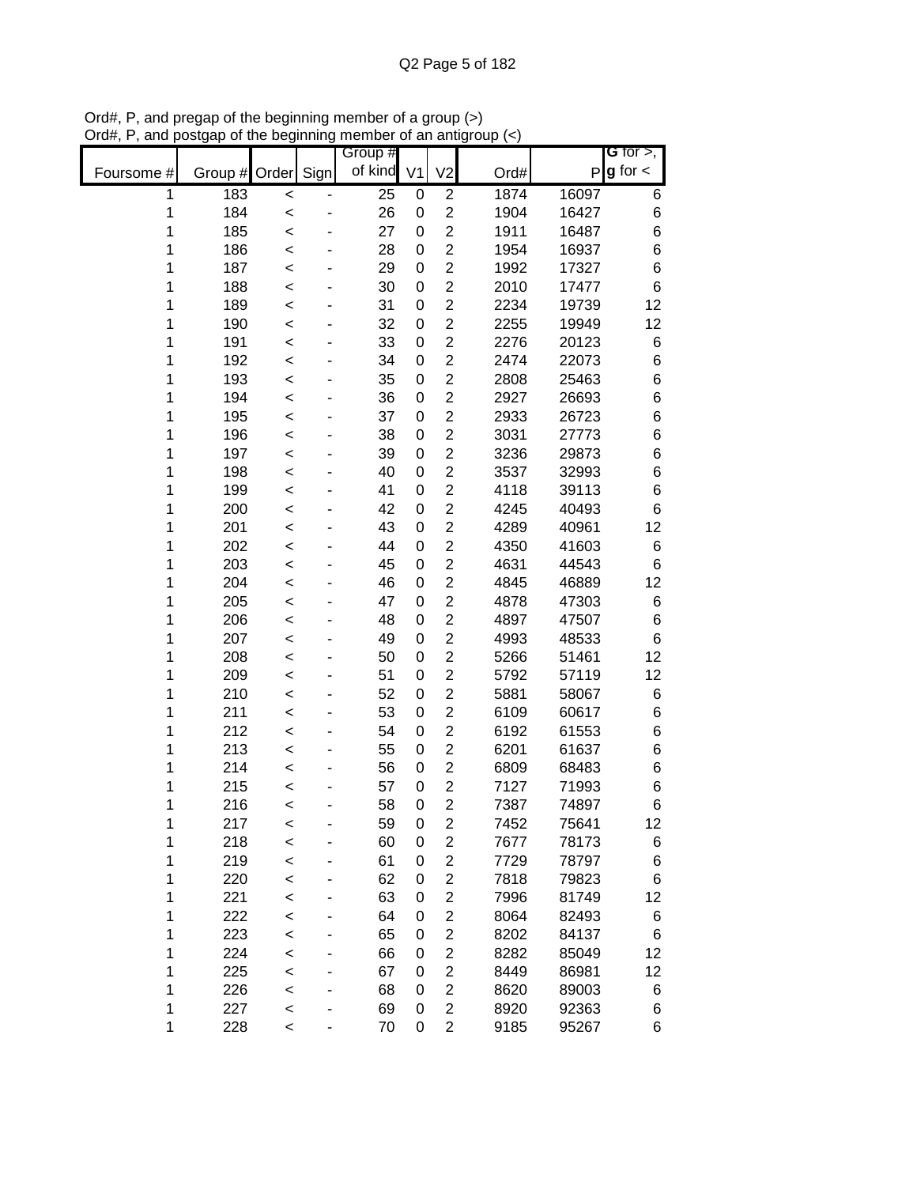Ord#, P, and pregap of the beginning member of a group (>)
Ord#, P, and postgap of the beginning member of an antigroup (<)

| Foursome # | Group # | Order | Sign | Group # of kind | V1 | V2 | Ord# | P | G for >, g for < |
|---|---|---|---|---|---|---|---|---|---|
| 1 | 183 | < | - | 25 | 0 | 2 | 1874 | 16097 | 6 |
| 1 | 184 | < | - | 26 | 0 | 2 | 1904 | 16427 | 6 |
| 1 | 185 | < | - | 27 | 0 | 2 | 1911 | 16487 | 6 |
| 1 | 186 | < | - | 28 | 0 | 2 | 1954 | 16937 | 6 |
| 1 | 187 | < | - | 29 | 0 | 2 | 1992 | 17327 | 6 |
| 1 | 188 | < | - | 30 | 0 | 2 | 2010 | 17477 | 6 |
| 1 | 189 | < | - | 31 | 0 | 2 | 2234 | 19739 | 12 |
| 1 | 190 | < | - | 32 | 0 | 2 | 2255 | 19949 | 12 |
| 1 | 191 | < | - | 33 | 0 | 2 | 2276 | 20123 | 6 |
| 1 | 192 | < | - | 34 | 0 | 2 | 2474 | 22073 | 6 |
| 1 | 193 | < | - | 35 | 0 | 2 | 2808 | 25463 | 6 |
| 1 | 194 | < | - | 36 | 0 | 2 | 2927 | 26693 | 6 |
| 1 | 195 | < | - | 37 | 0 | 2 | 2933 | 26723 | 6 |
| 1 | 196 | < | - | 38 | 0 | 2 | 3031 | 27773 | 6 |
| 1 | 197 | < | - | 39 | 0 | 2 | 3236 | 29873 | 6 |
| 1 | 198 | < | - | 40 | 0 | 2 | 3537 | 32993 | 6 |
| 1 | 199 | < | - | 41 | 0 | 2 | 4118 | 39113 | 6 |
| 1 | 200 | < | - | 42 | 0 | 2 | 4245 | 40493 | 6 |
| 1 | 201 | < | - | 43 | 0 | 2 | 4289 | 40961 | 12 |
| 1 | 202 | < | - | 44 | 0 | 2 | 4350 | 41603 | 6 |
| 1 | 203 | < | - | 45 | 0 | 2 | 4631 | 44543 | 6 |
| 1 | 204 | < | - | 46 | 0 | 2 | 4845 | 46889 | 12 |
| 1 | 205 | < | - | 47 | 0 | 2 | 4878 | 47303 | 6 |
| 1 | 206 | < | - | 48 | 0 | 2 | 4897 | 47507 | 6 |
| 1 | 207 | < | - | 49 | 0 | 2 | 4993 | 48533 | 6 |
| 1 | 208 | < | - | 50 | 0 | 2 | 5266 | 51461 | 12 |
| 1 | 209 | < | - | 51 | 0 | 2 | 5792 | 57119 | 12 |
| 1 | 210 | < | - | 52 | 0 | 2 | 5881 | 58067 | 6 |
| 1 | 211 | < | - | 53 | 0 | 2 | 6109 | 60617 | 6 |
| 1 | 212 | < | - | 54 | 0 | 2 | 6192 | 61553 | 6 |
| 1 | 213 | < | - | 55 | 0 | 2 | 6201 | 61637 | 6 |
| 1 | 214 | < | - | 56 | 0 | 2 | 6809 | 68483 | 6 |
| 1 | 215 | < | - | 57 | 0 | 2 | 7127 | 71993 | 6 |
| 1 | 216 | < | - | 58 | 0 | 2 | 7387 | 74897 | 6 |
| 1 | 217 | < | - | 59 | 0 | 2 | 7452 | 75641 | 12 |
| 1 | 218 | < | - | 60 | 0 | 2 | 7677 | 78173 | 6 |
| 1 | 219 | < | - | 61 | 0 | 2 | 7729 | 78797 | 6 |
| 1 | 220 | < | - | 62 | 0 | 2 | 7818 | 79823 | 6 |
| 1 | 221 | < | - | 63 | 0 | 2 | 7996 | 81749 | 12 |
| 1 | 222 | < | - | 64 | 0 | 2 | 8064 | 82493 | 6 |
| 1 | 223 | < | - | 65 | 0 | 2 | 8202 | 84137 | 6 |
| 1 | 224 | < | - | 66 | 0 | 2 | 8282 | 85049 | 12 |
| 1 | 225 | < | - | 67 | 0 | 2 | 8449 | 86981 | 12 |
| 1 | 226 | < | - | 68 | 0 | 2 | 8620 | 89003 | 6 |
| 1 | 227 | < | - | 69 | 0 | 2 | 8920 | 92363 | 6 |
| 1 | 228 | < | - | 70 | 0 | 2 | 9185 | 95267 | 6 |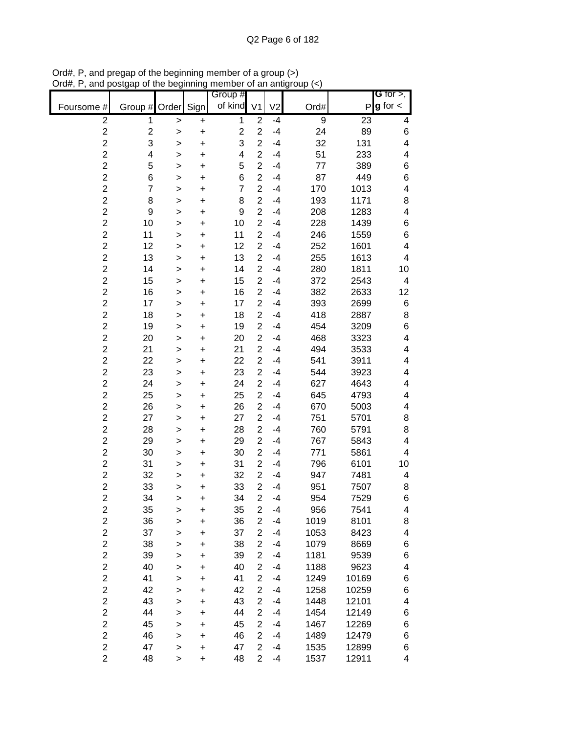Ord#, P, and pregap of the beginning member of a group (>)
Ord#, P, and postgap of the beginning member of an antigroup (<)

| Foursome # | Group # | Order | Sign | Group # of kind | V1 | V2 | Ord# | P | G for >, g for < |
|---|---|---|---|---|---|---|---|---|---|
| 2 | 1 | > | + | 1 | 2 | -4 | 9 | 23 | 4 |
| 2 | 2 | > | + | 2 | 2 | -4 | 24 | 89 | 6 |
| 2 | 3 | > | + | 3 | 2 | -4 | 32 | 131 | 4 |
| 2 | 4 | > | + | 4 | 2 | -4 | 51 | 233 | 4 |
| 2 | 5 | > | + | 5 | 2 | -4 | 77 | 389 | 6 |
| 2 | 6 | > | + | 6 | 2 | -4 | 87 | 449 | 6 |
| 2 | 7 | > | + | 7 | 2 | -4 | 170 | 1013 | 4 |
| 2 | 8 | > | + | 8 | 2 | -4 | 193 | 1171 | 8 |
| 2 | 9 | > | + | 9 | 2 | -4 | 208 | 1283 | 4 |
| 2 | 10 | > | + | 10 | 2 | -4 | 228 | 1439 | 6 |
| 2 | 11 | > | + | 11 | 2 | -4 | 246 | 1559 | 6 |
| 2 | 12 | > | + | 12 | 2 | -4 | 252 | 1601 | 4 |
| 2 | 13 | > | + | 13 | 2 | -4 | 255 | 1613 | 4 |
| 2 | 14 | > | + | 14 | 2 | -4 | 280 | 1811 | 10 |
| 2 | 15 | > | + | 15 | 2 | -4 | 372 | 2543 | 4 |
| 2 | 16 | > | + | 16 | 2 | -4 | 382 | 2633 | 12 |
| 2 | 17 | > | + | 17 | 2 | -4 | 393 | 2699 | 6 |
| 2 | 18 | > | + | 18 | 2 | -4 | 418 | 2887 | 8 |
| 2 | 19 | > | + | 19 | 2 | -4 | 454 | 3209 | 6 |
| 2 | 20 | > | + | 20 | 2 | -4 | 468 | 3323 | 4 |
| 2 | 21 | > | + | 21 | 2 | -4 | 494 | 3533 | 4 |
| 2 | 22 | > | + | 22 | 2 | -4 | 541 | 3911 | 4 |
| 2 | 23 | > | + | 23 | 2 | -4 | 544 | 3923 | 4 |
| 2 | 24 | > | + | 24 | 2 | -4 | 627 | 4643 | 4 |
| 2 | 25 | > | + | 25 | 2 | -4 | 645 | 4793 | 4 |
| 2 | 26 | > | + | 26 | 2 | -4 | 670 | 5003 | 4 |
| 2 | 27 | > | + | 27 | 2 | -4 | 751 | 5701 | 8 |
| 2 | 28 | > | + | 28 | 2 | -4 | 760 | 5791 | 8 |
| 2 | 29 | > | + | 29 | 2 | -4 | 767 | 5843 | 4 |
| 2 | 30 | > | + | 30 | 2 | -4 | 771 | 5861 | 4 |
| 2 | 31 | > | + | 31 | 2 | -4 | 796 | 6101 | 10 |
| 2 | 32 | > | + | 32 | 2 | -4 | 947 | 7481 | 4 |
| 2 | 33 | > | + | 33 | 2 | -4 | 951 | 7507 | 8 |
| 2 | 34 | > | + | 34 | 2 | -4 | 954 | 7529 | 6 |
| 2 | 35 | > | + | 35 | 2 | -4 | 956 | 7541 | 4 |
| 2 | 36 | > | + | 36 | 2 | -4 | 1019 | 8101 | 8 |
| 2 | 37 | > | + | 37 | 2 | -4 | 1053 | 8423 | 4 |
| 2 | 38 | > | + | 38 | 2 | -4 | 1079 | 8669 | 6 |
| 2 | 39 | > | + | 39 | 2 | -4 | 1181 | 9539 | 6 |
| 2 | 40 | > | + | 40 | 2 | -4 | 1188 | 9623 | 4 |
| 2 | 41 | > | + | 41 | 2 | -4 | 1249 | 10169 | 6 |
| 2 | 42 | > | + | 42 | 2 | -4 | 1258 | 10259 | 6 |
| 2 | 43 | > | + | 43 | 2 | -4 | 1448 | 12101 | 4 |
| 2 | 44 | > | + | 44 | 2 | -4 | 1454 | 12149 | 6 |
| 2 | 45 | > | + | 45 | 2 | -4 | 1467 | 12269 | 6 |
| 2 | 46 | > | + | 46 | 2 | -4 | 1489 | 12479 | 6 |
| 2 | 47 | > | + | 47 | 2 | -4 | 1535 | 12899 | 6 |
| 2 | 48 | > | + | 48 | 2 | -4 | 1537 | 12911 | 4 |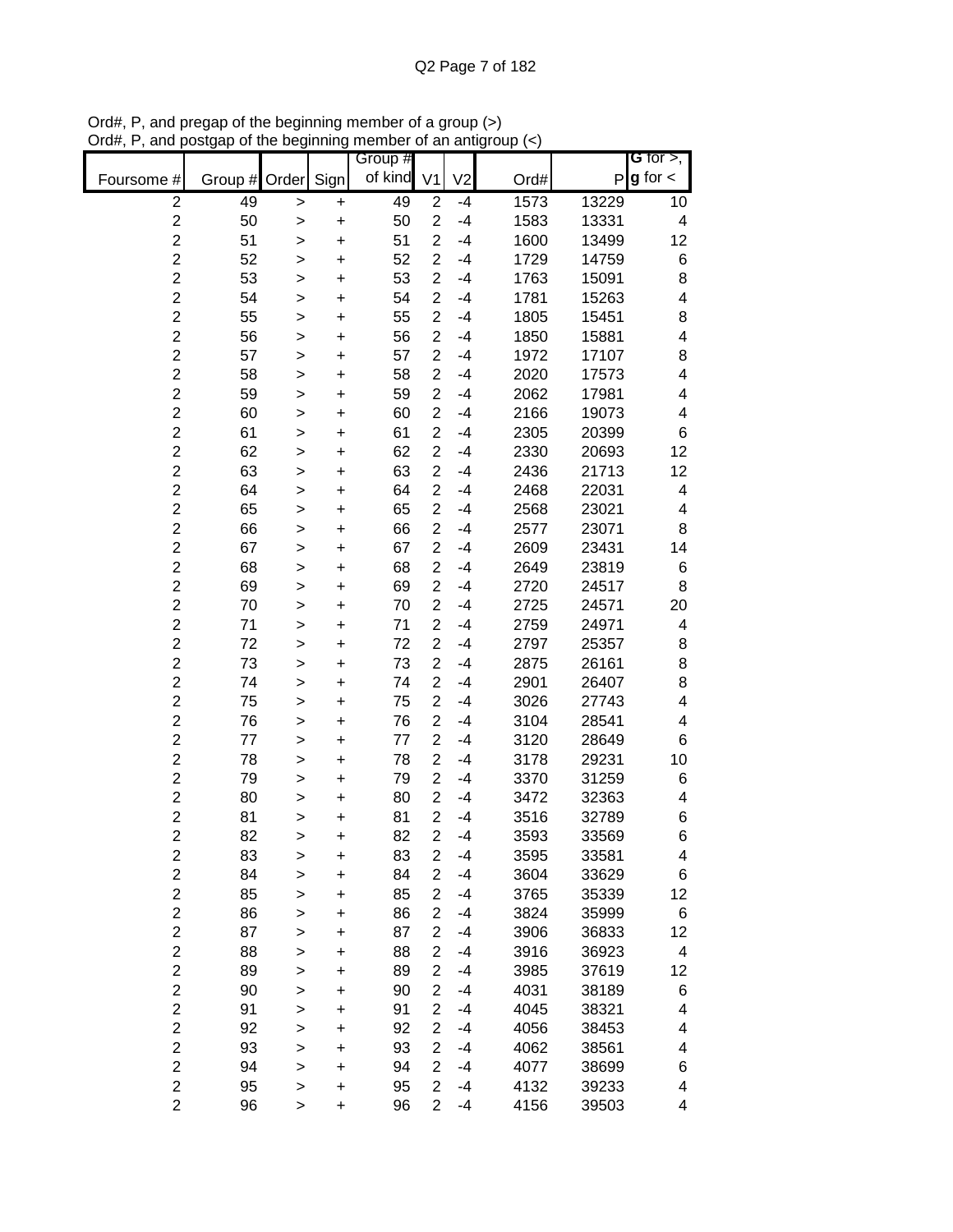Ord#, P, and pregap of the beginning member of a group (>)
Ord#, P, and postgap of the beginning member of an antigroup (<)

| Foursome # | Group # | Order | Sign | Group # of kind | V1 | V2 | Ord# | P | G for >, g for < |
|---|---|---|---|---|---|---|---|---|---|
| 2 | 49 | > | + | 49 | 2 | -4 | 1573 | 13229 | 10 |
| 2 | 50 | > | + | 50 | 2 | -4 | 1583 | 13331 | 4 |
| 2 | 51 | > | + | 51 | 2 | -4 | 1600 | 13499 | 12 |
| 2 | 52 | > | + | 52 | 2 | -4 | 1729 | 14759 | 6 |
| 2 | 53 | > | + | 53 | 2 | -4 | 1763 | 15091 | 8 |
| 2 | 54 | > | + | 54 | 2 | -4 | 1781 | 15263 | 4 |
| 2 | 55 | > | + | 55 | 2 | -4 | 1805 | 15451 | 8 |
| 2 | 56 | > | + | 56 | 2 | -4 | 1850 | 15881 | 4 |
| 2 | 57 | > | + | 57 | 2 | -4 | 1972 | 17107 | 8 |
| 2 | 58 | > | + | 58 | 2 | -4 | 2020 | 17573 | 4 |
| 2 | 59 | > | + | 59 | 2 | -4 | 2062 | 17981 | 4 |
| 2 | 60 | > | + | 60 | 2 | -4 | 2166 | 19073 | 4 |
| 2 | 61 | > | + | 61 | 2 | -4 | 2305 | 20399 | 6 |
| 2 | 62 | > | + | 62 | 2 | -4 | 2330 | 20693 | 12 |
| 2 | 63 | > | + | 63 | 2 | -4 | 2436 | 21713 | 12 |
| 2 | 64 | > | + | 64 | 2 | -4 | 2468 | 22031 | 4 |
| 2 | 65 | > | + | 65 | 2 | -4 | 2568 | 23021 | 4 |
| 2 | 66 | > | + | 66 | 2 | -4 | 2577 | 23071 | 8 |
| 2 | 67 | > | + | 67 | 2 | -4 | 2609 | 23431 | 14 |
| 2 | 68 | > | + | 68 | 2 | -4 | 2649 | 23819 | 6 |
| 2 | 69 | > | + | 69 | 2 | -4 | 2720 | 24517 | 8 |
| 2 | 70 | > | + | 70 | 2 | -4 | 2725 | 24571 | 20 |
| 2 | 71 | > | + | 71 | 2 | -4 | 2759 | 24971 | 4 |
| 2 | 72 | > | + | 72 | 2 | -4 | 2797 | 25357 | 8 |
| 2 | 73 | > | + | 73 | 2 | -4 | 2875 | 26161 | 8 |
| 2 | 74 | > | + | 74 | 2 | -4 | 2901 | 26407 | 8 |
| 2 | 75 | > | + | 75 | 2 | -4 | 3026 | 27743 | 4 |
| 2 | 76 | > | + | 76 | 2 | -4 | 3104 | 28541 | 4 |
| 2 | 77 | > | + | 77 | 2 | -4 | 3120 | 28649 | 6 |
| 2 | 78 | > | + | 78 | 2 | -4 | 3178 | 29231 | 10 |
| 2 | 79 | > | + | 79 | 2 | -4 | 3370 | 31259 | 6 |
| 2 | 80 | > | + | 80 | 2 | -4 | 3472 | 32363 | 4 |
| 2 | 81 | > | + | 81 | 2 | -4 | 3516 | 32789 | 6 |
| 2 | 82 | > | + | 82 | 2 | -4 | 3593 | 33569 | 6 |
| 2 | 83 | > | + | 83 | 2 | -4 | 3595 | 33581 | 4 |
| 2 | 84 | > | + | 84 | 2 | -4 | 3604 | 33629 | 6 |
| 2 | 85 | > | + | 85 | 2 | -4 | 3765 | 35339 | 12 |
| 2 | 86 | > | + | 86 | 2 | -4 | 3824 | 35999 | 6 |
| 2 | 87 | > | + | 87 | 2 | -4 | 3906 | 36833 | 12 |
| 2 | 88 | > | + | 88 | 2 | -4 | 3916 | 36923 | 4 |
| 2 | 89 | > | + | 89 | 2 | -4 | 3985 | 37619 | 12 |
| 2 | 90 | > | + | 90 | 2 | -4 | 4031 | 38189 | 6 |
| 2 | 91 | > | + | 91 | 2 | -4 | 4045 | 38321 | 4 |
| 2 | 92 | > | + | 92 | 2 | -4 | 4056 | 38453 | 4 |
| 2 | 93 | > | + | 93 | 2 | -4 | 4062 | 38561 | 4 |
| 2 | 94 | > | + | 94 | 2 | -4 | 4077 | 38699 | 6 |
| 2 | 95 | > | + | 95 | 2 | -4 | 4132 | 39233 | 4 |
| 2 | 96 | > | + | 96 | 2 | -4 | 4156 | 39503 | 4 |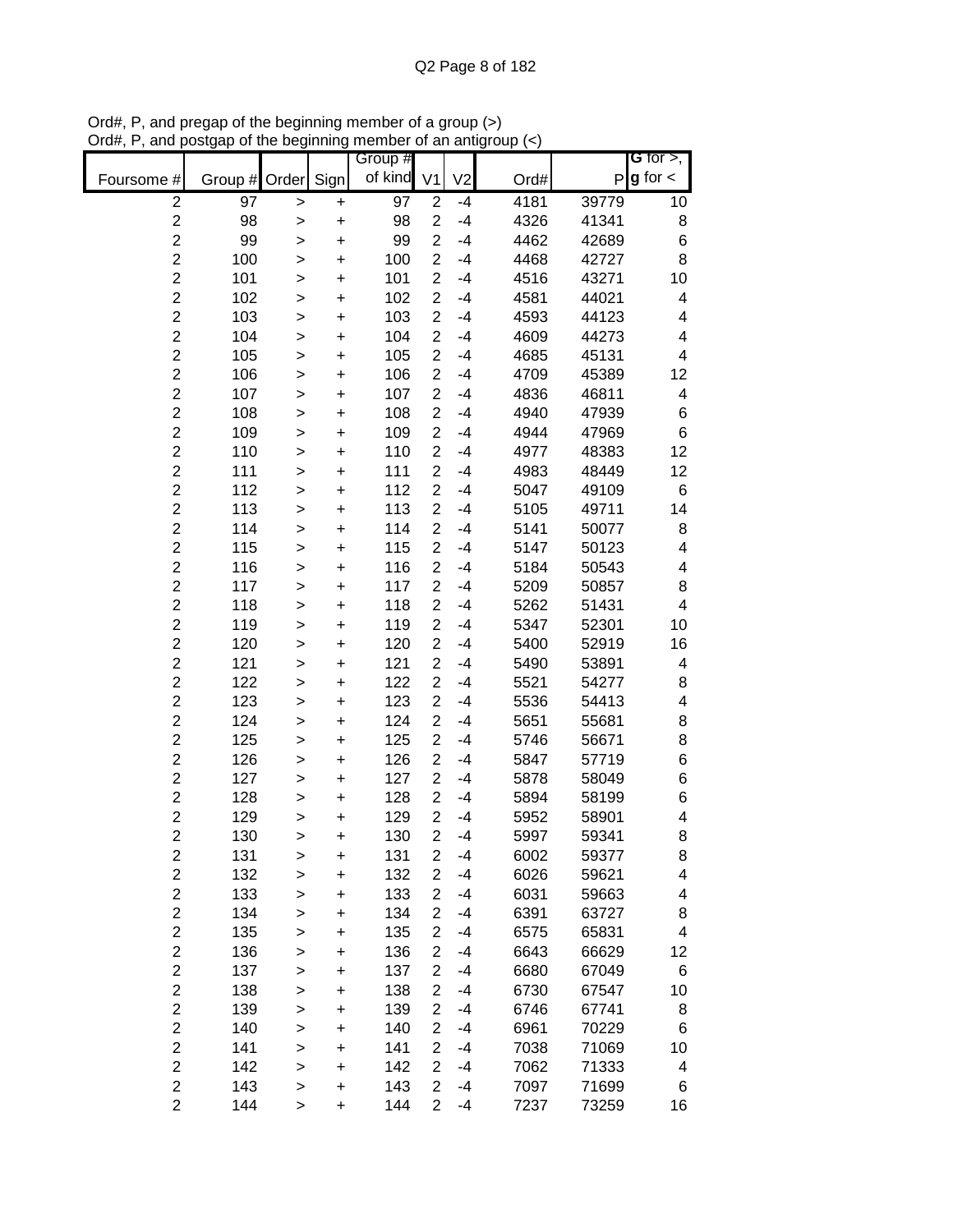Ord#, P, and pregap of the beginning member of a group (>)
Ord#, P, and postgap of the beginning member of an antigroup (<)

| Foursome # | Group # | Order | Sign | Group # of kind | V1 | V2 | Ord# | P | G for >, g for < |
|---|---|---|---|---|---|---|---|---|---|
| 2 | 97 | > | + | 97 | 2 | -4 | 4181 | 39779 | 10 |
| 2 | 98 | > | + | 98 | 2 | -4 | 4326 | 41341 | 8 |
| 2 | 99 | > | + | 99 | 2 | -4 | 4462 | 42689 | 6 |
| 2 | 100 | > | + | 100 | 2 | -4 | 4468 | 42727 | 8 |
| 2 | 101 | > | + | 101 | 2 | -4 | 4516 | 43271 | 10 |
| 2 | 102 | > | + | 102 | 2 | -4 | 4581 | 44021 | 4 |
| 2 | 103 | > | + | 103 | 2 | -4 | 4593 | 44123 | 4 |
| 2 | 104 | > | + | 104 | 2 | -4 | 4609 | 44273 | 4 |
| 2 | 105 | > | + | 105 | 2 | -4 | 4685 | 45131 | 4 |
| 2 | 106 | > | + | 106 | 2 | -4 | 4709 | 45389 | 12 |
| 2 | 107 | > | + | 107 | 2 | -4 | 4836 | 46811 | 4 |
| 2 | 108 | > | + | 108 | 2 | -4 | 4940 | 47939 | 6 |
| 2 | 109 | > | + | 109 | 2 | -4 | 4944 | 47969 | 6 |
| 2 | 110 | > | + | 110 | 2 | -4 | 4977 | 48383 | 12 |
| 2 | 111 | > | + | 111 | 2 | -4 | 4983 | 48449 | 12 |
| 2 | 112 | > | + | 112 | 2 | -4 | 5047 | 49109 | 6 |
| 2 | 113 | > | + | 113 | 2 | -4 | 5105 | 49711 | 14 |
| 2 | 114 | > | + | 114 | 2 | -4 | 5141 | 50077 | 8 |
| 2 | 115 | > | + | 115 | 2 | -4 | 5147 | 50123 | 4 |
| 2 | 116 | > | + | 116 | 2 | -4 | 5184 | 50543 | 4 |
| 2 | 117 | > | + | 117 | 2 | -4 | 5209 | 50857 | 8 |
| 2 | 118 | > | + | 118 | 2 | -4 | 5262 | 51431 | 4 |
| 2 | 119 | > | + | 119 | 2 | -4 | 5347 | 52301 | 10 |
| 2 | 120 | > | + | 120 | 2 | -4 | 5400 | 52919 | 16 |
| 2 | 121 | > | + | 121 | 2 | -4 | 5490 | 53891 | 4 |
| 2 | 122 | > | + | 122 | 2 | -4 | 5521 | 54277 | 8 |
| 2 | 123 | > | + | 123 | 2 | -4 | 5536 | 54413 | 4 |
| 2 | 124 | > | + | 124 | 2 | -4 | 5651 | 55681 | 8 |
| 2 | 125 | > | + | 125 | 2 | -4 | 5746 | 56671 | 8 |
| 2 | 126 | > | + | 126 | 2 | -4 | 5847 | 57719 | 6 |
| 2 | 127 | > | + | 127 | 2 | -4 | 5878 | 58049 | 6 |
| 2 | 128 | > | + | 128 | 2 | -4 | 5894 | 58199 | 6 |
| 2 | 129 | > | + | 129 | 2 | -4 | 5952 | 58901 | 4 |
| 2 | 130 | > | + | 130 | 2 | -4 | 5997 | 59341 | 8 |
| 2 | 131 | > | + | 131 | 2 | -4 | 6002 | 59377 | 8 |
| 2 | 132 | > | + | 132 | 2 | -4 | 6026 | 59621 | 4 |
| 2 | 133 | > | + | 133 | 2 | -4 | 6031 | 59663 | 4 |
| 2 | 134 | > | + | 134 | 2 | -4 | 6391 | 63727 | 8 |
| 2 | 135 | > | + | 135 | 2 | -4 | 6575 | 65831 | 4 |
| 2 | 136 | > | + | 136 | 2 | -4 | 6643 | 66629 | 12 |
| 2 | 137 | > | + | 137 | 2 | -4 | 6680 | 67049 | 6 |
| 2 | 138 | > | + | 138 | 2 | -4 | 6730 | 67547 | 10 |
| 2 | 139 | > | + | 139 | 2 | -4 | 6746 | 67741 | 8 |
| 2 | 140 | > | + | 140 | 2 | -4 | 6961 | 70229 | 6 |
| 2 | 141 | > | + | 141 | 2 | -4 | 7038 | 71069 | 10 |
| 2 | 142 | > | + | 142 | 2 | -4 | 7062 | 71333 | 4 |
| 2 | 143 | > | + | 143 | 2 | -4 | 7097 | 71699 | 6 |
| 2 | 144 | > | + | 144 | 2 | -4 | 7237 | 73259 | 16 |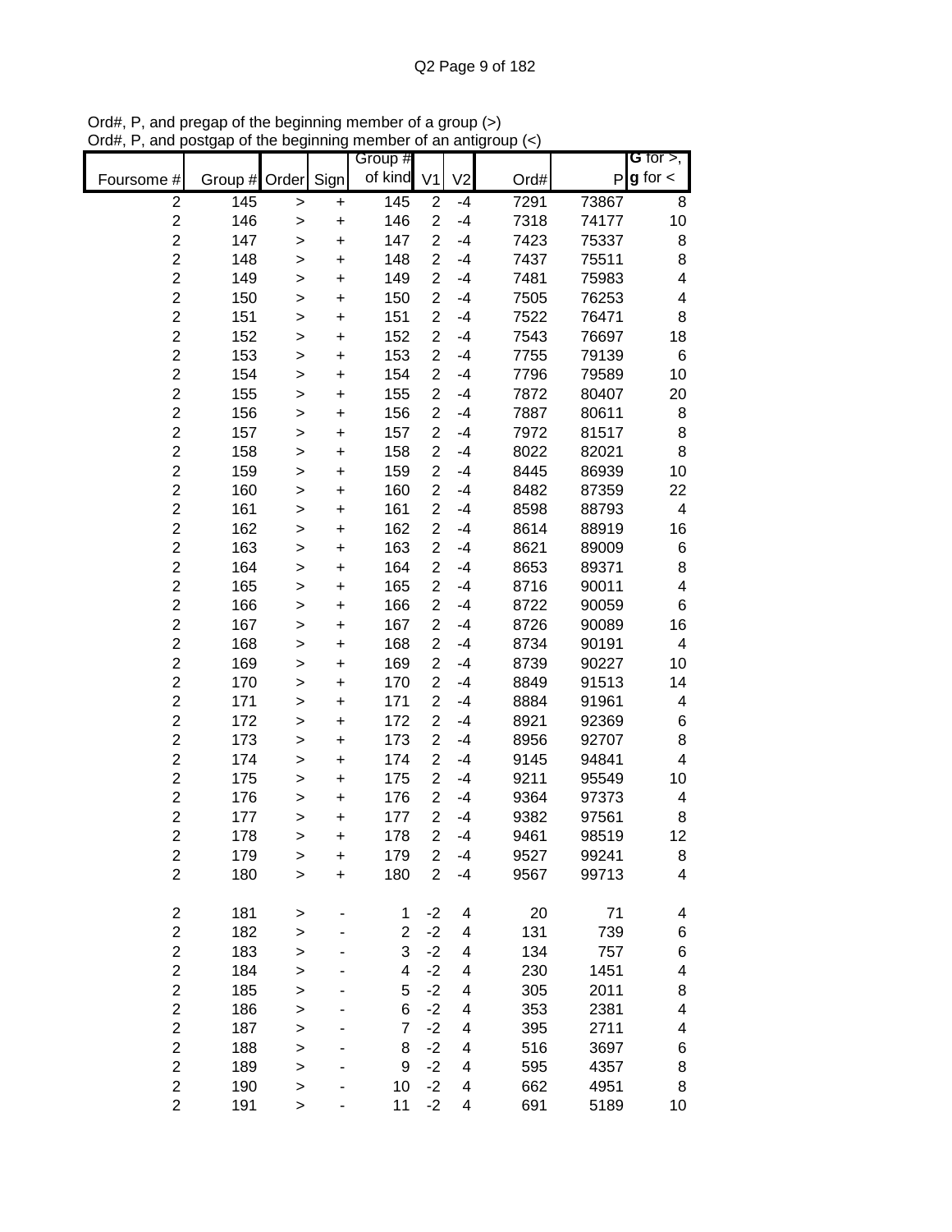Ord#, P, and pregap of the beginning member of a group (>)
Ord#, P, and postgap of the beginning member of an antigroup (<)

| Foursome # | Group # | Order | Sign | Group # of kind | V1 | V2 | Ord# | P | **G** for >, **g** for < |
|---|---|---|---|---|---|---|---|---|---|
| 2 | 145 | > | + | 145 | 2 | -4 | 7291 | 73867 | 8 |
| 2 | 146 | > | + | 146 | 2 | -4 | 7318 | 74177 | 10 |
| 2 | 147 | > | + | 147 | 2 | -4 | 7423 | 75337 | 8 |
| 2 | 148 | > | + | 148 | 2 | -4 | 7437 | 75511 | 8 |
| 2 | 149 | > | + | 149 | 2 | -4 | 7481 | 75983 | 4 |
| 2 | 150 | > | + | 150 | 2 | -4 | 7505 | 76253 | 4 |
| 2 | 151 | > | + | 151 | 2 | -4 | 7522 | 76471 | 8 |
| 2 | 152 | > | + | 152 | 2 | -4 | 7543 | 76697 | 18 |
| 2 | 153 | > | + | 153 | 2 | -4 | 7755 | 79139 | 6 |
| 2 | 154 | > | + | 154 | 2 | -4 | 7796 | 79589 | 10 |
| 2 | 155 | > | + | 155 | 2 | -4 | 7872 | 80407 | 20 |
| 2 | 156 | > | + | 156 | 2 | -4 | 7887 | 80611 | 8 |
| 2 | 157 | > | + | 157 | 2 | -4 | 7972 | 81517 | 8 |
| 2 | 158 | > | + | 158 | 2 | -4 | 8022 | 82021 | 8 |
| 2 | 159 | > | + | 159 | 2 | -4 | 8445 | 86939 | 10 |
| 2 | 160 | > | + | 160 | 2 | -4 | 8482 | 87359 | 22 |
| 2 | 161 | > | + | 161 | 2 | -4 | 8598 | 88793 | 4 |
| 2 | 162 | > | + | 162 | 2 | -4 | 8614 | 88919 | 16 |
| 2 | 163 | > | + | 163 | 2 | -4 | 8621 | 89009 | 6 |
| 2 | 164 | > | + | 164 | 2 | -4 | 8653 | 89371 | 8 |
| 2 | 165 | > | + | 165 | 2 | -4 | 8716 | 90011 | 4 |
| 2 | 166 | > | + | 166 | 2 | -4 | 8722 | 90059 | 6 |
| 2 | 167 | > | + | 167 | 2 | -4 | 8726 | 90089 | 16 |
| 2 | 168 | > | + | 168 | 2 | -4 | 8734 | 90191 | 4 |
| 2 | 169 | > | + | 169 | 2 | -4 | 8739 | 90227 | 10 |
| 2 | 170 | > | + | 170 | 2 | -4 | 8849 | 91513 | 14 |
| 2 | 171 | > | + | 171 | 2 | -4 | 8884 | 91961 | 4 |
| 2 | 172 | > | + | 172 | 2 | -4 | 8921 | 92369 | 6 |
| 2 | 173 | > | + | 173 | 2 | -4 | 8956 | 92707 | 8 |
| 2 | 174 | > | + | 174 | 2 | -4 | 9145 | 94841 | 4 |
| 2 | 175 | > | + | 175 | 2 | -4 | 9211 | 95549 | 10 |
| 2 | 176 | > | + | 176 | 2 | -4 | 9364 | 97373 | 4 |
| 2 | 177 | > | + | 177 | 2 | -4 | 9382 | 97561 | 8 |
| 2 | 178 | > | + | 178 | 2 | -4 | 9461 | 98519 | 12 |
| 2 | 179 | > | + | 179 | 2 | -4 | 9527 | 99241 | 8 |
| 2 | 180 | > | + | 180 | 2 | -4 | 9567 | 99713 | 4 |
| | | | | | | | | | |
| 2 | 181 | > | - | 1 | -2 | 4 | 20 | 71 | 4 |
| 2 | 182 | > | - | 2 | -2 | 4 | 131 | 739 | 6 |
| 2 | 183 | > | - | 3 | -2 | 4 | 134 | 757 | 6 |
| 2 | 184 | > | - | 4 | -2 | 4 | 230 | 1451 | 4 |
| 2 | 185 | > | - | 5 | -2 | 4 | 305 | 2011 | 8 |
| 2 | 186 | > | - | 6 | -2 | 4 | 353 | 2381 | 4 |
| 2 | 187 | > | - | 7 | -2 | 4 | 395 | 2711 | 4 |
| 2 | 188 | > | - | 8 | -2 | 4 | 516 | 3697 | 6 |
| 2 | 189 | > | - | 9 | -2 | 4 | 595 | 4357 | 8 |
| 2 | 190 | > | - | 10 | -2 | 4 | 662 | 4951 | 8 |
| 2 | 191 | > | - | 11 | -2 | 4 | 691 | 5189 | 10 |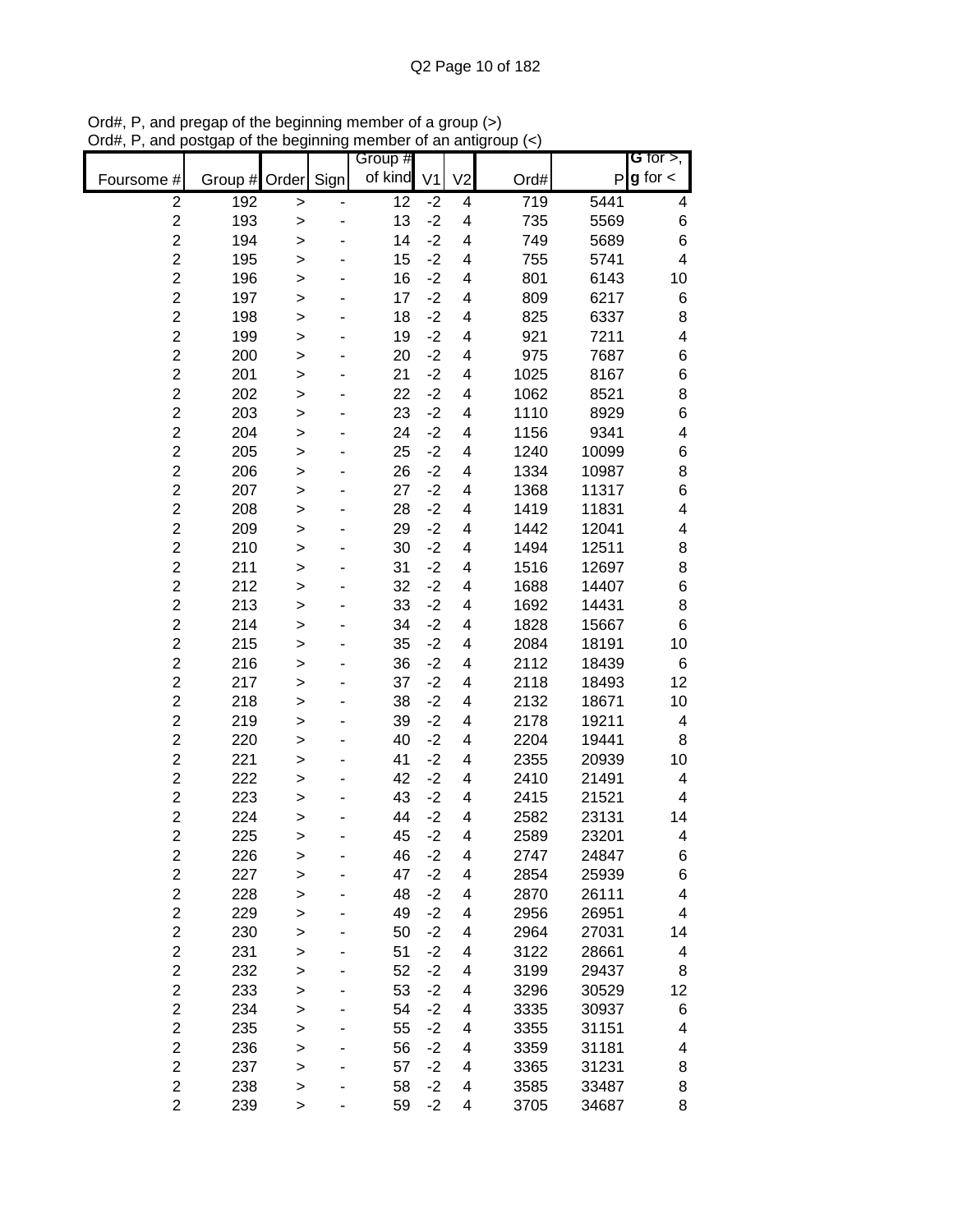Ord#, P, and pregap of the beginning member of a group (>)
Ord#, P, and postgap of the beginning member of an antigroup (<)

| Foursome # | Group # | Order | Sign | Group # of kind | V1 | V2 | Ord# | P | G for >, g for < |
|---|---|---|---|---|---|---|---|---|---|
| 2 | 192 | > | - | 12 | -2 | 4 | 719 | 5441 | 4 |
| 2 | 193 | > | - | 13 | -2 | 4 | 735 | 5569 | 6 |
| 2 | 194 | > | - | 14 | -2 | 4 | 749 | 5689 | 6 |
| 2 | 195 | > | - | 15 | -2 | 4 | 755 | 5741 | 4 |
| 2 | 196 | > | - | 16 | -2 | 4 | 801 | 6143 | 10 |
| 2 | 197 | > | - | 17 | -2 | 4 | 809 | 6217 | 6 |
| 2 | 198 | > | - | 18 | -2 | 4 | 825 | 6337 | 8 |
| 2 | 199 | > | - | 19 | -2 | 4 | 921 | 7211 | 4 |
| 2 | 200 | > | - | 20 | -2 | 4 | 975 | 7687 | 6 |
| 2 | 201 | > | - | 21 | -2 | 4 | 1025 | 8167 | 6 |
| 2 | 202 | > | - | 22 | -2 | 4 | 1062 | 8521 | 8 |
| 2 | 203 | > | - | 23 | -2 | 4 | 1110 | 8929 | 6 |
| 2 | 204 | > | - | 24 | -2 | 4 | 1156 | 9341 | 4 |
| 2 | 205 | > | - | 25 | -2 | 4 | 1240 | 10099 | 6 |
| 2 | 206 | > | - | 26 | -2 | 4 | 1334 | 10987 | 8 |
| 2 | 207 | > | - | 27 | -2 | 4 | 1368 | 11317 | 6 |
| 2 | 208 | > | - | 28 | -2 | 4 | 1419 | 11831 | 4 |
| 2 | 209 | > | - | 29 | -2 | 4 | 1442 | 12041 | 4 |
| 2 | 210 | > | - | 30 | -2 | 4 | 1494 | 12511 | 8 |
| 2 | 211 | > | - | 31 | -2 | 4 | 1516 | 12697 | 8 |
| 2 | 212 | > | - | 32 | -2 | 4 | 1688 | 14407 | 6 |
| 2 | 213 | > | - | 33 | -2 | 4 | 1692 | 14431 | 8 |
| 2 | 214 | > | - | 34 | -2 | 4 | 1828 | 15667 | 6 |
| 2 | 215 | > | - | 35 | -2 | 4 | 2084 | 18191 | 10 |
| 2 | 216 | > | - | 36 | -2 | 4 | 2112 | 18439 | 6 |
| 2 | 217 | > | - | 37 | -2 | 4 | 2118 | 18493 | 12 |
| 2 | 218 | > | - | 38 | -2 | 4 | 2132 | 18671 | 10 |
| 2 | 219 | > | - | 39 | -2 | 4 | 2178 | 19211 | 4 |
| 2 | 220 | > | - | 40 | -2 | 4 | 2204 | 19441 | 8 |
| 2 | 221 | > | - | 41 | -2 | 4 | 2355 | 20939 | 10 |
| 2 | 222 | > | - | 42 | -2 | 4 | 2410 | 21491 | 4 |
| 2 | 223 | > | - | 43 | -2 | 4 | 2415 | 21521 | 4 |
| 2 | 224 | > | - | 44 | -2 | 4 | 2582 | 23131 | 14 |
| 2 | 225 | > | - | 45 | -2 | 4 | 2589 | 23201 | 4 |
| 2 | 226 | > | - | 46 | -2 | 4 | 2747 | 24847 | 6 |
| 2 | 227 | > | - | 47 | -2 | 4 | 2854 | 25939 | 6 |
| 2 | 228 | > | - | 48 | -2 | 4 | 2870 | 26111 | 4 |
| 2 | 229 | > | - | 49 | -2 | 4 | 2956 | 26951 | 4 |
| 2 | 230 | > | - | 50 | -2 | 4 | 2964 | 27031 | 14 |
| 2 | 231 | > | - | 51 | -2 | 4 | 3122 | 28661 | 4 |
| 2 | 232 | > | - | 52 | -2 | 4 | 3199 | 29437 | 8 |
| 2 | 233 | > | - | 53 | -2 | 4 | 3296 | 30529 | 12 |
| 2 | 234 | > | - | 54 | -2 | 4 | 3335 | 30937 | 6 |
| 2 | 235 | > | - | 55 | -2 | 4 | 3355 | 31151 | 4 |
| 2 | 236 | > | - | 56 | -2 | 4 | 3359 | 31181 | 4 |
| 2 | 237 | > | - | 57 | -2 | 4 | 3365 | 31231 | 8 |
| 2 | 238 | > | - | 58 | -2 | 4 | 3585 | 33487 | 8 |
| 2 | 239 | > | - | 59 | -2 | 4 | 3705 | 34687 | 8 |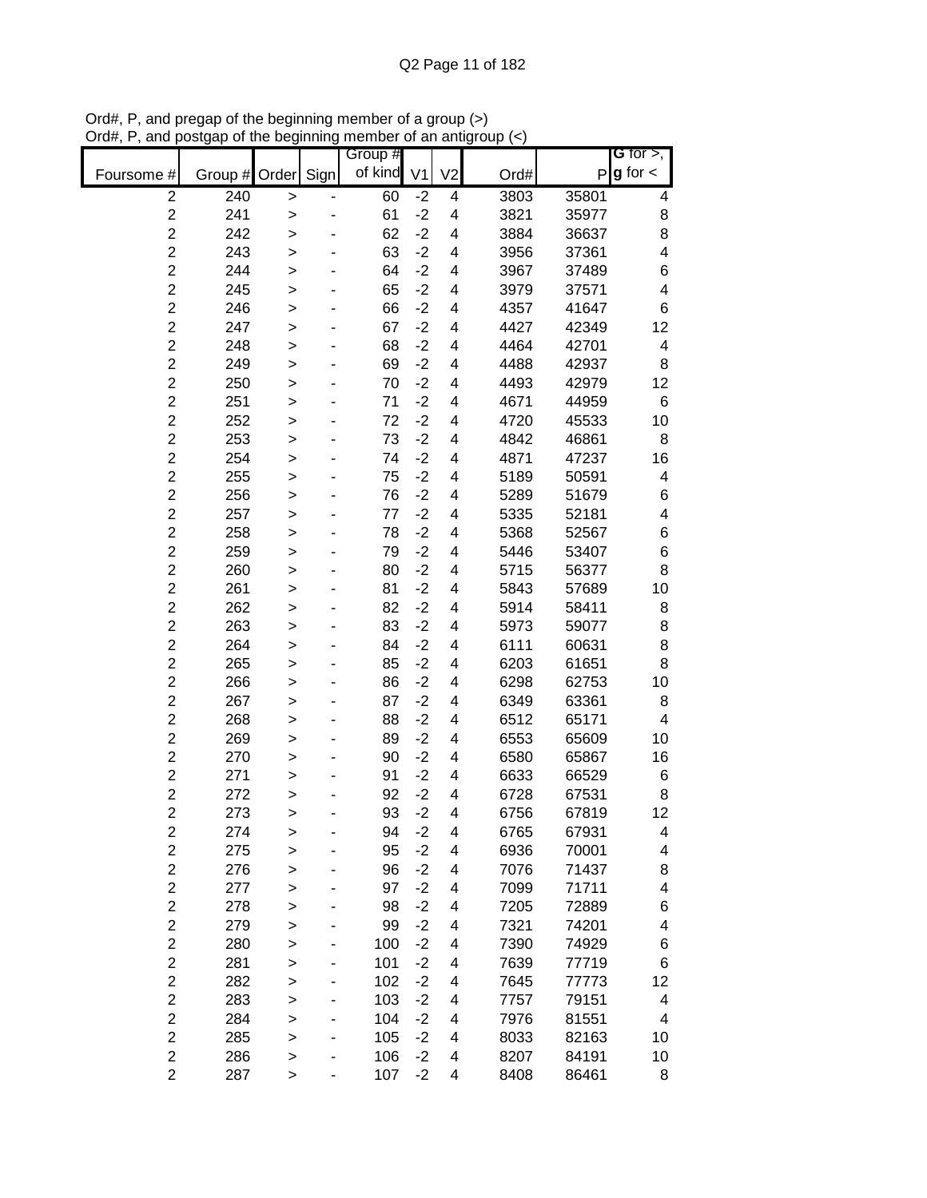Ord#, P, and pregap of the beginning member of a group (>)
Ord#, P, and postgap of the beginning member of an antigroup (<)

| Foursome # | Group # | Order | Sign | Group # of kind | V1 | V2 | Ord# | P | G for >, g for < |
|---|---|---|---|---|---|---|---|---|---|
| 2 | 240 | > | - | 60 | -2 | 4 | 3803 | 35801 | 4 |
| 2 | 241 | > | - | 61 | -2 | 4 | 3821 | 35977 | 8 |
| 2 | 242 | > | - | 62 | -2 | 4 | 3884 | 36637 | 8 |
| 2 | 243 | > | - | 63 | -2 | 4 | 3956 | 37361 | 4 |
| 2 | 244 | > | - | 64 | -2 | 4 | 3967 | 37489 | 6 |
| 2 | 245 | > | - | 65 | -2 | 4 | 3979 | 37571 | 4 |
| 2 | 246 | > | - | 66 | -2 | 4 | 4357 | 41647 | 6 |
| 2 | 247 | > | - | 67 | -2 | 4 | 4427 | 42349 | 12 |
| 2 | 248 | > | - | 68 | -2 | 4 | 4464 | 42701 | 4 |
| 2 | 249 | > | - | 69 | -2 | 4 | 4488 | 42937 | 8 |
| 2 | 250 | > | - | 70 | -2 | 4 | 4493 | 42979 | 12 |
| 2 | 251 | > | - | 71 | -2 | 4 | 4671 | 44959 | 6 |
| 2 | 252 | > | - | 72 | -2 | 4 | 4720 | 45533 | 10 |
| 2 | 253 | > | - | 73 | -2 | 4 | 4842 | 46861 | 8 |
| 2 | 254 | > | - | 74 | -2 | 4 | 4871 | 47237 | 16 |
| 2 | 255 | > | - | 75 | -2 | 4 | 5189 | 50591 | 4 |
| 2 | 256 | > | - | 76 | -2 | 4 | 5289 | 51679 | 6 |
| 2 | 257 | > | - | 77 | -2 | 4 | 5335 | 52181 | 4 |
| 2 | 258 | > | - | 78 | -2 | 4 | 5368 | 52567 | 6 |
| 2 | 259 | > | - | 79 | -2 | 4 | 5446 | 53407 | 6 |
| 2 | 260 | > | - | 80 | -2 | 4 | 5715 | 56377 | 8 |
| 2 | 261 | > | - | 81 | -2 | 4 | 5843 | 57689 | 10 |
| 2 | 262 | > | - | 82 | -2 | 4 | 5914 | 58411 | 8 |
| 2 | 263 | > | - | 83 | -2 | 4 | 5973 | 59077 | 8 |
| 2 | 264 | > | - | 84 | -2 | 4 | 6111 | 60631 | 8 |
| 2 | 265 | > | - | 85 | -2 | 4 | 6203 | 61651 | 8 |
| 2 | 266 | > | - | 86 | -2 | 4 | 6298 | 62753 | 10 |
| 2 | 267 | > | - | 87 | -2 | 4 | 6349 | 63361 | 8 |
| 2 | 268 | > | - | 88 | -2 | 4 | 6512 | 65171 | 4 |
| 2 | 269 | > | - | 89 | -2 | 4 | 6553 | 65609 | 10 |
| 2 | 270 | > | - | 90 | -2 | 4 | 6580 | 65867 | 16 |
| 2 | 271 | > | - | 91 | -2 | 4 | 6633 | 66529 | 6 |
| 2 | 272 | > | - | 92 | -2 | 4 | 6728 | 67531 | 8 |
| 2 | 273 | > | - | 93 | -2 | 4 | 6756 | 67819 | 12 |
| 2 | 274 | > | - | 94 | -2 | 4 | 6765 | 67931 | 4 |
| 2 | 275 | > | - | 95 | -2 | 4 | 6936 | 70001 | 4 |
| 2 | 276 | > | - | 96 | -2 | 4 | 7076 | 71437 | 8 |
| 2 | 277 | > | - | 97 | -2 | 4 | 7099 | 71711 | 4 |
| 2 | 278 | > | - | 98 | -2 | 4 | 7205 | 72889 | 6 |
| 2 | 279 | > | - | 99 | -2 | 4 | 7321 | 74201 | 4 |
| 2 | 280 | > | - | 100 | -2 | 4 | 7390 | 74929 | 6 |
| 2 | 281 | > | - | 101 | -2 | 4 | 7639 | 77719 | 6 |
| 2 | 282 | > | - | 102 | -2 | 4 | 7645 | 77773 | 12 |
| 2 | 283 | > | - | 103 | -2 | 4 | 7757 | 79151 | 4 |
| 2 | 284 | > | - | 104 | -2 | 4 | 7976 | 81551 | 4 |
| 2 | 285 | > | - | 105 | -2 | 4 | 8033 | 82163 | 10 |
| 2 | 286 | > | - | 106 | -2 | 4 | 8207 | 84191 | 10 |
| 2 | 287 | > | - | 107 | -2 | 4 | 8408 | 86461 | 8 |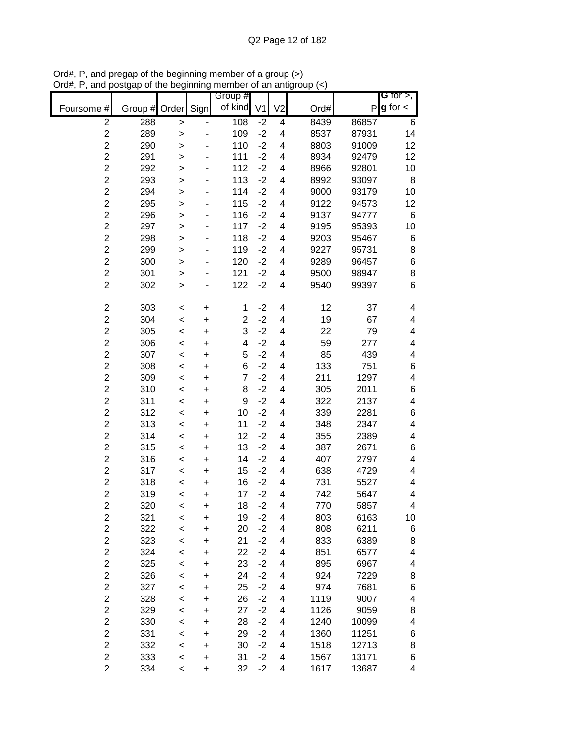Ord#, P, and pregap of the beginning member of a group (>)
Ord#, P, and postgap of the beginning member of an antigroup (<)

| Foursome # | Group # | Order | Sign | Group # of kind | V1 | V2 | Ord# | P | G for >, g for < |
|---|---|---|---|---|---|---|---|---|---|
| 2 | 288 | > | - | 108 | -2 | 4 | 8439 | 86857 | 6 |
| 2 | 289 | > | - | 109 | -2 | 4 | 8537 | 87931 | 14 |
| 2 | 290 | > | - | 110 | -2 | 4 | 8803 | 91009 | 12 |
| 2 | 291 | > | - | 111 | -2 | 4 | 8934 | 92479 | 12 |
| 2 | 292 | > | - | 112 | -2 | 4 | 8966 | 92801 | 10 |
| 2 | 293 | > | - | 113 | -2 | 4 | 8992 | 93097 | 8 |
| 2 | 294 | > | - | 114 | -2 | 4 | 9000 | 93179 | 10 |
| 2 | 295 | > | - | 115 | -2 | 4 | 9122 | 94573 | 12 |
| 2 | 296 | > | - | 116 | -2 | 4 | 9137 | 94777 | 6 |
| 2 | 297 | > | - | 117 | -2 | 4 | 9195 | 95393 | 10 |
| 2 | 298 | > | - | 118 | -2 | 4 | 9203 | 95467 | 6 |
| 2 | 299 | > | - | 119 | -2 | 4 | 9227 | 95731 | 8 |
| 2 | 300 | > | - | 120 | -2 | 4 | 9289 | 96457 | 6 |
| 2 | 301 | > | - | 121 | -2 | 4 | 9500 | 98947 | 8 |
| 2 | 302 | > | - | 122 | -2 | 4 | 9540 | 99397 | 6 |
| | | | | | | | | | |
| 2 | 303 | < | + | 1 | -2 | 4 | 12 | 37 | 4 |
| 2 | 304 | < | + | 2 | -2 | 4 | 19 | 67 | 4 |
| 2 | 305 | < | + | 3 | -2 | 4 | 22 | 79 | 4 |
| 2 | 306 | < | + | 4 | -2 | 4 | 59 | 277 | 4 |
| 2 | 307 | < | + | 5 | -2 | 4 | 85 | 439 | 4 |
| 2 | 308 | < | + | 6 | -2 | 4 | 133 | 751 | 6 |
| 2 | 309 | < | + | 7 | -2 | 4 | 211 | 1297 | 4 |
| 2 | 310 | < | + | 8 | -2 | 4 | 305 | 2011 | 6 |
| 2 | 311 | < | + | 9 | -2 | 4 | 322 | 2137 | 4 |
| 2 | 312 | < | + | 10 | -2 | 4 | 339 | 2281 | 6 |
| 2 | 313 | < | + | 11 | -2 | 4 | 348 | 2347 | 4 |
| 2 | 314 | < | + | 12 | -2 | 4 | 355 | 2389 | 4 |
| 2 | 315 | < | + | 13 | -2 | 4 | 387 | 2671 | 6 |
| 2 | 316 | < | + | 14 | -2 | 4 | 407 | 2797 | 4 |
| 2 | 317 | < | + | 15 | -2 | 4 | 638 | 4729 | 4 |
| 2 | 318 | < | + | 16 | -2 | 4 | 731 | 5527 | 4 |
| 2 | 319 | < | + | 17 | -2 | 4 | 742 | 5647 | 4 |
| 2 | 320 | < | + | 18 | -2 | 4 | 770 | 5857 | 4 |
| 2 | 321 | < | + | 19 | -2 | 4 | 803 | 6163 | 10 |
| 2 | 322 | < | + | 20 | -2 | 4 | 808 | 6211 | 6 |
| 2 | 323 | < | + | 21 | -2 | 4 | 833 | 6389 | 8 |
| 2 | 324 | < | + | 22 | -2 | 4 | 851 | 6577 | 4 |
| 2 | 325 | < | + | 23 | -2 | 4 | 895 | 6967 | 4 |
| 2 | 326 | < | + | 24 | -2 | 4 | 924 | 7229 | 8 |
| 2 | 327 | < | + | 25 | -2 | 4 | 974 | 7681 | 6 |
| 2 | 328 | < | + | 26 | -2 | 4 | 1119 | 9007 | 4 |
| 2 | 329 | < | + | 27 | -2 | 4 | 1126 | 9059 | 8 |
| 2 | 330 | < | + | 28 | -2 | 4 | 1240 | 10099 | 4 |
| 2 | 331 | < | + | 29 | -2 | 4 | 1360 | 11251 | 6 |
| 2 | 332 | < | + | 30 | -2 | 4 | 1518 | 12713 | 8 |
| 2 | 333 | < | + | 31 | -2 | 4 | 1567 | 13171 | 6 |
| 2 | 334 | < | + | 32 | -2 | 4 | 1617 | 13687 | 4 |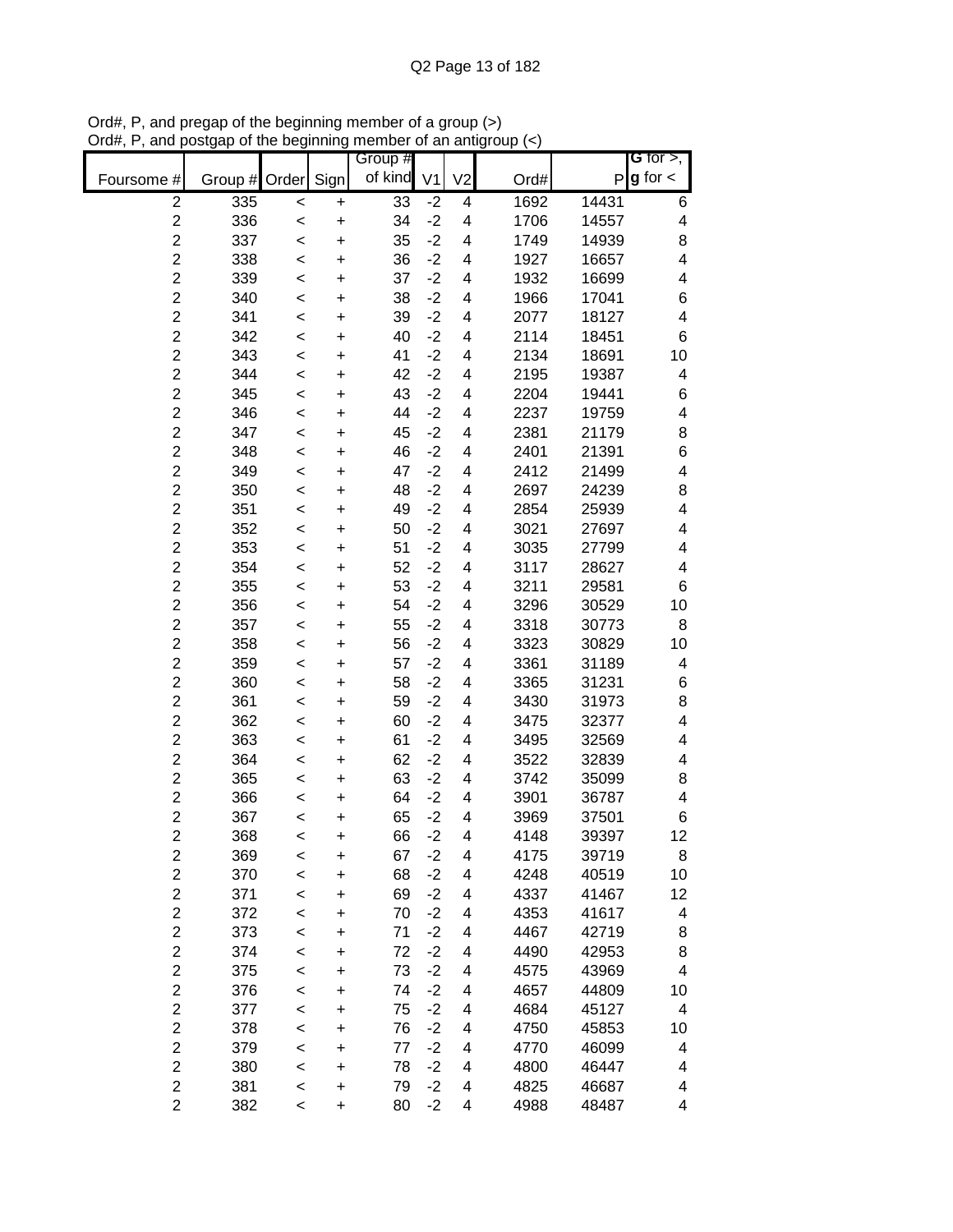Ord#, P, and pregap of the beginning member of a group (>)
Ord#, P, and postgap of the beginning member of an antigroup (<)

| Foursome # | Group # | Order | Sign | Group # of kind | V1 | V2 | Ord# | P | G for >, g for < |
|---|---|---|---|---|---|---|---|---|---|
| 2 | 335 | < | + | 33 | -2 | 4 | 1692 | 14431 | 6 |
| 2 | 336 | < | + | 34 | -2 | 4 | 1706 | 14557 | 4 |
| 2 | 337 | < | + | 35 | -2 | 4 | 1749 | 14939 | 8 |
| 2 | 338 | < | + | 36 | -2 | 4 | 1927 | 16657 | 4 |
| 2 | 339 | < | + | 37 | -2 | 4 | 1932 | 16699 | 4 |
| 2 | 340 | < | + | 38 | -2 | 4 | 1966 | 17041 | 6 |
| 2 | 341 | < | + | 39 | -2 | 4 | 2077 | 18127 | 4 |
| 2 | 342 | < | + | 40 | -2 | 4 | 2114 | 18451 | 6 |
| 2 | 343 | < | + | 41 | -2 | 4 | 2134 | 18691 | 10 |
| 2 | 344 | < | + | 42 | -2 | 4 | 2195 | 19387 | 4 |
| 2 | 345 | < | + | 43 | -2 | 4 | 2204 | 19441 | 6 |
| 2 | 346 | < | + | 44 | -2 | 4 | 2237 | 19759 | 4 |
| 2 | 347 | < | + | 45 | -2 | 4 | 2381 | 21179 | 8 |
| 2 | 348 | < | + | 46 | -2 | 4 | 2401 | 21391 | 6 |
| 2 | 349 | < | + | 47 | -2 | 4 | 2412 | 21499 | 4 |
| 2 | 350 | < | + | 48 | -2 | 4 | 2697 | 24239 | 8 |
| 2 | 351 | < | + | 49 | -2 | 4 | 2854 | 25939 | 4 |
| 2 | 352 | < | + | 50 | -2 | 4 | 3021 | 27697 | 4 |
| 2 | 353 | < | + | 51 | -2 | 4 | 3035 | 27799 | 4 |
| 2 | 354 | < | + | 52 | -2 | 4 | 3117 | 28627 | 4 |
| 2 | 355 | < | + | 53 | -2 | 4 | 3211 | 29581 | 6 |
| 2 | 356 | < | + | 54 | -2 | 4 | 3296 | 30529 | 10 |
| 2 | 357 | < | + | 55 | -2 | 4 | 3318 | 30773 | 8 |
| 2 | 358 | < | + | 56 | -2 | 4 | 3323 | 30829 | 10 |
| 2 | 359 | < | + | 57 | -2 | 4 | 3361 | 31189 | 4 |
| 2 | 360 | < | + | 58 | -2 | 4 | 3365 | 31231 | 6 |
| 2 | 361 | < | + | 59 | -2 | 4 | 3430 | 31973 | 8 |
| 2 | 362 | < | + | 60 | -2 | 4 | 3475 | 32377 | 4 |
| 2 | 363 | < | + | 61 | -2 | 4 | 3495 | 32569 | 4 |
| 2 | 364 | < | + | 62 | -2 | 4 | 3522 | 32839 | 4 |
| 2 | 365 | < | + | 63 | -2 | 4 | 3742 | 35099 | 8 |
| 2 | 366 | < | + | 64 | -2 | 4 | 3901 | 36787 | 4 |
| 2 | 367 | < | + | 65 | -2 | 4 | 3969 | 37501 | 6 |
| 2 | 368 | < | + | 66 | -2 | 4 | 4148 | 39397 | 12 |
| 2 | 369 | < | + | 67 | -2 | 4 | 4175 | 39719 | 8 |
| 2 | 370 | < | + | 68 | -2 | 4 | 4248 | 40519 | 10 |
| 2 | 371 | < | + | 69 | -2 | 4 | 4337 | 41467 | 12 |
| 2 | 372 | < | + | 70 | -2 | 4 | 4353 | 41617 | 4 |
| 2 | 373 | < | + | 71 | -2 | 4 | 4467 | 42719 | 8 |
| 2 | 374 | < | + | 72 | -2 | 4 | 4490 | 42953 | 8 |
| 2 | 375 | < | + | 73 | -2 | 4 | 4575 | 43969 | 4 |
| 2 | 376 | < | + | 74 | -2 | 4 | 4657 | 44809 | 10 |
| 2 | 377 | < | + | 75 | -2 | 4 | 4684 | 45127 | 4 |
| 2 | 378 | < | + | 76 | -2 | 4 | 4750 | 45853 | 10 |
| 2 | 379 | < | + | 77 | -2 | 4 | 4770 | 46099 | 4 |
| 2 | 380 | < | + | 78 | -2 | 4 | 4800 | 46447 | 4 |
| 2 | 381 | < | + | 79 | -2 | 4 | 4825 | 46687 | 4 |
| 2 | 382 | < | + | 80 | -2 | 4 | 4988 | 48487 | 4 |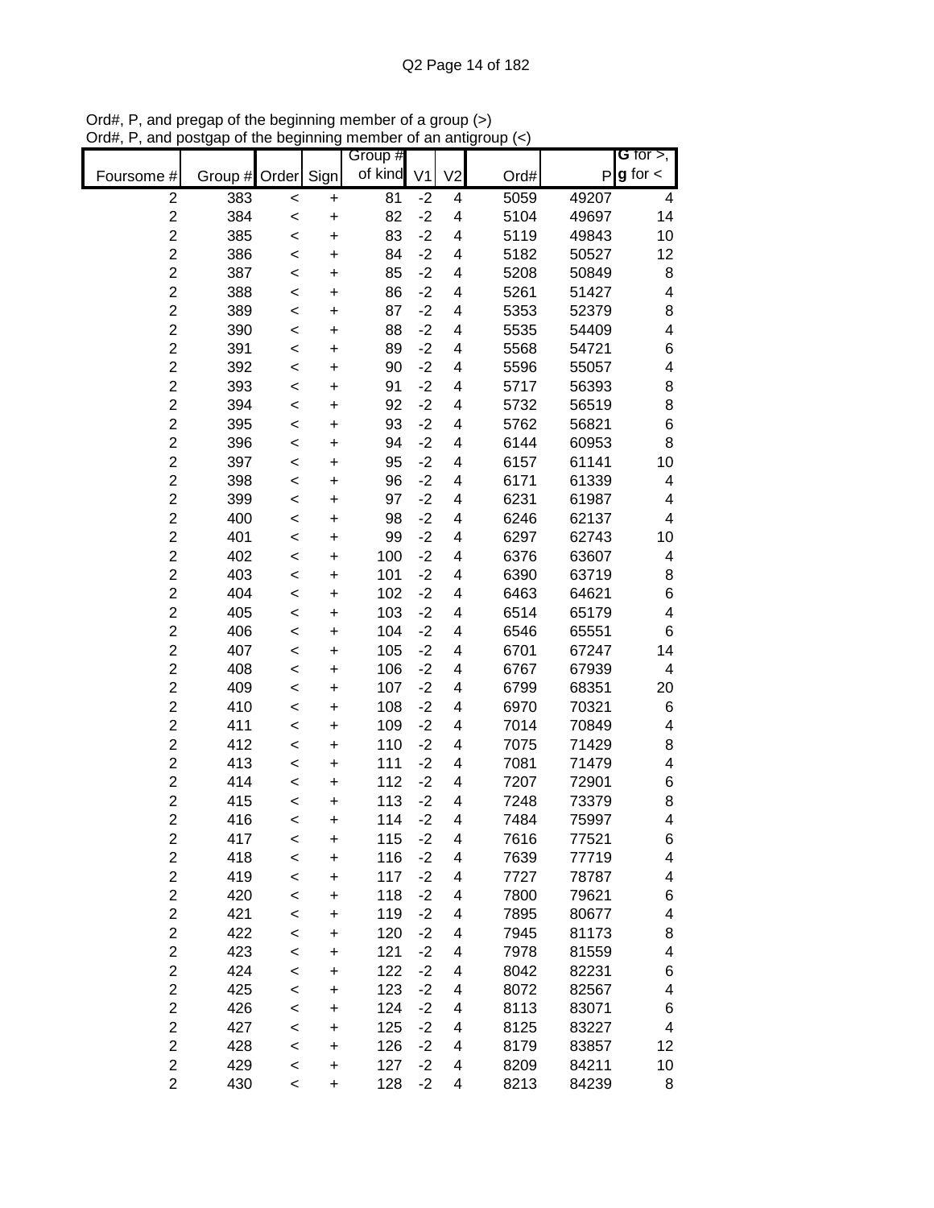Ord#, P, and pregap of the beginning member of a group (>)
Ord#, P, and postgap of the beginning member of an antigroup (<)

| Foursome # | Group # | Order | Sign | Group # of kind | V1 | V2 | Ord# | P | G for >, g for < |
|---|---|---|---|---|---|---|---|---|---|
| 2 | 383 | < | + | 81 | -2 | 4 | 5059 | 49207 | 4 |
| 2 | 384 | < | + | 82 | -2 | 4 | 5104 | 49697 | 14 |
| 2 | 385 | < | + | 83 | -2 | 4 | 5119 | 49843 | 10 |
| 2 | 386 | < | + | 84 | -2 | 4 | 5182 | 50527 | 12 |
| 2 | 387 | < | + | 85 | -2 | 4 | 5208 | 50849 | 8 |
| 2 | 388 | < | + | 86 | -2 | 4 | 5261 | 51427 | 4 |
| 2 | 389 | < | + | 87 | -2 | 4 | 5353 | 52379 | 8 |
| 2 | 390 | < | + | 88 | -2 | 4 | 5535 | 54409 | 4 |
| 2 | 391 | < | + | 89 | -2 | 4 | 5568 | 54721 | 6 |
| 2 | 392 | < | + | 90 | -2 | 4 | 5596 | 55057 | 4 |
| 2 | 393 | < | + | 91 | -2 | 4 | 5717 | 56393 | 8 |
| 2 | 394 | < | + | 92 | -2 | 4 | 5732 | 56519 | 8 |
| 2 | 395 | < | + | 93 | -2 | 4 | 5762 | 56821 | 6 |
| 2 | 396 | < | + | 94 | -2 | 4 | 6144 | 60953 | 8 |
| 2 | 397 | < | + | 95 | -2 | 4 | 6157 | 61141 | 10 |
| 2 | 398 | < | + | 96 | -2 | 4 | 6171 | 61339 | 4 |
| 2 | 399 | < | + | 97 | -2 | 4 | 6231 | 61987 | 4 |
| 2 | 400 | < | + | 98 | -2 | 4 | 6246 | 62137 | 4 |
| 2 | 401 | < | + | 99 | -2 | 4 | 6297 | 62743 | 10 |
| 2 | 402 | < | + | 100 | -2 | 4 | 6376 | 63607 | 4 |
| 2 | 403 | < | + | 101 | -2 | 4 | 6390 | 63719 | 8 |
| 2 | 404 | < | + | 102 | -2 | 4 | 6463 | 64621 | 6 |
| 2 | 405 | < | + | 103 | -2 | 4 | 6514 | 65179 | 4 |
| 2 | 406 | < | + | 104 | -2 | 4 | 6546 | 65551 | 6 |
| 2 | 407 | < | + | 105 | -2 | 4 | 6701 | 67247 | 14 |
| 2 | 408 | < | + | 106 | -2 | 4 | 6767 | 67939 | 4 |
| 2 | 409 | < | + | 107 | -2 | 4 | 6799 | 68351 | 20 |
| 2 | 410 | < | + | 108 | -2 | 4 | 6970 | 70321 | 6 |
| 2 | 411 | < | + | 109 | -2 | 4 | 7014 | 70849 | 4 |
| 2 | 412 | < | + | 110 | -2 | 4 | 7075 | 71429 | 8 |
| 2 | 413 | < | + | 111 | -2 | 4 | 7081 | 71479 | 4 |
| 2 | 414 | < | + | 112 | -2 | 4 | 7207 | 72901 | 6 |
| 2 | 415 | < | + | 113 | -2 | 4 | 7248 | 73379 | 8 |
| 2 | 416 | < | + | 114 | -2 | 4 | 7484 | 75997 | 4 |
| 2 | 417 | < | + | 115 | -2 | 4 | 7616 | 77521 | 6 |
| 2 | 418 | < | + | 116 | -2 | 4 | 7639 | 77719 | 4 |
| 2 | 419 | < | + | 117 | -2 | 4 | 7727 | 78787 | 4 |
| 2 | 420 | < | + | 118 | -2 | 4 | 7800 | 79621 | 6 |
| 2 | 421 | < | + | 119 | -2 | 4 | 7895 | 80677 | 4 |
| 2 | 422 | < | + | 120 | -2 | 4 | 7945 | 81173 | 8 |
| 2 | 423 | < | + | 121 | -2 | 4 | 7978 | 81559 | 4 |
| 2 | 424 | < | + | 122 | -2 | 4 | 8042 | 82231 | 6 |
| 2 | 425 | < | + | 123 | -2 | 4 | 8072 | 82567 | 4 |
| 2 | 426 | < | + | 124 | -2 | 4 | 8113 | 83071 | 6 |
| 2 | 427 | < | + | 125 | -2 | 4 | 8125 | 83227 | 4 |
| 2 | 428 | < | + | 126 | -2 | 4 | 8179 | 83857 | 12 |
| 2 | 429 | < | + | 127 | -2 | 4 | 8209 | 84211 | 10 |
| 2 | 430 | < | + | 128 | -2 | 4 | 8213 | 84239 | 8 |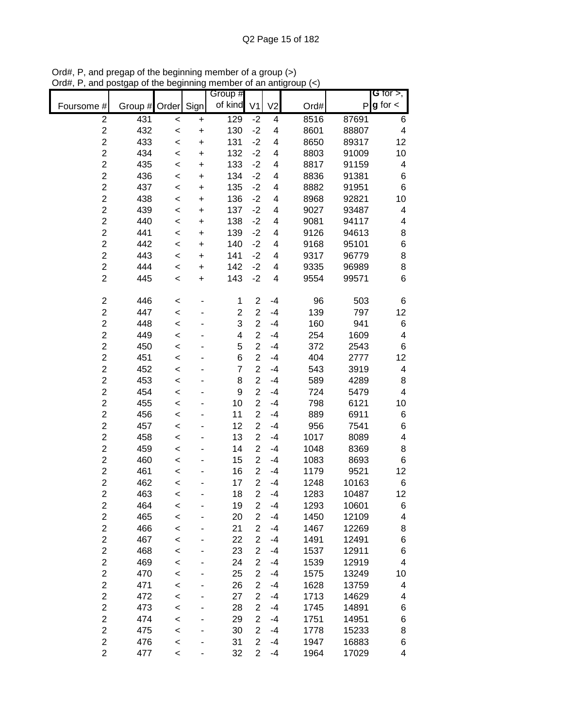Ord#, P, and pregap of the beginning member of a group (>)
Ord#, P, and postgap of the beginning member of an antigroup (<)

| Foursome # | Group # | Order | Sign | Group # of kind | V1 | V2 | Ord# | P | G for >, g for < |
|---|---|---|---|---|---|---|---|---|---|
| 2 | 431 | < | + | 129 | -2 | 4 | 8516 | 87691 | 6 |
| 2 | 432 | < | + | 130 | -2 | 4 | 8601 | 88807 | 4 |
| 2 | 433 | < | + | 131 | -2 | 4 | 8650 | 89317 | 12 |
| 2 | 434 | < | + | 132 | -2 | 4 | 8803 | 91009 | 10 |
| 2 | 435 | < | + | 133 | -2 | 4 | 8817 | 91159 | 4 |
| 2 | 436 | < | + | 134 | -2 | 4 | 8836 | 91381 | 6 |
| 2 | 437 | < | + | 135 | -2 | 4 | 8882 | 91951 | 6 |
| 2 | 438 | < | + | 136 | -2 | 4 | 8968 | 92821 | 10 |
| 2 | 439 | < | + | 137 | -2 | 4 | 9027 | 93487 | 4 |
| 2 | 440 | < | + | 138 | -2 | 4 | 9081 | 94117 | 4 |
| 2 | 441 | < | + | 139 | -2 | 4 | 9126 | 94613 | 8 |
| 2 | 442 | < | + | 140 | -2 | 4 | 9168 | 95101 | 6 |
| 2 | 443 | < | + | 141 | -2 | 4 | 9317 | 96779 | 8 |
| 2 | 444 | < | + | 142 | -2 | 4 | 9335 | 96989 | 8 |
| 2 | 445 | < | + | 143 | -2 | 4 | 9554 | 99571 | 6 |
| | | | | | | | | | |
| 2 | 446 | < | - | 1 | 2 | -4 | 96 | 503 | 6 |
| 2 | 447 | < | - | 2 | 2 | -4 | 139 | 797 | 12 |
| 2 | 448 | < | - | 3 | 2 | -4 | 160 | 941 | 6 |
| 2 | 449 | < | - | 4 | 2 | -4 | 254 | 1609 | 4 |
| 2 | 450 | < | - | 5 | 2 | -4 | 372 | 2543 | 6 |
| 2 | 451 | < | - | 6 | 2 | -4 | 404 | 2777 | 12 |
| 2 | 452 | < | - | 7 | 2 | -4 | 543 | 3919 | 4 |
| 2 | 453 | < | - | 8 | 2 | -4 | 589 | 4289 | 8 |
| 2 | 454 | < | - | 9 | 2 | -4 | 724 | 5479 | 4 |
| 2 | 455 | < | - | 10 | 2 | -4 | 798 | 6121 | 10 |
| 2 | 456 | < | - | 11 | 2 | -4 | 889 | 6911 | 6 |
| 2 | 457 | < | - | 12 | 2 | -4 | 956 | 7541 | 6 |
| 2 | 458 | < | - | 13 | 2 | -4 | 1017 | 8089 | 4 |
| 2 | 459 | < | - | 14 | 2 | -4 | 1048 | 8369 | 8 |
| 2 | 460 | < | - | 15 | 2 | -4 | 1083 | 8693 | 6 |
| 2 | 461 | < | - | 16 | 2 | -4 | 1179 | 9521 | 12 |
| 2 | 462 | < | - | 17 | 2 | -4 | 1248 | 10163 | 6 |
| 2 | 463 | < | - | 18 | 2 | -4 | 1283 | 10487 | 12 |
| 2 | 464 | < | - | 19 | 2 | -4 | 1293 | 10601 | 6 |
| 2 | 465 | < | - | 20 | 2 | -4 | 1450 | 12109 | 4 |
| 2 | 466 | < | - | 21 | 2 | -4 | 1467 | 12269 | 8 |
| 2 | 467 | < | - | 22 | 2 | -4 | 1491 | 12491 | 6 |
| 2 | 468 | < | - | 23 | 2 | -4 | 1537 | 12911 | 6 |
| 2 | 469 | < | - | 24 | 2 | -4 | 1539 | 12919 | 4 |
| 2 | 470 | < | - | 25 | 2 | -4 | 1575 | 13249 | 10 |
| 2 | 471 | < | - | 26 | 2 | -4 | 1628 | 13759 | 4 |
| 2 | 472 | < | - | 27 | 2 | -4 | 1713 | 14629 | 4 |
| 2 | 473 | < | - | 28 | 2 | -4 | 1745 | 14891 | 6 |
| 2 | 474 | < | - | 29 | 2 | -4 | 1751 | 14951 | 6 |
| 2 | 475 | < | - | 30 | 2 | -4 | 1778 | 15233 | 8 |
| 2 | 476 | < | - | 31 | 2 | -4 | 1947 | 16883 | 6 |
| 2 | 477 | < | - | 32 | 2 | -4 | 1964 | 17029 | 4 |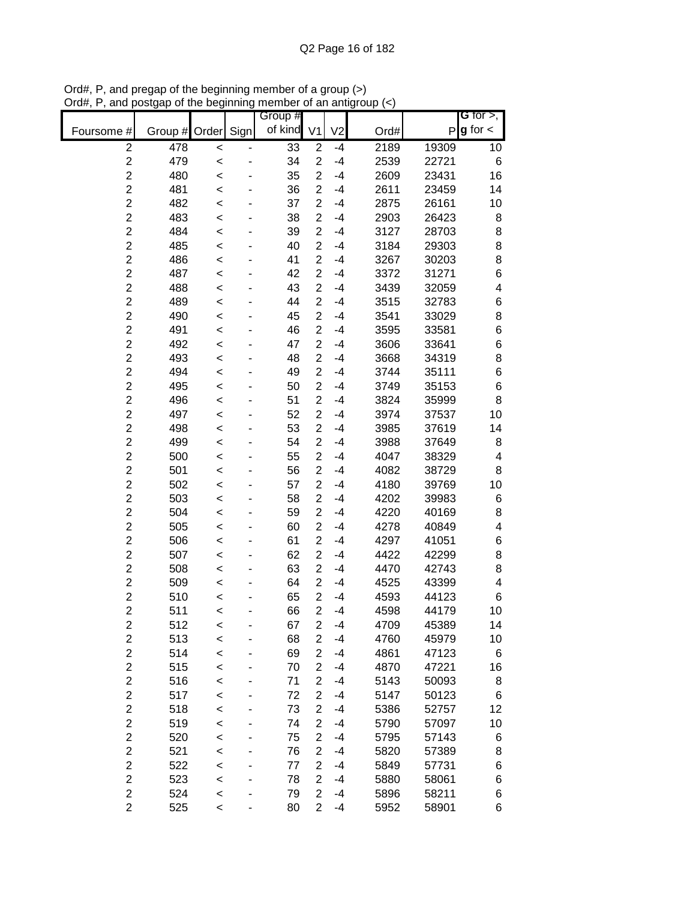Ord#, P, and pregap of the beginning member of a group (>)
Ord#, P, and postgap of the beginning member of an antigroup (<)

| Foursome # | Group # | Order | Sign | Group # of kind | V1 | V2 | Ord# | P | G for >, g for < |
|---|---|---|---|---|---|---|---|---|---|
| 2 | 478 | < | - | 33 | 2 | -4 | 2189 | 19309 | 10 |
| 2 | 479 | < | - | 34 | 2 | -4 | 2539 | 22721 | 6 |
| 2 | 480 | < | - | 35 | 2 | -4 | 2609 | 23431 | 16 |
| 2 | 481 | < | - | 36 | 2 | -4 | 2611 | 23459 | 14 |
| 2 | 482 | < | - | 37 | 2 | -4 | 2875 | 26161 | 10 |
| 2 | 483 | < | - | 38 | 2 | -4 | 2903 | 26423 | 8 |
| 2 | 484 | < | - | 39 | 2 | -4 | 3127 | 28703 | 8 |
| 2 | 485 | < | - | 40 | 2 | -4 | 3184 | 29303 | 8 |
| 2 | 486 | < | - | 41 | 2 | -4 | 3267 | 30203 | 8 |
| 2 | 487 | < | - | 42 | 2 | -4 | 3372 | 31271 | 6 |
| 2 | 488 | < | - | 43 | 2 | -4 | 3439 | 32059 | 4 |
| 2 | 489 | < | - | 44 | 2 | -4 | 3515 | 32783 | 6 |
| 2 | 490 | < | - | 45 | 2 | -4 | 3541 | 33029 | 8 |
| 2 | 491 | < | - | 46 | 2 | -4 | 3595 | 33581 | 6 |
| 2 | 492 | < | - | 47 | 2 | -4 | 3606 | 33641 | 6 |
| 2 | 493 | < | - | 48 | 2 | -4 | 3668 | 34319 | 8 |
| 2 | 494 | < | - | 49 | 2 | -4 | 3744 | 35111 | 6 |
| 2 | 495 | < | - | 50 | 2 | -4 | 3749 | 35153 | 6 |
| 2 | 496 | < | - | 51 | 2 | -4 | 3824 | 35999 | 8 |
| 2 | 497 | < | - | 52 | 2 | -4 | 3974 | 37537 | 10 |
| 2 | 498 | < | - | 53 | 2 | -4 | 3985 | 37619 | 14 |
| 2 | 499 | < | - | 54 | 2 | -4 | 3988 | 37649 | 8 |
| 2 | 500 | < | - | 55 | 2 | -4 | 4047 | 38329 | 4 |
| 2 | 501 | < | - | 56 | 2 | -4 | 4082 | 38729 | 8 |
| 2 | 502 | < | - | 57 | 2 | -4 | 4180 | 39769 | 10 |
| 2 | 503 | < | - | 58 | 2 | -4 | 4202 | 39983 | 6 |
| 2 | 504 | < | - | 59 | 2 | -4 | 4220 | 40169 | 8 |
| 2 | 505 | < | - | 60 | 2 | -4 | 4278 | 40849 | 4 |
| 2 | 506 | < | - | 61 | 2 | -4 | 4297 | 41051 | 6 |
| 2 | 507 | < | - | 62 | 2 | -4 | 4422 | 42299 | 8 |
| 2 | 508 | < | - | 63 | 2 | -4 | 4470 | 42743 | 8 |
| 2 | 509 | < | - | 64 | 2 | -4 | 4525 | 43399 | 4 |
| 2 | 510 | < | - | 65 | 2 | -4 | 4593 | 44123 | 6 |
| 2 | 511 | < | - | 66 | 2 | -4 | 4598 | 44179 | 10 |
| 2 | 512 | < | - | 67 | 2 | -4 | 4709 | 45389 | 14 |
| 2 | 513 | < | - | 68 | 2 | -4 | 4760 | 45979 | 10 |
| 2 | 514 | < | - | 69 | 2 | -4 | 4861 | 47123 | 6 |
| 2 | 515 | < | - | 70 | 2 | -4 | 4870 | 47221 | 16 |
| 2 | 516 | < | - | 71 | 2 | -4 | 5143 | 50093 | 8 |
| 2 | 517 | < | - | 72 | 2 | -4 | 5147 | 50123 | 6 |
| 2 | 518 | < | - | 73 | 2 | -4 | 5386 | 52757 | 12 |
| 2 | 519 | < | - | 74 | 2 | -4 | 5790 | 57097 | 10 |
| 2 | 520 | < | - | 75 | 2 | -4 | 5795 | 57143 | 6 |
| 2 | 521 | < | - | 76 | 2 | -4 | 5820 | 57389 | 8 |
| 2 | 522 | < | - | 77 | 2 | -4 | 5849 | 57731 | 6 |
| 2 | 523 | < | - | 78 | 2 | -4 | 5880 | 58061 | 6 |
| 2 | 524 | < | - | 79 | 2 | -4 | 5896 | 58211 | 6 |
| 2 | 525 | < | - | 80 | 2 | -4 | 5952 | 58901 | 6 |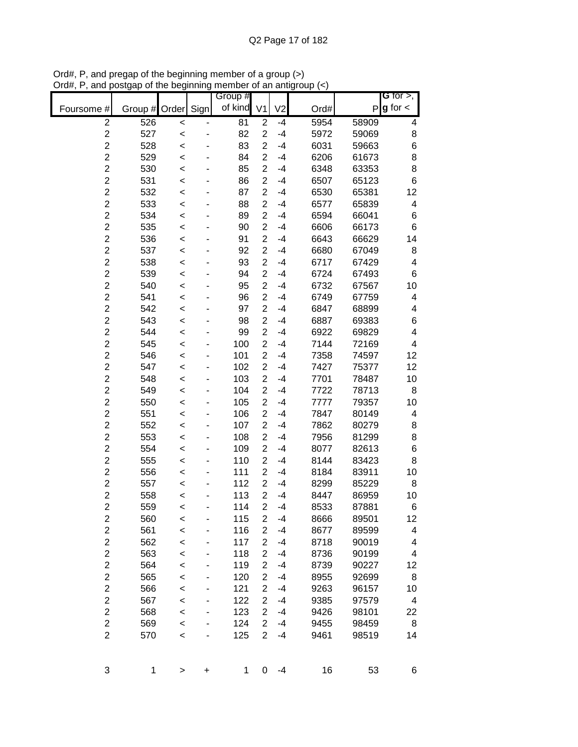Ord#, P, and pregap of the beginning member of a group (>)
Ord#, P, and postgap of the beginning member of an antigroup (<)

| Foursome # | Group # | Order | Sign | Group # of kind | V1 | V2 | Ord# | P | G for >, g for < |
|---|---|---|---|---|---|---|---|---|---|
| 2 | 526 | < | - | 81 | 2 | -4 | 5954 | 58909 | 4 |
| 2 | 527 | < | - | 82 | 2 | -4 | 5972 | 59069 | 8 |
| 2 | 528 | < | - | 83 | 2 | -4 | 6031 | 59663 | 6 |
| 2 | 529 | < | - | 84 | 2 | -4 | 6206 | 61673 | 8 |
| 2 | 530 | < | - | 85 | 2 | -4 | 6348 | 63353 | 8 |
| 2 | 531 | < | - | 86 | 2 | -4 | 6507 | 65123 | 6 |
| 2 | 532 | < | - | 87 | 2 | -4 | 6530 | 65381 | 12 |
| 2 | 533 | < | - | 88 | 2 | -4 | 6577 | 65839 | 4 |
| 2 | 534 | < | - | 89 | 2 | -4 | 6594 | 66041 | 6 |
| 2 | 535 | < | - | 90 | 2 | -4 | 6606 | 66173 | 6 |
| 2 | 536 | < | - | 91 | 2 | -4 | 6643 | 66629 | 14 |
| 2 | 537 | < | - | 92 | 2 | -4 | 6680 | 67049 | 8 |
| 2 | 538 | < | - | 93 | 2 | -4 | 6717 | 67429 | 4 |
| 2 | 539 | < | - | 94 | 2 | -4 | 6724 | 67493 | 6 |
| 2 | 540 | < | - | 95 | 2 | -4 | 6732 | 67567 | 10 |
| 2 | 541 | < | - | 96 | 2 | -4 | 6749 | 67759 | 4 |
| 2 | 542 | < | - | 97 | 2 | -4 | 6847 | 68899 | 4 |
| 2 | 543 | < | - | 98 | 2 | -4 | 6887 | 69383 | 6 |
| 2 | 544 | < | - | 99 | 2 | -4 | 6922 | 69829 | 4 |
| 2 | 545 | < | - | 100 | 2 | -4 | 7144 | 72169 | 4 |
| 2 | 546 | < | - | 101 | 2 | -4 | 7358 | 74597 | 12 |
| 2 | 547 | < | - | 102 | 2 | -4 | 7427 | 75377 | 12 |
| 2 | 548 | < | - | 103 | 2 | -4 | 7701 | 78487 | 10 |
| 2 | 549 | < | - | 104 | 2 | -4 | 7722 | 78713 | 8 |
| 2 | 550 | < | - | 105 | 2 | -4 | 7777 | 79357 | 10 |
| 2 | 551 | < | - | 106 | 2 | -4 | 7847 | 80149 | 4 |
| 2 | 552 | < | - | 107 | 2 | -4 | 7862 | 80279 | 8 |
| 2 | 553 | < | - | 108 | 2 | -4 | 7956 | 81299 | 8 |
| 2 | 554 | < | - | 109 | 2 | -4 | 8077 | 82613 | 6 |
| 2 | 555 | < | - | 110 | 2 | -4 | 8144 | 83423 | 8 |
| 2 | 556 | < | - | 111 | 2 | -4 | 8184 | 83911 | 10 |
| 2 | 557 | < | - | 112 | 2 | -4 | 8299 | 85229 | 8 |
| 2 | 558 | < | - | 113 | 2 | -4 | 8447 | 86959 | 10 |
| 2 | 559 | < | - | 114 | 2 | -4 | 8533 | 87881 | 6 |
| 2 | 560 | < | - | 115 | 2 | -4 | 8666 | 89501 | 12 |
| 2 | 561 | < | - | 116 | 2 | -4 | 8677 | 89599 | 4 |
| 2 | 562 | < | - | 117 | 2 | -4 | 8718 | 90019 | 4 |
| 2 | 563 | < | - | 118 | 2 | -4 | 8736 | 90199 | 4 |
| 2 | 564 | < | - | 119 | 2 | -4 | 8739 | 90227 | 12 |
| 2 | 565 | < | - | 120 | 2 | -4 | 8955 | 92699 | 8 |
| 2 | 566 | < | - | 121 | 2 | -4 | 9263 | 96157 | 10 |
| 2 | 567 | < | - | 122 | 2 | -4 | 9385 | 97579 | 4 |
| 2 | 568 | < | - | 123 | 2 | -4 | 9426 | 98101 | 22 |
| 2 | 569 | < | - | 124 | 2 | -4 | 9455 | 98459 | 8 |
| 2 | 570 | < | - | 125 | 2 | -4 | 9461 | 98519 | 14 |
| | | | | | | | | | |
| 3 | 1 | > | + | 1 | 0 | -4 | 16 | 53 | 6 |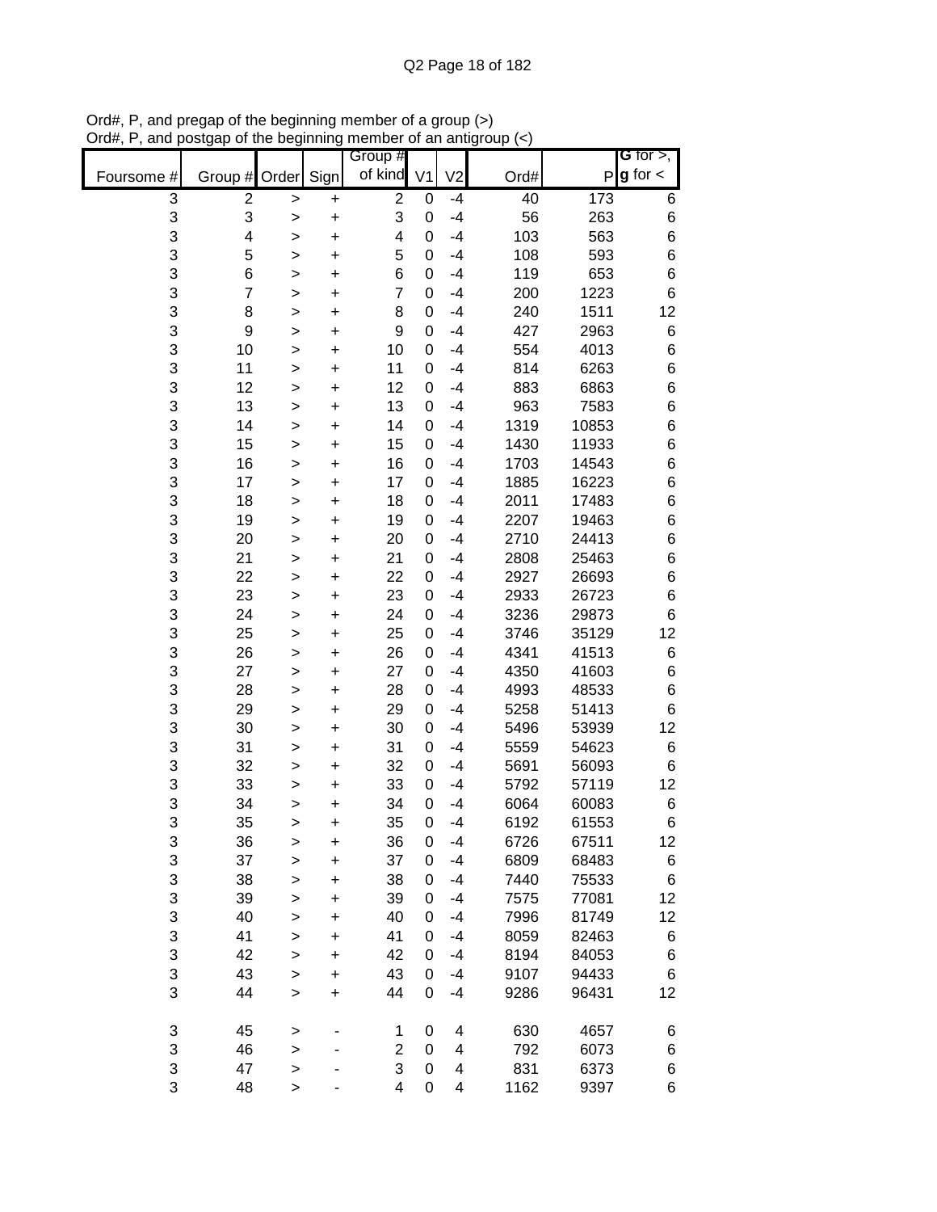Ord#, P, and pregap of the beginning member of a group (>)
Ord#, P, and postgap of the beginning member of an antigroup (<)

| Foursome # | Group # | Order | Sign | Group # of kind | V1 | V2 | Ord# | P | G for >, g for < |
|---|---|---|---|---|---|---|---|---|---|
| 3 | 2 | > | + | 2 | 0 | -4 | 40 | 173 | 6 |
| 3 | 3 | > | + | 3 | 0 | -4 | 56 | 263 | 6 |
| 3 | 4 | > | + | 4 | 0 | -4 | 103 | 563 | 6 |
| 3 | 5 | > | + | 5 | 0 | -4 | 108 | 593 | 6 |
| 3 | 6 | > | + | 6 | 0 | -4 | 119 | 653 | 6 |
| 3 | 7 | > | + | 7 | 0 | -4 | 200 | 1223 | 6 |
| 3 | 8 | > | + | 8 | 0 | -4 | 240 | 1511 | 12 |
| 3 | 9 | > | + | 9 | 0 | -4 | 427 | 2963 | 6 |
| 3 | 10 | > | + | 10 | 0 | -4 | 554 | 4013 | 6 |
| 3 | 11 | > | + | 11 | 0 | -4 | 814 | 6263 | 6 |
| 3 | 12 | > | + | 12 | 0 | -4 | 883 | 6863 | 6 |
| 3 | 13 | > | + | 13 | 0 | -4 | 963 | 7583 | 6 |
| 3 | 14 | > | + | 14 | 0 | -4 | 1319 | 10853 | 6 |
| 3 | 15 | > | + | 15 | 0 | -4 | 1430 | 11933 | 6 |
| 3 | 16 | > | + | 16 | 0 | -4 | 1703 | 14543 | 6 |
| 3 | 17 | > | + | 17 | 0 | -4 | 1885 | 16223 | 6 |
| 3 | 18 | > | + | 18 | 0 | -4 | 2011 | 17483 | 6 |
| 3 | 19 | > | + | 19 | 0 | -4 | 2207 | 19463 | 6 |
| 3 | 20 | > | + | 20 | 0 | -4 | 2710 | 24413 | 6 |
| 3 | 21 | > | + | 21 | 0 | -4 | 2808 | 25463 | 6 |
| 3 | 22 | > | + | 22 | 0 | -4 | 2927 | 26693 | 6 |
| 3 | 23 | > | + | 23 | 0 | -4 | 2933 | 26723 | 6 |
| 3 | 24 | > | + | 24 | 0 | -4 | 3236 | 29873 | 6 |
| 3 | 25 | > | + | 25 | 0 | -4 | 3746 | 35129 | 12 |
| 3 | 26 | > | + | 26 | 0 | -4 | 4341 | 41513 | 6 |
| 3 | 27 | > | + | 27 | 0 | -4 | 4350 | 41603 | 6 |
| 3 | 28 | > | + | 28 | 0 | -4 | 4993 | 48533 | 6 |
| 3 | 29 | > | + | 29 | 0 | -4 | 5258 | 51413 | 6 |
| 3 | 30 | > | + | 30 | 0 | -4 | 5496 | 53939 | 12 |
| 3 | 31 | > | + | 31 | 0 | -4 | 5559 | 54623 | 6 |
| 3 | 32 | > | + | 32 | 0 | -4 | 5691 | 56093 | 6 |
| 3 | 33 | > | + | 33 | 0 | -4 | 5792 | 57119 | 12 |
| 3 | 34 | > | + | 34 | 0 | -4 | 6064 | 60083 | 6 |
| 3 | 35 | > | + | 35 | 0 | -4 | 6192 | 61553 | 6 |
| 3 | 36 | > | + | 36 | 0 | -4 | 6726 | 67511 | 12 |
| 3 | 37 | > | + | 37 | 0 | -4 | 6809 | 68483 | 6 |
| 3 | 38 | > | + | 38 | 0 | -4 | 7440 | 75533 | 6 |
| 3 | 39 | > | + | 39 | 0 | -4 | 7575 | 77081 | 12 |
| 3 | 40 | > | + | 40 | 0 | -4 | 7996 | 81749 | 12 |
| 3 | 41 | > | + | 41 | 0 | -4 | 8059 | 82463 | 6 |
| 3 | 42 | > | + | 42 | 0 | -4 | 8194 | 84053 | 6 |
| 3 | 43 | > | + | 43 | 0 | -4 | 9107 | 94433 | 6 |
| 3 | 44 | > | + | 44 | 0 | -4 | 9286 | 96431 | 12 |
| | | | | | | | | | |
| 3 | 45 | > | - | 1 | 0 | 4 | 630 | 4657 | 6 |
| 3 | 46 | > | - | 2 | 0 | 4 | 792 | 6073 | 6 |
| 3 | 47 | > | - | 3 | 0 | 4 | 831 | 6373 | 6 |
| 3 | 48 | > | - | 4 | 0 | 4 | 1162 | 9397 | 6 |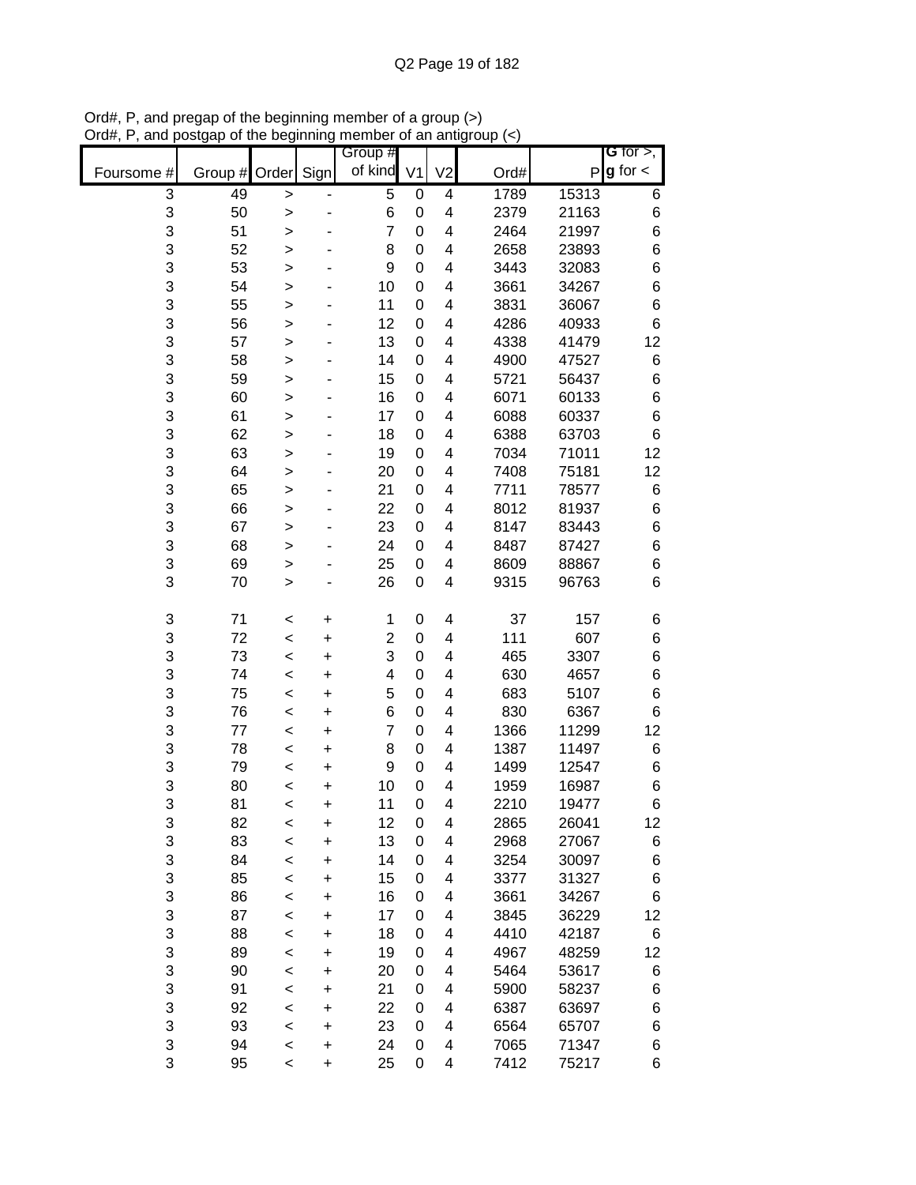Ord#, P, and pregap of the beginning member of a group (>)
Ord#, P, and postgap of the beginning member of an antigroup (<)

| Foursome # | Group # | Order | Sign | Group # of kind | V1 | V2 | Ord# | P | G for >, g for < |
|---|---|---|---|---|---|---|---|---|---|
| 3 | 49 | > | - | 5 | 0 | 4 | 1789 | 15313 | 6 |
| 3 | 50 | > | - | 6 | 0 | 4 | 2379 | 21163 | 6 |
| 3 | 51 | > | - | 7 | 0 | 4 | 2464 | 21997 | 6 |
| 3 | 52 | > | - | 8 | 0 | 4 | 2658 | 23893 | 6 |
| 3 | 53 | > | - | 9 | 0 | 4 | 3443 | 32083 | 6 |
| 3 | 54 | > | - | 10 | 0 | 4 | 3661 | 34267 | 6 |
| 3 | 55 | > | - | 11 | 0 | 4 | 3831 | 36067 | 6 |
| 3 | 56 | > | - | 12 | 0 | 4 | 4286 | 40933 | 6 |
| 3 | 57 | > | - | 13 | 0 | 4 | 4338 | 41479 | 12 |
| 3 | 58 | > | - | 14 | 0 | 4 | 4900 | 47527 | 6 |
| 3 | 59 | > | - | 15 | 0 | 4 | 5721 | 56437 | 6 |
| 3 | 60 | > | - | 16 | 0 | 4 | 6071 | 60133 | 6 |
| 3 | 61 | > | - | 17 | 0 | 4 | 6088 | 60337 | 6 |
| 3 | 62 | > | - | 18 | 0 | 4 | 6388 | 63703 | 6 |
| 3 | 63 | > | - | 19 | 0 | 4 | 7034 | 71011 | 12 |
| 3 | 64 | > | - | 20 | 0 | 4 | 7408 | 75181 | 12 |
| 3 | 65 | > | - | 21 | 0 | 4 | 7711 | 78577 | 6 |
| 3 | 66 | > | - | 22 | 0 | 4 | 8012 | 81937 | 6 |
| 3 | 67 | > | - | 23 | 0 | 4 | 8147 | 83443 | 6 |
| 3 | 68 | > | - | 24 | 0 | 4 | 8487 | 87427 | 6 |
| 3 | 69 | > | - | 25 | 0 | 4 | 8609 | 88867 | 6 |
| 3 | 70 | > | - | 26 | 0 | 4 | 9315 | 96763 | 6 |
| | | | | | | | | | |
| 3 | 71 | < | + | 1 | 0 | 4 | 37 | 157 | 6 |
| 3 | 72 | < | + | 2 | 0 | 4 | 111 | 607 | 6 |
| 3 | 73 | < | + | 3 | 0 | 4 | 465 | 3307 | 6 |
| 3 | 74 | < | + | 4 | 0 | 4 | 630 | 4657 | 6 |
| 3 | 75 | < | + | 5 | 0 | 4 | 683 | 5107 | 6 |
| 3 | 76 | < | + | 6 | 0 | 4 | 830 | 6367 | 6 |
| 3 | 77 | < | + | 7 | 0 | 4 | 1366 | 11299 | 12 |
| 3 | 78 | < | + | 8 | 0 | 4 | 1387 | 11497 | 6 |
| 3 | 79 | < | + | 9 | 0 | 4 | 1499 | 12547 | 6 |
| 3 | 80 | < | + | 10 | 0 | 4 | 1959 | 16987 | 6 |
| 3 | 81 | < | + | 11 | 0 | 4 | 2210 | 19477 | 6 |
| 3 | 82 | < | + | 12 | 0 | 4 | 2865 | 26041 | 12 |
| 3 | 83 | < | + | 13 | 0 | 4 | 2968 | 27067 | 6 |
| 3 | 84 | < | + | 14 | 0 | 4 | 3254 | 30097 | 6 |
| 3 | 85 | < | + | 15 | 0 | 4 | 3377 | 31327 | 6 |
| 3 | 86 | < | + | 16 | 0 | 4 | 3661 | 34267 | 6 |
| 3 | 87 | < | + | 17 | 0 | 4 | 3845 | 36229 | 12 |
| 3 | 88 | < | + | 18 | 0 | 4 | 4410 | 42187 | 6 |
| 3 | 89 | < | + | 19 | 0 | 4 | 4967 | 48259 | 12 |
| 3 | 90 | < | + | 20 | 0 | 4 | 5464 | 53617 | 6 |
| 3 | 91 | < | + | 21 | 0 | 4 | 5900 | 58237 | 6 |
| 3 | 92 | < | + | 22 | 0 | 4 | 6387 | 63697 | 6 |
| 3 | 93 | < | + | 23 | 0 | 4 | 6564 | 65707 | 6 |
| 3 | 94 | < | + | 24 | 0 | 4 | 7065 | 71347 | 6 |
| 3 | 95 | < | + | 25 | 0 | 4 | 7412 | 75217 | 6 |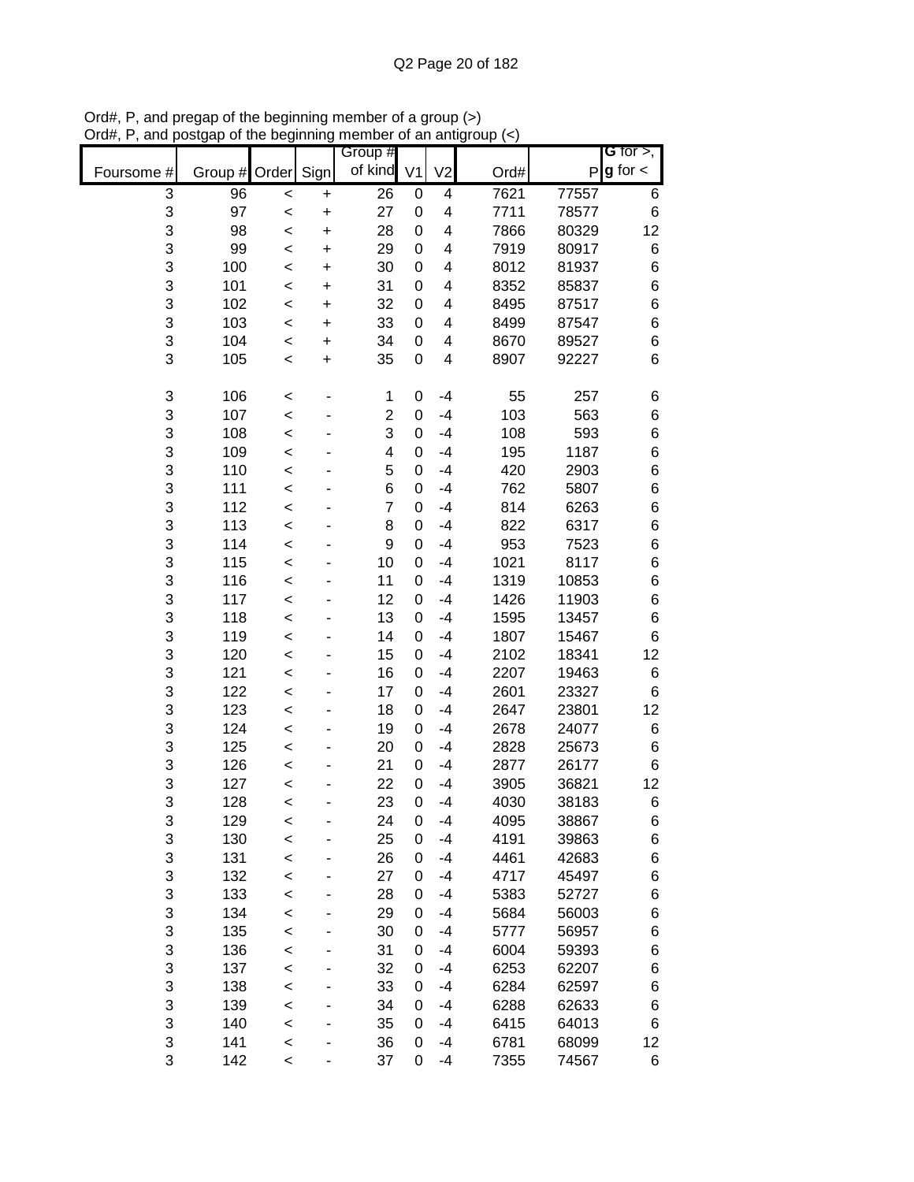Ord#, P, and pregap of the beginning member of a group (>)
Ord#, P, and postgap of the beginning member of an antigroup (<)

| Foursome # | Group # | Order | Sign | Group # of kind | V1 | V2 | Ord# | P | G for >, g for < |
|---|---|---|---|---|---|---|---|---|---|
| 3 | 96 | < | + | 26 | 0 | 4 | 7621 | 77557 | 6 |
| 3 | 97 | < | + | 27 | 0 | 4 | 7711 | 78577 | 6 |
| 3 | 98 | < | + | 28 | 0 | 4 | 7866 | 80329 | 12 |
| 3 | 99 | < | + | 29 | 0 | 4 | 7919 | 80917 | 6 |
| 3 | 100 | < | + | 30 | 0 | 4 | 8012 | 81937 | 6 |
| 3 | 101 | < | + | 31 | 0 | 4 | 8352 | 85837 | 6 |
| 3 | 102 | < | + | 32 | 0 | 4 | 8495 | 87517 | 6 |
| 3 | 103 | < | + | 33 | 0 | 4 | 8499 | 87547 | 6 |
| 3 | 104 | < | + | 34 | 0 | 4 | 8670 | 89527 | 6 |
| 3 | 105 | < | + | 35 | 0 | 4 | 8907 | 92227 | 6 |
| | | | | | | | | | |
| 3 | 106 | < | - | 1 | 0 | -4 | 55 | 257 | 6 |
| 3 | 107 | < | - | 2 | 0 | -4 | 103 | 563 | 6 |
| 3 | 108 | < | - | 3 | 0 | -4 | 108 | 593 | 6 |
| 3 | 109 | < | - | 4 | 0 | -4 | 195 | 1187 | 6 |
| 3 | 110 | < | - | 5 | 0 | -4 | 420 | 2903 | 6 |
| 3 | 111 | < | - | 6 | 0 | -4 | 762 | 5807 | 6 |
| 3 | 112 | < | - | 7 | 0 | -4 | 814 | 6263 | 6 |
| 3 | 113 | < | - | 8 | 0 | -4 | 822 | 6317 | 6 |
| 3 | 114 | < | - | 9 | 0 | -4 | 953 | 7523 | 6 |
| 3 | 115 | < | - | 10 | 0 | -4 | 1021 | 8117 | 6 |
| 3 | 116 | < | - | 11 | 0 | -4 | 1319 | 10853 | 6 |
| 3 | 117 | < | - | 12 | 0 | -4 | 1426 | 11903 | 6 |
| 3 | 118 | < | - | 13 | 0 | -4 | 1595 | 13457 | 6 |
| 3 | 119 | < | - | 14 | 0 | -4 | 1807 | 15467 | 6 |
| 3 | 120 | < | - | 15 | 0 | -4 | 2102 | 18341 | 12 |
| 3 | 121 | < | - | 16 | 0 | -4 | 2207 | 19463 | 6 |
| 3 | 122 | < | - | 17 | 0 | -4 | 2601 | 23327 | 6 |
| 3 | 123 | < | - | 18 | 0 | -4 | 2647 | 23801 | 12 |
| 3 | 124 | < | - | 19 | 0 | -4 | 2678 | 24077 | 6 |
| 3 | 125 | < | - | 20 | 0 | -4 | 2828 | 25673 | 6 |
| 3 | 126 | < | - | 21 | 0 | -4 | 2877 | 26177 | 6 |
| 3 | 127 | < | - | 22 | 0 | -4 | 3905 | 36821 | 12 |
| 3 | 128 | < | - | 23 | 0 | -4 | 4030 | 38183 | 6 |
| 3 | 129 | < | - | 24 | 0 | -4 | 4095 | 38867 | 6 |
| 3 | 130 | < | - | 25 | 0 | -4 | 4191 | 39863 | 6 |
| 3 | 131 | < | - | 26 | 0 | -4 | 4461 | 42683 | 6 |
| 3 | 132 | < | - | 27 | 0 | -4 | 4717 | 45497 | 6 |
| 3 | 133 | < | - | 28 | 0 | -4 | 5383 | 52727 | 6 |
| 3 | 134 | < | - | 29 | 0 | -4 | 5684 | 56003 | 6 |
| 3 | 135 | < | - | 30 | 0 | -4 | 5777 | 56957 | 6 |
| 3 | 136 | < | - | 31 | 0 | -4 | 6004 | 59393 | 6 |
| 3 | 137 | < | - | 32 | 0 | -4 | 6253 | 62207 | 6 |
| 3 | 138 | < | - | 33 | 0 | -4 | 6284 | 62597 | 6 |
| 3 | 139 | < | - | 34 | 0 | -4 | 6288 | 62633 | 6 |
| 3 | 140 | < | - | 35 | 0 | -4 | 6415 | 64013 | 6 |
| 3 | 141 | < | - | 36 | 0 | -4 | 6781 | 68099 | 12 |
| 3 | 142 | < | - | 37 | 0 | -4 | 7355 | 74567 | 6 |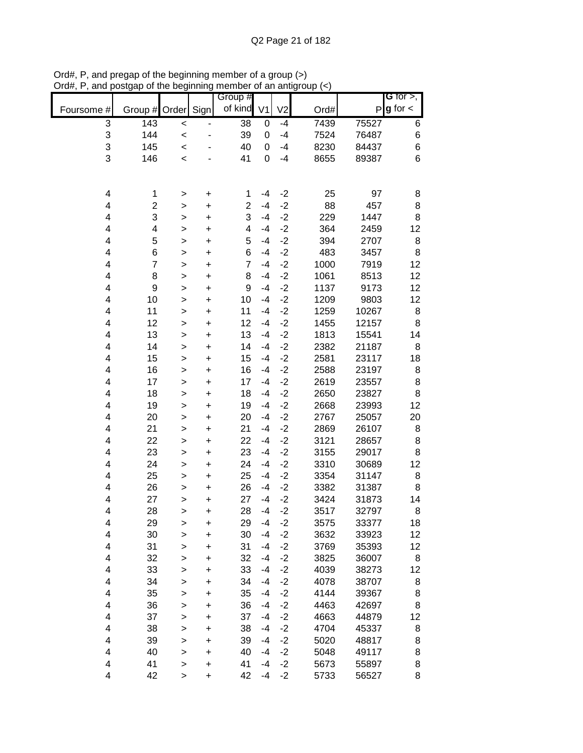Ord#, P, and pregap of the beginning member of a group (>)
Ord#, P, and postgap of the beginning member of an antigroup (<)

| Foursome # | Group # | Order | Sign | Group # of kind | V1 | V2 | Ord# | P | G for >, g for < |
|---|---|---|---|---|---|---|---|---|---|
| 3 | 143 | < | - | 38 | 0 | -4 | 7439 | 75527 | 6 |
| 3 | 144 | < | - | 39 | 0 | -4 | 7524 | 76487 | 6 |
| 3 | 145 | < | - | 40 | 0 | -4 | 8230 | 84437 | 6 |
| 3 | 146 | < | - | 41 | 0 | -4 | 8655 | 89387 | 6 |
| | | | | | | | | | |
| 4 | 1 | > | + | 1 | -4 | -2 | 25 | 97 | 8 |
| 4 | 2 | > | + | 2 | -4 | -2 | 88 | 457 | 8 |
| 4 | 3 | > | + | 3 | -4 | -2 | 229 | 1447 | 8 |
| 4 | 4 | > | + | 4 | -4 | -2 | 364 | 2459 | 12 |
| 4 | 5 | > | + | 5 | -4 | -2 | 394 | 2707 | 8 |
| 4 | 6 | > | + | 6 | -4 | -2 | 483 | 3457 | 8 |
| 4 | 7 | > | + | 7 | -4 | -2 | 1000 | 7919 | 12 |
| 4 | 8 | > | + | 8 | -4 | -2 | 1061 | 8513 | 12 |
| 4 | 9 | > | + | 9 | -4 | -2 | 1137 | 9173 | 12 |
| 4 | 10 | > | + | 10 | -4 | -2 | 1209 | 9803 | 12 |
| 4 | 11 | > | + | 11 | -4 | -2 | 1259 | 10267 | 8 |
| 4 | 12 | > | + | 12 | -4 | -2 | 1455 | 12157 | 8 |
| 4 | 13 | > | + | 13 | -4 | -2 | 1813 | 15541 | 14 |
| 4 | 14 | > | + | 14 | -4 | -2 | 2382 | 21187 | 8 |
| 4 | 15 | > | + | 15 | -4 | -2 | 2581 | 23117 | 18 |
| 4 | 16 | > | + | 16 | -4 | -2 | 2588 | 23197 | 8 |
| 4 | 17 | > | + | 17 | -4 | -2 | 2619 | 23557 | 8 |
| 4 | 18 | > | + | 18 | -4 | -2 | 2650 | 23827 | 8 |
| 4 | 19 | > | + | 19 | -4 | -2 | 2668 | 23993 | 12 |
| 4 | 20 | > | + | 20 | -4 | -2 | 2767 | 25057 | 20 |
| 4 | 21 | > | + | 21 | -4 | -2 | 2869 | 26107 | 8 |
| 4 | 22 | > | + | 22 | -4 | -2 | 3121 | 28657 | 8 |
| 4 | 23 | > | + | 23 | -4 | -2 | 3155 | 29017 | 8 |
| 4 | 24 | > | + | 24 | -4 | -2 | 3310 | 30689 | 12 |
| 4 | 25 | > | + | 25 | -4 | -2 | 3354 | 31147 | 8 |
| 4 | 26 | > | + | 26 | -4 | -2 | 3382 | 31387 | 8 |
| 4 | 27 | > | + | 27 | -4 | -2 | 3424 | 31873 | 14 |
| 4 | 28 | > | + | 28 | -4 | -2 | 3517 | 32797 | 8 |
| 4 | 29 | > | + | 29 | -4 | -2 | 3575 | 33377 | 18 |
| 4 | 30 | > | + | 30 | -4 | -2 | 3632 | 33923 | 12 |
| 4 | 31 | > | + | 31 | -4 | -2 | 3769 | 35393 | 12 |
| 4 | 32 | > | + | 32 | -4 | -2 | 3825 | 36007 | 8 |
| 4 | 33 | > | + | 33 | -4 | -2 | 4039 | 38273 | 12 |
| 4 | 34 | > | + | 34 | -4 | -2 | 4078 | 38707 | 8 |
| 4 | 35 | > | + | 35 | -4 | -2 | 4144 | 39367 | 8 |
| 4 | 36 | > | + | 36 | -4 | -2 | 4463 | 42697 | 8 |
| 4 | 37 | > | + | 37 | -4 | -2 | 4663 | 44879 | 12 |
| 4 | 38 | > | + | 38 | -4 | -2 | 4704 | 45337 | 8 |
| 4 | 39 | > | + | 39 | -4 | -2 | 5020 | 48817 | 8 |
| 4 | 40 | > | + | 40 | -4 | -2 | 5048 | 49117 | 8 |
| 4 | 41 | > | + | 41 | -4 | -2 | 5673 | 55897 | 8 |
| 4 | 42 | > | + | 42 | -4 | -2 | 5733 | 56527 | 8 |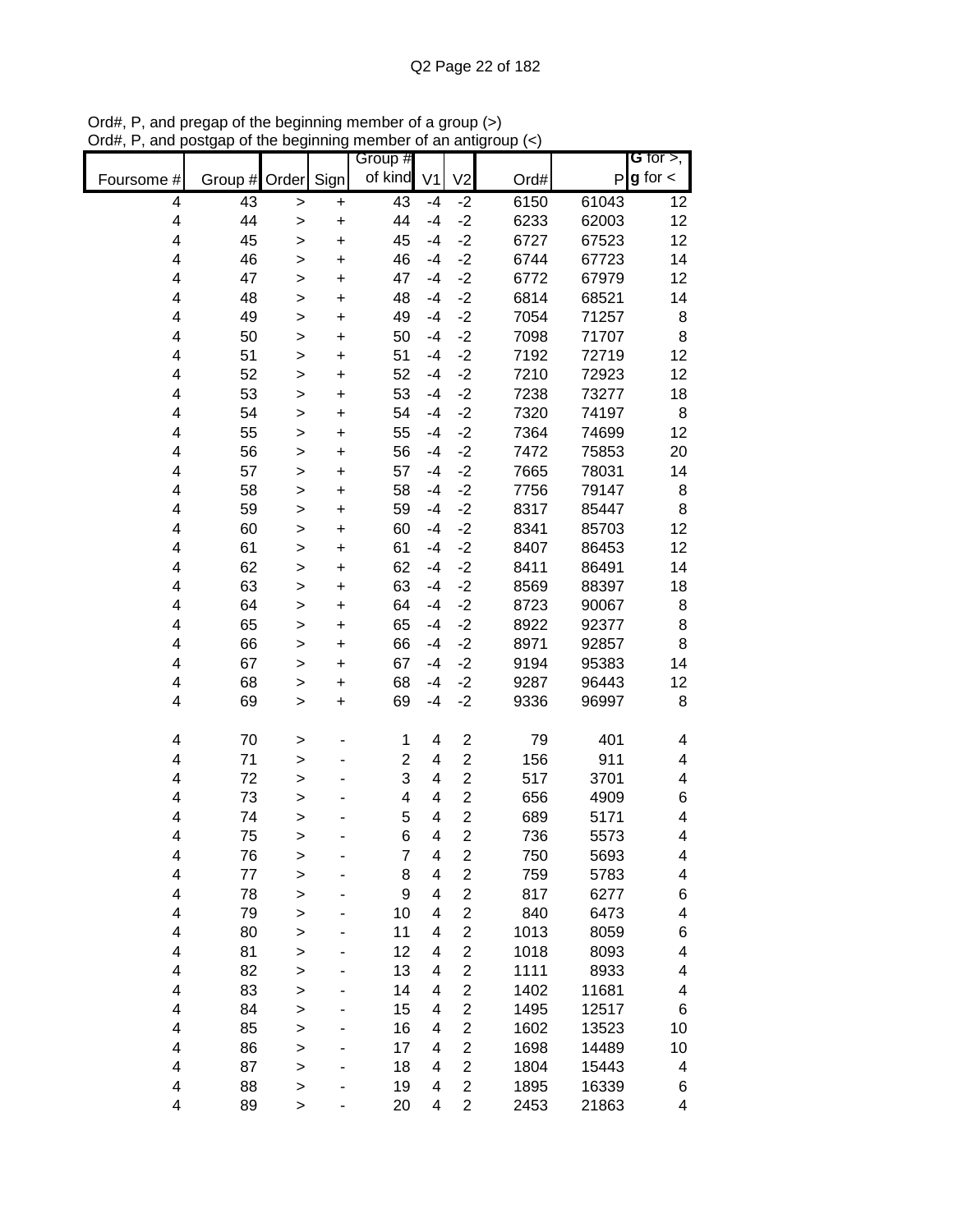Ord#, P, and pregap of the beginning member of a group (>)
Ord#, P, and postgap of the beginning member of an antigroup (<)

| Foursome # | Group # | Order | Sign | Group # of kind | V1 | V2 | Ord# | P | G for >, g for < |
|---|---|---|---|---|---|---|---|---|---|
| 4 | 43 | > | + | 43 | -4 | -2 | 6150 | 61043 | 12 |
| 4 | 44 | > | + | 44 | -4 | -2 | 6233 | 62003 | 12 |
| 4 | 45 | > | + | 45 | -4 | -2 | 6727 | 67523 | 12 |
| 4 | 46 | > | + | 46 | -4 | -2 | 6744 | 67723 | 14 |
| 4 | 47 | > | + | 47 | -4 | -2 | 6772 | 67979 | 12 |
| 4 | 48 | > | + | 48 | -4 | -2 | 6814 | 68521 | 14 |
| 4 | 49 | > | + | 49 | -4 | -2 | 7054 | 71257 | 8 |
| 4 | 50 | > | + | 50 | -4 | -2 | 7098 | 71707 | 8 |
| 4 | 51 | > | + | 51 | -4 | -2 | 7192 | 72719 | 12 |
| 4 | 52 | > | + | 52 | -4 | -2 | 7210 | 72923 | 12 |
| 4 | 53 | > | + | 53 | -4 | -2 | 7238 | 73277 | 18 |
| 4 | 54 | > | + | 54 | -4 | -2 | 7320 | 74197 | 8 |
| 4 | 55 | > | + | 55 | -4 | -2 | 7364 | 74699 | 12 |
| 4 | 56 | > | + | 56 | -4 | -2 | 7472 | 75853 | 20 |
| 4 | 57 | > | + | 57 | -4 | -2 | 7665 | 78031 | 14 |
| 4 | 58 | > | + | 58 | -4 | -2 | 7756 | 79147 | 8 |
| 4 | 59 | > | + | 59 | -4 | -2 | 8317 | 85447 | 8 |
| 4 | 60 | > | + | 60 | -4 | -2 | 8341 | 85703 | 12 |
| 4 | 61 | > | + | 61 | -4 | -2 | 8407 | 86453 | 12 |
| 4 | 62 | > | + | 62 | -4 | -2 | 8411 | 86491 | 14 |
| 4 | 63 | > | + | 63 | -4 | -2 | 8569 | 88397 | 18 |
| 4 | 64 | > | + | 64 | -4 | -2 | 8723 | 90067 | 8 |
| 4 | 65 | > | + | 65 | -4 | -2 | 8922 | 92377 | 8 |
| 4 | 66 | > | + | 66 | -4 | -2 | 8971 | 92857 | 8 |
| 4 | 67 | > | + | 67 | -4 | -2 | 9194 | 95383 | 14 |
| 4 | 68 | > | + | 68 | -4 | -2 | 9287 | 96443 | 12 |
| 4 | 69 | > | + | 69 | -4 | -2 | 9336 | 96997 | 8 |
| | | | | | | | | | |
| 4 | 70 | > | - | 1 | 4 | 2 | 79 | 401 | 4 |
| 4 | 71 | > | - | 2 | 4 | 2 | 156 | 911 | 4 |
| 4 | 72 | > | - | 3 | 4 | 2 | 517 | 3701 | 4 |
| 4 | 73 | > | - | 4 | 4 | 2 | 656 | 4909 | 6 |
| 4 | 74 | > | - | 5 | 4 | 2 | 689 | 5171 | 4 |
| 4 | 75 | > | - | 6 | 4 | 2 | 736 | 5573 | 4 |
| 4 | 76 | > | - | 7 | 4 | 2 | 750 | 5693 | 4 |
| 4 | 77 | > | - | 8 | 4 | 2 | 759 | 5783 | 4 |
| 4 | 78 | > | - | 9 | 4 | 2 | 817 | 6277 | 6 |
| 4 | 79 | > | - | 10 | 4 | 2 | 840 | 6473 | 4 |
| 4 | 80 | > | - | 11 | 4 | 2 | 1013 | 8059 | 6 |
| 4 | 81 | > | - | 12 | 4 | 2 | 1018 | 8093 | 4 |
| 4 | 82 | > | - | 13 | 4 | 2 | 1111 | 8933 | 4 |
| 4 | 83 | > | - | 14 | 4 | 2 | 1402 | 11681 | 4 |
| 4 | 84 | > | - | 15 | 4 | 2 | 1495 | 12517 | 6 |
| 4 | 85 | > | - | 16 | 4 | 2 | 1602 | 13523 | 10 |
| 4 | 86 | > | - | 17 | 4 | 2 | 1698 | 14489 | 10 |
| 4 | 87 | > | - | 18 | 4 | 2 | 1804 | 15443 | 4 |
| 4 | 88 | > | - | 19 | 4 | 2 | 1895 | 16339 | 6 |
| 4 | 89 | > | - | 20 | 4 | 2 | 2453 | 21863 | 4 |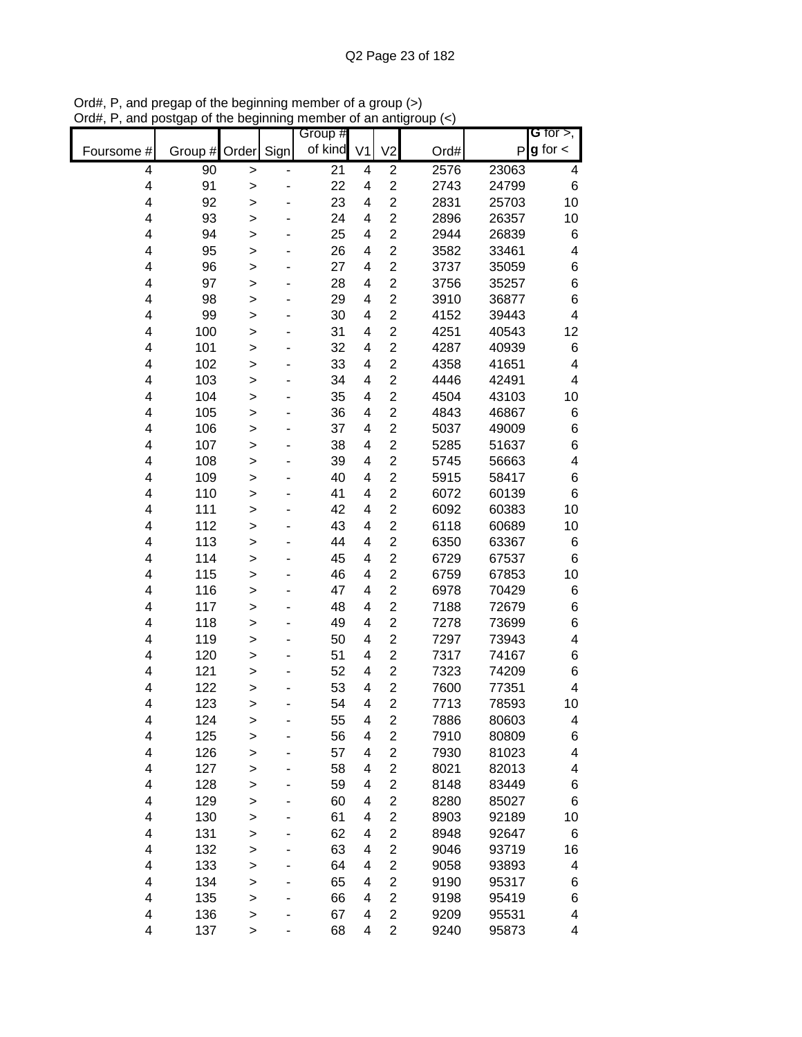Ord#, P, and pregap of the beginning member of a group (>)
Ord#, P, and postgap of the beginning member of an antigroup (<)

| Foursome # | Group # | Order | Sign | Group # of kind | V1 | V2 | Ord# | P | G for >, g for < |
|---|---|---|---|---|---|---|---|---|---|
| 4 | 90 | > | - | 21 | 4 | 2 | 2576 | 23063 | 4 |
| 4 | 91 | > | - | 22 | 4 | 2 | 2743 | 24799 | 6 |
| 4 | 92 | > | - | 23 | 4 | 2 | 2831 | 25703 | 10 |
| 4 | 93 | > | - | 24 | 4 | 2 | 2896 | 26357 | 10 |
| 4 | 94 | > | - | 25 | 4 | 2 | 2944 | 26839 | 6 |
| 4 | 95 | > | - | 26 | 4 | 2 | 3582 | 33461 | 4 |
| 4 | 96 | > | - | 27 | 4 | 2 | 3737 | 35059 | 6 |
| 4 | 97 | > | - | 28 | 4 | 2 | 3756 | 35257 | 6 |
| 4 | 98 | > | - | 29 | 4 | 2 | 3910 | 36877 | 6 |
| 4 | 99 | > | - | 30 | 4 | 2 | 4152 | 39443 | 4 |
| 4 | 100 | > | - | 31 | 4 | 2 | 4251 | 40543 | 12 |
| 4 | 101 | > | - | 32 | 4 | 2 | 4287 | 40939 | 6 |
| 4 | 102 | > | - | 33 | 4 | 2 | 4358 | 41651 | 4 |
| 4 | 103 | > | - | 34 | 4 | 2 | 4446 | 42491 | 4 |
| 4 | 104 | > | - | 35 | 4 | 2 | 4504 | 43103 | 10 |
| 4 | 105 | > | - | 36 | 4 | 2 | 4843 | 46867 | 6 |
| 4 | 106 | > | - | 37 | 4 | 2 | 5037 | 49009 | 6 |
| 4 | 107 | > | - | 38 | 4 | 2 | 5285 | 51637 | 6 |
| 4 | 108 | > | - | 39 | 4 | 2 | 5745 | 56663 | 4 |
| 4 | 109 | > | - | 40 | 4 | 2 | 5915 | 58417 | 6 |
| 4 | 110 | > | - | 41 | 4 | 2 | 6072 | 60139 | 6 |
| 4 | 111 | > | - | 42 | 4 | 2 | 6092 | 60383 | 10 |
| 4 | 112 | > | - | 43 | 4 | 2 | 6118 | 60689 | 10 |
| 4 | 113 | > | - | 44 | 4 | 2 | 6350 | 63367 | 6 |
| 4 | 114 | > | - | 45 | 4 | 2 | 6729 | 67537 | 6 |
| 4 | 115 | > | - | 46 | 4 | 2 | 6759 | 67853 | 10 |
| 4 | 116 | > | - | 47 | 4 | 2 | 6978 | 70429 | 6 |
| 4 | 117 | > | - | 48 | 4 | 2 | 7188 | 72679 | 6 |
| 4 | 118 | > | - | 49 | 4 | 2 | 7278 | 73699 | 6 |
| 4 | 119 | > | - | 50 | 4 | 2 | 7297 | 73943 | 4 |
| 4 | 120 | > | - | 51 | 4 | 2 | 7317 | 74167 | 6 |
| 4 | 121 | > | - | 52 | 4 | 2 | 7323 | 74209 | 6 |
| 4 | 122 | > | - | 53 | 4 | 2 | 7600 | 77351 | 4 |
| 4 | 123 | > | - | 54 | 4 | 2 | 7713 | 78593 | 10 |
| 4 | 124 | > | - | 55 | 4 | 2 | 7886 | 80603 | 4 |
| 4 | 125 | > | - | 56 | 4 | 2 | 7910 | 80809 | 6 |
| 4 | 126 | > | - | 57 | 4 | 2 | 7930 | 81023 | 4 |
| 4 | 127 | > | - | 58 | 4 | 2 | 8021 | 82013 | 4 |
| 4 | 128 | > | - | 59 | 4 | 2 | 8148 | 83449 | 6 |
| 4 | 129 | > | - | 60 | 4 | 2 | 8280 | 85027 | 6 |
| 4 | 130 | > | - | 61 | 4 | 2 | 8903 | 92189 | 10 |
| 4 | 131 | > | - | 62 | 4 | 2 | 8948 | 92647 | 6 |
| 4 | 132 | > | - | 63 | 4 | 2 | 9046 | 93719 | 16 |
| 4 | 133 | > | - | 64 | 4 | 2 | 9058 | 93893 | 4 |
| 4 | 134 | > | - | 65 | 4 | 2 | 9190 | 95317 | 6 |
| 4 | 135 | > | - | 66 | 4 | 2 | 9198 | 95419 | 6 |
| 4 | 136 | > | - | 67 | 4 | 2 | 9209 | 95531 | 4 |
| 4 | 137 | > | - | 68 | 4 | 2 | 9240 | 95873 | 4 |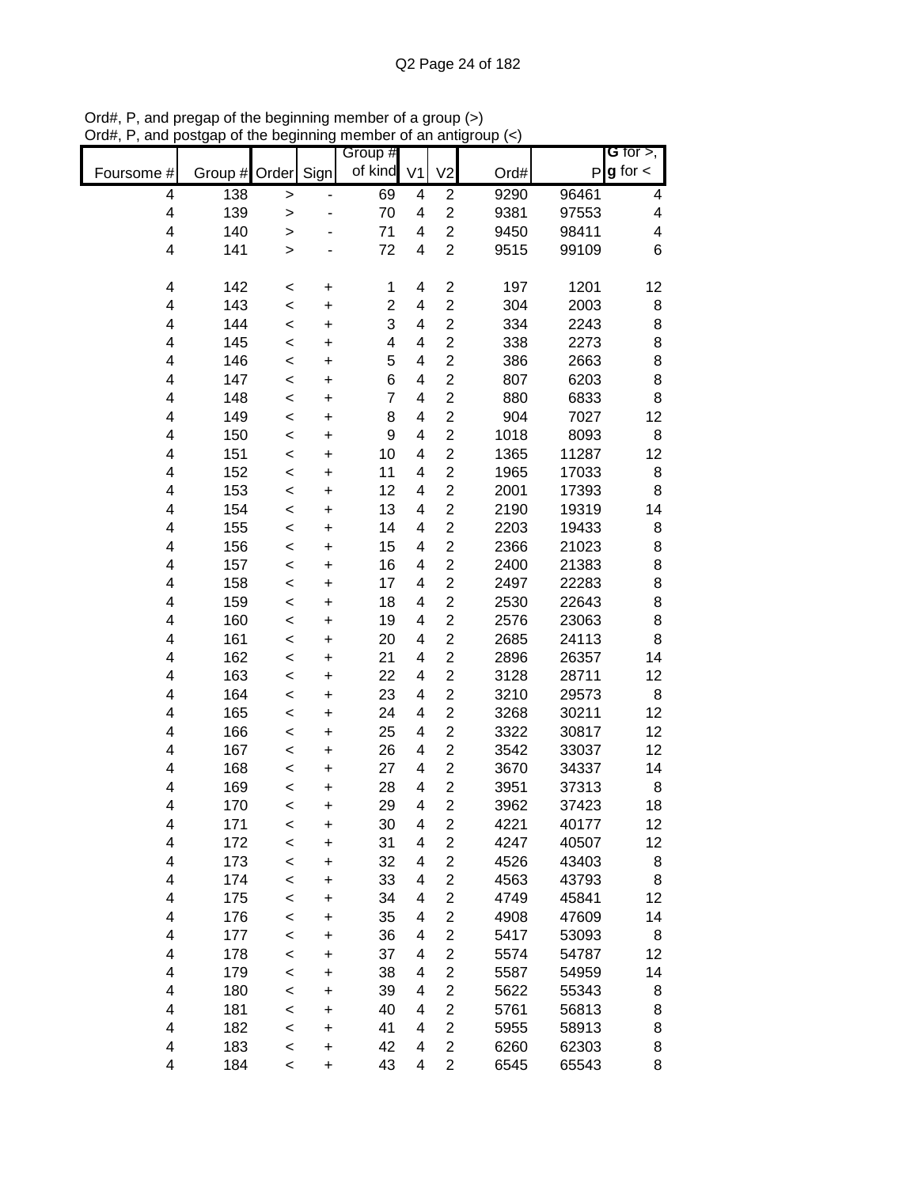Ord#, P, and pregap of the beginning member of a group (>)
Ord#, P, and postgap of the beginning member of an antigroup (<)

| Foursome # | Group # | Order | Sign | Group # of kind | V1 | V2 | Ord# | P | G for >, g for < |
|---|---|---|---|---|---|---|---|---|---|
| 4 | 138 | > | - | 69 | 4 | 2 | 9290 | 96461 | 4 |
| 4 | 139 | > | - | 70 | 4 | 2 | 9381 | 97553 | 4 |
| 4 | 140 | > | - | 71 | 4 | 2 | 9450 | 98411 | 4 |
| 4 | 141 | > | - | 72 | 4 | 2 | 9515 | 99109 | 6 |
| | | | | | | | | | |
| 4 | 142 | < | + | 1 | 4 | 2 | 197 | 1201 | 12 |
| 4 | 143 | < | + | 2 | 4 | 2 | 304 | 2003 | 8 |
| 4 | 144 | < | + | 3 | 4 | 2 | 334 | 2243 | 8 |
| 4 | 145 | < | + | 4 | 4 | 2 | 338 | 2273 | 8 |
| 4 | 146 | < | + | 5 | 4 | 2 | 386 | 2663 | 8 |
| 4 | 147 | < | + | 6 | 4 | 2 | 807 | 6203 | 8 |
| 4 | 148 | < | + | 7 | 4 | 2 | 880 | 6833 | 8 |
| 4 | 149 | < | + | 8 | 4 | 2 | 904 | 7027 | 12 |
| 4 | 150 | < | + | 9 | 4 | 2 | 1018 | 8093 | 8 |
| 4 | 151 | < | + | 10 | 4 | 2 | 1365 | 11287 | 12 |
| 4 | 152 | < | + | 11 | 4 | 2 | 1965 | 17033 | 8 |
| 4 | 153 | < | + | 12 | 4 | 2 | 2001 | 17393 | 8 |
| 4 | 154 | < | + | 13 | 4 | 2 | 2190 | 19319 | 14 |
| 4 | 155 | < | + | 14 | 4 | 2 | 2203 | 19433 | 8 |
| 4 | 156 | < | + | 15 | 4 | 2 | 2366 | 21023 | 8 |
| 4 | 157 | < | + | 16 | 4 | 2 | 2400 | 21383 | 8 |
| 4 | 158 | < | + | 17 | 4 | 2 | 2497 | 22283 | 8 |
| 4 | 159 | < | + | 18 | 4 | 2 | 2530 | 22643 | 8 |
| 4 | 160 | < | + | 19 | 4 | 2 | 2576 | 23063 | 8 |
| 4 | 161 | < | + | 20 | 4 | 2 | 2685 | 24113 | 8 |
| 4 | 162 | < | + | 21 | 4 | 2 | 2896 | 26357 | 14 |
| 4 | 163 | < | + | 22 | 4 | 2 | 3128 | 28711 | 12 |
| 4 | 164 | < | + | 23 | 4 | 2 | 3210 | 29573 | 8 |
| 4 | 165 | < | + | 24 | 4 | 2 | 3268 | 30211 | 12 |
| 4 | 166 | < | + | 25 | 4 | 2 | 3322 | 30817 | 12 |
| 4 | 167 | < | + | 26 | 4 | 2 | 3542 | 33037 | 12 |
| 4 | 168 | < | + | 27 | 4 | 2 | 3670 | 34337 | 14 |
| 4 | 169 | < | + | 28 | 4 | 2 | 3951 | 37313 | 8 |
| 4 | 170 | < | + | 29 | 4 | 2 | 3962 | 37423 | 18 |
| 4 | 171 | < | + | 30 | 4 | 2 | 4221 | 40177 | 12 |
| 4 | 172 | < | + | 31 | 4 | 2 | 4247 | 40507 | 12 |
| 4 | 173 | < | + | 32 | 4 | 2 | 4526 | 43403 | 8 |
| 4 | 174 | < | + | 33 | 4 | 2 | 4563 | 43793 | 8 |
| 4 | 175 | < | + | 34 | 4 | 2 | 4749 | 45841 | 12 |
| 4 | 176 | < | + | 35 | 4 | 2 | 4908 | 47609 | 14 |
| 4 | 177 | < | + | 36 | 4 | 2 | 5417 | 53093 | 8 |
| 4 | 178 | < | + | 37 | 4 | 2 | 5574 | 54787 | 12 |
| 4 | 179 | < | + | 38 | 4 | 2 | 5587 | 54959 | 14 |
| 4 | 180 | < | + | 39 | 4 | 2 | 5622 | 55343 | 8 |
| 4 | 181 | < | + | 40 | 4 | 2 | 5761 | 56813 | 8 |
| 4 | 182 | < | + | 41 | 4 | 2 | 5955 | 58913 | 8 |
| 4 | 183 | < | + | 42 | 4 | 2 | 6260 | 62303 | 8 |
| 4 | 184 | < | + | 43 | 4 | 2 | 6545 | 65543 | 8 |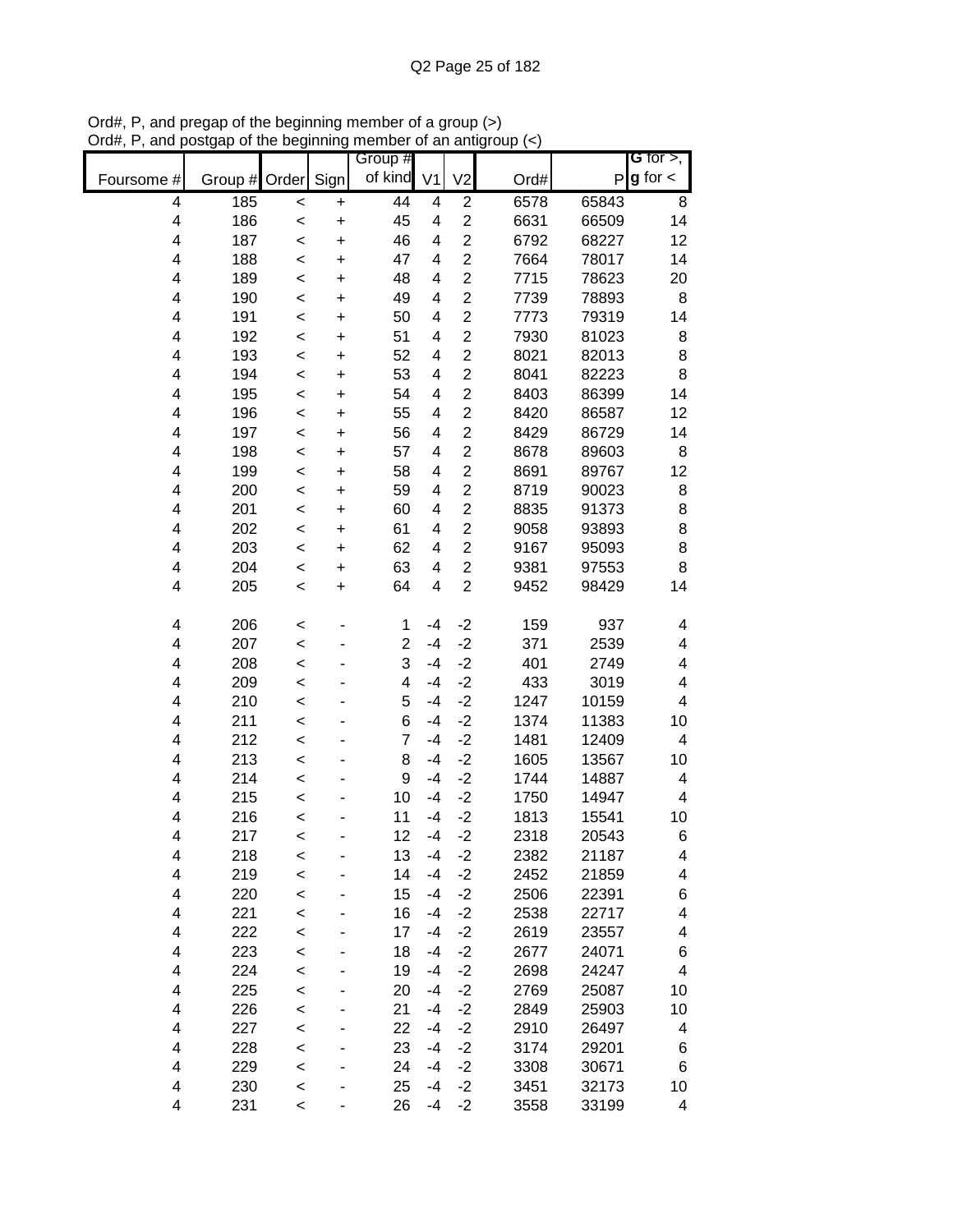Ord#, P, and pregap of the beginning member of a group (>)
Ord#, P, and postgap of the beginning member of an antigroup (<)

| Foursome # | Group # | Order | Sign | Group # of kind | V1 | V2 | Ord# | P | G for >, g for < |
|---|---|---|---|---|---|---|---|---|---|
| 4 | 185 | < | + | 44 | 4 | 2 | 6578 | 65843 | 8 |
| 4 | 186 | < | + | 45 | 4 | 2 | 6631 | 66509 | 14 |
| 4 | 187 | < | + | 46 | 4 | 2 | 6792 | 68227 | 12 |
| 4 | 188 | < | + | 47 | 4 | 2 | 7664 | 78017 | 14 |
| 4 | 189 | < | + | 48 | 4 | 2 | 7715 | 78623 | 20 |
| 4 | 190 | < | + | 49 | 4 | 2 | 7739 | 78893 | 8 |
| 4 | 191 | < | + | 50 | 4 | 2 | 7773 | 79319 | 14 |
| 4 | 192 | < | + | 51 | 4 | 2 | 7930 | 81023 | 8 |
| 4 | 193 | < | + | 52 | 4 | 2 | 8021 | 82013 | 8 |
| 4 | 194 | < | + | 53 | 4 | 2 | 8041 | 82223 | 8 |
| 4 | 195 | < | + | 54 | 4 | 2 | 8403 | 86399 | 14 |
| 4 | 196 | < | + | 55 | 4 | 2 | 8420 | 86587 | 12 |
| 4 | 197 | < | + | 56 | 4 | 2 | 8429 | 86729 | 14 |
| 4 | 198 | < | + | 57 | 4 | 2 | 8678 | 89603 | 8 |
| 4 | 199 | < | + | 58 | 4 | 2 | 8691 | 89767 | 12 |
| 4 | 200 | < | + | 59 | 4 | 2 | 8719 | 90023 | 8 |
| 4 | 201 | < | + | 60 | 4 | 2 | 8835 | 91373 | 8 |
| 4 | 202 | < | + | 61 | 4 | 2 | 9058 | 93893 | 8 |
| 4 | 203 | < | + | 62 | 4 | 2 | 9167 | 95093 | 8 |
| 4 | 204 | < | + | 63 | 4 | 2 | 9381 | 97553 | 8 |
| 4 | 205 | < | + | 64 | 4 | 2 | 9452 | 98429 | 14 |
| | | | | | | | | | |
| 4 | 206 | < | - | 1 | -4 | -2 | 159 | 937 | 4 |
| 4 | 207 | < | - | 2 | -4 | -2 | 371 | 2539 | 4 |
| 4 | 208 | < | - | 3 | -4 | -2 | 401 | 2749 | 4 |
| 4 | 209 | < | - | 4 | -4 | -2 | 433 | 3019 | 4 |
| 4 | 210 | < | - | 5 | -4 | -2 | 1247 | 10159 | 4 |
| 4 | 211 | < | - | 6 | -4 | -2 | 1374 | 11383 | 10 |
| 4 | 212 | < | - | 7 | -4 | -2 | 1481 | 12409 | 4 |
| 4 | 213 | < | - | 8 | -4 | -2 | 1605 | 13567 | 10 |
| 4 | 214 | < | - | 9 | -4 | -2 | 1744 | 14887 | 4 |
| 4 | 215 | < | - | 10 | -4 | -2 | 1750 | 14947 | 4 |
| 4 | 216 | < | - | 11 | -4 | -2 | 1813 | 15541 | 10 |
| 4 | 217 | < | - | 12 | -4 | -2 | 2318 | 20543 | 6 |
| 4 | 218 | < | - | 13 | -4 | -2 | 2382 | 21187 | 4 |
| 4 | 219 | < | - | 14 | -4 | -2 | 2452 | 21859 | 4 |
| 4 | 220 | < | - | 15 | -4 | -2 | 2506 | 22391 | 6 |
| 4 | 221 | < | - | 16 | -4 | -2 | 2538 | 22717 | 4 |
| 4 | 222 | < | - | 17 | -4 | -2 | 2619 | 23557 | 4 |
| 4 | 223 | < | - | 18 | -4 | -2 | 2677 | 24071 | 6 |
| 4 | 224 | < | - | 19 | -4 | -2 | 2698 | 24247 | 4 |
| 4 | 225 | < | - | 20 | -4 | -2 | 2769 | 25087 | 10 |
| 4 | 226 | < | - | 21 | -4 | -2 | 2849 | 25903 | 10 |
| 4 | 227 | < | - | 22 | -4 | -2 | 2910 | 26497 | 4 |
| 4 | 228 | < | - | 23 | -4 | -2 | 3174 | 29201 | 6 |
| 4 | 229 | < | - | 24 | -4 | -2 | 3308 | 30671 | 6 |
| 4 | 230 | < | - | 25 | -4 | -2 | 3451 | 32173 | 10 |
| 4 | 231 | < | - | 26 | -4 | -2 | 3558 | 33199 | 4 |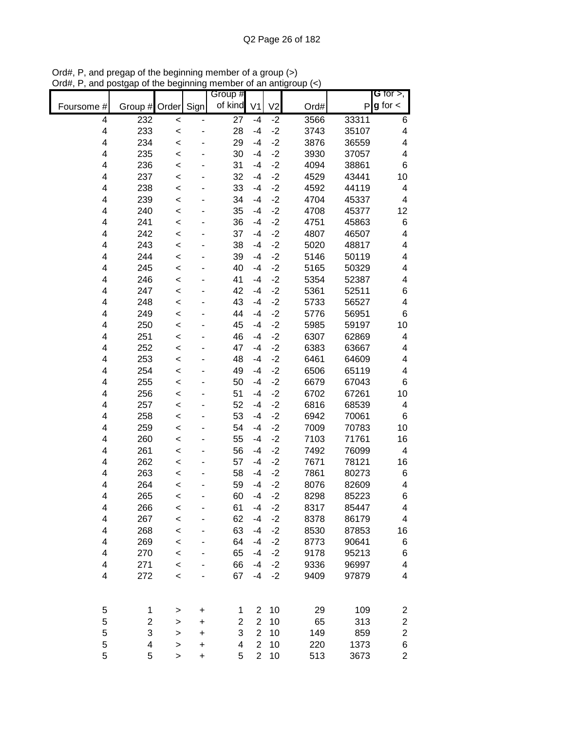Ord#, P, and pregap of the beginning member of a group (>)
Ord#, P, and postgap of the beginning member of an antigroup (<)

| Foursome # | Group # | Order | Sign | Group # of kind | V1 | V2 | Ord# | P | G for >, g for < |
|---|---|---|---|---|---|---|---|---|---|
| 4 | 232 | < | - | 27 | -4 | -2 | 3566 | 33311 | 6 |
| 4 | 233 | < | - | 28 | -4 | -2 | 3743 | 35107 | 4 |
| 4 | 234 | < | - | 29 | -4 | -2 | 3876 | 36559 | 4 |
| 4 | 235 | < | - | 30 | -4 | -2 | 3930 | 37057 | 4 |
| 4 | 236 | < | - | 31 | -4 | -2 | 4094 | 38861 | 6 |
| 4 | 237 | < | - | 32 | -4 | -2 | 4529 | 43441 | 10 |
| 4 | 238 | < | - | 33 | -4 | -2 | 4592 | 44119 | 4 |
| 4 | 239 | < | - | 34 | -4 | -2 | 4704 | 45337 | 4 |
| 4 | 240 | < | - | 35 | -4 | -2 | 4708 | 45377 | 12 |
| 4 | 241 | < | - | 36 | -4 | -2 | 4751 | 45863 | 6 |
| 4 | 242 | < | - | 37 | -4 | -2 | 4807 | 46507 | 4 |
| 4 | 243 | < | - | 38 | -4 | -2 | 5020 | 48817 | 4 |
| 4 | 244 | < | - | 39 | -4 | -2 | 5146 | 50119 | 4 |
| 4 | 245 | < | - | 40 | -4 | -2 | 5165 | 50329 | 4 |
| 4 | 246 | < | - | 41 | -4 | -2 | 5354 | 52387 | 4 |
| 4 | 247 | < | - | 42 | -4 | -2 | 5361 | 52511 | 6 |
| 4 | 248 | < | - | 43 | -4 | -2 | 5733 | 56527 | 4 |
| 4 | 249 | < | - | 44 | -4 | -2 | 5776 | 56951 | 6 |
| 4 | 250 | < | - | 45 | -4 | -2 | 5985 | 59197 | 10 |
| 4 | 251 | < | - | 46 | -4 | -2 | 6307 | 62869 | 4 |
| 4 | 252 | < | - | 47 | -4 | -2 | 6383 | 63667 | 4 |
| 4 | 253 | < | - | 48 | -4 | -2 | 6461 | 64609 | 4 |
| 4 | 254 | < | - | 49 | -4 | -2 | 6506 | 65119 | 4 |
| 4 | 255 | < | - | 50 | -4 | -2 | 6679 | 67043 | 6 |
| 4 | 256 | < | - | 51 | -4 | -2 | 6702 | 67261 | 10 |
| 4 | 257 | < | - | 52 | -4 | -2 | 6816 | 68539 | 4 |
| 4 | 258 | < | - | 53 | -4 | -2 | 6942 | 70061 | 6 |
| 4 | 259 | < | - | 54 | -4 | -2 | 7009 | 70783 | 10 |
| 4 | 260 | < | - | 55 | -4 | -2 | 7103 | 71761 | 16 |
| 4 | 261 | < | - | 56 | -4 | -2 | 7492 | 76099 | 4 |
| 4 | 262 | < | - | 57 | -4 | -2 | 7671 | 78121 | 16 |
| 4 | 263 | < | - | 58 | -4 | -2 | 7861 | 80273 | 6 |
| 4 | 264 | < | - | 59 | -4 | -2 | 8076 | 82609 | 4 |
| 4 | 265 | < | - | 60 | -4 | -2 | 8298 | 85223 | 6 |
| 4 | 266 | < | - | 61 | -4 | -2 | 8317 | 85447 | 4 |
| 4 | 267 | < | - | 62 | -4 | -2 | 8378 | 86179 | 4 |
| 4 | 268 | < | - | 63 | -4 | -2 | 8530 | 87853 | 16 |
| 4 | 269 | < | - | 64 | -4 | -2 | 8773 | 90641 | 6 |
| 4 | 270 | < | - | 65 | -4 | -2 | 9178 | 95213 | 6 |
| 4 | 271 | < | - | 66 | -4 | -2 | 9336 | 96997 | 4 |
| 4 | 272 | < | - | 67 | -4 | -2 | 9409 | 97879 | 4 |
| | | | | | | | | | |
| 5 | 1 | > | + | 1 | 2 | 10 | 29 | 109 | 2 |
| 5 | 2 | > | + | 2 | 2 | 10 | 65 | 313 | 2 |
| 5 | 3 | > | + | 3 | 2 | 10 | 149 | 859 | 2 |
| 5 | 4 | > | + | 4 | 2 | 10 | 220 | 1373 | 6 |
| 5 | 5 | > | + | 5 | 2 | 10 | 513 | 3673 | 2 |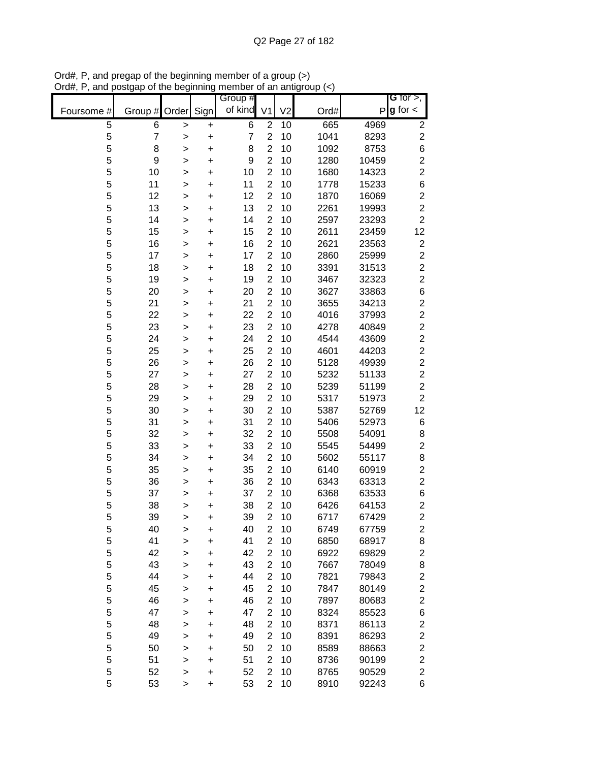Ord#, P, and pregap of the beginning member of a group (>)
Ord#, P, and postgap of the beginning member of an antigroup (<)

| Foursome # | Group # | Order | Sign | Group # of kind | V1 | V2 | Ord# | P | G for >, g for < |
|---|---|---|---|---|---|---|---|---|---|
| 5 | 6 | > | + | 6 | 2 | 10 | 665 | 4969 | 2 |
| 5 | 7 | > | + | 7 | 2 | 10 | 1041 | 8293 | 2 |
| 5 | 8 | > | + | 8 | 2 | 10 | 1092 | 8753 | 6 |
| 5 | 9 | > | + | 9 | 2 | 10 | 1280 | 10459 | 2 |
| 5 | 10 | > | + | 10 | 2 | 10 | 1680 | 14323 | 2 |
| 5 | 11 | > | + | 11 | 2 | 10 | 1778 | 15233 | 6 |
| 5 | 12 | > | + | 12 | 2 | 10 | 1870 | 16069 | 2 |
| 5 | 13 | > | + | 13 | 2 | 10 | 2261 | 19993 | 2 |
| 5 | 14 | > | + | 14 | 2 | 10 | 2597 | 23293 | 2 |
| 5 | 15 | > | + | 15 | 2 | 10 | 2611 | 23459 | 12 |
| 5 | 16 | > | + | 16 | 2 | 10 | 2621 | 23563 | 2 |
| 5 | 17 | > | + | 17 | 2 | 10 | 2860 | 25999 | 2 |
| 5 | 18 | > | + | 18 | 2 | 10 | 3391 | 31513 | 2 |
| 5 | 19 | > | + | 19 | 2 | 10 | 3467 | 32323 | 2 |
| 5 | 20 | > | + | 20 | 2 | 10 | 3627 | 33863 | 6 |
| 5 | 21 | > | + | 21 | 2 | 10 | 3655 | 34213 | 2 |
| 5 | 22 | > | + | 22 | 2 | 10 | 4016 | 37993 | 2 |
| 5 | 23 | > | + | 23 | 2 | 10 | 4278 | 40849 | 2 |
| 5 | 24 | > | + | 24 | 2 | 10 | 4544 | 43609 | 2 |
| 5 | 25 | > | + | 25 | 2 | 10 | 4601 | 44203 | 2 |
| 5 | 26 | > | + | 26 | 2 | 10 | 5128 | 49939 | 2 |
| 5 | 27 | > | + | 27 | 2 | 10 | 5232 | 51133 | 2 |
| 5 | 28 | > | + | 28 | 2 | 10 | 5239 | 51199 | 2 |
| 5 | 29 | > | + | 29 | 2 | 10 | 5317 | 51973 | 2 |
| 5 | 30 | > | + | 30 | 2 | 10 | 5387 | 52769 | 12 |
| 5 | 31 | > | + | 31 | 2 | 10 | 5406 | 52973 | 6 |
| 5 | 32 | > | + | 32 | 2 | 10 | 5508 | 54091 | 8 |
| 5 | 33 | > | + | 33 | 2 | 10 | 5545 | 54499 | 2 |
| 5 | 34 | > | + | 34 | 2 | 10 | 5602 | 55117 | 8 |
| 5 | 35 | > | + | 35 | 2 | 10 | 6140 | 60919 | 2 |
| 5 | 36 | > | + | 36 | 2 | 10 | 6343 | 63313 | 2 |
| 5 | 37 | > | + | 37 | 2 | 10 | 6368 | 63533 | 6 |
| 5 | 38 | > | + | 38 | 2 | 10 | 6426 | 64153 | 2 |
| 5 | 39 | > | + | 39 | 2 | 10 | 6717 | 67429 | 2 |
| 5 | 40 | > | + | 40 | 2 | 10 | 6749 | 67759 | 2 |
| 5 | 41 | > | + | 41 | 2 | 10 | 6850 | 68917 | 8 |
| 5 | 42 | > | + | 42 | 2 | 10 | 6922 | 69829 | 2 |
| 5 | 43 | > | + | 43 | 2 | 10 | 7667 | 78049 | 8 |
| 5 | 44 | > | + | 44 | 2 | 10 | 7821 | 79843 | 2 |
| 5 | 45 | > | + | 45 | 2 | 10 | 7847 | 80149 | 2 |
| 5 | 46 | > | + | 46 | 2 | 10 | 7897 | 80683 | 2 |
| 5 | 47 | > | + | 47 | 2 | 10 | 8324 | 85523 | 6 |
| 5 | 48 | > | + | 48 | 2 | 10 | 8371 | 86113 | 2 |
| 5 | 49 | > | + | 49 | 2 | 10 | 8391 | 86293 | 2 |
| 5 | 50 | > | + | 50 | 2 | 10 | 8589 | 88663 | 2 |
| 5 | 51 | > | + | 51 | 2 | 10 | 8736 | 90199 | 2 |
| 5 | 52 | > | + | 52 | 2 | 10 | 8765 | 90529 | 2 |
| 5 | 53 | > | + | 53 | 2 | 10 | 8910 | 92243 | 6 |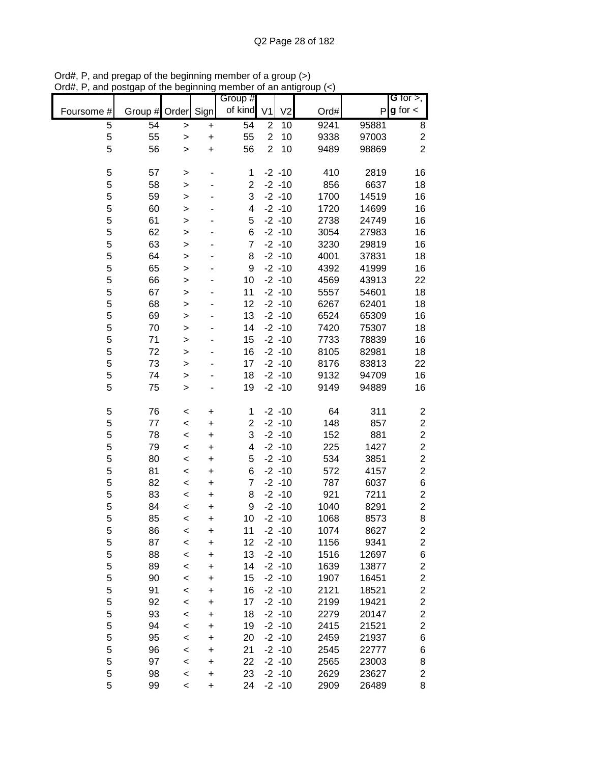Ord#, P, and pregap of the beginning member of a group (>)
Ord#, P, and postgap of the beginning member of an antigroup (<)

| Foursome # | Group # | Order | Sign | Group # of kind | V1 | V2 | Ord# | P | G for >, g for < |
|---|---|---|---|---|---|---|---|---|---|
| 5 | 54 | > | + | 54 | 2 | 10 | 9241 | 95881 | 8 |
| 5 | 55 | > | + | 55 | 2 | 10 | 9338 | 97003 | 2 |
| 5 | 56 | > | + | 56 | 2 | 10 | 9489 | 98869 | 2 |
| | | | | | | | | | |
| 5 | 57 | > | - | 1 | -2 | -10 | 410 | 2819 | 16 |
| 5 | 58 | > | - | 2 | -2 | -10 | 856 | 6637 | 18 |
| 5 | 59 | > | - | 3 | -2 | -10 | 1700 | 14519 | 16 |
| 5 | 60 | > | - | 4 | -2 | -10 | 1720 | 14699 | 16 |
| 5 | 61 | > | - | 5 | -2 | -10 | 2738 | 24749 | 16 |
| 5 | 62 | > | - | 6 | -2 | -10 | 3054 | 27983 | 16 |
| 5 | 63 | > | - | 7 | -2 | -10 | 3230 | 29819 | 16 |
| 5 | 64 | > | - | 8 | -2 | -10 | 4001 | 37831 | 18 |
| 5 | 65 | > | - | 9 | -2 | -10 | 4392 | 41999 | 16 |
| 5 | 66 | > | - | 10 | -2 | -10 | 4569 | 43913 | 22 |
| 5 | 67 | > | - | 11 | -2 | -10 | 5557 | 54601 | 18 |
| 5 | 68 | > | - | 12 | -2 | -10 | 6267 | 62401 | 18 |
| 5 | 69 | > | - | 13 | -2 | -10 | 6524 | 65309 | 16 |
| 5 | 70 | > | - | 14 | -2 | -10 | 7420 | 75307 | 18 |
| 5 | 71 | > | - | 15 | -2 | -10 | 7733 | 78839 | 16 |
| 5 | 72 | > | - | 16 | -2 | -10 | 8105 | 82981 | 18 |
| 5 | 73 | > | - | 17 | -2 | -10 | 8176 | 83813 | 22 |
| 5 | 74 | > | - | 18 | -2 | -10 | 9132 | 94709 | 16 |
| 5 | 75 | > | - | 19 | -2 | -10 | 9149 | 94889 | 16 |
| | | | | | | | | | |
| 5 | 76 | < | + | 1 | -2 | -10 | 64 | 311 | 2 |
| 5 | 77 | < | + | 2 | -2 | -10 | 148 | 857 | 2 |
| 5 | 78 | < | + | 3 | -2 | -10 | 152 | 881 | 2 |
| 5 | 79 | < | + | 4 | -2 | -10 | 225 | 1427 | 2 |
| 5 | 80 | < | + | 5 | -2 | -10 | 534 | 3851 | 2 |
| 5 | 81 | < | + | 6 | -2 | -10 | 572 | 4157 | 2 |
| 5 | 82 | < | + | 7 | -2 | -10 | 787 | 6037 | 6 |
| 5 | 83 | < | + | 8 | -2 | -10 | 921 | 7211 | 2 |
| 5 | 84 | < | + | 9 | -2 | -10 | 1040 | 8291 | 2 |
| 5 | 85 | < | + | 10 | -2 | -10 | 1068 | 8573 | 8 |
| 5 | 86 | < | + | 11 | -2 | -10 | 1074 | 8627 | 2 |
| 5 | 87 | < | + | 12 | -2 | -10 | 1156 | 9341 | 2 |
| 5 | 88 | < | + | 13 | -2 | -10 | 1516 | 12697 | 6 |
| 5 | 89 | < | + | 14 | -2 | -10 | 1639 | 13877 | 2 |
| 5 | 90 | < | + | 15 | -2 | -10 | 1907 | 16451 | 2 |
| 5 | 91 | < | + | 16 | -2 | -10 | 2121 | 18521 | 2 |
| 5 | 92 | < | + | 17 | -2 | -10 | 2199 | 19421 | 2 |
| 5 | 93 | < | + | 18 | -2 | -10 | 2279 | 20147 | 2 |
| 5 | 94 | < | + | 19 | -2 | -10 | 2415 | 21521 | 2 |
| 5 | 95 | < | + | 20 | -2 | -10 | 2459 | 21937 | 6 |
| 5 | 96 | < | + | 21 | -2 | -10 | 2545 | 22777 | 6 |
| 5 | 97 | < | + | 22 | -2 | -10 | 2565 | 23003 | 8 |
| 5 | 98 | < | + | 23 | -2 | -10 | 2629 | 23627 | 2 |
| 5 | 99 | < | + | 24 | -2 | -10 | 2909 | 26489 | 8 |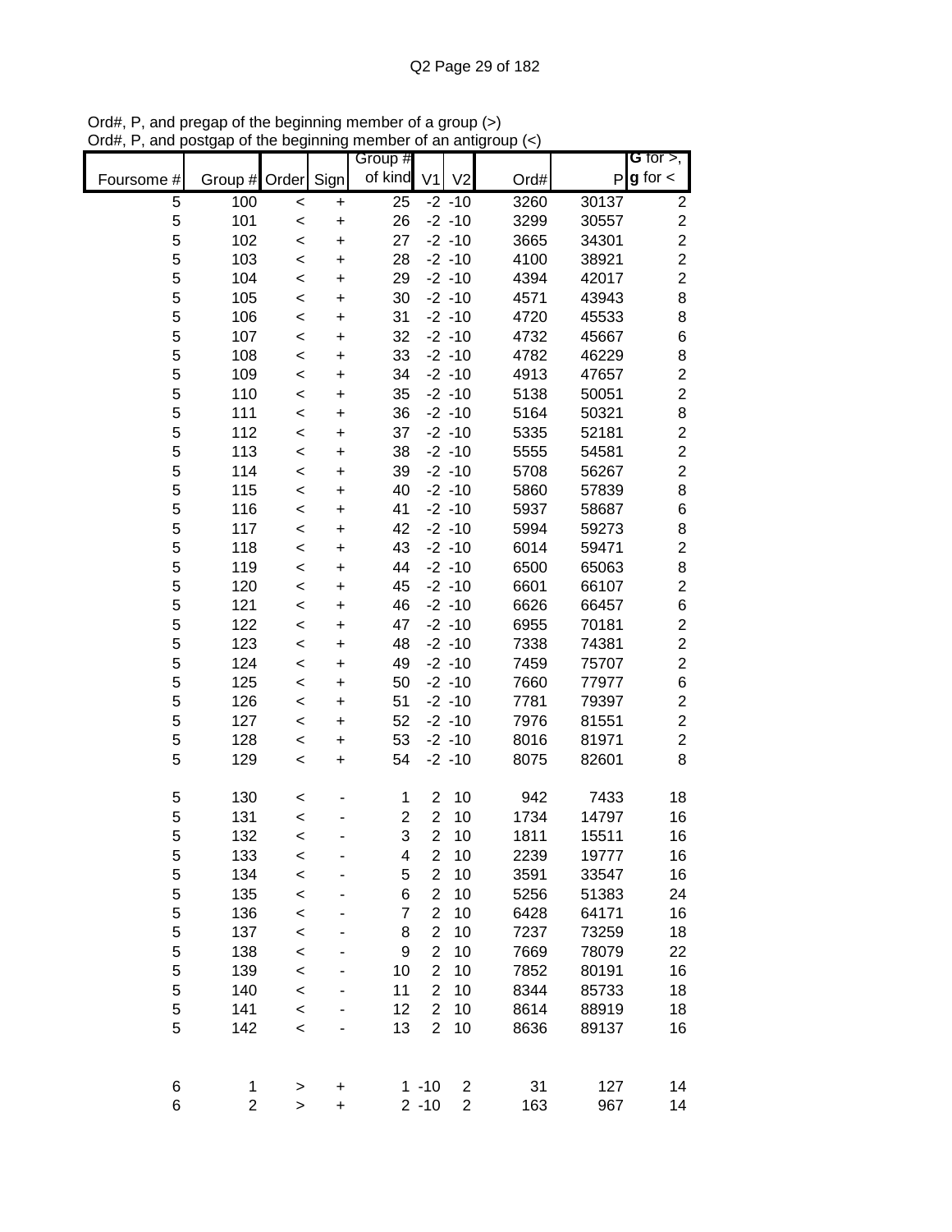Ord#, P, and pregap of the beginning member of a group (>)
Ord#, P, and postgap of the beginning member of an antigroup (<)

| Foursome # | Group # | Order | Sign | Group # of kind | V1 | V2 | Ord# | P | G for >, g for < |
|---|---|---|---|---|---|---|---|---|---|
| 5 | 100 | < | + | 25 | -2 | -10 | 3260 | 30137 | 2 |
| 5 | 101 | < | + | 26 | -2 | -10 | 3299 | 30557 | 2 |
| 5 | 102 | < | + | 27 | -2 | -10 | 3665 | 34301 | 2 |
| 5 | 103 | < | + | 28 | -2 | -10 | 4100 | 38921 | 2 |
| 5 | 104 | < | + | 29 | -2 | -10 | 4394 | 42017 | 2 |
| 5 | 105 | < | + | 30 | -2 | -10 | 4571 | 43943 | 8 |
| 5 | 106 | < | + | 31 | -2 | -10 | 4720 | 45533 | 8 |
| 5 | 107 | < | + | 32 | -2 | -10 | 4732 | 45667 | 6 |
| 5 | 108 | < | + | 33 | -2 | -10 | 4782 | 46229 | 8 |
| 5 | 109 | < | + | 34 | -2 | -10 | 4913 | 47657 | 2 |
| 5 | 110 | < | + | 35 | -2 | -10 | 5138 | 50051 | 2 |
| 5 | 111 | < | + | 36 | -2 | -10 | 5164 | 50321 | 8 |
| 5 | 112 | < | + | 37 | -2 | -10 | 5335 | 52181 | 2 |
| 5 | 113 | < | + | 38 | -2 | -10 | 5555 | 54581 | 2 |
| 5 | 114 | < | + | 39 | -2 | -10 | 5708 | 56267 | 2 |
| 5 | 115 | < | + | 40 | -2 | -10 | 5860 | 57839 | 8 |
| 5 | 116 | < | + | 41 | -2 | -10 | 5937 | 58687 | 6 |
| 5 | 117 | < | + | 42 | -2 | -10 | 5994 | 59273 | 8 |
| 5 | 118 | < | + | 43 | -2 | -10 | 6014 | 59471 | 2 |
| 5 | 119 | < | + | 44 | -2 | -10 | 6500 | 65063 | 8 |
| 5 | 120 | < | + | 45 | -2 | -10 | 6601 | 66107 | 2 |
| 5 | 121 | < | + | 46 | -2 | -10 | 6626 | 66457 | 6 |
| 5 | 122 | < | + | 47 | -2 | -10 | 6955 | 70181 | 2 |
| 5 | 123 | < | + | 48 | -2 | -10 | 7338 | 74381 | 2 |
| 5 | 124 | < | + | 49 | -2 | -10 | 7459 | 75707 | 2 |
| 5 | 125 | < | + | 50 | -2 | -10 | 7660 | 77977 | 6 |
| 5 | 126 | < | + | 51 | -2 | -10 | 7781 | 79397 | 2 |
| 5 | 127 | < | + | 52 | -2 | -10 | 7976 | 81551 | 2 |
| 5 | 128 | < | + | 53 | -2 | -10 | 8016 | 81971 | 2 |
| 5 | 129 | < | + | 54 | -2 | -10 | 8075 | 82601 | 8 |
| | | | | | | | | | |
| 5 | 130 | < | - | 1 | 2 | 10 | 942 | 7433 | 18 |
| 5 | 131 | < | - | 2 | 2 | 10 | 1734 | 14797 | 16 |
| 5 | 132 | < | - | 3 | 2 | 10 | 1811 | 15511 | 16 |
| 5 | 133 | < | - | 4 | 2 | 10 | 2239 | 19777 | 16 |
| 5 | 134 | < | - | 5 | 2 | 10 | 3591 | 33547 | 16 |
| 5 | 135 | < | - | 6 | 2 | 10 | 5256 | 51383 | 24 |
| 5 | 136 | < | - | 7 | 2 | 10 | 6428 | 64171 | 16 |
| 5 | 137 | < | - | 8 | 2 | 10 | 7237 | 73259 | 18 |
| 5 | 138 | < | - | 9 | 2 | 10 | 7669 | 78079 | 22 |
| 5 | 139 | < | - | 10 | 2 | 10 | 7852 | 80191 | 16 |
| 5 | 140 | < | - | 11 | 2 | 10 | 8344 | 85733 | 18 |
| 5 | 141 | < | - | 12 | 2 | 10 | 8614 | 88919 | 18 |
| 5 | 142 | < | - | 13 | 2 | 10 | 8636 | 89137 | 16 |
| | | | | | | | | | |
| 6 | 1 | > | + | 1 | -10 | 2 | 31 | 127 | 14 |
| 6 | 2 | > | + | 2 | -10 | 2 | 163 | 967 | 14 |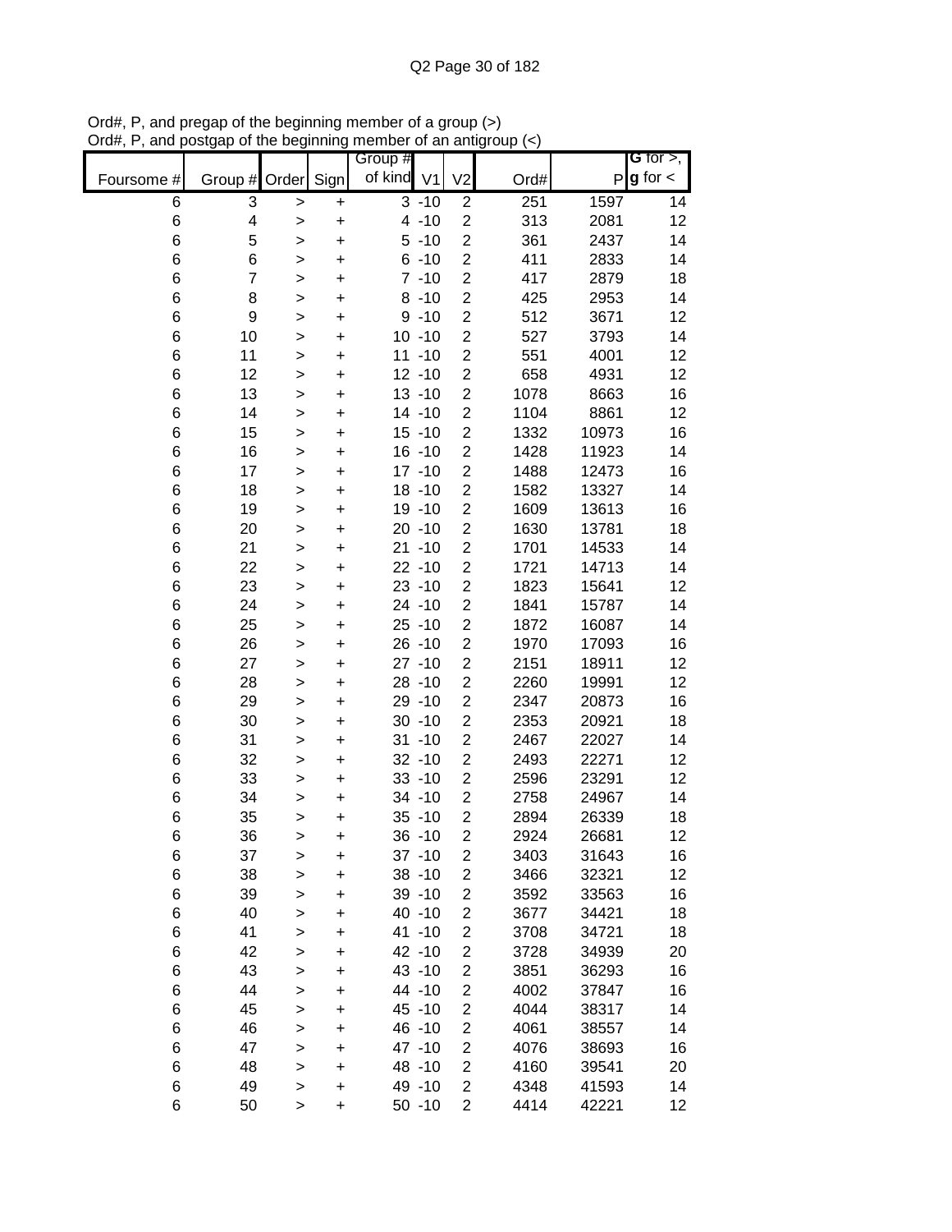Ord#, P, and pregap of the beginning member of a group (>)
Ord#, P, and postgap of the beginning member of an antigroup (<)

| Foursome # | Group # | Order | Sign | Group # of kind | V1 | V2 | Ord# | P | G for >, g for < |
|---|---|---|---|---|---|---|---|---|---|
| 6 | 3 | > | + | 3 | -10 | 2 | 251 | 1597 | 14 |
| 6 | 4 | > | + | 4 | -10 | 2 | 313 | 2081 | 12 |
| 6 | 5 | > | + | 5 | -10 | 2 | 361 | 2437 | 14 |
| 6 | 6 | > | + | 6 | -10 | 2 | 411 | 2833 | 14 |
| 6 | 7 | > | + | 7 | -10 | 2 | 417 | 2879 | 18 |
| 6 | 8 | > | + | 8 | -10 | 2 | 425 | 2953 | 14 |
| 6 | 9 | > | + | 9 | -10 | 2 | 512 | 3671 | 12 |
| 6 | 10 | > | + | 10 | -10 | 2 | 527 | 3793 | 14 |
| 6 | 11 | > | + | 11 | -10 | 2 | 551 | 4001 | 12 |
| 6 | 12 | > | + | 12 | -10 | 2 | 658 | 4931 | 12 |
| 6 | 13 | > | + | 13 | -10 | 2 | 1078 | 8663 | 16 |
| 6 | 14 | > | + | 14 | -10 | 2 | 1104 | 8861 | 12 |
| 6 | 15 | > | + | 15 | -10 | 2 | 1332 | 10973 | 16 |
| 6 | 16 | > | + | 16 | -10 | 2 | 1428 | 11923 | 14 |
| 6 | 17 | > | + | 17 | -10 | 2 | 1488 | 12473 | 16 |
| 6 | 18 | > | + | 18 | -10 | 2 | 1582 | 13327 | 14 |
| 6 | 19 | > | + | 19 | -10 | 2 | 1609 | 13613 | 16 |
| 6 | 20 | > | + | 20 | -10 | 2 | 1630 | 13781 | 18 |
| 6 | 21 | > | + | 21 | -10 | 2 | 1701 | 14533 | 14 |
| 6 | 22 | > | + | 22 | -10 | 2 | 1721 | 14713 | 14 |
| 6 | 23 | > | + | 23 | -10 | 2 | 1823 | 15641 | 12 |
| 6 | 24 | > | + | 24 | -10 | 2 | 1841 | 15787 | 14 |
| 6 | 25 | > | + | 25 | -10 | 2 | 1872 | 16087 | 14 |
| 6 | 26 | > | + | 26 | -10 | 2 | 1970 | 17093 | 16 |
| 6 | 27 | > | + | 27 | -10 | 2 | 2151 | 18911 | 12 |
| 6 | 28 | > | + | 28 | -10 | 2 | 2260 | 19991 | 12 |
| 6 | 29 | > | + | 29 | -10 | 2 | 2347 | 20873 | 16 |
| 6 | 30 | > | + | 30 | -10 | 2 | 2353 | 20921 | 18 |
| 6 | 31 | > | + | 31 | -10 | 2 | 2467 | 22027 | 14 |
| 6 | 32 | > | + | 32 | -10 | 2 | 2493 | 22271 | 12 |
| 6 | 33 | > | + | 33 | -10 | 2 | 2596 | 23291 | 12 |
| 6 | 34 | > | + | 34 | -10 | 2 | 2758 | 24967 | 14 |
| 6 | 35 | > | + | 35 | -10 | 2 | 2894 | 26339 | 18 |
| 6 | 36 | > | + | 36 | -10 | 2 | 2924 | 26681 | 12 |
| 6 | 37 | > | + | 37 | -10 | 2 | 3403 | 31643 | 16 |
| 6 | 38 | > | + | 38 | -10 | 2 | 3466 | 32321 | 12 |
| 6 | 39 | > | + | 39 | -10 | 2 | 3592 | 33563 | 16 |
| 6 | 40 | > | + | 40 | -10 | 2 | 3677 | 34421 | 18 |
| 6 | 41 | > | + | 41 | -10 | 2 | 3708 | 34721 | 18 |
| 6 | 42 | > | + | 42 | -10 | 2 | 3728 | 34939 | 20 |
| 6 | 43 | > | + | 43 | -10 | 2 | 3851 | 36293 | 16 |
| 6 | 44 | > | + | 44 | -10 | 2 | 4002 | 37847 | 16 |
| 6 | 45 | > | + | 45 | -10 | 2 | 4044 | 38317 | 14 |
| 6 | 46 | > | + | 46 | -10 | 2 | 4061 | 38557 | 14 |
| 6 | 47 | > | + | 47 | -10 | 2 | 4076 | 38693 | 16 |
| 6 | 48 | > | + | 48 | -10 | 2 | 4160 | 39541 | 20 |
| 6 | 49 | > | + | 49 | -10 | 2 | 4348 | 41593 | 14 |
| 6 | 50 | > | + | 50 | -10 | 2 | 4414 | 42221 | 12 |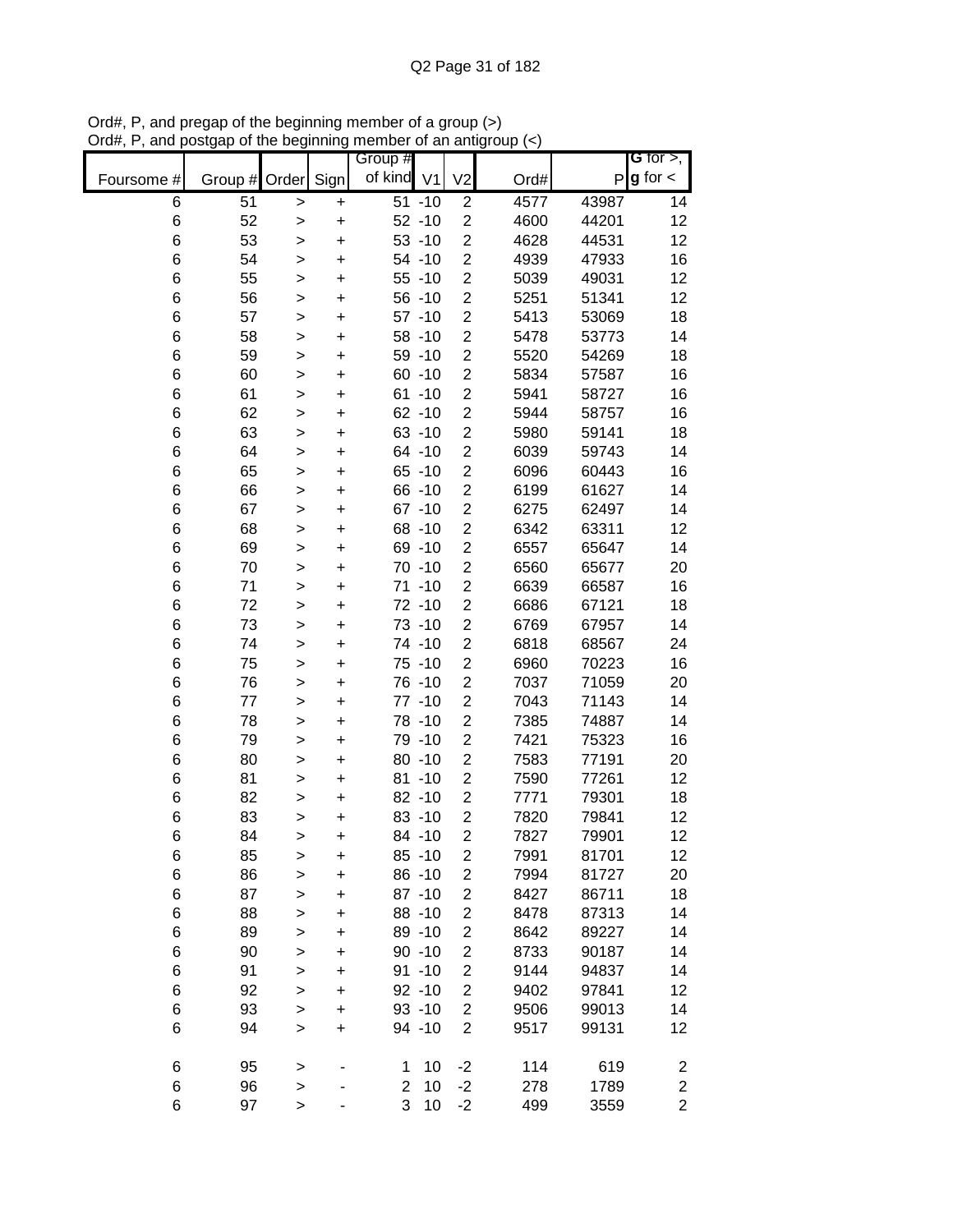Ord#, P, and pregap of the beginning member of a group (>)
Ord#, P, and postgap of the beginning member of an antigroup (<)

| Foursome # | Group # | Order | Sign | Group # of kind | V1 | V2 | Ord# | P | G for >, g for < |
|---|---|---|---|---|---|---|---|---|---|
| 6 | 51 | > | + | 51 | -10 | 2 | 4577 | 43987 | 14 |
| 6 | 52 | > | + | 52 | -10 | 2 | 4600 | 44201 | 12 |
| 6 | 53 | > | + | 53 | -10 | 2 | 4628 | 44531 | 12 |
| 6 | 54 | > | + | 54 | -10 | 2 | 4939 | 47933 | 16 |
| 6 | 55 | > | + | 55 | -10 | 2 | 5039 | 49031 | 12 |
| 6 | 56 | > | + | 56 | -10 | 2 | 5251 | 51341 | 12 |
| 6 | 57 | > | + | 57 | -10 | 2 | 5413 | 53069 | 18 |
| 6 | 58 | > | + | 58 | -10 | 2 | 5478 | 53773 | 14 |
| 6 | 59 | > | + | 59 | -10 | 2 | 5520 | 54269 | 18 |
| 6 | 60 | > | + | 60 | -10 | 2 | 5834 | 57587 | 16 |
| 6 | 61 | > | + | 61 | -10 | 2 | 5941 | 58727 | 16 |
| 6 | 62 | > | + | 62 | -10 | 2 | 5944 | 58757 | 16 |
| 6 | 63 | > | + | 63 | -10 | 2 | 5980 | 59141 | 18 |
| 6 | 64 | > | + | 64 | -10 | 2 | 6039 | 59743 | 14 |
| 6 | 65 | > | + | 65 | -10 | 2 | 6096 | 60443 | 16 |
| 6 | 66 | > | + | 66 | -10 | 2 | 6199 | 61627 | 14 |
| 6 | 67 | > | + | 67 | -10 | 2 | 6275 | 62497 | 14 |
| 6 | 68 | > | + | 68 | -10 | 2 | 6342 | 63311 | 12 |
| 6 | 69 | > | + | 69 | -10 | 2 | 6557 | 65647 | 14 |
| 6 | 70 | > | + | 70 | -10 | 2 | 6560 | 65677 | 20 |
| 6 | 71 | > | + | 71 | -10 | 2 | 6639 | 66587 | 16 |
| 6 | 72 | > | + | 72 | -10 | 2 | 6686 | 67121 | 18 |
| 6 | 73 | > | + | 73 | -10 | 2 | 6769 | 67957 | 14 |
| 6 | 74 | > | + | 74 | -10 | 2 | 6818 | 68567 | 24 |
| 6 | 75 | > | + | 75 | -10 | 2 | 6960 | 70223 | 16 |
| 6 | 76 | > | + | 76 | -10 | 2 | 7037 | 71059 | 20 |
| 6 | 77 | > | + | 77 | -10 | 2 | 7043 | 71143 | 14 |
| 6 | 78 | > | + | 78 | -10 | 2 | 7385 | 74887 | 14 |
| 6 | 79 | > | + | 79 | -10 | 2 | 7421 | 75323 | 16 |
| 6 | 80 | > | + | 80 | -10 | 2 | 7583 | 77191 | 20 |
| 6 | 81 | > | + | 81 | -10 | 2 | 7590 | 77261 | 12 |
| 6 | 82 | > | + | 82 | -10 | 2 | 7771 | 79301 | 18 |
| 6 | 83 | > | + | 83 | -10 | 2 | 7820 | 79841 | 12 |
| 6 | 84 | > | + | 84 | -10 | 2 | 7827 | 79901 | 12 |
| 6 | 85 | > | + | 85 | -10 | 2 | 7991 | 81701 | 12 |
| 6 | 86 | > | + | 86 | -10 | 2 | 7994 | 81727 | 20 |
| 6 | 87 | > | + | 87 | -10 | 2 | 8427 | 86711 | 18 |
| 6 | 88 | > | + | 88 | -10 | 2 | 8478 | 87313 | 14 |
| 6 | 89 | > | + | 89 | -10 | 2 | 8642 | 89227 | 14 |
| 6 | 90 | > | + | 90 | -10 | 2 | 8733 | 90187 | 14 |
| 6 | 91 | > | + | 91 | -10 | 2 | 9144 | 94837 | 14 |
| 6 | 92 | > | + | 92 | -10 | 2 | 9402 | 97841 | 12 |
| 6 | 93 | > | + | 93 | -10 | 2 | 9506 | 99013 | 14 |
| 6 | 94 | > | + | 94 | -10 | 2 | 9517 | 99131 | 12 |
| | | | | | | | | | |
| 6 | 95 | > | - | 1 | 10 | -2 | 114 | 619 | 2 |
| 6 | 96 | > | - | 2 | 10 | -2 | 278 | 1789 | 2 |
| 6 | 97 | > | - | 3 | 10 | -2 | 499 | 3559 | 2 |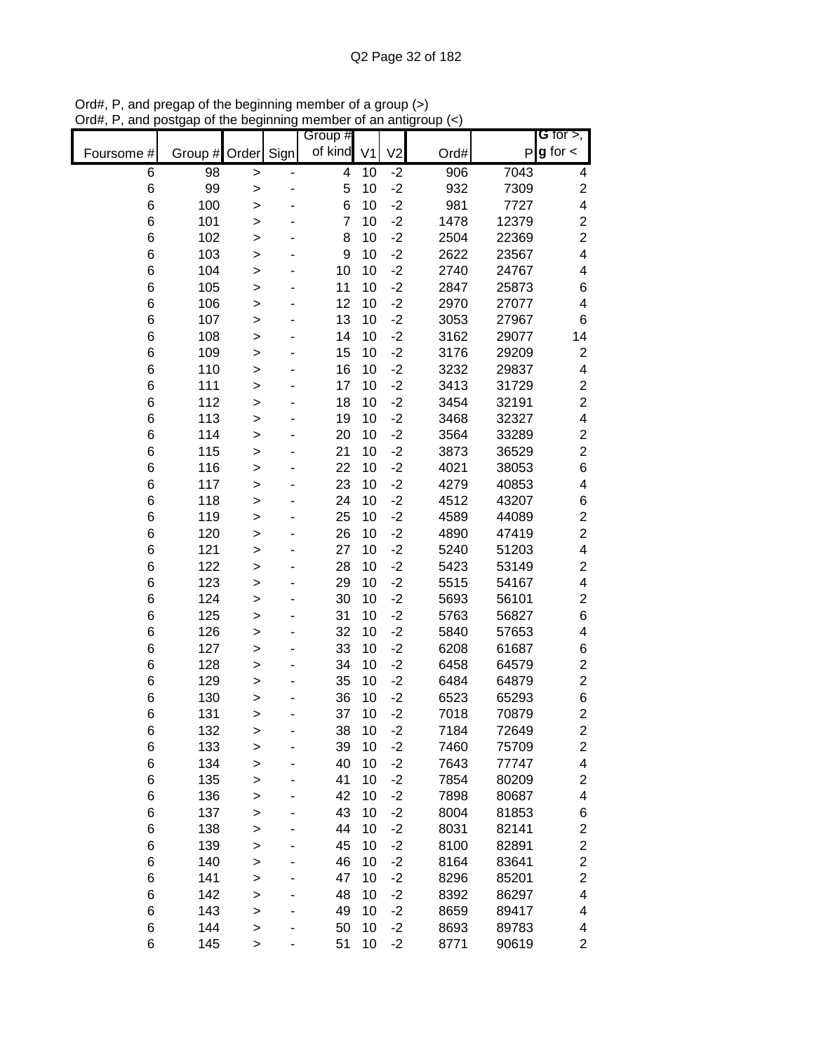Ord#, P, and pregap of the beginning member of a group (>)
Ord#, P, and postgap of the beginning member of an antigroup (<)

| Foursome # | Group # | Order | Sign | Group # of kind | V1 | V2 | Ord# | P | G for >, g for < |
|---|---|---|---|---|---|---|---|---|---|
| 6 | 98 | > | - | 4 | 10 | -2 | 906 | 7043 | 4 |
| 6 | 99 | > | - | 5 | 10 | -2 | 932 | 7309 | 2 |
| 6 | 100 | > | - | 6 | 10 | -2 | 981 | 7727 | 4 |
| 6 | 101 | > | - | 7 | 10 | -2 | 1478 | 12379 | 2 |
| 6 | 102 | > | - | 8 | 10 | -2 | 2504 | 22369 | 2 |
| 6 | 103 | > | - | 9 | 10 | -2 | 2622 | 23567 | 4 |
| 6 | 104 | > | - | 10 | 10 | -2 | 2740 | 24767 | 4 |
| 6 | 105 | > | - | 11 | 10 | -2 | 2847 | 25873 | 6 |
| 6 | 106 | > | - | 12 | 10 | -2 | 2970 | 27077 | 4 |
| 6 | 107 | > | - | 13 | 10 | -2 | 3053 | 27967 | 6 |
| 6 | 108 | > | - | 14 | 10 | -2 | 3162 | 29077 | 14 |
| 6 | 109 | > | - | 15 | 10 | -2 | 3176 | 29209 | 2 |
| 6 | 110 | > | - | 16 | 10 | -2 | 3232 | 29837 | 4 |
| 6 | 111 | > | - | 17 | 10 | -2 | 3413 | 31729 | 2 |
| 6 | 112 | > | - | 18 | 10 | -2 | 3454 | 32191 | 2 |
| 6 | 113 | > | - | 19 | 10 | -2 | 3468 | 32327 | 4 |
| 6 | 114 | > | - | 20 | 10 | -2 | 3564 | 33289 | 2 |
| 6 | 115 | > | - | 21 | 10 | -2 | 3873 | 36529 | 2 |
| 6 | 116 | > | - | 22 | 10 | -2 | 4021 | 38053 | 6 |
| 6 | 117 | > | - | 23 | 10 | -2 | 4279 | 40853 | 4 |
| 6 | 118 | > | - | 24 | 10 | -2 | 4512 | 43207 | 6 |
| 6 | 119 | > | - | 25 | 10 | -2 | 4589 | 44089 | 2 |
| 6 | 120 | > | - | 26 | 10 | -2 | 4890 | 47419 | 2 |
| 6 | 121 | > | - | 27 | 10 | -2 | 5240 | 51203 | 4 |
| 6 | 122 | > | - | 28 | 10 | -2 | 5423 | 53149 | 2 |
| 6 | 123 | > | - | 29 | 10 | -2 | 5515 | 54167 | 4 |
| 6 | 124 | > | - | 30 | 10 | -2 | 5693 | 56101 | 2 |
| 6 | 125 | > | - | 31 | 10 | -2 | 5763 | 56827 | 6 |
| 6 | 126 | > | - | 32 | 10 | -2 | 5840 | 57653 | 4 |
| 6 | 127 | > | - | 33 | 10 | -2 | 6208 | 61687 | 6 |
| 6 | 128 | > | - | 34 | 10 | -2 | 6458 | 64579 | 2 |
| 6 | 129 | > | - | 35 | 10 | -2 | 6484 | 64879 | 2 |
| 6 | 130 | > | - | 36 | 10 | -2 | 6523 | 65293 | 6 |
| 6 | 131 | > | - | 37 | 10 | -2 | 7018 | 70879 | 2 |
| 6 | 132 | > | - | 38 | 10 | -2 | 7184 | 72649 | 2 |
| 6 | 133 | > | - | 39 | 10 | -2 | 7460 | 75709 | 2 |
| 6 | 134 | > | - | 40 | 10 | -2 | 7643 | 77747 | 4 |
| 6 | 135 | > | - | 41 | 10 | -2 | 7854 | 80209 | 2 |
| 6 | 136 | > | - | 42 | 10 | -2 | 7898 | 80687 | 4 |
| 6 | 137 | > | - | 43 | 10 | -2 | 8004 | 81853 | 6 |
| 6 | 138 | > | - | 44 | 10 | -2 | 8031 | 82141 | 2 |
| 6 | 139 | > | - | 45 | 10 | -2 | 8100 | 82891 | 2 |
| 6 | 140 | > | - | 46 | 10 | -2 | 8164 | 83641 | 2 |
| 6 | 141 | > | - | 47 | 10 | -2 | 8296 | 85201 | 2 |
| 6 | 142 | > | - | 48 | 10 | -2 | 8392 | 86297 | 4 |
| 6 | 143 | > | - | 49 | 10 | -2 | 8659 | 89417 | 4 |
| 6 | 144 | > | - | 50 | 10 | -2 | 8693 | 89783 | 4 |
| 6 | 145 | > | - | 51 | 10 | -2 | 8771 | 90619 | 2 |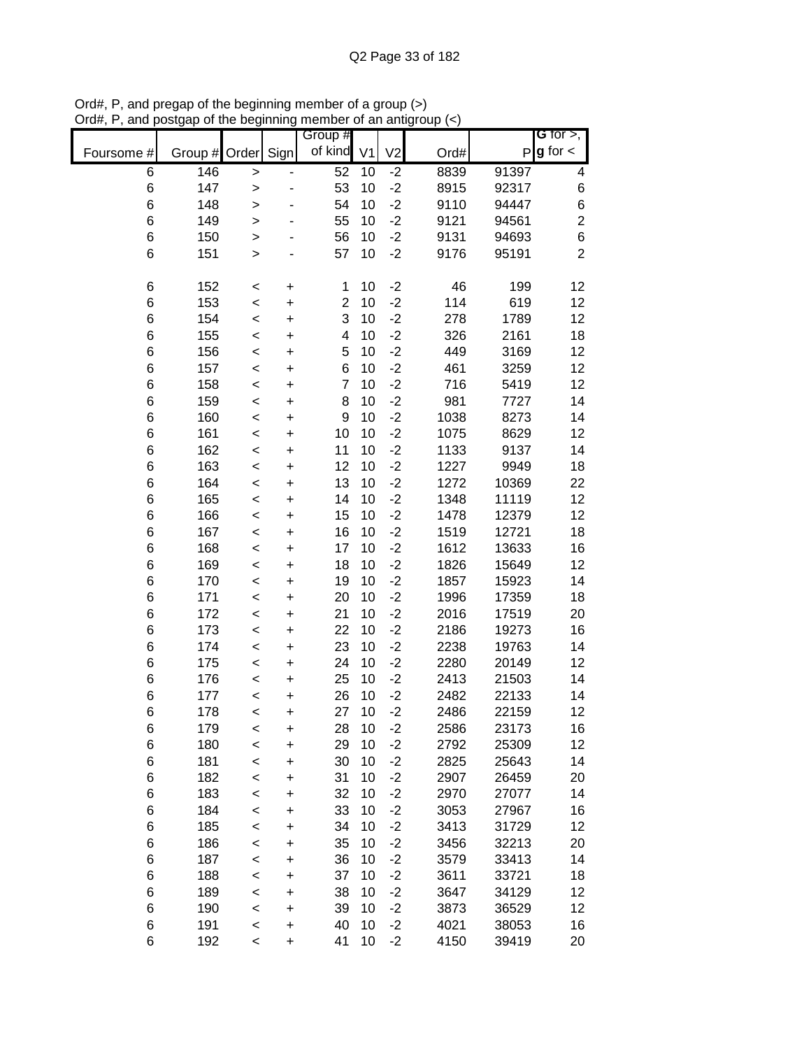Ord#, P, and pregap of the beginning member of a group (>)
Ord#, P, and postgap of the beginning member of an antigroup (<)

| Foursome # | Group # | Order | Sign | Group # of kind | V1 | V2 | Ord# | P | G for >, g for < |
|---|---|---|---|---|---|---|---|---|---|
| 6 | 146 | > | - | 52 | 10 | -2 | 8839 | 91397 | 4 |
| 6 | 147 | > | - | 53 | 10 | -2 | 8915 | 92317 | 6 |
| 6 | 148 | > | - | 54 | 10 | -2 | 9110 | 94447 | 6 |
| 6 | 149 | > | - | 55 | 10 | -2 | 9121 | 94561 | 2 |
| 6 | 150 | > | - | 56 | 10 | -2 | 9131 | 94693 | 6 |
| 6 | 151 | > | - | 57 | 10 | -2 | 9176 | 95191 | 2 |
| | | | | | | | | | |
| 6 | 152 | < | + | 1 | 10 | -2 | 46 | 199 | 12 |
| 6 | 153 | < | + | 2 | 10 | -2 | 114 | 619 | 12 |
| 6 | 154 | < | + | 3 | 10 | -2 | 278 | 1789 | 12 |
| 6 | 155 | < | + | 4 | 10 | -2 | 326 | 2161 | 18 |
| 6 | 156 | < | + | 5 | 10 | -2 | 449 | 3169 | 12 |
| 6 | 157 | < | + | 6 | 10 | -2 | 461 | 3259 | 12 |
| 6 | 158 | < | + | 7 | 10 | -2 | 716 | 5419 | 12 |
| 6 | 159 | < | + | 8 | 10 | -2 | 981 | 7727 | 14 |
| 6 | 160 | < | + | 9 | 10 | -2 | 1038 | 8273 | 14 |
| 6 | 161 | < | + | 10 | 10 | -2 | 1075 | 8629 | 12 |
| 6 | 162 | < | + | 11 | 10 | -2 | 1133 | 9137 | 14 |
| 6 | 163 | < | + | 12 | 10 | -2 | 1227 | 9949 | 18 |
| 6 | 164 | < | + | 13 | 10 | -2 | 1272 | 10369 | 22 |
| 6 | 165 | < | + | 14 | 10 | -2 | 1348 | 11119 | 12 |
| 6 | 166 | < | + | 15 | 10 | -2 | 1478 | 12379 | 12 |
| 6 | 167 | < | + | 16 | 10 | -2 | 1519 | 12721 | 18 |
| 6 | 168 | < | + | 17 | 10 | -2 | 1612 | 13633 | 16 |
| 6 | 169 | < | + | 18 | 10 | -2 | 1826 | 15649 | 12 |
| 6 | 170 | < | + | 19 | 10 | -2 | 1857 | 15923 | 14 |
| 6 | 171 | < | + | 20 | 10 | -2 | 1996 | 17359 | 18 |
| 6 | 172 | < | + | 21 | 10 | -2 | 2016 | 17519 | 20 |
| 6 | 173 | < | + | 22 | 10 | -2 | 2186 | 19273 | 16 |
| 6 | 174 | < | + | 23 | 10 | -2 | 2238 | 19763 | 14 |
| 6 | 175 | < | + | 24 | 10 | -2 | 2280 | 20149 | 12 |
| 6 | 176 | < | + | 25 | 10 | -2 | 2413 | 21503 | 14 |
| 6 | 177 | < | + | 26 | 10 | -2 | 2482 | 22133 | 14 |
| 6 | 178 | < | + | 27 | 10 | -2 | 2486 | 22159 | 12 |
| 6 | 179 | < | + | 28 | 10 | -2 | 2586 | 23173 | 16 |
| 6 | 180 | < | + | 29 | 10 | -2 | 2792 | 25309 | 12 |
| 6 | 181 | < | + | 30 | 10 | -2 | 2825 | 25643 | 14 |
| 6 | 182 | < | + | 31 | 10 | -2 | 2907 | 26459 | 20 |
| 6 | 183 | < | + | 32 | 10 | -2 | 2970 | 27077 | 14 |
| 6 | 184 | < | + | 33 | 10 | -2 | 3053 | 27967 | 16 |
| 6 | 185 | < | + | 34 | 10 | -2 | 3413 | 31729 | 12 |
| 6 | 186 | < | + | 35 | 10 | -2 | 3456 | 32213 | 20 |
| 6 | 187 | < | + | 36 | 10 | -2 | 3579 | 33413 | 14 |
| 6 | 188 | < | + | 37 | 10 | -2 | 3611 | 33721 | 18 |
| 6 | 189 | < | + | 38 | 10 | -2 | 3647 | 34129 | 12 |
| 6 | 190 | < | + | 39 | 10 | -2 | 3873 | 36529 | 12 |
| 6 | 191 | < | + | 40 | 10 | -2 | 4021 | 38053 | 16 |
| 6 | 192 | < | + | 41 | 10 | -2 | 4150 | 39419 | 20 |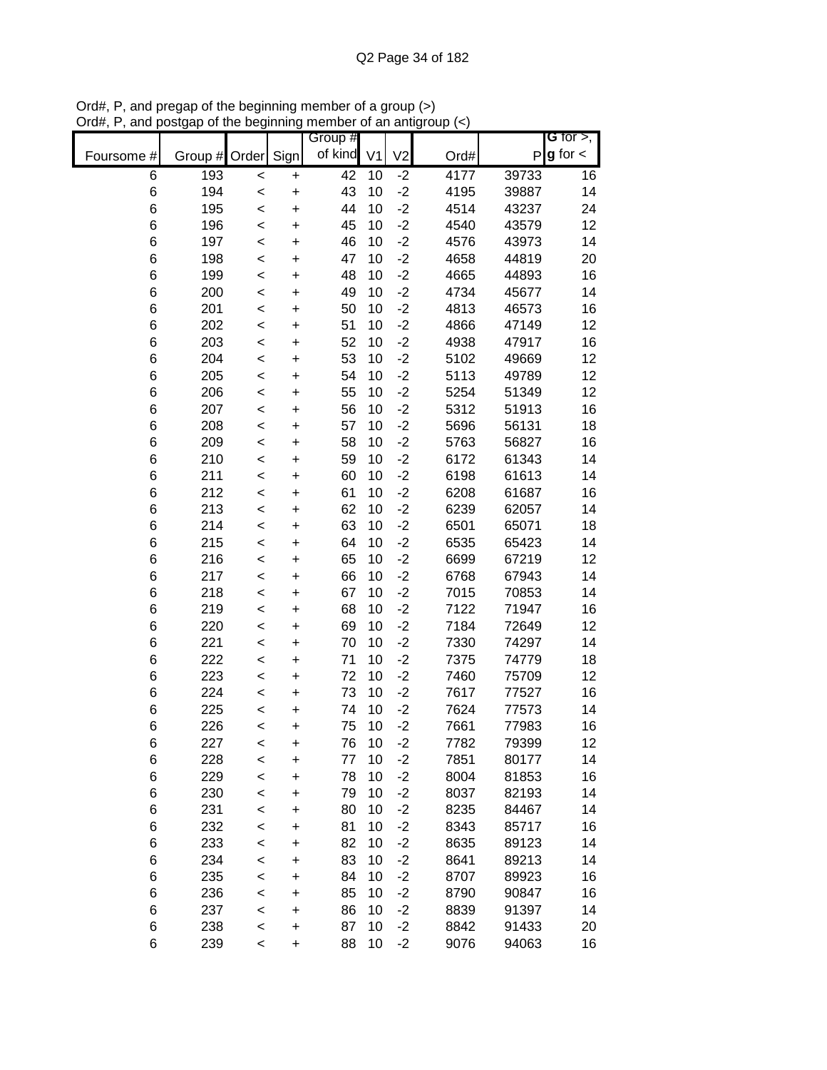Ord#, P, and pregap of the beginning member of a group (>)
Ord#, P, and postgap of the beginning member of an antigroup (<)

| Foursome # | Group # | Order | Sign | Group # of kind | V1 | V2 | Ord# | P | G for >, g for < |
|---|---|---|---|---|---|---|---|---|---|
| 6 | 193 | < | + | 42 | 10 | -2 | 4177 | 39733 | 16 |
| 6 | 194 | < | + | 43 | 10 | -2 | 4195 | 39887 | 14 |
| 6 | 195 | < | + | 44 | 10 | -2 | 4514 | 43237 | 24 |
| 6 | 196 | < | + | 45 | 10 | -2 | 4540 | 43579 | 12 |
| 6 | 197 | < | + | 46 | 10 | -2 | 4576 | 43973 | 14 |
| 6 | 198 | < | + | 47 | 10 | -2 | 4658 | 44819 | 20 |
| 6 | 199 | < | + | 48 | 10 | -2 | 4665 | 44893 | 16 |
| 6 | 200 | < | + | 49 | 10 | -2 | 4734 | 45677 | 14 |
| 6 | 201 | < | + | 50 | 10 | -2 | 4813 | 46573 | 16 |
| 6 | 202 | < | + | 51 | 10 | -2 | 4866 | 47149 | 12 |
| 6 | 203 | < | + | 52 | 10 | -2 | 4938 | 47917 | 16 |
| 6 | 204 | < | + | 53 | 10 | -2 | 5102 | 49669 | 12 |
| 6 | 205 | < | + | 54 | 10 | -2 | 5113 | 49789 | 12 |
| 6 | 206 | < | + | 55 | 10 | -2 | 5254 | 51349 | 12 |
| 6 | 207 | < | + | 56 | 10 | -2 | 5312 | 51913 | 16 |
| 6 | 208 | < | + | 57 | 10 | -2 | 5696 | 56131 | 18 |
| 6 | 209 | < | + | 58 | 10 | -2 | 5763 | 56827 | 16 |
| 6 | 210 | < | + | 59 | 10 | -2 | 6172 | 61343 | 14 |
| 6 | 211 | < | + | 60 | 10 | -2 | 6198 | 61613 | 14 |
| 6 | 212 | < | + | 61 | 10 | -2 | 6208 | 61687 | 16 |
| 6 | 213 | < | + | 62 | 10 | -2 | 6239 | 62057 | 14 |
| 6 | 214 | < | + | 63 | 10 | -2 | 6501 | 65071 | 18 |
| 6 | 215 | < | + | 64 | 10 | -2 | 6535 | 65423 | 14 |
| 6 | 216 | < | + | 65 | 10 | -2 | 6699 | 67219 | 12 |
| 6 | 217 | < | + | 66 | 10 | -2 | 6768 | 67943 | 14 |
| 6 | 218 | < | + | 67 | 10 | -2 | 7015 | 70853 | 14 |
| 6 | 219 | < | + | 68 | 10 | -2 | 7122 | 71947 | 16 |
| 6 | 220 | < | + | 69 | 10 | -2 | 7184 | 72649 | 12 |
| 6 | 221 | < | + | 70 | 10 | -2 | 7330 | 74297 | 14 |
| 6 | 222 | < | + | 71 | 10 | -2 | 7375 | 74779 | 18 |
| 6 | 223 | < | + | 72 | 10 | -2 | 7460 | 75709 | 12 |
| 6 | 224 | < | + | 73 | 10 | -2 | 7617 | 77527 | 16 |
| 6 | 225 | < | + | 74 | 10 | -2 | 7624 | 77573 | 14 |
| 6 | 226 | < | + | 75 | 10 | -2 | 7661 | 77983 | 16 |
| 6 | 227 | < | + | 76 | 10 | -2 | 7782 | 79399 | 12 |
| 6 | 228 | < | + | 77 | 10 | -2 | 7851 | 80177 | 14 |
| 6 | 229 | < | + | 78 | 10 | -2 | 8004 | 81853 | 16 |
| 6 | 230 | < | + | 79 | 10 | -2 | 8037 | 82193 | 14 |
| 6 | 231 | < | + | 80 | 10 | -2 | 8235 | 84467 | 14 |
| 6 | 232 | < | + | 81 | 10 | -2 | 8343 | 85717 | 16 |
| 6 | 233 | < | + | 82 | 10 | -2 | 8635 | 89123 | 14 |
| 6 | 234 | < | + | 83 | 10 | -2 | 8641 | 89213 | 14 |
| 6 | 235 | < | + | 84 | 10 | -2 | 8707 | 89923 | 16 |
| 6 | 236 | < | + | 85 | 10 | -2 | 8790 | 90847 | 16 |
| 6 | 237 | < | + | 86 | 10 | -2 | 8839 | 91397 | 14 |
| 6 | 238 | < | + | 87 | 10 | -2 | 8842 | 91433 | 20 |
| 6 | 239 | < | + | 88 | 10 | -2 | 9076 | 94063 | 16 |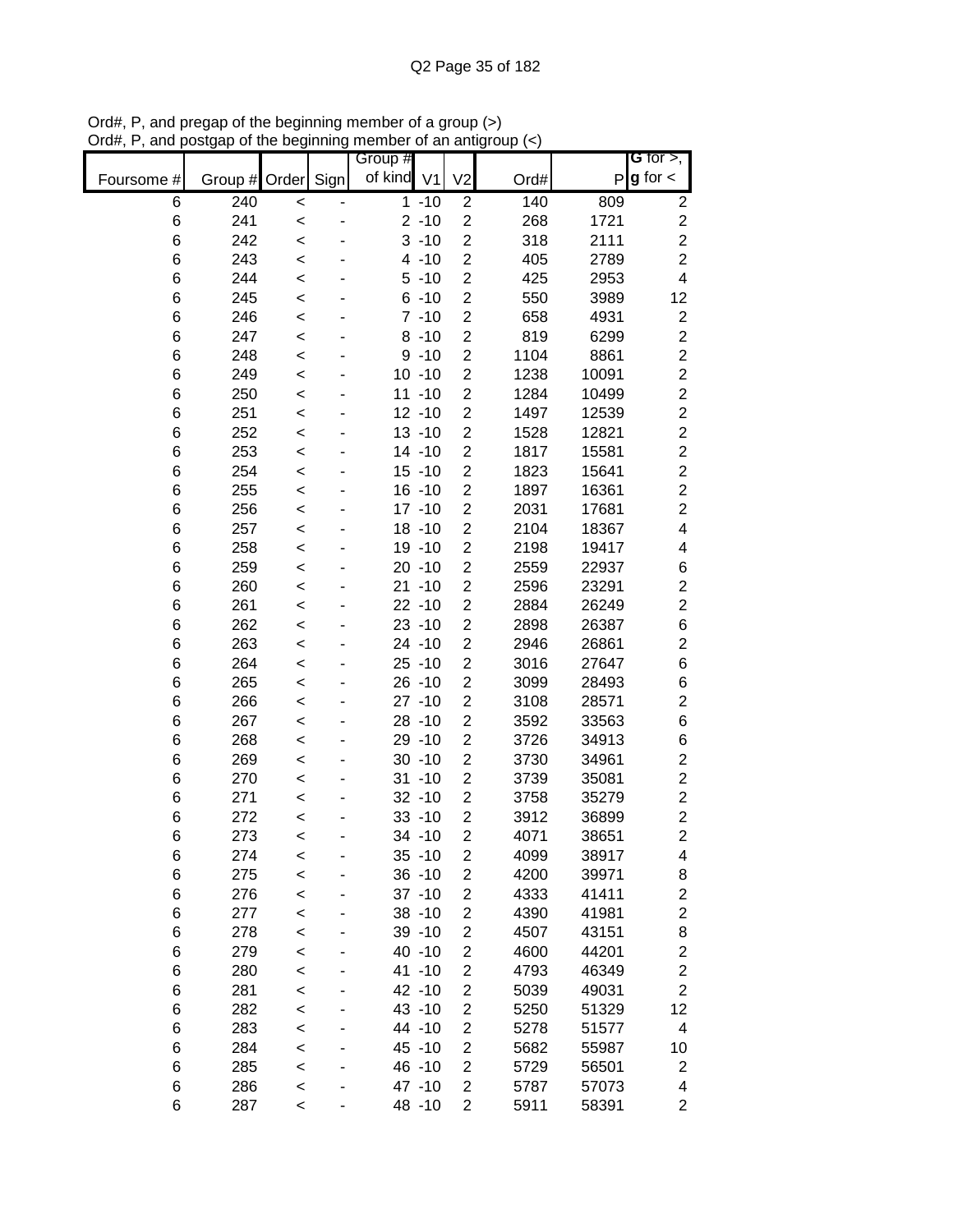Ord#, P, and pregap of the beginning member of a group (>)
Ord#, P, and postgap of the beginning member of an antigroup (<)

| Foursome # | Group # | Order | Sign | Group # of kind | V1 | V2 | Ord# | P | G for >, g for < |
|---|---|---|---|---|---|---|---|---|---|
| 6 | 240 | < | - | 1 | -10 | 2 | 140 | 809 | 2 |
| 6 | 241 | < | - | 2 | -10 | 2 | 268 | 1721 | 2 |
| 6 | 242 | < | - | 3 | -10 | 2 | 318 | 2111 | 2 |
| 6 | 243 | < | - | 4 | -10 | 2 | 405 | 2789 | 2 |
| 6 | 244 | < | - | 5 | -10 | 2 | 425 | 2953 | 4 |
| 6 | 245 | < | - | 6 | -10 | 2 | 550 | 3989 | 12 |
| 6 | 246 | < | - | 7 | -10 | 2 | 658 | 4931 | 2 |
| 6 | 247 | < | - | 8 | -10 | 2 | 819 | 6299 | 2 |
| 6 | 248 | < | - | 9 | -10 | 2 | 1104 | 8861 | 2 |
| 6 | 249 | < | - | 10 | -10 | 2 | 1238 | 10091 | 2 |
| 6 | 250 | < | - | 11 | -10 | 2 | 1284 | 10499 | 2 |
| 6 | 251 | < | - | 12 | -10 | 2 | 1497 | 12539 | 2 |
| 6 | 252 | < | - | 13 | -10 | 2 | 1528 | 12821 | 2 |
| 6 | 253 | < | - | 14 | -10 | 2 | 1817 | 15581 | 2 |
| 6 | 254 | < | - | 15 | -10 | 2 | 1823 | 15641 | 2 |
| 6 | 255 | < | - | 16 | -10 | 2 | 1897 | 16361 | 2 |
| 6 | 256 | < | - | 17 | -10 | 2 | 2031 | 17681 | 2 |
| 6 | 257 | < | - | 18 | -10 | 2 | 2104 | 18367 | 4 |
| 6 | 258 | < | - | 19 | -10 | 2 | 2198 | 19417 | 4 |
| 6 | 259 | < | - | 20 | -10 | 2 | 2559 | 22937 | 6 |
| 6 | 260 | < | - | 21 | -10 | 2 | 2596 | 23291 | 2 |
| 6 | 261 | < | - | 22 | -10 | 2 | 2884 | 26249 | 2 |
| 6 | 262 | < | - | 23 | -10 | 2 | 2898 | 26387 | 6 |
| 6 | 263 | < | - | 24 | -10 | 2 | 2946 | 26861 | 2 |
| 6 | 264 | < | - | 25 | -10 | 2 | 3016 | 27647 | 6 |
| 6 | 265 | < | - | 26 | -10 | 2 | 3099 | 28493 | 6 |
| 6 | 266 | < | - | 27 | -10 | 2 | 3108 | 28571 | 2 |
| 6 | 267 | < | - | 28 | -10 | 2 | 3592 | 33563 | 6 |
| 6 | 268 | < | - | 29 | -10 | 2 | 3726 | 34913 | 6 |
| 6 | 269 | < | - | 30 | -10 | 2 | 3730 | 34961 | 2 |
| 6 | 270 | < | - | 31 | -10 | 2 | 3739 | 35081 | 2 |
| 6 | 271 | < | - | 32 | -10 | 2 | 3758 | 35279 | 2 |
| 6 | 272 | < | - | 33 | -10 | 2 | 3912 | 36899 | 2 |
| 6 | 273 | < | - | 34 | -10 | 2 | 4071 | 38651 | 2 |
| 6 | 274 | < | - | 35 | -10 | 2 | 4099 | 38917 | 4 |
| 6 | 275 | < | - | 36 | -10 | 2 | 4200 | 39971 | 8 |
| 6 | 276 | < | - | 37 | -10 | 2 | 4333 | 41411 | 2 |
| 6 | 277 | < | - | 38 | -10 | 2 | 4390 | 41981 | 2 |
| 6 | 278 | < | - | 39 | -10 | 2 | 4507 | 43151 | 8 |
| 6 | 279 | < | - | 40 | -10 | 2 | 4600 | 44201 | 2 |
| 6 | 280 | < | - | 41 | -10 | 2 | 4793 | 46349 | 2 |
| 6 | 281 | < | - | 42 | -10 | 2 | 5039 | 49031 | 2 |
| 6 | 282 | < | - | 43 | -10 | 2 | 5250 | 51329 | 12 |
| 6 | 283 | < | - | 44 | -10 | 2 | 5278 | 51577 | 4 |
| 6 | 284 | < | - | 45 | -10 | 2 | 5682 | 55987 | 10 |
| 6 | 285 | < | - | 46 | -10 | 2 | 5729 | 56501 | 2 |
| 6 | 286 | < | - | 47 | -10 | 2 | 5787 | 57073 | 4 |
| 6 | 287 | < | - | 48 | -10 | 2 | 5911 | 58391 | 2 |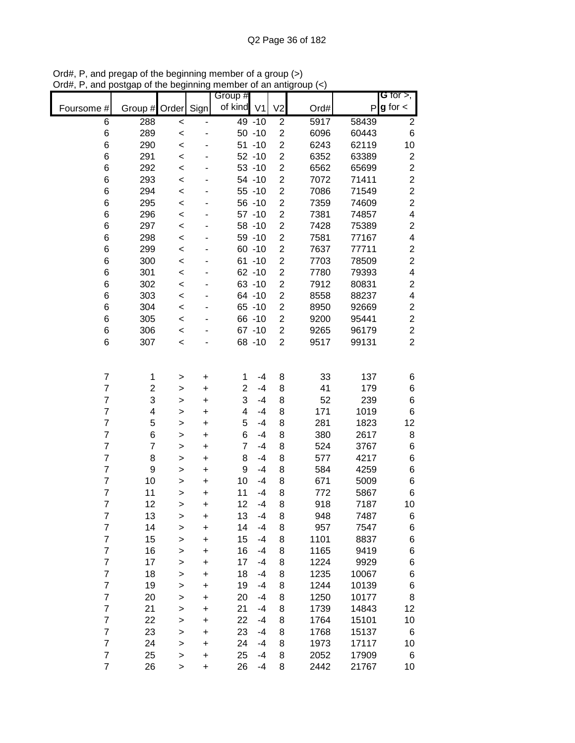Ord#, P, and pregap of the beginning member of a group (>)
Ord#, P, and postgap of the beginning member of an antigroup (<)

| Foursome # | Group # | Order | Sign | Group # of kind | V1 | V2 | Ord# | P | G for >, g for < |
|---|---|---|---|---|---|---|---|---|---|
| 6 | 288 | < | - | 49 | -10 | 2 | 5917 | 58439 | 2 |
| 6 | 289 | < | - | 50 | -10 | 2 | 6096 | 60443 | 6 |
| 6 | 290 | < | - | 51 | -10 | 2 | 6243 | 62119 | 10 |
| 6 | 291 | < | - | 52 | -10 | 2 | 6352 | 63389 | 2 |
| 6 | 292 | < | - | 53 | -10 | 2 | 6562 | 65699 | 2 |
| 6 | 293 | < | - | 54 | -10 | 2 | 7072 | 71411 | 2 |
| 6 | 294 | < | - | 55 | -10 | 2 | 7086 | 71549 | 2 |
| 6 | 295 | < | - | 56 | -10 | 2 | 7359 | 74609 | 2 |
| 6 | 296 | < | - | 57 | -10 | 2 | 7381 | 74857 | 4 |
| 6 | 297 | < | - | 58 | -10 | 2 | 7428 | 75389 | 2 |
| 6 | 298 | < | - | 59 | -10 | 2 | 7581 | 77167 | 4 |
| 6 | 299 | < | - | 60 | -10 | 2 | 7637 | 77711 | 2 |
| 6 | 300 | < | - | 61 | -10 | 2 | 7703 | 78509 | 2 |
| 6 | 301 | < | - | 62 | -10 | 2 | 7780 | 79393 | 4 |
| 6 | 302 | < | - | 63 | -10 | 2 | 7912 | 80831 | 2 |
| 6 | 303 | < | - | 64 | -10 | 2 | 8558 | 88237 | 4 |
| 6 | 304 | < | - | 65 | -10 | 2 | 8950 | 92669 | 2 |
| 6 | 305 | < | - | 66 | -10 | 2 | 9200 | 95441 | 2 |
| 6 | 306 | < | - | 67 | -10 | 2 | 9265 | 96179 | 2 |
| 6 | 307 | < | - | 68 | -10 | 2 | 9517 | 99131 | 2 |
| | | | | | | | | | |
| 7 | 1 | > | + | 1 | -4 | 8 | 33 | 137 | 6 |
| 7 | 2 | > | + | 2 | -4 | 8 | 41 | 179 | 6 |
| 7 | 3 | > | + | 3 | -4 | 8 | 52 | 239 | 6 |
| 7 | 4 | > | + | 4 | -4 | 8 | 171 | 1019 | 6 |
| 7 | 5 | > | + | 5 | -4 | 8 | 281 | 1823 | 12 |
| 7 | 6 | > | + | 6 | -4 | 8 | 380 | 2617 | 8 |
| 7 | 7 | > | + | 7 | -4 | 8 | 524 | 3767 | 6 |
| 7 | 8 | > | + | 8 | -4 | 8 | 577 | 4217 | 6 |
| 7 | 9 | > | + | 9 | -4 | 8 | 584 | 4259 | 6 |
| 7 | 10 | > | + | 10 | -4 | 8 | 671 | 5009 | 6 |
| 7 | 11 | > | + | 11 | -4 | 8 | 772 | 5867 | 6 |
| 7 | 12 | > | + | 12 | -4 | 8 | 918 | 7187 | 10 |
| 7 | 13 | > | + | 13 | -4 | 8 | 948 | 7487 | 6 |
| 7 | 14 | > | + | 14 | -4 | 8 | 957 | 7547 | 6 |
| 7 | 15 | > | + | 15 | -4 | 8 | 1101 | 8837 | 6 |
| 7 | 16 | > | + | 16 | -4 | 8 | 1165 | 9419 | 6 |
| 7 | 17 | > | + | 17 | -4 | 8 | 1224 | 9929 | 6 |
| 7 | 18 | > | + | 18 | -4 | 8 | 1235 | 10067 | 6 |
| 7 | 19 | > | + | 19 | -4 | 8 | 1244 | 10139 | 6 |
| 7 | 20 | > | + | 20 | -4 | 8 | 1250 | 10177 | 8 |
| 7 | 21 | > | + | 21 | -4 | 8 | 1739 | 14843 | 12 |
| 7 | 22 | > | + | 22 | -4 | 8 | 1764 | 15101 | 10 |
| 7 | 23 | > | + | 23 | -4 | 8 | 1768 | 15137 | 6 |
| 7 | 24 | > | + | 24 | -4 | 8 | 1973 | 17117 | 10 |
| 7 | 25 | > | + | 25 | -4 | 8 | 2052 | 17909 | 6 |
| 7 | 26 | > | + | 26 | -4 | 8 | 2442 | 21767 | 10 |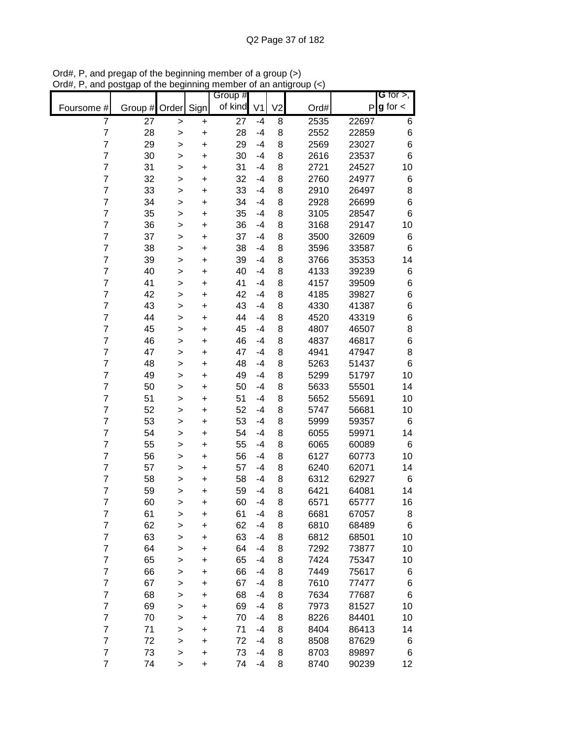Ord#, P, and pregap of the beginning member of a group (>)
Ord#, P, and postgap of the beginning member of an antigroup (<)

| Foursome # | Group # | Order | Sign | Group # of kind | V1 | V2 | Ord# | P | G for >, g for < |
|---|---|---|---|---|---|---|---|---|---|
| 7 | 27 | > | + | 27 | -4 | 8 | 2535 | 22697 | 6 |
| 7 | 28 | > | + | 28 | -4 | 8 | 2552 | 22859 | 6 |
| 7 | 29 | > | + | 29 | -4 | 8 | 2569 | 23027 | 6 |
| 7 | 30 | > | + | 30 | -4 | 8 | 2616 | 23537 | 6 |
| 7 | 31 | > | + | 31 | -4 | 8 | 2721 | 24527 | 10 |
| 7 | 32 | > | + | 32 | -4 | 8 | 2760 | 24977 | 6 |
| 7 | 33 | > | + | 33 | -4 | 8 | 2910 | 26497 | 8 |
| 7 | 34 | > | + | 34 | -4 | 8 | 2928 | 26699 | 6 |
| 7 | 35 | > | + | 35 | -4 | 8 | 3105 | 28547 | 6 |
| 7 | 36 | > | + | 36 | -4 | 8 | 3168 | 29147 | 10 |
| 7 | 37 | > | + | 37 | -4 | 8 | 3500 | 32609 | 6 |
| 7 | 38 | > | + | 38 | -4 | 8 | 3596 | 33587 | 6 |
| 7 | 39 | > | + | 39 | -4 | 8 | 3766 | 35353 | 14 |
| 7 | 40 | > | + | 40 | -4 | 8 | 4133 | 39239 | 6 |
| 7 | 41 | > | + | 41 | -4 | 8 | 4157 | 39509 | 6 |
| 7 | 42 | > | + | 42 | -4 | 8 | 4185 | 39827 | 6 |
| 7 | 43 | > | + | 43 | -4 | 8 | 4330 | 41387 | 6 |
| 7 | 44 | > | + | 44 | -4 | 8 | 4520 | 43319 | 6 |
| 7 | 45 | > | + | 45 | -4 | 8 | 4807 | 46507 | 8 |
| 7 | 46 | > | + | 46 | -4 | 8 | 4837 | 46817 | 6 |
| 7 | 47 | > | + | 47 | -4 | 8 | 4941 | 47947 | 8 |
| 7 | 48 | > | + | 48 | -4 | 8 | 5263 | 51437 | 6 |
| 7 | 49 | > | + | 49 | -4 | 8 | 5299 | 51797 | 10 |
| 7 | 50 | > | + | 50 | -4 | 8 | 5633 | 55501 | 14 |
| 7 | 51 | > | + | 51 | -4 | 8 | 5652 | 55691 | 10 |
| 7 | 52 | > | + | 52 | -4 | 8 | 5747 | 56681 | 10 |
| 7 | 53 | > | + | 53 | -4 | 8 | 5999 | 59357 | 6 |
| 7 | 54 | > | + | 54 | -4 | 8 | 6055 | 59971 | 14 |
| 7 | 55 | > | + | 55 | -4 | 8 | 6065 | 60089 | 6 |
| 7 | 56 | > | + | 56 | -4 | 8 | 6127 | 60773 | 10 |
| 7 | 57 | > | + | 57 | -4 | 8 | 6240 | 62071 | 14 |
| 7 | 58 | > | + | 58 | -4 | 8 | 6312 | 62927 | 6 |
| 7 | 59 | > | + | 59 | -4 | 8 | 6421 | 64081 | 14 |
| 7 | 60 | > | + | 60 | -4 | 8 | 6571 | 65777 | 16 |
| 7 | 61 | > | + | 61 | -4 | 8 | 6681 | 67057 | 8 |
| 7 | 62 | > | + | 62 | -4 | 8 | 6810 | 68489 | 6 |
| 7 | 63 | > | + | 63 | -4 | 8 | 6812 | 68501 | 10 |
| 7 | 64 | > | + | 64 | -4 | 8 | 7292 | 73877 | 10 |
| 7 | 65 | > | + | 65 | -4 | 8 | 7424 | 75347 | 10 |
| 7 | 66 | > | + | 66 | -4 | 8 | 7449 | 75617 | 6 |
| 7 | 67 | > | + | 67 | -4 | 8 | 7610 | 77477 | 6 |
| 7 | 68 | > | + | 68 | -4 | 8 | 7634 | 77687 | 6 |
| 7 | 69 | > | + | 69 | -4 | 8 | 7973 | 81527 | 10 |
| 7 | 70 | > | + | 70 | -4 | 8 | 8226 | 84401 | 10 |
| 7 | 71 | > | + | 71 | -4 | 8 | 8404 | 86413 | 14 |
| 7 | 72 | > | + | 72 | -4 | 8 | 8508 | 87629 | 6 |
| 7 | 73 | > | + | 73 | -4 | 8 | 8703 | 89897 | 6 |
| 7 | 74 | > | + | 74 | -4 | 8 | 8740 | 90239 | 12 |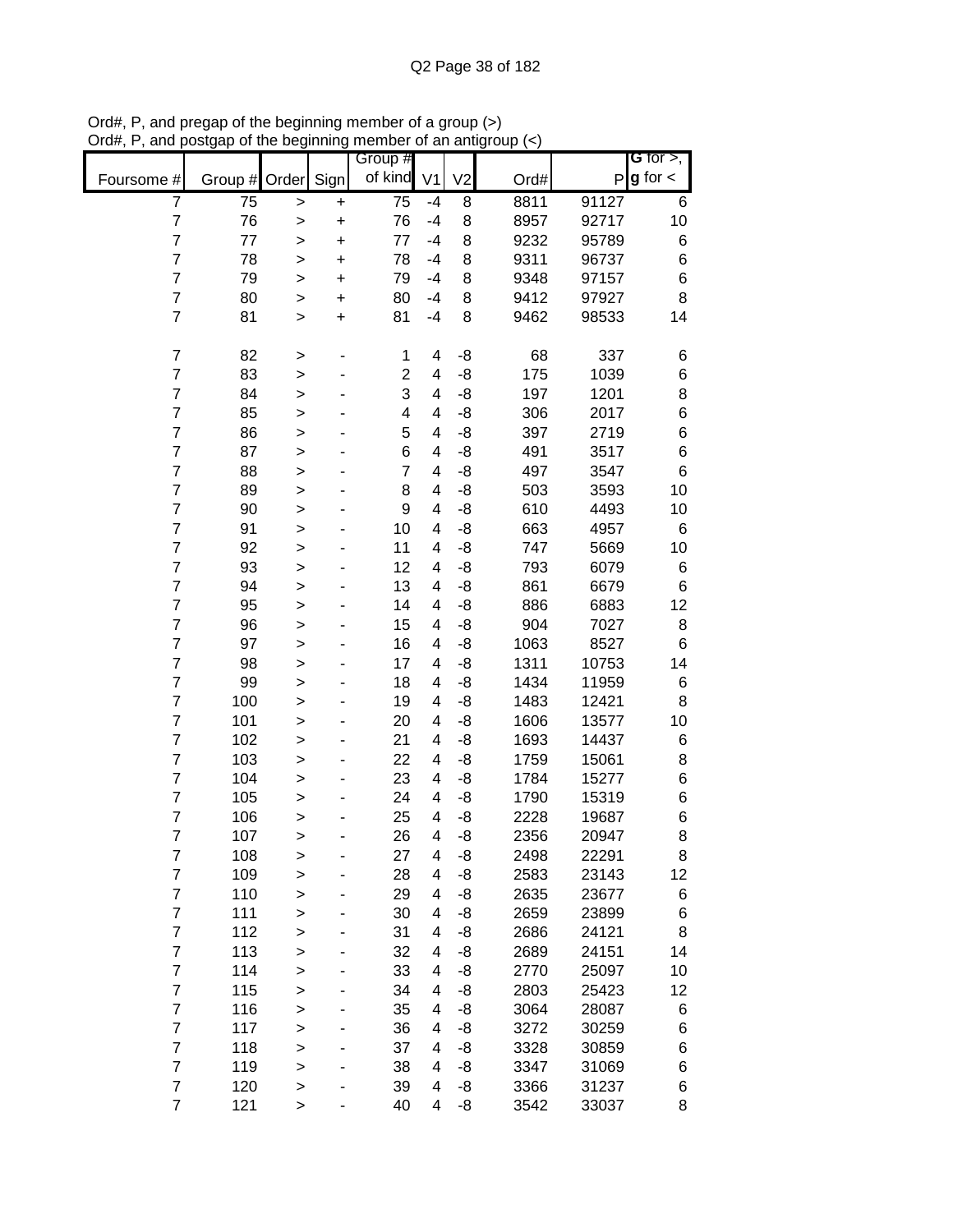Ord#, P, and pregap of the beginning member of a group (>)
Ord#, P, and postgap of the beginning member of an antigroup (<)

| Foursome # | Group # | Order | Sign | Group # of kind | V1 | V2 | Ord# | P | G for >, g for < |
|---|---|---|---|---|---|---|---|---|---|
| 7 | 75 | > | + | 75 | -4 | 8 | 8811 | 91127 | 6 |
| 7 | 76 | > | + | 76 | -4 | 8 | 8957 | 92717 | 10 |
| 7 | 77 | > | + | 77 | -4 | 8 | 9232 | 95789 | 6 |
| 7 | 78 | > | + | 78 | -4 | 8 | 9311 | 96737 | 6 |
| 7 | 79 | > | + | 79 | -4 | 8 | 9348 | 97157 | 6 |
| 7 | 80 | > | + | 80 | -4 | 8 | 9412 | 97927 | 8 |
| 7 | 81 | > | + | 81 | -4 | 8 | 9462 | 98533 | 14 |
| | | | | | | | | | |
| 7 | 82 | > | - | 1 | 4 | -8 | 68 | 337 | 6 |
| 7 | 83 | > | - | 2 | 4 | -8 | 175 | 1039 | 6 |
| 7 | 84 | > | - | 3 | 4 | -8 | 197 | 1201 | 8 |
| 7 | 85 | > | - | 4 | 4 | -8 | 306 | 2017 | 6 |
| 7 | 86 | > | - | 5 | 4 | -8 | 397 | 2719 | 6 |
| 7 | 87 | > | - | 6 | 4 | -8 | 491 | 3517 | 6 |
| 7 | 88 | > | - | 7 | 4 | -8 | 497 | 3547 | 6 |
| 7 | 89 | > | - | 8 | 4 | -8 | 503 | 3593 | 10 |
| 7 | 90 | > | - | 9 | 4 | -8 | 610 | 4493 | 10 |
| 7 | 91 | > | - | 10 | 4 | -8 | 663 | 4957 | 6 |
| 7 | 92 | > | - | 11 | 4 | -8 | 747 | 5669 | 10 |
| 7 | 93 | > | - | 12 | 4 | -8 | 793 | 6079 | 6 |
| 7 | 94 | > | - | 13 | 4 | -8 | 861 | 6679 | 6 |
| 7 | 95 | > | - | 14 | 4 | -8 | 886 | 6883 | 12 |
| 7 | 96 | > | - | 15 | 4 | -8 | 904 | 7027 | 8 |
| 7 | 97 | > | - | 16 | 4 | -8 | 1063 | 8527 | 6 |
| 7 | 98 | > | - | 17 | 4 | -8 | 1311 | 10753 | 14 |
| 7 | 99 | > | - | 18 | 4 | -8 | 1434 | 11959 | 6 |
| 7 | 100 | > | - | 19 | 4 | -8 | 1483 | 12421 | 8 |
| 7 | 101 | > | - | 20 | 4 | -8 | 1606 | 13577 | 10 |
| 7 | 102 | > | - | 21 | 4 | -8 | 1693 | 14437 | 6 |
| 7 | 103 | > | - | 22 | 4 | -8 | 1759 | 15061 | 8 |
| 7 | 104 | > | - | 23 | 4 | -8 | 1784 | 15277 | 6 |
| 7 | 105 | > | - | 24 | 4 | -8 | 1790 | 15319 | 6 |
| 7 | 106 | > | - | 25 | 4 | -8 | 2228 | 19687 | 6 |
| 7 | 107 | > | - | 26 | 4 | -8 | 2356 | 20947 | 8 |
| 7 | 108 | > | - | 27 | 4 | -8 | 2498 | 22291 | 8 |
| 7 | 109 | > | - | 28 | 4 | -8 | 2583 | 23143 | 12 |
| 7 | 110 | > | - | 29 | 4 | -8 | 2635 | 23677 | 6 |
| 7 | 111 | > | - | 30 | 4 | -8 | 2659 | 23899 | 6 |
| 7 | 112 | > | - | 31 | 4 | -8 | 2686 | 24121 | 8 |
| 7 | 113 | > | - | 32 | 4 | -8 | 2689 | 24151 | 14 |
| 7 | 114 | > | - | 33 | 4 | -8 | 2770 | 25097 | 10 |
| 7 | 115 | > | - | 34 | 4 | -8 | 2803 | 25423 | 12 |
| 7 | 116 | > | - | 35 | 4 | -8 | 3064 | 28087 | 6 |
| 7 | 117 | > | - | 36 | 4 | -8 | 3272 | 30259 | 6 |
| 7 | 118 | > | - | 37 | 4 | -8 | 3328 | 30859 | 6 |
| 7 | 119 | > | - | 38 | 4 | -8 | 3347 | 31069 | 6 |
| 7 | 120 | > | - | 39 | 4 | -8 | 3366 | 31237 | 6 |
| 7 | 121 | > | - | 40 | 4 | -8 | 3542 | 33037 | 8 |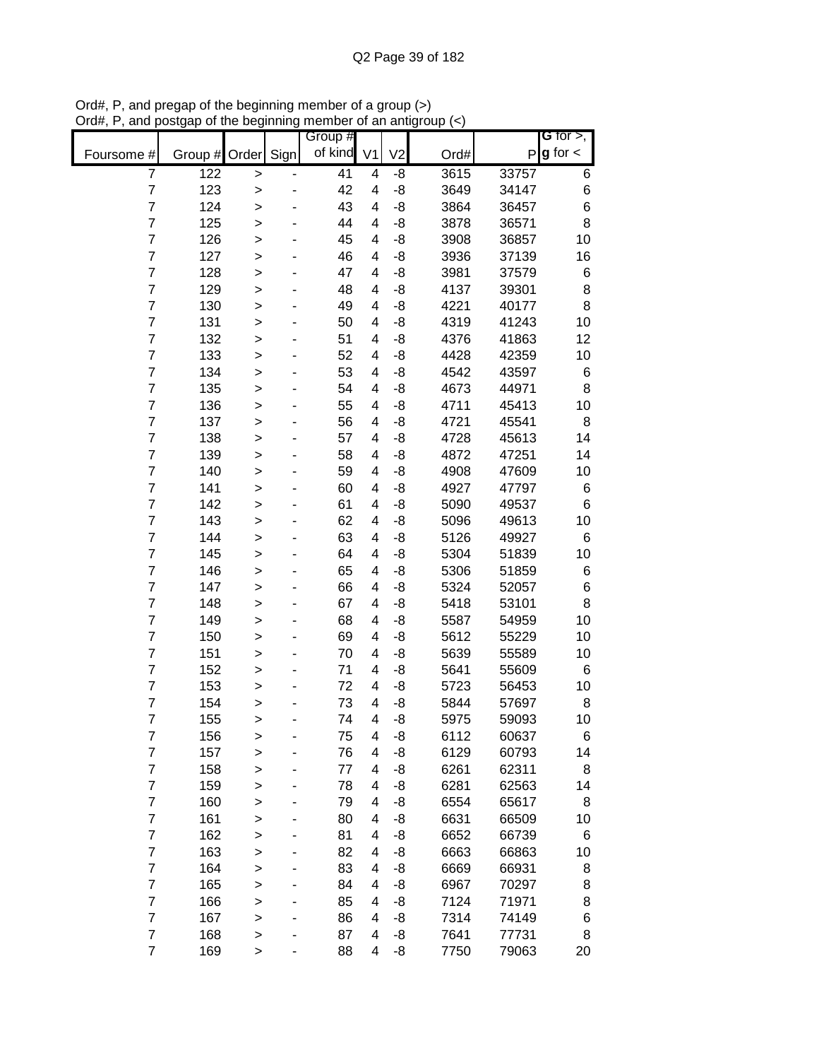Ord#, P, and pregap of the beginning member of a group (>)
Ord#, P, and postgap of the beginning member of an antigroup (<)

| Foursome # | Group # | Order | Sign | Group # of kind | V1 | V2 | Ord# | P | G for >, g for < |
|---|---|---|---|---|---|---|---|---|---|
| 7 | 122 | > | - | 41 | 4 | -8 | 3615 | 33757 | 6 |
| 7 | 123 | > | - | 42 | 4 | -8 | 3649 | 34147 | 6 |
| 7 | 124 | > | - | 43 | 4 | -8 | 3864 | 36457 | 6 |
| 7 | 125 | > | - | 44 | 4 | -8 | 3878 | 36571 | 8 |
| 7 | 126 | > | - | 45 | 4 | -8 | 3908 | 36857 | 10 |
| 7 | 127 | > | - | 46 | 4 | -8 | 3936 | 37139 | 16 |
| 7 | 128 | > | - | 47 | 4 | -8 | 3981 | 37579 | 6 |
| 7 | 129 | > | - | 48 | 4 | -8 | 4137 | 39301 | 8 |
| 7 | 130 | > | - | 49 | 4 | -8 | 4221 | 40177 | 8 |
| 7 | 131 | > | - | 50 | 4 | -8 | 4319 | 41243 | 10 |
| 7 | 132 | > | - | 51 | 4 | -8 | 4376 | 41863 | 12 |
| 7 | 133 | > | - | 52 | 4 | -8 | 4428 | 42359 | 10 |
| 7 | 134 | > | - | 53 | 4 | -8 | 4542 | 43597 | 6 |
| 7 | 135 | > | - | 54 | 4 | -8 | 4673 | 44971 | 8 |
| 7 | 136 | > | - | 55 | 4 | -8 | 4711 | 45413 | 10 |
| 7 | 137 | > | - | 56 | 4 | -8 | 4721 | 45541 | 8 |
| 7 | 138 | > | - | 57 | 4 | -8 | 4728 | 45613 | 14 |
| 7 | 139 | > | - | 58 | 4 | -8 | 4872 | 47251 | 14 |
| 7 | 140 | > | - | 59 | 4 | -8 | 4908 | 47609 | 10 |
| 7 | 141 | > | - | 60 | 4 | -8 | 4927 | 47797 | 6 |
| 7 | 142 | > | - | 61 | 4 | -8 | 5090 | 49537 | 6 |
| 7 | 143 | > | - | 62 | 4 | -8 | 5096 | 49613 | 10 |
| 7 | 144 | > | - | 63 | 4 | -8 | 5126 | 49927 | 6 |
| 7 | 145 | > | - | 64 | 4 | -8 | 5304 | 51839 | 10 |
| 7 | 146 | > | - | 65 | 4 | -8 | 5306 | 51859 | 6 |
| 7 | 147 | > | - | 66 | 4 | -8 | 5324 | 52057 | 6 |
| 7 | 148 | > | - | 67 | 4 | -8 | 5418 | 53101 | 8 |
| 7 | 149 | > | - | 68 | 4 | -8 | 5587 | 54959 | 10 |
| 7 | 150 | > | - | 69 | 4 | -8 | 5612 | 55229 | 10 |
| 7 | 151 | > | - | 70 | 4 | -8 | 5639 | 55589 | 10 |
| 7 | 152 | > | - | 71 | 4 | -8 | 5641 | 55609 | 6 |
| 7 | 153 | > | - | 72 | 4 | -8 | 5723 | 56453 | 10 |
| 7 | 154 | > | - | 73 | 4 | -8 | 5844 | 57697 | 8 |
| 7 | 155 | > | - | 74 | 4 | -8 | 5975 | 59093 | 10 |
| 7 | 156 | > | - | 75 | 4 | -8 | 6112 | 60637 | 6 |
| 7 | 157 | > | - | 76 | 4 | -8 | 6129 | 60793 | 14 |
| 7 | 158 | > | - | 77 | 4 | -8 | 6261 | 62311 | 8 |
| 7 | 159 | > | - | 78 | 4 | -8 | 6281 | 62563 | 14 |
| 7 | 160 | > | - | 79 | 4 | -8 | 6554 | 65617 | 8 |
| 7 | 161 | > | - | 80 | 4 | -8 | 6631 | 66509 | 10 |
| 7 | 162 | > | - | 81 | 4 | -8 | 6652 | 66739 | 6 |
| 7 | 163 | > | - | 82 | 4 | -8 | 6663 | 66863 | 10 |
| 7 | 164 | > | - | 83 | 4 | -8 | 6669 | 66931 | 8 |
| 7 | 165 | > | - | 84 | 4 | -8 | 6967 | 70297 | 8 |
| 7 | 166 | > | - | 85 | 4 | -8 | 7124 | 71971 | 8 |
| 7 | 167 | > | - | 86 | 4 | -8 | 7314 | 74149 | 6 |
| 7 | 168 | > | - | 87 | 4 | -8 | 7641 | 77731 | 8 |
| 7 | 169 | > | - | 88 | 4 | -8 | 7750 | 79063 | 20 |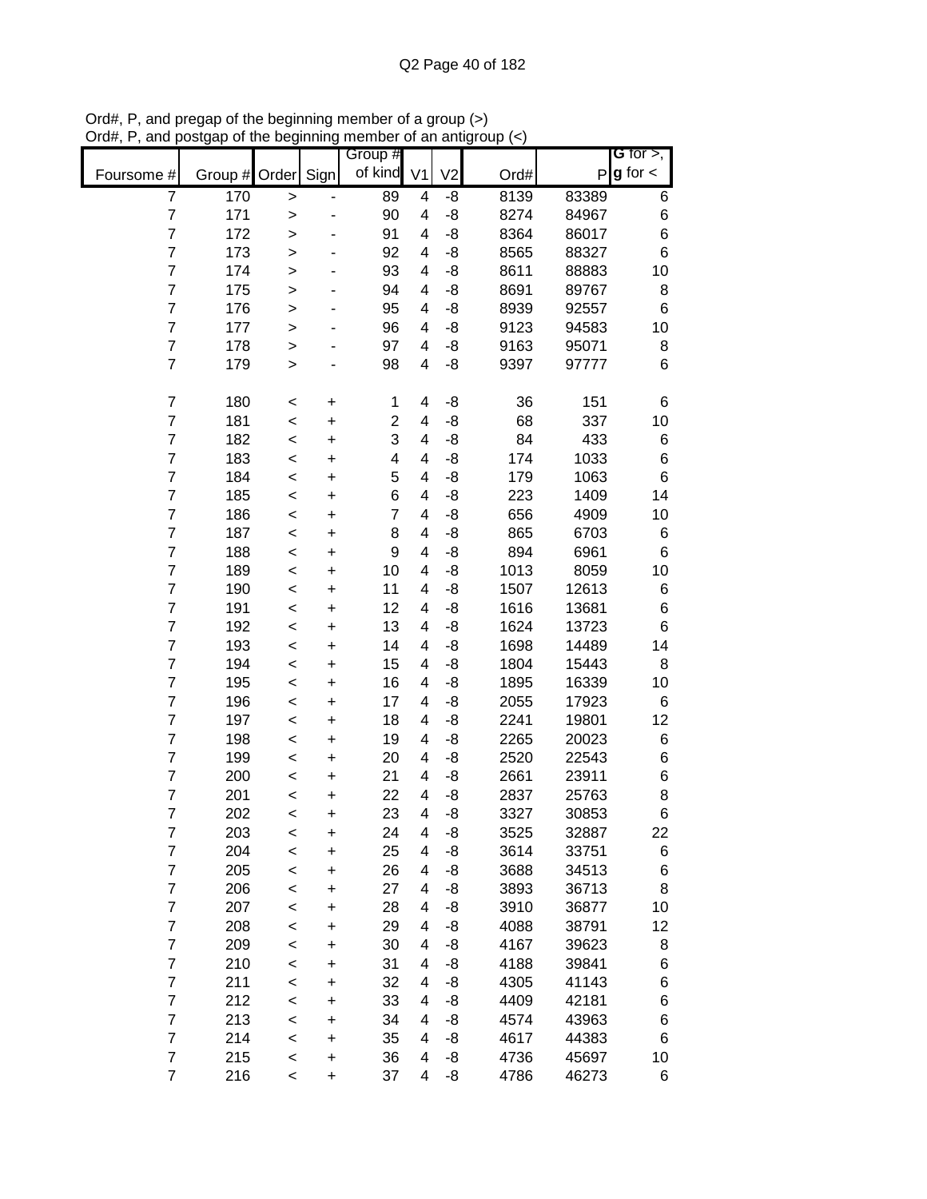Ord#, P, and pregap of the beginning member of a group (>)
Ord#, P, and postgap of the beginning member of an antigroup (<)

| Foursome # | Group # | Order | Sign | Group # of kind | V1 | V2 | Ord# | P | G for >, g for < |
|---|---|---|---|---|---|---|---|---|---|
| 7 | 170 | > | - | 89 | 4 | -8 | 8139 | 83389 | 6 |
| 7 | 171 | > | - | 90 | 4 | -8 | 8274 | 84967 | 6 |
| 7 | 172 | > | - | 91 | 4 | -8 | 8364 | 86017 | 6 |
| 7 | 173 | > | - | 92 | 4 | -8 | 8565 | 88327 | 6 |
| 7 | 174 | > | - | 93 | 4 | -8 | 8611 | 88883 | 10 |
| 7 | 175 | > | - | 94 | 4 | -8 | 8691 | 89767 | 8 |
| 7 | 176 | > | - | 95 | 4 | -8 | 8939 | 92557 | 6 |
| 7 | 177 | > | - | 96 | 4 | -8 | 9123 | 94583 | 10 |
| 7 | 178 | > | - | 97 | 4 | -8 | 9163 | 95071 | 8 |
| 7 | 179 | > | - | 98 | 4 | -8 | 9397 | 97777 | 6 |
| | | | | | | | | | |
| 7 | 180 | < | + | 1 | 4 | -8 | 36 | 151 | 6 |
| 7 | 181 | < | + | 2 | 4 | -8 | 68 | 337 | 10 |
| 7 | 182 | < | + | 3 | 4 | -8 | 84 | 433 | 6 |
| 7 | 183 | < | + | 4 | 4 | -8 | 174 | 1033 | 6 |
| 7 | 184 | < | + | 5 | 4 | -8 | 179 | 1063 | 6 |
| 7 | 185 | < | + | 6 | 4 | -8 | 223 | 1409 | 14 |
| 7 | 186 | < | + | 7 | 4 | -8 | 656 | 4909 | 10 |
| 7 | 187 | < | + | 8 | 4 | -8 | 865 | 6703 | 6 |
| 7 | 188 | < | + | 9 | 4 | -8 | 894 | 6961 | 6 |
| 7 | 189 | < | + | 10 | 4 | -8 | 1013 | 8059 | 10 |
| 7 | 190 | < | + | 11 | 4 | -8 | 1507 | 12613 | 6 |
| 7 | 191 | < | + | 12 | 4 | -8 | 1616 | 13681 | 6 |
| 7 | 192 | < | + | 13 | 4 | -8 | 1624 | 13723 | 6 |
| 7 | 193 | < | + | 14 | 4 | -8 | 1698 | 14489 | 14 |
| 7 | 194 | < | + | 15 | 4 | -8 | 1804 | 15443 | 8 |
| 7 | 195 | < | + | 16 | 4 | -8 | 1895 | 16339 | 10 |
| 7 | 196 | < | + | 17 | 4 | -8 | 2055 | 17923 | 6 |
| 7 | 197 | < | + | 18 | 4 | -8 | 2241 | 19801 | 12 |
| 7 | 198 | < | + | 19 | 4 | -8 | 2265 | 20023 | 6 |
| 7 | 199 | < | + | 20 | 4 | -8 | 2520 | 22543 | 6 |
| 7 | 200 | < | + | 21 | 4 | -8 | 2661 | 23911 | 6 |
| 7 | 201 | < | + | 22 | 4 | -8 | 2837 | 25763 | 8 |
| 7 | 202 | < | + | 23 | 4 | -8 | 3327 | 30853 | 6 |
| 7 | 203 | < | + | 24 | 4 | -8 | 3525 | 32887 | 22 |
| 7 | 204 | < | + | 25 | 4 | -8 | 3614 | 33751 | 6 |
| 7 | 205 | < | + | 26 | 4 | -8 | 3688 | 34513 | 6 |
| 7 | 206 | < | + | 27 | 4 | -8 | 3893 | 36713 | 8 |
| 7 | 207 | < | + | 28 | 4 | -8 | 3910 | 36877 | 10 |
| 7 | 208 | < | + | 29 | 4 | -8 | 4088 | 38791 | 12 |
| 7 | 209 | < | + | 30 | 4 | -8 | 4167 | 39623 | 8 |
| 7 | 210 | < | + | 31 | 4 | -8 | 4188 | 39841 | 6 |
| 7 | 211 | < | + | 32 | 4 | -8 | 4305 | 41143 | 6 |
| 7 | 212 | < | + | 33 | 4 | -8 | 4409 | 42181 | 6 |
| 7 | 213 | < | + | 34 | 4 | -8 | 4574 | 43963 | 6 |
| 7 | 214 | < | + | 35 | 4 | -8 | 4617 | 44383 | 6 |
| 7 | 215 | < | + | 36 | 4 | -8 | 4736 | 45697 | 10 |
| 7 | 216 | < | + | 37 | 4 | -8 | 4786 | 46273 | 6 |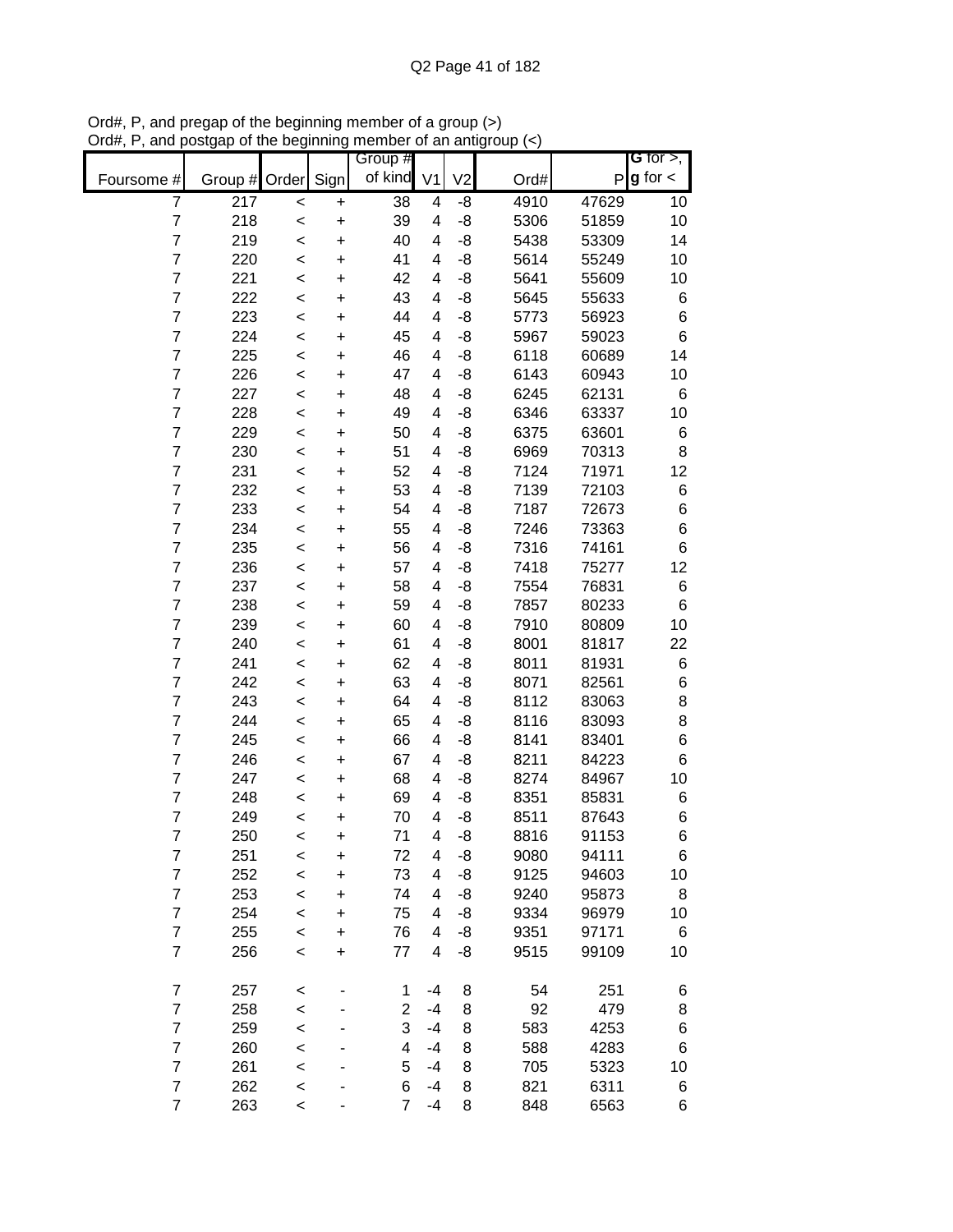Ord#, P, and pregap of the beginning member of a group (>)
Ord#, P, and postgap of the beginning member of an antigroup (<)

| Foursome # | Group # | Order | Sign | Group # of kind | V1 | V2 | Ord# | P | G for >, g for < |
|---|---|---|---|---|---|---|---|---|---|
| 7 | 217 | < | + | 38 | 4 | -8 | 4910 | 47629 | 10 |
| 7 | 218 | < | + | 39 | 4 | -8 | 5306 | 51859 | 10 |
| 7 | 219 | < | + | 40 | 4 | -8 | 5438 | 53309 | 14 |
| 7 | 220 | < | + | 41 | 4 | -8 | 5614 | 55249 | 10 |
| 7 | 221 | < | + | 42 | 4 | -8 | 5641 | 55609 | 10 |
| 7 | 222 | < | + | 43 | 4 | -8 | 5645 | 55633 | 6 |
| 7 | 223 | < | + | 44 | 4 | -8 | 5773 | 56923 | 6 |
| 7 | 224 | < | + | 45 | 4 | -8 | 5967 | 59023 | 6 |
| 7 | 225 | < | + | 46 | 4 | -8 | 6118 | 60689 | 14 |
| 7 | 226 | < | + | 47 | 4 | -8 | 6143 | 60943 | 10 |
| 7 | 227 | < | + | 48 | 4 | -8 | 6245 | 62131 | 6 |
| 7 | 228 | < | + | 49 | 4 | -8 | 6346 | 63337 | 10 |
| 7 | 229 | < | + | 50 | 4 | -8 | 6375 | 63601 | 6 |
| 7 | 230 | < | + | 51 | 4 | -8 | 6969 | 70313 | 8 |
| 7 | 231 | < | + | 52 | 4 | -8 | 7124 | 71971 | 12 |
| 7 | 232 | < | + | 53 | 4 | -8 | 7139 | 72103 | 6 |
| 7 | 233 | < | + | 54 | 4 | -8 | 7187 | 72673 | 6 |
| 7 | 234 | < | + | 55 | 4 | -8 | 7246 | 73363 | 6 |
| 7 | 235 | < | + | 56 | 4 | -8 | 7316 | 74161 | 6 |
| 7 | 236 | < | + | 57 | 4 | -8 | 7418 | 75277 | 12 |
| 7 | 237 | < | + | 58 | 4 | -8 | 7554 | 76831 | 6 |
| 7 | 238 | < | + | 59 | 4 | -8 | 7857 | 80233 | 6 |
| 7 | 239 | < | + | 60 | 4 | -8 | 7910 | 80809 | 10 |
| 7 | 240 | < | + | 61 | 4 | -8 | 8001 | 81817 | 22 |
| 7 | 241 | < | + | 62 | 4 | -8 | 8011 | 81931 | 6 |
| 7 | 242 | < | + | 63 | 4 | -8 | 8071 | 82561 | 6 |
| 7 | 243 | < | + | 64 | 4 | -8 | 8112 | 83063 | 8 |
| 7 | 244 | < | + | 65 | 4 | -8 | 8116 | 83093 | 8 |
| 7 | 245 | < | + | 66 | 4 | -8 | 8141 | 83401 | 6 |
| 7 | 246 | < | + | 67 | 4 | -8 | 8211 | 84223 | 6 |
| 7 | 247 | < | + | 68 | 4 | -8 | 8274 | 84967 | 10 |
| 7 | 248 | < | + | 69 | 4 | -8 | 8351 | 85831 | 6 |
| 7 | 249 | < | + | 70 | 4 | -8 | 8511 | 87643 | 6 |
| 7 | 250 | < | + | 71 | 4 | -8 | 8816 | 91153 | 6 |
| 7 | 251 | < | + | 72 | 4 | -8 | 9080 | 94111 | 6 |
| 7 | 252 | < | + | 73 | 4 | -8 | 9125 | 94603 | 10 |
| 7 | 253 | < | + | 74 | 4 | -8 | 9240 | 95873 | 8 |
| 7 | 254 | < | + | 75 | 4 | -8 | 9334 | 96979 | 10 |
| 7 | 255 | < | + | 76 | 4 | -8 | 9351 | 97171 | 6 |
| 7 | 256 | < | + | 77 | 4 | -8 | 9515 | 99109 | 10 |
| 7 | 257 | < | - | 1 | -4 | 8 | 54 | 251 | 6 |
| 7 | 258 | < | - | 2 | -4 | 8 | 92 | 479 | 8 |
| 7 | 259 | < | - | 3 | -4 | 8 | 583 | 4253 | 6 |
| 7 | 260 | < | - | 4 | -4 | 8 | 588 | 4283 | 6 |
| 7 | 261 | < | - | 5 | -4 | 8 | 705 | 5323 | 10 |
| 7 | 262 | < | - | 6 | -4 | 8 | 821 | 6311 | 6 |
| 7 | 263 | < | - | 7 | -4 | 8 | 848 | 6563 | 6 |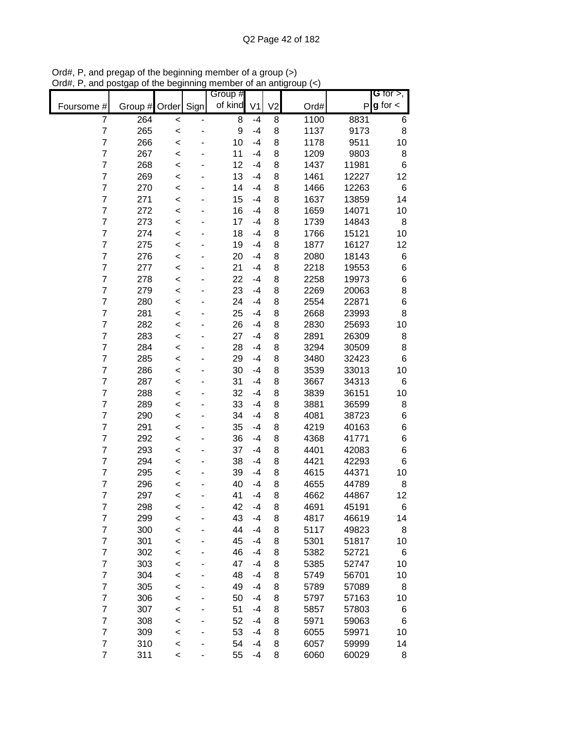Ord#, P, and pregap of the beginning member of a group (>)
Ord#, P, and postgap of the beginning member of an antigroup (<)

| Foursome # | Group # | Order | Sign | Group # of kind | V1 | V2 | Ord# | P | G for >, g for < |
|---|---|---|---|---|---|---|---|---|---|
| 7 | 264 | < | - | 8 | -4 | 8 | 1100 | 8831 | 6 |
| 7 | 265 | < | - | 9 | -4 | 8 | 1137 | 9173 | 8 |
| 7 | 266 | < | - | 10 | -4 | 8 | 1178 | 9511 | 10 |
| 7 | 267 | < | - | 11 | -4 | 8 | 1209 | 9803 | 8 |
| 7 | 268 | < | - | 12 | -4 | 8 | 1437 | 11981 | 6 |
| 7 | 269 | < | - | 13 | -4 | 8 | 1461 | 12227 | 12 |
| 7 | 270 | < | - | 14 | -4 | 8 | 1466 | 12263 | 6 |
| 7 | 271 | < | - | 15 | -4 | 8 | 1637 | 13859 | 14 |
| 7 | 272 | < | - | 16 | -4 | 8 | 1659 | 14071 | 10 |
| 7 | 273 | < | - | 17 | -4 | 8 | 1739 | 14843 | 8 |
| 7 | 274 | < | - | 18 | -4 | 8 | 1766 | 15121 | 10 |
| 7 | 275 | < | - | 19 | -4 | 8 | 1877 | 16127 | 12 |
| 7 | 276 | < | - | 20 | -4 | 8 | 2080 | 18143 | 6 |
| 7 | 277 | < | - | 21 | -4 | 8 | 2218 | 19553 | 6 |
| 7 | 278 | < | - | 22 | -4 | 8 | 2258 | 19973 | 6 |
| 7 | 279 | < | - | 23 | -4 | 8 | 2269 | 20063 | 8 |
| 7 | 280 | < | - | 24 | -4 | 8 | 2554 | 22871 | 6 |
| 7 | 281 | < | - | 25 | -4 | 8 | 2668 | 23993 | 8 |
| 7 | 282 | < | - | 26 | -4 | 8 | 2830 | 25693 | 10 |
| 7 | 283 | < | - | 27 | -4 | 8 | 2891 | 26309 | 8 |
| 7 | 284 | < | - | 28 | -4 | 8 | 3294 | 30509 | 8 |
| 7 | 285 | < | - | 29 | -4 | 8 | 3480 | 32423 | 6 |
| 7 | 286 | < | - | 30 | -4 | 8 | 3539 | 33013 | 10 |
| 7 | 287 | < | - | 31 | -4 | 8 | 3667 | 34313 | 6 |
| 7 | 288 | < | - | 32 | -4 | 8 | 3839 | 36151 | 10 |
| 7 | 289 | < | - | 33 | -4 | 8 | 3881 | 36599 | 8 |
| 7 | 290 | < | - | 34 | -4 | 8 | 4081 | 38723 | 6 |
| 7 | 291 | < | - | 35 | -4 | 8 | 4219 | 40163 | 6 |
| 7 | 292 | < | - | 36 | -4 | 8 | 4368 | 41771 | 6 |
| 7 | 293 | < | - | 37 | -4 | 8 | 4401 | 42083 | 6 |
| 7 | 294 | < | - | 38 | -4 | 8 | 4421 | 42293 | 6 |
| 7 | 295 | < | - | 39 | -4 | 8 | 4615 | 44371 | 10 |
| 7 | 296 | < | - | 40 | -4 | 8 | 4655 | 44789 | 8 |
| 7 | 297 | < | - | 41 | -4 | 8 | 4662 | 44867 | 12 |
| 7 | 298 | < | - | 42 | -4 | 8 | 4691 | 45191 | 6 |
| 7 | 299 | < | - | 43 | -4 | 8 | 4817 | 46619 | 14 |
| 7 | 300 | < | - | 44 | -4 | 8 | 5117 | 49823 | 8 |
| 7 | 301 | < | - | 45 | -4 | 8 | 5301 | 51817 | 10 |
| 7 | 302 | < | - | 46 | -4 | 8 | 5382 | 52721 | 6 |
| 7 | 303 | < | - | 47 | -4 | 8 | 5385 | 52747 | 10 |
| 7 | 304 | < | - | 48 | -4 | 8 | 5749 | 56701 | 10 |
| 7 | 305 | < | - | 49 | -4 | 8 | 5789 | 57089 | 8 |
| 7 | 306 | < | - | 50 | -4 | 8 | 5797 | 57163 | 10 |
| 7 | 307 | < | - | 51 | -4 | 8 | 5857 | 57803 | 6 |
| 7 | 308 | < | - | 52 | -4 | 8 | 5971 | 59063 | 6 |
| 7 | 309 | < | - | 53 | -4 | 8 | 6055 | 59971 | 10 |
| 7 | 310 | < | - | 54 | -4 | 8 | 6057 | 59999 | 14 |
| 7 | 311 | < | - | 55 | -4 | 8 | 6060 | 60029 | 8 |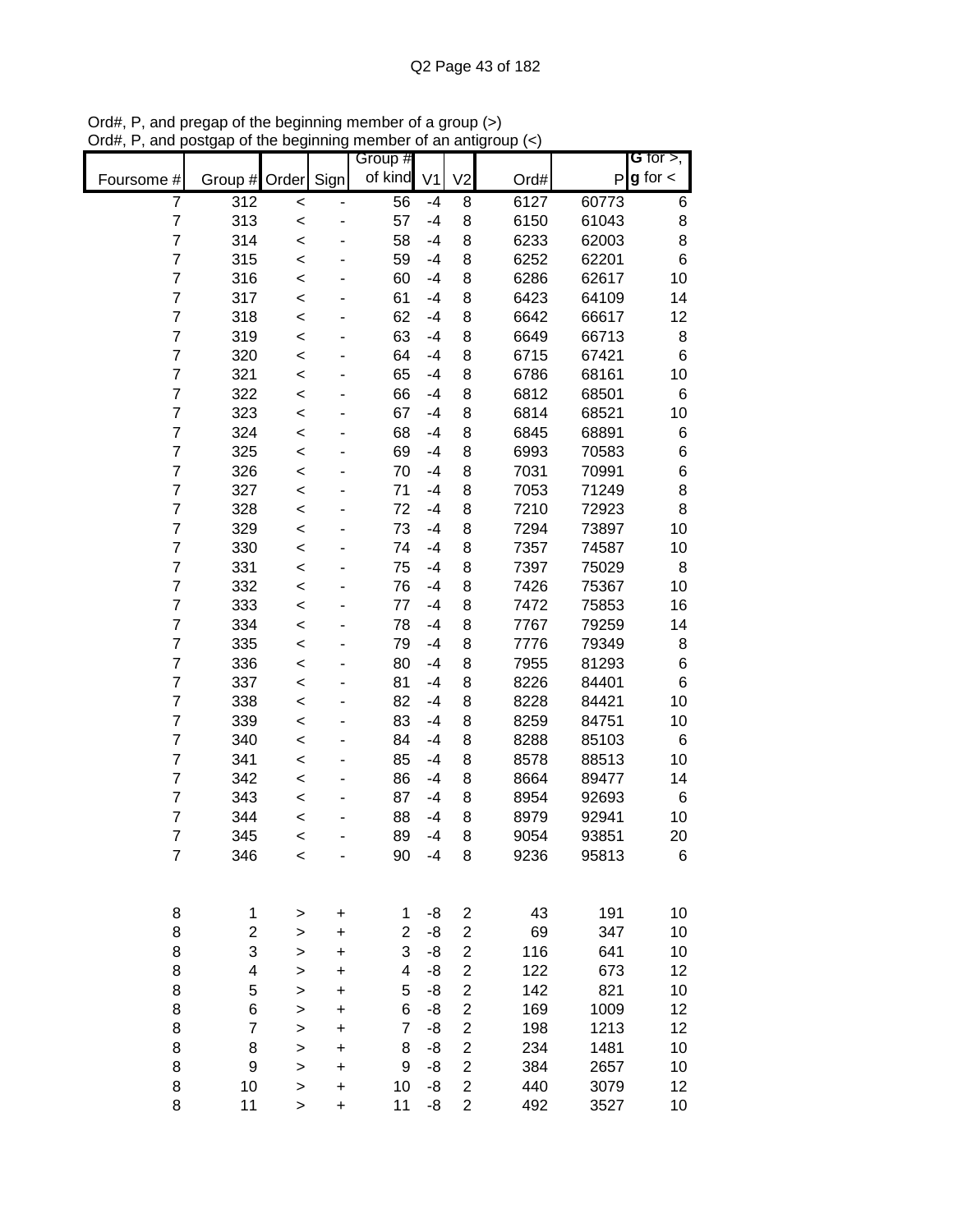Ord#, P, and pregap of the beginning member of a group (>)
Ord#, P, and postgap of the beginning member of an antigroup (<)

| Foursome # | Group # | Order | Sign | Group # of kind | V1 | V2 | Ord# | P | G for >, g for < |
|---|---|---|---|---|---|---|---|---|---|
| 7 | 312 | < | - | 56 | -4 | 8 | 6127 | 60773 | 6 |
| 7 | 313 | < | - | 57 | -4 | 8 | 6150 | 61043 | 8 |
| 7 | 314 | < | - | 58 | -4 | 8 | 6233 | 62003 | 8 |
| 7 | 315 | < | - | 59 | -4 | 8 | 6252 | 62201 | 6 |
| 7 | 316 | < | - | 60 | -4 | 8 | 6286 | 62617 | 10 |
| 7 | 317 | < | - | 61 | -4 | 8 | 6423 | 64109 | 14 |
| 7 | 318 | < | - | 62 | -4 | 8 | 6642 | 66617 | 12 |
| 7 | 319 | < | - | 63 | -4 | 8 | 6649 | 66713 | 8 |
| 7 | 320 | < | - | 64 | -4 | 8 | 6715 | 67421 | 6 |
| 7 | 321 | < | - | 65 | -4 | 8 | 6786 | 68161 | 10 |
| 7 | 322 | < | - | 66 | -4 | 8 | 6812 | 68501 | 6 |
| 7 | 323 | < | - | 67 | -4 | 8 | 6814 | 68521 | 10 |
| 7 | 324 | < | - | 68 | -4 | 8 | 6845 | 68891 | 6 |
| 7 | 325 | < | - | 69 | -4 | 8 | 6993 | 70583 | 6 |
| 7 | 326 | < | - | 70 | -4 | 8 | 7031 | 70991 | 6 |
| 7 | 327 | < | - | 71 | -4 | 8 | 7053 | 71249 | 8 |
| 7 | 328 | < | - | 72 | -4 | 8 | 7210 | 72923 | 8 |
| 7 | 329 | < | - | 73 | -4 | 8 | 7294 | 73897 | 10 |
| 7 | 330 | < | - | 74 | -4 | 8 | 7357 | 74587 | 10 |
| 7 | 331 | < | - | 75 | -4 | 8 | 7397 | 75029 | 8 |
| 7 | 332 | < | - | 76 | -4 | 8 | 7426 | 75367 | 10 |
| 7 | 333 | < | - | 77 | -4 | 8 | 7472 | 75853 | 16 |
| 7 | 334 | < | - | 78 | -4 | 8 | 7767 | 79259 | 14 |
| 7 | 335 | < | - | 79 | -4 | 8 | 7776 | 79349 | 8 |
| 7 | 336 | < | - | 80 | -4 | 8 | 7955 | 81293 | 6 |
| 7 | 337 | < | - | 81 | -4 | 8 | 8226 | 84401 | 6 |
| 7 | 338 | < | - | 82 | -4 | 8 | 8228 | 84421 | 10 |
| 7 | 339 | < | - | 83 | -4 | 8 | 8259 | 84751 | 10 |
| 7 | 340 | < | - | 84 | -4 | 8 | 8288 | 85103 | 6 |
| 7 | 341 | < | - | 85 | -4 | 8 | 8578 | 88513 | 10 |
| 7 | 342 | < | - | 86 | -4 | 8 | 8664 | 89477 | 14 |
| 7 | 343 | < | - | 87 | -4 | 8 | 8954 | 92693 | 6 |
| 7 | 344 | < | - | 88 | -4 | 8 | 8979 | 92941 | 10 |
| 7 | 345 | < | - | 89 | -4 | 8 | 9054 | 93851 | 20 |
| 7 | 346 | < | - | 90 | -4 | 8 | 9236 | 95813 | 6 |
| | | | | | | | | | |
| 8 | 1 | > | + | 1 | -8 | 2 | 43 | 191 | 10 |
| 8 | 2 | > | + | 2 | -8 | 2 | 69 | 347 | 10 |
| 8 | 3 | > | + | 3 | -8 | 2 | 116 | 641 | 10 |
| 8 | 4 | > | + | 4 | -8 | 2 | 122 | 673 | 12 |
| 8 | 5 | > | + | 5 | -8 | 2 | 142 | 821 | 10 |
| 8 | 6 | > | + | 6 | -8 | 2 | 169 | 1009 | 12 |
| 8 | 7 | > | + | 7 | -8 | 2 | 198 | 1213 | 12 |
| 8 | 8 | > | + | 8 | -8 | 2 | 234 | 1481 | 10 |
| 8 | 9 | > | + | 9 | -8 | 2 | 384 | 2657 | 10 |
| 8 | 10 | > | + | 10 | -8 | 2 | 440 | 3079 | 12 |
| 8 | 11 | > | + | 11 | -8 | 2 | 492 | 3527 | 10 |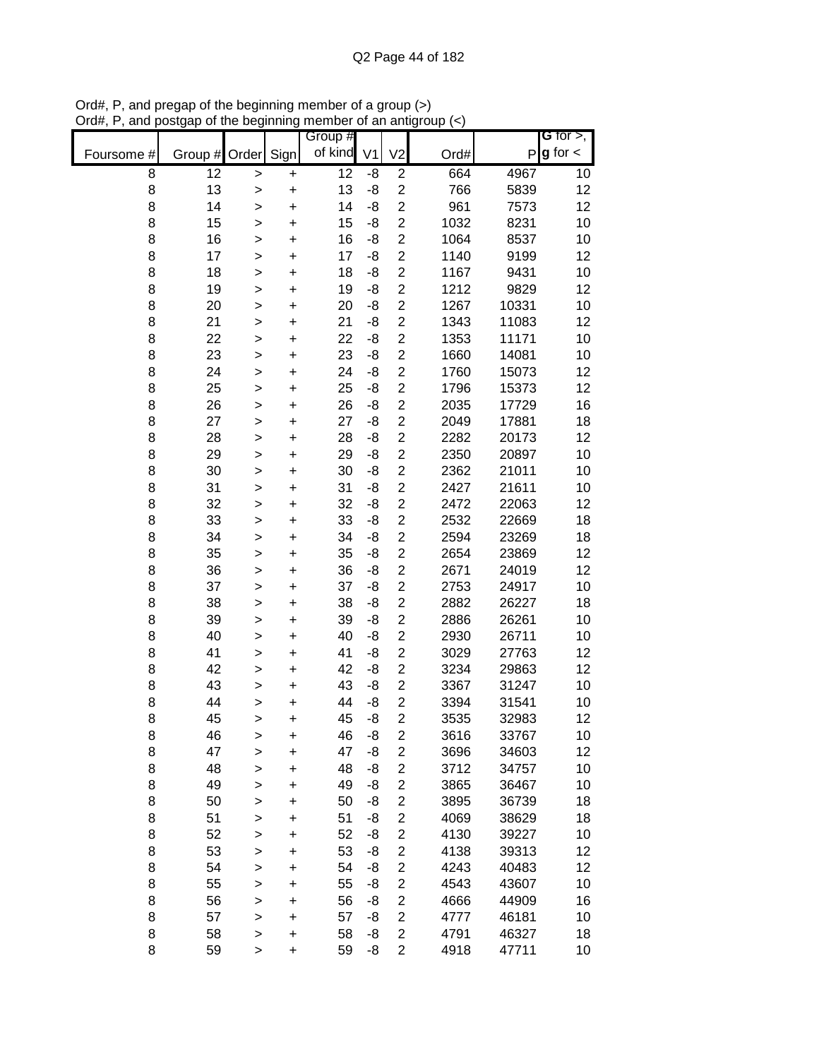Ord#, P, and pregap of the beginning member of a group (>)
Ord#, P, and postgap of the beginning member of an antigroup (<)

| Foursome # | Group # | Order | Sign | Group # of kind | V1 | V2 | Ord# | P | G for >, g for < |
|---|---|---|---|---|---|---|---|---|---|
| 8 | 12 | > | + | 12 | -8 | 2 | 664 | 4967 | 10 |
| 8 | 13 | > | + | 13 | -8 | 2 | 766 | 5839 | 12 |
| 8 | 14 | > | + | 14 | -8 | 2 | 961 | 7573 | 12 |
| 8 | 15 | > | + | 15 | -8 | 2 | 1032 | 8231 | 10 |
| 8 | 16 | > | + | 16 | -8 | 2 | 1064 | 8537 | 10 |
| 8 | 17 | > | + | 17 | -8 | 2 | 1140 | 9199 | 12 |
| 8 | 18 | > | + | 18 | -8 | 2 | 1167 | 9431 | 10 |
| 8 | 19 | > | + | 19 | -8 | 2 | 1212 | 9829 | 12 |
| 8 | 20 | > | + | 20 | -8 | 2 | 1267 | 10331 | 10 |
| 8 | 21 | > | + | 21 | -8 | 2 | 1343 | 11083 | 12 |
| 8 | 22 | > | + | 22 | -8 | 2 | 1353 | 11171 | 10 |
| 8 | 23 | > | + | 23 | -8 | 2 | 1660 | 14081 | 10 |
| 8 | 24 | > | + | 24 | -8 | 2 | 1760 | 15073 | 12 |
| 8 | 25 | > | + | 25 | -8 | 2 | 1796 | 15373 | 12 |
| 8 | 26 | > | + | 26 | -8 | 2 | 2035 | 17729 | 16 |
| 8 | 27 | > | + | 27 | -8 | 2 | 2049 | 17881 | 18 |
| 8 | 28 | > | + | 28 | -8 | 2 | 2282 | 20173 | 12 |
| 8 | 29 | > | + | 29 | -8 | 2 | 2350 | 20897 | 10 |
| 8 | 30 | > | + | 30 | -8 | 2 | 2362 | 21011 | 10 |
| 8 | 31 | > | + | 31 | -8 | 2 | 2427 | 21611 | 10 |
| 8 | 32 | > | + | 32 | -8 | 2 | 2472 | 22063 | 12 |
| 8 | 33 | > | + | 33 | -8 | 2 | 2532 | 22669 | 18 |
| 8 | 34 | > | + | 34 | -8 | 2 | 2594 | 23269 | 18 |
| 8 | 35 | > | + | 35 | -8 | 2 | 2654 | 23869 | 12 |
| 8 | 36 | > | + | 36 | -8 | 2 | 2671 | 24019 | 12 |
| 8 | 37 | > | + | 37 | -8 | 2 | 2753 | 24917 | 10 |
| 8 | 38 | > | + | 38 | -8 | 2 | 2882 | 26227 | 18 |
| 8 | 39 | > | + | 39 | -8 | 2 | 2886 | 26261 | 10 |
| 8 | 40 | > | + | 40 | -8 | 2 | 2930 | 26711 | 10 |
| 8 | 41 | > | + | 41 | -8 | 2 | 3029 | 27763 | 12 |
| 8 | 42 | > | + | 42 | -8 | 2 | 3234 | 29863 | 12 |
| 8 | 43 | > | + | 43 | -8 | 2 | 3367 | 31247 | 10 |
| 8 | 44 | > | + | 44 | -8 | 2 | 3394 | 31541 | 10 |
| 8 | 45 | > | + | 45 | -8 | 2 | 3535 | 32983 | 12 |
| 8 | 46 | > | + | 46 | -8 | 2 | 3616 | 33767 | 10 |
| 8 | 47 | > | + | 47 | -8 | 2 | 3696 | 34603 | 12 |
| 8 | 48 | > | + | 48 | -8 | 2 | 3712 | 34757 | 10 |
| 8 | 49 | > | + | 49 | -8 | 2 | 3865 | 36467 | 10 |
| 8 | 50 | > | + | 50 | -8 | 2 | 3895 | 36739 | 18 |
| 8 | 51 | > | + | 51 | -8 | 2 | 4069 | 38629 | 18 |
| 8 | 52 | > | + | 52 | -8 | 2 | 4130 | 39227 | 10 |
| 8 | 53 | > | + | 53 | -8 | 2 | 4138 | 39313 | 12 |
| 8 | 54 | > | + | 54 | -8 | 2 | 4243 | 40483 | 12 |
| 8 | 55 | > | + | 55 | -8 | 2 | 4543 | 43607 | 10 |
| 8 | 56 | > | + | 56 | -8 | 2 | 4666 | 44909 | 16 |
| 8 | 57 | > | + | 57 | -8 | 2 | 4777 | 46181 | 10 |
| 8 | 58 | > | + | 58 | -8 | 2 | 4791 | 46327 | 18 |
| 8 | 59 | > | + | 59 | -8 | 2 | 4918 | 47711 | 10 |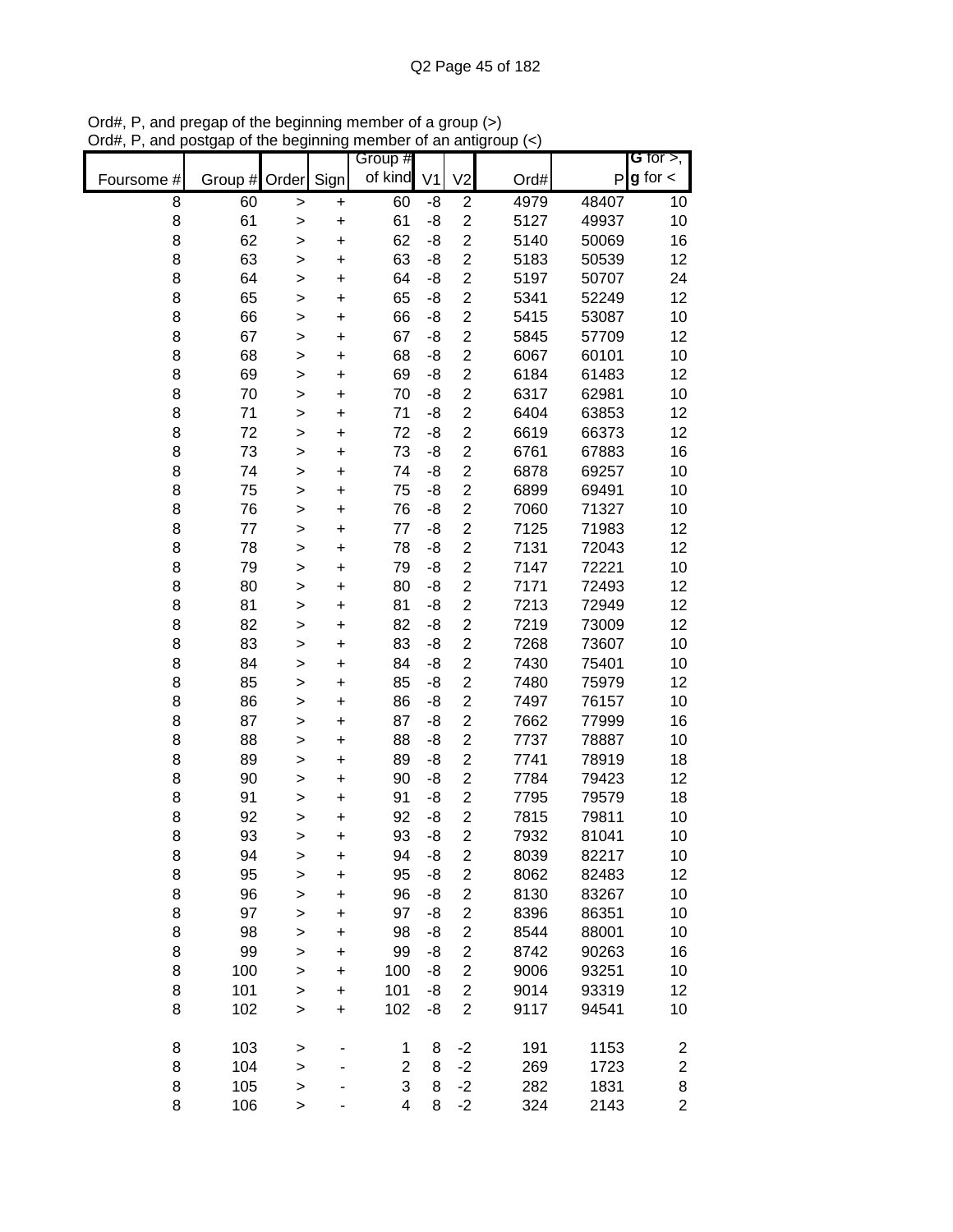Ord#, P, and pregap of the beginning member of a group (>)
Ord#, P, and postgap of the beginning member of an antigroup (<)

| Foursome # | Group # | Order | Sign | Group # of kind | V1 | V2 | Ord# | P | G for >, g for < |
|---|---|---|---|---|---|---|---|---|---|
| 8 | 60 | > | + | 60 | -8 | 2 | 4979 | 48407 | 10 |
| 8 | 61 | > | + | 61 | -8 | 2 | 5127 | 49937 | 10 |
| 8 | 62 | > | + | 62 | -8 | 2 | 5140 | 50069 | 16 |
| 8 | 63 | > | + | 63 | -8 | 2 | 5183 | 50539 | 12 |
| 8 | 64 | > | + | 64 | -8 | 2 | 5197 | 50707 | 24 |
| 8 | 65 | > | + | 65 | -8 | 2 | 5341 | 52249 | 12 |
| 8 | 66 | > | + | 66 | -8 | 2 | 5415 | 53087 | 10 |
| 8 | 67 | > | + | 67 | -8 | 2 | 5845 | 57709 | 12 |
| 8 | 68 | > | + | 68 | -8 | 2 | 6067 | 60101 | 10 |
| 8 | 69 | > | + | 69 | -8 | 2 | 6184 | 61483 | 12 |
| 8 | 70 | > | + | 70 | -8 | 2 | 6317 | 62981 | 10 |
| 8 | 71 | > | + | 71 | -8 | 2 | 6404 | 63853 | 12 |
| 8 | 72 | > | + | 72 | -8 | 2 | 6619 | 66373 | 12 |
| 8 | 73 | > | + | 73 | -8 | 2 | 6761 | 67883 | 16 |
| 8 | 74 | > | + | 74 | -8 | 2 | 6878 | 69257 | 10 |
| 8 | 75 | > | + | 75 | -8 | 2 | 6899 | 69491 | 10 |
| 8 | 76 | > | + | 76 | -8 | 2 | 7060 | 71327 | 10 |
| 8 | 77 | > | + | 77 | -8 | 2 | 7125 | 71983 | 12 |
| 8 | 78 | > | + | 78 | -8 | 2 | 7131 | 72043 | 12 |
| 8 | 79 | > | + | 79 | -8 | 2 | 7147 | 72221 | 10 |
| 8 | 80 | > | + | 80 | -8 | 2 | 7171 | 72493 | 12 |
| 8 | 81 | > | + | 81 | -8 | 2 | 7213 | 72949 | 12 |
| 8 | 82 | > | + | 82 | -8 | 2 | 7219 | 73009 | 12 |
| 8 | 83 | > | + | 83 | -8 | 2 | 7268 | 73607 | 10 |
| 8 | 84 | > | + | 84 | -8 | 2 | 7430 | 75401 | 10 |
| 8 | 85 | > | + | 85 | -8 | 2 | 7480 | 75979 | 12 |
| 8 | 86 | > | + | 86 | -8 | 2 | 7497 | 76157 | 10 |
| 8 | 87 | > | + | 87 | -8 | 2 | 7662 | 77999 | 16 |
| 8 | 88 | > | + | 88 | -8 | 2 | 7737 | 78887 | 10 |
| 8 | 89 | > | + | 89 | -8 | 2 | 7741 | 78919 | 18 |
| 8 | 90 | > | + | 90 | -8 | 2 | 7784 | 79423 | 12 |
| 8 | 91 | > | + | 91 | -8 | 2 | 7795 | 79579 | 18 |
| 8 | 92 | > | + | 92 | -8 | 2 | 7815 | 79811 | 10 |
| 8 | 93 | > | + | 93 | -8 | 2 | 7932 | 81041 | 10 |
| 8 | 94 | > | + | 94 | -8 | 2 | 8039 | 82217 | 10 |
| 8 | 95 | > | + | 95 | -8 | 2 | 8062 | 82483 | 12 |
| 8 | 96 | > | + | 96 | -8 | 2 | 8130 | 83267 | 10 |
| 8 | 97 | > | + | 97 | -8 | 2 | 8396 | 86351 | 10 |
| 8 | 98 | > | + | 98 | -8 | 2 | 8544 | 88001 | 10 |
| 8 | 99 | > | + | 99 | -8 | 2 | 8742 | 90263 | 16 |
| 8 | 100 | > | + | 100 | -8 | 2 | 9006 | 93251 | 10 |
| 8 | 101 | > | + | 101 | -8 | 2 | 9014 | 93319 | 12 |
| 8 | 102 | > | + | 102 | -8 | 2 | 9117 | 94541 | 10 |
| | | | | | | | | | |
| 8 | 103 | > | - | 1 | 8 | -2 | 191 | 1153 | 2 |
| 8 | 104 | > | - | 2 | 8 | -2 | 269 | 1723 | 2 |
| 8 | 105 | > | - | 3 | 8 | -2 | 282 | 1831 | 8 |
| 8 | 106 | > | - | 4 | 8 | -2 | 324 | 2143 | 2 |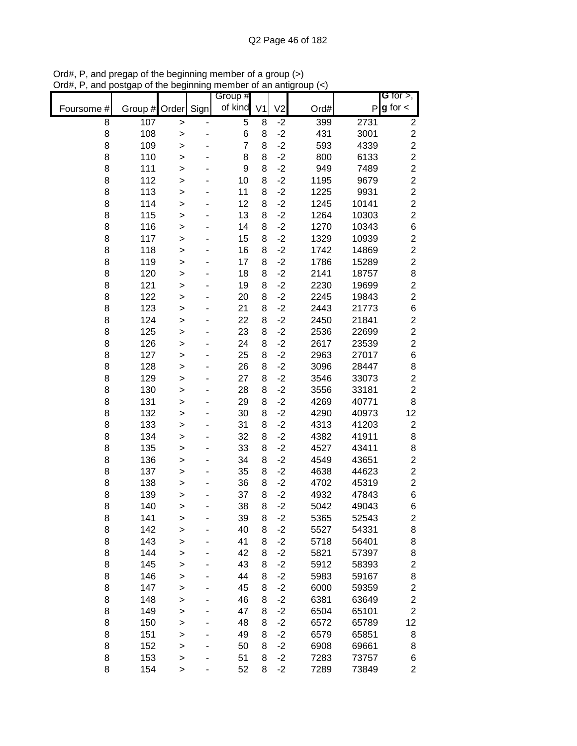Ord#, P, and pregap of the beginning member of a group (>)
Ord#, P, and postgap of the beginning member of an antigroup (<)

| Foursome # | Group # | Order | Sign | Group # of kind | V1 | V2 | Ord# | P | G for >, g for < |
|---|---|---|---|---|---|---|---|---|---|
| 8 | 107 | > | - | 5 | 8 | -2 | 399 | 2731 | 2 |
| 8 | 108 | > | - | 6 | 8 | -2 | 431 | 3001 | 2 |
| 8 | 109 | > | - | 7 | 8 | -2 | 593 | 4339 | 2 |
| 8 | 110 | > | - | 8 | 8 | -2 | 800 | 6133 | 2 |
| 8 | 111 | > | - | 9 | 8 | -2 | 949 | 7489 | 2 |
| 8 | 112 | > | - | 10 | 8 | -2 | 1195 | 9679 | 2 |
| 8 | 113 | > | - | 11 | 8 | -2 | 1225 | 9931 | 2 |
| 8 | 114 | > | - | 12 | 8 | -2 | 1245 | 10141 | 2 |
| 8 | 115 | > | - | 13 | 8 | -2 | 1264 | 10303 | 2 |
| 8 | 116 | > | - | 14 | 8 | -2 | 1270 | 10343 | 6 |
| 8 | 117 | > | - | 15 | 8 | -2 | 1329 | 10939 | 2 |
| 8 | 118 | > | - | 16 | 8 | -2 | 1742 | 14869 | 2 |
| 8 | 119 | > | - | 17 | 8 | -2 | 1786 | 15289 | 2 |
| 8 | 120 | > | - | 18 | 8 | -2 | 2141 | 18757 | 8 |
| 8 | 121 | > | - | 19 | 8 | -2 | 2230 | 19699 | 2 |
| 8 | 122 | > | - | 20 | 8 | -2 | 2245 | 19843 | 2 |
| 8 | 123 | > | - | 21 | 8 | -2 | 2443 | 21773 | 6 |
| 8 | 124 | > | - | 22 | 8 | -2 | 2450 | 21841 | 2 |
| 8 | 125 | > | - | 23 | 8 | -2 | 2536 | 22699 | 2 |
| 8 | 126 | > | - | 24 | 8 | -2 | 2617 | 23539 | 2 |
| 8 | 127 | > | - | 25 | 8 | -2 | 2963 | 27017 | 6 |
| 8 | 128 | > | - | 26 | 8 | -2 | 3096 | 28447 | 8 |
| 8 | 129 | > | - | 27 | 8 | -2 | 3546 | 33073 | 2 |
| 8 | 130 | > | - | 28 | 8 | -2 | 3556 | 33181 | 2 |
| 8 | 131 | > | - | 29 | 8 | -2 | 4269 | 40771 | 8 |
| 8 | 132 | > | - | 30 | 8 | -2 | 4290 | 40973 | 12 |
| 8 | 133 | > | - | 31 | 8 | -2 | 4313 | 41203 | 2 |
| 8 | 134 | > | - | 32 | 8 | -2 | 4382 | 41911 | 8 |
| 8 | 135 | > | - | 33 | 8 | -2 | 4527 | 43411 | 8 |
| 8 | 136 | > | - | 34 | 8 | -2 | 4549 | 43651 | 2 |
| 8 | 137 | > | - | 35 | 8 | -2 | 4638 | 44623 | 2 |
| 8 | 138 | > | - | 36 | 8 | -2 | 4702 | 45319 | 2 |
| 8 | 139 | > | - | 37 | 8 | -2 | 4932 | 47843 | 6 |
| 8 | 140 | > | - | 38 | 8 | -2 | 5042 | 49043 | 6 |
| 8 | 141 | > | - | 39 | 8 | -2 | 5365 | 52543 | 2 |
| 8 | 142 | > | - | 40 | 8 | -2 | 5527 | 54331 | 8 |
| 8 | 143 | > | - | 41 | 8 | -2 | 5718 | 56401 | 8 |
| 8 | 144 | > | - | 42 | 8 | -2 | 5821 | 57397 | 8 |
| 8 | 145 | > | - | 43 | 8 | -2 | 5912 | 58393 | 2 |
| 8 | 146 | > | - | 44 | 8 | -2 | 5983 | 59167 | 8 |
| 8 | 147 | > | - | 45 | 8 | -2 | 6000 | 59359 | 2 |
| 8 | 148 | > | - | 46 | 8 | -2 | 6381 | 63649 | 2 |
| 8 | 149 | > | - | 47 | 8 | -2 | 6504 | 65101 | 2 |
| 8 | 150 | > | - | 48 | 8 | -2 | 6572 | 65789 | 12 |
| 8 | 151 | > | - | 49 | 8 | -2 | 6579 | 65851 | 8 |
| 8 | 152 | > | - | 50 | 8 | -2 | 6908 | 69661 | 8 |
| 8 | 153 | > | - | 51 | 8 | -2 | 7283 | 73757 | 6 |
| 8 | 154 | > | - | 52 | 8 | -2 | 7289 | 73849 | 2 |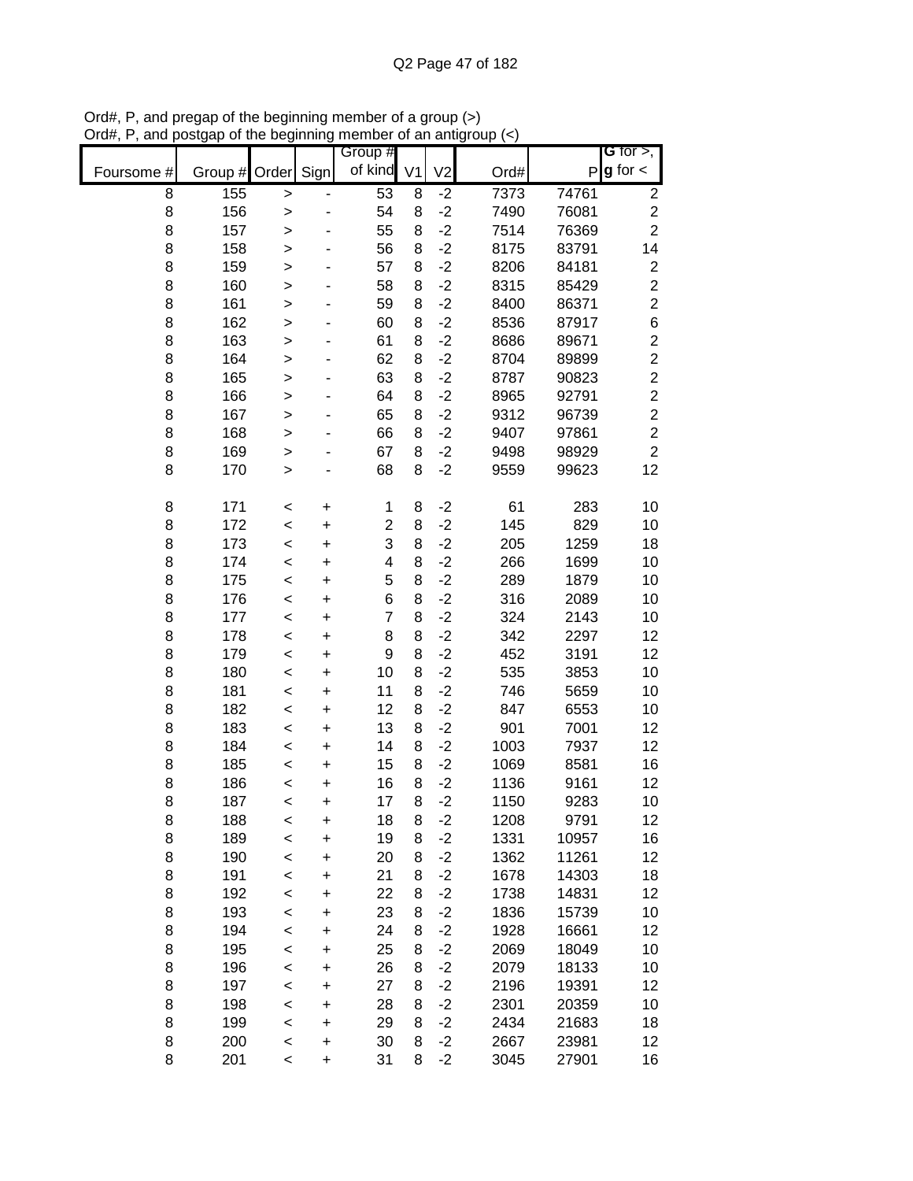Ord#, P, and pregap of the beginning member of a group (>)
Ord#, P, and postgap of the beginning member of an antigroup (<)

| Foursome # | Group # | Order | Sign | Group # of kind | V1 | V2 | Ord# | P | G for >, g for < |
|---|---|---|---|---|---|---|---|---|---|
| 8 | 155 | > | - | 53 | 8 | -2 | 7373 | 74761 | 2 |
| 8 | 156 | > | - | 54 | 8 | -2 | 7490 | 76081 | 2 |
| 8 | 157 | > | - | 55 | 8 | -2 | 7514 | 76369 | 2 |
| 8 | 158 | > | - | 56 | 8 | -2 | 8175 | 83791 | 14 |
| 8 | 159 | > | - | 57 | 8 | -2 | 8206 | 84181 | 2 |
| 8 | 160 | > | - | 58 | 8 | -2 | 8315 | 85429 | 2 |
| 8 | 161 | > | - | 59 | 8 | -2 | 8400 | 86371 | 2 |
| 8 | 162 | > | - | 60 | 8 | -2 | 8536 | 87917 | 6 |
| 8 | 163 | > | - | 61 | 8 | -2 | 8686 | 89671 | 2 |
| 8 | 164 | > | - | 62 | 8 | -2 | 8704 | 89899 | 2 |
| 8 | 165 | > | - | 63 | 8 | -2 | 8787 | 90823 | 2 |
| 8 | 166 | > | - | 64 | 8 | -2 | 8965 | 92791 | 2 |
| 8 | 167 | > | - | 65 | 8 | -2 | 9312 | 96739 | 2 |
| 8 | 168 | > | - | 66 | 8 | -2 | 9407 | 97861 | 2 |
| 8 | 169 | > | - | 67 | 8 | -2 | 9498 | 98929 | 2 |
| 8 | 170 | > | - | 68 | 8 | -2 | 9559 | 99623 | 12 |
| | | | | | | | | | |
| 8 | 171 | < | + | 1 | 8 | -2 | 61 | 283 | 10 |
| 8 | 172 | < | + | 2 | 8 | -2 | 145 | 829 | 10 |
| 8 | 173 | < | + | 3 | 8 | -2 | 205 | 1259 | 18 |
| 8 | 174 | < | + | 4 | 8 | -2 | 266 | 1699 | 10 |
| 8 | 175 | < | + | 5 | 8 | -2 | 289 | 1879 | 10 |
| 8 | 176 | < | + | 6 | 8 | -2 | 316 | 2089 | 10 |
| 8 | 177 | < | + | 7 | 8 | -2 | 324 | 2143 | 10 |
| 8 | 178 | < | + | 8 | 8 | -2 | 342 | 2297 | 12 |
| 8 | 179 | < | + | 9 | 8 | -2 | 452 | 3191 | 12 |
| 8 | 180 | < | + | 10 | 8 | -2 | 535 | 3853 | 10 |
| 8 | 181 | < | + | 11 | 8 | -2 | 746 | 5659 | 10 |
| 8 | 182 | < | + | 12 | 8 | -2 | 847 | 6553 | 10 |
| 8 | 183 | < | + | 13 | 8 | -2 | 901 | 7001 | 12 |
| 8 | 184 | < | + | 14 | 8 | -2 | 1003 | 7937 | 12 |
| 8 | 185 | < | + | 15 | 8 | -2 | 1069 | 8581 | 16 |
| 8 | 186 | < | + | 16 | 8 | -2 | 1136 | 9161 | 12 |
| 8 | 187 | < | + | 17 | 8 | -2 | 1150 | 9283 | 10 |
| 8 | 188 | < | + | 18 | 8 | -2 | 1208 | 9791 | 12 |
| 8 | 189 | < | + | 19 | 8 | -2 | 1331 | 10957 | 16 |
| 8 | 190 | < | + | 20 | 8 | -2 | 1362 | 11261 | 12 |
| 8 | 191 | < | + | 21 | 8 | -2 | 1678 | 14303 | 18 |
| 8 | 192 | < | + | 22 | 8 | -2 | 1738 | 14831 | 12 |
| 8 | 193 | < | + | 23 | 8 | -2 | 1836 | 15739 | 10 |
| 8 | 194 | < | + | 24 | 8 | -2 | 1928 | 16661 | 12 |
| 8 | 195 | < | + | 25 | 8 | -2 | 2069 | 18049 | 10 |
| 8 | 196 | < | + | 26 | 8 | -2 | 2079 | 18133 | 10 |
| 8 | 197 | < | + | 27 | 8 | -2 | 2196 | 19391 | 12 |
| 8 | 198 | < | + | 28 | 8 | -2 | 2301 | 20359 | 10 |
| 8 | 199 | < | + | 29 | 8 | -2 | 2434 | 21683 | 18 |
| 8 | 200 | < | + | 30 | 8 | -2 | 2667 | 23981 | 12 |
| 8 | 201 | < | + | 31 | 8 | -2 | 3045 | 27901 | 16 |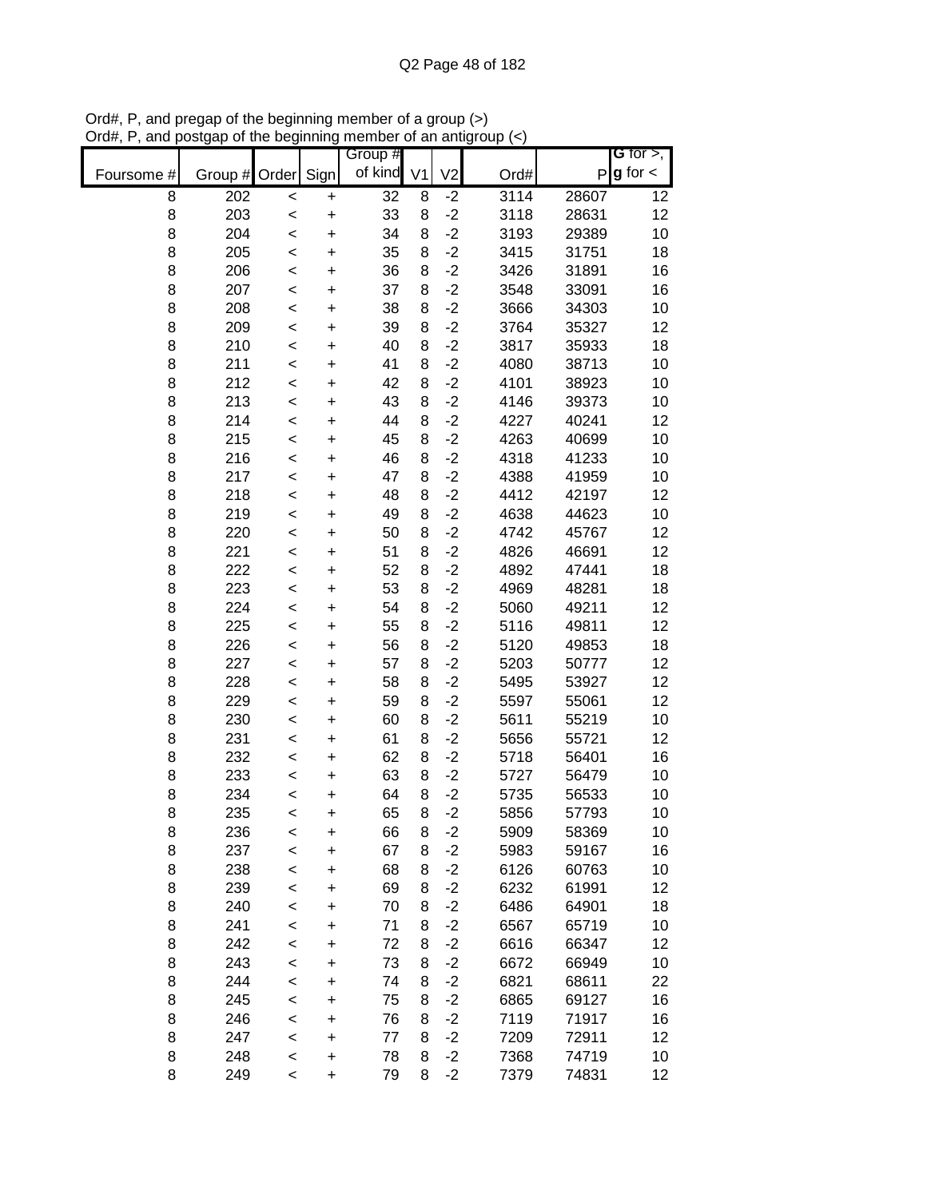Ord#, P, and pregap of the beginning member of a group (>)
Ord#, P, and postgap of the beginning member of an antigroup (<)

| Foursome # | Group # | Order | Sign | Group # of kind | V1 | V2 | Ord# | P | G for >, g for < |
|---|---|---|---|---|---|---|---|---|---|
| 8 | 202 | < | + | 32 | 8 | -2 | 3114 | 28607 | 12 |
| 8 | 203 | < | + | 33 | 8 | -2 | 3118 | 28631 | 12 |
| 8 | 204 | < | + | 34 | 8 | -2 | 3193 | 29389 | 10 |
| 8 | 205 | < | + | 35 | 8 | -2 | 3415 | 31751 | 18 |
| 8 | 206 | < | + | 36 | 8 | -2 | 3426 | 31891 | 16 |
| 8 | 207 | < | + | 37 | 8 | -2 | 3548 | 33091 | 16 |
| 8 | 208 | < | + | 38 | 8 | -2 | 3666 | 34303 | 10 |
| 8 | 209 | < | + | 39 | 8 | -2 | 3764 | 35327 | 12 |
| 8 | 210 | < | + | 40 | 8 | -2 | 3817 | 35933 | 18 |
| 8 | 211 | < | + | 41 | 8 | -2 | 4080 | 38713 | 10 |
| 8 | 212 | < | + | 42 | 8 | -2 | 4101 | 38923 | 10 |
| 8 | 213 | < | + | 43 | 8 | -2 | 4146 | 39373 | 10 |
| 8 | 214 | < | + | 44 | 8 | -2 | 4227 | 40241 | 12 |
| 8 | 215 | < | + | 45 | 8 | -2 | 4263 | 40699 | 10 |
| 8 | 216 | < | + | 46 | 8 | -2 | 4318 | 41233 | 10 |
| 8 | 217 | < | + | 47 | 8 | -2 | 4388 | 41959 | 10 |
| 8 | 218 | < | + | 48 | 8 | -2 | 4412 | 42197 | 12 |
| 8 | 219 | < | + | 49 | 8 | -2 | 4638 | 44623 | 10 |
| 8 | 220 | < | + | 50 | 8 | -2 | 4742 | 45767 | 12 |
| 8 | 221 | < | + | 51 | 8 | -2 | 4826 | 46691 | 12 |
| 8 | 222 | < | + | 52 | 8 | -2 | 4892 | 47441 | 18 |
| 8 | 223 | < | + | 53 | 8 | -2 | 4969 | 48281 | 18 |
| 8 | 224 | < | + | 54 | 8 | -2 | 5060 | 49211 | 12 |
| 8 | 225 | < | + | 55 | 8 | -2 | 5116 | 49811 | 12 |
| 8 | 226 | < | + | 56 | 8 | -2 | 5120 | 49853 | 18 |
| 8 | 227 | < | + | 57 | 8 | -2 | 5203 | 50777 | 12 |
| 8 | 228 | < | + | 58 | 8 | -2 | 5495 | 53927 | 12 |
| 8 | 229 | < | + | 59 | 8 | -2 | 5597 | 55061 | 12 |
| 8 | 230 | < | + | 60 | 8 | -2 | 5611 | 55219 | 10 |
| 8 | 231 | < | + | 61 | 8 | -2 | 5656 | 55721 | 12 |
| 8 | 232 | < | + | 62 | 8 | -2 | 5718 | 56401 | 16 |
| 8 | 233 | < | + | 63 | 8 | -2 | 5727 | 56479 | 10 |
| 8 | 234 | < | + | 64 | 8 | -2 | 5735 | 56533 | 10 |
| 8 | 235 | < | + | 65 | 8 | -2 | 5856 | 57793 | 10 |
| 8 | 236 | < | + | 66 | 8 | -2 | 5909 | 58369 | 10 |
| 8 | 237 | < | + | 67 | 8 | -2 | 5983 | 59167 | 16 |
| 8 | 238 | < | + | 68 | 8 | -2 | 6126 | 60763 | 10 |
| 8 | 239 | < | + | 69 | 8 | -2 | 6232 | 61991 | 12 |
| 8 | 240 | < | + | 70 | 8 | -2 | 6486 | 64901 | 18 |
| 8 | 241 | < | + | 71 | 8 | -2 | 6567 | 65719 | 10 |
| 8 | 242 | < | + | 72 | 8 | -2 | 6616 | 66347 | 12 |
| 8 | 243 | < | + | 73 | 8 | -2 | 6672 | 66949 | 10 |
| 8 | 244 | < | + | 74 | 8 | -2 | 6821 | 68611 | 22 |
| 8 | 245 | < | + | 75 | 8 | -2 | 6865 | 69127 | 16 |
| 8 | 246 | < | + | 76 | 8 | -2 | 7119 | 71917 | 16 |
| 8 | 247 | < | + | 77 | 8 | -2 | 7209 | 72911 | 12 |
| 8 | 248 | < | + | 78 | 8 | -2 | 7368 | 74719 | 10 |
| 8 | 249 | < | + | 79 | 8 | -2 | 7379 | 74831 | 12 |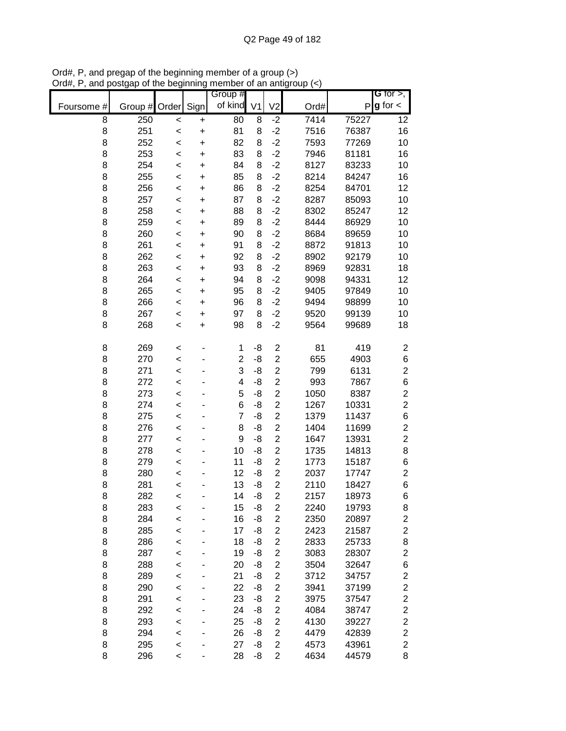Ord#, P, and pregap of the beginning member of a group (>)
Ord#, P, and postgap of the beginning member of an antigroup (<)

| Foursome # | Group # | Order | Sign | Group # of kind | V1 | V2 | Ord# | P | G for >, g for < |
|---|---|---|---|---|---|---|---|---|---|
| 8 | 250 | < | + | 80 | 8 | -2 | 7414 | 75227 | 12 |
| 8 | 251 | < | + | 81 | 8 | -2 | 7516 | 76387 | 16 |
| 8 | 252 | < | + | 82 | 8 | -2 | 7593 | 77269 | 10 |
| 8 | 253 | < | + | 83 | 8 | -2 | 7946 | 81181 | 16 |
| 8 | 254 | < | + | 84 | 8 | -2 | 8127 | 83233 | 10 |
| 8 | 255 | < | + | 85 | 8 | -2 | 8214 | 84247 | 16 |
| 8 | 256 | < | + | 86 | 8 | -2 | 8254 | 84701 | 12 |
| 8 | 257 | < | + | 87 | 8 | -2 | 8287 | 85093 | 10 |
| 8 | 258 | < | + | 88 | 8 | -2 | 8302 | 85247 | 12 |
| 8 | 259 | < | + | 89 | 8 | -2 | 8444 | 86929 | 10 |
| 8 | 260 | < | + | 90 | 8 | -2 | 8684 | 89659 | 10 |
| 8 | 261 | < | + | 91 | 8 | -2 | 8872 | 91813 | 10 |
| 8 | 262 | < | + | 92 | 8 | -2 | 8902 | 92179 | 10 |
| 8 | 263 | < | + | 93 | 8 | -2 | 8969 | 92831 | 18 |
| 8 | 264 | < | + | 94 | 8 | -2 | 9098 | 94331 | 12 |
| 8 | 265 | < | + | 95 | 8 | -2 | 9405 | 97849 | 10 |
| 8 | 266 | < | + | 96 | 8 | -2 | 9494 | 98899 | 10 |
| 8 | 267 | < | + | 97 | 8 | -2 | 9520 | 99139 | 10 |
| 8 | 268 | < | + | 98 | 8 | -2 | 9564 | 99689 | 18 |
| | | | | | | | | | |
| 8 | 269 | < | - | 1 | -8 | 2 | 81 | 419 | 2 |
| 8 | 270 | < | - | 2 | -8 | 2 | 655 | 4903 | 6 |
| 8 | 271 | < | - | 3 | -8 | 2 | 799 | 6131 | 2 |
| 8 | 272 | < | - | 4 | -8 | 2 | 993 | 7867 | 6 |
| 8 | 273 | < | - | 5 | -8 | 2 | 1050 | 8387 | 2 |
| 8 | 274 | < | - | 6 | -8 | 2 | 1267 | 10331 | 2 |
| 8 | 275 | < | - | 7 | -8 | 2 | 1379 | 11437 | 6 |
| 8 | 276 | < | - | 8 | -8 | 2 | 1404 | 11699 | 2 |
| 8 | 277 | < | - | 9 | -8 | 2 | 1647 | 13931 | 2 |
| 8 | 278 | < | - | 10 | -8 | 2 | 1735 | 14813 | 8 |
| 8 | 279 | < | - | 11 | -8 | 2 | 1773 | 15187 | 6 |
| 8 | 280 | < | - | 12 | -8 | 2 | 2037 | 17747 | 2 |
| 8 | 281 | < | - | 13 | -8 | 2 | 2110 | 18427 | 6 |
| 8 | 282 | < | - | 14 | -8 | 2 | 2157 | 18973 | 6 |
| 8 | 283 | < | - | 15 | -8 | 2 | 2240 | 19793 | 8 |
| 8 | 284 | < | - | 16 | -8 | 2 | 2350 | 20897 | 2 |
| 8 | 285 | < | - | 17 | -8 | 2 | 2423 | 21587 | 2 |
| 8 | 286 | < | - | 18 | -8 | 2 | 2833 | 25733 | 8 |
| 8 | 287 | < | - | 19 | -8 | 2 | 3083 | 28307 | 2 |
| 8 | 288 | < | - | 20 | -8 | 2 | 3504 | 32647 | 6 |
| 8 | 289 | < | - | 21 | -8 | 2 | 3712 | 34757 | 2 |
| 8 | 290 | < | - | 22 | -8 | 2 | 3941 | 37199 | 2 |
| 8 | 291 | < | - | 23 | -8 | 2 | 3975 | 37547 | 2 |
| 8 | 292 | < | - | 24 | -8 | 2 | 4084 | 38747 | 2 |
| 8 | 293 | < | - | 25 | -8 | 2 | 4130 | 39227 | 2 |
| 8 | 294 | < | - | 26 | -8 | 2 | 4479 | 42839 | 2 |
| 8 | 295 | < | - | 27 | -8 | 2 | 4573 | 43961 | 2 |
| 8 | 296 | < | - | 28 | -8 | 2 | 4634 | 44579 | 8 |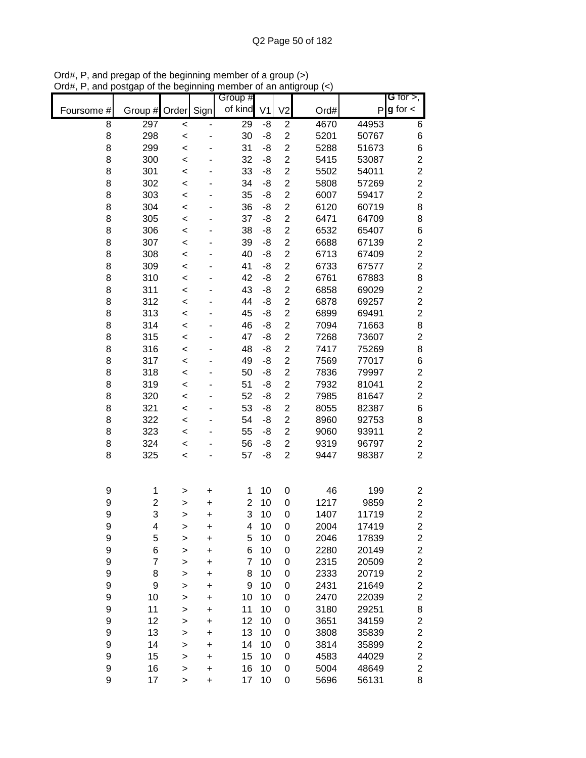Ord#, P, and pregap of the beginning member of a group (>)
Ord#, P, and postgap of the beginning member of an antigroup (<)

| Foursome # | Group # | Order | Sign | Group # of kind | V1 | V2 | Ord# | P | G for >, g for < |
|---|---|---|---|---|---|---|---|---|---|
| 8 | 297 | < | - | 29 | -8 | 2 | 4670 | 44953 | 6 |
| 8 | 298 | < | - | 30 | -8 | 2 | 5201 | 50767 | 6 |
| 8 | 299 | < | - | 31 | -8 | 2 | 5288 | 51673 | 6 |
| 8 | 300 | < | - | 32 | -8 | 2 | 5415 | 53087 | 2 |
| 8 | 301 | < | - | 33 | -8 | 2 | 5502 | 54011 | 2 |
| 8 | 302 | < | - | 34 | -8 | 2 | 5808 | 57269 | 2 |
| 8 | 303 | < | - | 35 | -8 | 2 | 6007 | 59417 | 2 |
| 8 | 304 | < | - | 36 | -8 | 2 | 6120 | 60719 | 8 |
| 8 | 305 | < | - | 37 | -8 | 2 | 6471 | 64709 | 8 |
| 8 | 306 | < | - | 38 | -8 | 2 | 6532 | 65407 | 6 |
| 8 | 307 | < | - | 39 | -8 | 2 | 6688 | 67139 | 2 |
| 8 | 308 | < | - | 40 | -8 | 2 | 6713 | 67409 | 2 |
| 8 | 309 | < | - | 41 | -8 | 2 | 6733 | 67577 | 2 |
| 8 | 310 | < | - | 42 | -8 | 2 | 6761 | 67883 | 8 |
| 8 | 311 | < | - | 43 | -8 | 2 | 6858 | 69029 | 2 |
| 8 | 312 | < | - | 44 | -8 | 2 | 6878 | 69257 | 2 |
| 8 | 313 | < | - | 45 | -8 | 2 | 6899 | 69491 | 2 |
| 8 | 314 | < | - | 46 | -8 | 2 | 7094 | 71663 | 8 |
| 8 | 315 | < | - | 47 | -8 | 2 | 7268 | 73607 | 2 |
| 8 | 316 | < | - | 48 | -8 | 2 | 7417 | 75269 | 8 |
| 8 | 317 | < | - | 49 | -8 | 2 | 7569 | 77017 | 6 |
| 8 | 318 | < | - | 50 | -8 | 2 | 7836 | 79997 | 2 |
| 8 | 319 | < | - | 51 | -8 | 2 | 7932 | 81041 | 2 |
| 8 | 320 | < | - | 52 | -8 | 2 | 7985 | 81647 | 2 |
| 8 | 321 | < | - | 53 | -8 | 2 | 8055 | 82387 | 6 |
| 8 | 322 | < | - | 54 | -8 | 2 | 8960 | 92753 | 8 |
| 8 | 323 | < | - | 55 | -8 | 2 | 9060 | 93911 | 2 |
| 8 | 324 | < | - | 56 | -8 | 2 | 9319 | 96797 | 2 |
| 8 | 325 | < | - | 57 | -8 | 2 | 9447 | 98387 | 2 |
| | | | | | | | | | |
| 9 | 1 | > | + | 1 | 10 | 0 | 46 | 199 | 2 |
| 9 | 2 | > | + | 2 | 10 | 0 | 1217 | 9859 | 2 |
| 9 | 3 | > | + | 3 | 10 | 0 | 1407 | 11719 | 2 |
| 9 | 4 | > | + | 4 | 10 | 0 | 2004 | 17419 | 2 |
| 9 | 5 | > | + | 5 | 10 | 0 | 2046 | 17839 | 2 |
| 9 | 6 | > | + | 6 | 10 | 0 | 2280 | 20149 | 2 |
| 9 | 7 | > | + | 7 | 10 | 0 | 2315 | 20509 | 2 |
| 9 | 8 | > | + | 8 | 10 | 0 | 2333 | 20719 | 2 |
| 9 | 9 | > | + | 9 | 10 | 0 | 2431 | 21649 | 2 |
| 9 | 10 | > | + | 10 | 10 | 0 | 2470 | 22039 | 2 |
| 9 | 11 | > | + | 11 | 10 | 0 | 3180 | 29251 | 8 |
| 9 | 12 | > | + | 12 | 10 | 0 | 3651 | 34159 | 2 |
| 9 | 13 | > | + | 13 | 10 | 0 | 3808 | 35839 | 2 |
| 9 | 14 | > | + | 14 | 10 | 0 | 3814 | 35899 | 2 |
| 9 | 15 | > | + | 15 | 10 | 0 | 4583 | 44029 | 2 |
| 9 | 16 | > | + | 16 | 10 | 0 | 5004 | 48649 | 2 |
| 9 | 17 | > | + | 17 | 10 | 0 | 5696 | 56131 | 8 |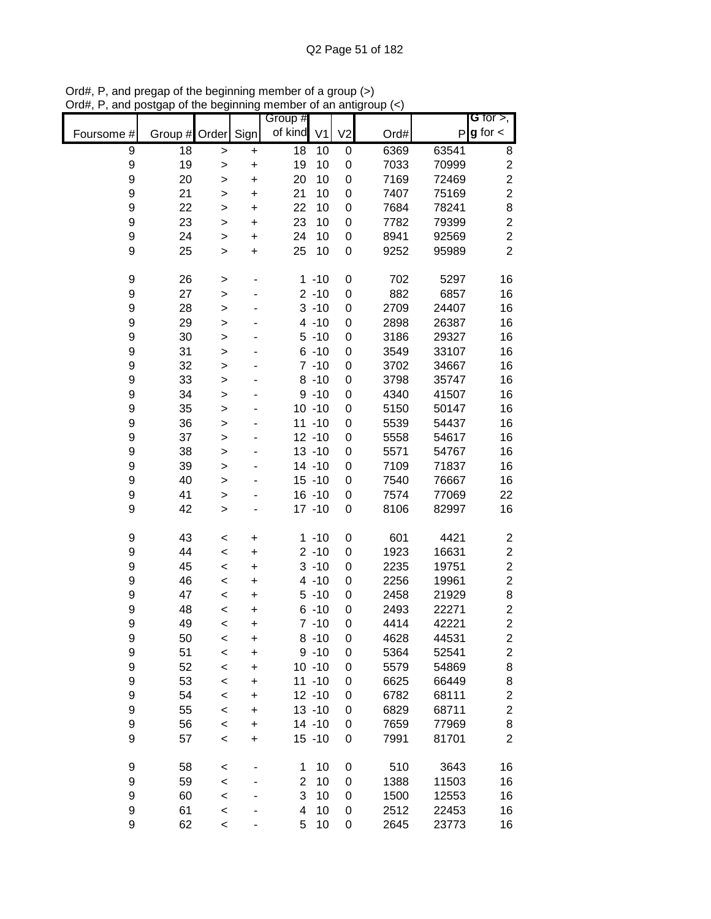Ord#, P, and pregap of the beginning member of a group (>)
Ord#, P, and postgap of the beginning member of an antigroup (<)

| Foursome # | Group # | Order | Sign | Group # of kind | V1 | V2 | Ord# | P | G for >, g for < |
|---|---|---|---|---|---|---|---|---|---|
| 9 | 18 | > | + | 18 | 10 | 0 | 6369 | 63541 | 8 |
| 9 | 19 | > | + | 19 | 10 | 0 | 7033 | 70999 | 2 |
| 9 | 20 | > | + | 20 | 10 | 0 | 7169 | 72469 | 2 |
| 9 | 21 | > | + | 21 | 10 | 0 | 7407 | 75169 | 2 |
| 9 | 22 | > | + | 22 | 10 | 0 | 7684 | 78241 | 8 |
| 9 | 23 | > | + | 23 | 10 | 0 | 7782 | 79399 | 2 |
| 9 | 24 | > | + | 24 | 10 | 0 | 8941 | 92569 | 2 |
| 9 | 25 | > | + | 25 | 10 | 0 | 9252 | 95989 | 2 |
| | | | | | | | | | |
| 9 | 26 | > | - | 1 | -10 | 0 | 702 | 5297 | 16 |
| 9 | 27 | > | - | 2 | -10 | 0 | 882 | 6857 | 16 |
| 9 | 28 | > | - | 3 | -10 | 0 | 2709 | 24407 | 16 |
| 9 | 29 | > | - | 4 | -10 | 0 | 2898 | 26387 | 16 |
| 9 | 30 | > | - | 5 | -10 | 0 | 3186 | 29327 | 16 |
| 9 | 31 | > | - | 6 | -10 | 0 | 3549 | 33107 | 16 |
| 9 | 32 | > | - | 7 | -10 | 0 | 3702 | 34667 | 16 |
| 9 | 33 | > | - | 8 | -10 | 0 | 3798 | 35747 | 16 |
| 9 | 34 | > | - | 9 | -10 | 0 | 4340 | 41507 | 16 |
| 9 | 35 | > | - | 10 | -10 | 0 | 5150 | 50147 | 16 |
| 9 | 36 | > | - | 11 | -10 | 0 | 5539 | 54437 | 16 |
| 9 | 37 | > | - | 12 | -10 | 0 | 5558 | 54617 | 16 |
| 9 | 38 | > | - | 13 | -10 | 0 | 5571 | 54767 | 16 |
| 9 | 39 | > | - | 14 | -10 | 0 | 7109 | 71837 | 16 |
| 9 | 40 | > | - | 15 | -10 | 0 | 7540 | 76667 | 16 |
| 9 | 41 | > | - | 16 | -10 | 0 | 7574 | 77069 | 22 |
| 9 | 42 | > | - | 17 | -10 | 0 | 8106 | 82997 | 16 |
| | | | | | | | | | |
| 9 | 43 | < | + | 1 | -10 | 0 | 601 | 4421 | 2 |
| 9 | 44 | < | + | 2 | -10 | 0 | 1923 | 16631 | 2 |
| 9 | 45 | < | + | 3 | -10 | 0 | 2235 | 19751 | 2 |
| 9 | 46 | < | + | 4 | -10 | 0 | 2256 | 19961 | 2 |
| 9 | 47 | < | + | 5 | -10 | 0 | 2458 | 21929 | 8 |
| 9 | 48 | < | + | 6 | -10 | 0 | 2493 | 22271 | 2 |
| 9 | 49 | < | + | 7 | -10 | 0 | 4414 | 42221 | 2 |
| 9 | 50 | < | + | 8 | -10 | 0 | 4628 | 44531 | 2 |
| 9 | 51 | < | + | 9 | -10 | 0 | 5364 | 52541 | 2 |
| 9 | 52 | < | + | 10 | -10 | 0 | 5579 | 54869 | 8 |
| 9 | 53 | < | + | 11 | -10 | 0 | 6625 | 66449 | 8 |
| 9 | 54 | < | + | 12 | -10 | 0 | 6782 | 68111 | 2 |
| 9 | 55 | < | + | 13 | -10 | 0 | 6829 | 68711 | 2 |
| 9 | 56 | < | + | 14 | -10 | 0 | 7659 | 77969 | 8 |
| 9 | 57 | < | + | 15 | -10 | 0 | 7991 | 81701 | 2 |
| | | | | | | | | | |
| 9 | 58 | < | - | 1 | 10 | 0 | 510 | 3643 | 16 |
| 9 | 59 | < | - | 2 | 10 | 0 | 1388 | 11503 | 16 |
| 9 | 60 | < | - | 3 | 10 | 0 | 1500 | 12553 | 16 |
| 9 | 61 | < | - | 4 | 10 | 0 | 2512 | 22453 | 16 |
| 9 | 62 | < | - | 5 | 10 | 0 | 2645 | 23773 | 16 |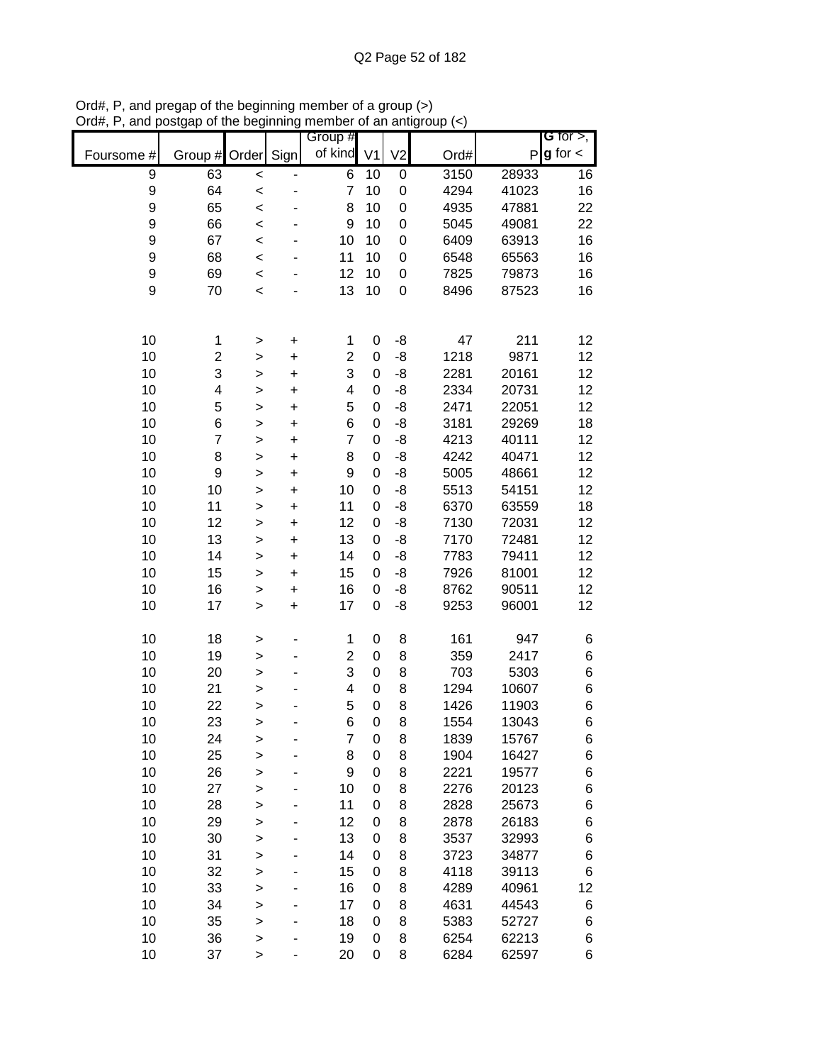Ord#, P, and pregap of the beginning member of a group (>)
Ord#, P, and postgap of the beginning member of an antigroup (<)

| Foursome # | Group # | Order | Sign | Group # of kind | V1 | V2 | Ord# | P | G for >, g for < |
|---|---|---|---|---|---|---|---|---|---|
| 9 | 63 | < | - | 6 | 10 | 0 | 3150 | 28933 | 16 |
| 9 | 64 | < | - | 7 | 10 | 0 | 4294 | 41023 | 16 |
| 9 | 65 | < | - | 8 | 10 | 0 | 4935 | 47881 | 22 |
| 9 | 66 | < | - | 9 | 10 | 0 | 5045 | 49081 | 22 |
| 9 | 67 | < | - | 10 | 10 | 0 | 6409 | 63913 | 16 |
| 9 | 68 | < | - | 11 | 10 | 0 | 6548 | 65563 | 16 |
| 9 | 69 | < | - | 12 | 10 | 0 | 7825 | 79873 | 16 |
| 9 | 70 | < | - | 13 | 10 | 0 | 8496 | 87523 | 16 |
| | | | | | | | | | |
| 10 | 1 | > | + | 1 | 0 | -8 | 47 | 211 | 12 |
| 10 | 2 | > | + | 2 | 0 | -8 | 1218 | 9871 | 12 |
| 10 | 3 | > | + | 3 | 0 | -8 | 2281 | 20161 | 12 |
| 10 | 4 | > | + | 4 | 0 | -8 | 2334 | 20731 | 12 |
| 10 | 5 | > | + | 5 | 0 | -8 | 2471 | 22051 | 12 |
| 10 | 6 | > | + | 6 | 0 | -8 | 3181 | 29269 | 18 |
| 10 | 7 | > | + | 7 | 0 | -8 | 4213 | 40111 | 12 |
| 10 | 8 | > | + | 8 | 0 | -8 | 4242 | 40471 | 12 |
| 10 | 9 | > | + | 9 | 0 | -8 | 5005 | 48661 | 12 |
| 10 | 10 | > | + | 10 | 0 | -8 | 5513 | 54151 | 12 |
| 10 | 11 | > | + | 11 | 0 | -8 | 6370 | 63559 | 18 |
| 10 | 12 | > | + | 12 | 0 | -8 | 7130 | 72031 | 12 |
| 10 | 13 | > | + | 13 | 0 | -8 | 7170 | 72481 | 12 |
| 10 | 14 | > | + | 14 | 0 | -8 | 7783 | 79411 | 12 |
| 10 | 15 | > | + | 15 | 0 | -8 | 7926 | 81001 | 12 |
| 10 | 16 | > | + | 16 | 0 | -8 | 8762 | 90511 | 12 |
| 10 | 17 | > | + | 17 | 0 | -8 | 9253 | 96001 | 12 |
| | | | | | | | | | |
| 10 | 18 | > | - | 1 | 0 | 8 | 161 | 947 | 6 |
| 10 | 19 | > | - | 2 | 0 | 8 | 359 | 2417 | 6 |
| 10 | 20 | > | - | 3 | 0 | 8 | 703 | 5303 | 6 |
| 10 | 21 | > | - | 4 | 0 | 8 | 1294 | 10607 | 6 |
| 10 | 22 | > | - | 5 | 0 | 8 | 1426 | 11903 | 6 |
| 10 | 23 | > | - | 6 | 0 | 8 | 1554 | 13043 | 6 |
| 10 | 24 | > | - | 7 | 0 | 8 | 1839 | 15767 | 6 |
| 10 | 25 | > | - | 8 | 0 | 8 | 1904 | 16427 | 6 |
| 10 | 26 | > | - | 9 | 0 | 8 | 2221 | 19577 | 6 |
| 10 | 27 | > | - | 10 | 0 | 8 | 2276 | 20123 | 6 |
| 10 | 28 | > | - | 11 | 0 | 8 | 2828 | 25673 | 6 |
| 10 | 29 | > | - | 12 | 0 | 8 | 2878 | 26183 | 6 |
| 10 | 30 | > | - | 13 | 0 | 8 | 3537 | 32993 | 6 |
| 10 | 31 | > | - | 14 | 0 | 8 | 3723 | 34877 | 6 |
| 10 | 32 | > | - | 15 | 0 | 8 | 4118 | 39113 | 6 |
| 10 | 33 | > | - | 16 | 0 | 8 | 4289 | 40961 | 12 |
| 10 | 34 | > | - | 17 | 0 | 8 | 4631 | 44543 | 6 |
| 10 | 35 | > | - | 18 | 0 | 8 | 5383 | 52727 | 6 |
| 10 | 36 | > | - | 19 | 0 | 8 | 6254 | 62213 | 6 |
| 10 | 37 | > | - | 20 | 0 | 8 | 6284 | 62597 | 6 |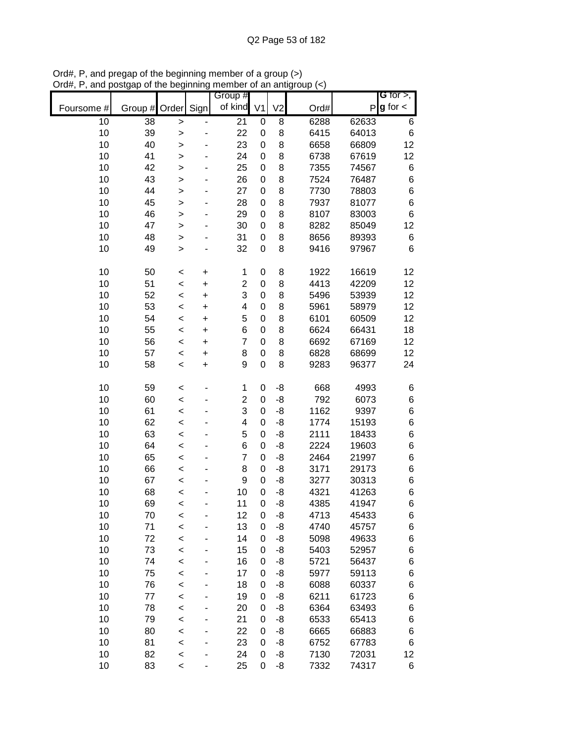Ord#, P, and pregap of the beginning member of a group (>)
Ord#, P, and postgap of the beginning member of an antigroup (<)

| Foursome # | Group # | Order | Sign | Group # of kind | V1 | V2 | Ord# | P | G for >, g for < |
|---|---|---|---|---|---|---|---|---|---|
| 10 | 38 | > | - | 21 | 0 | 8 | 6288 | 62633 | 6 |
| 10 | 39 | > | - | 22 | 0 | 8 | 6415 | 64013 | 6 |
| 10 | 40 | > | - | 23 | 0 | 8 | 6658 | 66809 | 12 |
| 10 | 41 | > | - | 24 | 0 | 8 | 6738 | 67619 | 12 |
| 10 | 42 | > | - | 25 | 0 | 8 | 7355 | 74567 | 6 |
| 10 | 43 | > | - | 26 | 0 | 8 | 7524 | 76487 | 6 |
| 10 | 44 | > | - | 27 | 0 | 8 | 7730 | 78803 | 6 |
| 10 | 45 | > | - | 28 | 0 | 8 | 7937 | 81077 | 6 |
| 10 | 46 | > | - | 29 | 0 | 8 | 8107 | 83003 | 6 |
| 10 | 47 | > | - | 30 | 0 | 8 | 8282 | 85049 | 12 |
| 10 | 48 | > | - | 31 | 0 | 8 | 8656 | 89393 | 6 |
| 10 | 49 | > | - | 32 | 0 | 8 | 9416 | 97967 | 6 |
| | | | | | | | | | |
| 10 | 50 | < | + | 1 | 0 | 8 | 1922 | 16619 | 12 |
| 10 | 51 | < | + | 2 | 0 | 8 | 4413 | 42209 | 12 |
| 10 | 52 | < | + | 3 | 0 | 8 | 5496 | 53939 | 12 |
| 10 | 53 | < | + | 4 | 0 | 8 | 5961 | 58979 | 12 |
| 10 | 54 | < | + | 5 | 0 | 8 | 6101 | 60509 | 12 |
| 10 | 55 | < | + | 6 | 0 | 8 | 6624 | 66431 | 18 |
| 10 | 56 | < | + | 7 | 0 | 8 | 6692 | 67169 | 12 |
| 10 | 57 | < | + | 8 | 0 | 8 | 6828 | 68699 | 12 |
| 10 | 58 | < | + | 9 | 0 | 8 | 9283 | 96377 | 24 |
| | | | | | | | | | |
| 10 | 59 | < | - | 1 | 0 | -8 | 668 | 4993 | 6 |
| 10 | 60 | < | - | 2 | 0 | -8 | 792 | 6073 | 6 |
| 10 | 61 | < | - | 3 | 0 | -8 | 1162 | 9397 | 6 |
| 10 | 62 | < | - | 4 | 0 | -8 | 1774 | 15193 | 6 |
| 10 | 63 | < | - | 5 | 0 | -8 | 2111 | 18433 | 6 |
| 10 | 64 | < | - | 6 | 0 | -8 | 2224 | 19603 | 6 |
| 10 | 65 | < | - | 7 | 0 | -8 | 2464 | 21997 | 6 |
| 10 | 66 | < | - | 8 | 0 | -8 | 3171 | 29173 | 6 |
| 10 | 67 | < | - | 9 | 0 | -8 | 3277 | 30313 | 6 |
| 10 | 68 | < | - | 10 | 0 | -8 | 4321 | 41263 | 6 |
| 10 | 69 | < | - | 11 | 0 | -8 | 4385 | 41947 | 6 |
| 10 | 70 | < | - | 12 | 0 | -8 | 4713 | 45433 | 6 |
| 10 | 71 | < | - | 13 | 0 | -8 | 4740 | 45757 | 6 |
| 10 | 72 | < | - | 14 | 0 | -8 | 5098 | 49633 | 6 |
| 10 | 73 | < | - | 15 | 0 | -8 | 5403 | 52957 | 6 |
| 10 | 74 | < | - | 16 | 0 | -8 | 5721 | 56437 | 6 |
| 10 | 75 | < | - | 17 | 0 | -8 | 5977 | 59113 | 6 |
| 10 | 76 | < | - | 18 | 0 | -8 | 6088 | 60337 | 6 |
| 10 | 77 | < | - | 19 | 0 | -8 | 6211 | 61723 | 6 |
| 10 | 78 | < | - | 20 | 0 | -8 | 6364 | 63493 | 6 |
| 10 | 79 | < | - | 21 | 0 | -8 | 6533 | 65413 | 6 |
| 10 | 80 | < | - | 22 | 0 | -8 | 6665 | 66883 | 6 |
| 10 | 81 | < | - | 23 | 0 | -8 | 6752 | 67783 | 6 |
| 10 | 82 | < | - | 24 | 0 | -8 | 7130 | 72031 | 12 |
| 10 | 83 | < | - | 25 | 0 | -8 | 7332 | 74317 | 6 |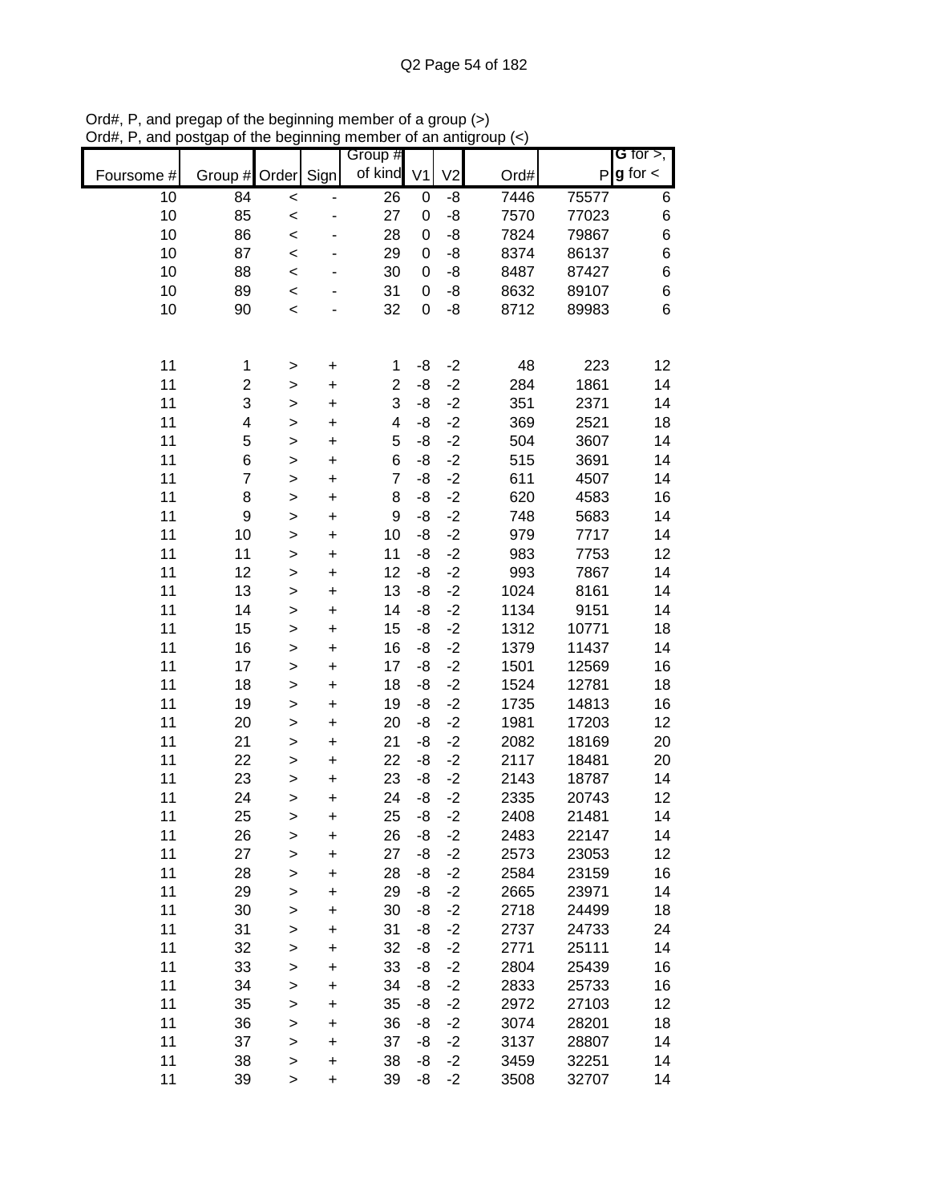Ord#, P, and pregap of the beginning member of a group (>)
Ord#, P, and postgap of the beginning member of an antigroup (<)

| Foursome # | Group # | Order | Sign | Group # of kind | V1 | V2 | Ord# | P | G for >, g for < |
|---|---|---|---|---|---|---|---|---|---|
| 10 | 84 | < | - | 26 | 0 | -8 | 7446 | 75577 | 6 |
| 10 | 85 | < | - | 27 | 0 | -8 | 7570 | 77023 | 6 |
| 10 | 86 | < | - | 28 | 0 | -8 | 7824 | 79867 | 6 |
| 10 | 87 | < | - | 29 | 0 | -8 | 8374 | 86137 | 6 |
| 10 | 88 | < | - | 30 | 0 | -8 | 8487 | 87427 | 6 |
| 10 | 89 | < | - | 31 | 0 | -8 | 8632 | 89107 | 6 |
| 10 | 90 | < | - | 32 | 0 | -8 | 8712 | 89983 | 6 |
| | | | | | | | | | |
| 11 | 1 | > | + | 1 | -8 | -2 | 48 | 223 | 12 |
| 11 | 2 | > | + | 2 | -8 | -2 | 284 | 1861 | 14 |
| 11 | 3 | > | + | 3 | -8 | -2 | 351 | 2371 | 14 |
| 11 | 4 | > | + | 4 | -8 | -2 | 369 | 2521 | 18 |
| 11 | 5 | > | + | 5 | -8 | -2 | 504 | 3607 | 14 |
| 11 | 6 | > | + | 6 | -8 | -2 | 515 | 3691 | 14 |
| 11 | 7 | > | + | 7 | -8 | -2 | 611 | 4507 | 14 |
| 11 | 8 | > | + | 8 | -8 | -2 | 620 | 4583 | 16 |
| 11 | 9 | > | + | 9 | -8 | -2 | 748 | 5683 | 14 |
| 11 | 10 | > | + | 10 | -8 | -2 | 979 | 7717 | 14 |
| 11 | 11 | > | + | 11 | -8 | -2 | 983 | 7753 | 12 |
| 11 | 12 | > | + | 12 | -8 | -2 | 993 | 7867 | 14 |
| 11 | 13 | > | + | 13 | -8 | -2 | 1024 | 8161 | 14 |
| 11 | 14 | > | + | 14 | -8 | -2 | 1134 | 9151 | 14 |
| 11 | 15 | > | + | 15 | -8 | -2 | 1312 | 10771 | 18 |
| 11 | 16 | > | + | 16 | -8 | -2 | 1379 | 11437 | 14 |
| 11 | 17 | > | + | 17 | -8 | -2 | 1501 | 12569 | 16 |
| 11 | 18 | > | + | 18 | -8 | -2 | 1524 | 12781 | 18 |
| 11 | 19 | > | + | 19 | -8 | -2 | 1735 | 14813 | 16 |
| 11 | 20 | > | + | 20 | -8 | -2 | 1981 | 17203 | 12 |
| 11 | 21 | > | + | 21 | -8 | -2 | 2082 | 18169 | 20 |
| 11 | 22 | > | + | 22 | -8 | -2 | 2117 | 18481 | 20 |
| 11 | 23 | > | + | 23 | -8 | -2 | 2143 | 18787 | 14 |
| 11 | 24 | > | + | 24 | -8 | -2 | 2335 | 20743 | 12 |
| 11 | 25 | > | + | 25 | -8 | -2 | 2408 | 21481 | 14 |
| 11 | 26 | > | + | 26 | -8 | -2 | 2483 | 22147 | 14 |
| 11 | 27 | > | + | 27 | -8 | -2 | 2573 | 23053 | 12 |
| 11 | 28 | > | + | 28 | -8 | -2 | 2584 | 23159 | 16 |
| 11 | 29 | > | + | 29 | -8 | -2 | 2665 | 23971 | 14 |
| 11 | 30 | > | + | 30 | -8 | -2 | 2718 | 24499 | 18 |
| 11 | 31 | > | + | 31 | -8 | -2 | 2737 | 24733 | 24 |
| 11 | 32 | > | + | 32 | -8 | -2 | 2771 | 25111 | 14 |
| 11 | 33 | > | + | 33 | -8 | -2 | 2804 | 25439 | 16 |
| 11 | 34 | > | + | 34 | -8 | -2 | 2833 | 25733 | 16 |
| 11 | 35 | > | + | 35 | -8 | -2 | 2972 | 27103 | 12 |
| 11 | 36 | > | + | 36 | -8 | -2 | 3074 | 28201 | 18 |
| 11 | 37 | > | + | 37 | -8 | -2 | 3137 | 28807 | 14 |
| 11 | 38 | > | + | 38 | -8 | -2 | 3459 | 32251 | 14 |
| 11 | 39 | > | + | 39 | -8 | -2 | 3508 | 32707 | 14 |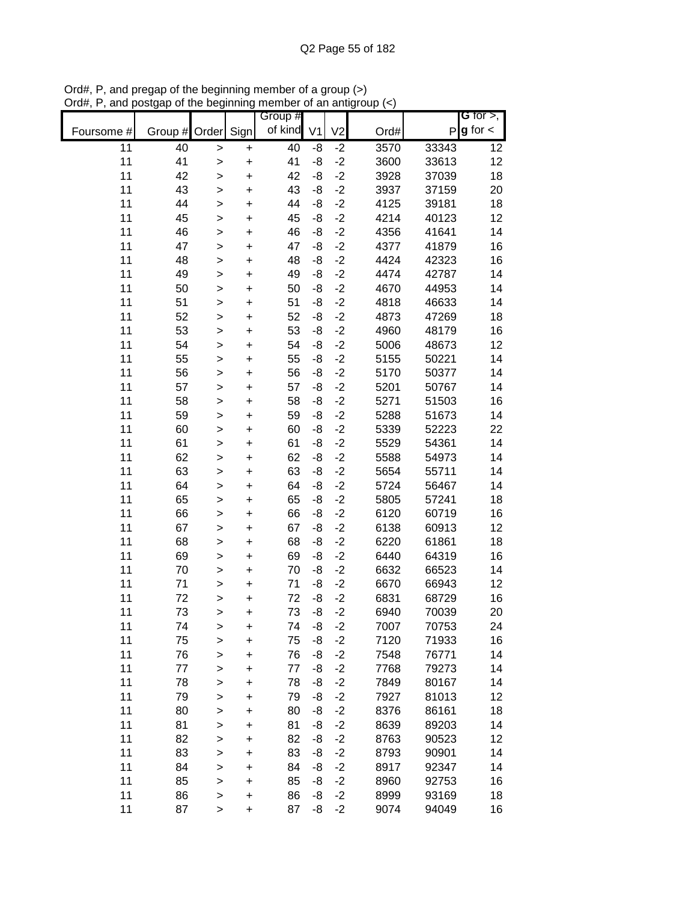Ord#, P, and pregap of the beginning member of a group (>)
Ord#, P, and postgap of the beginning member of an antigroup (<)

| Foursome # | Group # | Order | Sign | Group # of kind | V1 | V2 | Ord# | P | G for >, g for < |
|---|---|---|---|---|---|---|---|---|---|
| 11 | 40 | > | + | 40 | -8 | -2 | 3570 | 33343 | 12 |
| 11 | 41 | > | + | 41 | -8 | -2 | 3600 | 33613 | 12 |
| 11 | 42 | > | + | 42 | -8 | -2 | 3928 | 37039 | 18 |
| 11 | 43 | > | + | 43 | -8 | -2 | 3937 | 37159 | 20 |
| 11 | 44 | > | + | 44 | -8 | -2 | 4125 | 39181 | 18 |
| 11 | 45 | > | + | 45 | -8 | -2 | 4214 | 40123 | 12 |
| 11 | 46 | > | + | 46 | -8 | -2 | 4356 | 41641 | 14 |
| 11 | 47 | > | + | 47 | -8 | -2 | 4377 | 41879 | 16 |
| 11 | 48 | > | + | 48 | -8 | -2 | 4424 | 42323 | 16 |
| 11 | 49 | > | + | 49 | -8 | -2 | 4474 | 42787 | 14 |
| 11 | 50 | > | + | 50 | -8 | -2 | 4670 | 44953 | 14 |
| 11 | 51 | > | + | 51 | -8 | -2 | 4818 | 46633 | 14 |
| 11 | 52 | > | + | 52 | -8 | -2 | 4873 | 47269 | 18 |
| 11 | 53 | > | + | 53 | -8 | -2 | 4960 | 48179 | 16 |
| 11 | 54 | > | + | 54 | -8 | -2 | 5006 | 48673 | 12 |
| 11 | 55 | > | + | 55 | -8 | -2 | 5155 | 50221 | 14 |
| 11 | 56 | > | + | 56 | -8 | -2 | 5170 | 50377 | 14 |
| 11 | 57 | > | + | 57 | -8 | -2 | 5201 | 50767 | 14 |
| 11 | 58 | > | + | 58 | -8 | -2 | 5271 | 51503 | 16 |
| 11 | 59 | > | + | 59 | -8 | -2 | 5288 | 51673 | 14 |
| 11 | 60 | > | + | 60 | -8 | -2 | 5339 | 52223 | 22 |
| 11 | 61 | > | + | 61 | -8 | -2 | 5529 | 54361 | 14 |
| 11 | 62 | > | + | 62 | -8 | -2 | 5588 | 54973 | 14 |
| 11 | 63 | > | + | 63 | -8 | -2 | 5654 | 55711 | 14 |
| 11 | 64 | > | + | 64 | -8 | -2 | 5724 | 56467 | 14 |
| 11 | 65 | > | + | 65 | -8 | -2 | 5805 | 57241 | 18 |
| 11 | 66 | > | + | 66 | -8 | -2 | 6120 | 60719 | 16 |
| 11 | 67 | > | + | 67 | -8 | -2 | 6138 | 60913 | 12 |
| 11 | 68 | > | + | 68 | -8 | -2 | 6220 | 61861 | 18 |
| 11 | 69 | > | + | 69 | -8 | -2 | 6440 | 64319 | 16 |
| 11 | 70 | > | + | 70 | -8 | -2 | 6632 | 66523 | 14 |
| 11 | 71 | > | + | 71 | -8 | -2 | 6670 | 66943 | 12 |
| 11 | 72 | > | + | 72 | -8 | -2 | 6831 | 68729 | 16 |
| 11 | 73 | > | + | 73 | -8 | -2 | 6940 | 70039 | 20 |
| 11 | 74 | > | + | 74 | -8 | -2 | 7007 | 70753 | 24 |
| 11 | 75 | > | + | 75 | -8 | -2 | 7120 | 71933 | 16 |
| 11 | 76 | > | + | 76 | -8 | -2 | 7548 | 76771 | 14 |
| 11 | 77 | > | + | 77 | -8 | -2 | 7768 | 79273 | 14 |
| 11 | 78 | > | + | 78 | -8 | -2 | 7849 | 80167 | 14 |
| 11 | 79 | > | + | 79 | -8 | -2 | 7927 | 81013 | 12 |
| 11 | 80 | > | + | 80 | -8 | -2 | 8376 | 86161 | 18 |
| 11 | 81 | > | + | 81 | -8 | -2 | 8639 | 89203 | 14 |
| 11 | 82 | > | + | 82 | -8 | -2 | 8763 | 90523 | 12 |
| 11 | 83 | > | + | 83 | -8 | -2 | 8793 | 90901 | 14 |
| 11 | 84 | > | + | 84 | -8 | -2 | 8917 | 92347 | 14 |
| 11 | 85 | > | + | 85 | -8 | -2 | 8960 | 92753 | 16 |
| 11 | 86 | > | + | 86 | -8 | -2 | 8999 | 93169 | 18 |
| 11 | 87 | > | + | 87 | -8 | -2 | 9074 | 94049 | 16 |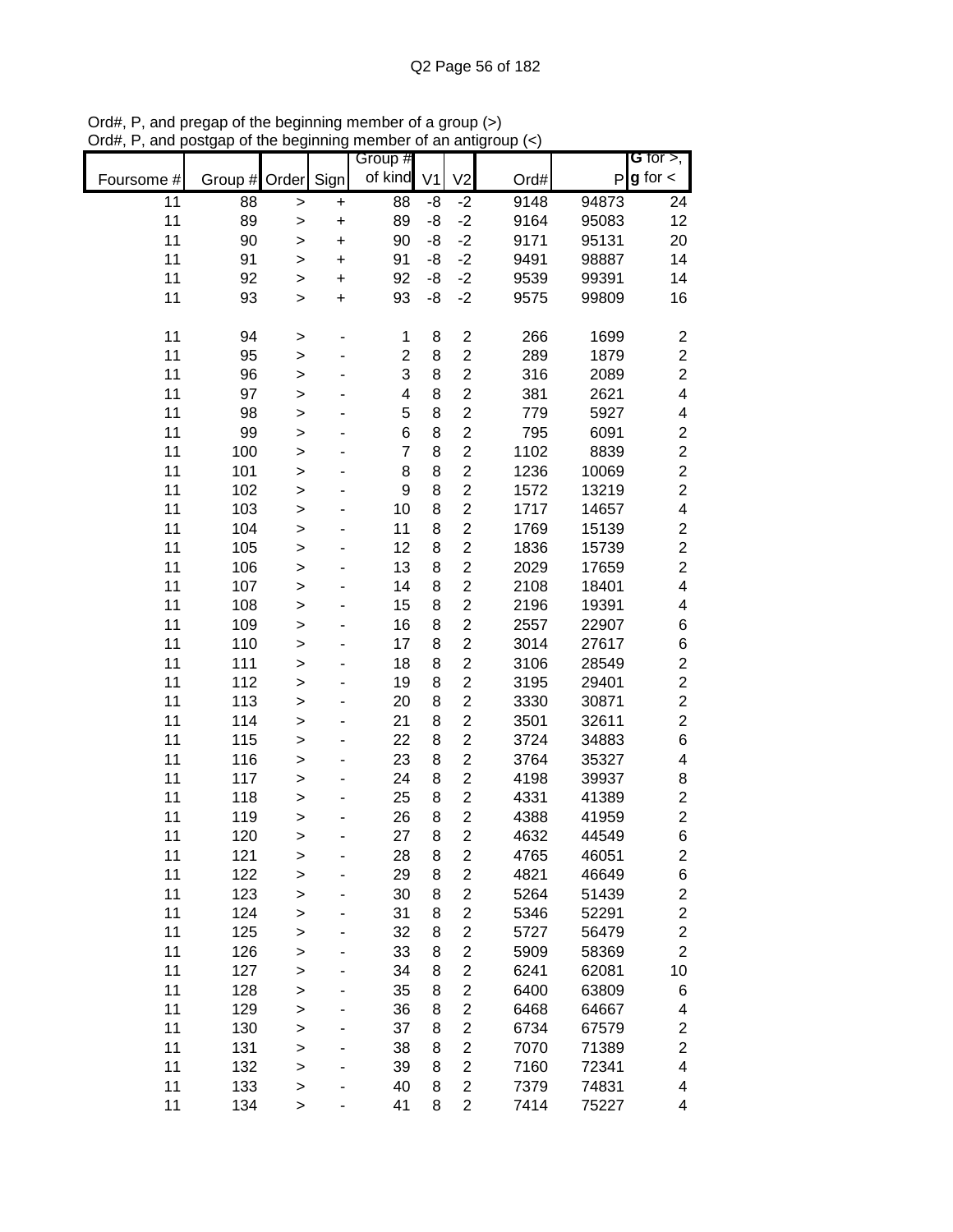Ord#, P, and pregap of the beginning member of a group (>)
Ord#, P, and postgap of the beginning member of an antigroup (<)

| Foursome # | Group # | Order | Sign | Group # of kind | V1 | V2 | Ord# | P | G for >, g for < |
|---|---|---|---|---|---|---|---|---|---|
| 11 | 88 | > | + | 88 | -8 | -2 | 9148 | 94873 | 24 |
| 11 | 89 | > | + | 89 | -8 | -2 | 9164 | 95083 | 12 |
| 11 | 90 | > | + | 90 | -8 | -2 | 9171 | 95131 | 20 |
| 11 | 91 | > | + | 91 | -8 | -2 | 9491 | 98887 | 14 |
| 11 | 92 | > | + | 92 | -8 | -2 | 9539 | 99391 | 14 |
| 11 | 93 | > | + | 93 | -8 | -2 | 9575 | 99809 | 16 |
| | | | | | | | | | |
| 11 | 94 | > | - | 1 | 8 | 2 | 266 | 1699 | 2 |
| 11 | 95 | > | - | 2 | 8 | 2 | 289 | 1879 | 2 |
| 11 | 96 | > | - | 3 | 8 | 2 | 316 | 2089 | 2 |
| 11 | 97 | > | - | 4 | 8 | 2 | 381 | 2621 | 4 |
| 11 | 98 | > | - | 5 | 8 | 2 | 779 | 5927 | 4 |
| 11 | 99 | > | - | 6 | 8 | 2 | 795 | 6091 | 2 |
| 11 | 100 | > | - | 7 | 8 | 2 | 1102 | 8839 | 2 |
| 11 | 101 | > | - | 8 | 8 | 2 | 1236 | 10069 | 2 |
| 11 | 102 | > | - | 9 | 8 | 2 | 1572 | 13219 | 2 |
| 11 | 103 | > | - | 10 | 8 | 2 | 1717 | 14657 | 4 |
| 11 | 104 | > | - | 11 | 8 | 2 | 1769 | 15139 | 2 |
| 11 | 105 | > | - | 12 | 8 | 2 | 1836 | 15739 | 2 |
| 11 | 106 | > | - | 13 | 8 | 2 | 2029 | 17659 | 2 |
| 11 | 107 | > | - | 14 | 8 | 2 | 2108 | 18401 | 4 |
| 11 | 108 | > | - | 15 | 8 | 2 | 2196 | 19391 | 4 |
| 11 | 109 | > | - | 16 | 8 | 2 | 2557 | 22907 | 6 |
| 11 | 110 | > | - | 17 | 8 | 2 | 3014 | 27617 | 6 |
| 11 | 111 | > | - | 18 | 8 | 2 | 3106 | 28549 | 2 |
| 11 | 112 | > | - | 19 | 8 | 2 | 3195 | 29401 | 2 |
| 11 | 113 | > | - | 20 | 8 | 2 | 3330 | 30871 | 2 |
| 11 | 114 | > | - | 21 | 8 | 2 | 3501 | 32611 | 2 |
| 11 | 115 | > | - | 22 | 8 | 2 | 3724 | 34883 | 6 |
| 11 | 116 | > | - | 23 | 8 | 2 | 3764 | 35327 | 4 |
| 11 | 117 | > | - | 24 | 8 | 2 | 4198 | 39937 | 8 |
| 11 | 118 | > | - | 25 | 8 | 2 | 4331 | 41389 | 2 |
| 11 | 119 | > | - | 26 | 8 | 2 | 4388 | 41959 | 2 |
| 11 | 120 | > | - | 27 | 8 | 2 | 4632 | 44549 | 6 |
| 11 | 121 | > | - | 28 | 8 | 2 | 4765 | 46051 | 2 |
| 11 | 122 | > | - | 29 | 8 | 2 | 4821 | 46649 | 6 |
| 11 | 123 | > | - | 30 | 8 | 2 | 5264 | 51439 | 2 |
| 11 | 124 | > | - | 31 | 8 | 2 | 5346 | 52291 | 2 |
| 11 | 125 | > | - | 32 | 8 | 2 | 5727 | 56479 | 2 |
| 11 | 126 | > | - | 33 | 8 | 2 | 5909 | 58369 | 2 |
| 11 | 127 | > | - | 34 | 8 | 2 | 6241 | 62081 | 10 |
| 11 | 128 | > | - | 35 | 8 | 2 | 6400 | 63809 | 6 |
| 11 | 129 | > | - | 36 | 8 | 2 | 6468 | 64667 | 4 |
| 11 | 130 | > | - | 37 | 8 | 2 | 6734 | 67579 | 2 |
| 11 | 131 | > | - | 38 | 8 | 2 | 7070 | 71389 | 2 |
| 11 | 132 | > | - | 39 | 8 | 2 | 7160 | 72341 | 4 |
| 11 | 133 | > | - | 40 | 8 | 2 | 7379 | 74831 | 4 |
| 11 | 134 | > | - | 41 | 8 | 2 | 7414 | 75227 | 4 |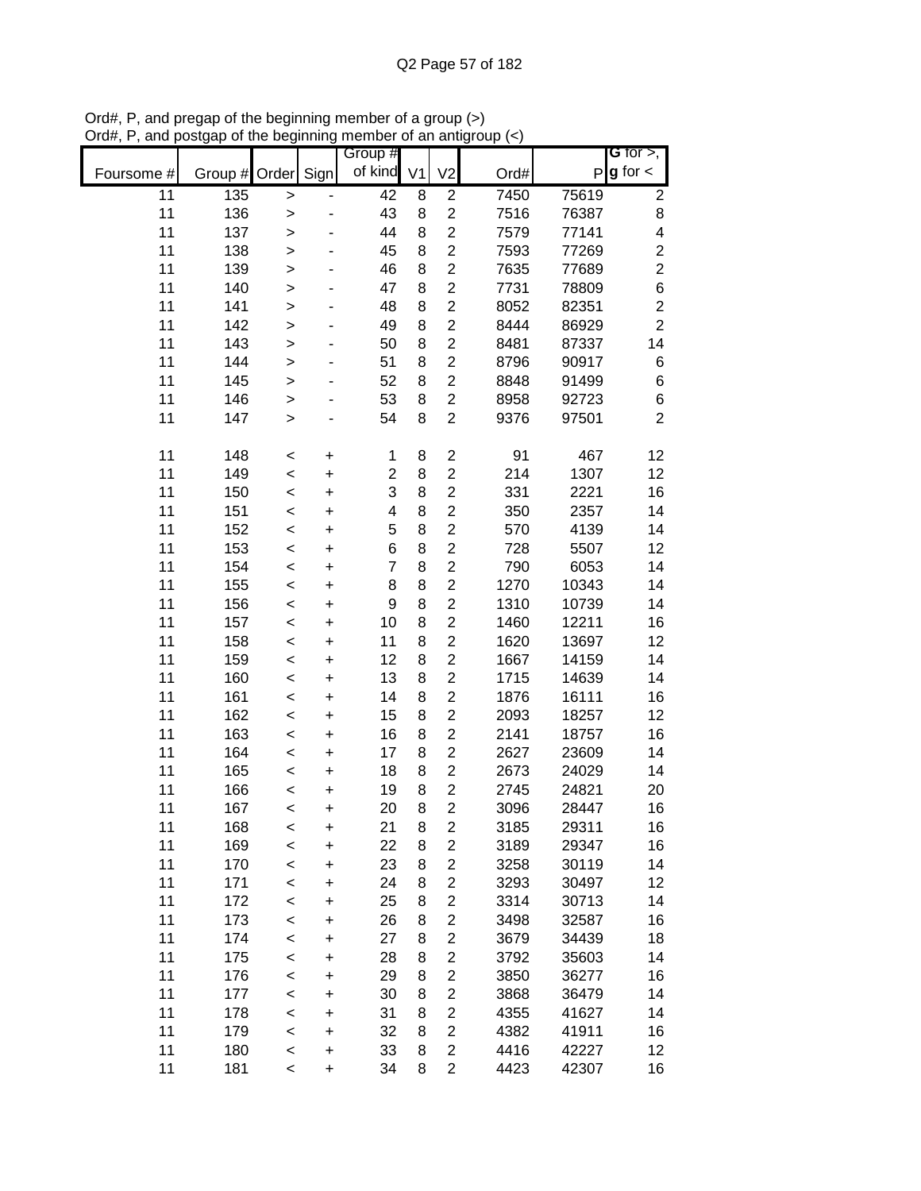Ord#, P, and pregap of the beginning member of a group (>)
Ord#, P, and postgap of the beginning member of an antigroup (<)

| Foursome # | Group # | Order | Sign | Group # of kind | V1 | V2 | Ord# | P | **G** for >, **g** for < |
|---|---|---|---|---|---|---|---|---|---|
| 11 | 135 | > | - | 42 | 8 | 2 | 7450 | 75619 | 2 |
| 11 | 136 | > | - | 43 | 8 | 2 | 7516 | 76387 | 8 |
| 11 | 137 | > | - | 44 | 8 | 2 | 7579 | 77141 | 4 |
| 11 | 138 | > | - | 45 | 8 | 2 | 7593 | 77269 | 2 |
| 11 | 139 | > | - | 46 | 8 | 2 | 7635 | 77689 | 2 |
| 11 | 140 | > | - | 47 | 8 | 2 | 7731 | 78809 | 6 |
| 11 | 141 | > | - | 48 | 8 | 2 | 8052 | 82351 | 2 |
| 11 | 142 | > | - | 49 | 8 | 2 | 8444 | 86929 | 2 |
| 11 | 143 | > | - | 50 | 8 | 2 | 8481 | 87337 | 14 |
| 11 | 144 | > | - | 51 | 8 | 2 | 8796 | 90917 | 6 |
| 11 | 145 | > | - | 52 | 8 | 2 | 8848 | 91499 | 6 |
| 11 | 146 | > | - | 53 | 8 | 2 | 8958 | 92723 | 6 |
| 11 | 147 | > | - | 54 | 8 | 2 | 9376 | 97501 | 2 |
| | | | | | | | | | |
| 11 | 148 | < | + | 1 | 8 | 2 | 91 | 467 | 12 |
| 11 | 149 | < | + | 2 | 8 | 2 | 214 | 1307 | 12 |
| 11 | 150 | < | + | 3 | 8 | 2 | 331 | 2221 | 16 |
| 11 | 151 | < | + | 4 | 8 | 2 | 350 | 2357 | 14 |
| 11 | 152 | < | + | 5 | 8 | 2 | 570 | 4139 | 14 |
| 11 | 153 | < | + | 6 | 8 | 2 | 728 | 5507 | 12 |
| 11 | 154 | < | + | 7 | 8 | 2 | 790 | 6053 | 14 |
| 11 | 155 | < | + | 8 | 8 | 2 | 1270 | 10343 | 14 |
| 11 | 156 | < | + | 9 | 8 | 2 | 1310 | 10739 | 14 |
| 11 | 157 | < | + | 10 | 8 | 2 | 1460 | 12211 | 16 |
| 11 | 158 | < | + | 11 | 8 | 2 | 1620 | 13697 | 12 |
| 11 | 159 | < | + | 12 | 8 | 2 | 1667 | 14159 | 14 |
| 11 | 160 | < | + | 13 | 8 | 2 | 1715 | 14639 | 14 |
| 11 | 161 | < | + | 14 | 8 | 2 | 1876 | 16111 | 16 |
| 11 | 162 | < | + | 15 | 8 | 2 | 2093 | 18257 | 12 |
| 11 | 163 | < | + | 16 | 8 | 2 | 2141 | 18757 | 16 |
| 11 | 164 | < | + | 17 | 8 | 2 | 2627 | 23609 | 14 |
| 11 | 165 | < | + | 18 | 8 | 2 | 2673 | 24029 | 14 |
| 11 | 166 | < | + | 19 | 8 | 2 | 2745 | 24821 | 20 |
| 11 | 167 | < | + | 20 | 8 | 2 | 3096 | 28447 | 16 |
| 11 | 168 | < | + | 21 | 8 | 2 | 3185 | 29311 | 16 |
| 11 | 169 | < | + | 22 | 8 | 2 | 3189 | 29347 | 16 |
| 11 | 170 | < | + | 23 | 8 | 2 | 3258 | 30119 | 14 |
| 11 | 171 | < | + | 24 | 8 | 2 | 3293 | 30497 | 12 |
| 11 | 172 | < | + | 25 | 8 | 2 | 3314 | 30713 | 14 |
| 11 | 173 | < | + | 26 | 8 | 2 | 3498 | 32587 | 16 |
| 11 | 174 | < | + | 27 | 8 | 2 | 3679 | 34439 | 18 |
| 11 | 175 | < | + | 28 | 8 | 2 | 3792 | 35603 | 14 |
| 11 | 176 | < | + | 29 | 8 | 2 | 3850 | 36277 | 16 |
| 11 | 177 | < | + | 30 | 8 | 2 | 3868 | 36479 | 14 |
| 11 | 178 | < | + | 31 | 8 | 2 | 4355 | 41627 | 14 |
| 11 | 179 | < | + | 32 | 8 | 2 | 4382 | 41911 | 16 |
| 11 | 180 | < | + | 33 | 8 | 2 | 4416 | 42227 | 12 |
| 11 | 181 | < | + | 34 | 8 | 2 | 4423 | 42307 | 16 |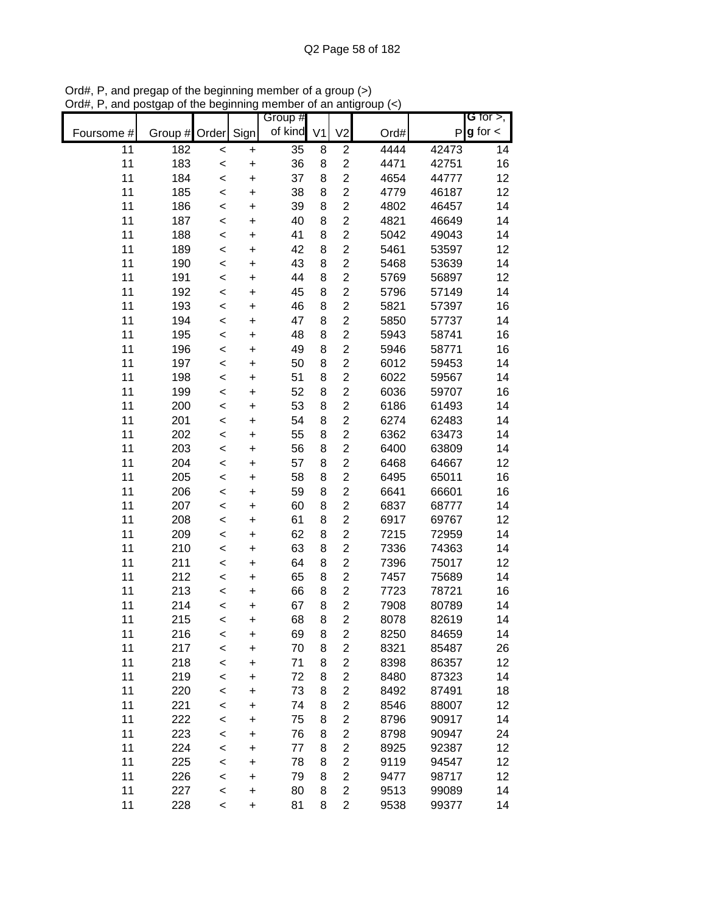Ord#, P, and pregap of the beginning member of a group (>)
Ord#, P, and postgap of the beginning member of an antigroup (<)

| Foursome # | Group # | Order | Sign | Group # of kind | V1 | V2 | Ord# | P | G for >, g for < |
|---|---|---|---|---|---|---|---|---|---|
| 11 | 182 | < | + | 35 | 8 | 2 | 4444 | 42473 | 14 |
| 11 | 183 | < | + | 36 | 8 | 2 | 4471 | 42751 | 16 |
| 11 | 184 | < | + | 37 | 8 | 2 | 4654 | 44777 | 12 |
| 11 | 185 | < | + | 38 | 8 | 2 | 4779 | 46187 | 12 |
| 11 | 186 | < | + | 39 | 8 | 2 | 4802 | 46457 | 14 |
| 11 | 187 | < | + | 40 | 8 | 2 | 4821 | 46649 | 14 |
| 11 | 188 | < | + | 41 | 8 | 2 | 5042 | 49043 | 14 |
| 11 | 189 | < | + | 42 | 8 | 2 | 5461 | 53597 | 12 |
| 11 | 190 | < | + | 43 | 8 | 2 | 5468 | 53639 | 14 |
| 11 | 191 | < | + | 44 | 8 | 2 | 5769 | 56897 | 12 |
| 11 | 192 | < | + | 45 | 8 | 2 | 5796 | 57149 | 14 |
| 11 | 193 | < | + | 46 | 8 | 2 | 5821 | 57397 | 16 |
| 11 | 194 | < | + | 47 | 8 | 2 | 5850 | 57737 | 14 |
| 11 | 195 | < | + | 48 | 8 | 2 | 5943 | 58741 | 16 |
| 11 | 196 | < | + | 49 | 8 | 2 | 5946 | 58771 | 16 |
| 11 | 197 | < | + | 50 | 8 | 2 | 6012 | 59453 | 14 |
| 11 | 198 | < | + | 51 | 8 | 2 | 6022 | 59567 | 14 |
| 11 | 199 | < | + | 52 | 8 | 2 | 6036 | 59707 | 16 |
| 11 | 200 | < | + | 53 | 8 | 2 | 6186 | 61493 | 14 |
| 11 | 201 | < | + | 54 | 8 | 2 | 6274 | 62483 | 14 |
| 11 | 202 | < | + | 55 | 8 | 2 | 6362 | 63473 | 14 |
| 11 | 203 | < | + | 56 | 8 | 2 | 6400 | 63809 | 14 |
| 11 | 204 | < | + | 57 | 8 | 2 | 6468 | 64667 | 12 |
| 11 | 205 | < | + | 58 | 8 | 2 | 6495 | 65011 | 16 |
| 11 | 206 | < | + | 59 | 8 | 2 | 6641 | 66601 | 16 |
| 11 | 207 | < | + | 60 | 8 | 2 | 6837 | 68777 | 14 |
| 11 | 208 | < | + | 61 | 8 | 2 | 6917 | 69767 | 12 |
| 11 | 209 | < | + | 62 | 8 | 2 | 7215 | 72959 | 14 |
| 11 | 210 | < | + | 63 | 8 | 2 | 7336 | 74363 | 14 |
| 11 | 211 | < | + | 64 | 8 | 2 | 7396 | 75017 | 12 |
| 11 | 212 | < | + | 65 | 8 | 2 | 7457 | 75689 | 14 |
| 11 | 213 | < | + | 66 | 8 | 2 | 7723 | 78721 | 16 |
| 11 | 214 | < | + | 67 | 8 | 2 | 7908 | 80789 | 14 |
| 11 | 215 | < | + | 68 | 8 | 2 | 8078 | 82619 | 14 |
| 11 | 216 | < | + | 69 | 8 | 2 | 8250 | 84659 | 14 |
| 11 | 217 | < | + | 70 | 8 | 2 | 8321 | 85487 | 26 |
| 11 | 218 | < | + | 71 | 8 | 2 | 8398 | 86357 | 12 |
| 11 | 219 | < | + | 72 | 8 | 2 | 8480 | 87323 | 14 |
| 11 | 220 | < | + | 73 | 8 | 2 | 8492 | 87491 | 18 |
| 11 | 221 | < | + | 74 | 8 | 2 | 8546 | 88007 | 12 |
| 11 | 222 | < | + | 75 | 8 | 2 | 8796 | 90917 | 14 |
| 11 | 223 | < | + | 76 | 8 | 2 | 8798 | 90947 | 24 |
| 11 | 224 | < | + | 77 | 8 | 2 | 8925 | 92387 | 12 |
| 11 | 225 | < | + | 78 | 8 | 2 | 9119 | 94547 | 12 |
| 11 | 226 | < | + | 79 | 8 | 2 | 9477 | 98717 | 12 |
| 11 | 227 | < | + | 80 | 8 | 2 | 9513 | 99089 | 14 |
| 11 | 228 | < | + | 81 | 8 | 2 | 9538 | 99377 | 14 |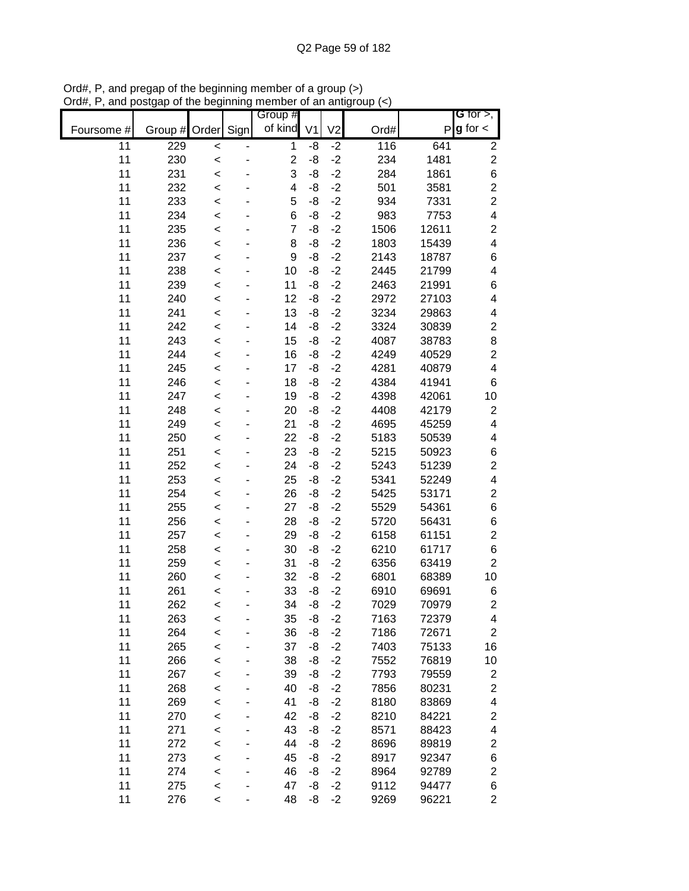Ord#, P, and pregap of the beginning member of a group (>)
Ord#, P, and postgap of the beginning member of an antigroup (<)

| Foursome # | Group # | Order | Sign | Group # of kind | V1 | V2 | Ord# | P | G for >, g for < |
|---|---|---|---|---|---|---|---|---|---|
| 11 | 229 | < | - | 1 | -8 | -2 | 116 | 641 | 2 |
| 11 | 230 | < | - | 2 | -8 | -2 | 234 | 1481 | 2 |
| 11 | 231 | < | - | 3 | -8 | -2 | 284 | 1861 | 6 |
| 11 | 232 | < | - | 4 | -8 | -2 | 501 | 3581 | 2 |
| 11 | 233 | < | - | 5 | -8 | -2 | 934 | 7331 | 2 |
| 11 | 234 | < | - | 6 | -8 | -2 | 983 | 7753 | 4 |
| 11 | 235 | < | - | 7 | -8 | -2 | 1506 | 12611 | 2 |
| 11 | 236 | < | - | 8 | -8 | -2 | 1803 | 15439 | 4 |
| 11 | 237 | < | - | 9 | -8 | -2 | 2143 | 18787 | 6 |
| 11 | 238 | < | - | 10 | -8 | -2 | 2445 | 21799 | 4 |
| 11 | 239 | < | - | 11 | -8 | -2 | 2463 | 21991 | 6 |
| 11 | 240 | < | - | 12 | -8 | -2 | 2972 | 27103 | 4 |
| 11 | 241 | < | - | 13 | -8 | -2 | 3234 | 29863 | 4 |
| 11 | 242 | < | - | 14 | -8 | -2 | 3324 | 30839 | 2 |
| 11 | 243 | < | - | 15 | -8 | -2 | 4087 | 38783 | 8 |
| 11 | 244 | < | - | 16 | -8 | -2 | 4249 | 40529 | 2 |
| 11 | 245 | < | - | 17 | -8 | -2 | 4281 | 40879 | 4 |
| 11 | 246 | < | - | 18 | -8 | -2 | 4384 | 41941 | 6 |
| 11 | 247 | < | - | 19 | -8 | -2 | 4398 | 42061 | 10 |
| 11 | 248 | < | - | 20 | -8 | -2 | 4408 | 42179 | 2 |
| 11 | 249 | < | - | 21 | -8 | -2 | 4695 | 45259 | 4 |
| 11 | 250 | < | - | 22 | -8 | -2 | 5183 | 50539 | 4 |
| 11 | 251 | < | - | 23 | -8 | -2 | 5215 | 50923 | 6 |
| 11 | 252 | < | - | 24 | -8 | -2 | 5243 | 51239 | 2 |
| 11 | 253 | < | - | 25 | -8 | -2 | 5341 | 52249 | 4 |
| 11 | 254 | < | - | 26 | -8 | -2 | 5425 | 53171 | 2 |
| 11 | 255 | < | - | 27 | -8 | -2 | 5529 | 54361 | 6 |
| 11 | 256 | < | - | 28 | -8 | -2 | 5720 | 56431 | 6 |
| 11 | 257 | < | - | 29 | -8 | -2 | 6158 | 61151 | 2 |
| 11 | 258 | < | - | 30 | -8 | -2 | 6210 | 61717 | 6 |
| 11 | 259 | < | - | 31 | -8 | -2 | 6356 | 63419 | 2 |
| 11 | 260 | < | - | 32 | -8 | -2 | 6801 | 68389 | 10 |
| 11 | 261 | < | - | 33 | -8 | -2 | 6910 | 69691 | 6 |
| 11 | 262 | < | - | 34 | -8 | -2 | 7029 | 70979 | 2 |
| 11 | 263 | < | - | 35 | -8 | -2 | 7163 | 72379 | 4 |
| 11 | 264 | < | - | 36 | -8 | -2 | 7186 | 72671 | 2 |
| 11 | 265 | < | - | 37 | -8 | -2 | 7403 | 75133 | 16 |
| 11 | 266 | < | - | 38 | -8 | -2 | 7552 | 76819 | 10 |
| 11 | 267 | < | - | 39 | -8 | -2 | 7793 | 79559 | 2 |
| 11 | 268 | < | - | 40 | -8 | -2 | 7856 | 80231 | 2 |
| 11 | 269 | < | - | 41 | -8 | -2 | 8180 | 83869 | 4 |
| 11 | 270 | < | - | 42 | -8 | -2 | 8210 | 84221 | 2 |
| 11 | 271 | < | - | 43 | -8 | -2 | 8571 | 88423 | 4 |
| 11 | 272 | < | - | 44 | -8 | -2 | 8696 | 89819 | 2 |
| 11 | 273 | < | - | 45 | -8 | -2 | 8917 | 92347 | 6 |
| 11 | 274 | < | - | 46 | -8 | -2 | 8964 | 92789 | 2 |
| 11 | 275 | < | - | 47 | -8 | -2 | 9112 | 94477 | 6 |
| 11 | 276 | < | - | 48 | -8 | -2 | 9269 | 96221 | 2 |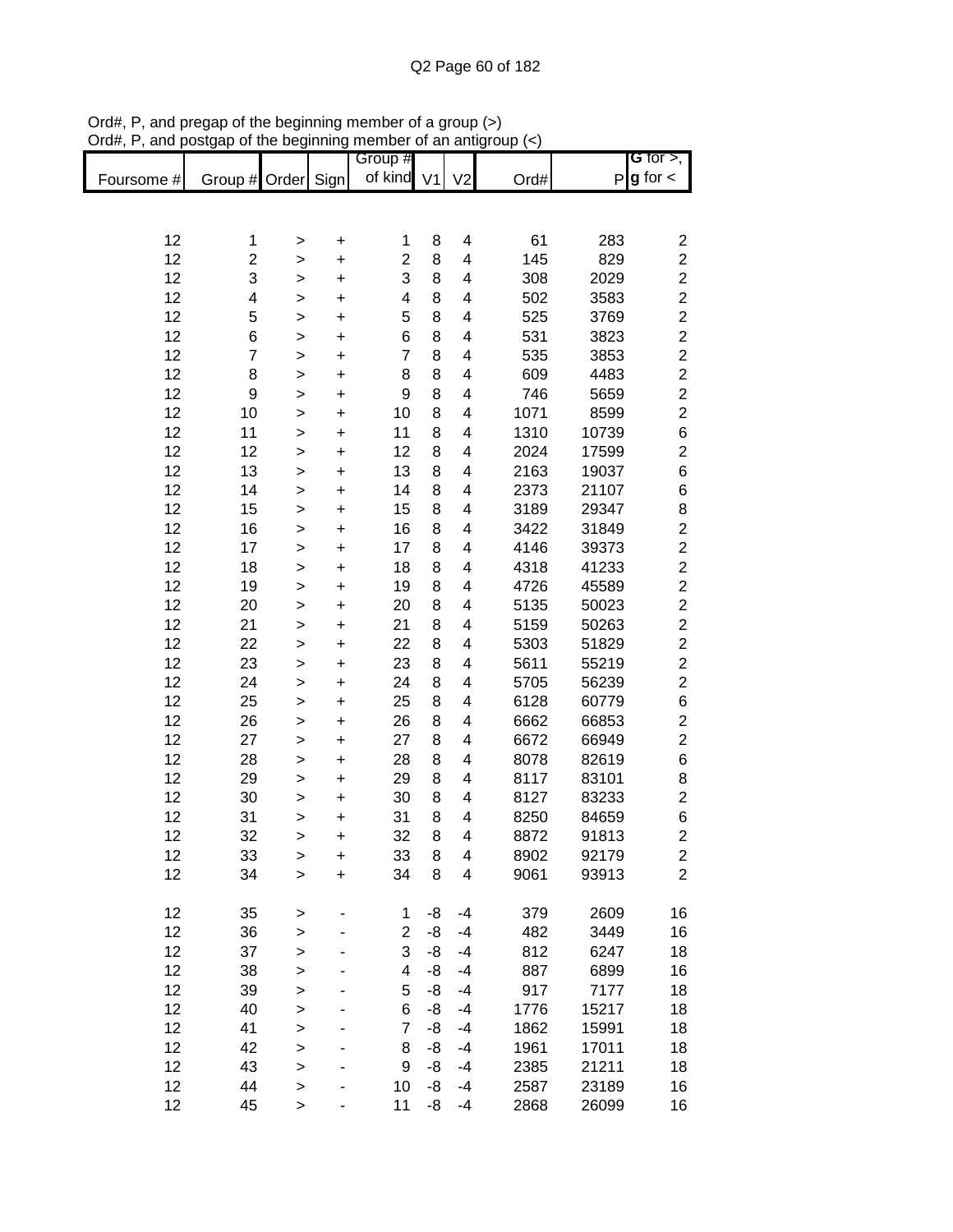Ord#, P, and pregap of the beginning member of a group (>)
Ord#, P, and postgap of the beginning member of an antigroup (<)

| Foursome # | Group # | Order | Sign | Group # of kind | V1 | V2 | Ord# | P | G for >, g for < |
|---|---|---|---|---|---|---|---|---|---|
| 12 | 1 | > | + | 1 | 8 | 4 | 61 | 283 | 2 |
| 12 | 2 | > | + | 2 | 8 | 4 | 145 | 829 | 2 |
| 12 | 3 | > | + | 3 | 8 | 4 | 308 | 2029 | 2 |
| 12 | 4 | > | + | 4 | 8 | 4 | 502 | 3583 | 2 |
| 12 | 5 | > | + | 5 | 8 | 4 | 525 | 3769 | 2 |
| 12 | 6 | > | + | 6 | 8 | 4 | 531 | 3823 | 2 |
| 12 | 7 | > | + | 7 | 8 | 4 | 535 | 3853 | 2 |
| 12 | 8 | > | + | 8 | 8 | 4 | 609 | 4483 | 2 |
| 12 | 9 | > | + | 9 | 8 | 4 | 746 | 5659 | 2 |
| 12 | 10 | > | + | 10 | 8 | 4 | 1071 | 8599 | 2 |
| 12 | 11 | > | + | 11 | 8 | 4 | 1310 | 10739 | 6 |
| 12 | 12 | > | + | 12 | 8 | 4 | 2024 | 17599 | 2 |
| 12 | 13 | > | + | 13 | 8 | 4 | 2163 | 19037 | 6 |
| 12 | 14 | > | + | 14 | 8 | 4 | 2373 | 21107 | 6 |
| 12 | 15 | > | + | 15 | 8 | 4 | 3189 | 29347 | 8 |
| 12 | 16 | > | + | 16 | 8 | 4 | 3422 | 31849 | 2 |
| 12 | 17 | > | + | 17 | 8 | 4 | 4146 | 39373 | 2 |
| 12 | 18 | > | + | 18 | 8 | 4 | 4318 | 41233 | 2 |
| 12 | 19 | > | + | 19 | 8 | 4 | 4726 | 45589 | 2 |
| 12 | 20 | > | + | 20 | 8 | 4 | 5135 | 50023 | 2 |
| 12 | 21 | > | + | 21 | 8 | 4 | 5159 | 50263 | 2 |
| 12 | 22 | > | + | 22 | 8 | 4 | 5303 | 51829 | 2 |
| 12 | 23 | > | + | 23 | 8 | 4 | 5611 | 55219 | 2 |
| 12 | 24 | > | + | 24 | 8 | 4 | 5705 | 56239 | 2 |
| 12 | 25 | > | + | 25 | 8 | 4 | 6128 | 60779 | 6 |
| 12 | 26 | > | + | 26 | 8 | 4 | 6662 | 66853 | 2 |
| 12 | 27 | > | + | 27 | 8 | 4 | 6672 | 66949 | 2 |
| 12 | 28 | > | + | 28 | 8 | 4 | 8078 | 82619 | 6 |
| 12 | 29 | > | + | 29 | 8 | 4 | 8117 | 83101 | 8 |
| 12 | 30 | > | + | 30 | 8 | 4 | 8127 | 83233 | 2 |
| 12 | 31 | > | + | 31 | 8 | 4 | 8250 | 84659 | 6 |
| 12 | 32 | > | + | 32 | 8 | 4 | 8872 | 91813 | 2 |
| 12 | 33 | > | + | 33 | 8 | 4 | 8902 | 92179 | 2 |
| 12 | 34 | > | + | 34 | 8 | 4 | 9061 | 93913 | 2 |
| 12 | 35 | > | - | 1 | -8 | -4 | 379 | 2609 | 16 |
| 12 | 36 | > | - | 2 | -8 | -4 | 482 | 3449 | 16 |
| 12 | 37 | > | - | 3 | -8 | -4 | 812 | 6247 | 18 |
| 12 | 38 | > | - | 4 | -8 | -4 | 887 | 6899 | 16 |
| 12 | 39 | > | - | 5 | -8 | -4 | 917 | 7177 | 18 |
| 12 | 40 | > | - | 6 | -8 | -4 | 1776 | 15217 | 18 |
| 12 | 41 | > | - | 7 | -8 | -4 | 1862 | 15991 | 18 |
| 12 | 42 | > | - | 8 | -8 | -4 | 1961 | 17011 | 18 |
| 12 | 43 | > | - | 9 | -8 | -4 | 2385 | 21211 | 18 |
| 12 | 44 | > | - | 10 | -8 | -4 | 2587 | 23189 | 16 |
| 12 | 45 | > | - | 11 | -8 | -4 | 2868 | 26099 | 16 |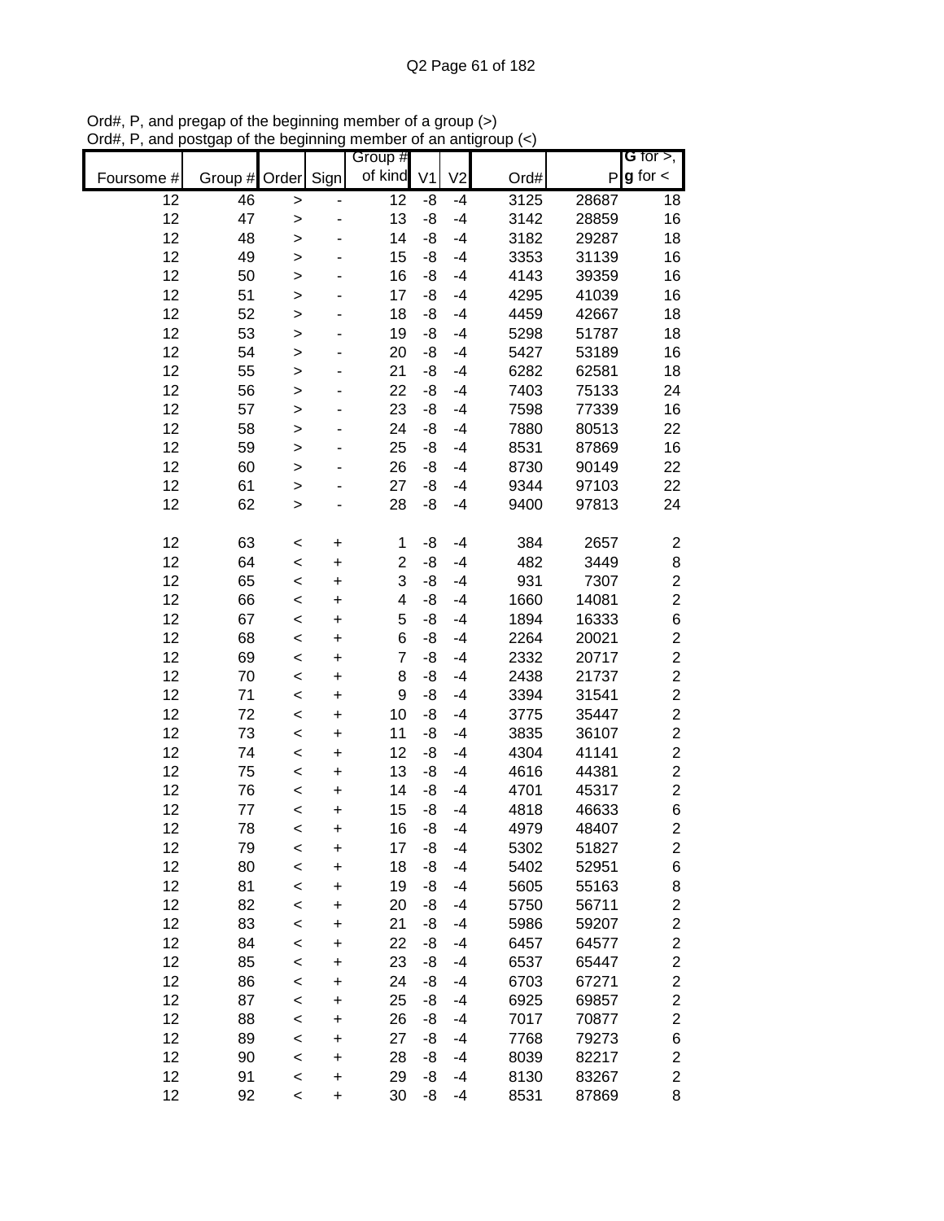Ord#, P, and pregap of the beginning member of a group (>)
Ord#, P, and postgap of the beginning member of an antigroup (<)

| Foursome # | Group # | Order | Sign | Group # of kind | V1 | V2 | Ord# | P | G for >, g for < |
|---|---|---|---|---|---|---|---|---|---|
| 12 | 46 | > | - | 12 | -8 | -4 | 3125 | 28687 | 18 |
| 12 | 47 | > | - | 13 | -8 | -4 | 3142 | 28859 | 16 |
| 12 | 48 | > | - | 14 | -8 | -4 | 3182 | 29287 | 18 |
| 12 | 49 | > | - | 15 | -8 | -4 | 3353 | 31139 | 16 |
| 12 | 50 | > | - | 16 | -8 | -4 | 4143 | 39359 | 16 |
| 12 | 51 | > | - | 17 | -8 | -4 | 4295 | 41039 | 16 |
| 12 | 52 | > | - | 18 | -8 | -4 | 4459 | 42667 | 18 |
| 12 | 53 | > | - | 19 | -8 | -4 | 5298 | 51787 | 18 |
| 12 | 54 | > | - | 20 | -8 | -4 | 5427 | 53189 | 16 |
| 12 | 55 | > | - | 21 | -8 | -4 | 6282 | 62581 | 18 |
| 12 | 56 | > | - | 22 | -8 | -4 | 7403 | 75133 | 24 |
| 12 | 57 | > | - | 23 | -8 | -4 | 7598 | 77339 | 16 |
| 12 | 58 | > | - | 24 | -8 | -4 | 7880 | 80513 | 22 |
| 12 | 59 | > | - | 25 | -8 | -4 | 8531 | 87869 | 16 |
| 12 | 60 | > | - | 26 | -8 | -4 | 8730 | 90149 | 22 |
| 12 | 61 | > | - | 27 | -8 | -4 | 9344 | 97103 | 22 |
| 12 | 62 | > | - | 28 | -8 | -4 | 9400 | 97813 | 24 |
| | | | | | | | | | |
| 12 | 63 | < | + | 1 | -8 | -4 | 384 | 2657 | 2 |
| 12 | 64 | < | + | 2 | -8 | -4 | 482 | 3449 | 8 |
| 12 | 65 | < | + | 3 | -8 | -4 | 931 | 7307 | 2 |
| 12 | 66 | < | + | 4 | -8 | -4 | 1660 | 14081 | 2 |
| 12 | 67 | < | + | 5 | -8 | -4 | 1894 | 16333 | 6 |
| 12 | 68 | < | + | 6 | -8 | -4 | 2264 | 20021 | 2 |
| 12 | 69 | < | + | 7 | -8 | -4 | 2332 | 20717 | 2 |
| 12 | 70 | < | + | 8 | -8 | -4 | 2438 | 21737 | 2 |
| 12 | 71 | < | + | 9 | -8 | -4 | 3394 | 31541 | 2 |
| 12 | 72 | < | + | 10 | -8 | -4 | 3775 | 35447 | 2 |
| 12 | 73 | < | + | 11 | -8 | -4 | 3835 | 36107 | 2 |
| 12 | 74 | < | + | 12 | -8 | -4 | 4304 | 41141 | 2 |
| 12 | 75 | < | + | 13 | -8 | -4 | 4616 | 44381 | 2 |
| 12 | 76 | < | + | 14 | -8 | -4 | 4701 | 45317 | 2 |
| 12 | 77 | < | + | 15 | -8 | -4 | 4818 | 46633 | 6 |
| 12 | 78 | < | + | 16 | -8 | -4 | 4979 | 48407 | 2 |
| 12 | 79 | < | + | 17 | -8 | -4 | 5302 | 51827 | 2 |
| 12 | 80 | < | + | 18 | -8 | -4 | 5402 | 52951 | 6 |
| 12 | 81 | < | + | 19 | -8 | -4 | 5605 | 55163 | 8 |
| 12 | 82 | < | + | 20 | -8 | -4 | 5750 | 56711 | 2 |
| 12 | 83 | < | + | 21 | -8 | -4 | 5986 | 59207 | 2 |
| 12 | 84 | < | + | 22 | -8 | -4 | 6457 | 64577 | 2 |
| 12 | 85 | < | + | 23 | -8 | -4 | 6537 | 65447 | 2 |
| 12 | 86 | < | + | 24 | -8 | -4 | 6703 | 67271 | 2 |
| 12 | 87 | < | + | 25 | -8 | -4 | 6925 | 69857 | 2 |
| 12 | 88 | < | + | 26 | -8 | -4 | 7017 | 70877 | 2 |
| 12 | 89 | < | + | 27 | -8 | -4 | 7768 | 79273 | 6 |
| 12 | 90 | < | + | 28 | -8 | -4 | 8039 | 82217 | 2 |
| 12 | 91 | < | + | 29 | -8 | -4 | 8130 | 83267 | 2 |
| 12 | 92 | < | + | 30 | -8 | -4 | 8531 | 87869 | 8 |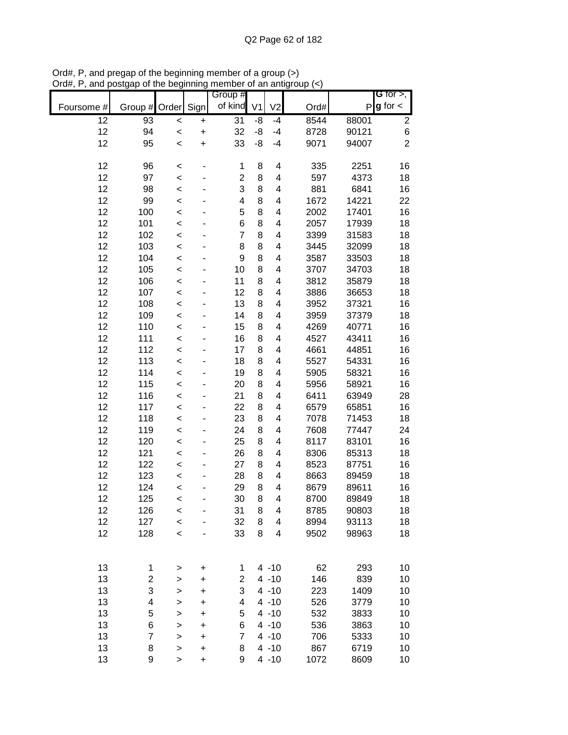Ord#, P, and pregap of the beginning member of a group (>)
Ord#, P, and postgap of the beginning member of an antigroup (<)

| Foursome # | Group # | Order | Sign | Group # of kind | V1 | V2 | Ord# | P | G for >, g for < |
|---|---|---|---|---|---|---|---|---|---|
| 12 | 93 | < | + | 31 | -8 | -4 | 8544 | 88001 | 2 |
| 12 | 94 | < | + | 32 | -8 | -4 | 8728 | 90121 | 6 |
| 12 | 95 | < | + | 33 | -8 | -4 | 9071 | 94007 | 2 |
| | | | | | | | | | |
| 12 | 96 | < | - | 1 | 8 | 4 | 335 | 2251 | 16 |
| 12 | 97 | < | - | 2 | 8 | 4 | 597 | 4373 | 18 |
| 12 | 98 | < | - | 3 | 8 | 4 | 881 | 6841 | 16 |
| 12 | 99 | < | - | 4 | 8 | 4 | 1672 | 14221 | 22 |
| 12 | 100 | < | - | 5 | 8 | 4 | 2002 | 17401 | 16 |
| 12 | 101 | < | - | 6 | 8 | 4 | 2057 | 17939 | 18 |
| 12 | 102 | < | - | 7 | 8 | 4 | 3399 | 31583 | 18 |
| 12 | 103 | < | - | 8 | 8 | 4 | 3445 | 32099 | 18 |
| 12 | 104 | < | - | 9 | 8 | 4 | 3587 | 33503 | 18 |
| 12 | 105 | < | - | 10 | 8 | 4 | 3707 | 34703 | 18 |
| 12 | 106 | < | - | 11 | 8 | 4 | 3812 | 35879 | 18 |
| 12 | 107 | < | - | 12 | 8 | 4 | 3886 | 36653 | 18 |
| 12 | 108 | < | - | 13 | 8 | 4 | 3952 | 37321 | 16 |
| 12 | 109 | < | - | 14 | 8 | 4 | 3959 | 37379 | 18 |
| 12 | 110 | < | - | 15 | 8 | 4 | 4269 | 40771 | 16 |
| 12 | 111 | < | - | 16 | 8 | 4 | 4527 | 43411 | 16 |
| 12 | 112 | < | - | 17 | 8 | 4 | 4661 | 44851 | 16 |
| 12 | 113 | < | - | 18 | 8 | 4 | 5527 | 54331 | 16 |
| 12 | 114 | < | - | 19 | 8 | 4 | 5905 | 58321 | 16 |
| 12 | 115 | < | - | 20 | 8 | 4 | 5956 | 58921 | 16 |
| 12 | 116 | < | - | 21 | 8 | 4 | 6411 | 63949 | 28 |
| 12 | 117 | < | - | 22 | 8 | 4 | 6579 | 65851 | 16 |
| 12 | 118 | < | - | 23 | 8 | 4 | 7078 | 71453 | 18 |
| 12 | 119 | < | - | 24 | 8 | 4 | 7608 | 77447 | 24 |
| 12 | 120 | < | - | 25 | 8 | 4 | 8117 | 83101 | 16 |
| 12 | 121 | < | - | 26 | 8 | 4 | 8306 | 85313 | 18 |
| 12 | 122 | < | - | 27 | 8 | 4 | 8523 | 87751 | 16 |
| 12 | 123 | < | - | 28 | 8 | 4 | 8663 | 89459 | 18 |
| 12 | 124 | < | - | 29 | 8 | 4 | 8679 | 89611 | 16 |
| 12 | 125 | < | - | 30 | 8 | 4 | 8700 | 89849 | 18 |
| 12 | 126 | < | - | 31 | 8 | 4 | 8785 | 90803 | 18 |
| 12 | 127 | < | - | 32 | 8 | 4 | 8994 | 93113 | 18 |
| 12 | 128 | < | - | 33 | 8 | 4 | 9502 | 98963 | 18 |
| | | | | | | | | | |
| 13 | 1 | > | + | 1 | 4 | -10 | 62 | 293 | 10 |
| 13 | 2 | > | + | 2 | 4 | -10 | 146 | 839 | 10 |
| 13 | 3 | > | + | 3 | 4 | -10 | 223 | 1409 | 10 |
| 13 | 4 | > | + | 4 | 4 | -10 | 526 | 3779 | 10 |
| 13 | 5 | > | + | 5 | 4 | -10 | 532 | 3833 | 10 |
| 13 | 6 | > | + | 6 | 4 | -10 | 536 | 3863 | 10 |
| 13 | 7 | > | + | 7 | 4 | -10 | 706 | 5333 | 10 |
| 13 | 8 | > | + | 8 | 4 | -10 | 867 | 6719 | 10 |
| 13 | 9 | > | + | 9 | 4 | -10 | 1072 | 8609 | 10 |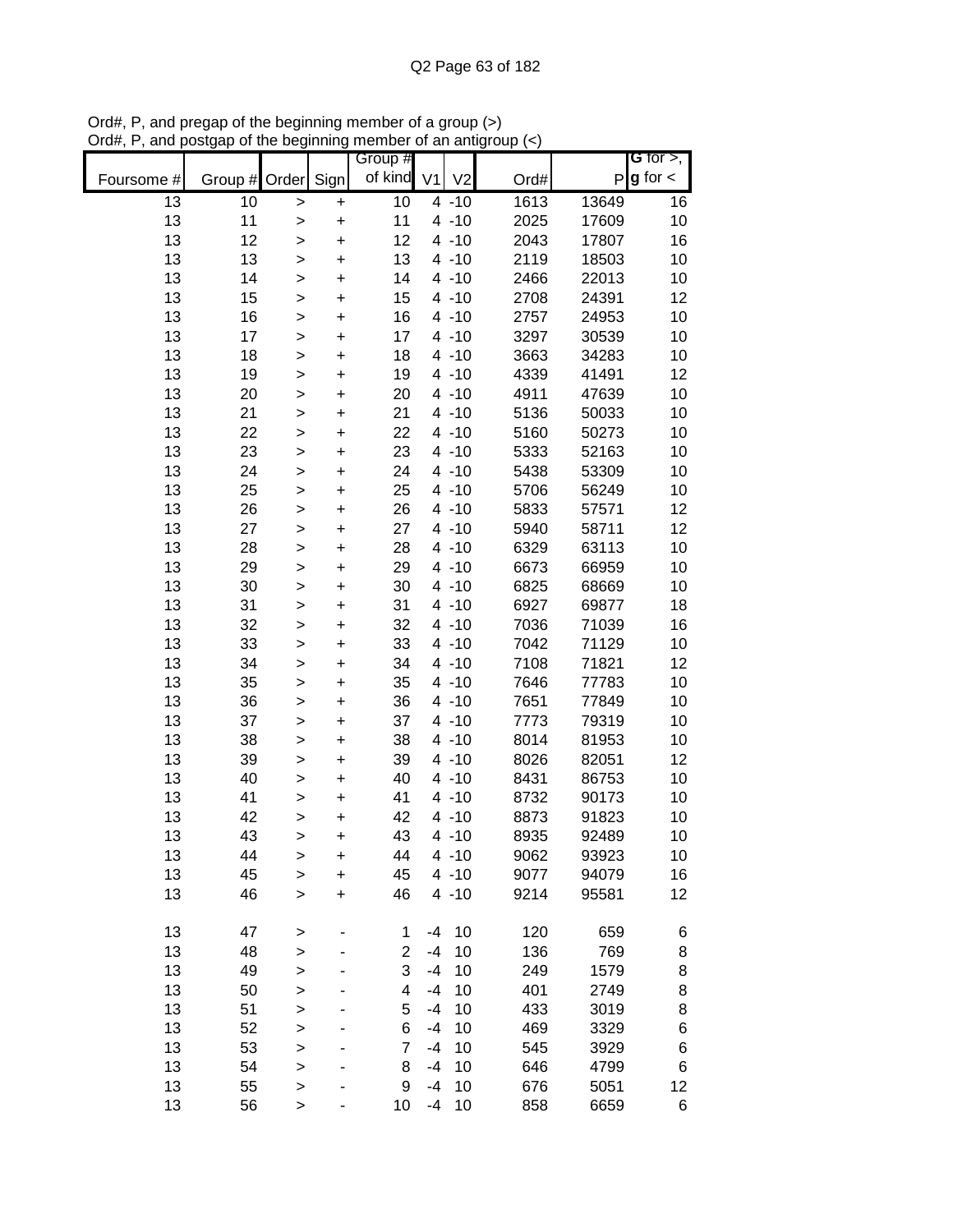Ord#, P, and pregap of the beginning member of a group (>)
Ord#, P, and postgap of the beginning member of an antigroup (<)

| Foursome # | Group # | Order | Sign | Group # of kind | V1 | V2 | Ord# | P | G for >, g for < |
|---|---|---|---|---|---|---|---|---|---|
| 13 | 10 | > | + | 10 | 4 | -10 | 1613 | 13649 | 16 |
| 13 | 11 | > | + | 11 | 4 | -10 | 2025 | 17609 | 10 |
| 13 | 12 | > | + | 12 | 4 | -10 | 2043 | 17807 | 16 |
| 13 | 13 | > | + | 13 | 4 | -10 | 2119 | 18503 | 10 |
| 13 | 14 | > | + | 14 | 4 | -10 | 2466 | 22013 | 10 |
| 13 | 15 | > | + | 15 | 4 | -10 | 2708 | 24391 | 12 |
| 13 | 16 | > | + | 16 | 4 | -10 | 2757 | 24953 | 10 |
| 13 | 17 | > | + | 17 | 4 | -10 | 3297 | 30539 | 10 |
| 13 | 18 | > | + | 18 | 4 | -10 | 3663 | 34283 | 10 |
| 13 | 19 | > | + | 19 | 4 | -10 | 4339 | 41491 | 12 |
| 13 | 20 | > | + | 20 | 4 | -10 | 4911 | 47639 | 10 |
| 13 | 21 | > | + | 21 | 4 | -10 | 5136 | 50033 | 10 |
| 13 | 22 | > | + | 22 | 4 | -10 | 5160 | 50273 | 10 |
| 13 | 23 | > | + | 23 | 4 | -10 | 5333 | 52163 | 10 |
| 13 | 24 | > | + | 24 | 4 | -10 | 5438 | 53309 | 10 |
| 13 | 25 | > | + | 25 | 4 | -10 | 5706 | 56249 | 10 |
| 13 | 26 | > | + | 26 | 4 | -10 | 5833 | 57571 | 12 |
| 13 | 27 | > | + | 27 | 4 | -10 | 5940 | 58711 | 12 |
| 13 | 28 | > | + | 28 | 4 | -10 | 6329 | 63113 | 10 |
| 13 | 29 | > | + | 29 | 4 | -10 | 6673 | 66959 | 10 |
| 13 | 30 | > | + | 30 | 4 | -10 | 6825 | 68669 | 10 |
| 13 | 31 | > | + | 31 | 4 | -10 | 6927 | 69877 | 18 |
| 13 | 32 | > | + | 32 | 4 | -10 | 7036 | 71039 | 16 |
| 13 | 33 | > | + | 33 | 4 | -10 | 7042 | 71129 | 10 |
| 13 | 34 | > | + | 34 | 4 | -10 | 7108 | 71821 | 12 |
| 13 | 35 | > | + | 35 | 4 | -10 | 7646 | 77783 | 10 |
| 13 | 36 | > | + | 36 | 4 | -10 | 7651 | 77849 | 10 |
| 13 | 37 | > | + | 37 | 4 | -10 | 7773 | 79319 | 10 |
| 13 | 38 | > | + | 38 | 4 | -10 | 8014 | 81953 | 10 |
| 13 | 39 | > | + | 39 | 4 | -10 | 8026 | 82051 | 12 |
| 13 | 40 | > | + | 40 | 4 | -10 | 8431 | 86753 | 10 |
| 13 | 41 | > | + | 41 | 4 | -10 | 8732 | 90173 | 10 |
| 13 | 42 | > | + | 42 | 4 | -10 | 8873 | 91823 | 10 |
| 13 | 43 | > | + | 43 | 4 | -10 | 8935 | 92489 | 10 |
| 13 | 44 | > | + | 44 | 4 | -10 | 9062 | 93923 | 10 |
| 13 | 45 | > | + | 45 | 4 | -10 | 9077 | 94079 | 16 |
| 13 | 46 | > | + | 46 | 4 | -10 | 9214 | 95581 | 12 |
| | | | | | | | | | |
| 13 | 47 | > | - | 1 | -4 | 10 | 120 | 659 | 6 |
| 13 | 48 | > | - | 2 | -4 | 10 | 136 | 769 | 8 |
| 13 | 49 | > | - | 3 | -4 | 10 | 249 | 1579 | 8 |
| 13 | 50 | > | - | 4 | -4 | 10 | 401 | 2749 | 8 |
| 13 | 51 | > | - | 5 | -4 | 10 | 433 | 3019 | 8 |
| 13 | 52 | > | - | 6 | -4 | 10 | 469 | 3329 | 6 |
| 13 | 53 | > | - | 7 | -4 | 10 | 545 | 3929 | 6 |
| 13 | 54 | > | - | 8 | -4 | 10 | 646 | 4799 | 6 |
| 13 | 55 | > | - | 9 | -4 | 10 | 676 | 5051 | 12 |
| 13 | 56 | > | - | 10 | -4 | 10 | 858 | 6659 | 6 |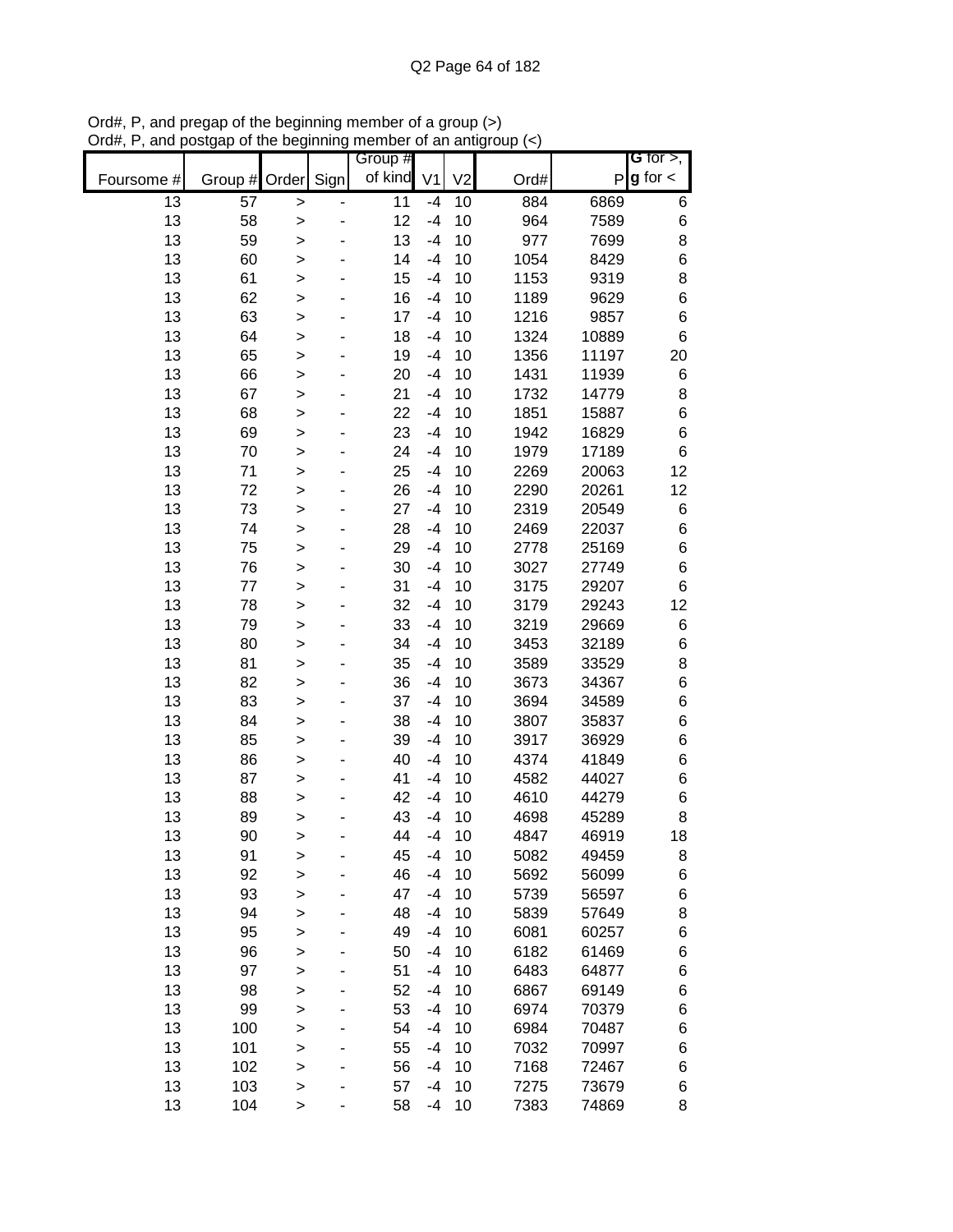Ord#, P, and pregap of the beginning member of a group (>)
Ord#, P, and postgap of the beginning member of an antigroup (<)

| Foursome # | Group # | Order | Sign | Group # of kind | V1 | V2 | Ord# | P | G for >, g for < |
|---|---|---|---|---|---|---|---|---|---|
| 13 | 57 | > | - | 11 | -4 | 10 | 884 | 6869 | 6 |
| 13 | 58 | > | - | 12 | -4 | 10 | 964 | 7589 | 6 |
| 13 | 59 | > | - | 13 | -4 | 10 | 977 | 7699 | 8 |
| 13 | 60 | > | - | 14 | -4 | 10 | 1054 | 8429 | 6 |
| 13 | 61 | > | - | 15 | -4 | 10 | 1153 | 9319 | 8 |
| 13 | 62 | > | - | 16 | -4 | 10 | 1189 | 9629 | 6 |
| 13 | 63 | > | - | 17 | -4 | 10 | 1216 | 9857 | 6 |
| 13 | 64 | > | - | 18 | -4 | 10 | 1324 | 10889 | 6 |
| 13 | 65 | > | - | 19 | -4 | 10 | 1356 | 11197 | 20 |
| 13 | 66 | > | - | 20 | -4 | 10 | 1431 | 11939 | 6 |
| 13 | 67 | > | - | 21 | -4 | 10 | 1732 | 14779 | 8 |
| 13 | 68 | > | - | 22 | -4 | 10 | 1851 | 15887 | 6 |
| 13 | 69 | > | - | 23 | -4 | 10 | 1942 | 16829 | 6 |
| 13 | 70 | > | - | 24 | -4 | 10 | 1979 | 17189 | 6 |
| 13 | 71 | > | - | 25 | -4 | 10 | 2269 | 20063 | 12 |
| 13 | 72 | > | - | 26 | -4 | 10 | 2290 | 20261 | 12 |
| 13 | 73 | > | - | 27 | -4 | 10 | 2319 | 20549 | 6 |
| 13 | 74 | > | - | 28 | -4 | 10 | 2469 | 22037 | 6 |
| 13 | 75 | > | - | 29 | -4 | 10 | 2778 | 25169 | 6 |
| 13 | 76 | > | - | 30 | -4 | 10 | 3027 | 27749 | 6 |
| 13 | 77 | > | - | 31 | -4 | 10 | 3175 | 29207 | 6 |
| 13 | 78 | > | - | 32 | -4 | 10 | 3179 | 29243 | 12 |
| 13 | 79 | > | - | 33 | -4 | 10 | 3219 | 29669 | 6 |
| 13 | 80 | > | - | 34 | -4 | 10 | 3453 | 32189 | 6 |
| 13 | 81 | > | - | 35 | -4 | 10 | 3589 | 33529 | 8 |
| 13 | 82 | > | - | 36 | -4 | 10 | 3673 | 34367 | 6 |
| 13 | 83 | > | - | 37 | -4 | 10 | 3694 | 34589 | 6 |
| 13 | 84 | > | - | 38 | -4 | 10 | 3807 | 35837 | 6 |
| 13 | 85 | > | - | 39 | -4 | 10 | 3917 | 36929 | 6 |
| 13 | 86 | > | - | 40 | -4 | 10 | 4374 | 41849 | 6 |
| 13 | 87 | > | - | 41 | -4 | 10 | 4582 | 44027 | 6 |
| 13 | 88 | > | - | 42 | -4 | 10 | 4610 | 44279 | 6 |
| 13 | 89 | > | - | 43 | -4 | 10 | 4698 | 45289 | 8 |
| 13 | 90 | > | - | 44 | -4 | 10 | 4847 | 46919 | 18 |
| 13 | 91 | > | - | 45 | -4 | 10 | 5082 | 49459 | 8 |
| 13 | 92 | > | - | 46 | -4 | 10 | 5692 | 56099 | 6 |
| 13 | 93 | > | - | 47 | -4 | 10 | 5739 | 56597 | 6 |
| 13 | 94 | > | - | 48 | -4 | 10 | 5839 | 57649 | 8 |
| 13 | 95 | > | - | 49 | -4 | 10 | 6081 | 60257 | 6 |
| 13 | 96 | > | - | 50 | -4 | 10 | 6182 | 61469 | 6 |
| 13 | 97 | > | - | 51 | -4 | 10 | 6483 | 64877 | 6 |
| 13 | 98 | > | - | 52 | -4 | 10 | 6867 | 69149 | 6 |
| 13 | 99 | > | - | 53 | -4 | 10 | 6974 | 70379 | 6 |
| 13 | 100 | > | - | 54 | -4 | 10 | 6984 | 70487 | 6 |
| 13 | 101 | > | - | 55 | -4 | 10 | 7032 | 70997 | 6 |
| 13 | 102 | > | - | 56 | -4 | 10 | 7168 | 72467 | 6 |
| 13 | 103 | > | - | 57 | -4 | 10 | 7275 | 73679 | 6 |
| 13 | 104 | > | - | 58 | -4 | 10 | 7383 | 74869 | 8 |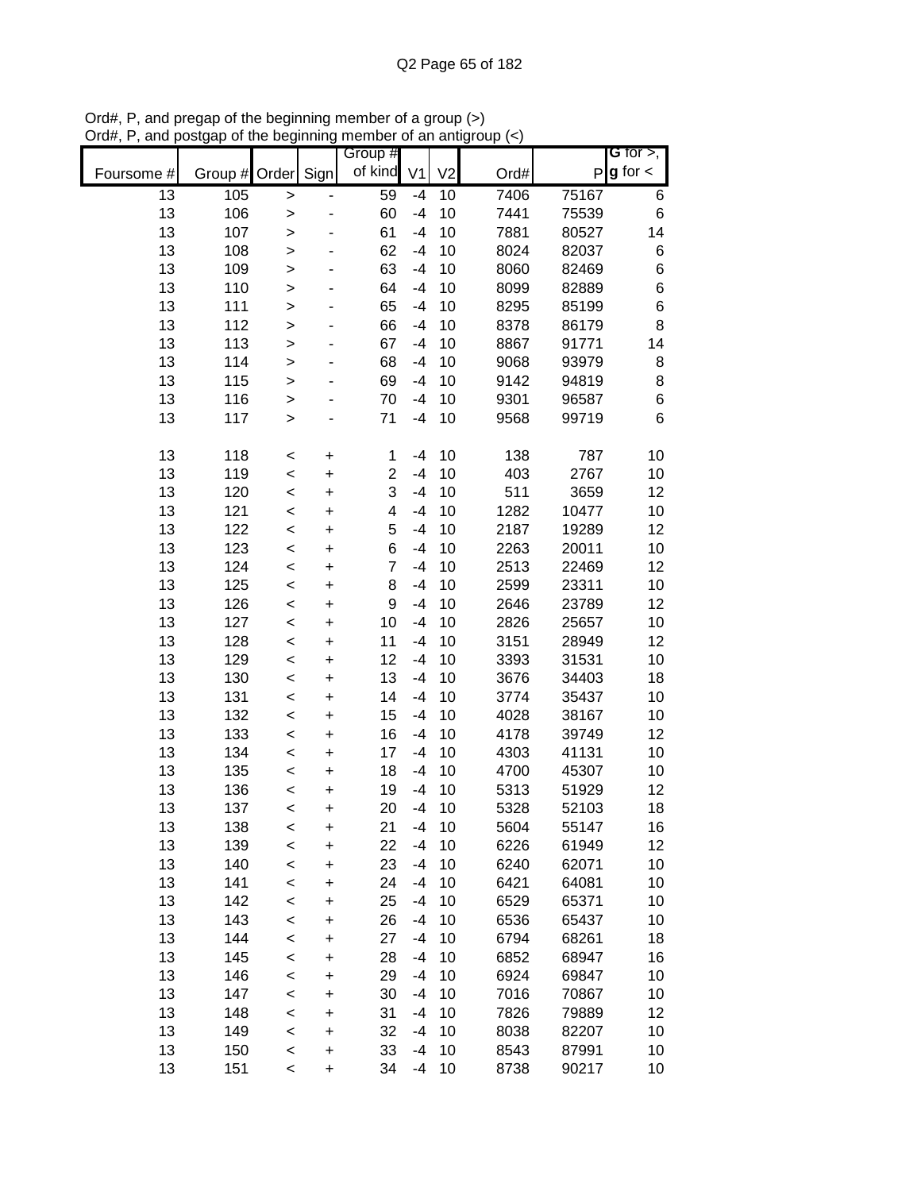Ord#, P, and pregap of the beginning member of a group (>)
Ord#, P, and postgap of the beginning member of an antigroup (<)

| Foursome # | Group # | Order | Sign | Group # of kind | V1 | V2 | Ord# | P | G for >, g for < |
|---|---|---|---|---|---|---|---|---|---|
| 13 | 105 | > | - | 59 | -4 | 10 | 7406 | 75167 | 6 |
| 13 | 106 | > | - | 60 | -4 | 10 | 7441 | 75539 | 6 |
| 13 | 107 | > | - | 61 | -4 | 10 | 7881 | 80527 | 14 |
| 13 | 108 | > | - | 62 | -4 | 10 | 8024 | 82037 | 6 |
| 13 | 109 | > | - | 63 | -4 | 10 | 8060 | 82469 | 6 |
| 13 | 110 | > | - | 64 | -4 | 10 | 8099 | 82889 | 6 |
| 13 | 111 | > | - | 65 | -4 | 10 | 8295 | 85199 | 6 |
| 13 | 112 | > | - | 66 | -4 | 10 | 8378 | 86179 | 8 |
| 13 | 113 | > | - | 67 | -4 | 10 | 8867 | 91771 | 14 |
| 13 | 114 | > | - | 68 | -4 | 10 | 9068 | 93979 | 8 |
| 13 | 115 | > | - | 69 | -4 | 10 | 9142 | 94819 | 8 |
| 13 | 116 | > | - | 70 | -4 | 10 | 9301 | 96587 | 6 |
| 13 | 117 | > | - | 71 | -4 | 10 | 9568 | 99719 | 6 |
| | | | | | | | | | |
| 13 | 118 | < | + | 1 | -4 | 10 | 138 | 787 | 10 |
| 13 | 119 | < | + | 2 | -4 | 10 | 403 | 2767 | 10 |
| 13 | 120 | < | + | 3 | -4 | 10 | 511 | 3659 | 12 |
| 13 | 121 | < | + | 4 | -4 | 10 | 1282 | 10477 | 10 |
| 13 | 122 | < | + | 5 | -4 | 10 | 2187 | 19289 | 12 |
| 13 | 123 | < | + | 6 | -4 | 10 | 2263 | 20011 | 10 |
| 13 | 124 | < | + | 7 | -4 | 10 | 2513 | 22469 | 12 |
| 13 | 125 | < | + | 8 | -4 | 10 | 2599 | 23311 | 10 |
| 13 | 126 | < | + | 9 | -4 | 10 | 2646 | 23789 | 12 |
| 13 | 127 | < | + | 10 | -4 | 10 | 2826 | 25657 | 10 |
| 13 | 128 | < | + | 11 | -4 | 10 | 3151 | 28949 | 12 |
| 13 | 129 | < | + | 12 | -4 | 10 | 3393 | 31531 | 10 |
| 13 | 130 | < | + | 13 | -4 | 10 | 3676 | 34403 | 18 |
| 13 | 131 | < | + | 14 | -4 | 10 | 3774 | 35437 | 10 |
| 13 | 132 | < | + | 15 | -4 | 10 | 4028 | 38167 | 10 |
| 13 | 133 | < | + | 16 | -4 | 10 | 4178 | 39749 | 12 |
| 13 | 134 | < | + | 17 | -4 | 10 | 4303 | 41131 | 10 |
| 13 | 135 | < | + | 18 | -4 | 10 | 4700 | 45307 | 10 |
| 13 | 136 | < | + | 19 | -4 | 10 | 5313 | 51929 | 12 |
| 13 | 137 | < | + | 20 | -4 | 10 | 5328 | 52103 | 18 |
| 13 | 138 | < | + | 21 | -4 | 10 | 5604 | 55147 | 16 |
| 13 | 139 | < | + | 22 | -4 | 10 | 6226 | 61949 | 12 |
| 13 | 140 | < | + | 23 | -4 | 10 | 6240 | 62071 | 10 |
| 13 | 141 | < | + | 24 | -4 | 10 | 6421 | 64081 | 10 |
| 13 | 142 | < | + | 25 | -4 | 10 | 6529 | 65371 | 10 |
| 13 | 143 | < | + | 26 | -4 | 10 | 6536 | 65437 | 10 |
| 13 | 144 | < | + | 27 | -4 | 10 | 6794 | 68261 | 18 |
| 13 | 145 | < | + | 28 | -4 | 10 | 6852 | 68947 | 16 |
| 13 | 146 | < | + | 29 | -4 | 10 | 6924 | 69847 | 10 |
| 13 | 147 | < | + | 30 | -4 | 10 | 7016 | 70867 | 10 |
| 13 | 148 | < | + | 31 | -4 | 10 | 7826 | 79889 | 12 |
| 13 | 149 | < | + | 32 | -4 | 10 | 8038 | 82207 | 10 |
| 13 | 150 | < | + | 33 | -4 | 10 | 8543 | 87991 | 10 |
| 13 | 151 | < | + | 34 | -4 | 10 | 8738 | 90217 | 10 |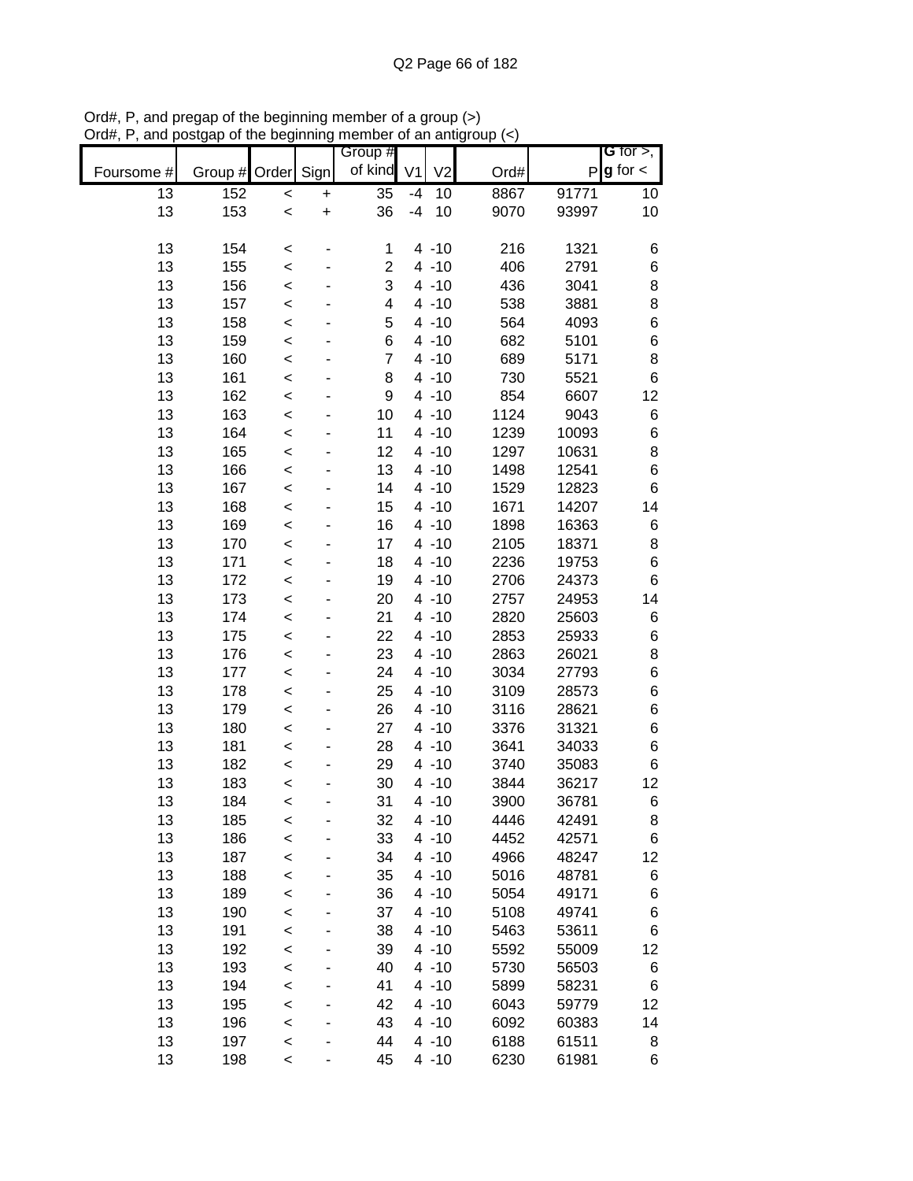Ord#, P, and pregap of the beginning member of a group (>)
Ord#, P, and postgap of the beginning member of an antigroup (<)

| Foursome # | Group # | Order | Sign | Group # of kind | V1 | V2 | Ord# | P | G for >, g for < |
|---|---|---|---|---|---|---|---|---|---|
| 13 | 152 | < | + | 35 | -4 | 10 | 8867 | 91771 | 10 |
| 13 | 153 | < | + | 36 | -4 | 10 | 9070 | 93997 | 10 |
| | | | | | | | | | |
| 13 | 154 | < | - | 1 | 4 | -10 | 216 | 1321 | 6 |
| 13 | 155 | < | - | 2 | 4 | -10 | 406 | 2791 | 6 |
| 13 | 156 | < | - | 3 | 4 | -10 | 436 | 3041 | 8 |
| 13 | 157 | < | - | 4 | 4 | -10 | 538 | 3881 | 8 |
| 13 | 158 | < | - | 5 | 4 | -10 | 564 | 4093 | 6 |
| 13 | 159 | < | - | 6 | 4 | -10 | 682 | 5101 | 6 |
| 13 | 160 | < | - | 7 | 4 | -10 | 689 | 5171 | 8 |
| 13 | 161 | < | - | 8 | 4 | -10 | 730 | 5521 | 6 |
| 13 | 162 | < | - | 9 | 4 | -10 | 854 | 6607 | 12 |
| 13 | 163 | < | - | 10 | 4 | -10 | 1124 | 9043 | 6 |
| 13 | 164 | < | - | 11 | 4 | -10 | 1239 | 10093 | 6 |
| 13 | 165 | < | - | 12 | 4 | -10 | 1297 | 10631 | 8 |
| 13 | 166 | < | - | 13 | 4 | -10 | 1498 | 12541 | 6 |
| 13 | 167 | < | - | 14 | 4 | -10 | 1529 | 12823 | 6 |
| 13 | 168 | < | - | 15 | 4 | -10 | 1671 | 14207 | 14 |
| 13 | 169 | < | - | 16 | 4 | -10 | 1898 | 16363 | 6 |
| 13 | 170 | < | - | 17 | 4 | -10 | 2105 | 18371 | 8 |
| 13 | 171 | < | - | 18 | 4 | -10 | 2236 | 19753 | 6 |
| 13 | 172 | < | - | 19 | 4 | -10 | 2706 | 24373 | 6 |
| 13 | 173 | < | - | 20 | 4 | -10 | 2757 | 24953 | 14 |
| 13 | 174 | < | - | 21 | 4 | -10 | 2820 | 25603 | 6 |
| 13 | 175 | < | - | 22 | 4 | -10 | 2853 | 25933 | 6 |
| 13 | 176 | < | - | 23 | 4 | -10 | 2863 | 26021 | 8 |
| 13 | 177 | < | - | 24 | 4 | -10 | 3034 | 27793 | 6 |
| 13 | 178 | < | - | 25 | 4 | -10 | 3109 | 28573 | 6 |
| 13 | 179 | < | - | 26 | 4 | -10 | 3116 | 28621 | 6 |
| 13 | 180 | < | - | 27 | 4 | -10 | 3376 | 31321 | 6 |
| 13 | 181 | < | - | 28 | 4 | -10 | 3641 | 34033 | 6 |
| 13 | 182 | < | - | 29 | 4 | -10 | 3740 | 35083 | 6 |
| 13 | 183 | < | - | 30 | 4 | -10 | 3844 | 36217 | 12 |
| 13 | 184 | < | - | 31 | 4 | -10 | 3900 | 36781 | 6 |
| 13 | 185 | < | - | 32 | 4 | -10 | 4446 | 42491 | 8 |
| 13 | 186 | < | - | 33 | 4 | -10 | 4452 | 42571 | 6 |
| 13 | 187 | < | - | 34 | 4 | -10 | 4966 | 48247 | 12 |
| 13 | 188 | < | - | 35 | 4 | -10 | 5016 | 48781 | 6 |
| 13 | 189 | < | - | 36 | 4 | -10 | 5054 | 49171 | 6 |
| 13 | 190 | < | - | 37 | 4 | -10 | 5108 | 49741 | 6 |
| 13 | 191 | < | - | 38 | 4 | -10 | 5463 | 53611 | 6 |
| 13 | 192 | < | - | 39 | 4 | -10 | 5592 | 55009 | 12 |
| 13 | 193 | < | - | 40 | 4 | -10 | 5730 | 56503 | 6 |
| 13 | 194 | < | - | 41 | 4 | -10 | 5899 | 58231 | 6 |
| 13 | 195 | < | - | 42 | 4 | -10 | 6043 | 59779 | 12 |
| 13 | 196 | < | - | 43 | 4 | -10 | 6092 | 60383 | 14 |
| 13 | 197 | < | - | 44 | 4 | -10 | 6188 | 61511 | 8 |
| 13 | 198 | < | - | 45 | 4 | -10 | 6230 | 61981 | 6 |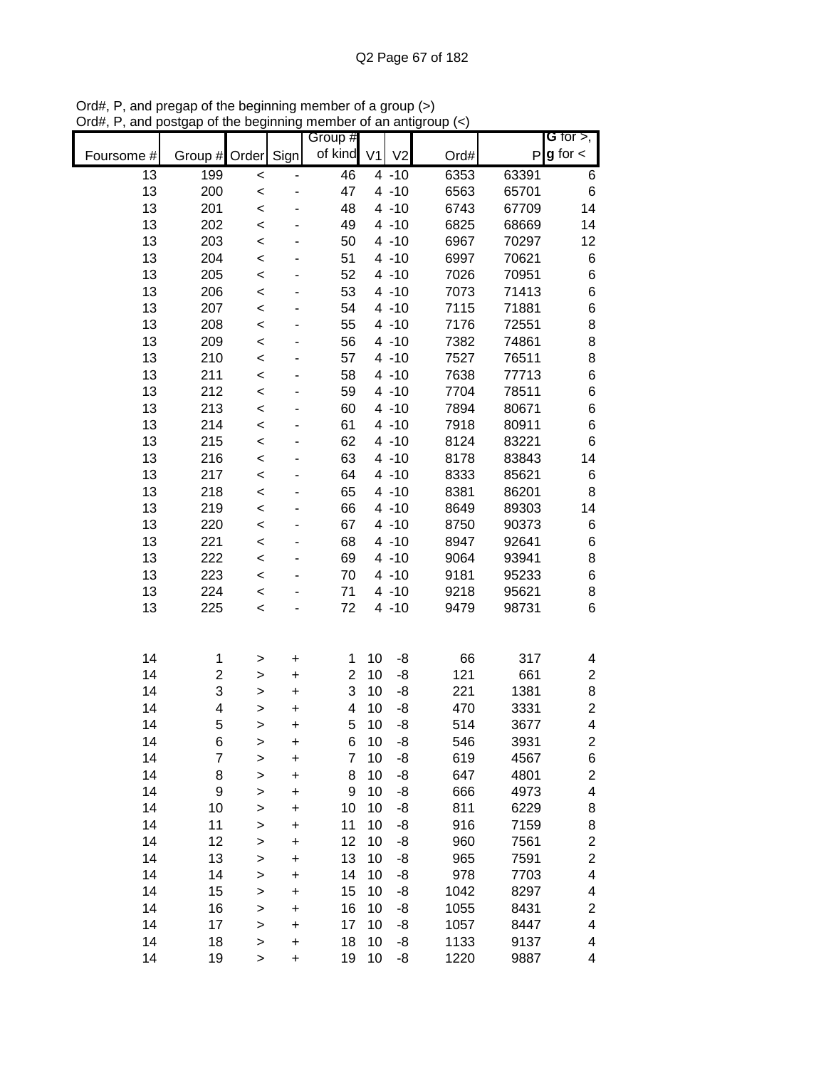Ord#, P, and pregap of the beginning member of a group (>)
Ord#, P, and postgap of the beginning member of an antigroup (<)

| Foursome # | Group # | Order | Sign | Group # of kind | V1 | V2 | Ord# | P | G for >, g for < |
|---|---|---|---|---|---|---|---|---|---|
| 13 | 199 | < | - | 46 | 4 | -10 | 6353 | 63391 | 6 |
| 13 | 200 | < | - | 47 | 4 | -10 | 6563 | 65701 | 6 |
| 13 | 201 | < | - | 48 | 4 | -10 | 6743 | 67709 | 14 |
| 13 | 202 | < | - | 49 | 4 | -10 | 6825 | 68669 | 14 |
| 13 | 203 | < | - | 50 | 4 | -10 | 6967 | 70297 | 12 |
| 13 | 204 | < | - | 51 | 4 | -10 | 6997 | 70621 | 6 |
| 13 | 205 | < | - | 52 | 4 | -10 | 7026 | 70951 | 6 |
| 13 | 206 | < | - | 53 | 4 | -10 | 7073 | 71413 | 6 |
| 13 | 207 | < | - | 54 | 4 | -10 | 7115 | 71881 | 6 |
| 13 | 208 | < | - | 55 | 4 | -10 | 7176 | 72551 | 8 |
| 13 | 209 | < | - | 56 | 4 | -10 | 7382 | 74861 | 8 |
| 13 | 210 | < | - | 57 | 4 | -10 | 7527 | 76511 | 8 |
| 13 | 211 | < | - | 58 | 4 | -10 | 7638 | 77713 | 6 |
| 13 | 212 | < | - | 59 | 4 | -10 | 7704 | 78511 | 6 |
| 13 | 213 | < | - | 60 | 4 | -10 | 7894 | 80671 | 6 |
| 13 | 214 | < | - | 61 | 4 | -10 | 7918 | 80911 | 6 |
| 13 | 215 | < | - | 62 | 4 | -10 | 8124 | 83221 | 6 |
| 13 | 216 | < | - | 63 | 4 | -10 | 8178 | 83843 | 14 |
| 13 | 217 | < | - | 64 | 4 | -10 | 8333 | 85621 | 6 |
| 13 | 218 | < | - | 65 | 4 | -10 | 8381 | 86201 | 8 |
| 13 | 219 | < | - | 66 | 4 | -10 | 8649 | 89303 | 14 |
| 13 | 220 | < | - | 67 | 4 | -10 | 8750 | 90373 | 6 |
| 13 | 221 | < | - | 68 | 4 | -10 | 8947 | 92641 | 6 |
| 13 | 222 | < | - | 69 | 4 | -10 | 9064 | 93941 | 8 |
| 13 | 223 | < | - | 70 | 4 | -10 | 9181 | 95233 | 6 |
| 13 | 224 | < | - | 71 | 4 | -10 | 9218 | 95621 | 8 |
| 13 | 225 | < | - | 72 | 4 | -10 | 9479 | 98731 | 6 |
| | | | | | | | | | |
| 14 | 1 | > | + | 1 | 10 | -8 | 66 | 317 | 4 |
| 14 | 2 | > | + | 2 | 10 | -8 | 121 | 661 | 2 |
| 14 | 3 | > | + | 3 | 10 | -8 | 221 | 1381 | 8 |
| 14 | 4 | > | + | 4 | 10 | -8 | 470 | 3331 | 2 |
| 14 | 5 | > | + | 5 | 10 | -8 | 514 | 3677 | 4 |
| 14 | 6 | > | + | 6 | 10 | -8 | 546 | 3931 | 2 |
| 14 | 7 | > | + | 7 | 10 | -8 | 619 | 4567 | 6 |
| 14 | 8 | > | + | 8 | 10 | -8 | 647 | 4801 | 2 |
| 14 | 9 | > | + | 9 | 10 | -8 | 666 | 4973 | 4 |
| 14 | 10 | > | + | 10 | 10 | -8 | 811 | 6229 | 8 |
| 14 | 11 | > | + | 11 | 10 | -8 | 916 | 7159 | 8 |
| 14 | 12 | > | + | 12 | 10 | -8 | 960 | 7561 | 2 |
| 14 | 13 | > | + | 13 | 10 | -8 | 965 | 7591 | 2 |
| 14 | 14 | > | + | 14 | 10 | -8 | 978 | 7703 | 4 |
| 14 | 15 | > | + | 15 | 10 | -8 | 1042 | 8297 | 4 |
| 14 | 16 | > | + | 16 | 10 | -8 | 1055 | 8431 | 2 |
| 14 | 17 | > | + | 17 | 10 | -8 | 1057 | 8447 | 4 |
| 14 | 18 | > | + | 18 | 10 | -8 | 1133 | 9137 | 4 |
| 14 | 19 | > | + | 19 | 10 | -8 | 1220 | 9887 | 4 |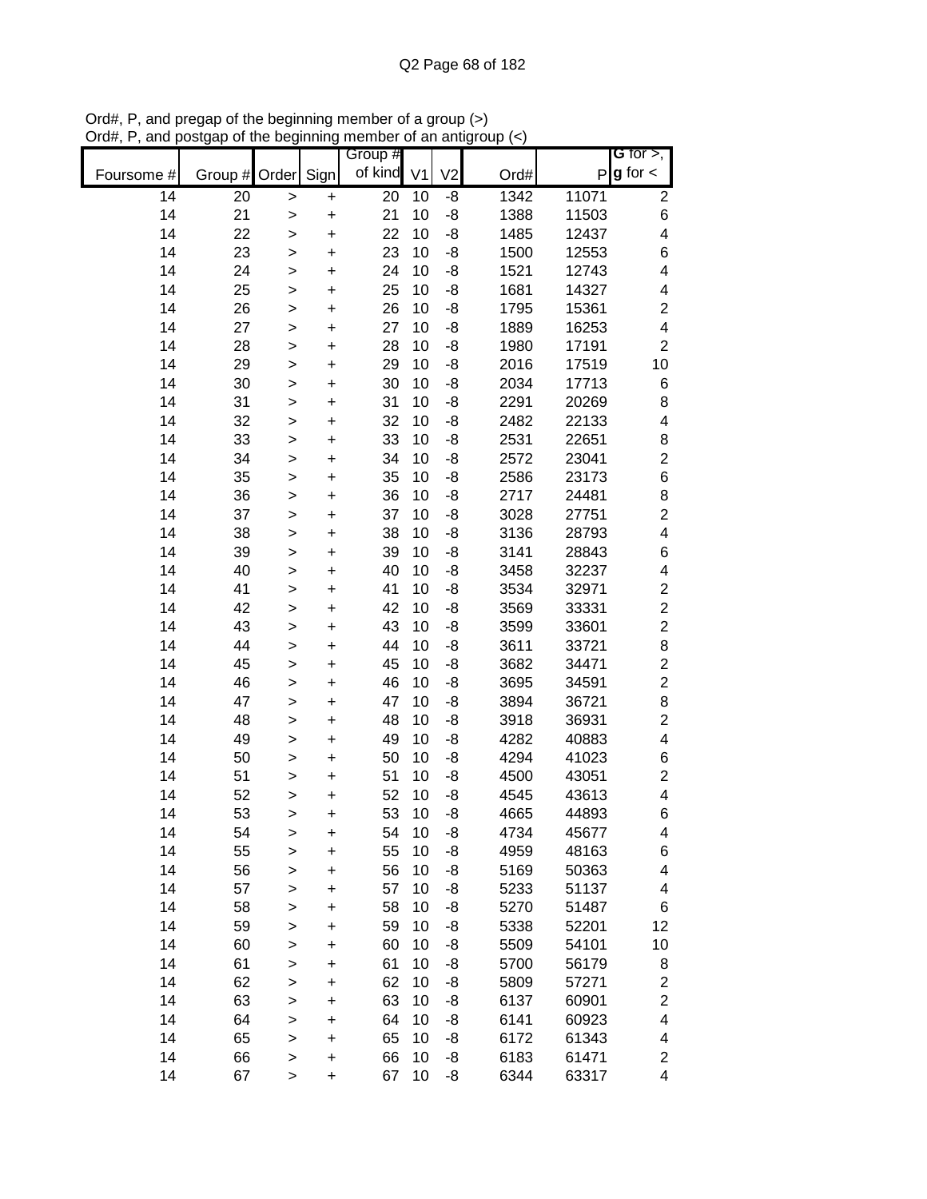Ord#, P, and pregap of the beginning member of a group (>)
Ord#, P, and postgap of the beginning member of an antigroup (<)

| Foursome # | Group # | Order | Sign | Group # of kind | V1 | V2 | Ord# | P | G for >, g for < |
|---|---|---|---|---|---|---|---|---|---|
| 14 | 20 | > | + | 20 | 10 | -8 | 1342 | 11071 | 2 |
| 14 | 21 | > | + | 21 | 10 | -8 | 1388 | 11503 | 6 |
| 14 | 22 | > | + | 22 | 10 | -8 | 1485 | 12437 | 4 |
| 14 | 23 | > | + | 23 | 10 | -8 | 1500 | 12553 | 6 |
| 14 | 24 | > | + | 24 | 10 | -8 | 1521 | 12743 | 4 |
| 14 | 25 | > | + | 25 | 10 | -8 | 1681 | 14327 | 4 |
| 14 | 26 | > | + | 26 | 10 | -8 | 1795 | 15361 | 2 |
| 14 | 27 | > | + | 27 | 10 | -8 | 1889 | 16253 | 4 |
| 14 | 28 | > | + | 28 | 10 | -8 | 1980 | 17191 | 2 |
| 14 | 29 | > | + | 29 | 10 | -8 | 2016 | 17519 | 10 |
| 14 | 30 | > | + | 30 | 10 | -8 | 2034 | 17713 | 6 |
| 14 | 31 | > | + | 31 | 10 | -8 | 2291 | 20269 | 8 |
| 14 | 32 | > | + | 32 | 10 | -8 | 2482 | 22133 | 4 |
| 14 | 33 | > | + | 33 | 10 | -8 | 2531 | 22651 | 8 |
| 14 | 34 | > | + | 34 | 10 | -8 | 2572 | 23041 | 2 |
| 14 | 35 | > | + | 35 | 10 | -8 | 2586 | 23173 | 6 |
| 14 | 36 | > | + | 36 | 10 | -8 | 2717 | 24481 | 8 |
| 14 | 37 | > | + | 37 | 10 | -8 | 3028 | 27751 | 2 |
| 14 | 38 | > | + | 38 | 10 | -8 | 3136 | 28793 | 4 |
| 14 | 39 | > | + | 39 | 10 | -8 | 3141 | 28843 | 6 |
| 14 | 40 | > | + | 40 | 10 | -8 | 3458 | 32237 | 4 |
| 14 | 41 | > | + | 41 | 10 | -8 | 3534 | 32971 | 2 |
| 14 | 42 | > | + | 42 | 10 | -8 | 3569 | 33331 | 2 |
| 14 | 43 | > | + | 43 | 10 | -8 | 3599 | 33601 | 2 |
| 14 | 44 | > | + | 44 | 10 | -8 | 3611 | 33721 | 8 |
| 14 | 45 | > | + | 45 | 10 | -8 | 3682 | 34471 | 2 |
| 14 | 46 | > | + | 46 | 10 | -8 | 3695 | 34591 | 2 |
| 14 | 47 | > | + | 47 | 10 | -8 | 3894 | 36721 | 8 |
| 14 | 48 | > | + | 48 | 10 | -8 | 3918 | 36931 | 2 |
| 14 | 49 | > | + | 49 | 10 | -8 | 4282 | 40883 | 4 |
| 14 | 50 | > | + | 50 | 10 | -8 | 4294 | 41023 | 6 |
| 14 | 51 | > | + | 51 | 10 | -8 | 4500 | 43051 | 2 |
| 14 | 52 | > | + | 52 | 10 | -8 | 4545 | 43613 | 4 |
| 14 | 53 | > | + | 53 | 10 | -8 | 4665 | 44893 | 6 |
| 14 | 54 | > | + | 54 | 10 | -8 | 4734 | 45677 | 4 |
| 14 | 55 | > | + | 55 | 10 | -8 | 4959 | 48163 | 6 |
| 14 | 56 | > | + | 56 | 10 | -8 | 5169 | 50363 | 4 |
| 14 | 57 | > | + | 57 | 10 | -8 | 5233 | 51137 | 4 |
| 14 | 58 | > | + | 58 | 10 | -8 | 5270 | 51487 | 6 |
| 14 | 59 | > | + | 59 | 10 | -8 | 5338 | 52201 | 12 |
| 14 | 60 | > | + | 60 | 10 | -8 | 5509 | 54101 | 10 |
| 14 | 61 | > | + | 61 | 10 | -8 | 5700 | 56179 | 8 |
| 14 | 62 | > | + | 62 | 10 | -8 | 5809 | 57271 | 2 |
| 14 | 63 | > | + | 63 | 10 | -8 | 6137 | 60901 | 2 |
| 14 | 64 | > | + | 64 | 10 | -8 | 6141 | 60923 | 4 |
| 14 | 65 | > | + | 65 | 10 | -8 | 6172 | 61343 | 4 |
| 14 | 66 | > | + | 66 | 10 | -8 | 6183 | 61471 | 2 |
| 14 | 67 | > | + | 67 | 10 | -8 | 6344 | 63317 | 4 |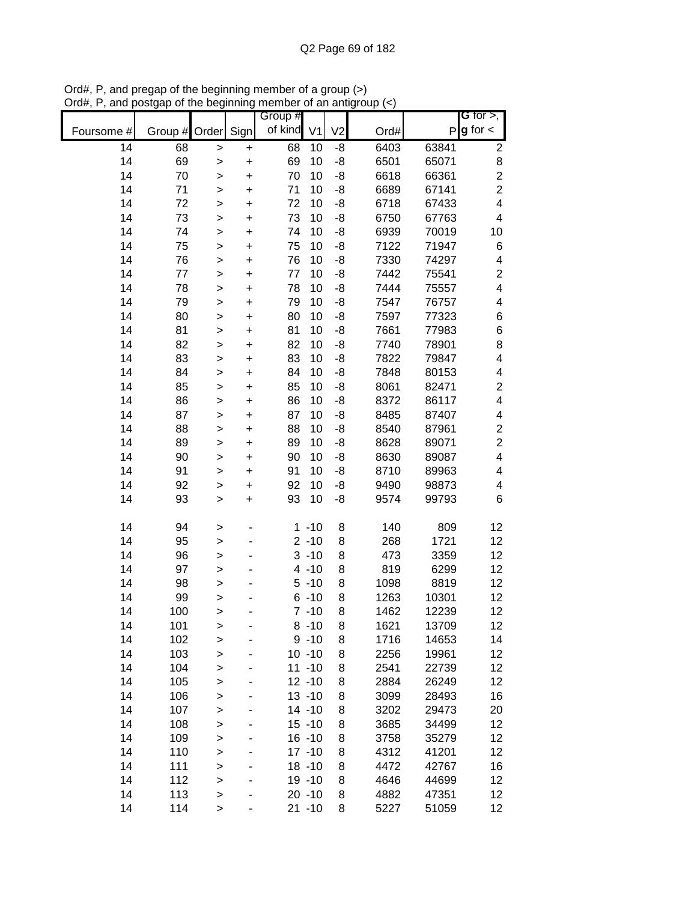Ord#, P, and pregap of the beginning member of a group (>)
Ord#, P, and postgap of the beginning member of an antigroup (<)

| Foursome # | Group # | Order | Sign | Group # of kind | V1 | V2 | Ord# | P | G for >, g for < |
|---|---|---|---|---|---|---|---|---|---|
| 14 | 68 | > | + | 68 | 10 | -8 | 6403 | 63841 | 2 |
| 14 | 69 | > | + | 69 | 10 | -8 | 6501 | 65071 | 8 |
| 14 | 70 | > | + | 70 | 10 | -8 | 6618 | 66361 | 2 |
| 14 | 71 | > | + | 71 | 10 | -8 | 6689 | 67141 | 2 |
| 14 | 72 | > | + | 72 | 10 | -8 | 6718 | 67433 | 4 |
| 14 | 73 | > | + | 73 | 10 | -8 | 6750 | 67763 | 4 |
| 14 | 74 | > | + | 74 | 10 | -8 | 6939 | 70019 | 10 |
| 14 | 75 | > | + | 75 | 10 | -8 | 7122 | 71947 | 6 |
| 14 | 76 | > | + | 76 | 10 | -8 | 7330 | 74297 | 4 |
| 14 | 77 | > | + | 77 | 10 | -8 | 7442 | 75541 | 2 |
| 14 | 78 | > | + | 78 | 10 | -8 | 7444 | 75557 | 4 |
| 14 | 79 | > | + | 79 | 10 | -8 | 7547 | 76757 | 4 |
| 14 | 80 | > | + | 80 | 10 | -8 | 7597 | 77323 | 6 |
| 14 | 81 | > | + | 81 | 10 | -8 | 7661 | 77983 | 6 |
| 14 | 82 | > | + | 82 | 10 | -8 | 7740 | 78901 | 8 |
| 14 | 83 | > | + | 83 | 10 | -8 | 7822 | 79847 | 4 |
| 14 | 84 | > | + | 84 | 10 | -8 | 7848 | 80153 | 4 |
| 14 | 85 | > | + | 85 | 10 | -8 | 8061 | 82471 | 2 |
| 14 | 86 | > | + | 86 | 10 | -8 | 8372 | 86117 | 4 |
| 14 | 87 | > | + | 87 | 10 | -8 | 8485 | 87407 | 4 |
| 14 | 88 | > | + | 88 | 10 | -8 | 8540 | 87961 | 2 |
| 14 | 89 | > | + | 89 | 10 | -8 | 8628 | 89071 | 2 |
| 14 | 90 | > | + | 90 | 10 | -8 | 8630 | 89087 | 4 |
| 14 | 91 | > | + | 91 | 10 | -8 | 8710 | 89963 | 4 |
| 14 | 92 | > | + | 92 | 10 | -8 | 9490 | 98873 | 4 |
| 14 | 93 | > | + | 93 | 10 | -8 | 9574 | 99793 | 6 |
| | | | | | | | | | |
| 14 | 94 | > | - | 1 | -10 | 8 | 140 | 809 | 12 |
| 14 | 95 | > | - | 2 | -10 | 8 | 268 | 1721 | 12 |
| 14 | 96 | > | - | 3 | -10 | 8 | 473 | 3359 | 12 |
| 14 | 97 | > | - | 4 | -10 | 8 | 819 | 6299 | 12 |
| 14 | 98 | > | - | 5 | -10 | 8 | 1098 | 8819 | 12 |
| 14 | 99 | > | - | 6 | -10 | 8 | 1263 | 10301 | 12 |
| 14 | 100 | > | - | 7 | -10 | 8 | 1462 | 12239 | 12 |
| 14 | 101 | > | - | 8 | -10 | 8 | 1621 | 13709 | 12 |
| 14 | 102 | > | - | 9 | -10 | 8 | 1716 | 14653 | 14 |
| 14 | 103 | > | - | 10 | -10 | 8 | 2256 | 19961 | 12 |
| 14 | 104 | > | - | 11 | -10 | 8 | 2541 | 22739 | 12 |
| 14 | 105 | > | - | 12 | -10 | 8 | 2884 | 26249 | 12 |
| 14 | 106 | > | - | 13 | -10 | 8 | 3099 | 28493 | 16 |
| 14 | 107 | > | - | 14 | -10 | 8 | 3202 | 29473 | 20 |
| 14 | 108 | > | - | 15 | -10 | 8 | 3685 | 34499 | 12 |
| 14 | 109 | > | - | 16 | -10 | 8 | 3758 | 35279 | 12 |
| 14 | 110 | > | - | 17 | -10 | 8 | 4312 | 41201 | 12 |
| 14 | 111 | > | - | 18 | -10 | 8 | 4472 | 42767 | 16 |
| 14 | 112 | > | - | 19 | -10 | 8 | 4646 | 44699 | 12 |
| 14 | 113 | > | - | 20 | -10 | 8 | 4882 | 47351 | 12 |
| 14 | 114 | > | - | 21 | -10 | 8 | 5227 | 51059 | 12 |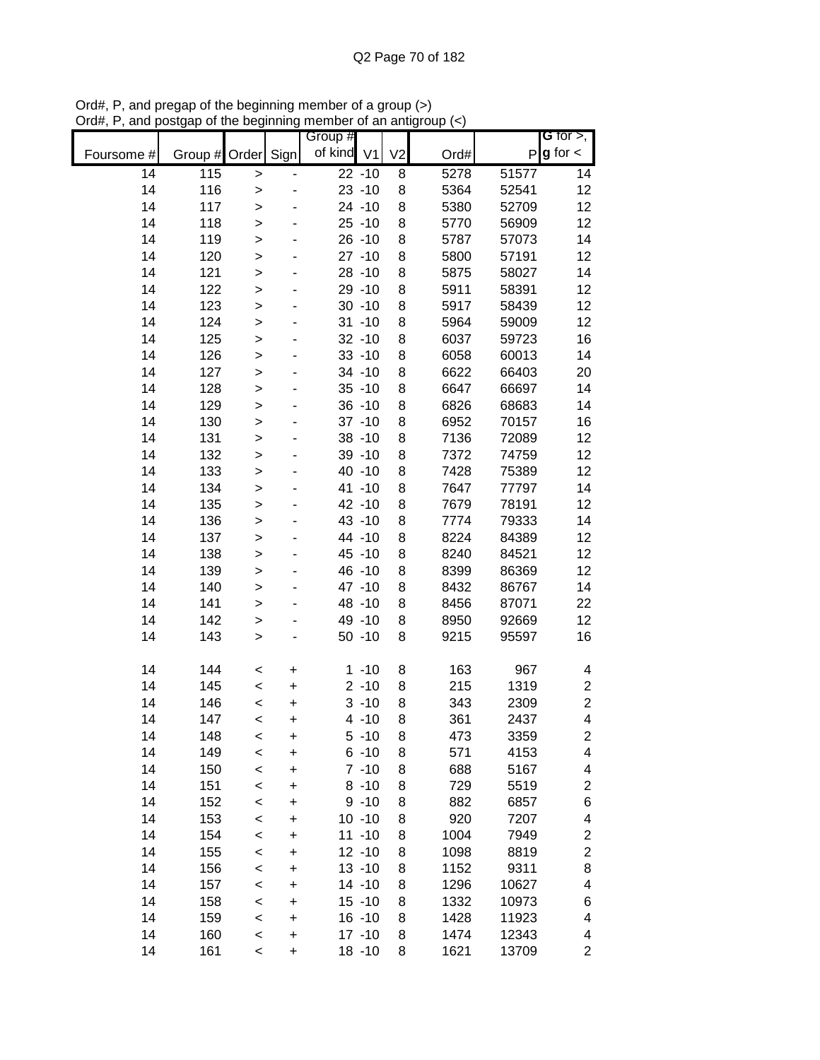Ord#, P, and pregap of the beginning member of a group (>)
Ord#, P, and postgap of the beginning member of an antigroup (<)

| Foursome # | Group # | Order | Sign | Group # of kind | V1 | V2 | Ord# | P | G for >, g for < |
|---|---|---|---|---|---|---|---|---|---|
| 14 | 115 | > | - | 22 | -10 | 8 | 5278 | 51577 | 14 |
| 14 | 116 | > | - | 23 | -10 | 8 | 5364 | 52541 | 12 |
| 14 | 117 | > | - | 24 | -10 | 8 | 5380 | 52709 | 12 |
| 14 | 118 | > | - | 25 | -10 | 8 | 5770 | 56909 | 12 |
| 14 | 119 | > | - | 26 | -10 | 8 | 5787 | 57073 | 14 |
| 14 | 120 | > | - | 27 | -10 | 8 | 5800 | 57191 | 12 |
| 14 | 121 | > | - | 28 | -10 | 8 | 5875 | 58027 | 14 |
| 14 | 122 | > | - | 29 | -10 | 8 | 5911 | 58391 | 12 |
| 14 | 123 | > | - | 30 | -10 | 8 | 5917 | 58439 | 12 |
| 14 | 124 | > | - | 31 | -10 | 8 | 5964 | 59009 | 12 |
| 14 | 125 | > | - | 32 | -10 | 8 | 6037 | 59723 | 16 |
| 14 | 126 | > | - | 33 | -10 | 8 | 6058 | 60013 | 14 |
| 14 | 127 | > | - | 34 | -10 | 8 | 6622 | 66403 | 20 |
| 14 | 128 | > | - | 35 | -10 | 8 | 6647 | 66697 | 14 |
| 14 | 129 | > | - | 36 | -10 | 8 | 6826 | 68683 | 14 |
| 14 | 130 | > | - | 37 | -10 | 8 | 6952 | 70157 | 16 |
| 14 | 131 | > | - | 38 | -10 | 8 | 7136 | 72089 | 12 |
| 14 | 132 | > | - | 39 | -10 | 8 | 7372 | 74759 | 12 |
| 14 | 133 | > | - | 40 | -10 | 8 | 7428 | 75389 | 12 |
| 14 | 134 | > | - | 41 | -10 | 8 | 7647 | 77797 | 14 |
| 14 | 135 | > | - | 42 | -10 | 8 | 7679 | 78191 | 12 |
| 14 | 136 | > | - | 43 | -10 | 8 | 7774 | 79333 | 14 |
| 14 | 137 | > | - | 44 | -10 | 8 | 8224 | 84389 | 12 |
| 14 | 138 | > | - | 45 | -10 | 8 | 8240 | 84521 | 12 |
| 14 | 139 | > | - | 46 | -10 | 8 | 8399 | 86369 | 12 |
| 14 | 140 | > | - | 47 | -10 | 8 | 8432 | 86767 | 14 |
| 14 | 141 | > | - | 48 | -10 | 8 | 8456 | 87071 | 22 |
| 14 | 142 | > | - | 49 | -10 | 8 | 8950 | 92669 | 12 |
| 14 | 143 | > | - | 50 | -10 | 8 | 9215 | 95597 | 16 |
| | | | | | | | | | |
| 14 | 144 | < | + | 1 | -10 | 8 | 163 | 967 | 4 |
| 14 | 145 | < | + | 2 | -10 | 8 | 215 | 1319 | 2 |
| 14 | 146 | < | + | 3 | -10 | 8 | 343 | 2309 | 2 |
| 14 | 147 | < | + | 4 | -10 | 8 | 361 | 2437 | 4 |
| 14 | 148 | < | + | 5 | -10 | 8 | 473 | 3359 | 2 |
| 14 | 149 | < | + | 6 | -10 | 8 | 571 | 4153 | 4 |
| 14 | 150 | < | + | 7 | -10 | 8 | 688 | 5167 | 4 |
| 14 | 151 | < | + | 8 | -10 | 8 | 729 | 5519 | 2 |
| 14 | 152 | < | + | 9 | -10 | 8 | 882 | 6857 | 6 |
| 14 | 153 | < | + | 10 | -10 | 8 | 920 | 7207 | 4 |
| 14 | 154 | < | + | 11 | -10 | 8 | 1004 | 7949 | 2 |
| 14 | 155 | < | + | 12 | -10 | 8 | 1098 | 8819 | 2 |
| 14 | 156 | < | + | 13 | -10 | 8 | 1152 | 9311 | 8 |
| 14 | 157 | < | + | 14 | -10 | 8 | 1296 | 10627 | 4 |
| 14 | 158 | < | + | 15 | -10 | 8 | 1332 | 10973 | 6 |
| 14 | 159 | < | + | 16 | -10 | 8 | 1428 | 11923 | 4 |
| 14 | 160 | < | + | 17 | -10 | 8 | 1474 | 12343 | 4 |
| 14 | 161 | < | + | 18 | -10 | 8 | 1621 | 13709 | 2 |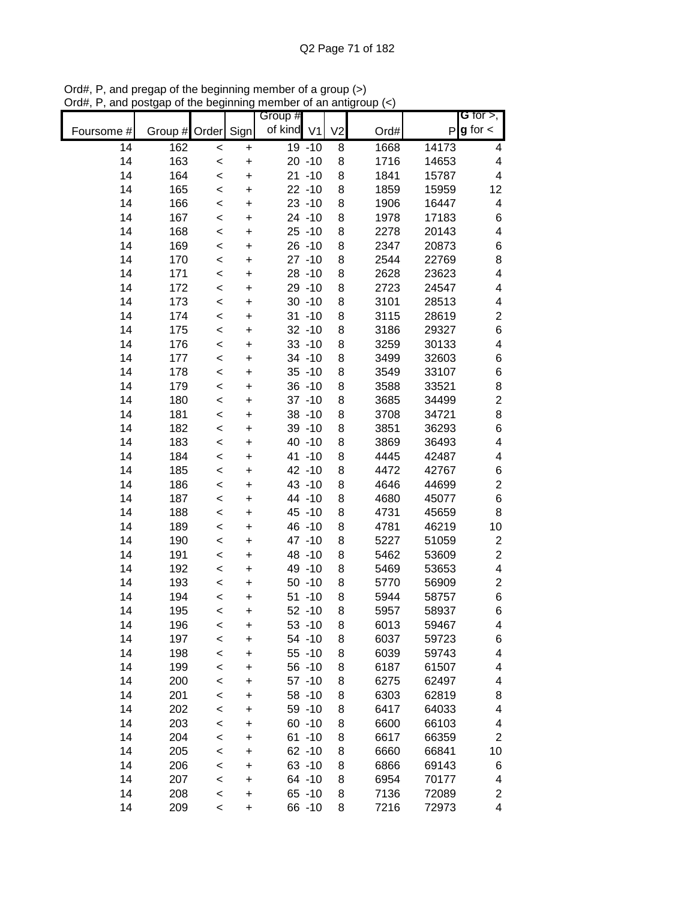Ord#, P, and pregap of the beginning member of a group (>)
Ord#, P, and postgap of the beginning member of an antigroup (<)

| Foursome # | Group # | Order | Sign | Group # of kind | V1 | V2 | Ord# | P | G for >, g for < |
|---|---|---|---|---|---|---|---|---|---|
| 14 | 162 | < | + | 19 | -10 | 8 | 1668 | 14173 | 4 |
| 14 | 163 | < | + | 20 | -10 | 8 | 1716 | 14653 | 4 |
| 14 | 164 | < | + | 21 | -10 | 8 | 1841 | 15787 | 4 |
| 14 | 165 | < | + | 22 | -10 | 8 | 1859 | 15959 | 12 |
| 14 | 166 | < | + | 23 | -10 | 8 | 1906 | 16447 | 4 |
| 14 | 167 | < | + | 24 | -10 | 8 | 1978 | 17183 | 6 |
| 14 | 168 | < | + | 25 | -10 | 8 | 2278 | 20143 | 4 |
| 14 | 169 | < | + | 26 | -10 | 8 | 2347 | 20873 | 6 |
| 14 | 170 | < | + | 27 | -10 | 8 | 2544 | 22769 | 8 |
| 14 | 171 | < | + | 28 | -10 | 8 | 2628 | 23623 | 4 |
| 14 | 172 | < | + | 29 | -10 | 8 | 2723 | 24547 | 4 |
| 14 | 173 | < | + | 30 | -10 | 8 | 3101 | 28513 | 4 |
| 14 | 174 | < | + | 31 | -10 | 8 | 3115 | 28619 | 2 |
| 14 | 175 | < | + | 32 | -10 | 8 | 3186 | 29327 | 6 |
| 14 | 176 | < | + | 33 | -10 | 8 | 3259 | 30133 | 4 |
| 14 | 177 | < | + | 34 | -10 | 8 | 3499 | 32603 | 6 |
| 14 | 178 | < | + | 35 | -10 | 8 | 3549 | 33107 | 6 |
| 14 | 179 | < | + | 36 | -10 | 8 | 3588 | 33521 | 8 |
| 14 | 180 | < | + | 37 | -10 | 8 | 3685 | 34499 | 2 |
| 14 | 181 | < | + | 38 | -10 | 8 | 3708 | 34721 | 8 |
| 14 | 182 | < | + | 39 | -10 | 8 | 3851 | 36293 | 6 |
| 14 | 183 | < | + | 40 | -10 | 8 | 3869 | 36493 | 4 |
| 14 | 184 | < | + | 41 | -10 | 8 | 4445 | 42487 | 4 |
| 14 | 185 | < | + | 42 | -10 | 8 | 4472 | 42767 | 6 |
| 14 | 186 | < | + | 43 | -10 | 8 | 4646 | 44699 | 2 |
| 14 | 187 | < | + | 44 | -10 | 8 | 4680 | 45077 | 6 |
| 14 | 188 | < | + | 45 | -10 | 8 | 4731 | 45659 | 8 |
| 14 | 189 | < | + | 46 | -10 | 8 | 4781 | 46219 | 10 |
| 14 | 190 | < | + | 47 | -10 | 8 | 5227 | 51059 | 2 |
| 14 | 191 | < | + | 48 | -10 | 8 | 5462 | 53609 | 2 |
| 14 | 192 | < | + | 49 | -10 | 8 | 5469 | 53653 | 4 |
| 14 | 193 | < | + | 50 | -10 | 8 | 5770 | 56909 | 2 |
| 14 | 194 | < | + | 51 | -10 | 8 | 5944 | 58757 | 6 |
| 14 | 195 | < | + | 52 | -10 | 8 | 5957 | 58937 | 6 |
| 14 | 196 | < | + | 53 | -10 | 8 | 6013 | 59467 | 4 |
| 14 | 197 | < | + | 54 | -10 | 8 | 6037 | 59723 | 6 |
| 14 | 198 | < | + | 55 | -10 | 8 | 6039 | 59743 | 4 |
| 14 | 199 | < | + | 56 | -10 | 8 | 6187 | 61507 | 4 |
| 14 | 200 | < | + | 57 | -10 | 8 | 6275 | 62497 | 4 |
| 14 | 201 | < | + | 58 | -10 | 8 | 6303 | 62819 | 8 |
| 14 | 202 | < | + | 59 | -10 | 8 | 6417 | 64033 | 4 |
| 14 | 203 | < | + | 60 | -10 | 8 | 6600 | 66103 | 4 |
| 14 | 204 | < | + | 61 | -10 | 8 | 6617 | 66359 | 2 |
| 14 | 205 | < | + | 62 | -10 | 8 | 6660 | 66841 | 10 |
| 14 | 206 | < | + | 63 | -10 | 8 | 6866 | 69143 | 6 |
| 14 | 207 | < | + | 64 | -10 | 8 | 6954 | 70177 | 4 |
| 14 | 208 | < | + | 65 | -10 | 8 | 7136 | 72089 | 2 |
| 14 | 209 | < | + | 66 | -10 | 8 | 7216 | 72973 | 4 |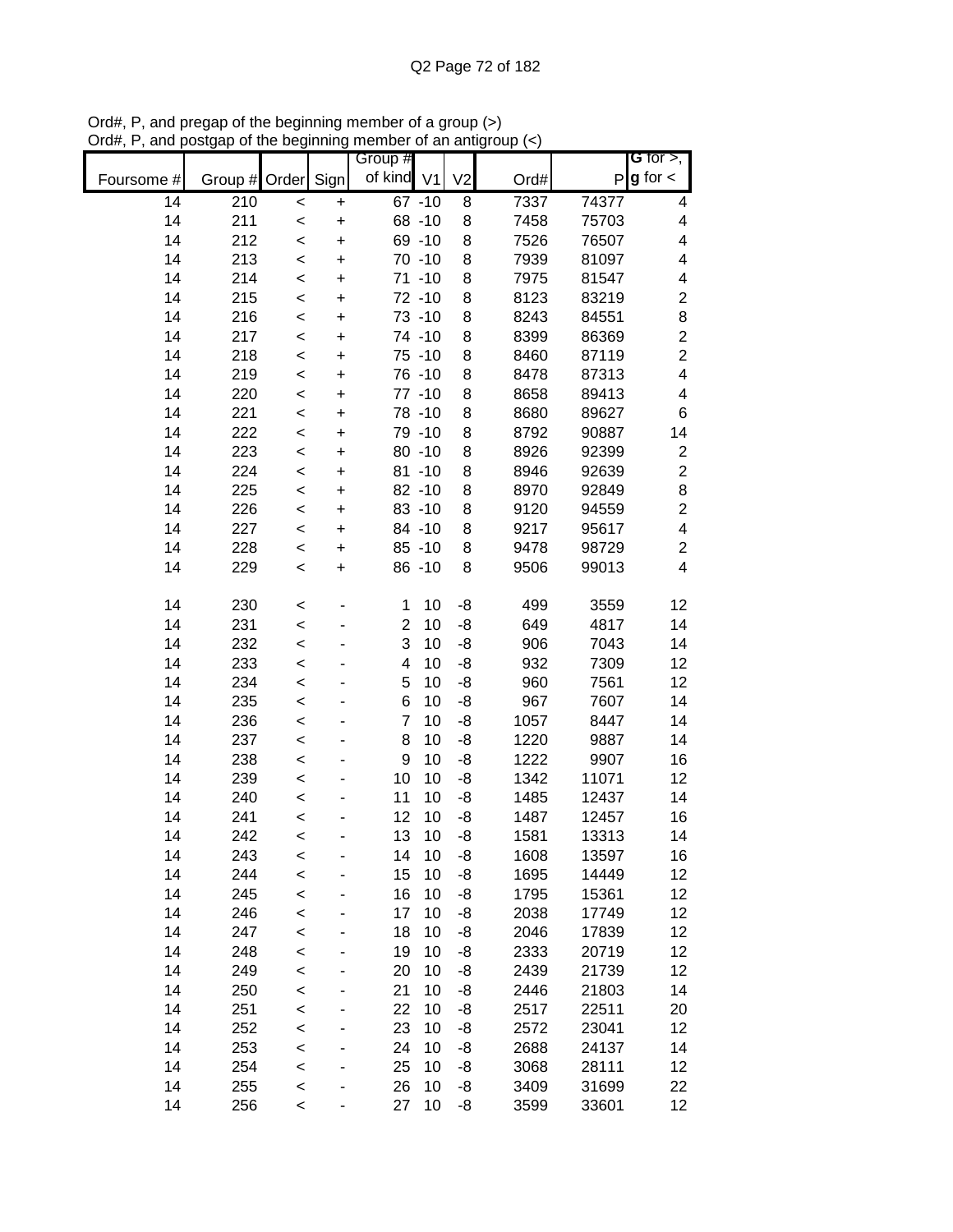Ord#, P, and pregap of the beginning member of a group (>)
Ord#, P, and postgap of the beginning member of an antigroup (<)

| Foursome # | Group # | Order | Sign | Group # of kind | V1 | V2 | Ord# | P | G for >, g for < |
|---|---|---|---|---|---|---|---|---|---|
| 14 | 210 | < | + | 67 | -10 | 8 | 7337 | 74377 | 4 |
| 14 | 211 | < | + | 68 | -10 | 8 | 7458 | 75703 | 4 |
| 14 | 212 | < | + | 69 | -10 | 8 | 7526 | 76507 | 4 |
| 14 | 213 | < | + | 70 | -10 | 8 | 7939 | 81097 | 4 |
| 14 | 214 | < | + | 71 | -10 | 8 | 7975 | 81547 | 4 |
| 14 | 215 | < | + | 72 | -10 | 8 | 8123 | 83219 | 2 |
| 14 | 216 | < | + | 73 | -10 | 8 | 8243 | 84551 | 8 |
| 14 | 217 | < | + | 74 | -10 | 8 | 8399 | 86369 | 2 |
| 14 | 218 | < | + | 75 | -10 | 8 | 8460 | 87119 | 2 |
| 14 | 219 | < | + | 76 | -10 | 8 | 8478 | 87313 | 4 |
| 14 | 220 | < | + | 77 | -10 | 8 | 8658 | 89413 | 4 |
| 14 | 221 | < | + | 78 | -10 | 8 | 8680 | 89627 | 6 |
| 14 | 222 | < | + | 79 | -10 | 8 | 8792 | 90887 | 14 |
| 14 | 223 | < | + | 80 | -10 | 8 | 8926 | 92399 | 2 |
| 14 | 224 | < | + | 81 | -10 | 8 | 8946 | 92639 | 2 |
| 14 | 225 | < | + | 82 | -10 | 8 | 8970 | 92849 | 8 |
| 14 | 226 | < | + | 83 | -10 | 8 | 9120 | 94559 | 2 |
| 14 | 227 | < | + | 84 | -10 | 8 | 9217 | 95617 | 4 |
| 14 | 228 | < | + | 85 | -10 | 8 | 9478 | 98729 | 2 |
| 14 | 229 | < | + | 86 | -10 | 8 | 9506 | 99013 | 4 |
| | | | | | | | | | |
| 14 | 230 | < | - | 1 | 10 | -8 | 499 | 3559 | 12 |
| 14 | 231 | < | - | 2 | 10 | -8 | 649 | 4817 | 14 |
| 14 | 232 | < | - | 3 | 10 | -8 | 906 | 7043 | 14 |
| 14 | 233 | < | - | 4 | 10 | -8 | 932 | 7309 | 12 |
| 14 | 234 | < | - | 5 | 10 | -8 | 960 | 7561 | 12 |
| 14 | 235 | < | - | 6 | 10 | -8 | 967 | 7607 | 14 |
| 14 | 236 | < | - | 7 | 10 | -8 | 1057 | 8447 | 14 |
| 14 | 237 | < | - | 8 | 10 | -8 | 1220 | 9887 | 14 |
| 14 | 238 | < | - | 9 | 10 | -8 | 1222 | 9907 | 16 |
| 14 | 239 | < | - | 10 | 10 | -8 | 1342 | 11071 | 12 |
| 14 | 240 | < | - | 11 | 10 | -8 | 1485 | 12437 | 14 |
| 14 | 241 | < | - | 12 | 10 | -8 | 1487 | 12457 | 16 |
| 14 | 242 | < | - | 13 | 10 | -8 | 1581 | 13313 | 14 |
| 14 | 243 | < | - | 14 | 10 | -8 | 1608 | 13597 | 16 |
| 14 | 244 | < | - | 15 | 10 | -8 | 1695 | 14449 | 12 |
| 14 | 245 | < | - | 16 | 10 | -8 | 1795 | 15361 | 12 |
| 14 | 246 | < | - | 17 | 10 | -8 | 2038 | 17749 | 12 |
| 14 | 247 | < | - | 18 | 10 | -8 | 2046 | 17839 | 12 |
| 14 | 248 | < | - | 19 | 10 | -8 | 2333 | 20719 | 12 |
| 14 | 249 | < | - | 20 | 10 | -8 | 2439 | 21739 | 12 |
| 14 | 250 | < | - | 21 | 10 | -8 | 2446 | 21803 | 14 |
| 14 | 251 | < | - | 22 | 10 | -8 | 2517 | 22511 | 20 |
| 14 | 252 | < | - | 23 | 10 | -8 | 2572 | 23041 | 12 |
| 14 | 253 | < | - | 24 | 10 | -8 | 2688 | 24137 | 14 |
| 14 | 254 | < | - | 25 | 10 | -8 | 3068 | 28111 | 12 |
| 14 | 255 | < | - | 26 | 10 | -8 | 3409 | 31699 | 22 |
| 14 | 256 | < | - | 27 | 10 | -8 | 3599 | 33601 | 12 |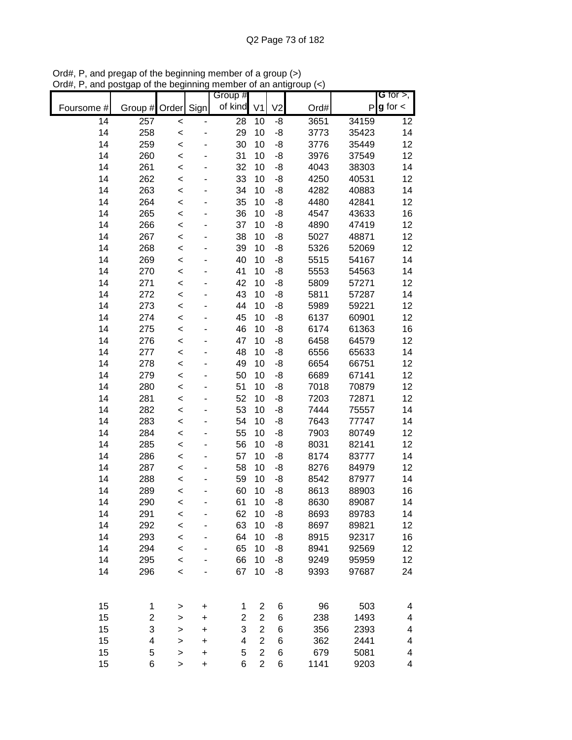Ord#, P, and pregap of the beginning member of a group (>)
Ord#, P, and postgap of the beginning member of an antigroup (<)

| Foursome # | Group # | Order | Sign | Group # of kind | V1 | V2 | Ord# | P | G for >, g for < |
|---|---|---|---|---|---|---|---|---|---|
| 14 | 257 | < | - | 28 | 10 | -8 | 3651 | 34159 | 12 |
| 14 | 258 | < | - | 29 | 10 | -8 | 3773 | 35423 | 14 |
| 14 | 259 | < | - | 30 | 10 | -8 | 3776 | 35449 | 12 |
| 14 | 260 | < | - | 31 | 10 | -8 | 3976 | 37549 | 12 |
| 14 | 261 | < | - | 32 | 10 | -8 | 4043 | 38303 | 14 |
| 14 | 262 | < | - | 33 | 10 | -8 | 4250 | 40531 | 12 |
| 14 | 263 | < | - | 34 | 10 | -8 | 4282 | 40883 | 14 |
| 14 | 264 | < | - | 35 | 10 | -8 | 4480 | 42841 | 12 |
| 14 | 265 | < | - | 36 | 10 | -8 | 4547 | 43633 | 16 |
| 14 | 266 | < | - | 37 | 10 | -8 | 4890 | 47419 | 12 |
| 14 | 267 | < | - | 38 | 10 | -8 | 5027 | 48871 | 12 |
| 14 | 268 | < | - | 39 | 10 | -8 | 5326 | 52069 | 12 |
| 14 | 269 | < | - | 40 | 10 | -8 | 5515 | 54167 | 14 |
| 14 | 270 | < | - | 41 | 10 | -8 | 5553 | 54563 | 14 |
| 14 | 271 | < | - | 42 | 10 | -8 | 5809 | 57271 | 12 |
| 14 | 272 | < | - | 43 | 10 | -8 | 5811 | 57287 | 14 |
| 14 | 273 | < | - | 44 | 10 | -8 | 5989 | 59221 | 12 |
| 14 | 274 | < | - | 45 | 10 | -8 | 6137 | 60901 | 12 |
| 14 | 275 | < | - | 46 | 10 | -8 | 6174 | 61363 | 16 |
| 14 | 276 | < | - | 47 | 10 | -8 | 6458 | 64579 | 12 |
| 14 | 277 | < | - | 48 | 10 | -8 | 6556 | 65633 | 14 |
| 14 | 278 | < | - | 49 | 10 | -8 | 6654 | 66751 | 12 |
| 14 | 279 | < | - | 50 | 10 | -8 | 6689 | 67141 | 12 |
| 14 | 280 | < | - | 51 | 10 | -8 | 7018 | 70879 | 12 |
| 14 | 281 | < | - | 52 | 10 | -8 | 7203 | 72871 | 12 |
| 14 | 282 | < | - | 53 | 10 | -8 | 7444 | 75557 | 14 |
| 14 | 283 | < | - | 54 | 10 | -8 | 7643 | 77747 | 14 |
| 14 | 284 | < | - | 55 | 10 | -8 | 7903 | 80749 | 12 |
| 14 | 285 | < | - | 56 | 10 | -8 | 8031 | 82141 | 12 |
| 14 | 286 | < | - | 57 | 10 | -8 | 8174 | 83777 | 14 |
| 14 | 287 | < | - | 58 | 10 | -8 | 8276 | 84979 | 12 |
| 14 | 288 | < | - | 59 | 10 | -8 | 8542 | 87977 | 14 |
| 14 | 289 | < | - | 60 | 10 | -8 | 8613 | 88903 | 16 |
| 14 | 290 | < | - | 61 | 10 | -8 | 8630 | 89087 | 14 |
| 14 | 291 | < | - | 62 | 10 | -8 | 8693 | 89783 | 14 |
| 14 | 292 | < | - | 63 | 10 | -8 | 8697 | 89821 | 12 |
| 14 | 293 | < | - | 64 | 10 | -8 | 8915 | 92317 | 16 |
| 14 | 294 | < | - | 65 | 10 | -8 | 8941 | 92569 | 12 |
| 14 | 295 | < | - | 66 | 10 | -8 | 9249 | 95959 | 12 |
| 14 | 296 | < | - | 67 | 10 | -8 | 9393 | 97687 | 24 |
| | | | | | | | | | |
| 15 | 1 | > | + | 1 | 2 | 6 | 96 | 503 | 4 |
| 15 | 2 | > | + | 2 | 2 | 6 | 238 | 1493 | 4 |
| 15 | 3 | > | + | 3 | 2 | 6 | 356 | 2393 | 4 |
| 15 | 4 | > | + | 4 | 2 | 6 | 362 | 2441 | 4 |
| 15 | 5 | > | + | 5 | 2 | 6 | 679 | 5081 | 4 |
| 15 | 6 | > | + | 6 | 2 | 6 | 1141 | 9203 | 4 |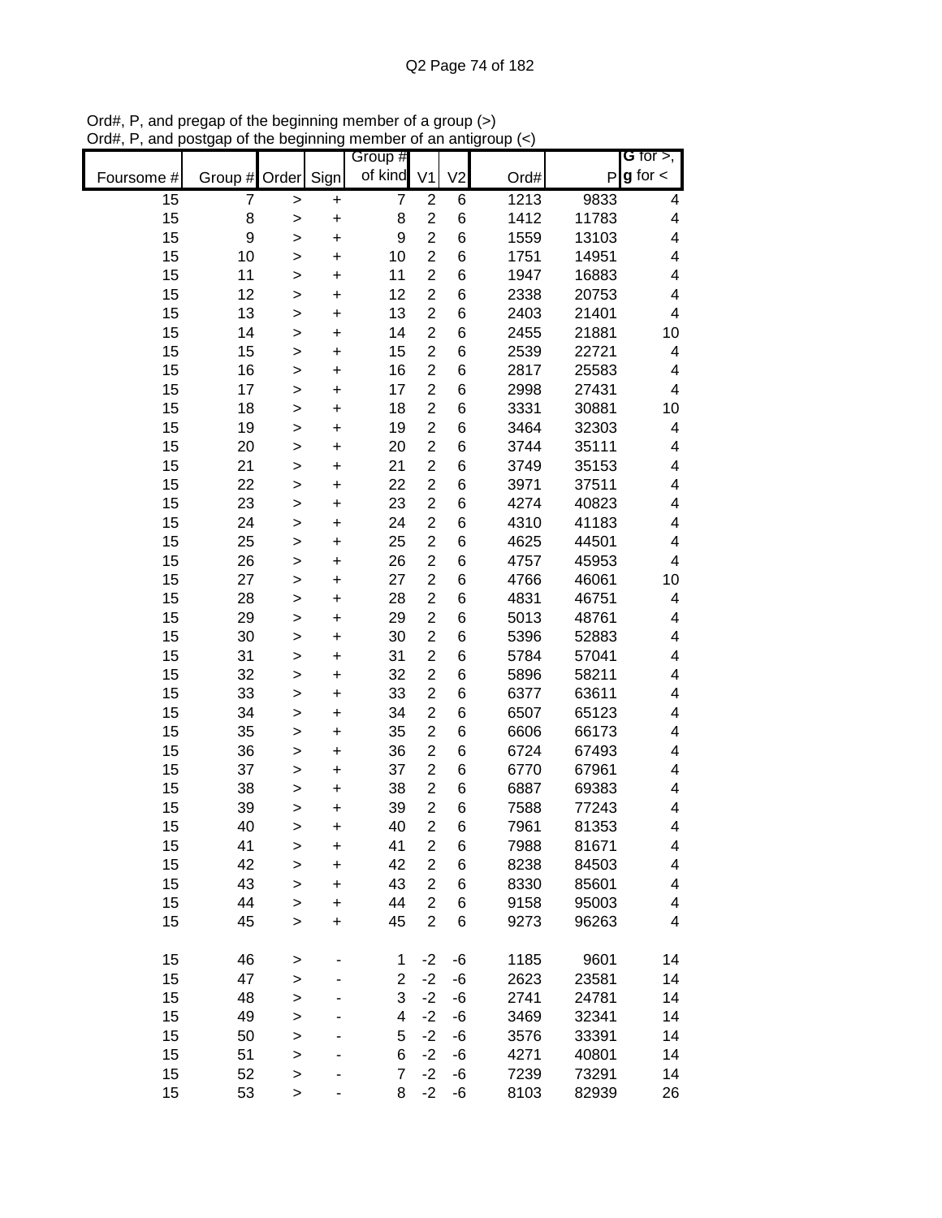Ord#, P, and pregap of the beginning member of a group (>)
Ord#, P, and postgap of the beginning member of an antigroup (<)

| Foursome # | Group # | Order | Sign | Group # of kind | V1 | V2 | Ord# | P | G for >, g for < |
|---|---|---|---|---|---|---|---|---|---|
| 15 | 7 | > | + | 7 | 2 | 6 | 1213 | 9833 | 4 |
| 15 | 8 | > | + | 8 | 2 | 6 | 1412 | 11783 | 4 |
| 15 | 9 | > | + | 9 | 2 | 6 | 1559 | 13103 | 4 |
| 15 | 10 | > | + | 10 | 2 | 6 | 1751 | 14951 | 4 |
| 15 | 11 | > | + | 11 | 2 | 6 | 1947 | 16883 | 4 |
| 15 | 12 | > | + | 12 | 2 | 6 | 2338 | 20753 | 4 |
| 15 | 13 | > | + | 13 | 2 | 6 | 2403 | 21401 | 4 |
| 15 | 14 | > | + | 14 | 2 | 6 | 2455 | 21881 | 10 |
| 15 | 15 | > | + | 15 | 2 | 6 | 2539 | 22721 | 4 |
| 15 | 16 | > | + | 16 | 2 | 6 | 2817 | 25583 | 4 |
| 15 | 17 | > | + | 17 | 2 | 6 | 2998 | 27431 | 4 |
| 15 | 18 | > | + | 18 | 2 | 6 | 3331 | 30881 | 10 |
| 15 | 19 | > | + | 19 | 2 | 6 | 3464 | 32303 | 4 |
| 15 | 20 | > | + | 20 | 2 | 6 | 3744 | 35111 | 4 |
| 15 | 21 | > | + | 21 | 2 | 6 | 3749 | 35153 | 4 |
| 15 | 22 | > | + | 22 | 2 | 6 | 3971 | 37511 | 4 |
| 15 | 23 | > | + | 23 | 2 | 6 | 4274 | 40823 | 4 |
| 15 | 24 | > | + | 24 | 2 | 6 | 4310 | 41183 | 4 |
| 15 | 25 | > | + | 25 | 2 | 6 | 4625 | 44501 | 4 |
| 15 | 26 | > | + | 26 | 2 | 6 | 4757 | 45953 | 4 |
| 15 | 27 | > | + | 27 | 2 | 6 | 4766 | 46061 | 10 |
| 15 | 28 | > | + | 28 | 2 | 6 | 4831 | 46751 | 4 |
| 15 | 29 | > | + | 29 | 2 | 6 | 5013 | 48761 | 4 |
| 15 | 30 | > | + | 30 | 2 | 6 | 5396 | 52883 | 4 |
| 15 | 31 | > | + | 31 | 2 | 6 | 5784 | 57041 | 4 |
| 15 | 32 | > | + | 32 | 2 | 6 | 5896 | 58211 | 4 |
| 15 | 33 | > | + | 33 | 2 | 6 | 6377 | 63611 | 4 |
| 15 | 34 | > | + | 34 | 2 | 6 | 6507 | 65123 | 4 |
| 15 | 35 | > | + | 35 | 2 | 6 | 6606 | 66173 | 4 |
| 15 | 36 | > | + | 36 | 2 | 6 | 6724 | 67493 | 4 |
| 15 | 37 | > | + | 37 | 2 | 6 | 6770 | 67961 | 4 |
| 15 | 38 | > | + | 38 | 2 | 6 | 6887 | 69383 | 4 |
| 15 | 39 | > | + | 39 | 2 | 6 | 7588 | 77243 | 4 |
| 15 | 40 | > | + | 40 | 2 | 6 | 7961 | 81353 | 4 |
| 15 | 41 | > | + | 41 | 2 | 6 | 7988 | 81671 | 4 |
| 15 | 42 | > | + | 42 | 2 | 6 | 8238 | 84503 | 4 |
| 15 | 43 | > | + | 43 | 2 | 6 | 8330 | 85601 | 4 |
| 15 | 44 | > | + | 44 | 2 | 6 | 9158 | 95003 | 4 |
| 15 | 45 | > | + | 45 | 2 | 6 | 9273 | 96263 | 4 |
| | | | | | | | | | |
| 15 | 46 | > | - | 1 | -2 | -6 | 1185 | 9601 | 14 |
| 15 | 47 | > | - | 2 | -2 | -6 | 2623 | 23581 | 14 |
| 15 | 48 | > | - | 3 | -2 | -6 | 2741 | 24781 | 14 |
| 15 | 49 | > | - | 4 | -2 | -6 | 3469 | 32341 | 14 |
| 15 | 50 | > | - | 5 | -2 | -6 | 3576 | 33391 | 14 |
| 15 | 51 | > | - | 6 | -2 | -6 | 4271 | 40801 | 14 |
| 15 | 52 | > | - | 7 | -2 | -6 | 7239 | 73291 | 14 |
| 15 | 53 | > | - | 8 | -2 | -6 | 8103 | 82939 | 26 |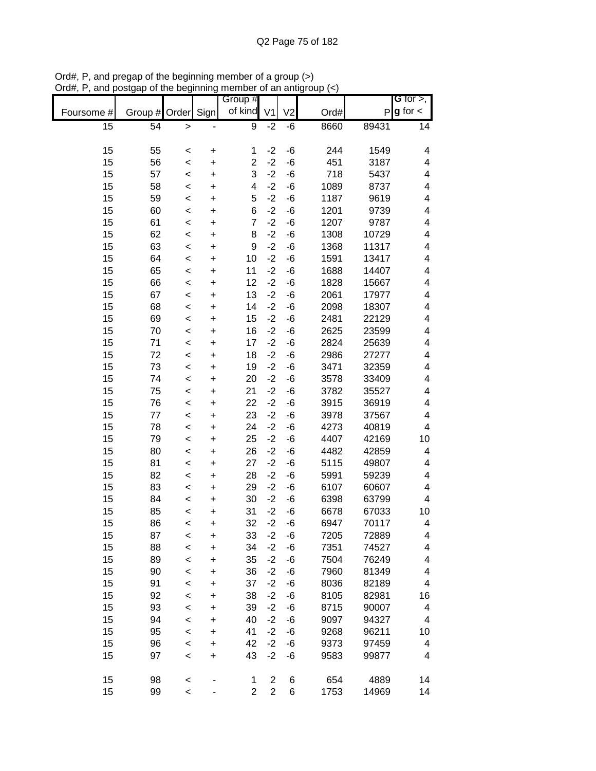Ord#, P, and pregap of the beginning member of a group (>)
Ord#, P, and postgap of the beginning member of an antigroup (<)

| Foursome # | Group # | Order | Sign | Group # of kind | V1 | V2 | Ord# | P | G for >, g for < |
|---|---|---|---|---|---|---|---|---|---|
| 15 | 54 | > | - | 9 | -2 | -6 | 8660 | 89431 | 14 |
| | | | | | | | | | |
| 15 | 55 | < | + | 1 | -2 | -6 | 244 | 1549 | 4 |
| 15 | 56 | < | + | 2 | -2 | -6 | 451 | 3187 | 4 |
| 15 | 57 | < | + | 3 | -2 | -6 | 718 | 5437 | 4 |
| 15 | 58 | < | + | 4 | -2 | -6 | 1089 | 8737 | 4 |
| 15 | 59 | < | + | 5 | -2 | -6 | 1187 | 9619 | 4 |
| 15 | 60 | < | + | 6 | -2 | -6 | 1201 | 9739 | 4 |
| 15 | 61 | < | + | 7 | -2 | -6 | 1207 | 9787 | 4 |
| 15 | 62 | < | + | 8 | -2 | -6 | 1308 | 10729 | 4 |
| 15 | 63 | < | + | 9 | -2 | -6 | 1368 | 11317 | 4 |
| 15 | 64 | < | + | 10 | -2 | -6 | 1591 | 13417 | 4 |
| 15 | 65 | < | + | 11 | -2 | -6 | 1688 | 14407 | 4 |
| 15 | 66 | < | + | 12 | -2 | -6 | 1828 | 15667 | 4 |
| 15 | 67 | < | + | 13 | -2 | -6 | 2061 | 17977 | 4 |
| 15 | 68 | < | + | 14 | -2 | -6 | 2098 | 18307 | 4 |
| 15 | 69 | < | + | 15 | -2 | -6 | 2481 | 22129 | 4 |
| 15 | 70 | < | + | 16 | -2 | -6 | 2625 | 23599 | 4 |
| 15 | 71 | < | + | 17 | -2 | -6 | 2824 | 25639 | 4 |
| 15 | 72 | < | + | 18 | -2 | -6 | 2986 | 27277 | 4 |
| 15 | 73 | < | + | 19 | -2 | -6 | 3471 | 32359 | 4 |
| 15 | 74 | < | + | 20 | -2 | -6 | 3578 | 33409 | 4 |
| 15 | 75 | < | + | 21 | -2 | -6 | 3782 | 35527 | 4 |
| 15 | 76 | < | + | 22 | -2 | -6 | 3915 | 36919 | 4 |
| 15 | 77 | < | + | 23 | -2 | -6 | 3978 | 37567 | 4 |
| 15 | 78 | < | + | 24 | -2 | -6 | 4273 | 40819 | 4 |
| 15 | 79 | < | + | 25 | -2 | -6 | 4407 | 42169 | 10 |
| 15 | 80 | < | + | 26 | -2 | -6 | 4482 | 42859 | 4 |
| 15 | 81 | < | + | 27 | -2 | -6 | 5115 | 49807 | 4 |
| 15 | 82 | < | + | 28 | -2 | -6 | 5991 | 59239 | 4 |
| 15 | 83 | < | + | 29 | -2 | -6 | 6107 | 60607 | 4 |
| 15 | 84 | < | + | 30 | -2 | -6 | 6398 | 63799 | 4 |
| 15 | 85 | < | + | 31 | -2 | -6 | 6678 | 67033 | 10 |
| 15 | 86 | < | + | 32 | -2 | -6 | 6947 | 70117 | 4 |
| 15 | 87 | < | + | 33 | -2 | -6 | 7205 | 72889 | 4 |
| 15 | 88 | < | + | 34 | -2 | -6 | 7351 | 74527 | 4 |
| 15 | 89 | < | + | 35 | -2 | -6 | 7504 | 76249 | 4 |
| 15 | 90 | < | + | 36 | -2 | -6 | 7960 | 81349 | 4 |
| 15 | 91 | < | + | 37 | -2 | -6 | 8036 | 82189 | 4 |
| 15 | 92 | < | + | 38 | -2 | -6 | 8105 | 82981 | 16 |
| 15 | 93 | < | + | 39 | -2 | -6 | 8715 | 90007 | 4 |
| 15 | 94 | < | + | 40 | -2 | -6 | 9097 | 94327 | 4 |
| 15 | 95 | < | + | 41 | -2 | -6 | 9268 | 96211 | 10 |
| 15 | 96 | < | + | 42 | -2 | -6 | 9373 | 97459 | 4 |
| 15 | 97 | < | + | 43 | -2 | -6 | 9583 | 99877 | 4 |
| | | | | | | | | | |
| 15 | 98 | < | - | 1 | 2 | 6 | 654 | 4889 | 14 |
| 15 | 99 | < | - | 2 | 2 | 6 | 1753 | 14969 | 14 |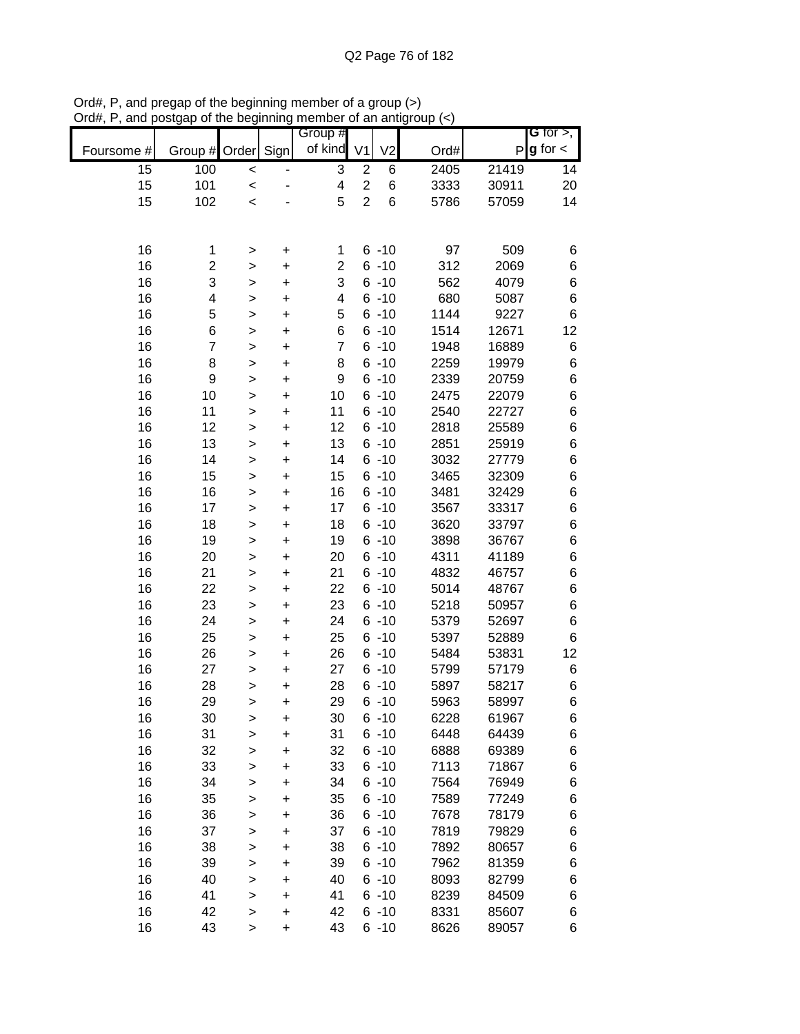Ord#, P, and pregap of the beginning member of a group (>)
Ord#, P, and postgap of the beginning member of an antigroup (<)

| Foursome # | Group # | Order | Sign | Group # of kind | V1 | V2 | Ord# | P | G for >, g for < |
|---|---|---|---|---|---|---|---|---|---|
| 15 | 100 | < | - | 3 | 2 | 6 | 2405 | 21419 | 14 |
| 15 | 101 | < | - | 4 | 2 | 6 | 3333 | 30911 | 20 |
| 15 | 102 | < | - | 5 | 2 | 6 | 5786 | 57059 | 14 |
| | | | | | | | | | |
| 16 | 1 | > | + | 1 | 6 | -10 | 97 | 509 | 6 |
| 16 | 2 | > | + | 2 | 6 | -10 | 312 | 2069 | 6 |
| 16 | 3 | > | + | 3 | 6 | -10 | 562 | 4079 | 6 |
| 16 | 4 | > | + | 4 | 6 | -10 | 680 | 5087 | 6 |
| 16 | 5 | > | + | 5 | 6 | -10 | 1144 | 9227 | 6 |
| 16 | 6 | > | + | 6 | 6 | -10 | 1514 | 12671 | 12 |
| 16 | 7 | > | + | 7 | 6 | -10 | 1948 | 16889 | 6 |
| 16 | 8 | > | + | 8 | 6 | -10 | 2259 | 19979 | 6 |
| 16 | 9 | > | + | 9 | 6 | -10 | 2339 | 20759 | 6 |
| 16 | 10 | > | + | 10 | 6 | -10 | 2475 | 22079 | 6 |
| 16 | 11 | > | + | 11 | 6 | -10 | 2540 | 22727 | 6 |
| 16 | 12 | > | + | 12 | 6 | -10 | 2818 | 25589 | 6 |
| 16 | 13 | > | + | 13 | 6 | -10 | 2851 | 25919 | 6 |
| 16 | 14 | > | + | 14 | 6 | -10 | 3032 | 27779 | 6 |
| 16 | 15 | > | + | 15 | 6 | -10 | 3465 | 32309 | 6 |
| 16 | 16 | > | + | 16 | 6 | -10 | 3481 | 32429 | 6 |
| 16 | 17 | > | + | 17 | 6 | -10 | 3567 | 33317 | 6 |
| 16 | 18 | > | + | 18 | 6 | -10 | 3620 | 33797 | 6 |
| 16 | 19 | > | + | 19 | 6 | -10 | 3898 | 36767 | 6 |
| 16 | 20 | > | + | 20 | 6 | -10 | 4311 | 41189 | 6 |
| 16 | 21 | > | + | 21 | 6 | -10 | 4832 | 46757 | 6 |
| 16 | 22 | > | + | 22 | 6 | -10 | 5014 | 48767 | 6 |
| 16 | 23 | > | + | 23 | 6 | -10 | 5218 | 50957 | 6 |
| 16 | 24 | > | + | 24 | 6 | -10 | 5379 | 52697 | 6 |
| 16 | 25 | > | + | 25 | 6 | -10 | 5397 | 52889 | 6 |
| 16 | 26 | > | + | 26 | 6 | -10 | 5484 | 53831 | 12 |
| 16 | 27 | > | + | 27 | 6 | -10 | 5799 | 57179 | 6 |
| 16 | 28 | > | + | 28 | 6 | -10 | 5897 | 58217 | 6 |
| 16 | 29 | > | + | 29 | 6 | -10 | 5963 | 58997 | 6 |
| 16 | 30 | > | + | 30 | 6 | -10 | 6228 | 61967 | 6 |
| 16 | 31 | > | + | 31 | 6 | -10 | 6448 | 64439 | 6 |
| 16 | 32 | > | + | 32 | 6 | -10 | 6888 | 69389 | 6 |
| 16 | 33 | > | + | 33 | 6 | -10 | 7113 | 71867 | 6 |
| 16 | 34 | > | + | 34 | 6 | -10 | 7564 | 76949 | 6 |
| 16 | 35 | > | + | 35 | 6 | -10 | 7589 | 77249 | 6 |
| 16 | 36 | > | + | 36 | 6 | -10 | 7678 | 78179 | 6 |
| 16 | 37 | > | + | 37 | 6 | -10 | 7819 | 79829 | 6 |
| 16 | 38 | > | + | 38 | 6 | -10 | 7892 | 80657 | 6 |
| 16 | 39 | > | + | 39 | 6 | -10 | 7962 | 81359 | 6 |
| 16 | 40 | > | + | 40 | 6 | -10 | 8093 | 82799 | 6 |
| 16 | 41 | > | + | 41 | 6 | -10 | 8239 | 84509 | 6 |
| 16 | 42 | > | + | 42 | 6 | -10 | 8331 | 85607 | 6 |
| 16 | 43 | > | + | 43 | 6 | -10 | 8626 | 89057 | 6 |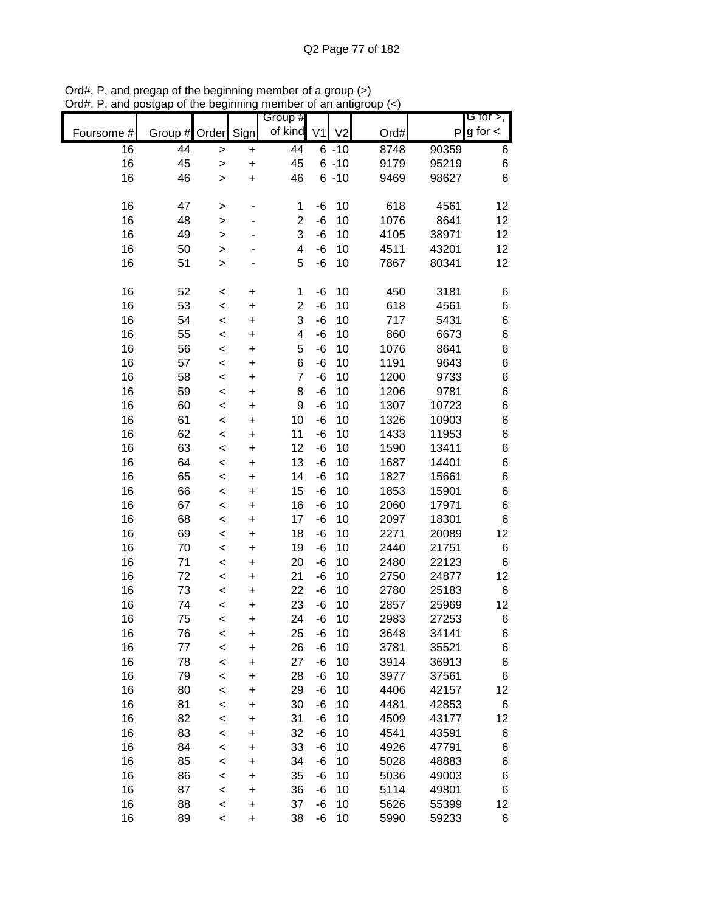Ord#, P, and pregap of the beginning member of a group (>)
Ord#, P, and postgap of the beginning member of an antigroup (<)

| Foursome # | Group # | Order | Sign | Group # of kind | V1 | V2 | Ord# | P | G for >, g for < |
|---|---|---|---|---|---|---|---|---|---|
| 16 | 44 | > | + | 44 | 6 | -10 | 8748 | 90359 | 6 |
| 16 | 45 | > | + | 45 | 6 | -10 | 9179 | 95219 | 6 |
| 16 | 46 | > | + | 46 | 6 | -10 | 9469 | 98627 | 6 |
| | | | | | | | | | |
| 16 | 47 | > | - | 1 | -6 | 10 | 618 | 4561 | 12 |
| 16 | 48 | > | - | 2 | -6 | 10 | 1076 | 8641 | 12 |
| 16 | 49 | > | - | 3 | -6 | 10 | 4105 | 38971 | 12 |
| 16 | 50 | > | - | 4 | -6 | 10 | 4511 | 43201 | 12 |
| 16 | 51 | > | - | 5 | -6 | 10 | 7867 | 80341 | 12 |
| | | | | | | | | | |
| 16 | 52 | < | + | 1 | -6 | 10 | 450 | 3181 | 6 |
| 16 | 53 | < | + | 2 | -6 | 10 | 618 | 4561 | 6 |
| 16 | 54 | < | + | 3 | -6 | 10 | 717 | 5431 | 6 |
| 16 | 55 | < | + | 4 | -6 | 10 | 860 | 6673 | 6 |
| 16 | 56 | < | + | 5 | -6 | 10 | 1076 | 8641 | 6 |
| 16 | 57 | < | + | 6 | -6 | 10 | 1191 | 9643 | 6 |
| 16 | 58 | < | + | 7 | -6 | 10 | 1200 | 9733 | 6 |
| 16 | 59 | < | + | 8 | -6 | 10 | 1206 | 9781 | 6 |
| 16 | 60 | < | + | 9 | -6 | 10 | 1307 | 10723 | 6 |
| 16 | 61 | < | + | 10 | -6 | 10 | 1326 | 10903 | 6 |
| 16 | 62 | < | + | 11 | -6 | 10 | 1433 | 11953 | 6 |
| 16 | 63 | < | + | 12 | -6 | 10 | 1590 | 13411 | 6 |
| 16 | 64 | < | + | 13 | -6 | 10 | 1687 | 14401 | 6 |
| 16 | 65 | < | + | 14 | -6 | 10 | 1827 | 15661 | 6 |
| 16 | 66 | < | + | 15 | -6 | 10 | 1853 | 15901 | 6 |
| 16 | 67 | < | + | 16 | -6 | 10 | 2060 | 17971 | 6 |
| 16 | 68 | < | + | 17 | -6 | 10 | 2097 | 18301 | 6 |
| 16 | 69 | < | + | 18 | -6 | 10 | 2271 | 20089 | 12 |
| 16 | 70 | < | + | 19 | -6 | 10 | 2440 | 21751 | 6 |
| 16 | 71 | < | + | 20 | -6 | 10 | 2480 | 22123 | 6 |
| 16 | 72 | < | + | 21 | -6 | 10 | 2750 | 24877 | 12 |
| 16 | 73 | < | + | 22 | -6 | 10 | 2780 | 25183 | 6 |
| 16 | 74 | < | + | 23 | -6 | 10 | 2857 | 25969 | 12 |
| 16 | 75 | < | + | 24 | -6 | 10 | 2983 | 27253 | 6 |
| 16 | 76 | < | + | 25 | -6 | 10 | 3648 | 34141 | 6 |
| 16 | 77 | < | + | 26 | -6 | 10 | 3781 | 35521 | 6 |
| 16 | 78 | < | + | 27 | -6 | 10 | 3914 | 36913 | 6 |
| 16 | 79 | < | + | 28 | -6 | 10 | 3977 | 37561 | 6 |
| 16 | 80 | < | + | 29 | -6 | 10 | 4406 | 42157 | 12 |
| 16 | 81 | < | + | 30 | -6 | 10 | 4481 | 42853 | 6 |
| 16 | 82 | < | + | 31 | -6 | 10 | 4509 | 43177 | 12 |
| 16 | 83 | < | + | 32 | -6 | 10 | 4541 | 43591 | 6 |
| 16 | 84 | < | + | 33 | -6 | 10 | 4926 | 47791 | 6 |
| 16 | 85 | < | + | 34 | -6 | 10 | 5028 | 48883 | 6 |
| 16 | 86 | < | + | 35 | -6 | 10 | 5036 | 49003 | 6 |
| 16 | 87 | < | + | 36 | -6 | 10 | 5114 | 49801 | 6 |
| 16 | 88 | < | + | 37 | -6 | 10 | 5626 | 55399 | 12 |
| 16 | 89 | < | + | 38 | -6 | 10 | 5990 | 59233 | 6 |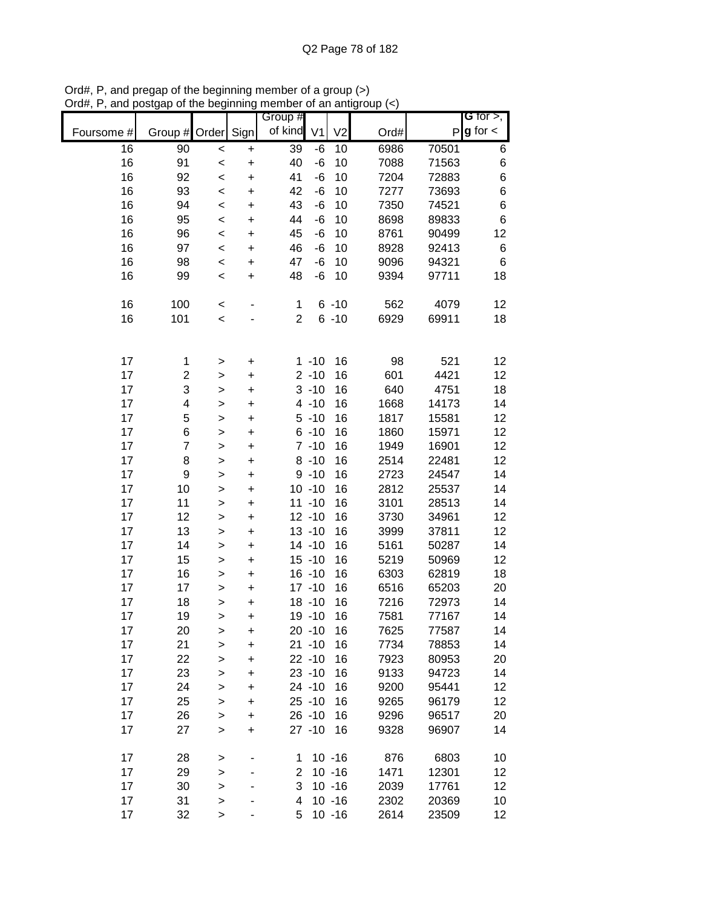Ord#, P, and pregap of the beginning member of a group (>)
Ord#, P, and postgap of the beginning member of an antigroup (<)

| Foursome # | Group # | Order | Sign | Group # of kind | V1 | V2 | Ord# | P | G for >, g for < |
|---|---|---|---|---|---|---|---|---|---|
| 16 | 90 | < | + | 39 | -6 | 10 | 6986 | 70501 | 6 |
| 16 | 91 | < | + | 40 | -6 | 10 | 7088 | 71563 | 6 |
| 16 | 92 | < | + | 41 | -6 | 10 | 7204 | 72883 | 6 |
| 16 | 93 | < | + | 42 | -6 | 10 | 7277 | 73693 | 6 |
| 16 | 94 | < | + | 43 | -6 | 10 | 7350 | 74521 | 6 |
| 16 | 95 | < | + | 44 | -6 | 10 | 8698 | 89833 | 6 |
| 16 | 96 | < | + | 45 | -6 | 10 | 8761 | 90499 | 12 |
| 16 | 97 | < | + | 46 | -6 | 10 | 8928 | 92413 | 6 |
| 16 | 98 | < | + | 47 | -6 | 10 | 9096 | 94321 | 6 |
| 16 | 99 | < | + | 48 | -6 | 10 | 9394 | 97711 | 18 |
| | | | | | | | | | |
| 16 | 100 | < | - | 1 | 6 | -10 | 562 | 4079 | 12 |
| 16 | 101 | < | - | 2 | 6 | -10 | 6929 | 69911 | 18 |
| | | | | | | | | | |
| 17 | 1 | > | + | 1 | -10 | 16 | 98 | 521 | 12 |
| 17 | 2 | > | + | 2 | -10 | 16 | 601 | 4421 | 12 |
| 17 | 3 | > | + | 3 | -10 | 16 | 640 | 4751 | 18 |
| 17 | 4 | > | + | 4 | -10 | 16 | 1668 | 14173 | 14 |
| 17 | 5 | > | + | 5 | -10 | 16 | 1817 | 15581 | 12 |
| 17 | 6 | > | + | 6 | -10 | 16 | 1860 | 15971 | 12 |
| 17 | 7 | > | + | 7 | -10 | 16 | 1949 | 16901 | 12 |
| 17 | 8 | > | + | 8 | -10 | 16 | 2514 | 22481 | 12 |
| 17 | 9 | > | + | 9 | -10 | 16 | 2723 | 24547 | 14 |
| 17 | 10 | > | + | 10 | -10 | 16 | 2812 | 25537 | 14 |
| 17 | 11 | > | + | 11 | -10 | 16 | 3101 | 28513 | 14 |
| 17 | 12 | > | + | 12 | -10 | 16 | 3730 | 34961 | 12 |
| 17 | 13 | > | + | 13 | -10 | 16 | 3999 | 37811 | 12 |
| 17 | 14 | > | + | 14 | -10 | 16 | 5161 | 50287 | 14 |
| 17 | 15 | > | + | 15 | -10 | 16 | 5219 | 50969 | 12 |
| 17 | 16 | > | + | 16 | -10 | 16 | 6303 | 62819 | 18 |
| 17 | 17 | > | + | 17 | -10 | 16 | 6516 | 65203 | 20 |
| 17 | 18 | > | + | 18 | -10 | 16 | 7216 | 72973 | 14 |
| 17 | 19 | > | + | 19 | -10 | 16 | 7581 | 77167 | 14 |
| 17 | 20 | > | + | 20 | -10 | 16 | 7625 | 77587 | 14 |
| 17 | 21 | > | + | 21 | -10 | 16 | 7734 | 78853 | 14 |
| 17 | 22 | > | + | 22 | -10 | 16 | 7923 | 80953 | 20 |
| 17 | 23 | > | + | 23 | -10 | 16 | 9133 | 94723 | 14 |
| 17 | 24 | > | + | 24 | -10 | 16 | 9200 | 95441 | 12 |
| 17 | 25 | > | + | 25 | -10 | 16 | 9265 | 96179 | 12 |
| 17 | 26 | > | + | 26 | -10 | 16 | 9296 | 96517 | 20 |
| 17 | 27 | > | + | 27 | -10 | 16 | 9328 | 96907 | 14 |
| | | | | | | | | | |
| 17 | 28 | > | - | 1 | 10 | -16 | 876 | 6803 | 10 |
| 17 | 29 | > | - | 2 | 10 | -16 | 1471 | 12301 | 12 |
| 17 | 30 | > | - | 3 | 10 | -16 | 2039 | 17761 | 12 |
| 17 | 31 | > | - | 4 | 10 | -16 | 2302 | 20369 | 10 |
| 17 | 32 | > | - | 5 | 10 | -16 | 2614 | 23509 | 12 |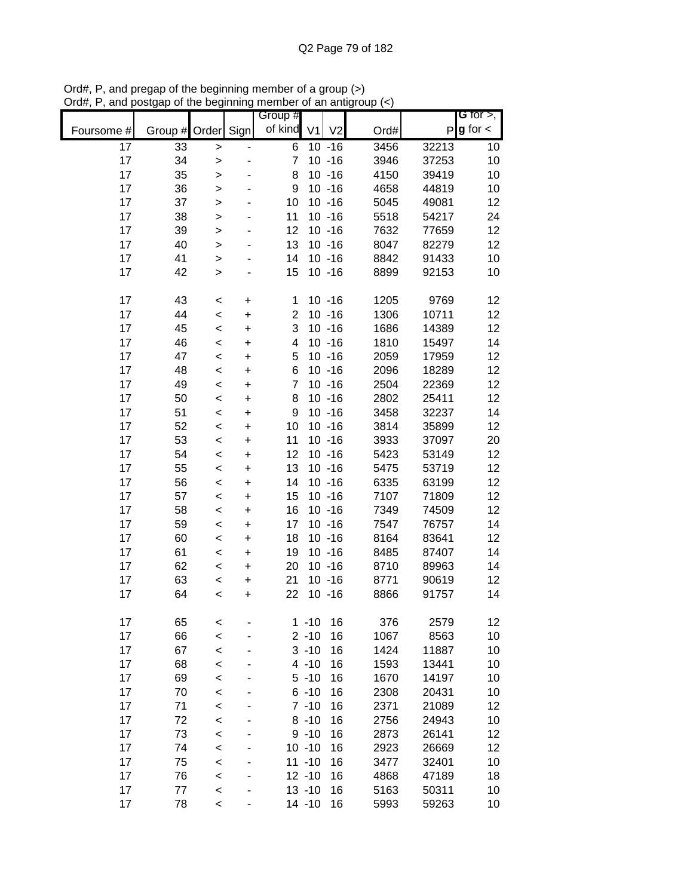Ord#, P, and pregap of the beginning member of a group (>)
Ord#, P, and postgap of the beginning member of an antigroup (<)

| Foursome # | Group # | Order | Sign | Group # of kind | V1 | V2 | Ord# | P | G for >, g for < |
|---|---|---|---|---|---|---|---|---|---|
| 17 | 33 | > | - | 6 | 10 | -16 | 3456 | 32213 | 10 |
| 17 | 34 | > | - | 7 | 10 | -16 | 3946 | 37253 | 10 |
| 17 | 35 | > | - | 8 | 10 | -16 | 4150 | 39419 | 10 |
| 17 | 36 | > | - | 9 | 10 | -16 | 4658 | 44819 | 10 |
| 17 | 37 | > | - | 10 | 10 | -16 | 5045 | 49081 | 12 |
| 17 | 38 | > | - | 11 | 10 | -16 | 5518 | 54217 | 24 |
| 17 | 39 | > | - | 12 | 10 | -16 | 7632 | 77659 | 12 |
| 17 | 40 | > | - | 13 | 10 | -16 | 8047 | 82279 | 12 |
| 17 | 41 | > | - | 14 | 10 | -16 | 8842 | 91433 | 10 |
| 17 | 42 | > | - | 15 | 10 | -16 | 8899 | 92153 | 10 |
| | | | | | | | | | |
| 17 | 43 | < | + | 1 | 10 | -16 | 1205 | 9769 | 12 |
| 17 | 44 | < | + | 2 | 10 | -16 | 1306 | 10711 | 12 |
| 17 | 45 | < | + | 3 | 10 | -16 | 1686 | 14389 | 12 |
| 17 | 46 | < | + | 4 | 10 | -16 | 1810 | 15497 | 14 |
| 17 | 47 | < | + | 5 | 10 | -16 | 2059 | 17959 | 12 |
| 17 | 48 | < | + | 6 | 10 | -16 | 2096 | 18289 | 12 |
| 17 | 49 | < | + | 7 | 10 | -16 | 2504 | 22369 | 12 |
| 17 | 50 | < | + | 8 | 10 | -16 | 2802 | 25411 | 12 |
| 17 | 51 | < | + | 9 | 10 | -16 | 3458 | 32237 | 14 |
| 17 | 52 | < | + | 10 | 10 | -16 | 3814 | 35899 | 12 |
| 17 | 53 | < | + | 11 | 10 | -16 | 3933 | 37097 | 20 |
| 17 | 54 | < | + | 12 | 10 | -16 | 5423 | 53149 | 12 |
| 17 | 55 | < | + | 13 | 10 | -16 | 5475 | 53719 | 12 |
| 17 | 56 | < | + | 14 | 10 | -16 | 6335 | 63199 | 12 |
| 17 | 57 | < | + | 15 | 10 | -16 | 7107 | 71809 | 12 |
| 17 | 58 | < | + | 16 | 10 | -16 | 7349 | 74509 | 12 |
| 17 | 59 | < | + | 17 | 10 | -16 | 7547 | 76757 | 14 |
| 17 | 60 | < | + | 18 | 10 | -16 | 8164 | 83641 | 12 |
| 17 | 61 | < | + | 19 | 10 | -16 | 8485 | 87407 | 14 |
| 17 | 62 | < | + | 20 | 10 | -16 | 8710 | 89963 | 14 |
| 17 | 63 | < | + | 21 | 10 | -16 | 8771 | 90619 | 12 |
| 17 | 64 | < | + | 22 | 10 | -16 | 8866 | 91757 | 14 |
| | | | | | | | | | |
| 17 | 65 | < | - | 1 | -10 | 16 | 376 | 2579 | 12 |
| 17 | 66 | < | - | 2 | -10 | 16 | 1067 | 8563 | 10 |
| 17 | 67 | < | - | 3 | -10 | 16 | 1424 | 11887 | 10 |
| 17 | 68 | < | - | 4 | -10 | 16 | 1593 | 13441 | 10 |
| 17 | 69 | < | - | 5 | -10 | 16 | 1670 | 14197 | 10 |
| 17 | 70 | < | - | 6 | -10 | 16 | 2308 | 20431 | 10 |
| 17 | 71 | < | - | 7 | -10 | 16 | 2371 | 21089 | 12 |
| 17 | 72 | < | - | 8 | -10 | 16 | 2756 | 24943 | 10 |
| 17 | 73 | < | - | 9 | -10 | 16 | 2873 | 26141 | 12 |
| 17 | 74 | < | - | 10 | -10 | 16 | 2923 | 26669 | 12 |
| 17 | 75 | < | - | 11 | -10 | 16 | 3477 | 32401 | 10 |
| 17 | 76 | < | - | 12 | -10 | 16 | 4868 | 47189 | 18 |
| 17 | 77 | < | - | 13 | -10 | 16 | 5163 | 50311 | 10 |
| 17 | 78 | < | - | 14 | -10 | 16 | 5993 | 59263 | 10 |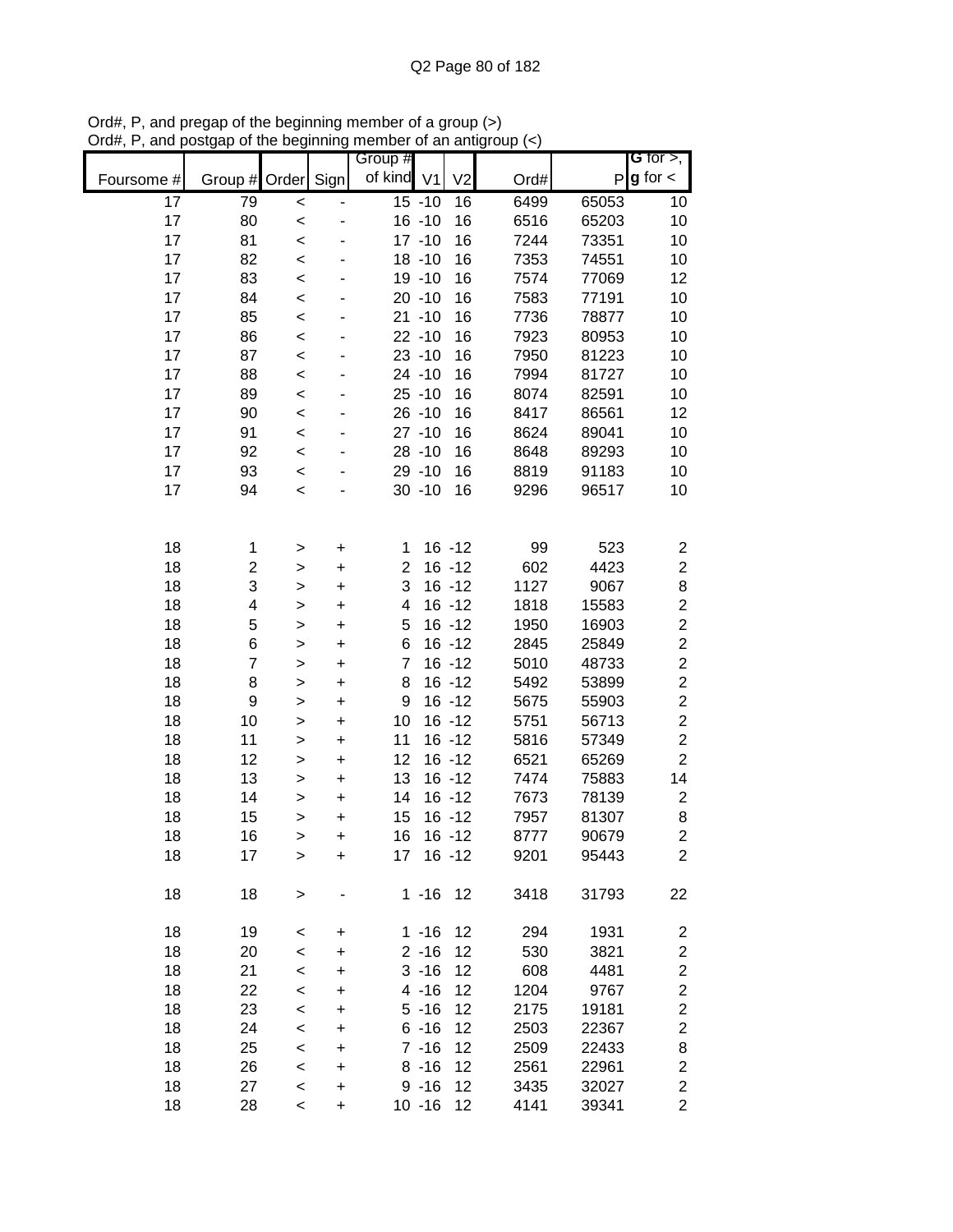Ord#, P, and pregap of the beginning member of a group (>)
Ord#, P, and postgap of the beginning member of an antigroup (<)

| Foursome # | Group # | Order | Sign | Group # of kind | V1 | V2 | Ord# | P | G for >, g for < |
|---|---|---|---|---|---|---|---|---|---|
| 17 | 79 | < | - | 15 | -10 | 16 | 6499 | 65053 | 10 |
| 17 | 80 | < | - | 16 | -10 | 16 | 6516 | 65203 | 10 |
| 17 | 81 | < | - | 17 | -10 | 16 | 7244 | 73351 | 10 |
| 17 | 82 | < | - | 18 | -10 | 16 | 7353 | 74551 | 10 |
| 17 | 83 | < | - | 19 | -10 | 16 | 7574 | 77069 | 12 |
| 17 | 84 | < | - | 20 | -10 | 16 | 7583 | 77191 | 10 |
| 17 | 85 | < | - | 21 | -10 | 16 | 7736 | 78877 | 10 |
| 17 | 86 | < | - | 22 | -10 | 16 | 7923 | 80953 | 10 |
| 17 | 87 | < | - | 23 | -10 | 16 | 7950 | 81223 | 10 |
| 17 | 88 | < | - | 24 | -10 | 16 | 7994 | 81727 | 10 |
| 17 | 89 | < | - | 25 | -10 | 16 | 8074 | 82591 | 10 |
| 17 | 90 | < | - | 26 | -10 | 16 | 8417 | 86561 | 12 |
| 17 | 91 | < | - | 27 | -10 | 16 | 8624 | 89041 | 10 |
| 17 | 92 | < | - | 28 | -10 | 16 | 8648 | 89293 | 10 |
| 17 | 93 | < | - | 29 | -10 | 16 | 8819 | 91183 | 10 |
| 17 | 94 | < | - | 30 | -10 | 16 | 9296 | 96517 | 10 |
| | | | | | | | | | |
| 18 | 1 | > | + | 1 | 16 | -12 | 99 | 523 | 2 |
| 18 | 2 | > | + | 2 | 16 | -12 | 602 | 4423 | 2 |
| 18 | 3 | > | + | 3 | 16 | -12 | 1127 | 9067 | 8 |
| 18 | 4 | > | + | 4 | 16 | -12 | 1818 | 15583 | 2 |
| 18 | 5 | > | + | 5 | 16 | -12 | 1950 | 16903 | 2 |
| 18 | 6 | > | + | 6 | 16 | -12 | 2845 | 25849 | 2 |
| 18 | 7 | > | + | 7 | 16 | -12 | 5010 | 48733 | 2 |
| 18 | 8 | > | + | 8 | 16 | -12 | 5492 | 53899 | 2 |
| 18 | 9 | > | + | 9 | 16 | -12 | 5675 | 55903 | 2 |
| 18 | 10 | > | + | 10 | 16 | -12 | 5751 | 56713 | 2 |
| 18 | 11 | > | + | 11 | 16 | -12 | 5816 | 57349 | 2 |
| 18 | 12 | > | + | 12 | 16 | -12 | 6521 | 65269 | 2 |
| 18 | 13 | > | + | 13 | 16 | -12 | 7474 | 75883 | 14 |
| 18 | 14 | > | + | 14 | 16 | -12 | 7673 | 78139 | 2 |
| 18 | 15 | > | + | 15 | 16 | -12 | 7957 | 81307 | 8 |
| 18 | 16 | > | + | 16 | 16 | -12 | 8777 | 90679 | 2 |
| 18 | 17 | > | + | 17 | 16 | -12 | 9201 | 95443 | 2 |
| | | | | | | | | | |
| 18 | 18 | > | - | 1 | -16 | 12 | 3418 | 31793 | 22 |
| | | | | | | | | | |
| 18 | 19 | < | + | 1 | -16 | 12 | 294 | 1931 | 2 |
| 18 | 20 | < | + | 2 | -16 | 12 | 530 | 3821 | 2 |
| 18 | 21 | < | + | 3 | -16 | 12 | 608 | 4481 | 2 |
| 18 | 22 | < | + | 4 | -16 | 12 | 1204 | 9767 | 2 |
| 18 | 23 | < | + | 5 | -16 | 12 | 2175 | 19181 | 2 |
| 18 | 24 | < | + | 6 | -16 | 12 | 2503 | 22367 | 2 |
| 18 | 25 | < | + | 7 | -16 | 12 | 2509 | 22433 | 8 |
| 18 | 26 | < | + | 8 | -16 | 12 | 2561 | 22961 | 2 |
| 18 | 27 | < | + | 9 | -16 | 12 | 3435 | 32027 | 2 |
| 18 | 28 | < | + | 10 | -16 | 12 | 4141 | 39341 | 2 |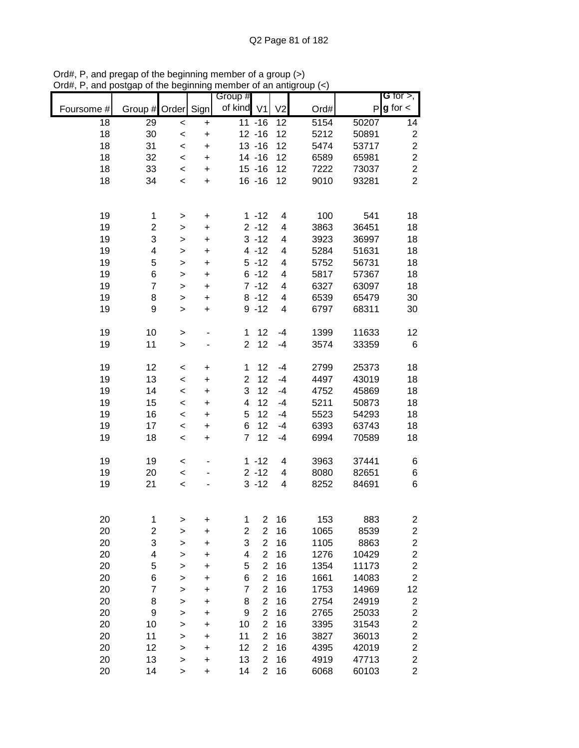Ord#, P, and pregap of the beginning member of a group (>)
Ord#, P, and postgap of the beginning member of an antigroup (<)

| Foursome # | Group # | Order | Sign | Group # of kind | V1 | V2 | Ord# | P | G for >, g for < |
|---|---|---|---|---|---|---|---|---|---|
| 18 | 29 | < | + | 11 | -16 | 12 | 5154 | 50207 | 14 |
| 18 | 30 | < | + | 12 | -16 | 12 | 5212 | 50891 | 2 |
| 18 | 31 | < | + | 13 | -16 | 12 | 5474 | 53717 | 2 |
| 18 | 32 | < | + | 14 | -16 | 12 | 6589 | 65981 | 2 |
| 18 | 33 | < | + | 15 | -16 | 12 | 7222 | 73037 | 2 |
| 18 | 34 | < | + | 16 | -16 | 12 | 9010 | 93281 | 2 |
| | | | | | | | | | |
| 19 | 1 | > | + | 1 | -12 | 4 | 100 | 541 | 18 |
| 19 | 2 | > | + | 2 | -12 | 4 | 3863 | 36451 | 18 |
| 19 | 3 | > | + | 3 | -12 | 4 | 3923 | 36997 | 18 |
| 19 | 4 | > | + | 4 | -12 | 4 | 5284 | 51631 | 18 |
| 19 | 5 | > | + | 5 | -12 | 4 | 5752 | 56731 | 18 |
| 19 | 6 | > | + | 6 | -12 | 4 | 5817 | 57367 | 18 |
| 19 | 7 | > | + | 7 | -12 | 4 | 6327 | 63097 | 18 |
| 19 | 8 | > | + | 8 | -12 | 4 | 6539 | 65479 | 30 |
| 19 | 9 | > | + | 9 | -12 | 4 | 6797 | 68311 | 30 |
| | | | | | | | | | |
| 19 | 10 | > | - | 1 | 12 | -4 | 1399 | 11633 | 12 |
| 19 | 11 | > | - | 2 | 12 | -4 | 3574 | 33359 | 6 |
| | | | | | | | | | |
| 19 | 12 | < | + | 1 | 12 | -4 | 2799 | 25373 | 18 |
| 19 | 13 | < | + | 2 | 12 | -4 | 4497 | 43019 | 18 |
| 19 | 14 | < | + | 3 | 12 | -4 | 4752 | 45869 | 18 |
| 19 | 15 | < | + | 4 | 12 | -4 | 5211 | 50873 | 18 |
| 19 | 16 | < | + | 5 | 12 | -4 | 5523 | 54293 | 18 |
| 19 | 17 | < | + | 6 | 12 | -4 | 6393 | 63743 | 18 |
| 19 | 18 | < | + | 7 | 12 | -4 | 6994 | 70589 | 18 |
| | | | | | | | | | |
| 19 | 19 | < | - | 1 | -12 | 4 | 3963 | 37441 | 6 |
| 19 | 20 | < | - | 2 | -12 | 4 | 8080 | 82651 | 6 |
| 19 | 21 | < | - | 3 | -12 | 4 | 8252 | 84691 | 6 |
| | | | | | | | | | |
| 20 | 1 | > | + | 1 | 2 | 16 | 153 | 883 | 2 |
| 20 | 2 | > | + | 2 | 2 | 16 | 1065 | 8539 | 2 |
| 20 | 3 | > | + | 3 | 2 | 16 | 1105 | 8863 | 2 |
| 20 | 4 | > | + | 4 | 2 | 16 | 1276 | 10429 | 2 |
| 20 | 5 | > | + | 5 | 2 | 16 | 1354 | 11173 | 2 |
| 20 | 6 | > | + | 6 | 2 | 16 | 1661 | 14083 | 2 |
| 20 | 7 | > | + | 7 | 2 | 16 | 1753 | 14969 | 12 |
| 20 | 8 | > | + | 8 | 2 | 16 | 2754 | 24919 | 2 |
| 20 | 9 | > | + | 9 | 2 | 16 | 2765 | 25033 | 2 |
| 20 | 10 | > | + | 10 | 2 | 16 | 3395 | 31543 | 2 |
| 20 | 11 | > | + | 11 | 2 | 16 | 3827 | 36013 | 2 |
| 20 | 12 | > | + | 12 | 2 | 16 | 4395 | 42019 | 2 |
| 20 | 13 | > | + | 13 | 2 | 16 | 4919 | 47713 | 2 |
| 20 | 14 | > | + | 14 | 2 | 16 | 6068 | 60103 | 2 |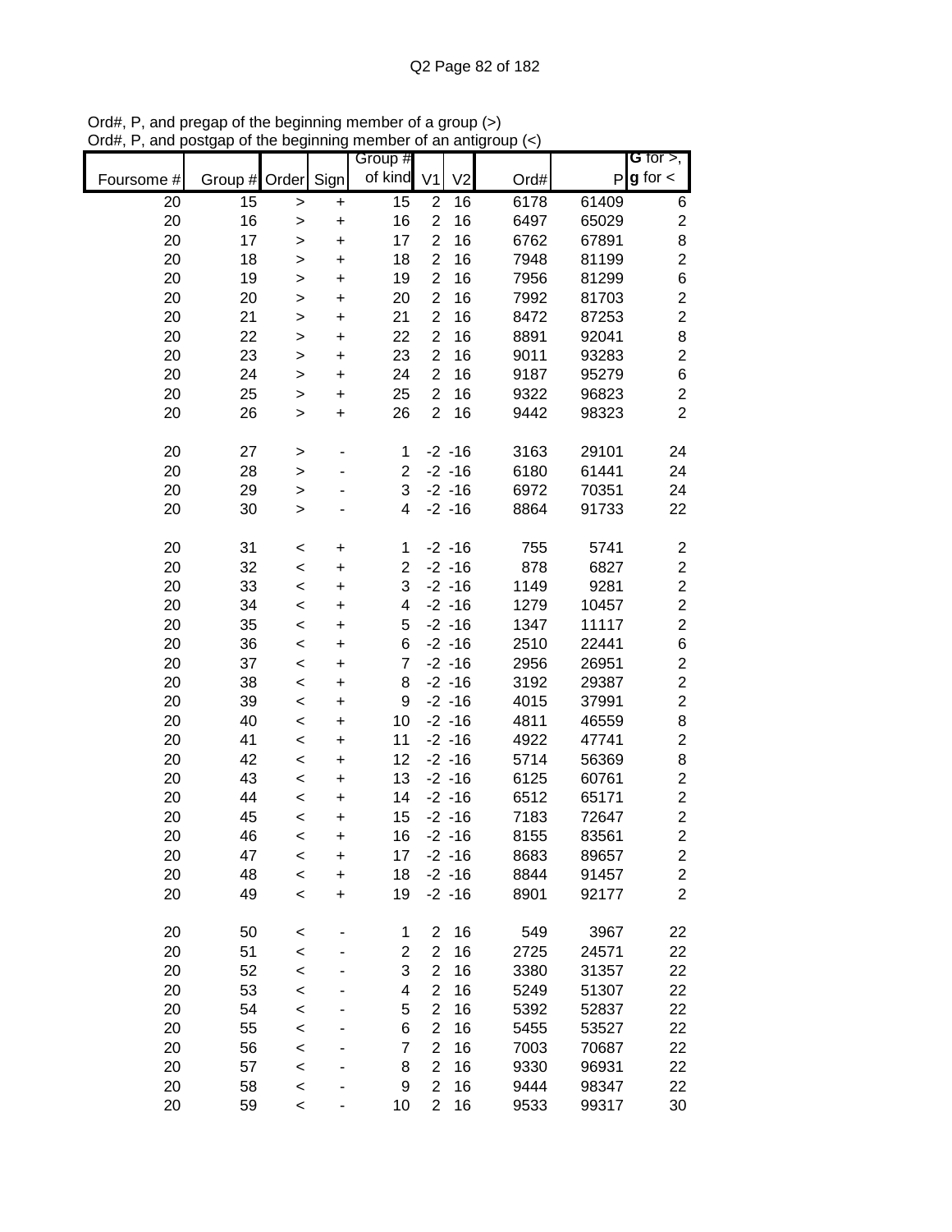Ord#, P, and pregap of the beginning member of a group (>)
Ord#, P, and postgap of the beginning member of an antigroup (<)

| Foursome # | Group # | Order | Sign | Group # of kind | V1 | V2 | Ord# | P | G for >, g for < |
|---|---|---|---|---|---|---|---|---|---|
| 20 | 15 | > | + | 15 | 2 | 16 | 6178 | 61409 | 6 |
| 20 | 16 | > | + | 16 | 2 | 16 | 6497 | 65029 | 2 |
| 20 | 17 | > | + | 17 | 2 | 16 | 6762 | 67891 | 8 |
| 20 | 18 | > | + | 18 | 2 | 16 | 7948 | 81199 | 2 |
| 20 | 19 | > | + | 19 | 2 | 16 | 7956 | 81299 | 6 |
| 20 | 20 | > | + | 20 | 2 | 16 | 7992 | 81703 | 2 |
| 20 | 21 | > | + | 21 | 2 | 16 | 8472 | 87253 | 2 |
| 20 | 22 | > | + | 22 | 2 | 16 | 8891 | 92041 | 8 |
| 20 | 23 | > | + | 23 | 2 | 16 | 9011 | 93283 | 2 |
| 20 | 24 | > | + | 24 | 2 | 16 | 9187 | 95279 | 6 |
| 20 | 25 | > | + | 25 | 2 | 16 | 9322 | 96823 | 2 |
| 20 | 26 | > | + | 26 | 2 | 16 | 9442 | 98323 | 2 |
| | | | | | | | | | |
| 20 | 27 | > | - | 1 | -2 | -16 | 3163 | 29101 | 24 |
| 20 | 28 | > | - | 2 | -2 | -16 | 6180 | 61441 | 24 |
| 20 | 29 | > | - | 3 | -2 | -16 | 6972 | 70351 | 24 |
| 20 | 30 | > | - | 4 | -2 | -16 | 8864 | 91733 | 22 |
| | | | | | | | | | |
| 20 | 31 | < | + | 1 | -2 | -16 | 755 | 5741 | 2 |
| 20 | 32 | < | + | 2 | -2 | -16 | 878 | 6827 | 2 |
| 20 | 33 | < | + | 3 | -2 | -16 | 1149 | 9281 | 2 |
| 20 | 34 | < | + | 4 | -2 | -16 | 1279 | 10457 | 2 |
| 20 | 35 | < | + | 5 | -2 | -16 | 1347 | 11117 | 2 |
| 20 | 36 | < | + | 6 | -2 | -16 | 2510 | 22441 | 6 |
| 20 | 37 | < | + | 7 | -2 | -16 | 2956 | 26951 | 2 |
| 20 | 38 | < | + | 8 | -2 | -16 | 3192 | 29387 | 2 |
| 20 | 39 | < | + | 9 | -2 | -16 | 4015 | 37991 | 2 |
| 20 | 40 | < | + | 10 | -2 | -16 | 4811 | 46559 | 8 |
| 20 | 41 | < | + | 11 | -2 | -16 | 4922 | 47741 | 2 |
| 20 | 42 | < | + | 12 | -2 | -16 | 5714 | 56369 | 8 |
| 20 | 43 | < | + | 13 | -2 | -16 | 6125 | 60761 | 2 |
| 20 | 44 | < | + | 14 | -2 | -16 | 6512 | 65171 | 2 |
| 20 | 45 | < | + | 15 | -2 | -16 | 7183 | 72647 | 2 |
| 20 | 46 | < | + | 16 | -2 | -16 | 8155 | 83561 | 2 |
| 20 | 47 | < | + | 17 | -2 | -16 | 8683 | 89657 | 2 |
| 20 | 48 | < | + | 18 | -2 | -16 | 8844 | 91457 | 2 |
| 20 | 49 | < | + | 19 | -2 | -16 | 8901 | 92177 | 2 |
| | | | | | | | | | |
| 20 | 50 | < | - | 1 | 2 | 16 | 549 | 3967 | 22 |
| 20 | 51 | < | - | 2 | 2 | 16 | 2725 | 24571 | 22 |
| 20 | 52 | < | - | 3 | 2 | 16 | 3380 | 31357 | 22 |
| 20 | 53 | < | - | 4 | 2 | 16 | 5249 | 51307 | 22 |
| 20 | 54 | < | - | 5 | 2 | 16 | 5392 | 52837 | 22 |
| 20 | 55 | < | - | 6 | 2 | 16 | 5455 | 53527 | 22 |
| 20 | 56 | < | - | 7 | 2 | 16 | 7003 | 70687 | 22 |
| 20 | 57 | < | - | 8 | 2 | 16 | 9330 | 96931 | 22 |
| 20 | 58 | < | - | 9 | 2 | 16 | 9444 | 98347 | 22 |
| 20 | 59 | < | - | 10 | 2 | 16 | 9533 | 99317 | 30 |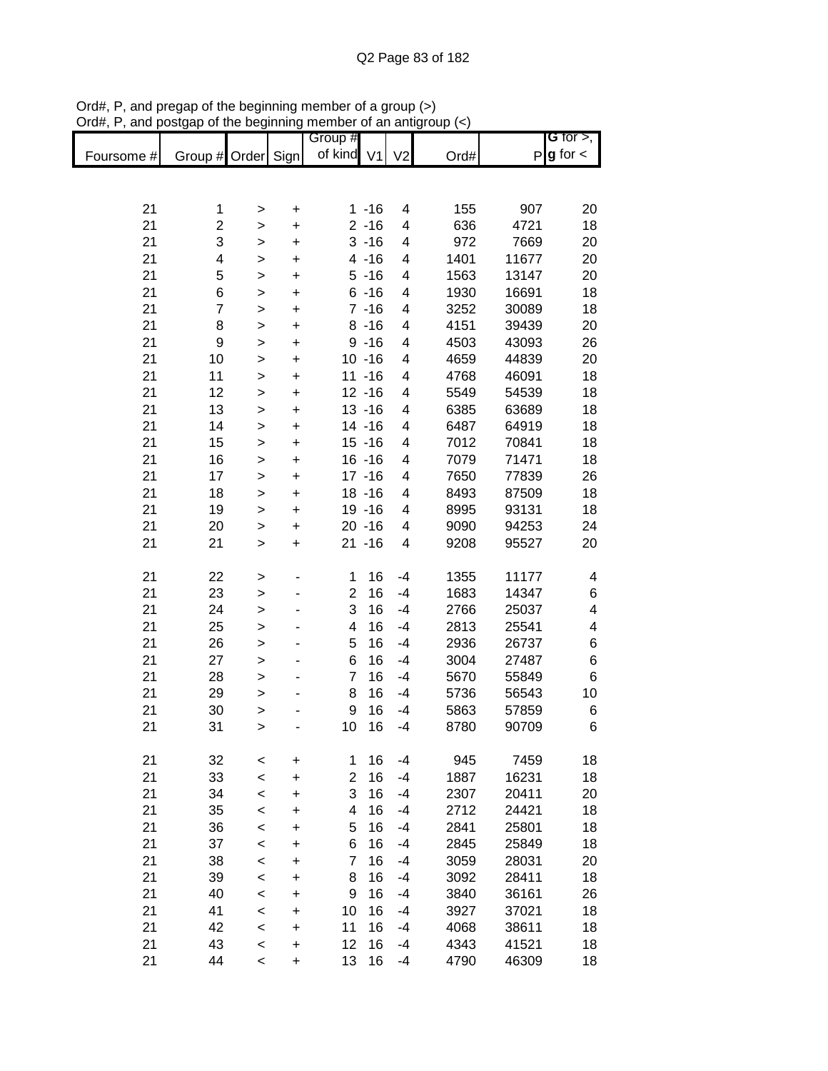Ord#, P, and pregap of the beginning member of a group (>)
Ord#, P, and postgap of the beginning member of an antigroup (<)

| Foursome # | Group # | Order | Sign | Group # of kind | V1 | V2 | Ord# | P | G for >, g for < |
|---|---|---|---|---|---|---|---|---|---|
| 21 | 1 | > | + | 1 | -16 | 4 | 155 | 907 | 20 |
| 21 | 2 | > | + | 2 | -16 | 4 | 636 | 4721 | 18 |
| 21 | 3 | > | + | 3 | -16 | 4 | 972 | 7669 | 20 |
| 21 | 4 | > | + | 4 | -16 | 4 | 1401 | 11677 | 20 |
| 21 | 5 | > | + | 5 | -16 | 4 | 1563 | 13147 | 20 |
| 21 | 6 | > | + | 6 | -16 | 4 | 1930 | 16691 | 18 |
| 21 | 7 | > | + | 7 | -16 | 4 | 3252 | 30089 | 18 |
| 21 | 8 | > | + | 8 | -16 | 4 | 4151 | 39439 | 20 |
| 21 | 9 | > | + | 9 | -16 | 4 | 4503 | 43093 | 26 |
| 21 | 10 | > | + | 10 | -16 | 4 | 4659 | 44839 | 20 |
| 21 | 11 | > | + | 11 | -16 | 4 | 4768 | 46091 | 18 |
| 21 | 12 | > | + | 12 | -16 | 4 | 5549 | 54539 | 18 |
| 21 | 13 | > | + | 13 | -16 | 4 | 6385 | 63689 | 18 |
| 21 | 14 | > | + | 14 | -16 | 4 | 6487 | 64919 | 18 |
| 21 | 15 | > | + | 15 | -16 | 4 | 7012 | 70841 | 18 |
| 21 | 16 | > | + | 16 | -16 | 4 | 7079 | 71471 | 18 |
| 21 | 17 | > | + | 17 | -16 | 4 | 7650 | 77839 | 26 |
| 21 | 18 | > | + | 18 | -16 | 4 | 8493 | 87509 | 18 |
| 21 | 19 | > | + | 19 | -16 | 4 | 8995 | 93131 | 18 |
| 21 | 20 | > | + | 20 | -16 | 4 | 9090 | 94253 | 24 |
| 21 | 21 | > | + | 21 | -16 | 4 | 9208 | 95527 | 20 |
| 21 | 22 | > | - | 1 | 16 | -4 | 1355 | 11177 | 4 |
| 21 | 23 | > | - | 2 | 16 | -4 | 1683 | 14347 | 6 |
| 21 | 24 | > | - | 3 | 16 | -4 | 2766 | 25037 | 4 |
| 21 | 25 | > | - | 4 | 16 | -4 | 2813 | 25541 | 4 |
| 21 | 26 | > | - | 5 | 16 | -4 | 2936 | 26737 | 6 |
| 21 | 27 | > | - | 6 | 16 | -4 | 3004 | 27487 | 6 |
| 21 | 28 | > | - | 7 | 16 | -4 | 5670 | 55849 | 6 |
| 21 | 29 | > | - | 8 | 16 | -4 | 5736 | 56543 | 10 |
| 21 | 30 | > | - | 9 | 16 | -4 | 5863 | 57859 | 6 |
| 21 | 31 | > | - | 10 | 16 | -4 | 8780 | 90709 | 6 |
| 21 | 32 | < | + | 1 | 16 | -4 | 945 | 7459 | 18 |
| 21 | 33 | < | + | 2 | 16 | -4 | 1887 | 16231 | 18 |
| 21 | 34 | < | + | 3 | 16 | -4 | 2307 | 20411 | 20 |
| 21 | 35 | < | + | 4 | 16 | -4 | 2712 | 24421 | 18 |
| 21 | 36 | < | + | 5 | 16 | -4 | 2841 | 25801 | 18 |
| 21 | 37 | < | + | 6 | 16 | -4 | 2845 | 25849 | 18 |
| 21 | 38 | < | + | 7 | 16 | -4 | 3059 | 28031 | 20 |
| 21 | 39 | < | + | 8 | 16 | -4 | 3092 | 28411 | 18 |
| 21 | 40 | < | + | 9 | 16 | -4 | 3840 | 36161 | 26 |
| 21 | 41 | < | + | 10 | 16 | -4 | 3927 | 37021 | 18 |
| 21 | 42 | < | + | 11 | 16 | -4 | 4068 | 38611 | 18 |
| 21 | 43 | < | + | 12 | 16 | -4 | 4343 | 41521 | 18 |
| 21 | 44 | < | + | 13 | 16 | -4 | 4790 | 46309 | 18 |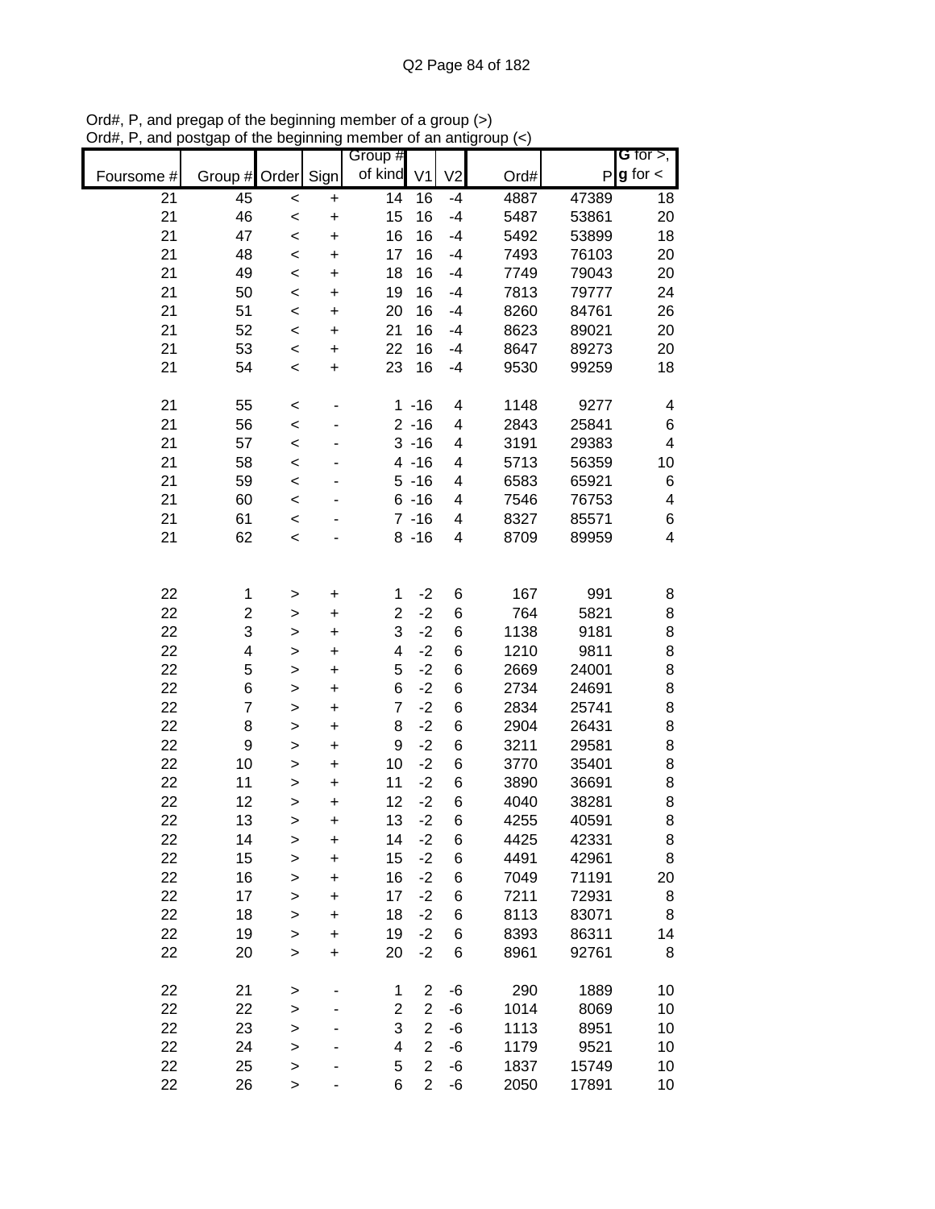Ord#, P, and pregap of the beginning member of a group (>)
Ord#, P, and postgap of the beginning member of an antigroup (<)

| Foursome # | Group # | Order | Sign | Group # of kind | V1 | V2 | Ord# | P | G for >, g for < |
|---|---|---|---|---|---|---|---|---|---|
| 21 | 45 | < | + | 14 | 16 | -4 | 4887 | 47389 | 18 |
| 21 | 46 | < | + | 15 | 16 | -4 | 5487 | 53861 | 20 |
| 21 | 47 | < | + | 16 | 16 | -4 | 5492 | 53899 | 18 |
| 21 | 48 | < | + | 17 | 16 | -4 | 7493 | 76103 | 20 |
| 21 | 49 | < | + | 18 | 16 | -4 | 7749 | 79043 | 20 |
| 21 | 50 | < | + | 19 | 16 | -4 | 7813 | 79777 | 24 |
| 21 | 51 | < | + | 20 | 16 | -4 | 8260 | 84761 | 26 |
| 21 | 52 | < | + | 21 | 16 | -4 | 8623 | 89021 | 20 |
| 21 | 53 | < | + | 22 | 16 | -4 | 8647 | 89273 | 20 |
| 21 | 54 | < | + | 23 | 16 | -4 | 9530 | 99259 | 18 |
| | | | | | | | | | |
| 21 | 55 | < | - | 1 | -16 | 4 | 1148 | 9277 | 4 |
| 21 | 56 | < | - | 2 | -16 | 4 | 2843 | 25841 | 6 |
| 21 | 57 | < | - | 3 | -16 | 4 | 3191 | 29383 | 4 |
| 21 | 58 | < | - | 4 | -16 | 4 | 5713 | 56359 | 10 |
| 21 | 59 | < | - | 5 | -16 | 4 | 6583 | 65921 | 6 |
| 21 | 60 | < | - | 6 | -16 | 4 | 7546 | 76753 | 4 |
| 21 | 61 | < | - | 7 | -16 | 4 | 8327 | 85571 | 6 |
| 21 | 62 | < | - | 8 | -16 | 4 | 8709 | 89959 | 4 |
| | | | | | | | | | |
| 22 | 1 | > | + | 1 | -2 | 6 | 167 | 991 | 8 |
| 22 | 2 | > | + | 2 | -2 | 6 | 764 | 5821 | 8 |
| 22 | 3 | > | + | 3 | -2 | 6 | 1138 | 9181 | 8 |
| 22 | 4 | > | + | 4 | -2 | 6 | 1210 | 9811 | 8 |
| 22 | 5 | > | + | 5 | -2 | 6 | 2669 | 24001 | 8 |
| 22 | 6 | > | + | 6 | -2 | 6 | 2734 | 24691 | 8 |
| 22 | 7 | > | + | 7 | -2 | 6 | 2834 | 25741 | 8 |
| 22 | 8 | > | + | 8 | -2 | 6 | 2904 | 26431 | 8 |
| 22 | 9 | > | + | 9 | -2 | 6 | 3211 | 29581 | 8 |
| 22 | 10 | > | + | 10 | -2 | 6 | 3770 | 35401 | 8 |
| 22 | 11 | > | + | 11 | -2 | 6 | 3890 | 36691 | 8 |
| 22 | 12 | > | + | 12 | -2 | 6 | 4040 | 38281 | 8 |
| 22 | 13 | > | + | 13 | -2 | 6 | 4255 | 40591 | 8 |
| 22 | 14 | > | + | 14 | -2 | 6 | 4425 | 42331 | 8 |
| 22 | 15 | > | + | 15 | -2 | 6 | 4491 | 42961 | 8 |
| 22 | 16 | > | + | 16 | -2 | 6 | 7049 | 71191 | 20 |
| 22 | 17 | > | + | 17 | -2 | 6 | 7211 | 72931 | 8 |
| 22 | 18 | > | + | 18 | -2 | 6 | 8113 | 83071 | 8 |
| 22 | 19 | > | + | 19 | -2 | 6 | 8393 | 86311 | 14 |
| 22 | 20 | > | + | 20 | -2 | 6 | 8961 | 92761 | 8 |
| | | | | | | | | | |
| 22 | 21 | > | - | 1 | 2 | -6 | 290 | 1889 | 10 |
| 22 | 22 | > | - | 2 | 2 | -6 | 1014 | 8069 | 10 |
| 22 | 23 | > | - | 3 | 2 | -6 | 1113 | 8951 | 10 |
| 22 | 24 | > | - | 4 | 2 | -6 | 1179 | 9521 | 10 |
| 22 | 25 | > | - | 5 | 2 | -6 | 1837 | 15749 | 10 |
| 22 | 26 | > | - | 6 | 2 | -6 | 2050 | 17891 | 10 |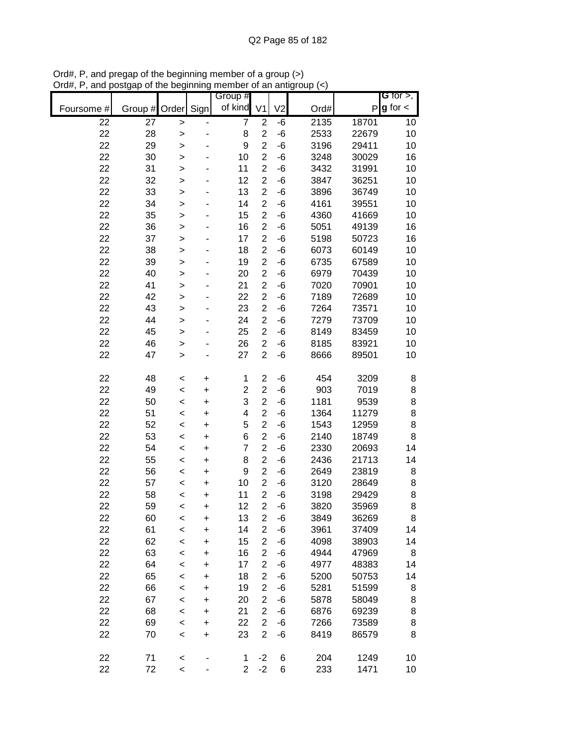Ord#, P, and pregap of the beginning member of a group (>)
Ord#, P, and postgap of the beginning member of an antigroup (<)

| Foursome # | Group # | Order | Sign | Group # of kind | V1 | V2 | Ord# | P | G for >, g for < |
|---|---|---|---|---|---|---|---|---|---|
| 22 | 27 | > | - | 7 | 2 | -6 | 2135 | 18701 | 10 |
| 22 | 28 | > | - | 8 | 2 | -6 | 2533 | 22679 | 10 |
| 22 | 29 | > | - | 9 | 2 | -6 | 3196 | 29411 | 10 |
| 22 | 30 | > | - | 10 | 2 | -6 | 3248 | 30029 | 16 |
| 22 | 31 | > | - | 11 | 2 | -6 | 3432 | 31991 | 10 |
| 22 | 32 | > | - | 12 | 2 | -6 | 3847 | 36251 | 10 |
| 22 | 33 | > | - | 13 | 2 | -6 | 3896 | 36749 | 10 |
| 22 | 34 | > | - | 14 | 2 | -6 | 4161 | 39551 | 10 |
| 22 | 35 | > | - | 15 | 2 | -6 | 4360 | 41669 | 10 |
| 22 | 36 | > | - | 16 | 2 | -6 | 5051 | 49139 | 16 |
| 22 | 37 | > | - | 17 | 2 | -6 | 5198 | 50723 | 16 |
| 22 | 38 | > | - | 18 | 2 | -6 | 6073 | 60149 | 10 |
| 22 | 39 | > | - | 19 | 2 | -6 | 6735 | 67589 | 10 |
| 22 | 40 | > | - | 20 | 2 | -6 | 6979 | 70439 | 10 |
| 22 | 41 | > | - | 21 | 2 | -6 | 7020 | 70901 | 10 |
| 22 | 42 | > | - | 22 | 2 | -6 | 7189 | 72689 | 10 |
| 22 | 43 | > | - | 23 | 2 | -6 | 7264 | 73571 | 10 |
| 22 | 44 | > | - | 24 | 2 | -6 | 7279 | 73709 | 10 |
| 22 | 45 | > | - | 25 | 2 | -6 | 8149 | 83459 | 10 |
| 22 | 46 | > | - | 26 | 2 | -6 | 8185 | 83921 | 10 |
| 22 | 47 | > | - | 27 | 2 | -6 | 8666 | 89501 | 10 |
| | | | | | | | | | |
| 22 | 48 | < | + | 1 | 2 | -6 | 454 | 3209 | 8 |
| 22 | 49 | < | + | 2 | 2 | -6 | 903 | 7019 | 8 |
| 22 | 50 | < | + | 3 | 2 | -6 | 1181 | 9539 | 8 |
| 22 | 51 | < | + | 4 | 2 | -6 | 1364 | 11279 | 8 |
| 22 | 52 | < | + | 5 | 2 | -6 | 1543 | 12959 | 8 |
| 22 | 53 | < | + | 6 | 2 | -6 | 2140 | 18749 | 8 |
| 22 | 54 | < | + | 7 | 2 | -6 | 2330 | 20693 | 14 |
| 22 | 55 | < | + | 8 | 2 | -6 | 2436 | 21713 | 14 |
| 22 | 56 | < | + | 9 | 2 | -6 | 2649 | 23819 | 8 |
| 22 | 57 | < | + | 10 | 2 | -6 | 3120 | 28649 | 8 |
| 22 | 58 | < | + | 11 | 2 | -6 | 3198 | 29429 | 8 |
| 22 | 59 | < | + | 12 | 2 | -6 | 3820 | 35969 | 8 |
| 22 | 60 | < | + | 13 | 2 | -6 | 3849 | 36269 | 8 |
| 22 | 61 | < | + | 14 | 2 | -6 | 3961 | 37409 | 14 |
| 22 | 62 | < | + | 15 | 2 | -6 | 4098 | 38903 | 14 |
| 22 | 63 | < | + | 16 | 2 | -6 | 4944 | 47969 | 8 |
| 22 | 64 | < | + | 17 | 2 | -6 | 4977 | 48383 | 14 |
| 22 | 65 | < | + | 18 | 2 | -6 | 5200 | 50753 | 14 |
| 22 | 66 | < | + | 19 | 2 | -6 | 5281 | 51599 | 8 |
| 22 | 67 | < | + | 20 | 2 | -6 | 5878 | 58049 | 8 |
| 22 | 68 | < | + | 21 | 2 | -6 | 6876 | 69239 | 8 |
| 22 | 69 | < | + | 22 | 2 | -6 | 7266 | 73589 | 8 |
| 22 | 70 | < | + | 23 | 2 | -6 | 8419 | 86579 | 8 |
| | | | | | | | | | |
| 22 | 71 | < | - | 1 | -2 | 6 | 204 | 1249 | 10 |
| 22 | 72 | < | - | 2 | -2 | 6 | 233 | 1471 | 10 |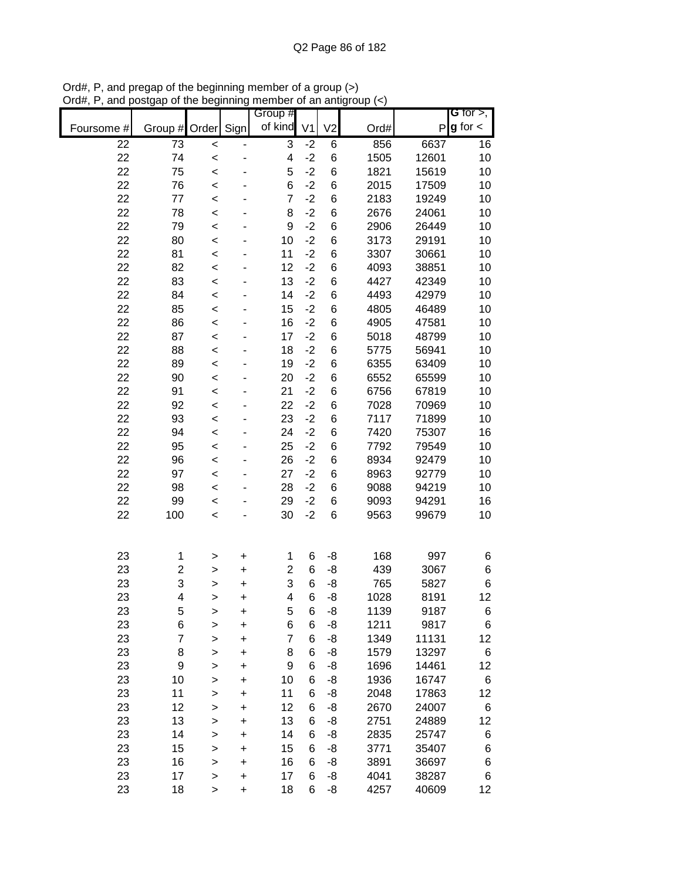Ord#, P, and pregap of the beginning member of a group (>)
Ord#, P, and postgap of the beginning member of an antigroup (<)

| Foursome # | Group # | Order | Sign | Group # of kind | V1 | V2 | Ord# | P | G for >, g for < |
|---|---|---|---|---|---|---|---|---|---|
| 22 | 73 | < | - | 3 | -2 | 6 | 856 | 6637 | 16 |
| 22 | 74 | < | - | 4 | -2 | 6 | 1505 | 12601 | 10 |
| 22 | 75 | < | - | 5 | -2 | 6 | 1821 | 15619 | 10 |
| 22 | 76 | < | - | 6 | -2 | 6 | 2015 | 17509 | 10 |
| 22 | 77 | < | - | 7 | -2 | 6 | 2183 | 19249 | 10 |
| 22 | 78 | < | - | 8 | -2 | 6 | 2676 | 24061 | 10 |
| 22 | 79 | < | - | 9 | -2 | 6 | 2906 | 26449 | 10 |
| 22 | 80 | < | - | 10 | -2 | 6 | 3173 | 29191 | 10 |
| 22 | 81 | < | - | 11 | -2 | 6 | 3307 | 30661 | 10 |
| 22 | 82 | < | - | 12 | -2 | 6 | 4093 | 38851 | 10 |
| 22 | 83 | < | - | 13 | -2 | 6 | 4427 | 42349 | 10 |
| 22 | 84 | < | - | 14 | -2 | 6 | 4493 | 42979 | 10 |
| 22 | 85 | < | - | 15 | -2 | 6 | 4805 | 46489 | 10 |
| 22 | 86 | < | - | 16 | -2 | 6 | 4905 | 47581 | 10 |
| 22 | 87 | < | - | 17 | -2 | 6 | 5018 | 48799 | 10 |
| 22 | 88 | < | - | 18 | -2 | 6 | 5775 | 56941 | 10 |
| 22 | 89 | < | - | 19 | -2 | 6 | 6355 | 63409 | 10 |
| 22 | 90 | < | - | 20 | -2 | 6 | 6552 | 65599 | 10 |
| 22 | 91 | < | - | 21 | -2 | 6 | 6756 | 67819 | 10 |
| 22 | 92 | < | - | 22 | -2 | 6 | 7028 | 70969 | 10 |
| 22 | 93 | < | - | 23 | -2 | 6 | 7117 | 71899 | 10 |
| 22 | 94 | < | - | 24 | -2 | 6 | 7420 | 75307 | 16 |
| 22 | 95 | < | - | 25 | -2 | 6 | 7792 | 79549 | 10 |
| 22 | 96 | < | - | 26 | -2 | 6 | 8934 | 92479 | 10 |
| 22 | 97 | < | - | 27 | -2 | 6 | 8963 | 92779 | 10 |
| 22 | 98 | < | - | 28 | -2 | 6 | 9088 | 94219 | 10 |
| 22 | 99 | < | - | 29 | -2 | 6 | 9093 | 94291 | 16 |
| 22 | 100 | < | - | 30 | -2 | 6 | 9563 | 99679 | 10 |
| | | | | | | | | | |
| 23 | 1 | > | + | 1 | 6 | -8 | 168 | 997 | 6 |
| 23 | 2 | > | + | 2 | 6 | -8 | 439 | 3067 | 6 |
| 23 | 3 | > | + | 3 | 6 | -8 | 765 | 5827 | 6 |
| 23 | 4 | > | + | 4 | 6 | -8 | 1028 | 8191 | 12 |
| 23 | 5 | > | + | 5 | 6 | -8 | 1139 | 9187 | 6 |
| 23 | 6 | > | + | 6 | 6 | -8 | 1211 | 9817 | 6 |
| 23 | 7 | > | + | 7 | 6 | -8 | 1349 | 11131 | 12 |
| 23 | 8 | > | + | 8 | 6 | -8 | 1579 | 13297 | 6 |
| 23 | 9 | > | + | 9 | 6 | -8 | 1696 | 14461 | 12 |
| 23 | 10 | > | + | 10 | 6 | -8 | 1936 | 16747 | 6 |
| 23 | 11 | > | + | 11 | 6 | -8 | 2048 | 17863 | 12 |
| 23 | 12 | > | + | 12 | 6 | -8 | 2670 | 24007 | 6 |
| 23 | 13 | > | + | 13 | 6 | -8 | 2751 | 24889 | 12 |
| 23 | 14 | > | + | 14 | 6 | -8 | 2835 | 25747 | 6 |
| 23 | 15 | > | + | 15 | 6 | -8 | 3771 | 35407 | 6 |
| 23 | 16 | > | + | 16 | 6 | -8 | 3891 | 36697 | 6 |
| 23 | 17 | > | + | 17 | 6 | -8 | 4041 | 38287 | 6 |
| 23 | 18 | > | + | 18 | 6 | -8 | 4257 | 40609 | 12 |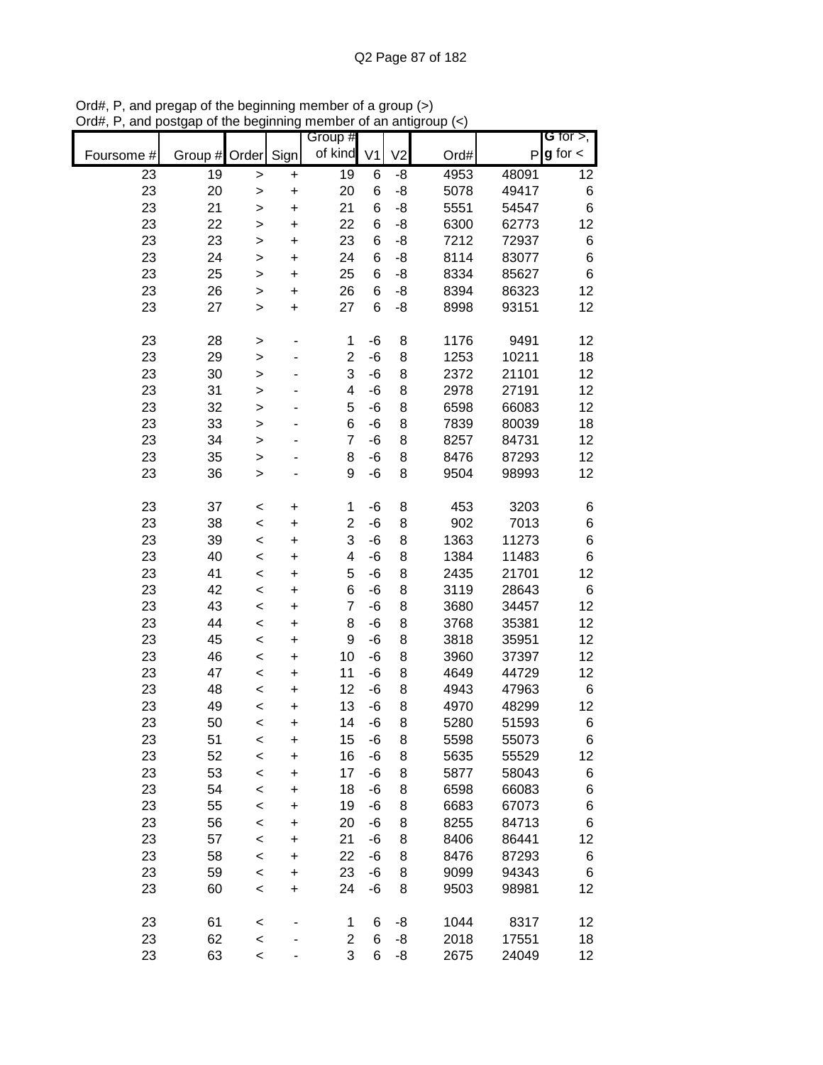Ord#, P, and pregap of the beginning member of a group (>)
Ord#, P, and postgap of the beginning member of an antigroup (<)

| Foursome # | Group # | Order | Sign | Group # of kind | V1 | V2 | Ord# | P | G for >, g for < |
|---|---|---|---|---|---|---|---|---|---|
| 23 | 19 | > | + | 19 | 6 | -8 | 4953 | 48091 | 12 |
| 23 | 20 | > | + | 20 | 6 | -8 | 5078 | 49417 | 6 |
| 23 | 21 | > | + | 21 | 6 | -8 | 5551 | 54547 | 6 |
| 23 | 22 | > | + | 22 | 6 | -8 | 6300 | 62773 | 12 |
| 23 | 23 | > | + | 23 | 6 | -8 | 7212 | 72937 | 6 |
| 23 | 24 | > | + | 24 | 6 | -8 | 8114 | 83077 | 6 |
| 23 | 25 | > | + | 25 | 6 | -8 | 8334 | 85627 | 6 |
| 23 | 26 | > | + | 26 | 6 | -8 | 8394 | 86323 | 12 |
| 23 | 27 | > | + | 27 | 6 | -8 | 8998 | 93151 | 12 |
| | | | | | | | | | |
| 23 | 28 | > | - | 1 | -6 | 8 | 1176 | 9491 | 12 |
| 23 | 29 | > | - | 2 | -6 | 8 | 1253 | 10211 | 18 |
| 23 | 30 | > | - | 3 | -6 | 8 | 2372 | 21101 | 12 |
| 23 | 31 | > | - | 4 | -6 | 8 | 2978 | 27191 | 12 |
| 23 | 32 | > | - | 5 | -6 | 8 | 6598 | 66083 | 12 |
| 23 | 33 | > | - | 6 | -6 | 8 | 7839 | 80039 | 18 |
| 23 | 34 | > | - | 7 | -6 | 8 | 8257 | 84731 | 12 |
| 23 | 35 | > | - | 8 | -6 | 8 | 8476 | 87293 | 12 |
| 23 | 36 | > | - | 9 | -6 | 8 | 9504 | 98993 | 12 |
| | | | | | | | | | |
| 23 | 37 | < | + | 1 | -6 | 8 | 453 | 3203 | 6 |
| 23 | 38 | < | + | 2 | -6 | 8 | 902 | 7013 | 6 |
| 23 | 39 | < | + | 3 | -6 | 8 | 1363 | 11273 | 6 |
| 23 | 40 | < | + | 4 | -6 | 8 | 1384 | 11483 | 6 |
| 23 | 41 | < | + | 5 | -6 | 8 | 2435 | 21701 | 12 |
| 23 | 42 | < | + | 6 | -6 | 8 | 3119 | 28643 | 6 |
| 23 | 43 | < | + | 7 | -6 | 8 | 3680 | 34457 | 12 |
| 23 | 44 | < | + | 8 | -6 | 8 | 3768 | 35381 | 12 |
| 23 | 45 | < | + | 9 | -6 | 8 | 3818 | 35951 | 12 |
| 23 | 46 | < | + | 10 | -6 | 8 | 3960 | 37397 | 12 |
| 23 | 47 | < | + | 11 | -6 | 8 | 4649 | 44729 | 12 |
| 23 | 48 | < | + | 12 | -6 | 8 | 4943 | 47963 | 6 |
| 23 | 49 | < | + | 13 | -6 | 8 | 4970 | 48299 | 12 |
| 23 | 50 | < | + | 14 | -6 | 8 | 5280 | 51593 | 6 |
| 23 | 51 | < | + | 15 | -6 | 8 | 5598 | 55073 | 6 |
| 23 | 52 | < | + | 16 | -6 | 8 | 5635 | 55529 | 12 |
| 23 | 53 | < | + | 17 | -6 | 8 | 5877 | 58043 | 6 |
| 23 | 54 | < | + | 18 | -6 | 8 | 6598 | 66083 | 6 |
| 23 | 55 | < | + | 19 | -6 | 8 | 6683 | 67073 | 6 |
| 23 | 56 | < | + | 20 | -6 | 8 | 8255 | 84713 | 6 |
| 23 | 57 | < | + | 21 | -6 | 8 | 8406 | 86441 | 12 |
| 23 | 58 | < | + | 22 | -6 | 8 | 8476 | 87293 | 6 |
| 23 | 59 | < | + | 23 | -6 | 8 | 9099 | 94343 | 6 |
| 23 | 60 | < | + | 24 | -6 | 8 | 9503 | 98981 | 12 |
| | | | | | | | | | |
| 23 | 61 | < | - | 1 | 6 | -8 | 1044 | 8317 | 12 |
| 23 | 62 | < | - | 2 | 6 | -8 | 2018 | 17551 | 18 |
| 23 | 63 | < | - | 3 | 6 | -8 | 2675 | 24049 | 12 |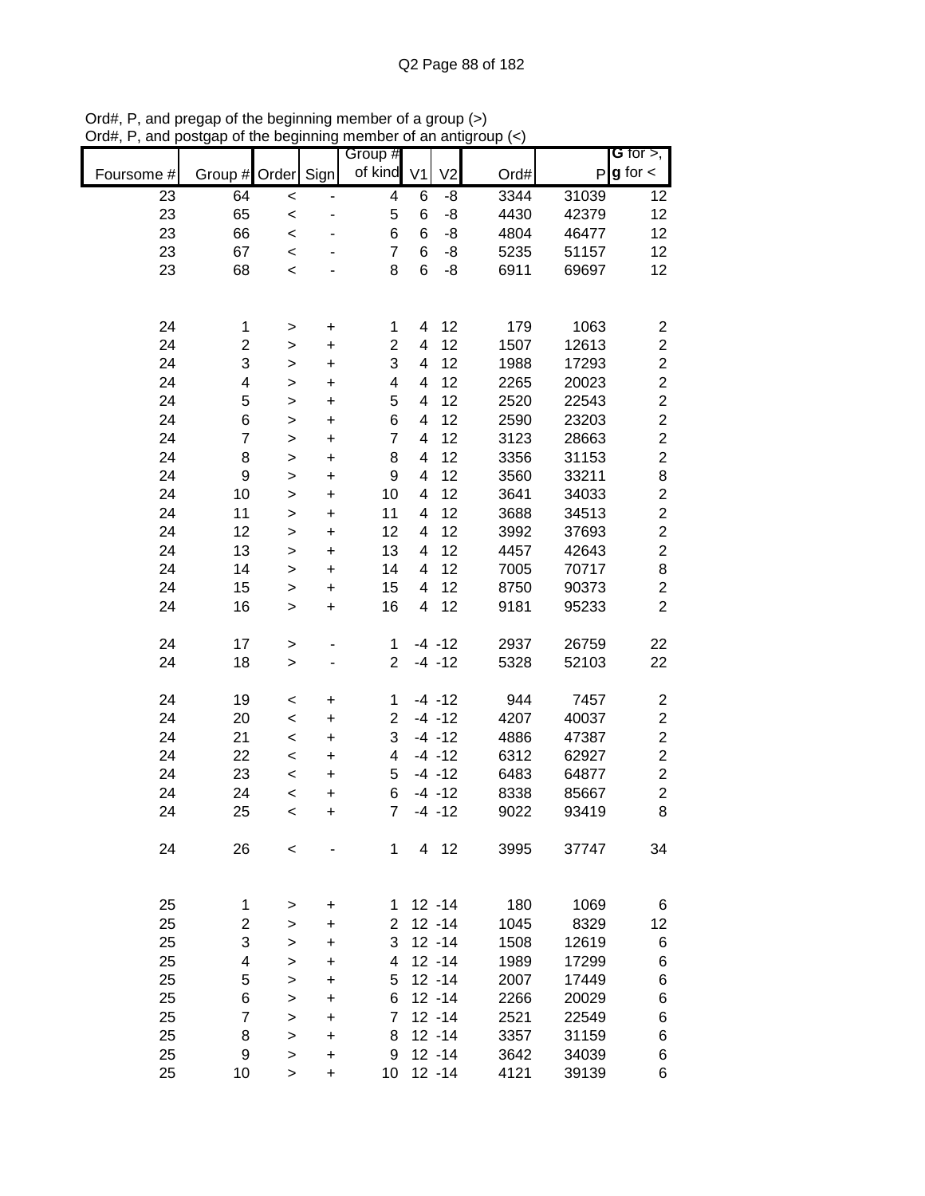Ord#, P, and pregap of the beginning member of a group (>)
Ord#, P, and postgap of the beginning member of an antigroup (<)

| Foursome # | Group # | Order | Sign | Group # of kind | V1 | V2 | Ord# | P | G for >, g for < |
|---|---|---|---|---|---|---|---|---|---|
| 23 | 64 | < | - | 4 | 6 | -8 | 3344 | 31039 | 12 |
| 23 | 65 | < | - | 5 | 6 | -8 | 4430 | 42379 | 12 |
| 23 | 66 | < | - | 6 | 6 | -8 | 4804 | 46477 | 12 |
| 23 | 67 | < | - | 7 | 6 | -8 | 5235 | 51157 | 12 |
| 23 | 68 | < | - | 8 | 6 | -8 | 6911 | 69697 | 12 |
| | | | | | | | | | |
| 24 | 1 | > | + | 1 | 4 | 12 | 179 | 1063 | 2 |
| 24 | 2 | > | + | 2 | 4 | 12 | 1507 | 12613 | 2 |
| 24 | 3 | > | + | 3 | 4 | 12 | 1988 | 17293 | 2 |
| 24 | 4 | > | + | 4 | 4 | 12 | 2265 | 20023 | 2 |
| 24 | 5 | > | + | 5 | 4 | 12 | 2520 | 22543 | 2 |
| 24 | 6 | > | + | 6 | 4 | 12 | 2590 | 23203 | 2 |
| 24 | 7 | > | + | 7 | 4 | 12 | 3123 | 28663 | 2 |
| 24 | 8 | > | + | 8 | 4 | 12 | 3356 | 31153 | 2 |
| 24 | 9 | > | + | 9 | 4 | 12 | 3560 | 33211 | 8 |
| 24 | 10 | > | + | 10 | 4 | 12 | 3641 | 34033 | 2 |
| 24 | 11 | > | + | 11 | 4 | 12 | 3688 | 34513 | 2 |
| 24 | 12 | > | + | 12 | 4 | 12 | 3992 | 37693 | 2 |
| 24 | 13 | > | + | 13 | 4 | 12 | 4457 | 42643 | 2 |
| 24 | 14 | > | + | 14 | 4 | 12 | 7005 | 70717 | 8 |
| 24 | 15 | > | + | 15 | 4 | 12 | 8750 | 90373 | 2 |
| 24 | 16 | > | + | 16 | 4 | 12 | 9181 | 95233 | 2 |
| | | | | | | | | | |
| 24 | 17 | > | - | 1 | -4 | -12 | 2937 | 26759 | 22 |
| 24 | 18 | > | - | 2 | -4 | -12 | 5328 | 52103 | 22 |
| | | | | | | | | | |
| 24 | 19 | < | + | 1 | -4 | -12 | 944 | 7457 | 2 |
| 24 | 20 | < | + | 2 | -4 | -12 | 4207 | 40037 | 2 |
| 24 | 21 | < | + | 3 | -4 | -12 | 4886 | 47387 | 2 |
| 24 | 22 | < | + | 4 | -4 | -12 | 6312 | 62927 | 2 |
| 24 | 23 | < | + | 5 | -4 | -12 | 6483 | 64877 | 2 |
| 24 | 24 | < | + | 6 | -4 | -12 | 8338 | 85667 | 2 |
| 24 | 25 | < | + | 7 | -4 | -12 | 9022 | 93419 | 8 |
| | | | | | | | | | |
| 24 | 26 | < | - | 1 | 4 | 12 | 3995 | 37747 | 34 |
| | | | | | | | | | |
| 25 | 1 | > | + | 1 | 12 | -14 | 180 | 1069 | 6 |
| 25 | 2 | > | + | 2 | 12 | -14 | 1045 | 8329 | 12 |
| 25 | 3 | > | + | 3 | 12 | -14 | 1508 | 12619 | 6 |
| 25 | 4 | > | + | 4 | 12 | -14 | 1989 | 17299 | 6 |
| 25 | 5 | > | + | 5 | 12 | -14 | 2007 | 17449 | 6 |
| 25 | 6 | > | + | 6 | 12 | -14 | 2266 | 20029 | 6 |
| 25 | 7 | > | + | 7 | 12 | -14 | 2521 | 22549 | 6 |
| 25 | 8 | > | + | 8 | 12 | -14 | 3357 | 31159 | 6 |
| 25 | 9 | > | + | 9 | 12 | -14 | 3642 | 34039 | 6 |
| 25 | 10 | > | + | 10 | 12 | -14 | 4121 | 39139 | 6 |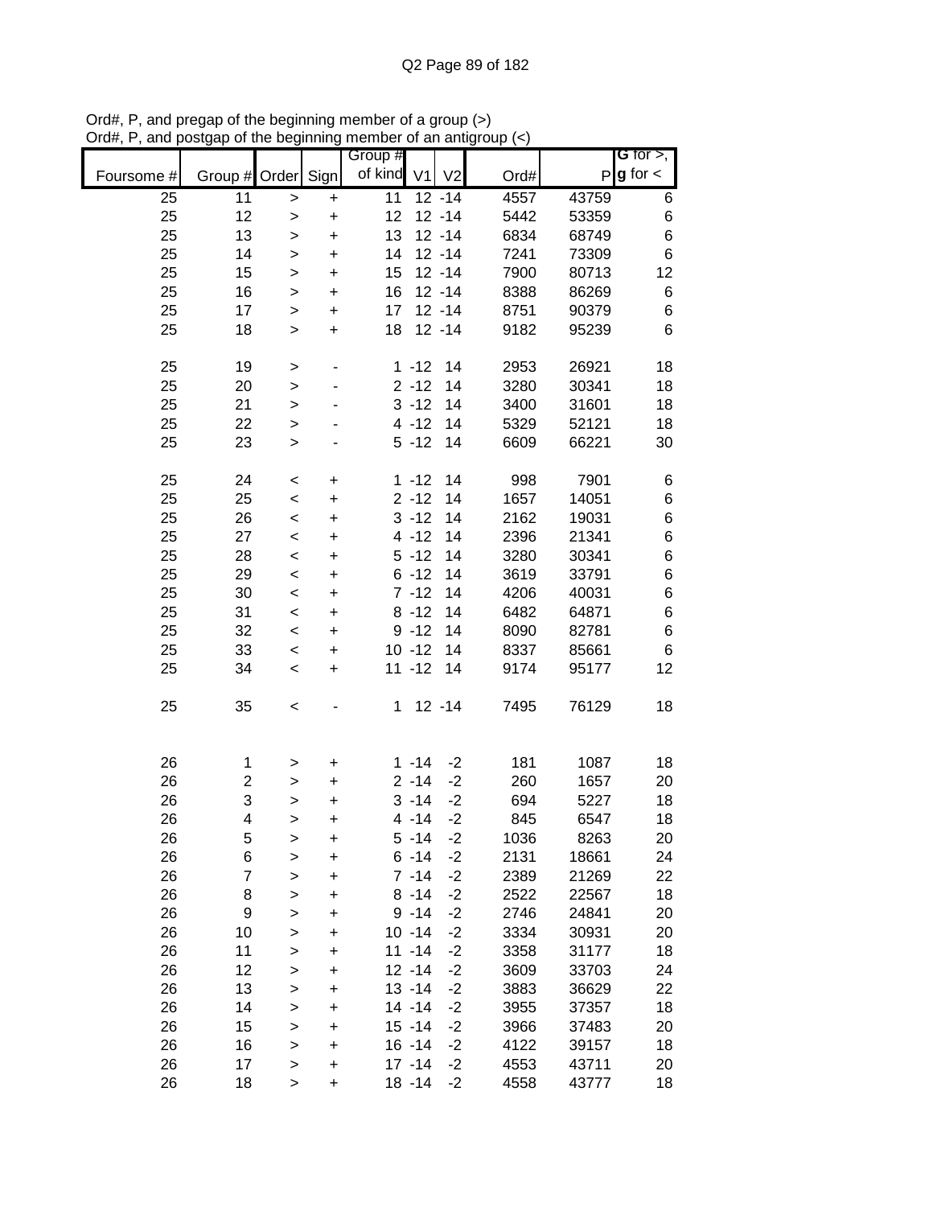Ord#, P, and pregap of the beginning member of a group (>)
Ord#, P, and postgap of the beginning member of an antigroup (<)

| Foursome # | Group # | Order | Sign | Group # of kind | V1 | V2 | Ord# | P | G for >, g for < |
|---|---|---|---|---|---|---|---|---|---|
| 25 | 11 | > | + | 11 | 12 | -14 | 4557 | 43759 | 6 |
| 25 | 12 | > | + | 12 | 12 | -14 | 5442 | 53359 | 6 |
| 25 | 13 | > | + | 13 | 12 | -14 | 6834 | 68749 | 6 |
| 25 | 14 | > | + | 14 | 12 | -14 | 7241 | 73309 | 6 |
| 25 | 15 | > | + | 15 | 12 | -14 | 7900 | 80713 | 12 |
| 25 | 16 | > | + | 16 | 12 | -14 | 8388 | 86269 | 6 |
| 25 | 17 | > | + | 17 | 12 | -14 | 8751 | 90379 | 6 |
| 25 | 18 | > | + | 18 | 12 | -14 | 9182 | 95239 | 6 |
| | | | | | | | | | |
| 25 | 19 | > | - | 1 | -12 | 14 | 2953 | 26921 | 18 |
| 25 | 20 | > | - | 2 | -12 | 14 | 3280 | 30341 | 18 |
| 25 | 21 | > | - | 3 | -12 | 14 | 3400 | 31601 | 18 |
| 25 | 22 | > | - | 4 | -12 | 14 | 5329 | 52121 | 18 |
| 25 | 23 | > | - | 5 | -12 | 14 | 6609 | 66221 | 30 |
| | | | | | | | | | |
| 25 | 24 | < | + | 1 | -12 | 14 | 998 | 7901 | 6 |
| 25 | 25 | < | + | 2 | -12 | 14 | 1657 | 14051 | 6 |
| 25 | 26 | < | + | 3 | -12 | 14 | 2162 | 19031 | 6 |
| 25 | 27 | < | + | 4 | -12 | 14 | 2396 | 21341 | 6 |
| 25 | 28 | < | + | 5 | -12 | 14 | 3280 | 30341 | 6 |
| 25 | 29 | < | + | 6 | -12 | 14 | 3619 | 33791 | 6 |
| 25 | 30 | < | + | 7 | -12 | 14 | 4206 | 40031 | 6 |
| 25 | 31 | < | + | 8 | -12 | 14 | 6482 | 64871 | 6 |
| 25 | 32 | < | + | 9 | -12 | 14 | 8090 | 82781 | 6 |
| 25 | 33 | < | + | 10 | -12 | 14 | 8337 | 85661 | 6 |
| 25 | 34 | < | + | 11 | -12 | 14 | 9174 | 95177 | 12 |
| | | | | | | | | | |
| 25 | 35 | < | - | 1 | 12 | -14 | 7495 | 76129 | 18 |
| | | | | | | | | | |
| 26 | 1 | > | + | 1 | -14 | -2 | 181 | 1087 | 18 |
| 26 | 2 | > | + | 2 | -14 | -2 | 260 | 1657 | 20 |
| 26 | 3 | > | + | 3 | -14 | -2 | 694 | 5227 | 18 |
| 26 | 4 | > | + | 4 | -14 | -2 | 845 | 6547 | 18 |
| 26 | 5 | > | + | 5 | -14 | -2 | 1036 | 8263 | 20 |
| 26 | 6 | > | + | 6 | -14 | -2 | 2131 | 18661 | 24 |
| 26 | 7 | > | + | 7 | -14 | -2 | 2389 | 21269 | 22 |
| 26 | 8 | > | + | 8 | -14 | -2 | 2522 | 22567 | 18 |
| 26 | 9 | > | + | 9 | -14 | -2 | 2746 | 24841 | 20 |
| 26 | 10 | > | + | 10 | -14 | -2 | 3334 | 30931 | 20 |
| 26 | 11 | > | + | 11 | -14 | -2 | 3358 | 31177 | 18 |
| 26 | 12 | > | + | 12 | -14 | -2 | 3609 | 33703 | 24 |
| 26 | 13 | > | + | 13 | -14 | -2 | 3883 | 36629 | 22 |
| 26 | 14 | > | + | 14 | -14 | -2 | 3955 | 37357 | 18 |
| 26 | 15 | > | + | 15 | -14 | -2 | 3966 | 37483 | 20 |
| 26 | 16 | > | + | 16 | -14 | -2 | 4122 | 39157 | 18 |
| 26 | 17 | > | + | 17 | -14 | -2 | 4553 | 43711 | 20 |
| 26 | 18 | > | + | 18 | -14 | -2 | 4558 | 43777 | 18 |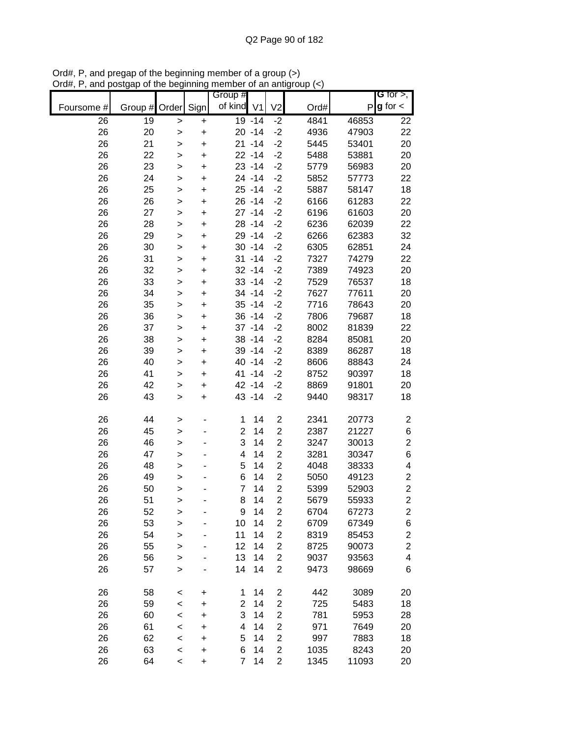Ord#, P, and pregap of the beginning member of a group (>)
Ord#, P, and postgap of the beginning member of an antigroup (<)

| Foursome # | Group # | Order | Sign | Group # of kind | V1 | V2 | Ord# | P | G for >, g for < |
|---|---|---|---|---|---|---|---|---|---|
| 26 | 19 | > | + | 19 | -14 | -2 | 4841 | 46853 | 22 |
| 26 | 20 | > | + | 20 | -14 | -2 | 4936 | 47903 | 22 |
| 26 | 21 | > | + | 21 | -14 | -2 | 5445 | 53401 | 20 |
| 26 | 22 | > | + | 22 | -14 | -2 | 5488 | 53881 | 20 |
| 26 | 23 | > | + | 23 | -14 | -2 | 5779 | 56983 | 20 |
| 26 | 24 | > | + | 24 | -14 | -2 | 5852 | 57773 | 22 |
| 26 | 25 | > | + | 25 | -14 | -2 | 5887 | 58147 | 18 |
| 26 | 26 | > | + | 26 | -14 | -2 | 6166 | 61283 | 22 |
| 26 | 27 | > | + | 27 | -14 | -2 | 6196 | 61603 | 20 |
| 26 | 28 | > | + | 28 | -14 | -2 | 6236 | 62039 | 22 |
| 26 | 29 | > | + | 29 | -14 | -2 | 6266 | 62383 | 32 |
| 26 | 30 | > | + | 30 | -14 | -2 | 6305 | 62851 | 24 |
| 26 | 31 | > | + | 31 | -14 | -2 | 7327 | 74279 | 22 |
| 26 | 32 | > | + | 32 | -14 | -2 | 7389 | 74923 | 20 |
| 26 | 33 | > | + | 33 | -14 | -2 | 7529 | 76537 | 18 |
| 26 | 34 | > | + | 34 | -14 | -2 | 7627 | 77611 | 20 |
| 26 | 35 | > | + | 35 | -14 | -2 | 7716 | 78643 | 20 |
| 26 | 36 | > | + | 36 | -14 | -2 | 7806 | 79687 | 18 |
| 26 | 37 | > | + | 37 | -14 | -2 | 8002 | 81839 | 22 |
| 26 | 38 | > | + | 38 | -14 | -2 | 8284 | 85081 | 20 |
| 26 | 39 | > | + | 39 | -14 | -2 | 8389 | 86287 | 18 |
| 26 | 40 | > | + | 40 | -14 | -2 | 8606 | 88843 | 24 |
| 26 | 41 | > | + | 41 | -14 | -2 | 8752 | 90397 | 18 |
| 26 | 42 | > | + | 42 | -14 | -2 | 8869 | 91801 | 20 |
| 26 | 43 | > | + | 43 | -14 | -2 | 9440 | 98317 | 18 |
| | | | | | | | | | |
| 26 | 44 | > | - | 1 | 14 | 2 | 2341 | 20773 | 2 |
| 26 | 45 | > | - | 2 | 14 | 2 | 2387 | 21227 | 6 |
| 26 | 46 | > | - | 3 | 14 | 2 | 3247 | 30013 | 2 |
| 26 | 47 | > | - | 4 | 14 | 2 | 3281 | 30347 | 6 |
| 26 | 48 | > | - | 5 | 14 | 2 | 4048 | 38333 | 4 |
| 26 | 49 | > | - | 6 | 14 | 2 | 5050 | 49123 | 2 |
| 26 | 50 | > | - | 7 | 14 | 2 | 5399 | 52903 | 2 |
| 26 | 51 | > | - | 8 | 14 | 2 | 5679 | 55933 | 2 |
| 26 | 52 | > | - | 9 | 14 | 2 | 6704 | 67273 | 2 |
| 26 | 53 | > | - | 10 | 14 | 2 | 6709 | 67349 | 6 |
| 26 | 54 | > | - | 11 | 14 | 2 | 8319 | 85453 | 2 |
| 26 | 55 | > | - | 12 | 14 | 2 | 8725 | 90073 | 2 |
| 26 | 56 | > | - | 13 | 14 | 2 | 9037 | 93563 | 4 |
| 26 | 57 | > | - | 14 | 14 | 2 | 9473 | 98669 | 6 |
| | | | | | | | | | |
| 26 | 58 | < | + | 1 | 14 | 2 | 442 | 3089 | 20 |
| 26 | 59 | < | + | 2 | 14 | 2 | 725 | 5483 | 18 |
| 26 | 60 | < | + | 3 | 14 | 2 | 781 | 5953 | 28 |
| 26 | 61 | < | + | 4 | 14 | 2 | 971 | 7649 | 20 |
| 26 | 62 | < | + | 5 | 14 | 2 | 997 | 7883 | 18 |
| 26 | 63 | < | + | 6 | 14 | 2 | 1035 | 8243 | 20 |
| 26 | 64 | < | + | 7 | 14 | 2 | 1345 | 11093 | 20 |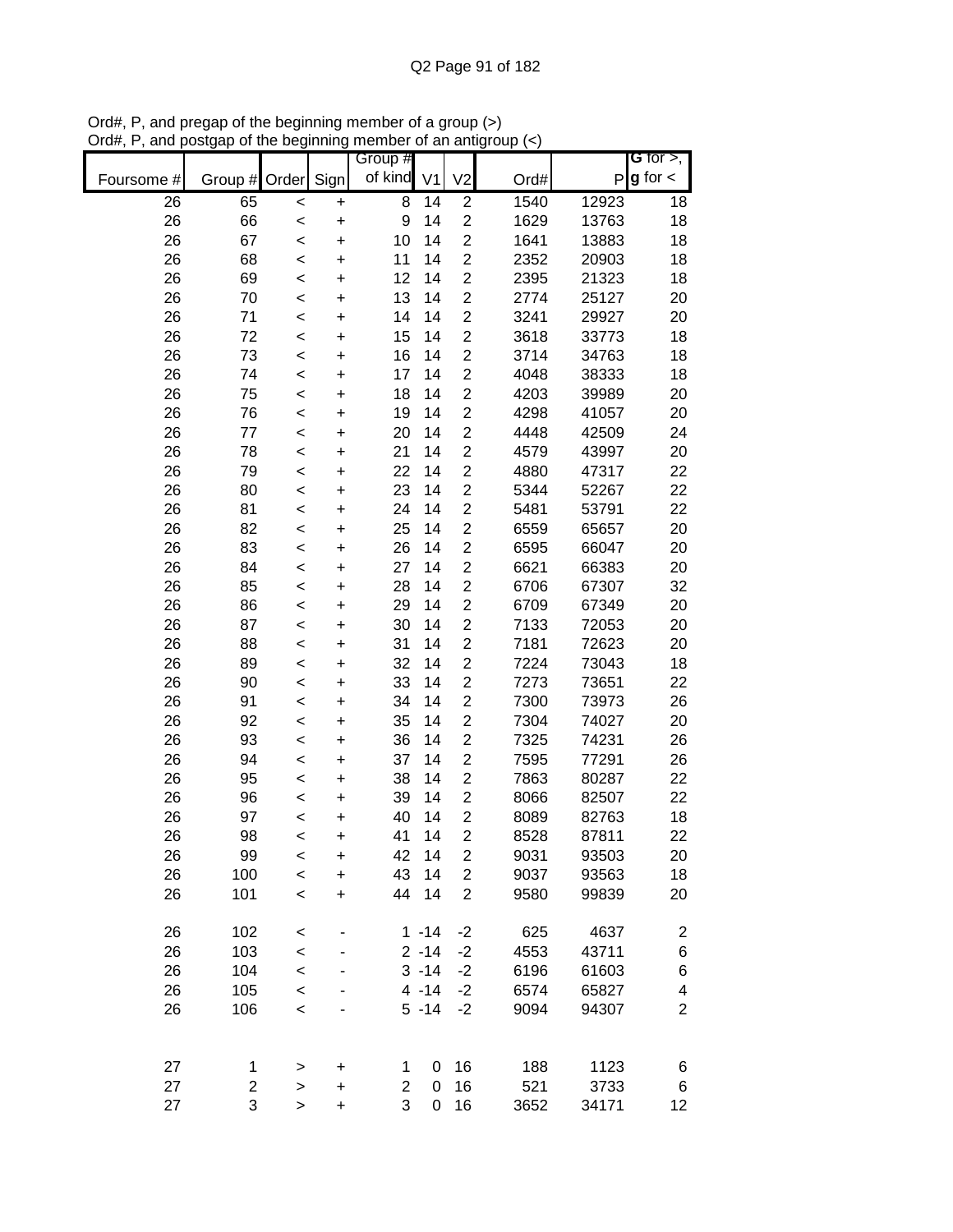Ord#, P, and pregap of the beginning member of a group (>)
Ord#, P, and postgap of the beginning member of an antigroup (<)

| Foursome # | Group # | Order | Sign | Group # of kind | V1 | V2 | Ord# | P | G for >, g for < |
|---|---|---|---|---|---|---|---|---|---|
| 26 | 65 | < | + | 8 | 14 | 2 | 1540 | 12923 | 18 |
| 26 | 66 | < | + | 9 | 14 | 2 | 1629 | 13763 | 18 |
| 26 | 67 | < | + | 10 | 14 | 2 | 1641 | 13883 | 18 |
| 26 | 68 | < | + | 11 | 14 | 2 | 2352 | 20903 | 18 |
| 26 | 69 | < | + | 12 | 14 | 2 | 2395 | 21323 | 18 |
| 26 | 70 | < | + | 13 | 14 | 2 | 2774 | 25127 | 20 |
| 26 | 71 | < | + | 14 | 14 | 2 | 3241 | 29927 | 20 |
| 26 | 72 | < | + | 15 | 14 | 2 | 3618 | 33773 | 18 |
| 26 | 73 | < | + | 16 | 14 | 2 | 3714 | 34763 | 18 |
| 26 | 74 | < | + | 17 | 14 | 2 | 4048 | 38333 | 18 |
| 26 | 75 | < | + | 18 | 14 | 2 | 4203 | 39989 | 20 |
| 26 | 76 | < | + | 19 | 14 | 2 | 4298 | 41057 | 20 |
| 26 | 77 | < | + | 20 | 14 | 2 | 4448 | 42509 | 24 |
| 26 | 78 | < | + | 21 | 14 | 2 | 4579 | 43997 | 20 |
| 26 | 79 | < | + | 22 | 14 | 2 | 4880 | 47317 | 22 |
| 26 | 80 | < | + | 23 | 14 | 2 | 5344 | 52267 | 22 |
| 26 | 81 | < | + | 24 | 14 | 2 | 5481 | 53791 | 22 |
| 26 | 82 | < | + | 25 | 14 | 2 | 6559 | 65657 | 20 |
| 26 | 83 | < | + | 26 | 14 | 2 | 6595 | 66047 | 20 |
| 26 | 84 | < | + | 27 | 14 | 2 | 6621 | 66383 | 20 |
| 26 | 85 | < | + | 28 | 14 | 2 | 6706 | 67307 | 32 |
| 26 | 86 | < | + | 29 | 14 | 2 | 6709 | 67349 | 20 |
| 26 | 87 | < | + | 30 | 14 | 2 | 7133 | 72053 | 20 |
| 26 | 88 | < | + | 31 | 14 | 2 | 7181 | 72623 | 20 |
| 26 | 89 | < | + | 32 | 14 | 2 | 7224 | 73043 | 18 |
| 26 | 90 | < | + | 33 | 14 | 2 | 7273 | 73651 | 22 |
| 26 | 91 | < | + | 34 | 14 | 2 | 7300 | 73973 | 26 |
| 26 | 92 | < | + | 35 | 14 | 2 | 7304 | 74027 | 20 |
| 26 | 93 | < | + | 36 | 14 | 2 | 7325 | 74231 | 26 |
| 26 | 94 | < | + | 37 | 14 | 2 | 7595 | 77291 | 26 |
| 26 | 95 | < | + | 38 | 14 | 2 | 7863 | 80287 | 22 |
| 26 | 96 | < | + | 39 | 14 | 2 | 8066 | 82507 | 22 |
| 26 | 97 | < | + | 40 | 14 | 2 | 8089 | 82763 | 18 |
| 26 | 98 | < | + | 41 | 14 | 2 | 8528 | 87811 | 22 |
| 26 | 99 | < | + | 42 | 14 | 2 | 9031 | 93503 | 20 |
| 26 | 100 | < | + | 43 | 14 | 2 | 9037 | 93563 | 18 |
| 26 | 101 | < | + | 44 | 14 | 2 | 9580 | 99839 | 20 |
| | | | | | | | | | |
| 26 | 102 | < | - | 1 | -14 | -2 | 625 | 4637 | 2 |
| 26 | 103 | < | - | 2 | -14 | -2 | 4553 | 43711 | 6 |
| 26 | 104 | < | - | 3 | -14 | -2 | 6196 | 61603 | 6 |
| 26 | 105 | < | - | 4 | -14 | -2 | 6574 | 65827 | 4 |
| 26 | 106 | < | - | 5 | -14 | -2 | 9094 | 94307 | 2 |
| | | | | | | | | | |
| 27 | 1 | > | + | 1 | 0 | 16 | 188 | 1123 | 6 |
| 27 | 2 | > | + | 2 | 0 | 16 | 521 | 3733 | 6 |
| 27 | 3 | > | + | 3 | 0 | 16 | 3652 | 34171 | 12 |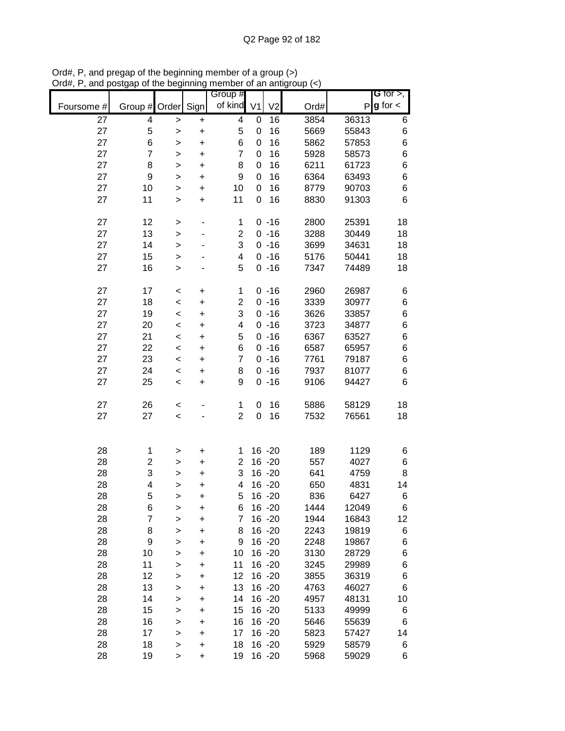Ord#, P, and pregap of the beginning member of a group (>)
Ord#, P, and postgap of the beginning member of an antigroup (<)

| Foursome # | Group # | Order | Sign | Group # of kind | V1 | V2 | Ord# | P | G for >, g for < |
|---|---|---|---|---|---|---|---|---|---|
| 27 | 4 | > | + | 4 | 0 | 16 | 3854 | 36313 | 6 |
| 27 | 5 | > | + | 5 | 0 | 16 | 5669 | 55843 | 6 |
| 27 | 6 | > | + | 6 | 0 | 16 | 5862 | 57853 | 6 |
| 27 | 7 | > | + | 7 | 0 | 16 | 5928 | 58573 | 6 |
| 27 | 8 | > | + | 8 | 0 | 16 | 6211 | 61723 | 6 |
| 27 | 9 | > | + | 9 | 0 | 16 | 6364 | 63493 | 6 |
| 27 | 10 | > | + | 10 | 0 | 16 | 8779 | 90703 | 6 |
| 27 | 11 | > | + | 11 | 0 | 16 | 8830 | 91303 | 6 |
| | | | | | | | | | |
| 27 | 12 | > | - | 1 | 0 | -16 | 2800 | 25391 | 18 |
| 27 | 13 | > | - | 2 | 0 | -16 | 3288 | 30449 | 18 |
| 27 | 14 | > | - | 3 | 0 | -16 | 3699 | 34631 | 18 |
| 27 | 15 | > | - | 4 | 0 | -16 | 5176 | 50441 | 18 |
| 27 | 16 | > | - | 5 | 0 | -16 | 7347 | 74489 | 18 |
| | | | | | | | | | |
| 27 | 17 | < | + | 1 | 0 | -16 | 2960 | 26987 | 6 |
| 27 | 18 | < | + | 2 | 0 | -16 | 3339 | 30977 | 6 |
| 27 | 19 | < | + | 3 | 0 | -16 | 3626 | 33857 | 6 |
| 27 | 20 | < | + | 4 | 0 | -16 | 3723 | 34877 | 6 |
| 27 | 21 | < | + | 5 | 0 | -16 | 6367 | 63527 | 6 |
| 27 | 22 | < | + | 6 | 0 | -16 | 6587 | 65957 | 6 |
| 27 | 23 | < | + | 7 | 0 | -16 | 7761 | 79187 | 6 |
| 27 | 24 | < | + | 8 | 0 | -16 | 7937 | 81077 | 6 |
| 27 | 25 | < | + | 9 | 0 | -16 | 9106 | 94427 | 6 |
| | | | | | | | | | |
| 27 | 26 | < | - | 1 | 0 | 16 | 5886 | 58129 | 18 |
| 27 | 27 | < | - | 2 | 0 | 16 | 7532 | 76561 | 18 |
| | | | | | | | | | |
| 28 | 1 | > | + | 1 | 16 | -20 | 189 | 1129 | 6 |
| 28 | 2 | > | + | 2 | 16 | -20 | 557 | 4027 | 6 |
| 28 | 3 | > | + | 3 | 16 | -20 | 641 | 4759 | 8 |
| 28 | 4 | > | + | 4 | 16 | -20 | 650 | 4831 | 14 |
| 28 | 5 | > | + | 5 | 16 | -20 | 836 | 6427 | 6 |
| 28 | 6 | > | + | 6 | 16 | -20 | 1444 | 12049 | 6 |
| 28 | 7 | > | + | 7 | 16 | -20 | 1944 | 16843 | 12 |
| 28 | 8 | > | + | 8 | 16 | -20 | 2243 | 19819 | 6 |
| 28 | 9 | > | + | 9 | 16 | -20 | 2248 | 19867 | 6 |
| 28 | 10 | > | + | 10 | 16 | -20 | 3130 | 28729 | 6 |
| 28 | 11 | > | + | 11 | 16 | -20 | 3245 | 29989 | 6 |
| 28 | 12 | > | + | 12 | 16 | -20 | 3855 | 36319 | 6 |
| 28 | 13 | > | + | 13 | 16 | -20 | 4763 | 46027 | 6 |
| 28 | 14 | > | + | 14 | 16 | -20 | 4957 | 48131 | 10 |
| 28 | 15 | > | + | 15 | 16 | -20 | 5133 | 49999 | 6 |
| 28 | 16 | > | + | 16 | 16 | -20 | 5646 | 55639 | 6 |
| 28 | 17 | > | + | 17 | 16 | -20 | 5823 | 57427 | 14 |
| 28 | 18 | > | + | 18 | 16 | -20 | 5929 | 58579 | 6 |
| 28 | 19 | > | + | 19 | 16 | -20 | 5968 | 59029 | 6 |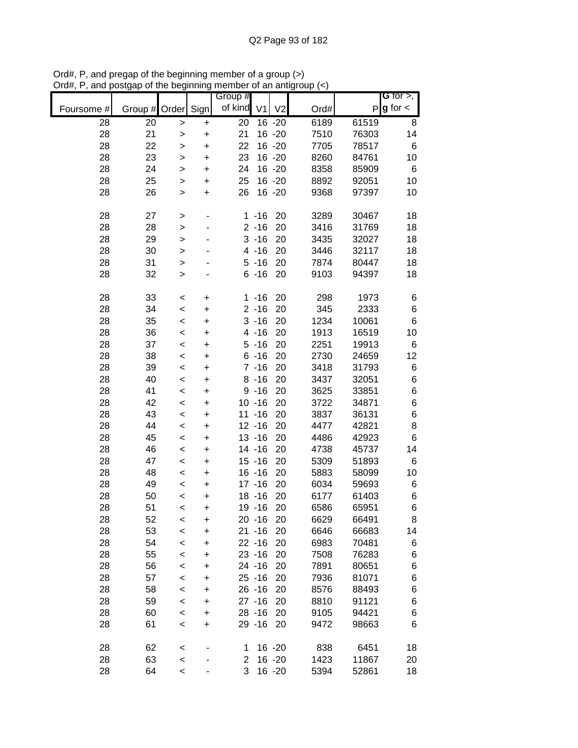Ord#, P, and pregap of the beginning member of a group (>)
Ord#, P, and postgap of the beginning member of an antigroup (<)

| Foursome # | Group # | Order | Sign | Group # of kind | V1 | V2 | Ord# | P | G for >, g for < |
|---|---|---|---|---|---|---|---|---|---|
| 28 | 20 | > | + | 20 | 16 | -20 | 6189 | 61519 | 8 |
| 28 | 21 | > | + | 21 | 16 | -20 | 7510 | 76303 | 14 |
| 28 | 22 | > | + | 22 | 16 | -20 | 7705 | 78517 | 6 |
| 28 | 23 | > | + | 23 | 16 | -20 | 8260 | 84761 | 10 |
| 28 | 24 | > | + | 24 | 16 | -20 | 8358 | 85909 | 6 |
| 28 | 25 | > | + | 25 | 16 | -20 | 8892 | 92051 | 10 |
| 28 | 26 | > | + | 26 | 16 | -20 | 9368 | 97397 | 10 |
| | | | | | | | | | |
| 28 | 27 | > | - | 1 | -16 | 20 | 3289 | 30467 | 18 |
| 28 | 28 | > | - | 2 | -16 | 20 | 3416 | 31769 | 18 |
| 28 | 29 | > | - | 3 | -16 | 20 | 3435 | 32027 | 18 |
| 28 | 30 | > | - | 4 | -16 | 20 | 3446 | 32117 | 18 |
| 28 | 31 | > | - | 5 | -16 | 20 | 7874 | 80447 | 18 |
| 28 | 32 | > | - | 6 | -16 | 20 | 9103 | 94397 | 18 |
| | | | | | | | | | |
| 28 | 33 | < | + | 1 | -16 | 20 | 298 | 1973 | 6 |
| 28 | 34 | < | + | 2 | -16 | 20 | 345 | 2333 | 6 |
| 28 | 35 | < | + | 3 | -16 | 20 | 1234 | 10061 | 6 |
| 28 | 36 | < | + | 4 | -16 | 20 | 1913 | 16519 | 10 |
| 28 | 37 | < | + | 5 | -16 | 20 | 2251 | 19913 | 6 |
| 28 | 38 | < | + | 6 | -16 | 20 | 2730 | 24659 | 12 |
| 28 | 39 | < | + | 7 | -16 | 20 | 3418 | 31793 | 6 |
| 28 | 40 | < | + | 8 | -16 | 20 | 3437 | 32051 | 6 |
| 28 | 41 | < | + | 9 | -16 | 20 | 3625 | 33851 | 6 |
| 28 | 42 | < | + | 10 | -16 | 20 | 3722 | 34871 | 6 |
| 28 | 43 | < | + | 11 | -16 | 20 | 3837 | 36131 | 6 |
| 28 | 44 | < | + | 12 | -16 | 20 | 4477 | 42821 | 8 |
| 28 | 45 | < | + | 13 | -16 | 20 | 4486 | 42923 | 6 |
| 28 | 46 | < | + | 14 | -16 | 20 | 4738 | 45737 | 14 |
| 28 | 47 | < | + | 15 | -16 | 20 | 5309 | 51893 | 6 |
| 28 | 48 | < | + | 16 | -16 | 20 | 5883 | 58099 | 10 |
| 28 | 49 | < | + | 17 | -16 | 20 | 6034 | 59693 | 6 |
| 28 | 50 | < | + | 18 | -16 | 20 | 6177 | 61403 | 6 |
| 28 | 51 | < | + | 19 | -16 | 20 | 6586 | 65951 | 6 |
| 28 | 52 | < | + | 20 | -16 | 20 | 6629 | 66491 | 8 |
| 28 | 53 | < | + | 21 | -16 | 20 | 6646 | 66683 | 14 |
| 28 | 54 | < | + | 22 | -16 | 20 | 6983 | 70481 | 6 |
| 28 | 55 | < | + | 23 | -16 | 20 | 7508 | 76283 | 6 |
| 28 | 56 | < | + | 24 | -16 | 20 | 7891 | 80651 | 6 |
| 28 | 57 | < | + | 25 | -16 | 20 | 7936 | 81071 | 6 |
| 28 | 58 | < | + | 26 | -16 | 20 | 8576 | 88493 | 6 |
| 28 | 59 | < | + | 27 | -16 | 20 | 8810 | 91121 | 6 |
| 28 | 60 | < | + | 28 | -16 | 20 | 9105 | 94421 | 6 |
| 28 | 61 | < | + | 29 | -16 | 20 | 9472 | 98663 | 6 |
| | | | | | | | | | |
| 28 | 62 | < | - | 1 | 16 | -20 | 838 | 6451 | 18 |
| 28 | 63 | < | - | 2 | 16 | -20 | 1423 | 11867 | 20 |
| 28 | 64 | < | - | 3 | 16 | -20 | 5394 | 52861 | 18 |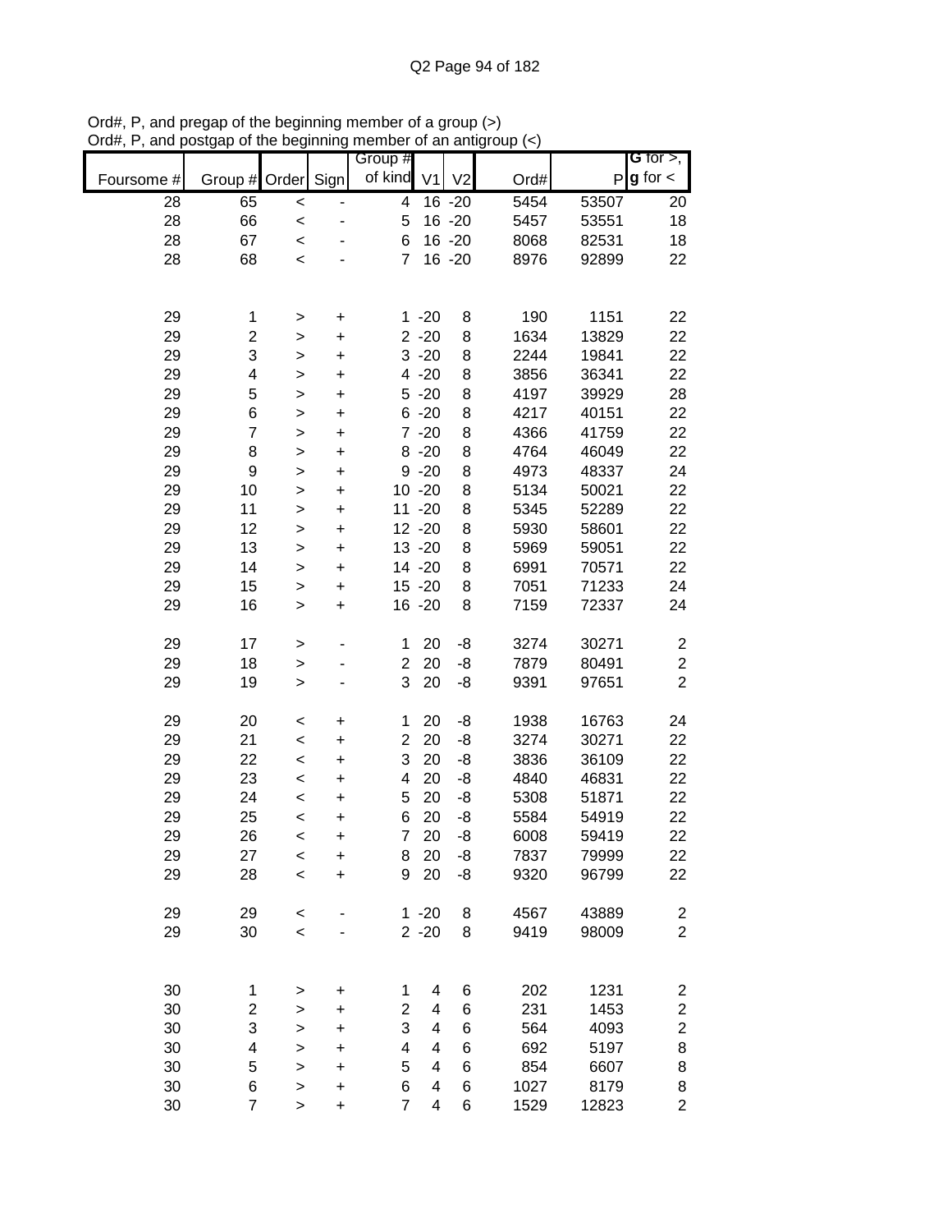Ord#, P, and pregap of the beginning member of a group (>)
Ord#, P, and postgap of the beginning member of an antigroup (<)

| Foursome # | Group # | Order | Sign | Group # of kind | V1 | V2 | Ord# | P | G for >, g for < |
|---|---|---|---|---|---|---|---|---|---|
| 28 | 65 | < | - | 4 | 16 | -20 | 5454 | 53507 | 20 |
| 28 | 66 | < | - | 5 | 16 | -20 | 5457 | 53551 | 18 |
| 28 | 67 | < | - | 6 | 16 | -20 | 8068 | 82531 | 18 |
| 28 | 68 | < | - | 7 | 16 | -20 | 8976 | 92899 | 22 |
| | | | | | | | | | |
| 29 | 1 | > | + | 1 | -20 | 8 | 190 | 1151 | 22 |
| 29 | 2 | > | + | 2 | -20 | 8 | 1634 | 13829 | 22 |
| 29 | 3 | > | + | 3 | -20 | 8 | 2244 | 19841 | 22 |
| 29 | 4 | > | + | 4 | -20 | 8 | 3856 | 36341 | 22 |
| 29 | 5 | > | + | 5 | -20 | 8 | 4197 | 39929 | 28 |
| 29 | 6 | > | + | 6 | -20 | 8 | 4217 | 40151 | 22 |
| 29 | 7 | > | + | 7 | -20 | 8 | 4366 | 41759 | 22 |
| 29 | 8 | > | + | 8 | -20 | 8 | 4764 | 46049 | 22 |
| 29 | 9 | > | + | 9 | -20 | 8 | 4973 | 48337 | 24 |
| 29 | 10 | > | + | 10 | -20 | 8 | 5134 | 50021 | 22 |
| 29 | 11 | > | + | 11 | -20 | 8 | 5345 | 52289 | 22 |
| 29 | 12 | > | + | 12 | -20 | 8 | 5930 | 58601 | 22 |
| 29 | 13 | > | + | 13 | -20 | 8 | 5969 | 59051 | 22 |
| 29 | 14 | > | + | 14 | -20 | 8 | 6991 | 70571 | 22 |
| 29 | 15 | > | + | 15 | -20 | 8 | 7051 | 71233 | 24 |
| 29 | 16 | > | + | 16 | -20 | 8 | 7159 | 72337 | 24 |
| | | | | | | | | | |
| 29 | 17 | > | - | 1 | 20 | -8 | 3274 | 30271 | 2 |
| 29 | 18 | > | - | 2 | 20 | -8 | 7879 | 80491 | 2 |
| 29 | 19 | > | - | 3 | 20 | -8 | 9391 | 97651 | 2 |
| | | | | | | | | | |
| 29 | 20 | < | + | 1 | 20 | -8 | 1938 | 16763 | 24 |
| 29 | 21 | < | + | 2 | 20 | -8 | 3274 | 30271 | 22 |
| 29 | 22 | < | + | 3 | 20 | -8 | 3836 | 36109 | 22 |
| 29 | 23 | < | + | 4 | 20 | -8 | 4840 | 46831 | 22 |
| 29 | 24 | < | + | 5 | 20 | -8 | 5308 | 51871 | 22 |
| 29 | 25 | < | + | 6 | 20 | -8 | 5584 | 54919 | 22 |
| 29 | 26 | < | + | 7 | 20 | -8 | 6008 | 59419 | 22 |
| 29 | 27 | < | + | 8 | 20 | -8 | 7837 | 79999 | 22 |
| 29 | 28 | < | + | 9 | 20 | -8 | 9320 | 96799 | 22 |
| | | | | | | | | | |
| 29 | 29 | < | - | 1 | -20 | 8 | 4567 | 43889 | 2 |
| 29 | 30 | < | - | 2 | -20 | 8 | 9419 | 98009 | 2 |
| | | | | | | | | | |
| 30 | 1 | > | + | 1 | 4 | 6 | 202 | 1231 | 2 |
| 30 | 2 | > | + | 2 | 4 | 6 | 231 | 1453 | 2 |
| 30 | 3 | > | + | 3 | 4 | 6 | 564 | 4093 | 2 |
| 30 | 4 | > | + | 4 | 4 | 6 | 692 | 5197 | 8 |
| 30 | 5 | > | + | 5 | 4 | 6 | 854 | 6607 | 8 |
| 30 | 6 | > | + | 6 | 4 | 6 | 1027 | 8179 | 8 |
| 30 | 7 | > | + | 7 | 4 | 6 | 1529 | 12823 | 2 |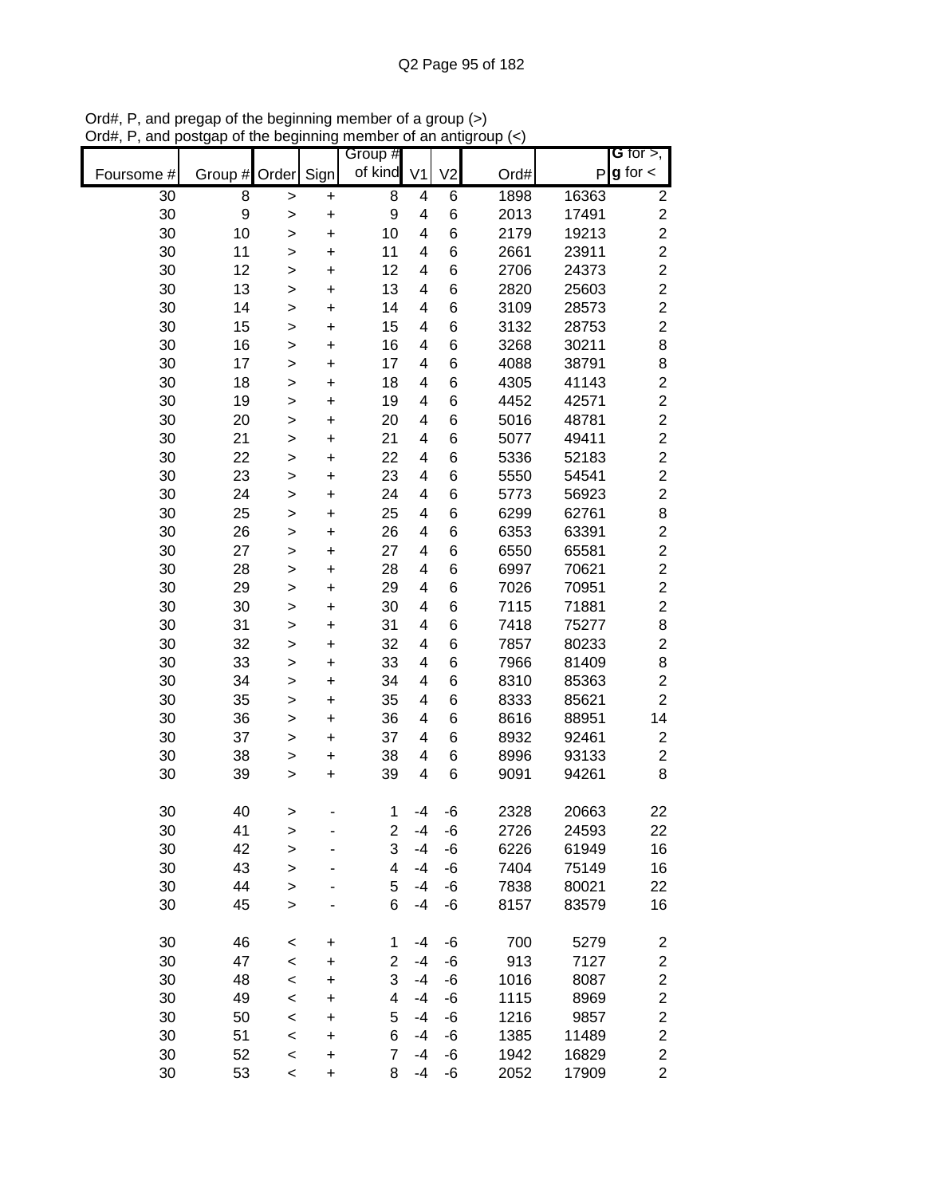Ord#, P, and pregap of the beginning member of a group (>)
Ord#, P, and postgap of the beginning member of an antigroup (<)

| Foursome # | Group # | Order | Sign | Group # of kind | V1 | V2 | Ord# | P | G for >, g for < |
|---|---|---|---|---|---|---|---|---|---|
| 30 | 8 | > | + | 8 | 4 | 6 | 1898 | 16363 | 2 |
| 30 | 9 | > | + | 9 | 4 | 6 | 2013 | 17491 | 2 |
| 30 | 10 | > | + | 10 | 4 | 6 | 2179 | 19213 | 2 |
| 30 | 11 | > | + | 11 | 4 | 6 | 2661 | 23911 | 2 |
| 30 | 12 | > | + | 12 | 4 | 6 | 2706 | 24373 | 2 |
| 30 | 13 | > | + | 13 | 4 | 6 | 2820 | 25603 | 2 |
| 30 | 14 | > | + | 14 | 4 | 6 | 3109 | 28573 | 2 |
| 30 | 15 | > | + | 15 | 4 | 6 | 3132 | 28753 | 2 |
| 30 | 16 | > | + | 16 | 4 | 6 | 3268 | 30211 | 8 |
| 30 | 17 | > | + | 17 | 4 | 6 | 4088 | 38791 | 8 |
| 30 | 18 | > | + | 18 | 4 | 6 | 4305 | 41143 | 2 |
| 30 | 19 | > | + | 19 | 4 | 6 | 4452 | 42571 | 2 |
| 30 | 20 | > | + | 20 | 4 | 6 | 5016 | 48781 | 2 |
| 30 | 21 | > | + | 21 | 4 | 6 | 5077 | 49411 | 2 |
| 30 | 22 | > | + | 22 | 4 | 6 | 5336 | 52183 | 2 |
| 30 | 23 | > | + | 23 | 4 | 6 | 5550 | 54541 | 2 |
| 30 | 24 | > | + | 24 | 4 | 6 | 5773 | 56923 | 2 |
| 30 | 25 | > | + | 25 | 4 | 6 | 6299 | 62761 | 8 |
| 30 | 26 | > | + | 26 | 4 | 6 | 6353 | 63391 | 2 |
| 30 | 27 | > | + | 27 | 4 | 6 | 6550 | 65581 | 2 |
| 30 | 28 | > | + | 28 | 4 | 6 | 6997 | 70621 | 2 |
| 30 | 29 | > | + | 29 | 4 | 6 | 7026 | 70951 | 2 |
| 30 | 30 | > | + | 30 | 4 | 6 | 7115 | 71881 | 2 |
| 30 | 31 | > | + | 31 | 4 | 6 | 7418 | 75277 | 8 |
| 30 | 32 | > | + | 32 | 4 | 6 | 7857 | 80233 | 2 |
| 30 | 33 | > | + | 33 | 4 | 6 | 7966 | 81409 | 8 |
| 30 | 34 | > | + | 34 | 4 | 6 | 8310 | 85363 | 2 |
| 30 | 35 | > | + | 35 | 4 | 6 | 8333 | 85621 | 2 |
| 30 | 36 | > | + | 36 | 4 | 6 | 8616 | 88951 | 14 |
| 30 | 37 | > | + | 37 | 4 | 6 | 8932 | 92461 | 2 |
| 30 | 38 | > | + | 38 | 4 | 6 | 8996 | 93133 | 2 |
| 30 | 39 | > | + | 39 | 4 | 6 | 9091 | 94261 | 8 |
| | | | | | | | | | |
| 30 | 40 | > | - | 1 | -4 | -6 | 2328 | 20663 | 22 |
| 30 | 41 | > | - | 2 | -4 | -6 | 2726 | 24593 | 22 |
| 30 | 42 | > | - | 3 | -4 | -6 | 6226 | 61949 | 16 |
| 30 | 43 | > | - | 4 | -4 | -6 | 7404 | 75149 | 16 |
| 30 | 44 | > | - | 5 | -4 | -6 | 7838 | 80021 | 22 |
| 30 | 45 | > | - | 6 | -4 | -6 | 8157 | 83579 | 16 |
| | | | | | | | | | |
| 30 | 46 | < | + | 1 | -4 | -6 | 700 | 5279 | 2 |
| 30 | 47 | < | + | 2 | -4 | -6 | 913 | 7127 | 2 |
| 30 | 48 | < | + | 3 | -4 | -6 | 1016 | 8087 | 2 |
| 30 | 49 | < | + | 4 | -4 | -6 | 1115 | 8969 | 2 |
| 30 | 50 | < | + | 5 | -4 | -6 | 1216 | 9857 | 2 |
| 30 | 51 | < | + | 6 | -4 | -6 | 1385 | 11489 | 2 |
| 30 | 52 | < | + | 7 | -4 | -6 | 1942 | 16829 | 2 |
| 30 | 53 | < | + | 8 | -4 | -6 | 2052 | 17909 | 2 |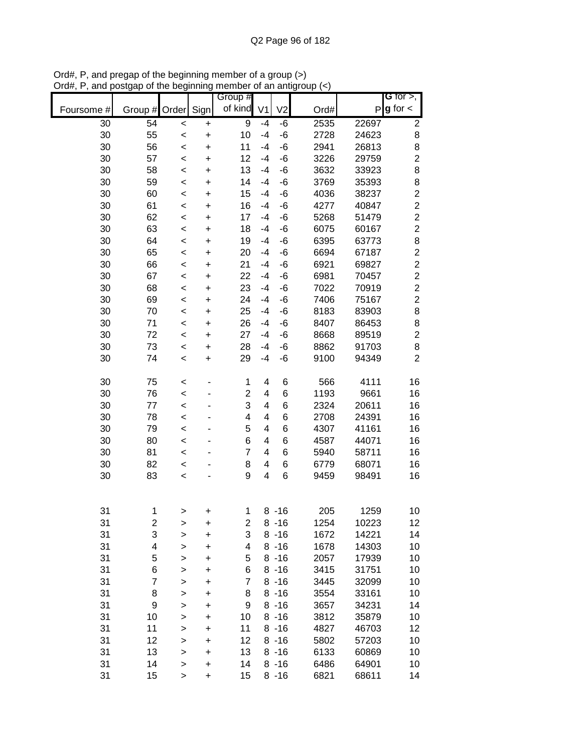Ord#, P, and pregap of the beginning member of a group (>)
Ord#, P, and postgap of the beginning member of an antigroup (<)

| Foursome # | Group # | Order | Sign | Group # of kind | V1 | V2 | Ord# | P | G for >, g for < |
|---|---|---|---|---|---|---|---|---|---|
| 30 | 54 | < | + | 9 | -4 | -6 | 2535 | 22697 | 2 |
| 30 | 55 | < | + | 10 | -4 | -6 | 2728 | 24623 | 8 |
| 30 | 56 | < | + | 11 | -4 | -6 | 2941 | 26813 | 8 |
| 30 | 57 | < | + | 12 | -4 | -6 | 3226 | 29759 | 2 |
| 30 | 58 | < | + | 13 | -4 | -6 | 3632 | 33923 | 8 |
| 30 | 59 | < | + | 14 | -4 | -6 | 3769 | 35393 | 8 |
| 30 | 60 | < | + | 15 | -4 | -6 | 4036 | 38237 | 2 |
| 30 | 61 | < | + | 16 | -4 | -6 | 4277 | 40847 | 2 |
| 30 | 62 | < | + | 17 | -4 | -6 | 5268 | 51479 | 2 |
| 30 | 63 | < | + | 18 | -4 | -6 | 6075 | 60167 | 2 |
| 30 | 64 | < | + | 19 | -4 | -6 | 6395 | 63773 | 8 |
| 30 | 65 | < | + | 20 | -4 | -6 | 6694 | 67187 | 2 |
| 30 | 66 | < | + | 21 | -4 | -6 | 6921 | 69827 | 2 |
| 30 | 67 | < | + | 22 | -4 | -6 | 6981 | 70457 | 2 |
| 30 | 68 | < | + | 23 | -4 | -6 | 7022 | 70919 | 2 |
| 30 | 69 | < | + | 24 | -4 | -6 | 7406 | 75167 | 2 |
| 30 | 70 | < | + | 25 | -4 | -6 | 8183 | 83903 | 8 |
| 30 | 71 | < | + | 26 | -4 | -6 | 8407 | 86453 | 8 |
| 30 | 72 | < | + | 27 | -4 | -6 | 8668 | 89519 | 2 |
| 30 | 73 | < | + | 28 | -4 | -6 | 8862 | 91703 | 8 |
| 30 | 74 | < | + | 29 | -4 | -6 | 9100 | 94349 | 2 |
| | | | | | | | | | |
| 30 | 75 | < | - | 1 | 4 | 6 | 566 | 4111 | 16 |
| 30 | 76 | < | - | 2 | 4 | 6 | 1193 | 9661 | 16 |
| 30 | 77 | < | - | 3 | 4 | 6 | 2324 | 20611 | 16 |
| 30 | 78 | < | - | 4 | 4 | 6 | 2708 | 24391 | 16 |
| 30 | 79 | < | - | 5 | 4 | 6 | 4307 | 41161 | 16 |
| 30 | 80 | < | - | 6 | 4 | 6 | 4587 | 44071 | 16 |
| 30 | 81 | < | - | 7 | 4 | 6 | 5940 | 58711 | 16 |
| 30 | 82 | < | - | 8 | 4 | 6 | 6779 | 68071 | 16 |
| 30 | 83 | < | - | 9 | 4 | 6 | 9459 | 98491 | 16 |
| | | | | | | | | | |
| 31 | 1 | > | + | 1 | 8 | -16 | 205 | 1259 | 10 |
| 31 | 2 | > | + | 2 | 8 | -16 | 1254 | 10223 | 12 |
| 31 | 3 | > | + | 3 | 8 | -16 | 1672 | 14221 | 14 |
| 31 | 4 | > | + | 4 | 8 | -16 | 1678 | 14303 | 10 |
| 31 | 5 | > | + | 5 | 8 | -16 | 2057 | 17939 | 10 |
| 31 | 6 | > | + | 6 | 8 | -16 | 3415 | 31751 | 10 |
| 31 | 7 | > | + | 7 | 8 | -16 | 3445 | 32099 | 10 |
| 31 | 8 | > | + | 8 | 8 | -16 | 3554 | 33161 | 10 |
| 31 | 9 | > | + | 9 | 8 | -16 | 3657 | 34231 | 14 |
| 31 | 10 | > | + | 10 | 8 | -16 | 3812 | 35879 | 10 |
| 31 | 11 | > | + | 11 | 8 | -16 | 4827 | 46703 | 12 |
| 31 | 12 | > | + | 12 | 8 | -16 | 5802 | 57203 | 10 |
| 31 | 13 | > | + | 13 | 8 | -16 | 6133 | 60869 | 10 |
| 31 | 14 | > | + | 14 | 8 | -16 | 6486 | 64901 | 10 |
| 31 | 15 | > | + | 15 | 8 | -16 | 6821 | 68611 | 14 |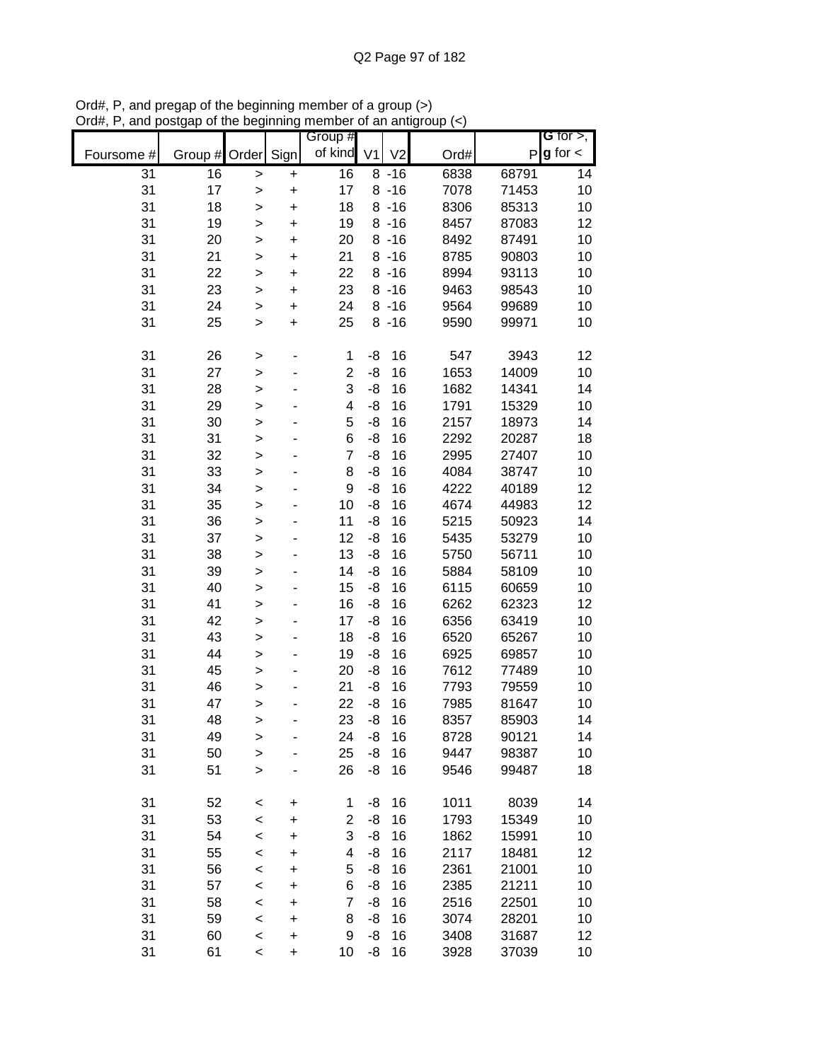Ord#, P, and pregap of the beginning member of a group (>)
Ord#, P, and postgap of the beginning member of an antigroup (<)

| Foursome # | Group # | Order | Sign | Group # of kind | V1 | V2 | Ord# | P | G for >, g for < |
|---|---|---|---|---|---|---|---|---|---|
| 31 | 16 | > | + | 16 | 8 | -16 | 6838 | 68791 | 14 |
| 31 | 17 | > | + | 17 | 8 | -16 | 7078 | 71453 | 10 |
| 31 | 18 | > | + | 18 | 8 | -16 | 8306 | 85313 | 10 |
| 31 | 19 | > | + | 19 | 8 | -16 | 8457 | 87083 | 12 |
| 31 | 20 | > | + | 20 | 8 | -16 | 8492 | 87491 | 10 |
| 31 | 21 | > | + | 21 | 8 | -16 | 8785 | 90803 | 10 |
| 31 | 22 | > | + | 22 | 8 | -16 | 8994 | 93113 | 10 |
| 31 | 23 | > | + | 23 | 8 | -16 | 9463 | 98543 | 10 |
| 31 | 24 | > | + | 24 | 8 | -16 | 9564 | 99689 | 10 |
| 31 | 25 | > | + | 25 | 8 | -16 | 9590 | 99971 | 10 |
| | | | | | | | | | |
| 31 | 26 | > | - | 1 | -8 | 16 | 547 | 3943 | 12 |
| 31 | 27 | > | - | 2 | -8 | 16 | 1653 | 14009 | 10 |
| 31 | 28 | > | - | 3 | -8 | 16 | 1682 | 14341 | 14 |
| 31 | 29 | > | - | 4 | -8 | 16 | 1791 | 15329 | 10 |
| 31 | 30 | > | - | 5 | -8 | 16 | 2157 | 18973 | 14 |
| 31 | 31 | > | - | 6 | -8 | 16 | 2292 | 20287 | 18 |
| 31 | 32 | > | - | 7 | -8 | 16 | 2995 | 27407 | 10 |
| 31 | 33 | > | - | 8 | -8 | 16 | 4084 | 38747 | 10 |
| 31 | 34 | > | - | 9 | -8 | 16 | 4222 | 40189 | 12 |
| 31 | 35 | > | - | 10 | -8 | 16 | 4674 | 44983 | 12 |
| 31 | 36 | > | - | 11 | -8 | 16 | 5215 | 50923 | 14 |
| 31 | 37 | > | - | 12 | -8 | 16 | 5435 | 53279 | 10 |
| 31 | 38 | > | - | 13 | -8 | 16 | 5750 | 56711 | 10 |
| 31 | 39 | > | - | 14 | -8 | 16 | 5884 | 58109 | 10 |
| 31 | 40 | > | - | 15 | -8 | 16 | 6115 | 60659 | 10 |
| 31 | 41 | > | - | 16 | -8 | 16 | 6262 | 62323 | 12 |
| 31 | 42 | > | - | 17 | -8 | 16 | 6356 | 63419 | 10 |
| 31 | 43 | > | - | 18 | -8 | 16 | 6520 | 65267 | 10 |
| 31 | 44 | > | - | 19 | -8 | 16 | 6925 | 69857 | 10 |
| 31 | 45 | > | - | 20 | -8 | 16 | 7612 | 77489 | 10 |
| 31 | 46 | > | - | 21 | -8 | 16 | 7793 | 79559 | 10 |
| 31 | 47 | > | - | 22 | -8 | 16 | 7985 | 81647 | 10 |
| 31 | 48 | > | - | 23 | -8 | 16 | 8357 | 85903 | 14 |
| 31 | 49 | > | - | 24 | -8 | 16 | 8728 | 90121 | 14 |
| 31 | 50 | > | - | 25 | -8 | 16 | 9447 | 98387 | 10 |
| 31 | 51 | > | - | 26 | -8 | 16 | 9546 | 99487 | 18 |
| | | | | | | | | | |
| 31 | 52 | < | + | 1 | -8 | 16 | 1011 | 8039 | 14 |
| 31 | 53 | < | + | 2 | -8 | 16 | 1793 | 15349 | 10 |
| 31 | 54 | < | + | 3 | -8 | 16 | 1862 | 15991 | 10 |
| 31 | 55 | < | + | 4 | -8 | 16 | 2117 | 18481 | 12 |
| 31 | 56 | < | + | 5 | -8 | 16 | 2361 | 21001 | 10 |
| 31 | 57 | < | + | 6 | -8 | 16 | 2385 | 21211 | 10 |
| 31 | 58 | < | + | 7 | -8 | 16 | 2516 | 22501 | 10 |
| 31 | 59 | < | + | 8 | -8 | 16 | 3074 | 28201 | 10 |
| 31 | 60 | < | + | 9 | -8 | 16 | 3408 | 31687 | 12 |
| 31 | 61 | < | + | 10 | -8 | 16 | 3928 | 37039 | 10 |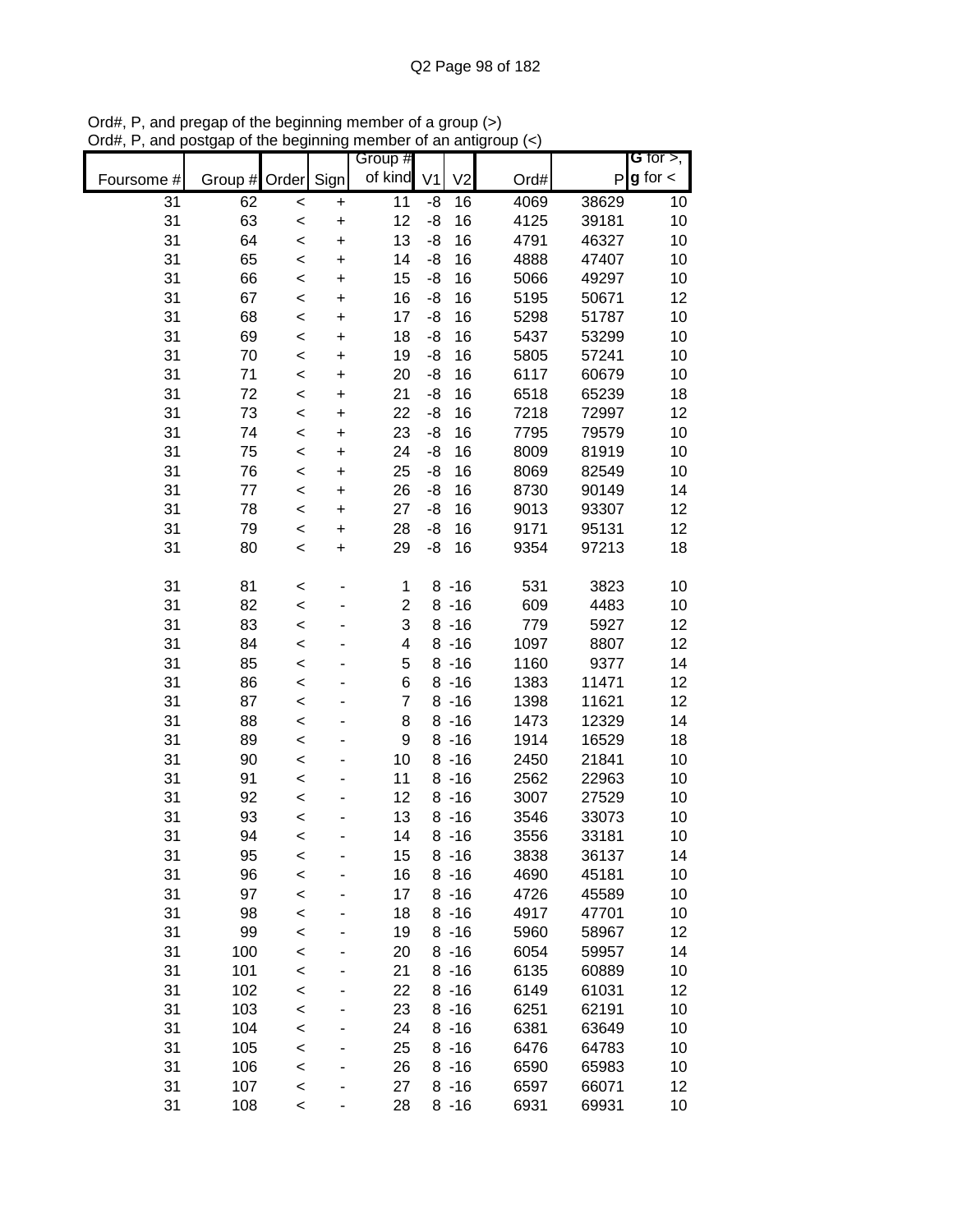Ord#, P, and pregap of the beginning member of a group (>)
Ord#, P, and postgap of the beginning member of an antigroup (<)

| Foursome # | Group # | Order | Sign | Group # of kind | V1 | V2 | Ord# | P | G for >, g for < |
|---|---|---|---|---|---|---|---|---|---|
| 31 | 62 | < | + | 11 | -8 | 16 | 4069 | 38629 | 10 |
| 31 | 63 | < | + | 12 | -8 | 16 | 4125 | 39181 | 10 |
| 31 | 64 | < | + | 13 | -8 | 16 | 4791 | 46327 | 10 |
| 31 | 65 | < | + | 14 | -8 | 16 | 4888 | 47407 | 10 |
| 31 | 66 | < | + | 15 | -8 | 16 | 5066 | 49297 | 10 |
| 31 | 67 | < | + | 16 | -8 | 16 | 5195 | 50671 | 12 |
| 31 | 68 | < | + | 17 | -8 | 16 | 5298 | 51787 | 10 |
| 31 | 69 | < | + | 18 | -8 | 16 | 5437 | 53299 | 10 |
| 31 | 70 | < | + | 19 | -8 | 16 | 5805 | 57241 | 10 |
| 31 | 71 | < | + | 20 | -8 | 16 | 6117 | 60679 | 10 |
| 31 | 72 | < | + | 21 | -8 | 16 | 6518 | 65239 | 18 |
| 31 | 73 | < | + | 22 | -8 | 16 | 7218 | 72997 | 12 |
| 31 | 74 | < | + | 23 | -8 | 16 | 7795 | 79579 | 10 |
| 31 | 75 | < | + | 24 | -8 | 16 | 8009 | 81919 | 10 |
| 31 | 76 | < | + | 25 | -8 | 16 | 8069 | 82549 | 10 |
| 31 | 77 | < | + | 26 | -8 | 16 | 8730 | 90149 | 14 |
| 31 | 78 | < | + | 27 | -8 | 16 | 9013 | 93307 | 12 |
| 31 | 79 | < | + | 28 | -8 | 16 | 9171 | 95131 | 12 |
| 31 | 80 | < | + | 29 | -8 | 16 | 9354 | 97213 | 18 |
| | | | | | | | | | |
| 31 | 81 | < | - | 1 | 8 | -16 | 531 | 3823 | 10 |
| 31 | 82 | < | - | 2 | 8 | -16 | 609 | 4483 | 10 |
| 31 | 83 | < | - | 3 | 8 | -16 | 779 | 5927 | 12 |
| 31 | 84 | < | - | 4 | 8 | -16 | 1097 | 8807 | 12 |
| 31 | 85 | < | - | 5 | 8 | -16 | 1160 | 9377 | 14 |
| 31 | 86 | < | - | 6 | 8 | -16 | 1383 | 11471 | 12 |
| 31 | 87 | < | - | 7 | 8 | -16 | 1398 | 11621 | 12 |
| 31 | 88 | < | - | 8 | 8 | -16 | 1473 | 12329 | 14 |
| 31 | 89 | < | - | 9 | 8 | -16 | 1914 | 16529 | 18 |
| 31 | 90 | < | - | 10 | 8 | -16 | 2450 | 21841 | 10 |
| 31 | 91 | < | - | 11 | 8 | -16 | 2562 | 22963 | 10 |
| 31 | 92 | < | - | 12 | 8 | -16 | 3007 | 27529 | 10 |
| 31 | 93 | < | - | 13 | 8 | -16 | 3546 | 33073 | 10 |
| 31 | 94 | < | - | 14 | 8 | -16 | 3556 | 33181 | 10 |
| 31 | 95 | < | - | 15 | 8 | -16 | 3838 | 36137 | 14 |
| 31 | 96 | < | - | 16 | 8 | -16 | 4690 | 45181 | 10 |
| 31 | 97 | < | - | 17 | 8 | -16 | 4726 | 45589 | 10 |
| 31 | 98 | < | - | 18 | 8 | -16 | 4917 | 47701 | 10 |
| 31 | 99 | < | - | 19 | 8 | -16 | 5960 | 58967 | 12 |
| 31 | 100 | < | - | 20 | 8 | -16 | 6054 | 59957 | 14 |
| 31 | 101 | < | - | 21 | 8 | -16 | 6135 | 60889 | 10 |
| 31 | 102 | < | - | 22 | 8 | -16 | 6149 | 61031 | 12 |
| 31 | 103 | < | - | 23 | 8 | -16 | 6251 | 62191 | 10 |
| 31 | 104 | < | - | 24 | 8 | -16 | 6381 | 63649 | 10 |
| 31 | 105 | < | - | 25 | 8 | -16 | 6476 | 64783 | 10 |
| 31 | 106 | < | - | 26 | 8 | -16 | 6590 | 65983 | 10 |
| 31 | 107 | < | - | 27 | 8 | -16 | 6597 | 66071 | 12 |
| 31 | 108 | < | - | 28 | 8 | -16 | 6931 | 69931 | 10 |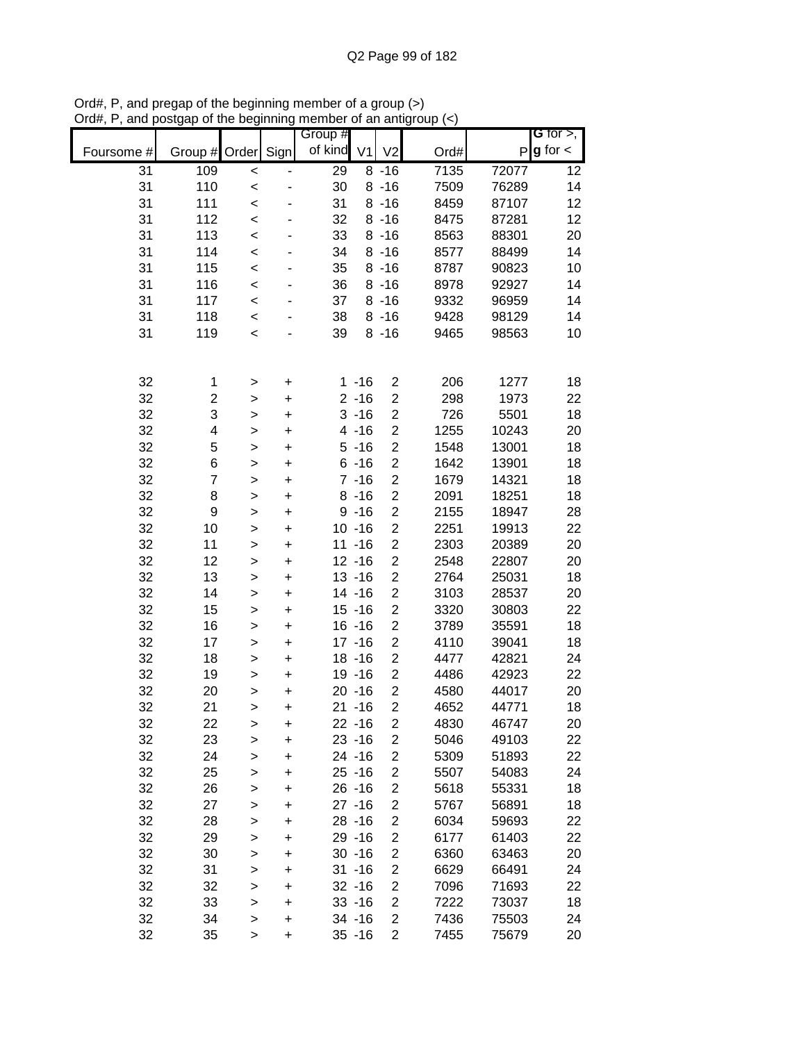Ord#, P, and pregap of the beginning member of a group (>)
Ord#, P, and postgap of the beginning member of an antigroup (<)

| Foursome # | Group # | Order | Sign | Group # of kind | V1 | V2 | Ord# | P | G for >, g for < |
|---|---|---|---|---|---|---|---|---|---|
| 31 | 109 | < | - | 29 | 8 | -16 | 7135 | 72077 | 12 |
| 31 | 110 | < | - | 30 | 8 | -16 | 7509 | 76289 | 14 |
| 31 | 111 | < | - | 31 | 8 | -16 | 8459 | 87107 | 12 |
| 31 | 112 | < | - | 32 | 8 | -16 | 8475 | 87281 | 12 |
| 31 | 113 | < | - | 33 | 8 | -16 | 8563 | 88301 | 20 |
| 31 | 114 | < | - | 34 | 8 | -16 | 8577 | 88499 | 14 |
| 31 | 115 | < | - | 35 | 8 | -16 | 8787 | 90823 | 10 |
| 31 | 116 | < | - | 36 | 8 | -16 | 8978 | 92927 | 14 |
| 31 | 117 | < | - | 37 | 8 | -16 | 9332 | 96959 | 14 |
| 31 | 118 | < | - | 38 | 8 | -16 | 9428 | 98129 | 14 |
| 31 | 119 | < | - | 39 | 8 | -16 | 9465 | 98563 | 10 |
| | | | | | | | | | |
| 32 | 1 | > | + | 1 | -16 | 2 | 206 | 1277 | 18 |
| 32 | 2 | > | + | 2 | -16 | 2 | 298 | 1973 | 22 |
| 32 | 3 | > | + | 3 | -16 | 2 | 726 | 5501 | 18 |
| 32 | 4 | > | + | 4 | -16 | 2 | 1255 | 10243 | 20 |
| 32 | 5 | > | + | 5 | -16 | 2 | 1548 | 13001 | 18 |
| 32 | 6 | > | + | 6 | -16 | 2 | 1642 | 13901 | 18 |
| 32 | 7 | > | + | 7 | -16 | 2 | 1679 | 14321 | 18 |
| 32 | 8 | > | + | 8 | -16 | 2 | 2091 | 18251 | 18 |
| 32 | 9 | > | + | 9 | -16 | 2 | 2155 | 18947 | 28 |
| 32 | 10 | > | + | 10 | -16 | 2 | 2251 | 19913 | 22 |
| 32 | 11 | > | + | 11 | -16 | 2 | 2303 | 20389 | 20 |
| 32 | 12 | > | + | 12 | -16 | 2 | 2548 | 22807 | 20 |
| 32 | 13 | > | + | 13 | -16 | 2 | 2764 | 25031 | 18 |
| 32 | 14 | > | + | 14 | -16 | 2 | 3103 | 28537 | 20 |
| 32 | 15 | > | + | 15 | -16 | 2 | 3320 | 30803 | 22 |
| 32 | 16 | > | + | 16 | -16 | 2 | 3789 | 35591 | 18 |
| 32 | 17 | > | + | 17 | -16 | 2 | 4110 | 39041 | 18 |
| 32 | 18 | > | + | 18 | -16 | 2 | 4477 | 42821 | 24 |
| 32 | 19 | > | + | 19 | -16 | 2 | 4486 | 42923 | 22 |
| 32 | 20 | > | + | 20 | -16 | 2 | 4580 | 44017 | 20 |
| 32 | 21 | > | + | 21 | -16 | 2 | 4652 | 44771 | 18 |
| 32 | 22 | > | + | 22 | -16 | 2 | 4830 | 46747 | 20 |
| 32 | 23 | > | + | 23 | -16 | 2 | 5046 | 49103 | 22 |
| 32 | 24 | > | + | 24 | -16 | 2 | 5309 | 51893 | 22 |
| 32 | 25 | > | + | 25 | -16 | 2 | 5507 | 54083 | 24 |
| 32 | 26 | > | + | 26 | -16 | 2 | 5618 | 55331 | 18 |
| 32 | 27 | > | + | 27 | -16 | 2 | 5767 | 56891 | 18 |
| 32 | 28 | > | + | 28 | -16 | 2 | 6034 | 59693 | 22 |
| 32 | 29 | > | + | 29 | -16 | 2 | 6177 | 61403 | 22 |
| 32 | 30 | > | + | 30 | -16 | 2 | 6360 | 63463 | 20 |
| 32 | 31 | > | + | 31 | -16 | 2 | 6629 | 66491 | 24 |
| 32 | 32 | > | + | 32 | -16 | 2 | 7096 | 71693 | 22 |
| 32 | 33 | > | + | 33 | -16 | 2 | 7222 | 73037 | 18 |
| 32 | 34 | > | + | 34 | -16 | 2 | 7436 | 75503 | 24 |
| 32 | 35 | > | + | 35 | -16 | 2 | 7455 | 75679 | 20 |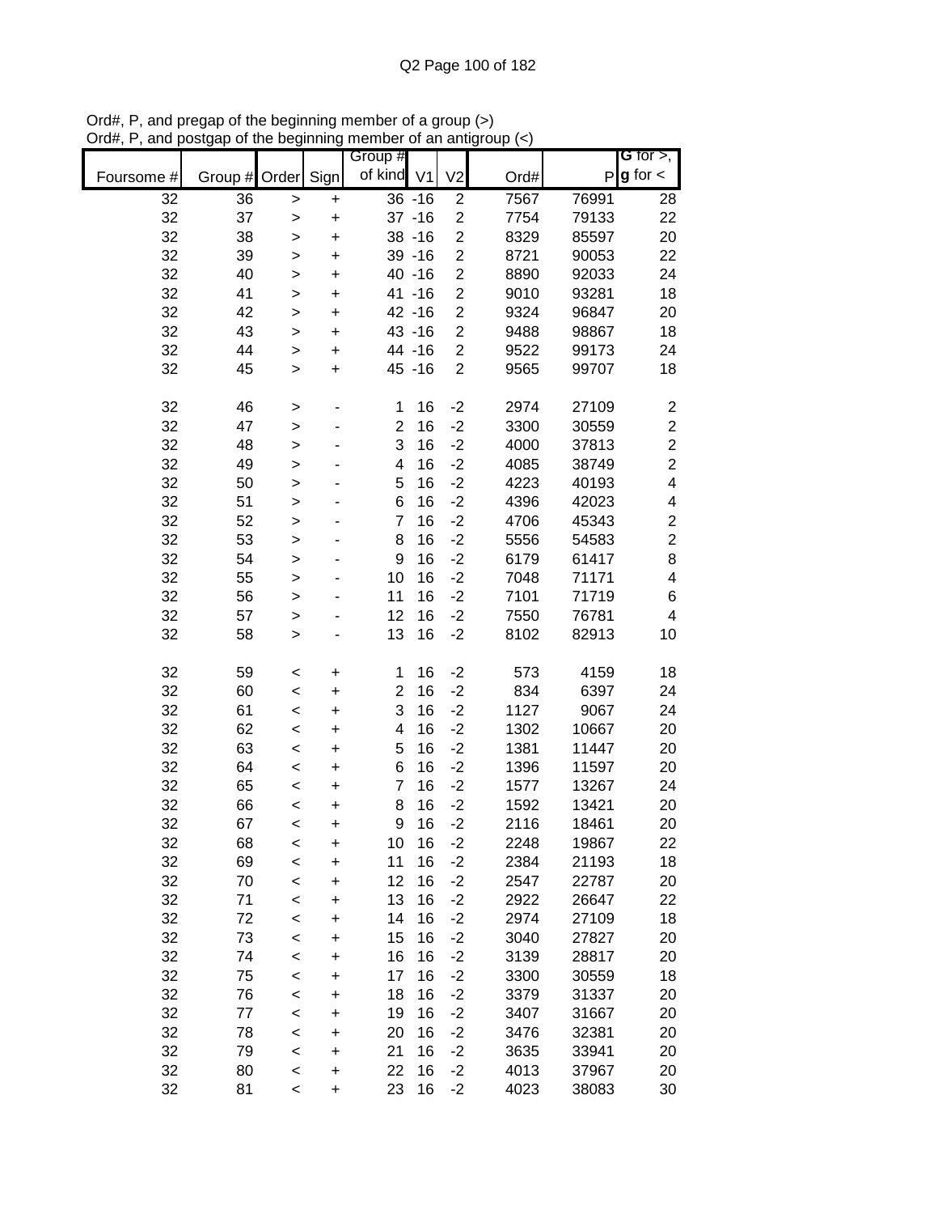Ord#, P, and pregap of the beginning member of a group (>)
Ord#, P, and postgap of the beginning member of an antigroup (<)

| Foursome # | Group # | Order | Sign | Group # of kind | V1 | V2 | Ord# | P | G for >, g for < |
|---|---|---|---|---|---|---|---|---|---|
| 32 | 36 | > | + | 36 | -16 | 2 | 7567 | 76991 | 28 |
| 32 | 37 | > | + | 37 | -16 | 2 | 7754 | 79133 | 22 |
| 32 | 38 | > | + | 38 | -16 | 2 | 8329 | 85597 | 20 |
| 32 | 39 | > | + | 39 | -16 | 2 | 8721 | 90053 | 22 |
| 32 | 40 | > | + | 40 | -16 | 2 | 8890 | 92033 | 24 |
| 32 | 41 | > | + | 41 | -16 | 2 | 9010 | 93281 | 18 |
| 32 | 42 | > | + | 42 | -16 | 2 | 9324 | 96847 | 20 |
| 32 | 43 | > | + | 43 | -16 | 2 | 9488 | 98867 | 18 |
| 32 | 44 | > | + | 44 | -16 | 2 | 9522 | 99173 | 24 |
| 32 | 45 | > | + | 45 | -16 | 2 | 9565 | 99707 | 18 |
| | | | | | | | | | |
| 32 | 46 | > | - | 1 | 16 | -2 | 2974 | 27109 | 2 |
| 32 | 47 | > | - | 2 | 16 | -2 | 3300 | 30559 | 2 |
| 32 | 48 | > | - | 3 | 16 | -2 | 4000 | 37813 | 2 |
| 32 | 49 | > | - | 4 | 16 | -2 | 4085 | 38749 | 2 |
| 32 | 50 | > | - | 5 | 16 | -2 | 4223 | 40193 | 4 |
| 32 | 51 | > | - | 6 | 16 | -2 | 4396 | 42023 | 4 |
| 32 | 52 | > | - | 7 | 16 | -2 | 4706 | 45343 | 2 |
| 32 | 53 | > | - | 8 | 16 | -2 | 5556 | 54583 | 2 |
| 32 | 54 | > | - | 9 | 16 | -2 | 6179 | 61417 | 8 |
| 32 | 55 | > | - | 10 | 16 | -2 | 7048 | 71171 | 4 |
| 32 | 56 | > | - | 11 | 16 | -2 | 7101 | 71719 | 6 |
| 32 | 57 | > | - | 12 | 16 | -2 | 7550 | 76781 | 4 |
| 32 | 58 | > | - | 13 | 16 | -2 | 8102 | 82913 | 10 |
| | | | | | | | | | |
| 32 | 59 | < | + | 1 | 16 | -2 | 573 | 4159 | 18 |
| 32 | 60 | < | + | 2 | 16 | -2 | 834 | 6397 | 24 |
| 32 | 61 | < | + | 3 | 16 | -2 | 1127 | 9067 | 24 |
| 32 | 62 | < | + | 4 | 16 | -2 | 1302 | 10667 | 20 |
| 32 | 63 | < | + | 5 | 16 | -2 | 1381 | 11447 | 20 |
| 32 | 64 | < | + | 6 | 16 | -2 | 1396 | 11597 | 20 |
| 32 | 65 | < | + | 7 | 16 | -2 | 1577 | 13267 | 24 |
| 32 | 66 | < | + | 8 | 16 | -2 | 1592 | 13421 | 20 |
| 32 | 67 | < | + | 9 | 16 | -2 | 2116 | 18461 | 20 |
| 32 | 68 | < | + | 10 | 16 | -2 | 2248 | 19867 | 22 |
| 32 | 69 | < | + | 11 | 16 | -2 | 2384 | 21193 | 18 |
| 32 | 70 | < | + | 12 | 16 | -2 | 2547 | 22787 | 20 |
| 32 | 71 | < | + | 13 | 16 | -2 | 2922 | 26647 | 22 |
| 32 | 72 | < | + | 14 | 16 | -2 | 2974 | 27109 | 18 |
| 32 | 73 | < | + | 15 | 16 | -2 | 3040 | 27827 | 20 |
| 32 | 74 | < | + | 16 | 16 | -2 | 3139 | 28817 | 20 |
| 32 | 75 | < | + | 17 | 16 | -2 | 3300 | 30559 | 18 |
| 32 | 76 | < | + | 18 | 16 | -2 | 3379 | 31337 | 20 |
| 32 | 77 | < | + | 19 | 16 | -2 | 3407 | 31667 | 20 |
| 32 | 78 | < | + | 20 | 16 | -2 | 3476 | 32381 | 20 |
| 32 | 79 | < | + | 21 | 16 | -2 | 3635 | 33941 | 20 |
| 32 | 80 | < | + | 22 | 16 | -2 | 4013 | 37967 | 20 |
| 32 | 81 | < | + | 23 | 16 | -2 | 4023 | 38083 | 30 |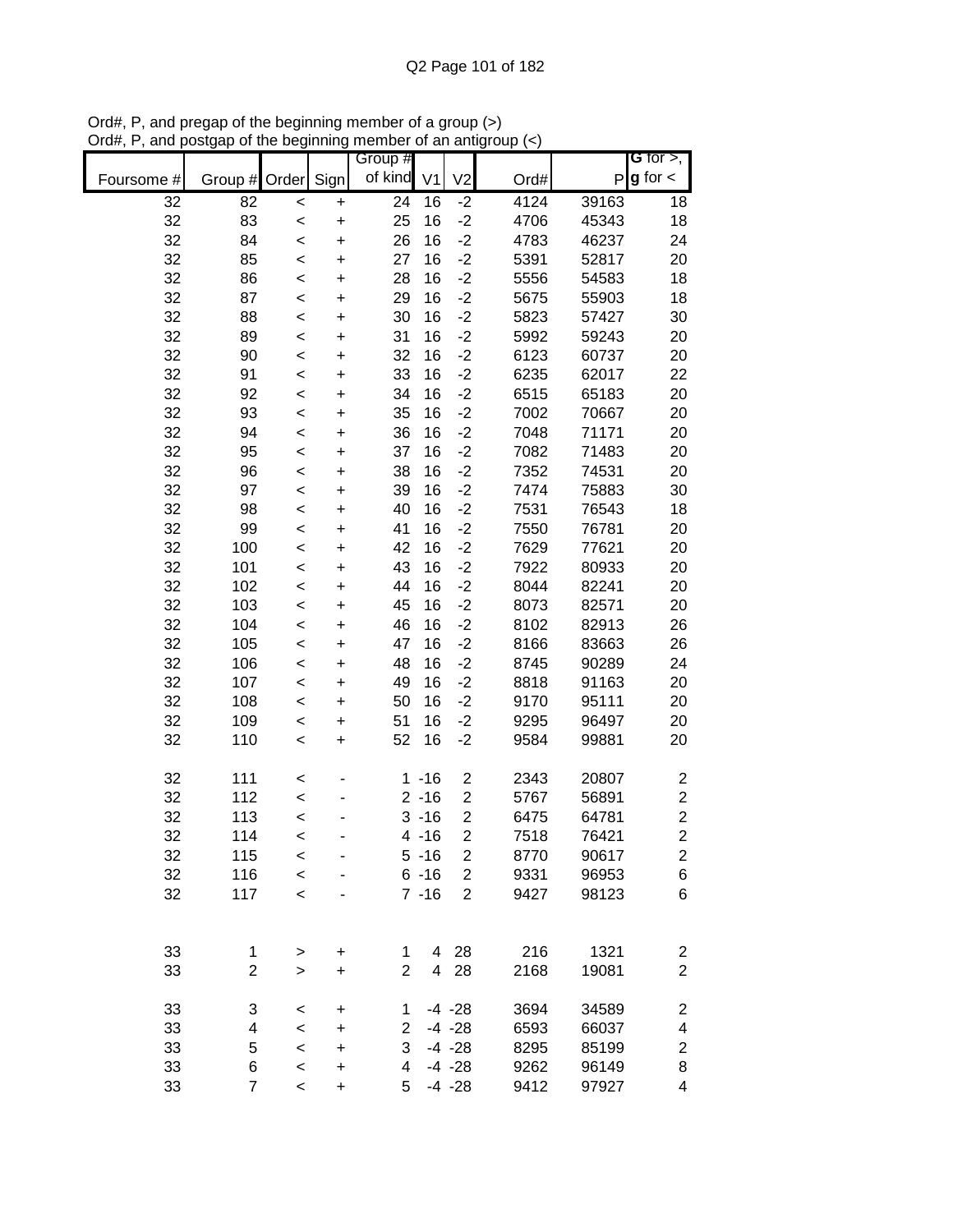Ord#, P, and pregap of the beginning member of a group (>)
Ord#, P, and postgap of the beginning member of an antigroup (<)

| Foursome # | Group # | Order | Sign | Group # of kind | V1 | V2 | Ord# | P | G for >, g for < |
|---|---|---|---|---|---|---|---|---|---|
| 32 | 82 | < | + | 24 | 16 | -2 | 4124 | 39163 | 18 |
| 32 | 83 | < | + | 25 | 16 | -2 | 4706 | 45343 | 18 |
| 32 | 84 | < | + | 26 | 16 | -2 | 4783 | 46237 | 24 |
| 32 | 85 | < | + | 27 | 16 | -2 | 5391 | 52817 | 20 |
| 32 | 86 | < | + | 28 | 16 | -2 | 5556 | 54583 | 18 |
| 32 | 87 | < | + | 29 | 16 | -2 | 5675 | 55903 | 18 |
| 32 | 88 | < | + | 30 | 16 | -2 | 5823 | 57427 | 30 |
| 32 | 89 | < | + | 31 | 16 | -2 | 5992 | 59243 | 20 |
| 32 | 90 | < | + | 32 | 16 | -2 | 6123 | 60737 | 20 |
| 32 | 91 | < | + | 33 | 16 | -2 | 6235 | 62017 | 22 |
| 32 | 92 | < | + | 34 | 16 | -2 | 6515 | 65183 | 20 |
| 32 | 93 | < | + | 35 | 16 | -2 | 7002 | 70667 | 20 |
| 32 | 94 | < | + | 36 | 16 | -2 | 7048 | 71171 | 20 |
| 32 | 95 | < | + | 37 | 16 | -2 | 7082 | 71483 | 20 |
| 32 | 96 | < | + | 38 | 16 | -2 | 7352 | 74531 | 20 |
| 32 | 97 | < | + | 39 | 16 | -2 | 7474 | 75883 | 30 |
| 32 | 98 | < | + | 40 | 16 | -2 | 7531 | 76543 | 18 |
| 32 | 99 | < | + | 41 | 16 | -2 | 7550 | 76781 | 20 |
| 32 | 100 | < | + | 42 | 16 | -2 | 7629 | 77621 | 20 |
| 32 | 101 | < | + | 43 | 16 | -2 | 7922 | 80933 | 20 |
| 32 | 102 | < | + | 44 | 16 | -2 | 8044 | 82241 | 20 |
| 32 | 103 | < | + | 45 | 16 | -2 | 8073 | 82571 | 20 |
| 32 | 104 | < | + | 46 | 16 | -2 | 8102 | 82913 | 26 |
| 32 | 105 | < | + | 47 | 16 | -2 | 8166 | 83663 | 26 |
| 32 | 106 | < | + | 48 | 16 | -2 | 8745 | 90289 | 24 |
| 32 | 107 | < | + | 49 | 16 | -2 | 8818 | 91163 | 20 |
| 32 | 108 | < | + | 50 | 16 | -2 | 9170 | 95111 | 20 |
| 32 | 109 | < | + | 51 | 16 | -2 | 9295 | 96497 | 20 |
| 32 | 110 | < | + | 52 | 16 | -2 | 9584 | 99881 | 20 |
| | | | | | | | | | |
| 32 | 111 | < | - | 1 | -16 | 2 | 2343 | 20807 | 2 |
| 32 | 112 | < | - | 2 | -16 | 2 | 5767 | 56891 | 2 |
| 32 | 113 | < | - | 3 | -16 | 2 | 6475 | 64781 | 2 |
| 32 | 114 | < | - | 4 | -16 | 2 | 7518 | 76421 | 2 |
| 32 | 115 | < | - | 5 | -16 | 2 | 8770 | 90617 | 2 |
| 32 | 116 | < | - | 6 | -16 | 2 | 9331 | 96953 | 6 |
| 32 | 117 | < | - | 7 | -16 | 2 | 9427 | 98123 | 6 |
| | | | | | | | | | |
| 33 | 1 | > | + | 1 | 4 | 28 | 216 | 1321 | 2 |
| 33 | 2 | > | + | 2 | 4 | 28 | 2168 | 19081 | 2 |
| | | | | | | | | | |
| 33 | 3 | < | + | 1 | -4 | -28 | 3694 | 34589 | 2 |
| 33 | 4 | < | + | 2 | -4 | -28 | 6593 | 66037 | 4 |
| 33 | 5 | < | + | 3 | -4 | -28 | 8295 | 85199 | 2 |
| 33 | 6 | < | + | 4 | -4 | -28 | 9262 | 96149 | 8 |
| 33 | 7 | < | + | 5 | -4 | -28 | 9412 | 97927 | 4 |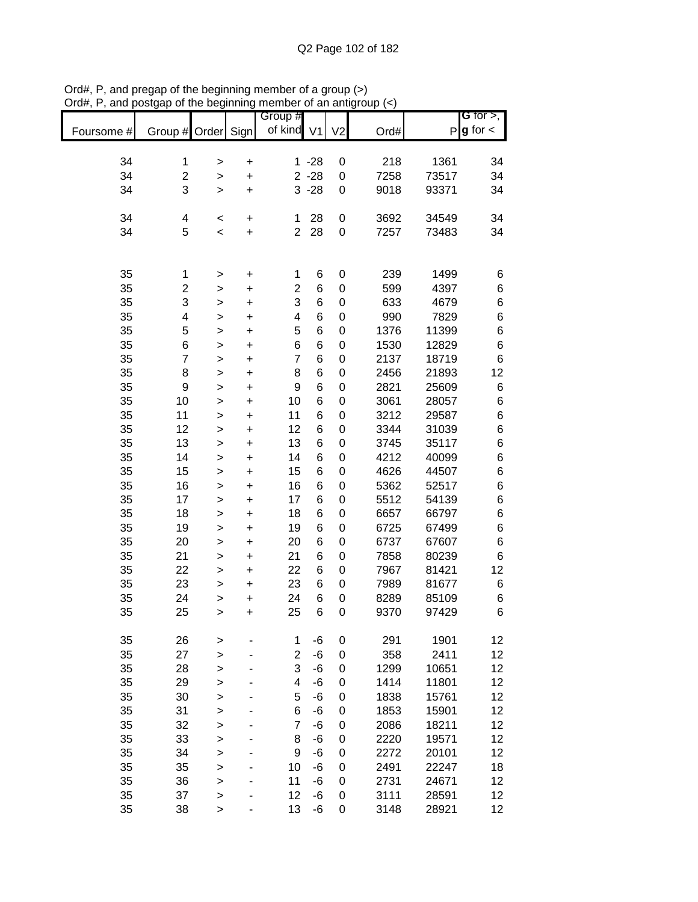Ord#, P, and pregap of the beginning member of a group (>)
Ord#, P, and postgap of the beginning member of an antigroup (<)

| Foursome # | Group # | Order | Sign | Group # of kind | V1 | V2 | Ord# | P | G for >, g for < |
|---|---|---|---|---|---|---|---|---|---|
| 34 | 1 | > | + | 1 | -28 | 0 | 218 | 1361 | 34 |
| 34 | 2 | > | + | 2 | -28 | 0 | 7258 | 73517 | 34 |
| 34 | 3 | > | + | 3 | -28 | 0 | 9018 | 93371 | 34 |
| | | | | | | | | | |
| 34 | 4 | < | + | 1 | 28 | 0 | 3692 | 34549 | 34 |
| 34 | 5 | < | + | 2 | 28 | 0 | 7257 | 73483 | 34 |
| | | | | | | | | | |
| 35 | 1 | > | + | 1 | 6 | 0 | 239 | 1499 | 6 |
| 35 | 2 | > | + | 2 | 6 | 0 | 599 | 4397 | 6 |
| 35 | 3 | > | + | 3 | 6 | 0 | 633 | 4679 | 6 |
| 35 | 4 | > | + | 4 | 6 | 0 | 990 | 7829 | 6 |
| 35 | 5 | > | + | 5 | 6 | 0 | 1376 | 11399 | 6 |
| 35 | 6 | > | + | 6 | 6 | 0 | 1530 | 12829 | 6 |
| 35 | 7 | > | + | 7 | 6 | 0 | 2137 | 18719 | 6 |
| 35 | 8 | > | + | 8 | 6 | 0 | 2456 | 21893 | 12 |
| 35 | 9 | > | + | 9 | 6 | 0 | 2821 | 25609 | 6 |
| 35 | 10 | > | + | 10 | 6 | 0 | 3061 | 28057 | 6 |
| 35 | 11 | > | + | 11 | 6 | 0 | 3212 | 29587 | 6 |
| 35 | 12 | > | + | 12 | 6 | 0 | 3344 | 31039 | 6 |
| 35 | 13 | > | + | 13 | 6 | 0 | 3745 | 35117 | 6 |
| 35 | 14 | > | + | 14 | 6 | 0 | 4212 | 40099 | 6 |
| 35 | 15 | > | + | 15 | 6 | 0 | 4626 | 44507 | 6 |
| 35 | 16 | > | + | 16 | 6 | 0 | 5362 | 52517 | 6 |
| 35 | 17 | > | + | 17 | 6 | 0 | 5512 | 54139 | 6 |
| 35 | 18 | > | + | 18 | 6 | 0 | 6657 | 66797 | 6 |
| 35 | 19 | > | + | 19 | 6 | 0 | 6725 | 67499 | 6 |
| 35 | 20 | > | + | 20 | 6 | 0 | 6737 | 67607 | 6 |
| 35 | 21 | > | + | 21 | 6 | 0 | 7858 | 80239 | 6 |
| 35 | 22 | > | + | 22 | 6 | 0 | 7967 | 81421 | 12 |
| 35 | 23 | > | + | 23 | 6 | 0 | 7989 | 81677 | 6 |
| 35 | 24 | > | + | 24 | 6 | 0 | 8289 | 85109 | 6 |
| 35 | 25 | > | + | 25 | 6 | 0 | 9370 | 97429 | 6 |
| | | | | | | | | | |
| 35 | 26 | > | - | 1 | -6 | 0 | 291 | 1901 | 12 |
| 35 | 27 | > | - | 2 | -6 | 0 | 358 | 2411 | 12 |
| 35 | 28 | > | - | 3 | -6 | 0 | 1299 | 10651 | 12 |
| 35 | 29 | > | - | 4 | -6 | 0 | 1414 | 11801 | 12 |
| 35 | 30 | > | - | 5 | -6 | 0 | 1838 | 15761 | 12 |
| 35 | 31 | > | - | 6 | -6 | 0 | 1853 | 15901 | 12 |
| 35 | 32 | > | - | 7 | -6 | 0 | 2086 | 18211 | 12 |
| 35 | 33 | > | - | 8 | -6 | 0 | 2220 | 19571 | 12 |
| 35 | 34 | > | - | 9 | -6 | 0 | 2272 | 20101 | 12 |
| 35 | 35 | > | - | 10 | -6 | 0 | 2491 | 22247 | 18 |
| 35 | 36 | > | - | 11 | -6 | 0 | 2731 | 24671 | 12 |
| 35 | 37 | > | - | 12 | -6 | 0 | 3111 | 28591 | 12 |
| 35 | 38 | > | - | 13 | -6 | 0 | 3148 | 28921 | 12 |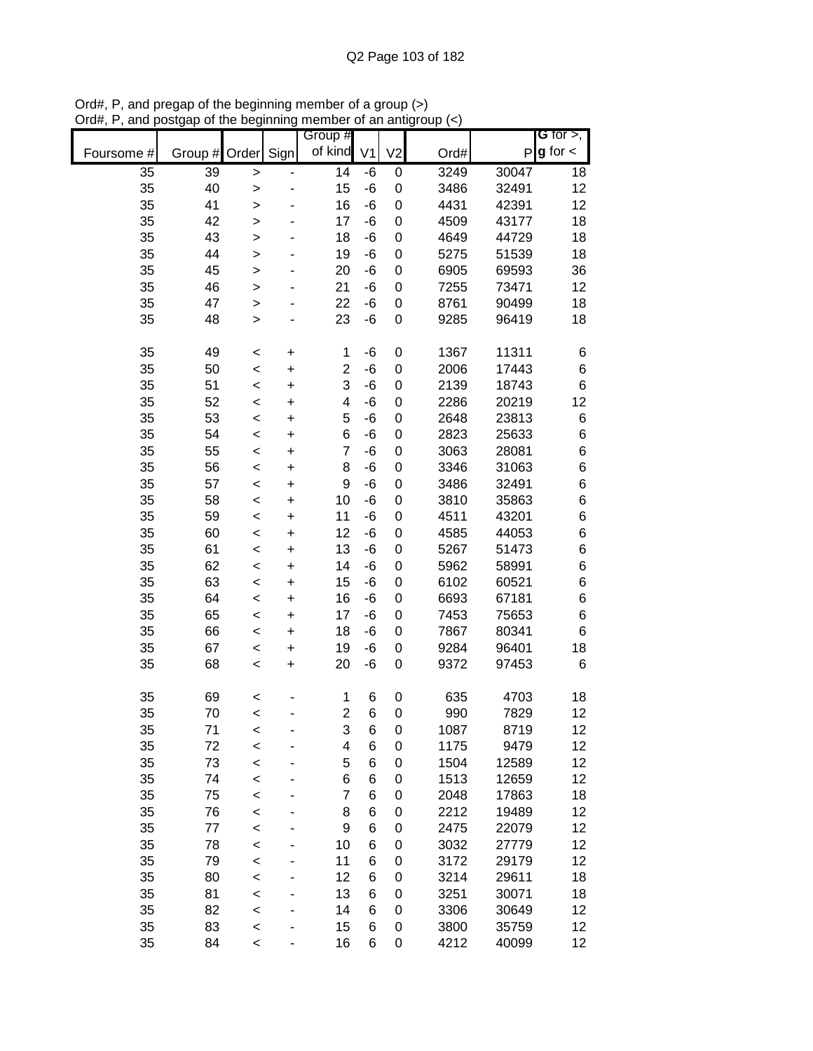Ord#, P, and pregap of the beginning member of a group (>)
Ord#, P, and postgap of the beginning member of an antigroup (<)

| Foursome # | Group # | Order | Sign | Group # of kind | V1 | V2 | Ord# | P | G for >, g for < |
|---|---|---|---|---|---|---|---|---|---|
| 35 | 39 | > | - | 14 | -6 | 0 | 3249 | 30047 | 18 |
| 35 | 40 | > | - | 15 | -6 | 0 | 3486 | 32491 | 12 |
| 35 | 41 | > | - | 16 | -6 | 0 | 4431 | 42391 | 12 |
| 35 | 42 | > | - | 17 | -6 | 0 | 4509 | 43177 | 18 |
| 35 | 43 | > | - | 18 | -6 | 0 | 4649 | 44729 | 18 |
| 35 | 44 | > | - | 19 | -6 | 0 | 5275 | 51539 | 18 |
| 35 | 45 | > | - | 20 | -6 | 0 | 6905 | 69593 | 36 |
| 35 | 46 | > | - | 21 | -6 | 0 | 7255 | 73471 | 12 |
| 35 | 47 | > | - | 22 | -6 | 0 | 8761 | 90499 | 18 |
| 35 | 48 | > | - | 23 | -6 | 0 | 9285 | 96419 | 18 |
| | | | | | | | | | |
| 35 | 49 | < | + | 1 | -6 | 0 | 1367 | 11311 | 6 |
| 35 | 50 | < | + | 2 | -6 | 0 | 2006 | 17443 | 6 |
| 35 | 51 | < | + | 3 | -6 | 0 | 2139 | 18743 | 6 |
| 35 | 52 | < | + | 4 | -6 | 0 | 2286 | 20219 | 12 |
| 35 | 53 | < | + | 5 | -6 | 0 | 2648 | 23813 | 6 |
| 35 | 54 | < | + | 6 | -6 | 0 | 2823 | 25633 | 6 |
| 35 | 55 | < | + | 7 | -6 | 0 | 3063 | 28081 | 6 |
| 35 | 56 | < | + | 8 | -6 | 0 | 3346 | 31063 | 6 |
| 35 | 57 | < | + | 9 | -6 | 0 | 3486 | 32491 | 6 |
| 35 | 58 | < | + | 10 | -6 | 0 | 3810 | 35863 | 6 |
| 35 | 59 | < | + | 11 | -6 | 0 | 4511 | 43201 | 6 |
| 35 | 60 | < | + | 12 | -6 | 0 | 4585 | 44053 | 6 |
| 35 | 61 | < | + | 13 | -6 | 0 | 5267 | 51473 | 6 |
| 35 | 62 | < | + | 14 | -6 | 0 | 5962 | 58991 | 6 |
| 35 | 63 | < | + | 15 | -6 | 0 | 6102 | 60521 | 6 |
| 35 | 64 | < | + | 16 | -6 | 0 | 6693 | 67181 | 6 |
| 35 | 65 | < | + | 17 | -6 | 0 | 7453 | 75653 | 6 |
| 35 | 66 | < | + | 18 | -6 | 0 | 7867 | 80341 | 6 |
| 35 | 67 | < | + | 19 | -6 | 0 | 9284 | 96401 | 18 |
| 35 | 68 | < | + | 20 | -6 | 0 | 9372 | 97453 | 6 |
| | | | | | | | | | |
| 35 | 69 | < | - | 1 | 6 | 0 | 635 | 4703 | 18 |
| 35 | 70 | < | - | 2 | 6 | 0 | 990 | 7829 | 12 |
| 35 | 71 | < | - | 3 | 6 | 0 | 1087 | 8719 | 12 |
| 35 | 72 | < | - | 4 | 6 | 0 | 1175 | 9479 | 12 |
| 35 | 73 | < | - | 5 | 6 | 0 | 1504 | 12589 | 12 |
| 35 | 74 | < | - | 6 | 6 | 0 | 1513 | 12659 | 12 |
| 35 | 75 | < | - | 7 | 6 | 0 | 2048 | 17863 | 18 |
| 35 | 76 | < | - | 8 | 6 | 0 | 2212 | 19489 | 12 |
| 35 | 77 | < | - | 9 | 6 | 0 | 2475 | 22079 | 12 |
| 35 | 78 | < | - | 10 | 6 | 0 | 3032 | 27779 | 12 |
| 35 | 79 | < | - | 11 | 6 | 0 | 3172 | 29179 | 12 |
| 35 | 80 | < | - | 12 | 6 | 0 | 3214 | 29611 | 18 |
| 35 | 81 | < | - | 13 | 6 | 0 | 3251 | 30071 | 18 |
| 35 | 82 | < | - | 14 | 6 | 0 | 3306 | 30649 | 12 |
| 35 | 83 | < | - | 15 | 6 | 0 | 3800 | 35759 | 12 |
| 35 | 84 | < | - | 16 | 6 | 0 | 4212 | 40099 | 12 |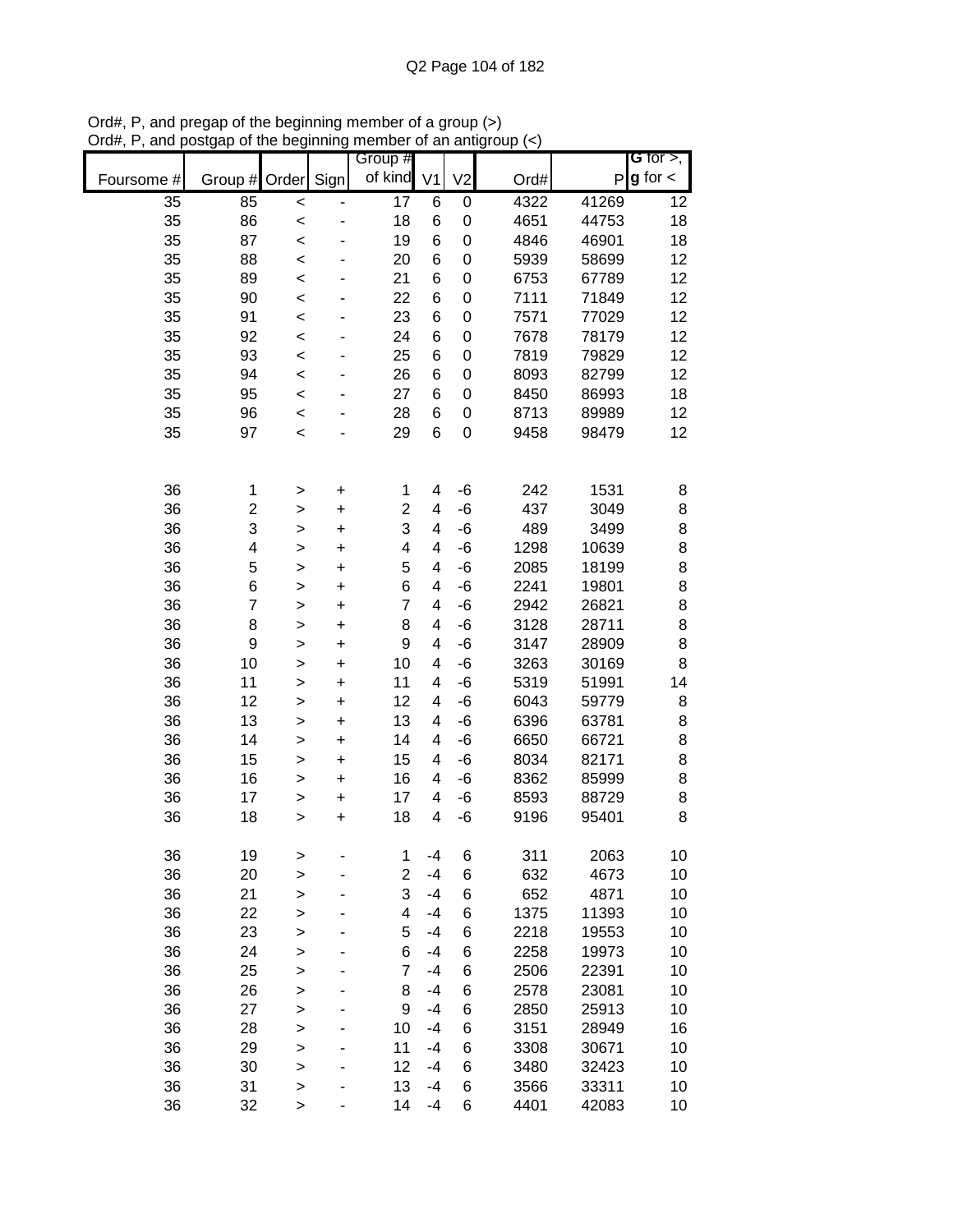Ord#, P, and pregap of the beginning member of a group (>)
Ord#, P, and postgap of the beginning member of an antigroup (<)

| Foursome # | Group # | Order | Sign | Group # of kind | V1 | V2 | Ord# | P | G for >, g for < |
|---|---|---|---|---|---|---|---|---|---|
| 35 | 85 | < | - | 17 | 6 | 0 | 4322 | 41269 | 12 |
| 35 | 86 | < | - | 18 | 6 | 0 | 4651 | 44753 | 18 |
| 35 | 87 | < | - | 19 | 6 | 0 | 4846 | 46901 | 18 |
| 35 | 88 | < | - | 20 | 6 | 0 | 5939 | 58699 | 12 |
| 35 | 89 | < | - | 21 | 6 | 0 | 6753 | 67789 | 12 |
| 35 | 90 | < | - | 22 | 6 | 0 | 7111 | 71849 | 12 |
| 35 | 91 | < | - | 23 | 6 | 0 | 7571 | 77029 | 12 |
| 35 | 92 | < | - | 24 | 6 | 0 | 7678 | 78179 | 12 |
| 35 | 93 | < | - | 25 | 6 | 0 | 7819 | 79829 | 12 |
| 35 | 94 | < | - | 26 | 6 | 0 | 8093 | 82799 | 12 |
| 35 | 95 | < | - | 27 | 6 | 0 | 8450 | 86993 | 18 |
| 35 | 96 | < | - | 28 | 6 | 0 | 8713 | 89989 | 12 |
| 35 | 97 | < | - | 29 | 6 | 0 | 9458 | 98479 | 12 |
| | | | | | | | | | |
| 36 | 1 | > | + | 1 | 4 | -6 | 242 | 1531 | 8 |
| 36 | 2 | > | + | 2 | 4 | -6 | 437 | 3049 | 8 |
| 36 | 3 | > | + | 3 | 4 | -6 | 489 | 3499 | 8 |
| 36 | 4 | > | + | 4 | 4 | -6 | 1298 | 10639 | 8 |
| 36 | 5 | > | + | 5 | 4 | -6 | 2085 | 18199 | 8 |
| 36 | 6 | > | + | 6 | 4 | -6 | 2241 | 19801 | 8 |
| 36 | 7 | > | + | 7 | 4 | -6 | 2942 | 26821 | 8 |
| 36 | 8 | > | + | 8 | 4 | -6 | 3128 | 28711 | 8 |
| 36 | 9 | > | + | 9 | 4 | -6 | 3147 | 28909 | 8 |
| 36 | 10 | > | + | 10 | 4 | -6 | 3263 | 30169 | 8 |
| 36 | 11 | > | + | 11 | 4 | -6 | 5319 | 51991 | 14 |
| 36 | 12 | > | + | 12 | 4 | -6 | 6043 | 59779 | 8 |
| 36 | 13 | > | + | 13 | 4 | -6 | 6396 | 63781 | 8 |
| 36 | 14 | > | + | 14 | 4 | -6 | 6650 | 66721 | 8 |
| 36 | 15 | > | + | 15 | 4 | -6 | 8034 | 82171 | 8 |
| 36 | 16 | > | + | 16 | 4 | -6 | 8362 | 85999 | 8 |
| 36 | 17 | > | + | 17 | 4 | -6 | 8593 | 88729 | 8 |
| 36 | 18 | > | + | 18 | 4 | -6 | 9196 | 95401 | 8 |
| | | | | | | | | | |
| 36 | 19 | > | - | 1 | -4 | 6 | 311 | 2063 | 10 |
| 36 | 20 | > | - | 2 | -4 | 6 | 632 | 4673 | 10 |
| 36 | 21 | > | - | 3 | -4 | 6 | 652 | 4871 | 10 |
| 36 | 22 | > | - | 4 | -4 | 6 | 1375 | 11393 | 10 |
| 36 | 23 | > | - | 5 | -4 | 6 | 2218 | 19553 | 10 |
| 36 | 24 | > | - | 6 | -4 | 6 | 2258 | 19973 | 10 |
| 36 | 25 | > | - | 7 | -4 | 6 | 2506 | 22391 | 10 |
| 36 | 26 | > | - | 8 | -4 | 6 | 2578 | 23081 | 10 |
| 36 | 27 | > | - | 9 | -4 | 6 | 2850 | 25913 | 10 |
| 36 | 28 | > | - | 10 | -4 | 6 | 3151 | 28949 | 16 |
| 36 | 29 | > | - | 11 | -4 | 6 | 3308 | 30671 | 10 |
| 36 | 30 | > | - | 12 | -4 | 6 | 3480 | 32423 | 10 |
| 36 | 31 | > | - | 13 | -4 | 6 | 3566 | 33311 | 10 |
| 36 | 32 | > | - | 14 | -4 | 6 | 4401 | 42083 | 10 |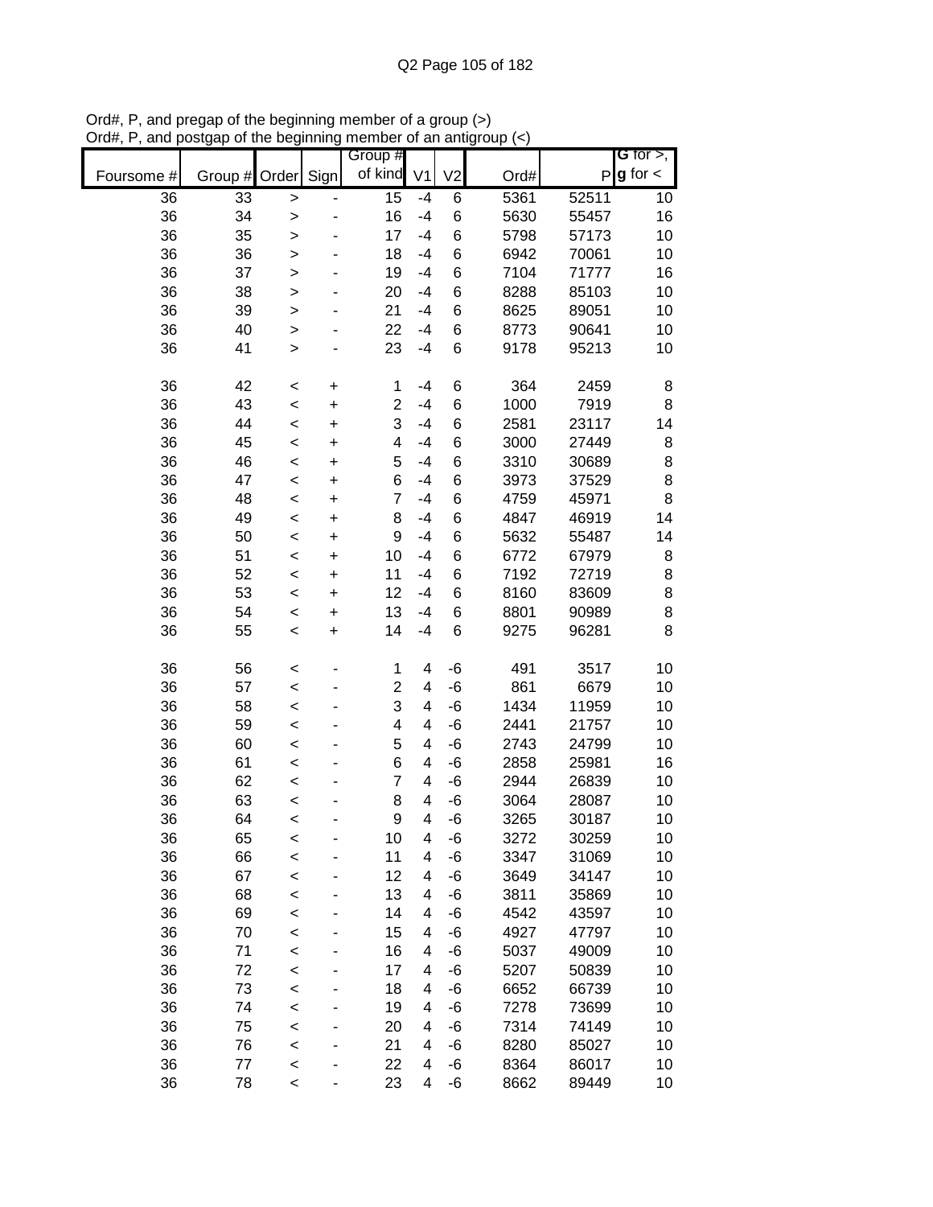Ord#, P, and pregap of the beginning member of a group (>)
Ord#, P, and postgap of the beginning member of an antigroup (<)

| Foursome # | Group # | Order | Sign | Group # of kind | V1 | V2 | Ord# | P | G for >, g for < |
|---|---|---|---|---|---|---|---|---|---|
| 36 | 33 | > | - | 15 | -4 | 6 | 5361 | 52511 | 10 |
| 36 | 34 | > | - | 16 | -4 | 6 | 5630 | 55457 | 16 |
| 36 | 35 | > | - | 17 | -4 | 6 | 5798 | 57173 | 10 |
| 36 | 36 | > | - | 18 | -4 | 6 | 6942 | 70061 | 10 |
| 36 | 37 | > | - | 19 | -4 | 6 | 7104 | 71777 | 16 |
| 36 | 38 | > | - | 20 | -4 | 6 | 8288 | 85103 | 10 |
| 36 | 39 | > | - | 21 | -4 | 6 | 8625 | 89051 | 10 |
| 36 | 40 | > | - | 22 | -4 | 6 | 8773 | 90641 | 10 |
| 36 | 41 | > | - | 23 | -4 | 6 | 9178 | 95213 | 10 |
| | | | | | | | | | |
| 36 | 42 | < | + | 1 | -4 | 6 | 364 | 2459 | 8 |
| 36 | 43 | < | + | 2 | -4 | 6 | 1000 | 7919 | 8 |
| 36 | 44 | < | + | 3 | -4 | 6 | 2581 | 23117 | 14 |
| 36 | 45 | < | + | 4 | -4 | 6 | 3000 | 27449 | 8 |
| 36 | 46 | < | + | 5 | -4 | 6 | 3310 | 30689 | 8 |
| 36 | 47 | < | + | 6 | -4 | 6 | 3973 | 37529 | 8 |
| 36 | 48 | < | + | 7 | -4 | 6 | 4759 | 45971 | 8 |
| 36 | 49 | < | + | 8 | -4 | 6 | 4847 | 46919 | 14 |
| 36 | 50 | < | + | 9 | -4 | 6 | 5632 | 55487 | 14 |
| 36 | 51 | < | + | 10 | -4 | 6 | 6772 | 67979 | 8 |
| 36 | 52 | < | + | 11 | -4 | 6 | 7192 | 72719 | 8 |
| 36 | 53 | < | + | 12 | -4 | 6 | 8160 | 83609 | 8 |
| 36 | 54 | < | + | 13 | -4 | 6 | 8801 | 90989 | 8 |
| 36 | 55 | < | + | 14 | -4 | 6 | 9275 | 96281 | 8 |
| | | | | | | | | | |
| 36 | 56 | < | - | 1 | 4 | -6 | 491 | 3517 | 10 |
| 36 | 57 | < | - | 2 | 4 | -6 | 861 | 6679 | 10 |
| 36 | 58 | < | - | 3 | 4 | -6 | 1434 | 11959 | 10 |
| 36 | 59 | < | - | 4 | 4 | -6 | 2441 | 21757 | 10 |
| 36 | 60 | < | - | 5 | 4 | -6 | 2743 | 24799 | 10 |
| 36 | 61 | < | - | 6 | 4 | -6 | 2858 | 25981 | 16 |
| 36 | 62 | < | - | 7 | 4 | -6 | 2944 | 26839 | 10 |
| 36 | 63 | < | - | 8 | 4 | -6 | 3064 | 28087 | 10 |
| 36 | 64 | < | - | 9 | 4 | -6 | 3265 | 30187 | 10 |
| 36 | 65 | < | - | 10 | 4 | -6 | 3272 | 30259 | 10 |
| 36 | 66 | < | - | 11 | 4 | -6 | 3347 | 31069 | 10 |
| 36 | 67 | < | - | 12 | 4 | -6 | 3649 | 34147 | 10 |
| 36 | 68 | < | - | 13 | 4 | -6 | 3811 | 35869 | 10 |
| 36 | 69 | < | - | 14 | 4 | -6 | 4542 | 43597 | 10 |
| 36 | 70 | < | - | 15 | 4 | -6 | 4927 | 47797 | 10 |
| 36 | 71 | < | - | 16 | 4 | -6 | 5037 | 49009 | 10 |
| 36 | 72 | < | - | 17 | 4 | -6 | 5207 | 50839 | 10 |
| 36 | 73 | < | - | 18 | 4 | -6 | 6652 | 66739 | 10 |
| 36 | 74 | < | - | 19 | 4 | -6 | 7278 | 73699 | 10 |
| 36 | 75 | < | - | 20 | 4 | -6 | 7314 | 74149 | 10 |
| 36 | 76 | < | - | 21 | 4 | -6 | 8280 | 85027 | 10 |
| 36 | 77 | < | - | 22 | 4 | -6 | 8364 | 86017 | 10 |
| 36 | 78 | < | - | 23 | 4 | -6 | 8662 | 89449 | 10 |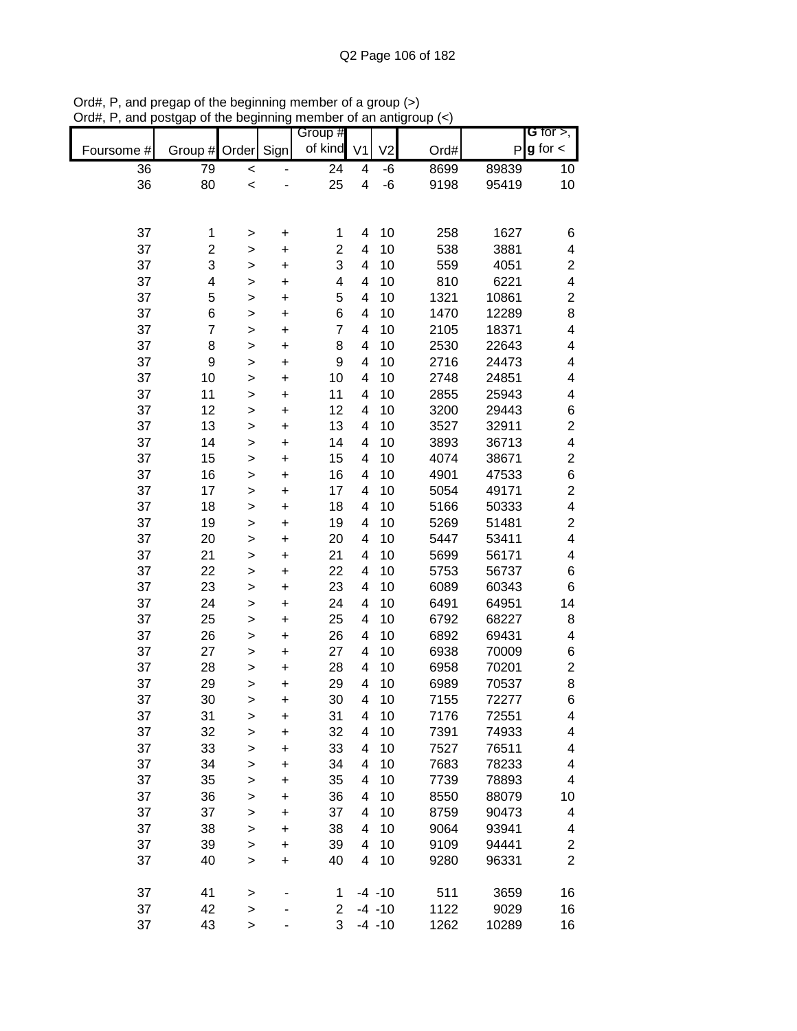Ord#, P, and pregap of the beginning member of a group (>)
Ord#, P, and postgap of the beginning member of an antigroup (<)

| Foursome # | Group # | Order | Sign | Group # of kind | V1 | V2 | Ord# | P | G for >, g for < |
|---|---|---|---|---|---|---|---|---|---|
| 36 | 79 | < | - | 24 | 4 | -6 | 8699 | 89839 | 10 |
| 36 | 80 | < | - | 25 | 4 | -6 | 9198 | 95419 | 10 |
| | | | | | | | | | |
| 37 | 1 | > | + | 1 | 4 | 10 | 258 | 1627 | 6 |
| 37 | 2 | > | + | 2 | 4 | 10 | 538 | 3881 | 4 |
| 37 | 3 | > | + | 3 | 4 | 10 | 559 | 4051 | 2 |
| 37 | 4 | > | + | 4 | 4 | 10 | 810 | 6221 | 4 |
| 37 | 5 | > | + | 5 | 4 | 10 | 1321 | 10861 | 2 |
| 37 | 6 | > | + | 6 | 4 | 10 | 1470 | 12289 | 8 |
| 37 | 7 | > | + | 7 | 4 | 10 | 2105 | 18371 | 4 |
| 37 | 8 | > | + | 8 | 4 | 10 | 2530 | 22643 | 4 |
| 37 | 9 | > | + | 9 | 4 | 10 | 2716 | 24473 | 4 |
| 37 | 10 | > | + | 10 | 4 | 10 | 2748 | 24851 | 4 |
| 37 | 11 | > | + | 11 | 4 | 10 | 2855 | 25943 | 4 |
| 37 | 12 | > | + | 12 | 4 | 10 | 3200 | 29443 | 6 |
| 37 | 13 | > | + | 13 | 4 | 10 | 3527 | 32911 | 2 |
| 37 | 14 | > | + | 14 | 4 | 10 | 3893 | 36713 | 4 |
| 37 | 15 | > | + | 15 | 4 | 10 | 4074 | 38671 | 2 |
| 37 | 16 | > | + | 16 | 4 | 10 | 4901 | 47533 | 6 |
| 37 | 17 | > | + | 17 | 4 | 10 | 5054 | 49171 | 2 |
| 37 | 18 | > | + | 18 | 4 | 10 | 5166 | 50333 | 4 |
| 37 | 19 | > | + | 19 | 4 | 10 | 5269 | 51481 | 2 |
| 37 | 20 | > | + | 20 | 4 | 10 | 5447 | 53411 | 4 |
| 37 | 21 | > | + | 21 | 4 | 10 | 5699 | 56171 | 4 |
| 37 | 22 | > | + | 22 | 4 | 10 | 5753 | 56737 | 6 |
| 37 | 23 | > | + | 23 | 4 | 10 | 6089 | 60343 | 6 |
| 37 | 24 | > | + | 24 | 4 | 10 | 6491 | 64951 | 14 |
| 37 | 25 | > | + | 25 | 4 | 10 | 6792 | 68227 | 8 |
| 37 | 26 | > | + | 26 | 4 | 10 | 6892 | 69431 | 4 |
| 37 | 27 | > | + | 27 | 4 | 10 | 6938 | 70009 | 6 |
| 37 | 28 | > | + | 28 | 4 | 10 | 6958 | 70201 | 2 |
| 37 | 29 | > | + | 29 | 4 | 10 | 6989 | 70537 | 8 |
| 37 | 30 | > | + | 30 | 4 | 10 | 7155 | 72277 | 6 |
| 37 | 31 | > | + | 31 | 4 | 10 | 7176 | 72551 | 4 |
| 37 | 32 | > | + | 32 | 4 | 10 | 7391 | 74933 | 4 |
| 37 | 33 | > | + | 33 | 4 | 10 | 7527 | 76511 | 4 |
| 37 | 34 | > | + | 34 | 4 | 10 | 7683 | 78233 | 4 |
| 37 | 35 | > | + | 35 | 4 | 10 | 7739 | 78893 | 4 |
| 37 | 36 | > | + | 36 | 4 | 10 | 8550 | 88079 | 10 |
| 37 | 37 | > | + | 37 | 4 | 10 | 8759 | 90473 | 4 |
| 37 | 38 | > | + | 38 | 4 | 10 | 9064 | 93941 | 4 |
| 37 | 39 | > | + | 39 | 4 | 10 | 9109 | 94441 | 2 |
| 37 | 40 | > | + | 40 | 4 | 10 | 9280 | 96331 | 2 |
| | | | | | | | | | |
| 37 | 41 | > | - | 1 | -4 | -10 | 511 | 3659 | 16 |
| 37 | 42 | > | - | 2 | -4 | -10 | 1122 | 9029 | 16 |
| 37 | 43 | > | - | 3 | -4 | -10 | 1262 | 10289 | 16 |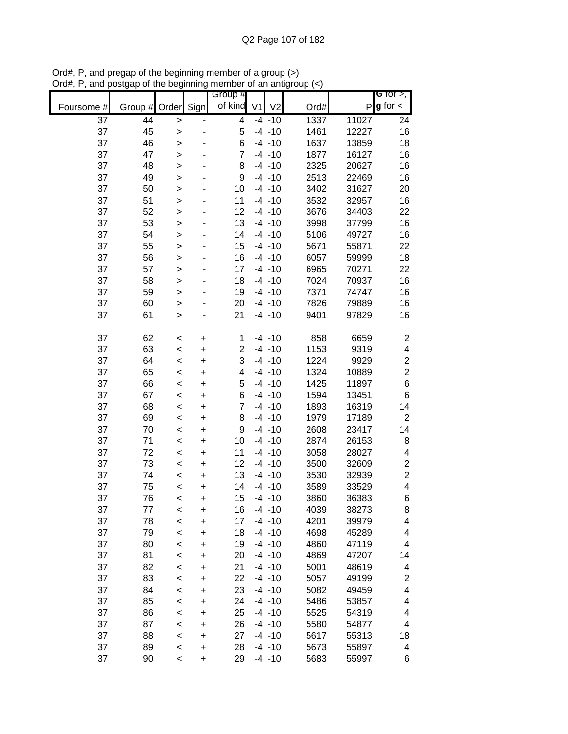Ord#, P, and pregap of the beginning member of a group (>)
Ord#, P, and postgap of the beginning member of an antigroup (<)

| Foursome # | Group # | Order | Sign | Group # of kind | V1 | V2 | Ord# | P | G for >, g for < |
|---|---|---|---|---|---|---|---|---|---|
| 37 | 44 | > | - | 4 | -4 | -10 | 1337 | 11027 | 24 |
| 37 | 45 | > | - | 5 | -4 | -10 | 1461 | 12227 | 16 |
| 37 | 46 | > | - | 6 | -4 | -10 | 1637 | 13859 | 18 |
| 37 | 47 | > | - | 7 | -4 | -10 | 1877 | 16127 | 16 |
| 37 | 48 | > | - | 8 | -4 | -10 | 2325 | 20627 | 16 |
| 37 | 49 | > | - | 9 | -4 | -10 | 2513 | 22469 | 16 |
| 37 | 50 | > | - | 10 | -4 | -10 | 3402 | 31627 | 20 |
| 37 | 51 | > | - | 11 | -4 | -10 | 3532 | 32957 | 16 |
| 37 | 52 | > | - | 12 | -4 | -10 | 3676 | 34403 | 22 |
| 37 | 53 | > | - | 13 | -4 | -10 | 3998 | 37799 | 16 |
| 37 | 54 | > | - | 14 | -4 | -10 | 5106 | 49727 | 16 |
| 37 | 55 | > | - | 15 | -4 | -10 | 5671 | 55871 | 22 |
| 37 | 56 | > | - | 16 | -4 | -10 | 6057 | 59999 | 18 |
| 37 | 57 | > | - | 17 | -4 | -10 | 6965 | 70271 | 22 |
| 37 | 58 | > | - | 18 | -4 | -10 | 7024 | 70937 | 16 |
| 37 | 59 | > | - | 19 | -4 | -10 | 7371 | 74747 | 16 |
| 37 | 60 | > | - | 20 | -4 | -10 | 7826 | 79889 | 16 |
| 37 | 61 | > | - | 21 | -4 | -10 | 9401 | 97829 | 16 |
| | | | | | | | | | |
| 37 | 62 | < | + | 1 | -4 | -10 | 858 | 6659 | 2 |
| 37 | 63 | < | + | 2 | -4 | -10 | 1153 | 9319 | 4 |
| 37 | 64 | < | + | 3 | -4 | -10 | 1224 | 9929 | 2 |
| 37 | 65 | < | + | 4 | -4 | -10 | 1324 | 10889 | 2 |
| 37 | 66 | < | + | 5 | -4 | -10 | 1425 | 11897 | 6 |
| 37 | 67 | < | + | 6 | -4 | -10 | 1594 | 13451 | 6 |
| 37 | 68 | < | + | 7 | -4 | -10 | 1893 | 16319 | 14 |
| 37 | 69 | < | + | 8 | -4 | -10 | 1979 | 17189 | 2 |
| 37 | 70 | < | + | 9 | -4 | -10 | 2608 | 23417 | 14 |
| 37 | 71 | < | + | 10 | -4 | -10 | 2874 | 26153 | 8 |
| 37 | 72 | < | + | 11 | -4 | -10 | 3058 | 28027 | 4 |
| 37 | 73 | < | + | 12 | -4 | -10 | 3500 | 32609 | 2 |
| 37 | 74 | < | + | 13 | -4 | -10 | 3530 | 32939 | 2 |
| 37 | 75 | < | + | 14 | -4 | -10 | 3589 | 33529 | 4 |
| 37 | 76 | < | + | 15 | -4 | -10 | 3860 | 36383 | 6 |
| 37 | 77 | < | + | 16 | -4 | -10 | 4039 | 38273 | 8 |
| 37 | 78 | < | + | 17 | -4 | -10 | 4201 | 39979 | 4 |
| 37 | 79 | < | + | 18 | -4 | -10 | 4698 | 45289 | 4 |
| 37 | 80 | < | + | 19 | -4 | -10 | 4860 | 47119 | 4 |
| 37 | 81 | < | + | 20 | -4 | -10 | 4869 | 47207 | 14 |
| 37 | 82 | < | + | 21 | -4 | -10 | 5001 | 48619 | 4 |
| 37 | 83 | < | + | 22 | -4 | -10 | 5057 | 49199 | 2 |
| 37 | 84 | < | + | 23 | -4 | -10 | 5082 | 49459 | 4 |
| 37 | 85 | < | + | 24 | -4 | -10 | 5486 | 53857 | 4 |
| 37 | 86 | < | + | 25 | -4 | -10 | 5525 | 54319 | 4 |
| 37 | 87 | < | + | 26 | -4 | -10 | 5580 | 54877 | 4 |
| 37 | 88 | < | + | 27 | -4 | -10 | 5617 | 55313 | 18 |
| 37 | 89 | < | + | 28 | -4 | -10 | 5673 | 55897 | 4 |
| 37 | 90 | < | + | 29 | -4 | -10 | 5683 | 55997 | 6 |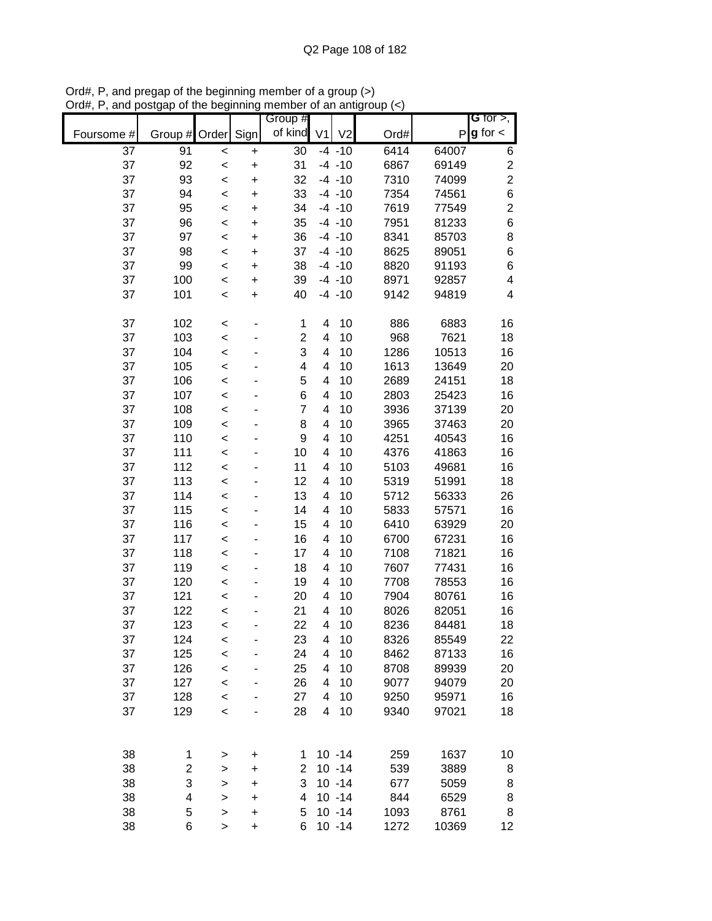Ord#, P, and pregap of the beginning member of a group (>)
Ord#, P, and postgap of the beginning member of an antigroup (<)

| Foursome # | Group # | Order | Sign | Group # of kind | V1 | V2 | Ord# | P | G for >, g for < |
|---|---|---|---|---|---|---|---|---|---|
| 37 | 91 | < | + | 30 | -4 | -10 | 6414 | 64007 | 6 |
| 37 | 92 | < | + | 31 | -4 | -10 | 6867 | 69149 | 2 |
| 37 | 93 | < | + | 32 | -4 | -10 | 7310 | 74099 | 2 |
| 37 | 94 | < | + | 33 | -4 | -10 | 7354 | 74561 | 6 |
| 37 | 95 | < | + | 34 | -4 | -10 | 7619 | 77549 | 2 |
| 37 | 96 | < | + | 35 | -4 | -10 | 7951 | 81233 | 6 |
| 37 | 97 | < | + | 36 | -4 | -10 | 8341 | 85703 | 8 |
| 37 | 98 | < | + | 37 | -4 | -10 | 8625 | 89051 | 6 |
| 37 | 99 | < | + | 38 | -4 | -10 | 8820 | 91193 | 6 |
| 37 | 100 | < | + | 39 | -4 | -10 | 8971 | 92857 | 4 |
| 37 | 101 | < | + | 40 | -4 | -10 | 9142 | 94819 | 4 |
| | | | | | | | | | |
| 37 | 102 | < | - | 1 | 4 | 10 | 886 | 6883 | 16 |
| 37 | 103 | < | - | 2 | 4 | 10 | 968 | 7621 | 18 |
| 37 | 104 | < | - | 3 | 4 | 10 | 1286 | 10513 | 16 |
| 37 | 105 | < | - | 4 | 4 | 10 | 1613 | 13649 | 20 |
| 37 | 106 | < | - | 5 | 4 | 10 | 2689 | 24151 | 18 |
| 37 | 107 | < | - | 6 | 4 | 10 | 2803 | 25423 | 16 |
| 37 | 108 | < | - | 7 | 4 | 10 | 3936 | 37139 | 20 |
| 37 | 109 | < | - | 8 | 4 | 10 | 3965 | 37463 | 20 |
| 37 | 110 | < | - | 9 | 4 | 10 | 4251 | 40543 | 16 |
| 37 | 111 | < | - | 10 | 4 | 10 | 4376 | 41863 | 16 |
| 37 | 112 | < | - | 11 | 4 | 10 | 5103 | 49681 | 16 |
| 37 | 113 | < | - | 12 | 4 | 10 | 5319 | 51991 | 18 |
| 37 | 114 | < | - | 13 | 4 | 10 | 5712 | 56333 | 26 |
| 37 | 115 | < | - | 14 | 4 | 10 | 5833 | 57571 | 16 |
| 37 | 116 | < | - | 15 | 4 | 10 | 6410 | 63929 | 20 |
| 37 | 117 | < | - | 16 | 4 | 10 | 6700 | 67231 | 16 |
| 37 | 118 | < | - | 17 | 4 | 10 | 7108 | 71821 | 16 |
| 37 | 119 | < | - | 18 | 4 | 10 | 7607 | 77431 | 16 |
| 37 | 120 | < | - | 19 | 4 | 10 | 7708 | 78553 | 16 |
| 37 | 121 | < | - | 20 | 4 | 10 | 7904 | 80761 | 16 |
| 37 | 122 | < | - | 21 | 4 | 10 | 8026 | 82051 | 16 |
| 37 | 123 | < | - | 22 | 4 | 10 | 8236 | 84481 | 18 |
| 37 | 124 | < | - | 23 | 4 | 10 | 8326 | 85549 | 22 |
| 37 | 125 | < | - | 24 | 4 | 10 | 8462 | 87133 | 16 |
| 37 | 126 | < | - | 25 | 4 | 10 | 8708 | 89939 | 20 |
| 37 | 127 | < | - | 26 | 4 | 10 | 9077 | 94079 | 20 |
| 37 | 128 | < | - | 27 | 4 | 10 | 9250 | 95971 | 16 |
| 37 | 129 | < | - | 28 | 4 | 10 | 9340 | 97021 | 18 |
| | | | | | | | | | |
| 38 | 1 | > | + | 1 | 10 | -14 | 259 | 1637 | 10 |
| 38 | 2 | > | + | 2 | 10 | -14 | 539 | 3889 | 8 |
| 38 | 3 | > | + | 3 | 10 | -14 | 677 | 5059 | 8 |
| 38 | 4 | > | + | 4 | 10 | -14 | 844 | 6529 | 8 |
| 38 | 5 | > | + | 5 | 10 | -14 | 1093 | 8761 | 8 |
| 38 | 6 | > | + | 6 | 10 | -14 | 1272 | 10369 | 12 |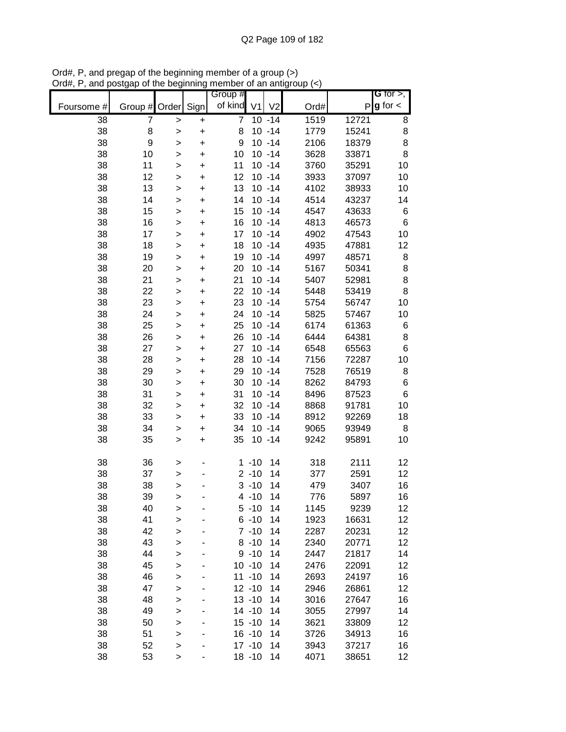Ord#, P, and pregap of the beginning member of a group (>)
Ord#, P, and postgap of the beginning member of an antigroup (<)

| Foursome # | Group # | Order | Sign | Group # of kind | V1 | V2 | Ord# | P | G for >, g for < |
|---|---|---|---|---|---|---|---|---|---|
| 38 | 7 | > | + | 7 | 10 | -14 | 1519 | 12721 | 8 |
| 38 | 8 | > | + | 8 | 10 | -14 | 1779 | 15241 | 8 |
| 38 | 9 | > | + | 9 | 10 | -14 | 2106 | 18379 | 8 |
| 38 | 10 | > | + | 10 | 10 | -14 | 3628 | 33871 | 8 |
| 38 | 11 | > | + | 11 | 10 | -14 | 3760 | 35291 | 10 |
| 38 | 12 | > | + | 12 | 10 | -14 | 3933 | 37097 | 10 |
| 38 | 13 | > | + | 13 | 10 | -14 | 4102 | 38933 | 10 |
| 38 | 14 | > | + | 14 | 10 | -14 | 4514 | 43237 | 14 |
| 38 | 15 | > | + | 15 | 10 | -14 | 4547 | 43633 | 6 |
| 38 | 16 | > | + | 16 | 10 | -14 | 4813 | 46573 | 6 |
| 38 | 17 | > | + | 17 | 10 | -14 | 4902 | 47543 | 10 |
| 38 | 18 | > | + | 18 | 10 | -14 | 4935 | 47881 | 12 |
| 38 | 19 | > | + | 19 | 10 | -14 | 4997 | 48571 | 8 |
| 38 | 20 | > | + | 20 | 10 | -14 | 5167 | 50341 | 8 |
| 38 | 21 | > | + | 21 | 10 | -14 | 5407 | 52981 | 8 |
| 38 | 22 | > | + | 22 | 10 | -14 | 5448 | 53419 | 8 |
| 38 | 23 | > | + | 23 | 10 | -14 | 5754 | 56747 | 10 |
| 38 | 24 | > | + | 24 | 10 | -14 | 5825 | 57467 | 10 |
| 38 | 25 | > | + | 25 | 10 | -14 | 6174 | 61363 | 6 |
| 38 | 26 | > | + | 26 | 10 | -14 | 6444 | 64381 | 8 |
| 38 | 27 | > | + | 27 | 10 | -14 | 6548 | 65563 | 6 |
| 38 | 28 | > | + | 28 | 10 | -14 | 7156 | 72287 | 10 |
| 38 | 29 | > | + | 29 | 10 | -14 | 7528 | 76519 | 8 |
| 38 | 30 | > | + | 30 | 10 | -14 | 8262 | 84793 | 6 |
| 38 | 31 | > | + | 31 | 10 | -14 | 8496 | 87523 | 6 |
| 38 | 32 | > | + | 32 | 10 | -14 | 8868 | 91781 | 10 |
| 38 | 33 | > | + | 33 | 10 | -14 | 8912 | 92269 | 18 |
| 38 | 34 | > | + | 34 | 10 | -14 | 9065 | 93949 | 8 |
| 38 | 35 | > | + | 35 | 10 | -14 | 9242 | 95891 | 10 |
| | | | | | | | | | |
| 38 | 36 | > | - | 1 | -10 | 14 | 318 | 2111 | 12 |
| 38 | 37 | > | - | 2 | -10 | 14 | 377 | 2591 | 12 |
| 38 | 38 | > | - | 3 | -10 | 14 | 479 | 3407 | 16 |
| 38 | 39 | > | - | 4 | -10 | 14 | 776 | 5897 | 16 |
| 38 | 40 | > | - | 5 | -10 | 14 | 1145 | 9239 | 12 |
| 38 | 41 | > | - | 6 | -10 | 14 | 1923 | 16631 | 12 |
| 38 | 42 | > | - | 7 | -10 | 14 | 2287 | 20231 | 12 |
| 38 | 43 | > | - | 8 | -10 | 14 | 2340 | 20771 | 12 |
| 38 | 44 | > | - | 9 | -10 | 14 | 2447 | 21817 | 14 |
| 38 | 45 | > | - | 10 | -10 | 14 | 2476 | 22091 | 12 |
| 38 | 46 | > | - | 11 | -10 | 14 | 2693 | 24197 | 16 |
| 38 | 47 | > | - | 12 | -10 | 14 | 2946 | 26861 | 12 |
| 38 | 48 | > | - | 13 | -10 | 14 | 3016 | 27647 | 16 |
| 38 | 49 | > | - | 14 | -10 | 14 | 3055 | 27997 | 14 |
| 38 | 50 | > | - | 15 | -10 | 14 | 3621 | 33809 | 12 |
| 38 | 51 | > | - | 16 | -10 | 14 | 3726 | 34913 | 16 |
| 38 | 52 | > | - | 17 | -10 | 14 | 3943 | 37217 | 16 |
| 38 | 53 | > | - | 18 | -10 | 14 | 4071 | 38651 | 12 |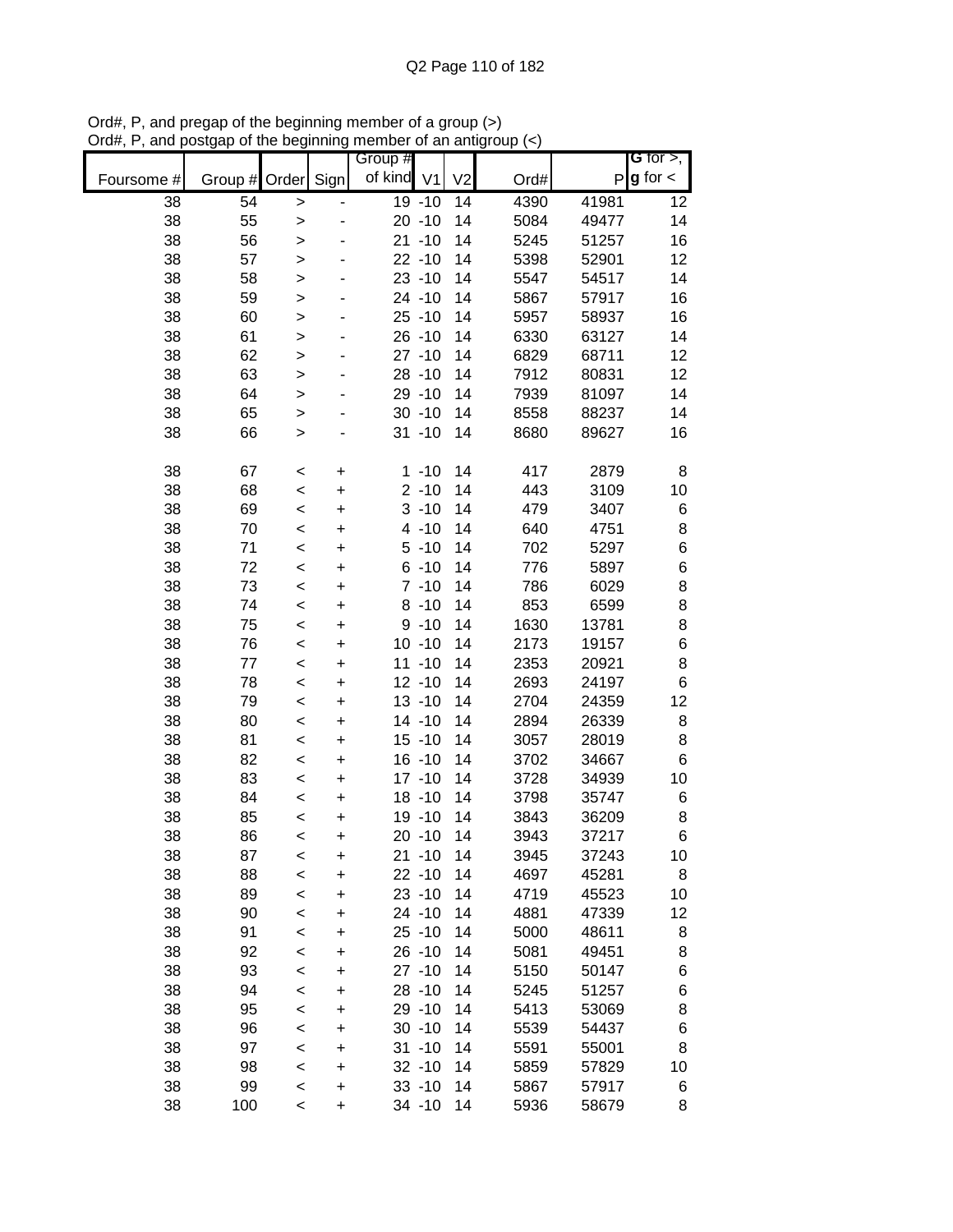Ord#, P, and pregap of the beginning member of a group (>)
Ord#, P, and postgap of the beginning member of an antigroup (<)

| Foursome # | Group # | Order | Sign | Group # of kind | V1 | V2 | Ord# | P | **G** for >, **g** for < |
|---|---|---|---|---|---|---|---|---|---|
| 38 | 54 | > | - | 19 | -10 | 14 | 4390 | 41981 | 12 |
| 38 | 55 | > | - | 20 | -10 | 14 | 5084 | 49477 | 14 |
| 38 | 56 | > | - | 21 | -10 | 14 | 5245 | 51257 | 16 |
| 38 | 57 | > | - | 22 | -10 | 14 | 5398 | 52901 | 12 |
| 38 | 58 | > | - | 23 | -10 | 14 | 5547 | 54517 | 14 |
| 38 | 59 | > | - | 24 | -10 | 14 | 5867 | 57917 | 16 |
| 38 | 60 | > | - | 25 | -10 | 14 | 5957 | 58937 | 16 |
| 38 | 61 | > | - | 26 | -10 | 14 | 6330 | 63127 | 14 |
| 38 | 62 | > | - | 27 | -10 | 14 | 6829 | 68711 | 12 |
| 38 | 63 | > | - | 28 | -10 | 14 | 7912 | 80831 | 12 |
| 38 | 64 | > | - | 29 | -10 | 14 | 7939 | 81097 | 14 |
| 38 | 65 | > | - | 30 | -10 | 14 | 8558 | 88237 | 14 |
| 38 | 66 | > | - | 31 | -10 | 14 | 8680 | 89627 | 16 |
| | | | | | | | | | |
| 38 | 67 | < | + | 1 | -10 | 14 | 417 | 2879 | 8 |
| 38 | 68 | < | + | 2 | -10 | 14 | 443 | 3109 | 10 |
| 38 | 69 | < | + | 3 | -10 | 14 | 479 | 3407 | 6 |
| 38 | 70 | < | + | 4 | -10 | 14 | 640 | 4751 | 8 |
| 38 | 71 | < | + | 5 | -10 | 14 | 702 | 5297 | 6 |
| 38 | 72 | < | + | 6 | -10 | 14 | 776 | 5897 | 6 |
| 38 | 73 | < | + | 7 | -10 | 14 | 786 | 6029 | 8 |
| 38 | 74 | < | + | 8 | -10 | 14 | 853 | 6599 | 8 |
| 38 | 75 | < | + | 9 | -10 | 14 | 1630 | 13781 | 8 |
| 38 | 76 | < | + | 10 | -10 | 14 | 2173 | 19157 | 6 |
| 38 | 77 | < | + | 11 | -10 | 14 | 2353 | 20921 | 8 |
| 38 | 78 | < | + | 12 | -10 | 14 | 2693 | 24197 | 6 |
| 38 | 79 | < | + | 13 | -10 | 14 | 2704 | 24359 | 12 |
| 38 | 80 | < | + | 14 | -10 | 14 | 2894 | 26339 | 8 |
| 38 | 81 | < | + | 15 | -10 | 14 | 3057 | 28019 | 8 |
| 38 | 82 | < | + | 16 | -10 | 14 | 3702 | 34667 | 6 |
| 38 | 83 | < | + | 17 | -10 | 14 | 3728 | 34939 | 10 |
| 38 | 84 | < | + | 18 | -10 | 14 | 3798 | 35747 | 6 |
| 38 | 85 | < | + | 19 | -10 | 14 | 3843 | 36209 | 8 |
| 38 | 86 | < | + | 20 | -10 | 14 | 3943 | 37217 | 6 |
| 38 | 87 | < | + | 21 | -10 | 14 | 3945 | 37243 | 10 |
| 38 | 88 | < | + | 22 | -10 | 14 | 4697 | 45281 | 8 |
| 38 | 89 | < | + | 23 | -10 | 14 | 4719 | 45523 | 10 |
| 38 | 90 | < | + | 24 | -10 | 14 | 4881 | 47339 | 12 |
| 38 | 91 | < | + | 25 | -10 | 14 | 5000 | 48611 | 8 |
| 38 | 92 | < | + | 26 | -10 | 14 | 5081 | 49451 | 8 |
| 38 | 93 | < | + | 27 | -10 | 14 | 5150 | 50147 | 6 |
| 38 | 94 | < | + | 28 | -10 | 14 | 5245 | 51257 | 6 |
| 38 | 95 | < | + | 29 | -10 | 14 | 5413 | 53069 | 8 |
| 38 | 96 | < | + | 30 | -10 | 14 | 5539 | 54437 | 6 |
| 38 | 97 | < | + | 31 | -10 | 14 | 5591 | 55001 | 8 |
| 38 | 98 | < | + | 32 | -10 | 14 | 5859 | 57829 | 10 |
| 38 | 99 | < | + | 33 | -10 | 14 | 5867 | 57917 | 6 |
| 38 | 100 | < | + | 34 | -10 | 14 | 5936 | 58679 | 8 |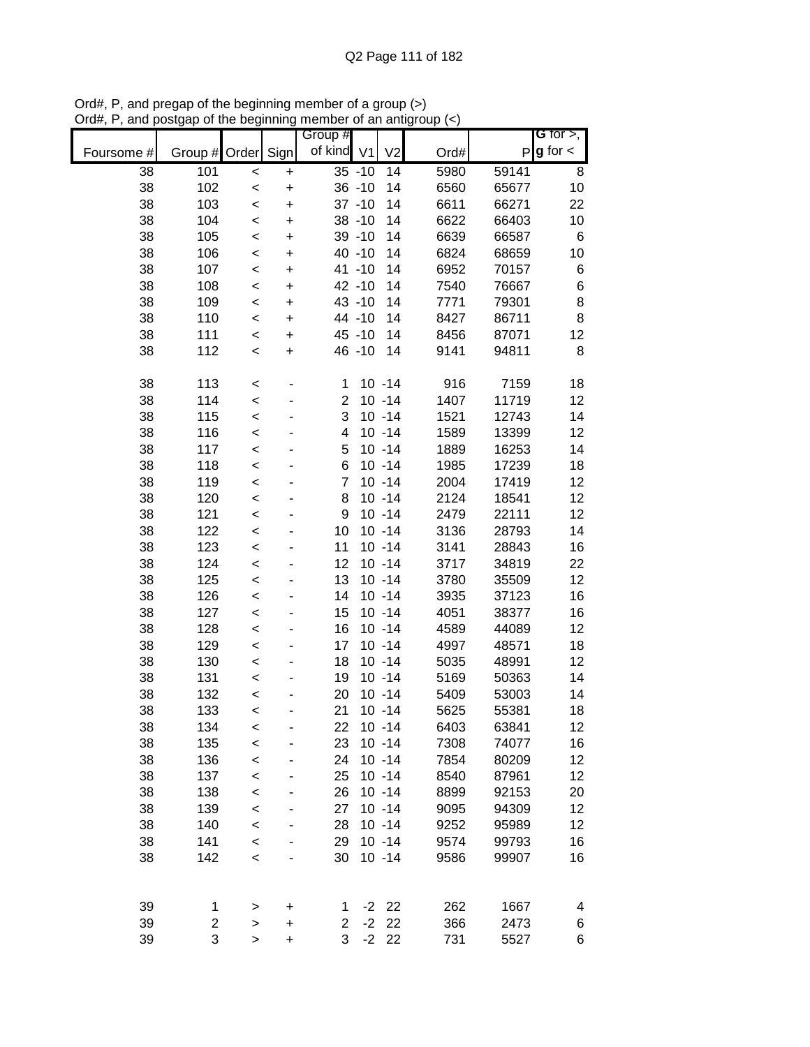Ord#, P, and pregap of the beginning member of a group (>)
Ord#, P, and postgap of the beginning member of an antigroup (<)

| Foursome # | Group # | Order | Sign | Group # of kind | V1 | V2 | Ord# | P | G for >, g for < |
|---|---|---|---|---|---|---|---|---|---|
| 38 | 101 | < | + | 35 | -10 | 14 | 5980 | 59141 | 8 |
| 38 | 102 | < | + | 36 | -10 | 14 | 6560 | 65677 | 10 |
| 38 | 103 | < | + | 37 | -10 | 14 | 6611 | 66271 | 22 |
| 38 | 104 | < | + | 38 | -10 | 14 | 6622 | 66403 | 10 |
| 38 | 105 | < | + | 39 | -10 | 14 | 6639 | 66587 | 6 |
| 38 | 106 | < | + | 40 | -10 | 14 | 6824 | 68659 | 10 |
| 38 | 107 | < | + | 41 | -10 | 14 | 6952 | 70157 | 6 |
| 38 | 108 | < | + | 42 | -10 | 14 | 7540 | 76667 | 6 |
| 38 | 109 | < | + | 43 | -10 | 14 | 7771 | 79301 | 8 |
| 38 | 110 | < | + | 44 | -10 | 14 | 8427 | 86711 | 8 |
| 38 | 111 | < | + | 45 | -10 | 14 | 8456 | 87071 | 12 |
| 38 | 112 | < | + | 46 | -10 | 14 | 9141 | 94811 | 8 |
| | | | | | | | | | |
| 38 | 113 | < | - | 1 | 10 | -14 | 916 | 7159 | 18 |
| 38 | 114 | < | - | 2 | 10 | -14 | 1407 | 11719 | 12 |
| 38 | 115 | < | - | 3 | 10 | -14 | 1521 | 12743 | 14 |
| 38 | 116 | < | - | 4 | 10 | -14 | 1589 | 13399 | 12 |
| 38 | 117 | < | - | 5 | 10 | -14 | 1889 | 16253 | 14 |
| 38 | 118 | < | - | 6 | 10 | -14 | 1985 | 17239 | 18 |
| 38 | 119 | < | - | 7 | 10 | -14 | 2004 | 17419 | 12 |
| 38 | 120 | < | - | 8 | 10 | -14 | 2124 | 18541 | 12 |
| 38 | 121 | < | - | 9 | 10 | -14 | 2479 | 22111 | 12 |
| 38 | 122 | < | - | 10 | 10 | -14 | 3136 | 28793 | 14 |
| 38 | 123 | < | - | 11 | 10 | -14 | 3141 | 28843 | 16 |
| 38 | 124 | < | - | 12 | 10 | -14 | 3717 | 34819 | 22 |
| 38 | 125 | < | - | 13 | 10 | -14 | 3780 | 35509 | 12 |
| 38 | 126 | < | - | 14 | 10 | -14 | 3935 | 37123 | 16 |
| 38 | 127 | < | - | 15 | 10 | -14 | 4051 | 38377 | 16 |
| 38 | 128 | < | - | 16 | 10 | -14 | 4589 | 44089 | 12 |
| 38 | 129 | < | - | 17 | 10 | -14 | 4997 | 48571 | 18 |
| 38 | 130 | < | - | 18 | 10 | -14 | 5035 | 48991 | 12 |
| 38 | 131 | < | - | 19 | 10 | -14 | 5169 | 50363 | 14 |
| 38 | 132 | < | - | 20 | 10 | -14 | 5409 | 53003 | 14 |
| 38 | 133 | < | - | 21 | 10 | -14 | 5625 | 55381 | 18 |
| 38 | 134 | < | - | 22 | 10 | -14 | 6403 | 63841 | 12 |
| 38 | 135 | < | - | 23 | 10 | -14 | 7308 | 74077 | 16 |
| 38 | 136 | < | - | 24 | 10 | -14 | 7854 | 80209 | 12 |
| 38 | 137 | < | - | 25 | 10 | -14 | 8540 | 87961 | 12 |
| 38 | 138 | < | - | 26 | 10 | -14 | 8899 | 92153 | 20 |
| 38 | 139 | < | - | 27 | 10 | -14 | 9095 | 94309 | 12 |
| 38 | 140 | < | - | 28 | 10 | -14 | 9252 | 95989 | 12 |
| 38 | 141 | < | - | 29 | 10 | -14 | 9574 | 99793 | 16 |
| 38 | 142 | < | - | 30 | 10 | -14 | 9586 | 99907 | 16 |
| | | | | | | | | | |
| 39 | 1 | > | + | 1 | -2 | 22 | 262 | 1667 | 4 |
| 39 | 2 | > | + | 2 | -2 | 22 | 366 | 2473 | 6 |
| 39 | 3 | > | + | 3 | -2 | 22 | 731 | 5527 | 6 |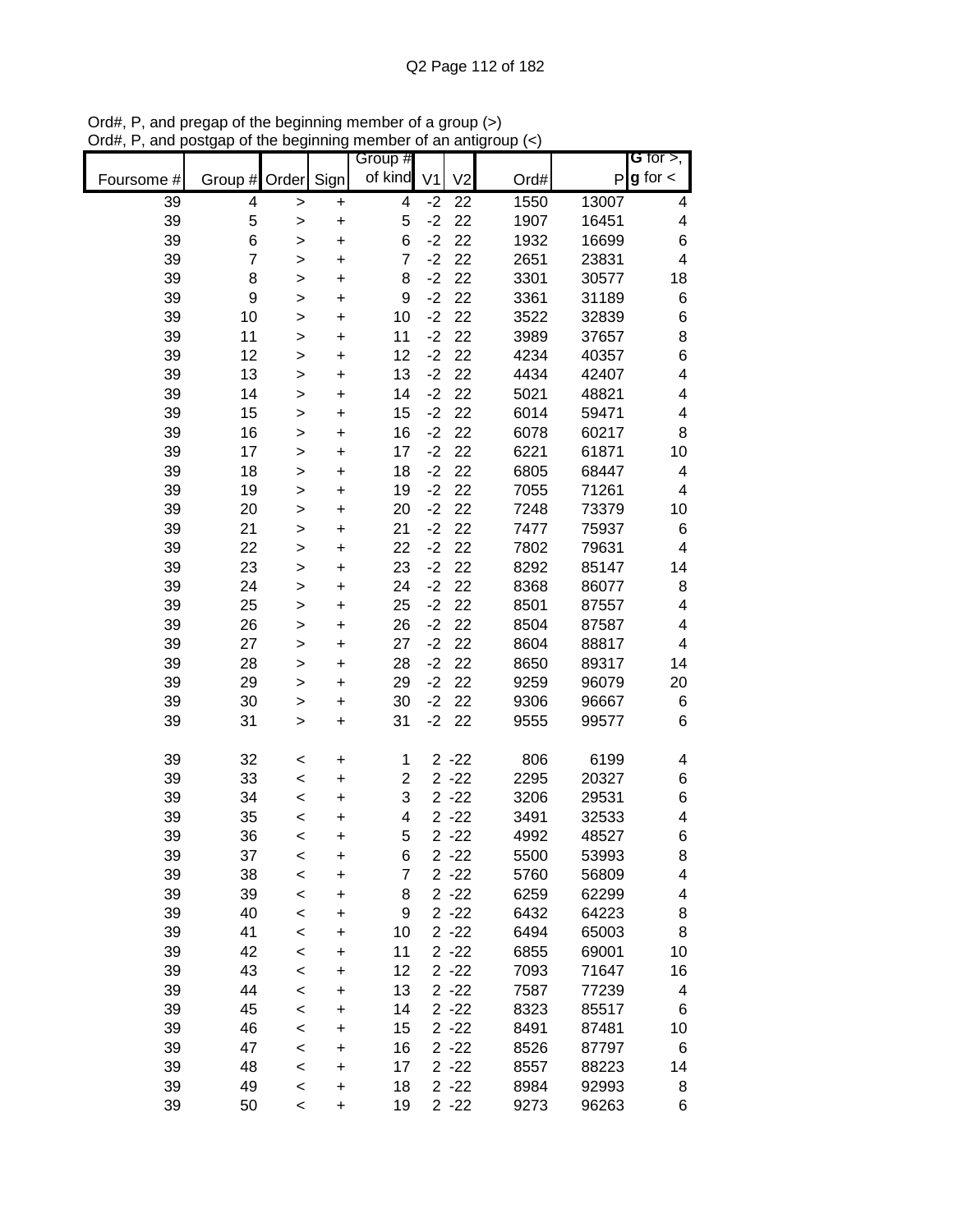Ord#, P, and pregap of the beginning member of a group (>)
Ord#, P, and postgap of the beginning member of an antigroup (<)

| Foursome # | Group # | Order | Sign | Group # of kind | V1 | V2 | Ord# | P | G for >, g for < |
|---|---|---|---|---|---|---|---|---|---|
| 39 | 4 | > | + | 4 | -2 | 22 | 1550 | 13007 | 4 |
| 39 | 5 | > | + | 5 | -2 | 22 | 1907 | 16451 | 4 |
| 39 | 6 | > | + | 6 | -2 | 22 | 1932 | 16699 | 6 |
| 39 | 7 | > | + | 7 | -2 | 22 | 2651 | 23831 | 4 |
| 39 | 8 | > | + | 8 | -2 | 22 | 3301 | 30577 | 18 |
| 39 | 9 | > | + | 9 | -2 | 22 | 3361 | 31189 | 6 |
| 39 | 10 | > | + | 10 | -2 | 22 | 3522 | 32839 | 6 |
| 39 | 11 | > | + | 11 | -2 | 22 | 3989 | 37657 | 8 |
| 39 | 12 | > | + | 12 | -2 | 22 | 4234 | 40357 | 6 |
| 39 | 13 | > | + | 13 | -2 | 22 | 4434 | 42407 | 4 |
| 39 | 14 | > | + | 14 | -2 | 22 | 5021 | 48821 | 4 |
| 39 | 15 | > | + | 15 | -2 | 22 | 6014 | 59471 | 4 |
| 39 | 16 | > | + | 16 | -2 | 22 | 6078 | 60217 | 8 |
| 39 | 17 | > | + | 17 | -2 | 22 | 6221 | 61871 | 10 |
| 39 | 18 | > | + | 18 | -2 | 22 | 6805 | 68447 | 4 |
| 39 | 19 | > | + | 19 | -2 | 22 | 7055 | 71261 | 4 |
| 39 | 20 | > | + | 20 | -2 | 22 | 7248 | 73379 | 10 |
| 39 | 21 | > | + | 21 | -2 | 22 | 7477 | 75937 | 6 |
| 39 | 22 | > | + | 22 | -2 | 22 | 7802 | 79631 | 4 |
| 39 | 23 | > | + | 23 | -2 | 22 | 8292 | 85147 | 14 |
| 39 | 24 | > | + | 24 | -2 | 22 | 8368 | 86077 | 8 |
| 39 | 25 | > | + | 25 | -2 | 22 | 8501 | 87557 | 4 |
| 39 | 26 | > | + | 26 | -2 | 22 | 8504 | 87587 | 4 |
| 39 | 27 | > | + | 27 | -2 | 22 | 8604 | 88817 | 4 |
| 39 | 28 | > | + | 28 | -2 | 22 | 8650 | 89317 | 14 |
| 39 | 29 | > | + | 29 | -2 | 22 | 9259 | 96079 | 20 |
| 39 | 30 | > | + | 30 | -2 | 22 | 9306 | 96667 | 6 |
| 39 | 31 | > | + | 31 | -2 | 22 | 9555 | 99577 | 6 |
| | | | | | | | | | |
| 39 | 32 | < | + | 1 | 2 | -22 | 806 | 6199 | 4 |
| 39 | 33 | < | + | 2 | 2 | -22 | 2295 | 20327 | 6 |
| 39 | 34 | < | + | 3 | 2 | -22 | 3206 | 29531 | 6 |
| 39 | 35 | < | + | 4 | 2 | -22 | 3491 | 32533 | 4 |
| 39 | 36 | < | + | 5 | 2 | -22 | 4992 | 48527 | 6 |
| 39 | 37 | < | + | 6 | 2 | -22 | 5500 | 53993 | 8 |
| 39 | 38 | < | + | 7 | 2 | -22 | 5760 | 56809 | 4 |
| 39 | 39 | < | + | 8 | 2 | -22 | 6259 | 62299 | 4 |
| 39 | 40 | < | + | 9 | 2 | -22 | 6432 | 64223 | 8 |
| 39 | 41 | < | + | 10 | 2 | -22 | 6494 | 65003 | 8 |
| 39 | 42 | < | + | 11 | 2 | -22 | 6855 | 69001 | 10 |
| 39 | 43 | < | + | 12 | 2 | -22 | 7093 | 71647 | 16 |
| 39 | 44 | < | + | 13 | 2 | -22 | 7587 | 77239 | 4 |
| 39 | 45 | < | + | 14 | 2 | -22 | 8323 | 85517 | 6 |
| 39 | 46 | < | + | 15 | 2 | -22 | 8491 | 87481 | 10 |
| 39 | 47 | < | + | 16 | 2 | -22 | 8526 | 87797 | 6 |
| 39 | 48 | < | + | 17 | 2 | -22 | 8557 | 88223 | 14 |
| 39 | 49 | < | + | 18 | 2 | -22 | 8984 | 92993 | 8 |
| 39 | 50 | < | + | 19 | 2 | -22 | 9273 | 96263 | 6 |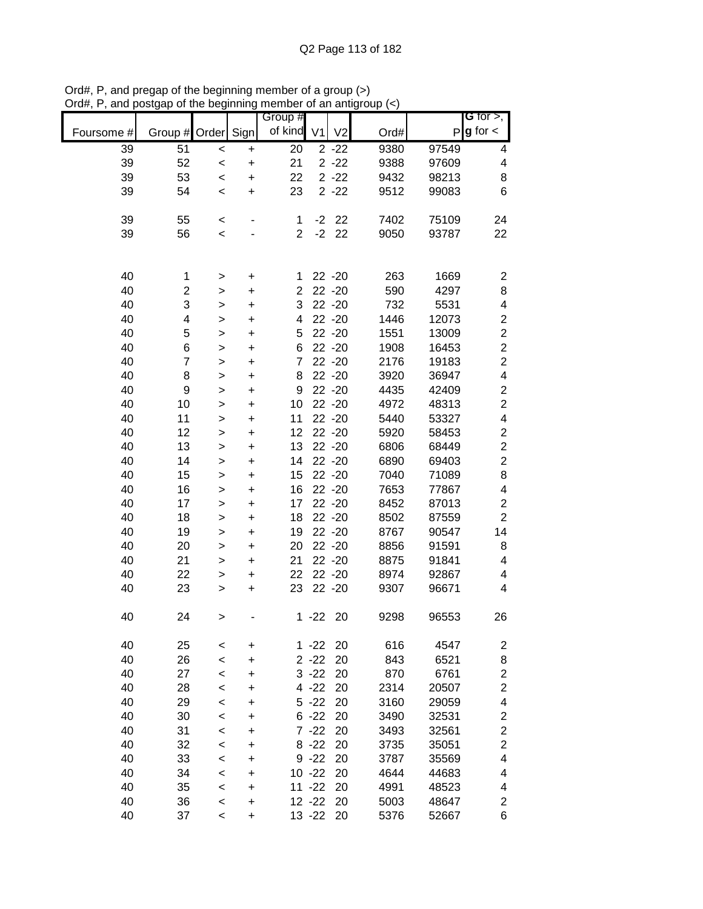Ord#, P, and pregap of the beginning member of a group (>)
Ord#, P, and postgap of the beginning member of an antigroup (<)

| Foursome # | Group # | Order | Sign | Group # of kind | V1 | V2 | Ord# | P | G for >, g for < |
|---|---|---|---|---|---|---|---|---|---|
| 39 | 51 | < | + | 20 | 2 | -22 | 9380 | 97549 | 4 |
| 39 | 52 | < | + | 21 | 2 | -22 | 9388 | 97609 | 4 |
| 39 | 53 | < | + | 22 | 2 | -22 | 9432 | 98213 | 8 |
| 39 | 54 | < | + | 23 | 2 | -22 | 9512 | 99083 | 6 |
| | | | | | | | | | |
| 39 | 55 | < | - | 1 | -2 | 22 | 7402 | 75109 | 24 |
| 39 | 56 | < | - | 2 | -2 | 22 | 9050 | 93787 | 22 |
| | | | | | | | | | |
| 40 | 1 | > | + | 1 | 22 | -20 | 263 | 1669 | 2 |
| 40 | 2 | > | + | 2 | 22 | -20 | 590 | 4297 | 8 |
| 40 | 3 | > | + | 3 | 22 | -20 | 732 | 5531 | 4 |
| 40 | 4 | > | + | 4 | 22 | -20 | 1446 | 12073 | 2 |
| 40 | 5 | > | + | 5 | 22 | -20 | 1551 | 13009 | 2 |
| 40 | 6 | > | + | 6 | 22 | -20 | 1908 | 16453 | 2 |
| 40 | 7 | > | + | 7 | 22 | -20 | 2176 | 19183 | 2 |
| 40 | 8 | > | + | 8 | 22 | -20 | 3920 | 36947 | 4 |
| 40 | 9 | > | + | 9 | 22 | -20 | 4435 | 42409 | 2 |
| 40 | 10 | > | + | 10 | 22 | -20 | 4972 | 48313 | 2 |
| 40 | 11 | > | + | 11 | 22 | -20 | 5440 | 53327 | 4 |
| 40 | 12 | > | + | 12 | 22 | -20 | 5920 | 58453 | 2 |
| 40 | 13 | > | + | 13 | 22 | -20 | 6806 | 68449 | 2 |
| 40 | 14 | > | + | 14 | 22 | -20 | 6890 | 69403 | 2 |
| 40 | 15 | > | + | 15 | 22 | -20 | 7040 | 71089 | 8 |
| 40 | 16 | > | + | 16 | 22 | -20 | 7653 | 77867 | 4 |
| 40 | 17 | > | + | 17 | 22 | -20 | 8452 | 87013 | 2 |
| 40 | 18 | > | + | 18 | 22 | -20 | 8502 | 87559 | 2 |
| 40 | 19 | > | + | 19 | 22 | -20 | 8767 | 90547 | 14 |
| 40 | 20 | > | + | 20 | 22 | -20 | 8856 | 91591 | 8 |
| 40 | 21 | > | + | 21 | 22 | -20 | 8875 | 91841 | 4 |
| 40 | 22 | > | + | 22 | 22 | -20 | 8974 | 92867 | 4 |
| 40 | 23 | > | + | 23 | 22 | -20 | 9307 | 96671 | 4 |
| | | | | | | | | | |
| 40 | 24 | > | - | 1 | -22 | 20 | 9298 | 96553 | 26 |
| | | | | | | | | | |
| 40 | 25 | < | + | 1 | -22 | 20 | 616 | 4547 | 2 |
| 40 | 26 | < | + | 2 | -22 | 20 | 843 | 6521 | 8 |
| 40 | 27 | < | + | 3 | -22 | 20 | 870 | 6761 | 2 |
| 40 | 28 | < | + | 4 | -22 | 20 | 2314 | 20507 | 2 |
| 40 | 29 | < | + | 5 | -22 | 20 | 3160 | 29059 | 4 |
| 40 | 30 | < | + | 6 | -22 | 20 | 3490 | 32531 | 2 |
| 40 | 31 | < | + | 7 | -22 | 20 | 3493 | 32561 | 2 |
| 40 | 32 | < | + | 8 | -22 | 20 | 3735 | 35051 | 2 |
| 40 | 33 | < | + | 9 | -22 | 20 | 3787 | 35569 | 4 |
| 40 | 34 | < | + | 10 | -22 | 20 | 4644 | 44683 | 4 |
| 40 | 35 | < | + | 11 | -22 | 20 | 4991 | 48523 | 4 |
| 40 | 36 | < | + | 12 | -22 | 20 | 5003 | 48647 | 2 |
| 40 | 37 | < | + | 13 | -22 | 20 | 5376 | 52667 | 6 |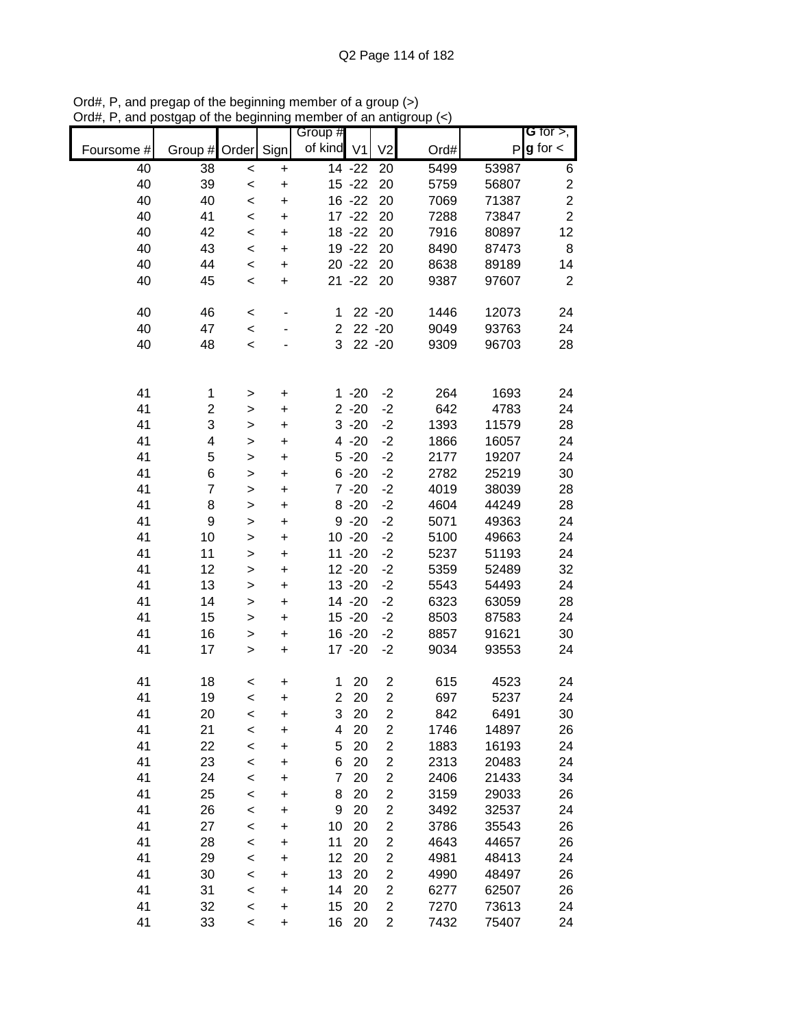Ord#, P, and pregap of the beginning member of a group (>)
Ord#, P, and postgap of the beginning member of an antigroup (<)

| Foursome # | Group # | Order | Sign | Group # of kind | V1 | V2 | Ord# | P | G for >, g for < |
|---|---|---|---|---|---|---|---|---|---|
| 40 | 38 | < | + | 14 | -22 | 20 | 5499 | 53987 | 6 |
| 40 | 39 | < | + | 15 | -22 | 20 | 5759 | 56807 | 2 |
| 40 | 40 | < | + | 16 | -22 | 20 | 7069 | 71387 | 2 |
| 40 | 41 | < | + | 17 | -22 | 20 | 7288 | 73847 | 2 |
| 40 | 42 | < | + | 18 | -22 | 20 | 7916 | 80897 | 12 |
| 40 | 43 | < | + | 19 | -22 | 20 | 8490 | 87473 | 8 |
| 40 | 44 | < | + | 20 | -22 | 20 | 8638 | 89189 | 14 |
| 40 | 45 | < | + | 21 | -22 | 20 | 9387 | 97607 | 2 |
| | | | | | | | | | |
| 40 | 46 | < | - | 1 | 22 | -20 | 1446 | 12073 | 24 |
| 40 | 47 | < | - | 2 | 22 | -20 | 9049 | 93763 | 24 |
| 40 | 48 | < | - | 3 | 22 | -20 | 9309 | 96703 | 28 |
| | | | | | | | | | |
| 41 | 1 | > | + | 1 | -20 | -2 | 264 | 1693 | 24 |
| 41 | 2 | > | + | 2 | -20 | -2 | 642 | 4783 | 24 |
| 41 | 3 | > | + | 3 | -20 | -2 | 1393 | 11579 | 28 |
| 41 | 4 | > | + | 4 | -20 | -2 | 1866 | 16057 | 24 |
| 41 | 5 | > | + | 5 | -20 | -2 | 2177 | 19207 | 24 |
| 41 | 6 | > | + | 6 | -20 | -2 | 2782 | 25219 | 30 |
| 41 | 7 | > | + | 7 | -20 | -2 | 4019 | 38039 | 28 |
| 41 | 8 | > | + | 8 | -20 | -2 | 4604 | 44249 | 28 |
| 41 | 9 | > | + | 9 | -20 | -2 | 5071 | 49363 | 24 |
| 41 | 10 | > | + | 10 | -20 | -2 | 5100 | 49663 | 24 |
| 41 | 11 | > | + | 11 | -20 | -2 | 5237 | 51193 | 24 |
| 41 | 12 | > | + | 12 | -20 | -2 | 5359 | 52489 | 32 |
| 41 | 13 | > | + | 13 | -20 | -2 | 5543 | 54493 | 24 |
| 41 | 14 | > | + | 14 | -20 | -2 | 6323 | 63059 | 28 |
| 41 | 15 | > | + | 15 | -20 | -2 | 8503 | 87583 | 24 |
| 41 | 16 | > | + | 16 | -20 | -2 | 8857 | 91621 | 30 |
| 41 | 17 | > | + | 17 | -20 | -2 | 9034 | 93553 | 24 |
| | | | | | | | | | |
| 41 | 18 | < | + | 1 | 20 | 2 | 615 | 4523 | 24 |
| 41 | 19 | < | + | 2 | 20 | 2 | 697 | 5237 | 24 |
| 41 | 20 | < | + | 3 | 20 | 2 | 842 | 6491 | 30 |
| 41 | 21 | < | + | 4 | 20 | 2 | 1746 | 14897 | 26 |
| 41 | 22 | < | + | 5 | 20 | 2 | 1883 | 16193 | 24 |
| 41 | 23 | < | + | 6 | 20 | 2 | 2313 | 20483 | 24 |
| 41 | 24 | < | + | 7 | 20 | 2 | 2406 | 21433 | 34 |
| 41 | 25 | < | + | 8 | 20 | 2 | 3159 | 29033 | 26 |
| 41 | 26 | < | + | 9 | 20 | 2 | 3492 | 32537 | 24 |
| 41 | 27 | < | + | 10 | 20 | 2 | 3786 | 35543 | 26 |
| 41 | 28 | < | + | 11 | 20 | 2 | 4643 | 44657 | 26 |
| 41 | 29 | < | + | 12 | 20 | 2 | 4981 | 48413 | 24 |
| 41 | 30 | < | + | 13 | 20 | 2 | 4990 | 48497 | 26 |
| 41 | 31 | < | + | 14 | 20 | 2 | 6277 | 62507 | 26 |
| 41 | 32 | < | + | 15 | 20 | 2 | 7270 | 73613 | 24 |
| 41 | 33 | < | + | 16 | 20 | 2 | 7432 | 75407 | 24 |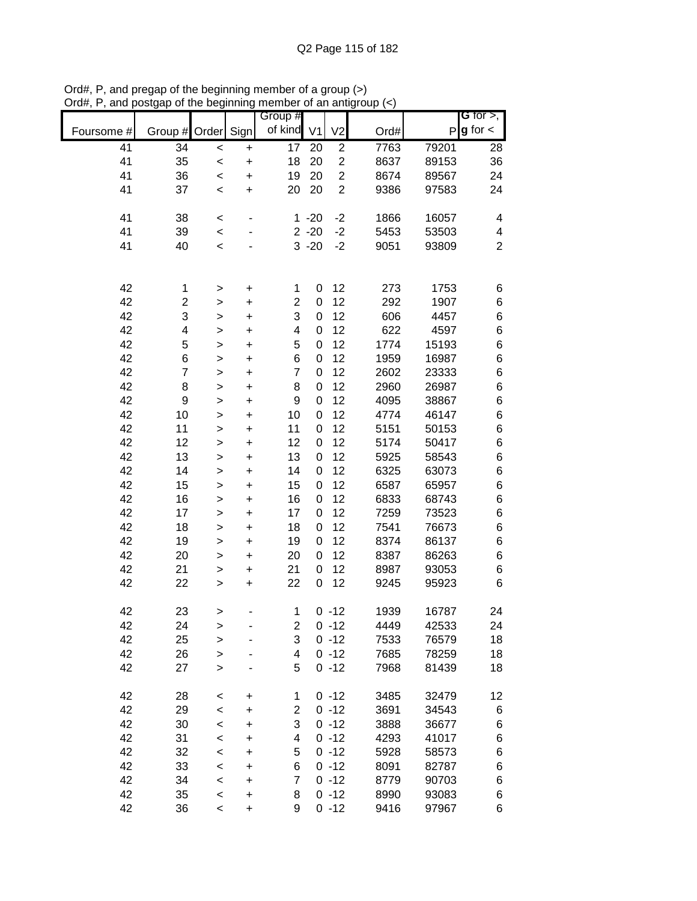Ord#, P, and pregap of the beginning member of a group (>)
Ord#, P, and postgap of the beginning member of an antigroup (<)

| Foursome # | Group # | Order | Sign | Group # of kind | V1 | V2 | Ord# | P | G for >, g for < |
|---|---|---|---|---|---|---|---|---|---|
| 41 | 34 | < | + | 17 | 20 | 2 | 7763 | 79201 | 28 |
| 41 | 35 | < | + | 18 | 20 | 2 | 8637 | 89153 | 36 |
| 41 | 36 | < | + | 19 | 20 | 2 | 8674 | 89567 | 24 |
| 41 | 37 | < | + | 20 | 20 | 2 | 9386 | 97583 | 24 |
| | | | | | | | | | |
| 41 | 38 | < | - | 1 | -20 | -2 | 1866 | 16057 | 4 |
| 41 | 39 | < | - | 2 | -20 | -2 | 5453 | 53503 | 4 |
| 41 | 40 | < | - | 3 | -20 | -2 | 9051 | 93809 | 2 |
| | | | | | | | | | |
| 42 | 1 | > | + | 1 | 0 | 12 | 273 | 1753 | 6 |
| 42 | 2 | > | + | 2 | 0 | 12 | 292 | 1907 | 6 |
| 42 | 3 | > | + | 3 | 0 | 12 | 606 | 4457 | 6 |
| 42 | 4 | > | + | 4 | 0 | 12 | 622 | 4597 | 6 |
| 42 | 5 | > | + | 5 | 0 | 12 | 1774 | 15193 | 6 |
| 42 | 6 | > | + | 6 | 0 | 12 | 1959 | 16987 | 6 |
| 42 | 7 | > | + | 7 | 0 | 12 | 2602 | 23333 | 6 |
| 42 | 8 | > | + | 8 | 0 | 12 | 2960 | 26987 | 6 |
| 42 | 9 | > | + | 9 | 0 | 12 | 4095 | 38867 | 6 |
| 42 | 10 | > | + | 10 | 0 | 12 | 4774 | 46147 | 6 |
| 42 | 11 | > | + | 11 | 0 | 12 | 5151 | 50153 | 6 |
| 42 | 12 | > | + | 12 | 0 | 12 | 5174 | 50417 | 6 |
| 42 | 13 | > | + | 13 | 0 | 12 | 5925 | 58543 | 6 |
| 42 | 14 | > | + | 14 | 0 | 12 | 6325 | 63073 | 6 |
| 42 | 15 | > | + | 15 | 0 | 12 | 6587 | 65957 | 6 |
| 42 | 16 | > | + | 16 | 0 | 12 | 6833 | 68743 | 6 |
| 42 | 17 | > | + | 17 | 0 | 12 | 7259 | 73523 | 6 |
| 42 | 18 | > | + | 18 | 0 | 12 | 7541 | 76673 | 6 |
| 42 | 19 | > | + | 19 | 0 | 12 | 8374 | 86137 | 6 |
| 42 | 20 | > | + | 20 | 0 | 12 | 8387 | 86263 | 6 |
| 42 | 21 | > | + | 21 | 0 | 12 | 8987 | 93053 | 6 |
| 42 | 22 | > | + | 22 | 0 | 12 | 9245 | 95923 | 6 |
| | | | | | | | | | |
| 42 | 23 | > | - | 1 | 0 | -12 | 1939 | 16787 | 24 |
| 42 | 24 | > | - | 2 | 0 | -12 | 4449 | 42533 | 24 |
| 42 | 25 | > | - | 3 | 0 | -12 | 7533 | 76579 | 18 |
| 42 | 26 | > | - | 4 | 0 | -12 | 7685 | 78259 | 18 |
| 42 | 27 | > | - | 5 | 0 | -12 | 7968 | 81439 | 18 |
| | | | | | | | | | |
| 42 | 28 | < | + | 1 | 0 | -12 | 3485 | 32479 | 12 |
| 42 | 29 | < | + | 2 | 0 | -12 | 3691 | 34543 | 6 |
| 42 | 30 | < | + | 3 | 0 | -12 | 3888 | 36677 | 6 |
| 42 | 31 | < | + | 4 | 0 | -12 | 4293 | 41017 | 6 |
| 42 | 32 | < | + | 5 | 0 | -12 | 5928 | 58573 | 6 |
| 42 | 33 | < | + | 6 | 0 | -12 | 8091 | 82787 | 6 |
| 42 | 34 | < | + | 7 | 0 | -12 | 8779 | 90703 | 6 |
| 42 | 35 | < | + | 8 | 0 | -12 | 8990 | 93083 | 6 |
| 42 | 36 | < | + | 9 | 0 | -12 | 9416 | 97967 | 6 |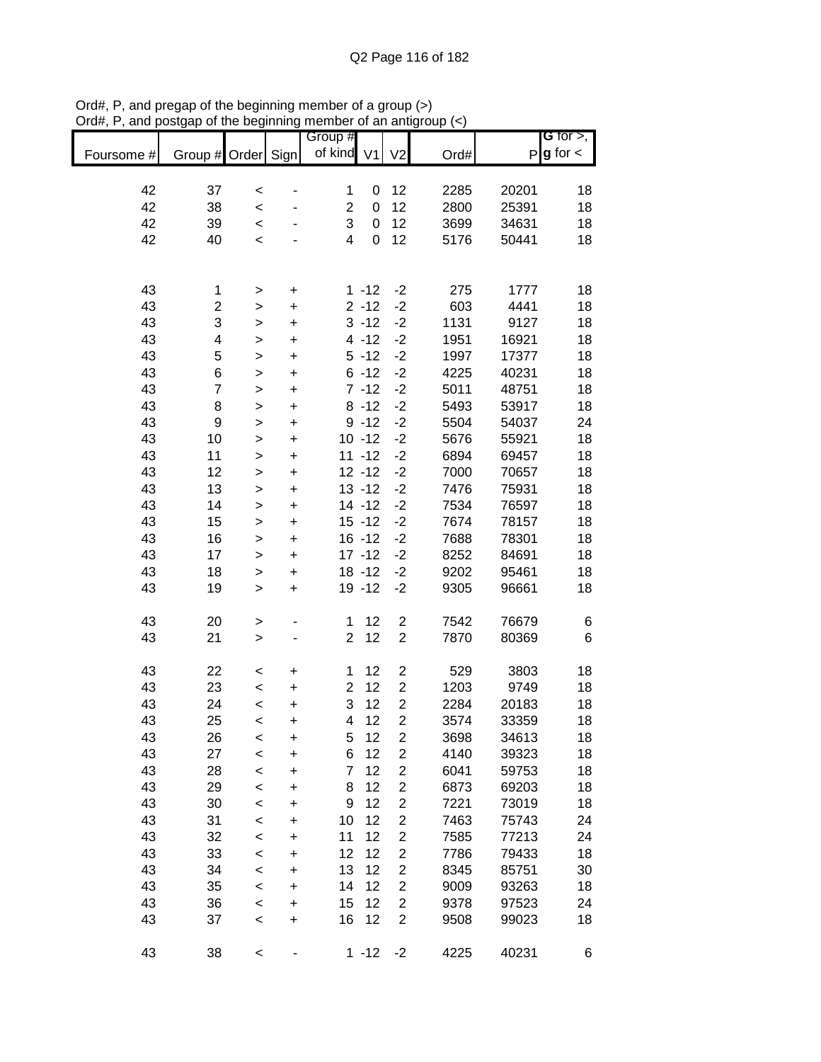Ord#, P, and pregap of the beginning member of a group (>)
Ord#, P, and postgap of the beginning member of an antigroup (<)

| Foursome # | Group # | Order | Sign | Group # of kind | V1 | V2 | Ord# | P | G for >, g for < |
|---|---|---|---|---|---|---|---|---|---|
| 42 | 37 | < | - | 1 | 0 | 12 | 2285 | 20201 | 18 |
| 42 | 38 | < | - | 2 | 0 | 12 | 2800 | 25391 | 18 |
| 42 | 39 | < | - | 3 | 0 | 12 | 3699 | 34631 | 18 |
| 42 | 40 | < | - | 4 | 0 | 12 | 5176 | 50441 | 18 |
| | | | | | | | | | |
| 43 | 1 | > | + | 1 | -12 | -2 | 275 | 1777 | 18 |
| 43 | 2 | > | + | 2 | -12 | -2 | 603 | 4441 | 18 |
| 43 | 3 | > | + | 3 | -12 | -2 | 1131 | 9127 | 18 |
| 43 | 4 | > | + | 4 | -12 | -2 | 1951 | 16921 | 18 |
| 43 | 5 | > | + | 5 | -12 | -2 | 1997 | 17377 | 18 |
| 43 | 6 | > | + | 6 | -12 | -2 | 4225 | 40231 | 18 |
| 43 | 7 | > | + | 7 | -12 | -2 | 5011 | 48751 | 18 |
| 43 | 8 | > | + | 8 | -12 | -2 | 5493 | 53917 | 18 |
| 43 | 9 | > | + | 9 | -12 | -2 | 5504 | 54037 | 24 |
| 43 | 10 | > | + | 10 | -12 | -2 | 5676 | 55921 | 18 |
| 43 | 11 | > | + | 11 | -12 | -2 | 6894 | 69457 | 18 |
| 43 | 12 | > | + | 12 | -12 | -2 | 7000 | 70657 | 18 |
| 43 | 13 | > | + | 13 | -12 | -2 | 7476 | 75931 | 18 |
| 43 | 14 | > | + | 14 | -12 | -2 | 7534 | 76597 | 18 |
| 43 | 15 | > | + | 15 | -12 | -2 | 7674 | 78157 | 18 |
| 43 | 16 | > | + | 16 | -12 | -2 | 7688 | 78301 | 18 |
| 43 | 17 | > | + | 17 | -12 | -2 | 8252 | 84691 | 18 |
| 43 | 18 | > | + | 18 | -12 | -2 | 9202 | 95461 | 18 |
| 43 | 19 | > | + | 19 | -12 | -2 | 9305 | 96661 | 18 |
| | | | | | | | | | |
| 43 | 20 | > | - | 1 | 12 | 2 | 7542 | 76679 | 6 |
| 43 | 21 | > | - | 2 | 12 | 2 | 7870 | 80369 | 6 |
| | | | | | | | | | |
| 43 | 22 | < | + | 1 | 12 | 2 | 529 | 3803 | 18 |
| 43 | 23 | < | + | 2 | 12 | 2 | 1203 | 9749 | 18 |
| 43 | 24 | < | + | 3 | 12 | 2 | 2284 | 20183 | 18 |
| 43 | 25 | < | + | 4 | 12 | 2 | 3574 | 33359 | 18 |
| 43 | 26 | < | + | 5 | 12 | 2 | 3698 | 34613 | 18 |
| 43 | 27 | < | + | 6 | 12 | 2 | 4140 | 39323 | 18 |
| 43 | 28 | < | + | 7 | 12 | 2 | 6041 | 59753 | 18 |
| 43 | 29 | < | + | 8 | 12 | 2 | 6873 | 69203 | 18 |
| 43 | 30 | < | + | 9 | 12 | 2 | 7221 | 73019 | 18 |
| 43 | 31 | < | + | 10 | 12 | 2 | 7463 | 75743 | 24 |
| 43 | 32 | < | + | 11 | 12 | 2 | 7585 | 77213 | 24 |
| 43 | 33 | < | + | 12 | 12 | 2 | 7786 | 79433 | 18 |
| 43 | 34 | < | + | 13 | 12 | 2 | 8345 | 85751 | 30 |
| 43 | 35 | < | + | 14 | 12 | 2 | 9009 | 93263 | 18 |
| 43 | 36 | < | + | 15 | 12 | 2 | 9378 | 97523 | 24 |
| 43 | 37 | < | + | 16 | 12 | 2 | 9508 | 99023 | 18 |
| | | | | | | | | | |
| 43 | 38 | < | - | 1 | -12 | -2 | 4225 | 40231 | 6 |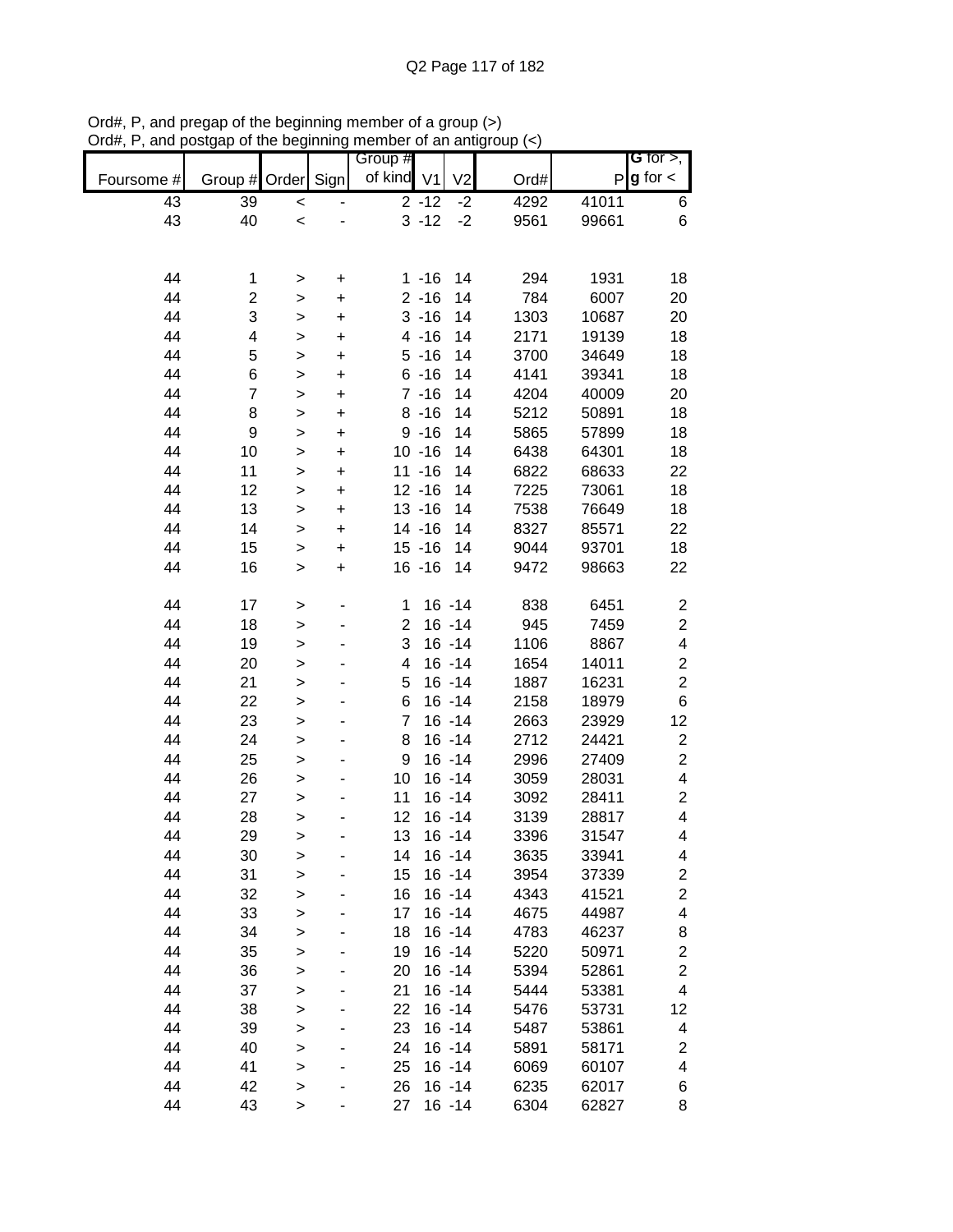Ord#, P, and pregap of the beginning member of a group (>)
Ord#, P, and postgap of the beginning member of an antigroup (<)

| Foursome # | Group # | Order | Sign | Group # of kind | V1 | V2 | Ord# | P | G for >, g for < |
|---|---|---|---|---|---|---|---|---|---|
| 43 | 39 | < | - | 2 | -12 | -2 | 4292 | 41011 | 6 |
| 43 | 40 | < | - | 3 | -12 | -2 | 9561 | 99661 | 6 |
| | | | | | | | | | |
| 44 | 1 | > | + | 1 | -16 | 14 | 294 | 1931 | 18 |
| 44 | 2 | > | + | 2 | -16 | 14 | 784 | 6007 | 20 |
| 44 | 3 | > | + | 3 | -16 | 14 | 1303 | 10687 | 20 |
| 44 | 4 | > | + | 4 | -16 | 14 | 2171 | 19139 | 18 |
| 44 | 5 | > | + | 5 | -16 | 14 | 3700 | 34649 | 18 |
| 44 | 6 | > | + | 6 | -16 | 14 | 4141 | 39341 | 18 |
| 44 | 7 | > | + | 7 | -16 | 14 | 4204 | 40009 | 20 |
| 44 | 8 | > | + | 8 | -16 | 14 | 5212 | 50891 | 18 |
| 44 | 9 | > | + | 9 | -16 | 14 | 5865 | 57899 | 18 |
| 44 | 10 | > | + | 10 | -16 | 14 | 6438 | 64301 | 18 |
| 44 | 11 | > | + | 11 | -16 | 14 | 6822 | 68633 | 22 |
| 44 | 12 | > | + | 12 | -16 | 14 | 7225 | 73061 | 18 |
| 44 | 13 | > | + | 13 | -16 | 14 | 7538 | 76649 | 18 |
| 44 | 14 | > | + | 14 | -16 | 14 | 8327 | 85571 | 22 |
| 44 | 15 | > | + | 15 | -16 | 14 | 9044 | 93701 | 18 |
| 44 | 16 | > | + | 16 | -16 | 14 | 9472 | 98663 | 22 |
| | | | | | | | | | |
| 44 | 17 | > | - | 1 | 16 | -14 | 838 | 6451 | 2 |
| 44 | 18 | > | - | 2 | 16 | -14 | 945 | 7459 | 2 |
| 44 | 19 | > | - | 3 | 16 | -14 | 1106 | 8867 | 4 |
| 44 | 20 | > | - | 4 | 16 | -14 | 1654 | 14011 | 2 |
| 44 | 21 | > | - | 5 | 16 | -14 | 1887 | 16231 | 2 |
| 44 | 22 | > | - | 6 | 16 | -14 | 2158 | 18979 | 6 |
| 44 | 23 | > | - | 7 | 16 | -14 | 2663 | 23929 | 12 |
| 44 | 24 | > | - | 8 | 16 | -14 | 2712 | 24421 | 2 |
| 44 | 25 | > | - | 9 | 16 | -14 | 2996 | 27409 | 2 |
| 44 | 26 | > | - | 10 | 16 | -14 | 3059 | 28031 | 4 |
| 44 | 27 | > | - | 11 | 16 | -14 | 3092 | 28411 | 2 |
| 44 | 28 | > | - | 12 | 16 | -14 | 3139 | 28817 | 4 |
| 44 | 29 | > | - | 13 | 16 | -14 | 3396 | 31547 | 4 |
| 44 | 30 | > | - | 14 | 16 | -14 | 3635 | 33941 | 4 |
| 44 | 31 | > | - | 15 | 16 | -14 | 3954 | 37339 | 2 |
| 44 | 32 | > | - | 16 | 16 | -14 | 4343 | 41521 | 2 |
| 44 | 33 | > | - | 17 | 16 | -14 | 4675 | 44987 | 4 |
| 44 | 34 | > | - | 18 | 16 | -14 | 4783 | 46237 | 8 |
| 44 | 35 | > | - | 19 | 16 | -14 | 5220 | 50971 | 2 |
| 44 | 36 | > | - | 20 | 16 | -14 | 5394 | 52861 | 2 |
| 44 | 37 | > | - | 21 | 16 | -14 | 5444 | 53381 | 4 |
| 44 | 38 | > | - | 22 | 16 | -14 | 5476 | 53731 | 12 |
| 44 | 39 | > | - | 23 | 16 | -14 | 5487 | 53861 | 4 |
| 44 | 40 | > | - | 24 | 16 | -14 | 5891 | 58171 | 2 |
| 44 | 41 | > | - | 25 | 16 | -14 | 6069 | 60107 | 4 |
| 44 | 42 | > | - | 26 | 16 | -14 | 6235 | 62017 | 6 |
| 44 | 43 | > | - | 27 | 16 | -14 | 6304 | 62827 | 8 |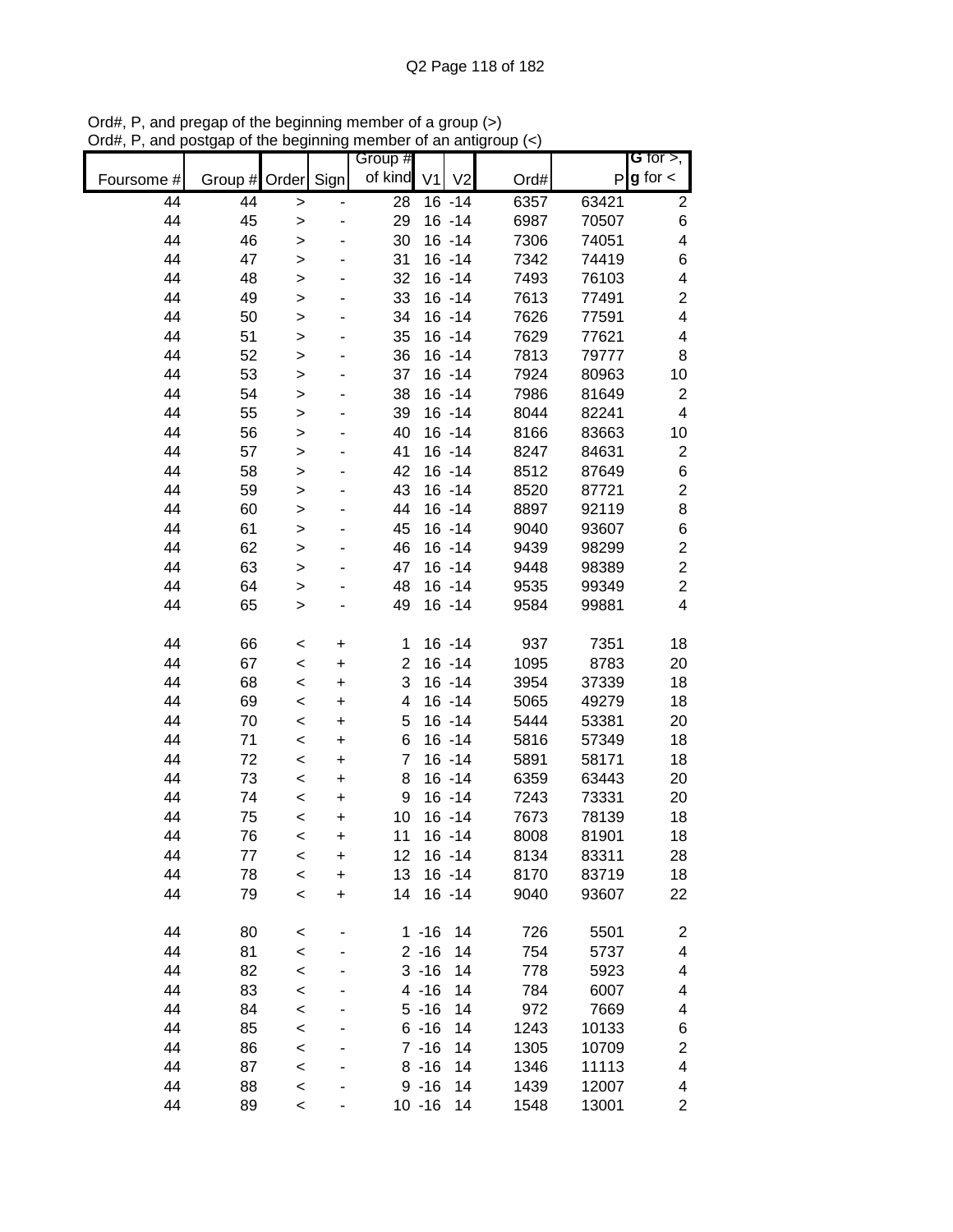Ord#, P, and pregap of the beginning member of a group (>)
Ord#, P, and postgap of the beginning member of an antigroup (<)

| Foursome # | Group # | Order | Sign | Group # of kind | V1 | V2 | Ord# | P | G for >, g for < |
|---|---|---|---|---|---|---|---|---|---|
| 44 | 44 | > | - | 28 | 16 | -14 | 6357 | 63421 | 2 |
| 44 | 45 | > | - | 29 | 16 | -14 | 6987 | 70507 | 6 |
| 44 | 46 | > | - | 30 | 16 | -14 | 7306 | 74051 | 4 |
| 44 | 47 | > | - | 31 | 16 | -14 | 7342 | 74419 | 6 |
| 44 | 48 | > | - | 32 | 16 | -14 | 7493 | 76103 | 4 |
| 44 | 49 | > | - | 33 | 16 | -14 | 7613 | 77491 | 2 |
| 44 | 50 | > | - | 34 | 16 | -14 | 7626 | 77591 | 4 |
| 44 | 51 | > | - | 35 | 16 | -14 | 7629 | 77621 | 4 |
| 44 | 52 | > | - | 36 | 16 | -14 | 7813 | 79777 | 8 |
| 44 | 53 | > | - | 37 | 16 | -14 | 7924 | 80963 | 10 |
| 44 | 54 | > | - | 38 | 16 | -14 | 7986 | 81649 | 2 |
| 44 | 55 | > | - | 39 | 16 | -14 | 8044 | 82241 | 4 |
| 44 | 56 | > | - | 40 | 16 | -14 | 8166 | 83663 | 10 |
| 44 | 57 | > | - | 41 | 16 | -14 | 8247 | 84631 | 2 |
| 44 | 58 | > | - | 42 | 16 | -14 | 8512 | 87649 | 6 |
| 44 | 59 | > | - | 43 | 16 | -14 | 8520 | 87721 | 2 |
| 44 | 60 | > | - | 44 | 16 | -14 | 8897 | 92119 | 8 |
| 44 | 61 | > | - | 45 | 16 | -14 | 9040 | 93607 | 6 |
| 44 | 62 | > | - | 46 | 16 | -14 | 9439 | 98299 | 2 |
| 44 | 63 | > | - | 47 | 16 | -14 | 9448 | 98389 | 2 |
| 44 | 64 | > | - | 48 | 16 | -14 | 9535 | 99349 | 2 |
| 44 | 65 | > | - | 49 | 16 | -14 | 9584 | 99881 | 4 |
| | | | | | | | | | |
| 44 | 66 | < | + | 1 | 16 | -14 | 937 | 7351 | 18 |
| 44 | 67 | < | + | 2 | 16 | -14 | 1095 | 8783 | 20 |
| 44 | 68 | < | + | 3 | 16 | -14 | 3954 | 37339 | 18 |
| 44 | 69 | < | + | 4 | 16 | -14 | 5065 | 49279 | 18 |
| 44 | 70 | < | + | 5 | 16 | -14 | 5444 | 53381 | 20 |
| 44 | 71 | < | + | 6 | 16 | -14 | 5816 | 57349 | 18 |
| 44 | 72 | < | + | 7 | 16 | -14 | 5891 | 58171 | 18 |
| 44 | 73 | < | + | 8 | 16 | -14 | 6359 | 63443 | 20 |
| 44 | 74 | < | + | 9 | 16 | -14 | 7243 | 73331 | 20 |
| 44 | 75 | < | + | 10 | 16 | -14 | 7673 | 78139 | 18 |
| 44 | 76 | < | + | 11 | 16 | -14 | 8008 | 81901 | 18 |
| 44 | 77 | < | + | 12 | 16 | -14 | 8134 | 83311 | 28 |
| 44 | 78 | < | + | 13 | 16 | -14 | 8170 | 83719 | 18 |
| 44 | 79 | < | + | 14 | 16 | -14 | 9040 | 93607 | 22 |
| | | | | | | | | | |
| 44 | 80 | < | - | 1 | -16 | 14 | 726 | 5501 | 2 |
| 44 | 81 | < | - | 2 | -16 | 14 | 754 | 5737 | 4 |
| 44 | 82 | < | - | 3 | -16 | 14 | 778 | 5923 | 4 |
| 44 | 83 | < | - | 4 | -16 | 14 | 784 | 6007 | 4 |
| 44 | 84 | < | - | 5 | -16 | 14 | 972 | 7669 | 4 |
| 44 | 85 | < | - | 6 | -16 | 14 | 1243 | 10133 | 6 |
| 44 | 86 | < | - | 7 | -16 | 14 | 1305 | 10709 | 2 |
| 44 | 87 | < | - | 8 | -16 | 14 | 1346 | 11113 | 4 |
| 44 | 88 | < | - | 9 | -16 | 14 | 1439 | 12007 | 4 |
| 44 | 89 | < | - | 10 | -16 | 14 | 1548 | 13001 | 2 |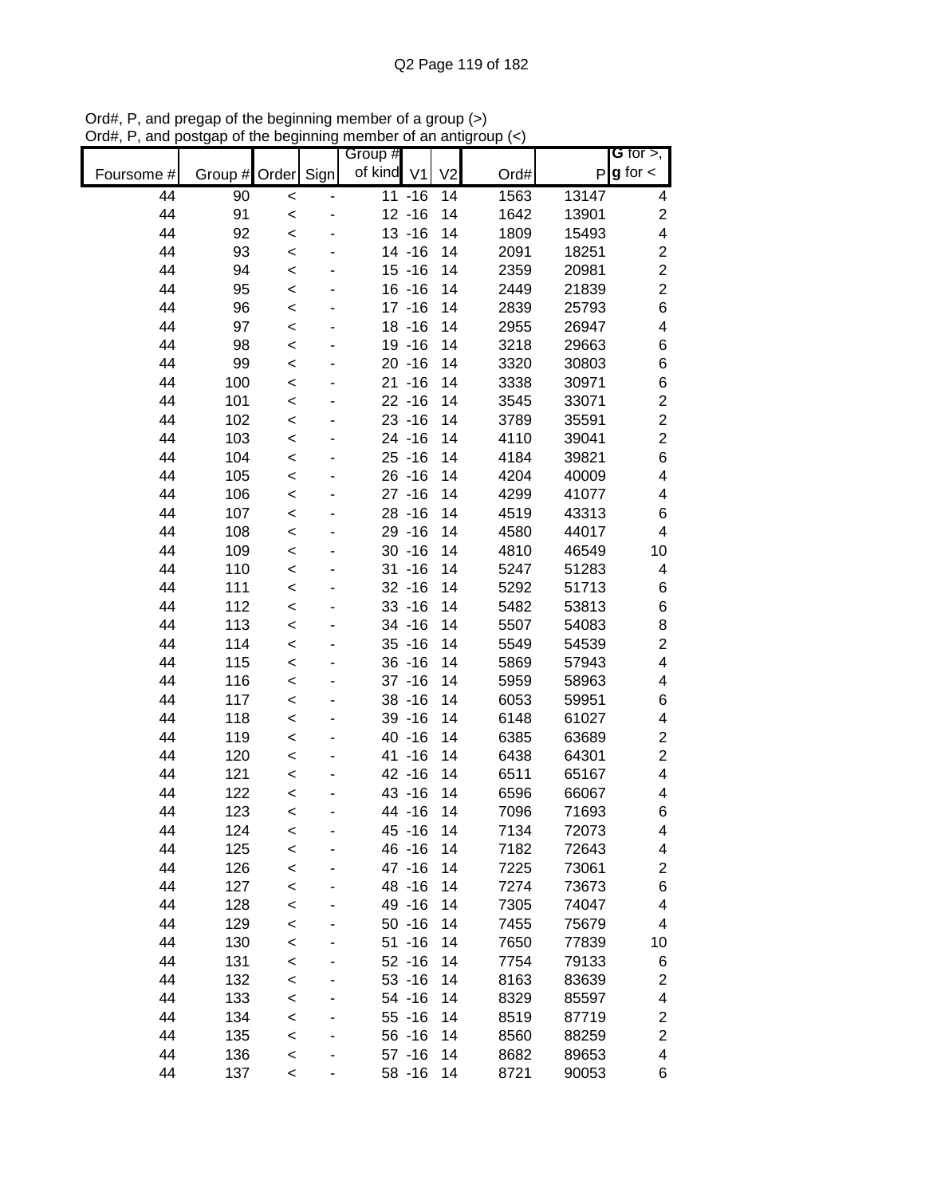Ord#, P, and pregap of the beginning member of a group (>)
Ord#, P, and postgap of the beginning member of an antigroup (<)

| Foursome # | Group # | Order | Sign | Group # of kind | V1 | V2 | Ord# | P | G for >, g for < |
|---|---|---|---|---|---|---|---|---|---|
| 44 | 90 | < | - | 11 | -16 | 14 | 1563 | 13147 | 4 |
| 44 | 91 | < | - | 12 | -16 | 14 | 1642 | 13901 | 2 |
| 44 | 92 | < | - | 13 | -16 | 14 | 1809 | 15493 | 4 |
| 44 | 93 | < | - | 14 | -16 | 14 | 2091 | 18251 | 2 |
| 44 | 94 | < | - | 15 | -16 | 14 | 2359 | 20981 | 2 |
| 44 | 95 | < | - | 16 | -16 | 14 | 2449 | 21839 | 2 |
| 44 | 96 | < | - | 17 | -16 | 14 | 2839 | 25793 | 6 |
| 44 | 97 | < | - | 18 | -16 | 14 | 2955 | 26947 | 4 |
| 44 | 98 | < | - | 19 | -16 | 14 | 3218 | 29663 | 6 |
| 44 | 99 | < | - | 20 | -16 | 14 | 3320 | 30803 | 6 |
| 44 | 100 | < | - | 21 | -16 | 14 | 3338 | 30971 | 6 |
| 44 | 101 | < | - | 22 | -16 | 14 | 3545 | 33071 | 2 |
| 44 | 102 | < | - | 23 | -16 | 14 | 3789 | 35591 | 2 |
| 44 | 103 | < | - | 24 | -16 | 14 | 4110 | 39041 | 2 |
| 44 | 104 | < | - | 25 | -16 | 14 | 4184 | 39821 | 6 |
| 44 | 105 | < | - | 26 | -16 | 14 | 4204 | 40009 | 4 |
| 44 | 106 | < | - | 27 | -16 | 14 | 4299 | 41077 | 4 |
| 44 | 107 | < | - | 28 | -16 | 14 | 4519 | 43313 | 6 |
| 44 | 108 | < | - | 29 | -16 | 14 | 4580 | 44017 | 4 |
| 44 | 109 | < | - | 30 | -16 | 14 | 4810 | 46549 | 10 |
| 44 | 110 | < | - | 31 | -16 | 14 | 5247 | 51283 | 4 |
| 44 | 111 | < | - | 32 | -16 | 14 | 5292 | 51713 | 6 |
| 44 | 112 | < | - | 33 | -16 | 14 | 5482 | 53813 | 6 |
| 44 | 113 | < | - | 34 | -16 | 14 | 5507 | 54083 | 8 |
| 44 | 114 | < | - | 35 | -16 | 14 | 5549 | 54539 | 2 |
| 44 | 115 | < | - | 36 | -16 | 14 | 5869 | 57943 | 4 |
| 44 | 116 | < | - | 37 | -16 | 14 | 5959 | 58963 | 4 |
| 44 | 117 | < | - | 38 | -16 | 14 | 6053 | 59951 | 6 |
| 44 | 118 | < | - | 39 | -16 | 14 | 6148 | 61027 | 4 |
| 44 | 119 | < | - | 40 | -16 | 14 | 6385 | 63689 | 2 |
| 44 | 120 | < | - | 41 | -16 | 14 | 6438 | 64301 | 2 |
| 44 | 121 | < | - | 42 | -16 | 14 | 6511 | 65167 | 4 |
| 44 | 122 | < | - | 43 | -16 | 14 | 6596 | 66067 | 4 |
| 44 | 123 | < | - | 44 | -16 | 14 | 7096 | 71693 | 6 |
| 44 | 124 | < | - | 45 | -16 | 14 | 7134 | 72073 | 4 |
| 44 | 125 | < | - | 46 | -16 | 14 | 7182 | 72643 | 4 |
| 44 | 126 | < | - | 47 | -16 | 14 | 7225 | 73061 | 2 |
| 44 | 127 | < | - | 48 | -16 | 14 | 7274 | 73673 | 6 |
| 44 | 128 | < | - | 49 | -16 | 14 | 7305 | 74047 | 4 |
| 44 | 129 | < | - | 50 | -16 | 14 | 7455 | 75679 | 4 |
| 44 | 130 | < | - | 51 | -16 | 14 | 7650 | 77839 | 10 |
| 44 | 131 | < | - | 52 | -16 | 14 | 7754 | 79133 | 6 |
| 44 | 132 | < | - | 53 | -16 | 14 | 8163 | 83639 | 2 |
| 44 | 133 | < | - | 54 | -16 | 14 | 8329 | 85597 | 4 |
| 44 | 134 | < | - | 55 | -16 | 14 | 8519 | 87719 | 2 |
| 44 | 135 | < | - | 56 | -16 | 14 | 8560 | 88259 | 2 |
| 44 | 136 | < | - | 57 | -16 | 14 | 8682 | 89653 | 4 |
| 44 | 137 | < | - | 58 | -16 | 14 | 8721 | 90053 | 6 |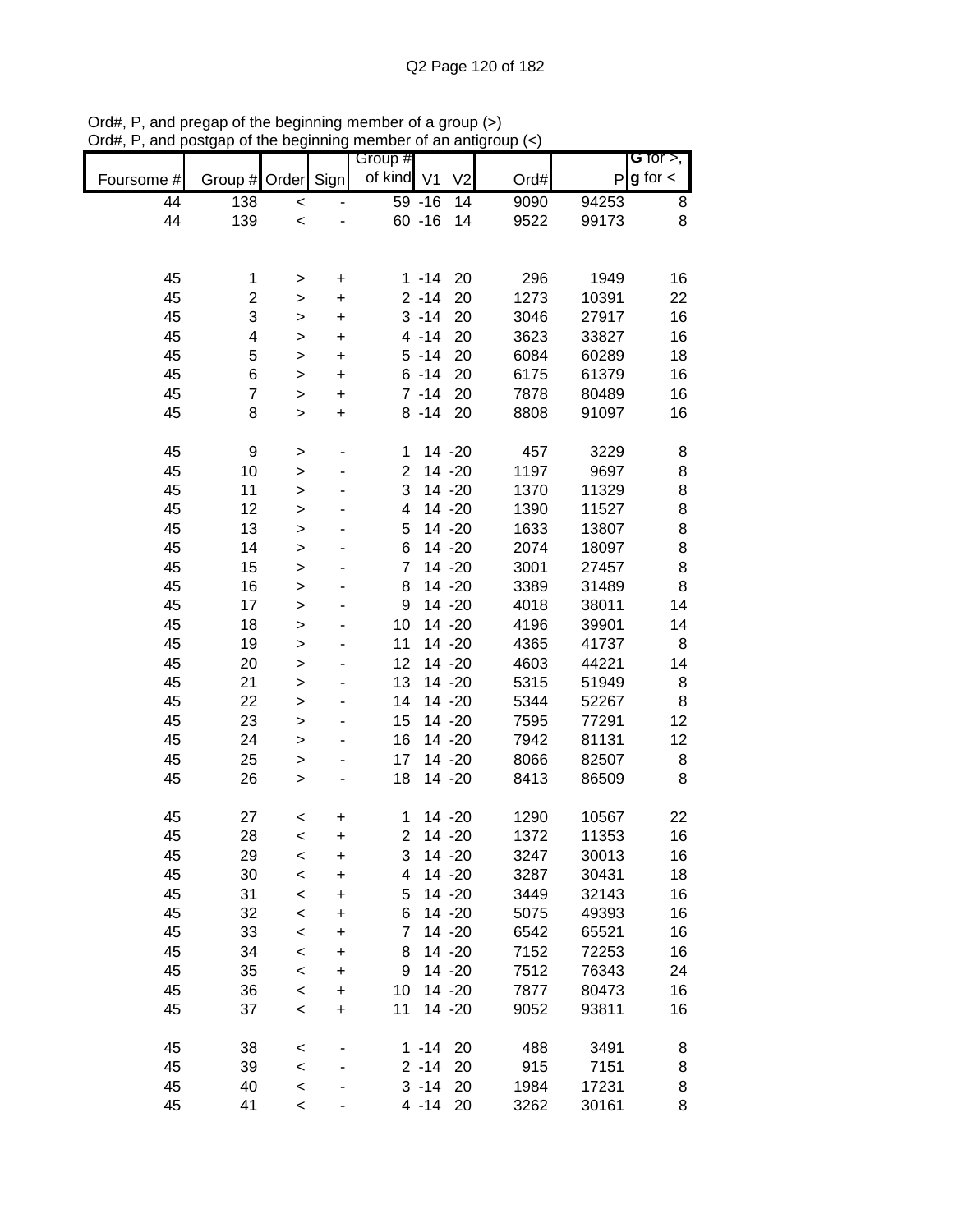Ord#, P, and pregap of the beginning member of a group (>)
Ord#, P, and postgap of the beginning member of an antigroup (<)

| Foursome # | Group # | Order | Sign | Group # of kind | V1 | V2 | Ord# | P | G for >, g for < |
|---|---|---|---|---|---|---|---|---|---|
| 44 | 138 | < | - | 59 | -16 | 14 | 9090 | 94253 | 8 |
| 44 | 139 | < | - | 60 | -16 | 14 | 9522 | 99173 | 8 |
| | | | | | | | | | |
| 45 | 1 | > | + | 1 | -14 | 20 | 296 | 1949 | 16 |
| 45 | 2 | > | + | 2 | -14 | 20 | 1273 | 10391 | 22 |
| 45 | 3 | > | + | 3 | -14 | 20 | 3046 | 27917 | 16 |
| 45 | 4 | > | + | 4 | -14 | 20 | 3623 | 33827 | 16 |
| 45 | 5 | > | + | 5 | -14 | 20 | 6084 | 60289 | 18 |
| 45 | 6 | > | + | 6 | -14 | 20 | 6175 | 61379 | 16 |
| 45 | 7 | > | + | 7 | -14 | 20 | 7878 | 80489 | 16 |
| 45 | 8 | > | + | 8 | -14 | 20 | 8808 | 91097 | 16 |
| | | | | | | | | | |
| 45 | 9 | > | - | 1 | 14 | -20 | 457 | 3229 | 8 |
| 45 | 10 | > | - | 2 | 14 | -20 | 1197 | 9697 | 8 |
| 45 | 11 | > | - | 3 | 14 | -20 | 1370 | 11329 | 8 |
| 45 | 12 | > | - | 4 | 14 | -20 | 1390 | 11527 | 8 |
| 45 | 13 | > | - | 5 | 14 | -20 | 1633 | 13807 | 8 |
| 45 | 14 | > | - | 6 | 14 | -20 | 2074 | 18097 | 8 |
| 45 | 15 | > | - | 7 | 14 | -20 | 3001 | 27457 | 8 |
| 45 | 16 | > | - | 8 | 14 | -20 | 3389 | 31489 | 8 |
| 45 | 17 | > | - | 9 | 14 | -20 | 4018 | 38011 | 14 |
| 45 | 18 | > | - | 10 | 14 | -20 | 4196 | 39901 | 14 |
| 45 | 19 | > | - | 11 | 14 | -20 | 4365 | 41737 | 8 |
| 45 | 20 | > | - | 12 | 14 | -20 | 4603 | 44221 | 14 |
| 45 | 21 | > | - | 13 | 14 | -20 | 5315 | 51949 | 8 |
| 45 | 22 | > | - | 14 | 14 | -20 | 5344 | 52267 | 8 |
| 45 | 23 | > | - | 15 | 14 | -20 | 7595 | 77291 | 12 |
| 45 | 24 | > | - | 16 | 14 | -20 | 7942 | 81131 | 12 |
| 45 | 25 | > | - | 17 | 14 | -20 | 8066 | 82507 | 8 |
| 45 | 26 | > | - | 18 | 14 | -20 | 8413 | 86509 | 8 |
| | | | | | | | | | |
| 45 | 27 | < | + | 1 | 14 | -20 | 1290 | 10567 | 22 |
| 45 | 28 | < | + | 2 | 14 | -20 | 1372 | 11353 | 16 |
| 45 | 29 | < | + | 3 | 14 | -20 | 3247 | 30013 | 16 |
| 45 | 30 | < | + | 4 | 14 | -20 | 3287 | 30431 | 18 |
| 45 | 31 | < | + | 5 | 14 | -20 | 3449 | 32143 | 16 |
| 45 | 32 | < | + | 6 | 14 | -20 | 5075 | 49393 | 16 |
| 45 | 33 | < | + | 7 | 14 | -20 | 6542 | 65521 | 16 |
| 45 | 34 | < | + | 8 | 14 | -20 | 7152 | 72253 | 16 |
| 45 | 35 | < | + | 9 | 14 | -20 | 7512 | 76343 | 24 |
| 45 | 36 | < | + | 10 | 14 | -20 | 7877 | 80473 | 16 |
| 45 | 37 | < | + | 11 | 14 | -20 | 9052 | 93811 | 16 |
| | | | | | | | | | |
| 45 | 38 | < | - | 1 | -14 | 20 | 488 | 3491 | 8 |
| 45 | 39 | < | - | 2 | -14 | 20 | 915 | 7151 | 8 |
| 45 | 40 | < | - | 3 | -14 | 20 | 1984 | 17231 | 8 |
| 45 | 41 | < | - | 4 | -14 | 20 | 3262 | 30161 | 8 |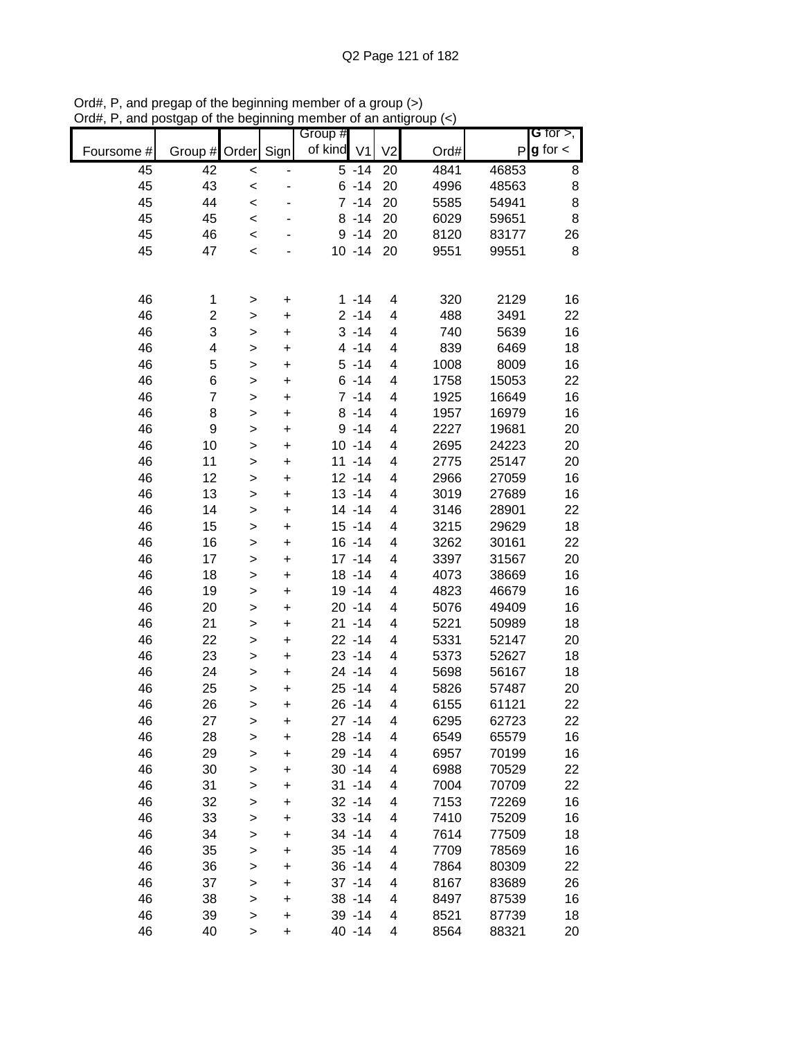Ord#, P, and pregap of the beginning member of a group (>)
Ord#, P, and postgap of the beginning member of an antigroup (<)

| Foursome # | Group # | Order | Sign | Group # of kind | V1 | V2 | Ord# | P | G for >, g for < |
|---|---|---|---|---|---|---|---|---|---|
| 45 | 42 | < | - | 5 | -14 | 20 | 4841 | 46853 | 8 |
| 45 | 43 | < | - | 6 | -14 | 20 | 4996 | 48563 | 8 |
| 45 | 44 | < | - | 7 | -14 | 20 | 5585 | 54941 | 8 |
| 45 | 45 | < | - | 8 | -14 | 20 | 6029 | 59651 | 8 |
| 45 | 46 | < | - | 9 | -14 | 20 | 8120 | 83177 | 26 |
| 45 | 47 | < | - | 10 | -14 | 20 | 9551 | 99551 | 8 |
| | | | | | | | | | |
| 46 | 1 | > | + | 1 | -14 | 4 | 320 | 2129 | 16 |
| 46 | 2 | > | + | 2 | -14 | 4 | 488 | 3491 | 22 |
| 46 | 3 | > | + | 3 | -14 | 4 | 740 | 5639 | 16 |
| 46 | 4 | > | + | 4 | -14 | 4 | 839 | 6469 | 18 |
| 46 | 5 | > | + | 5 | -14 | 4 | 1008 | 8009 | 16 |
| 46 | 6 | > | + | 6 | -14 | 4 | 1758 | 15053 | 22 |
| 46 | 7 | > | + | 7 | -14 | 4 | 1925 | 16649 | 16 |
| 46 | 8 | > | + | 8 | -14 | 4 | 1957 | 16979 | 16 |
| 46 | 9 | > | + | 9 | -14 | 4 | 2227 | 19681 | 20 |
| 46 | 10 | > | + | 10 | -14 | 4 | 2695 | 24223 | 20 |
| 46 | 11 | > | + | 11 | -14 | 4 | 2775 | 25147 | 20 |
| 46 | 12 | > | + | 12 | -14 | 4 | 2966 | 27059 | 16 |
| 46 | 13 | > | + | 13 | -14 | 4 | 3019 | 27689 | 16 |
| 46 | 14 | > | + | 14 | -14 | 4 | 3146 | 28901 | 22 |
| 46 | 15 | > | + | 15 | -14 | 4 | 3215 | 29629 | 18 |
| 46 | 16 | > | + | 16 | -14 | 4 | 3262 | 30161 | 22 |
| 46 | 17 | > | + | 17 | -14 | 4 | 3397 | 31567 | 20 |
| 46 | 18 | > | + | 18 | -14 | 4 | 4073 | 38669 | 16 |
| 46 | 19 | > | + | 19 | -14 | 4 | 4823 | 46679 | 16 |
| 46 | 20 | > | + | 20 | -14 | 4 | 5076 | 49409 | 16 |
| 46 | 21 | > | + | 21 | -14 | 4 | 5221 | 50989 | 18 |
| 46 | 22 | > | + | 22 | -14 | 4 | 5331 | 52147 | 20 |
| 46 | 23 | > | + | 23 | -14 | 4 | 5373 | 52627 | 18 |
| 46 | 24 | > | + | 24 | -14 | 4 | 5698 | 56167 | 18 |
| 46 | 25 | > | + | 25 | -14 | 4 | 5826 | 57487 | 20 |
| 46 | 26 | > | + | 26 | -14 | 4 | 6155 | 61121 | 22 |
| 46 | 27 | > | + | 27 | -14 | 4 | 6295 | 62723 | 22 |
| 46 | 28 | > | + | 28 | -14 | 4 | 6549 | 65579 | 16 |
| 46 | 29 | > | + | 29 | -14 | 4 | 6957 | 70199 | 16 |
| 46 | 30 | > | + | 30 | -14 | 4 | 6988 | 70529 | 22 |
| 46 | 31 | > | + | 31 | -14 | 4 | 7004 | 70709 | 22 |
| 46 | 32 | > | + | 32 | -14 | 4 | 7153 | 72269 | 16 |
| 46 | 33 | > | + | 33 | -14 | 4 | 7410 | 75209 | 16 |
| 46 | 34 | > | + | 34 | -14 | 4 | 7614 | 77509 | 18 |
| 46 | 35 | > | + | 35 | -14 | 4 | 7709 | 78569 | 16 |
| 46 | 36 | > | + | 36 | -14 | 4 | 7864 | 80309 | 22 |
| 46 | 37 | > | + | 37 | -14 | 4 | 8167 | 83689 | 26 |
| 46 | 38 | > | + | 38 | -14 | 4 | 8497 | 87539 | 16 |
| 46 | 39 | > | + | 39 | -14 | 4 | 8521 | 87739 | 18 |
| 46 | 40 | > | + | 40 | -14 | 4 | 8564 | 88321 | 20 |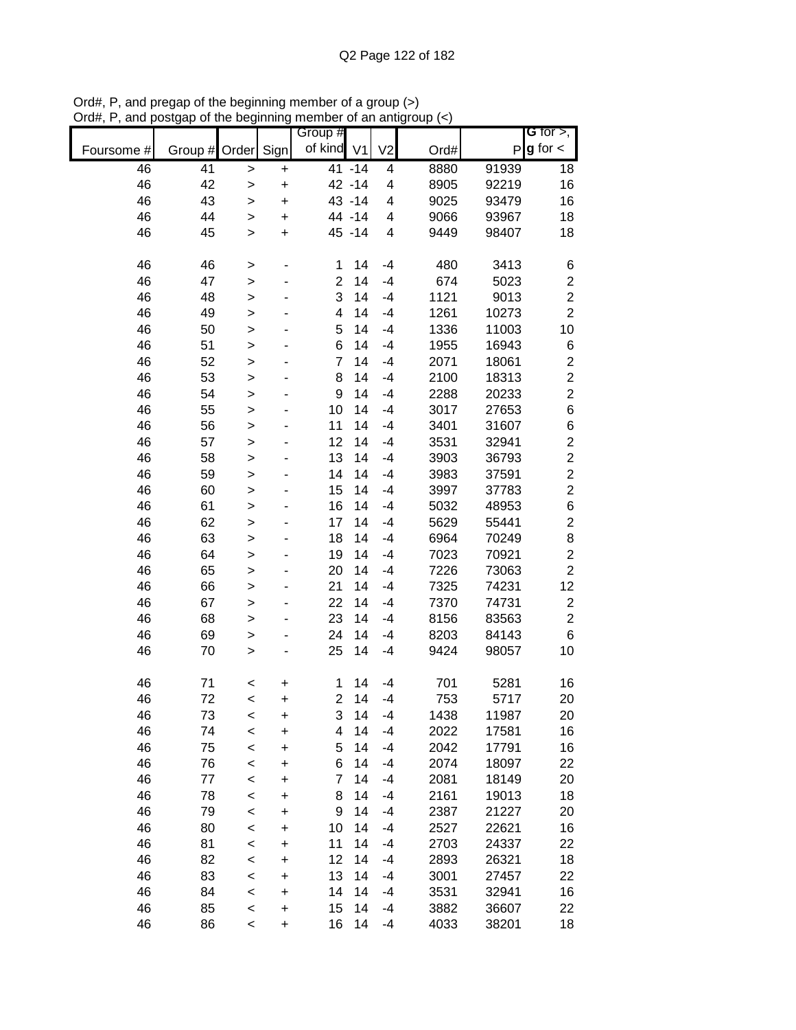Ord#, P, and pregap of the beginning member of a group (>)
Ord#, P, and postgap of the beginning member of an antigroup (<)

| Foursome # | Group # | Order | Sign | Group # of kind | V1 | V2 | Ord# | P | G for >, g for < |
|---|---|---|---|---|---|---|---|---|---|
| 46 | 41 | > | + | 41 | -14 | 4 | 8880 | 91939 | 18 |
| 46 | 42 | > | + | 42 | -14 | 4 | 8905 | 92219 | 16 |
| 46 | 43 | > | + | 43 | -14 | 4 | 9025 | 93479 | 16 |
| 46 | 44 | > | + | 44 | -14 | 4 | 9066 | 93967 | 18 |
| 46 | 45 | > | + | 45 | -14 | 4 | 9449 | 98407 | 18 |
| | | | | | | | | | |
| 46 | 46 | > | - | 1 | 14 | -4 | 480 | 3413 | 6 |
| 46 | 47 | > | - | 2 | 14 | -4 | 674 | 5023 | 2 |
| 46 | 48 | > | - | 3 | 14 | -4 | 1121 | 9013 | 2 |
| 46 | 49 | > | - | 4 | 14 | -4 | 1261 | 10273 | 2 |
| 46 | 50 | > | - | 5 | 14 | -4 | 1336 | 11003 | 10 |
| 46 | 51 | > | - | 6 | 14 | -4 | 1955 | 16943 | 6 |
| 46 | 52 | > | - | 7 | 14 | -4 | 2071 | 18061 | 2 |
| 46 | 53 | > | - | 8 | 14 | -4 | 2100 | 18313 | 2 |
| 46 | 54 | > | - | 9 | 14 | -4 | 2288 | 20233 | 2 |
| 46 | 55 | > | - | 10 | 14 | -4 | 3017 | 27653 | 6 |
| 46 | 56 | > | - | 11 | 14 | -4 | 3401 | 31607 | 6 |
| 46 | 57 | > | - | 12 | 14 | -4 | 3531 | 32941 | 2 |
| 46 | 58 | > | - | 13 | 14 | -4 | 3903 | 36793 | 2 |
| 46 | 59 | > | - | 14 | 14 | -4 | 3983 | 37591 | 2 |
| 46 | 60 | > | - | 15 | 14 | -4 | 3997 | 37783 | 2 |
| 46 | 61 | > | - | 16 | 14 | -4 | 5032 | 48953 | 6 |
| 46 | 62 | > | - | 17 | 14 | -4 | 5629 | 55441 | 2 |
| 46 | 63 | > | - | 18 | 14 | -4 | 6964 | 70249 | 8 |
| 46 | 64 | > | - | 19 | 14 | -4 | 7023 | 70921 | 2 |
| 46 | 65 | > | - | 20 | 14 | -4 | 7226 | 73063 | 2 |
| 46 | 66 | > | - | 21 | 14 | -4 | 7325 | 74231 | 12 |
| 46 | 67 | > | - | 22 | 14 | -4 | 7370 | 74731 | 2 |
| 46 | 68 | > | - | 23 | 14 | -4 | 8156 | 83563 | 2 |
| 46 | 69 | > | - | 24 | 14 | -4 | 8203 | 84143 | 6 |
| 46 | 70 | > | - | 25 | 14 | -4 | 9424 | 98057 | 10 |
| | | | | | | | | | |
| 46 | 71 | < | + | 1 | 14 | -4 | 701 | 5281 | 16 |
| 46 | 72 | < | + | 2 | 14 | -4 | 753 | 5717 | 20 |
| 46 | 73 | < | + | 3 | 14 | -4 | 1438 | 11987 | 20 |
| 46 | 74 | < | + | 4 | 14 | -4 | 2022 | 17581 | 16 |
| 46 | 75 | < | + | 5 | 14 | -4 | 2042 | 17791 | 16 |
| 46 | 76 | < | + | 6 | 14 | -4 | 2074 | 18097 | 22 |
| 46 | 77 | < | + | 7 | 14 | -4 | 2081 | 18149 | 20 |
| 46 | 78 | < | + | 8 | 14 | -4 | 2161 | 19013 | 18 |
| 46 | 79 | < | + | 9 | 14 | -4 | 2387 | 21227 | 20 |
| 46 | 80 | < | + | 10 | 14 | -4 | 2527 | 22621 | 16 |
| 46 | 81 | < | + | 11 | 14 | -4 | 2703 | 24337 | 22 |
| 46 | 82 | < | + | 12 | 14 | -4 | 2893 | 26321 | 18 |
| 46 | 83 | < | + | 13 | 14 | -4 | 3001 | 27457 | 22 |
| 46 | 84 | < | + | 14 | 14 | -4 | 3531 | 32941 | 16 |
| 46 | 85 | < | + | 15 | 14 | -4 | 3882 | 36607 | 22 |
| 46 | 86 | < | + | 16 | 14 | -4 | 4033 | 38201 | 18 |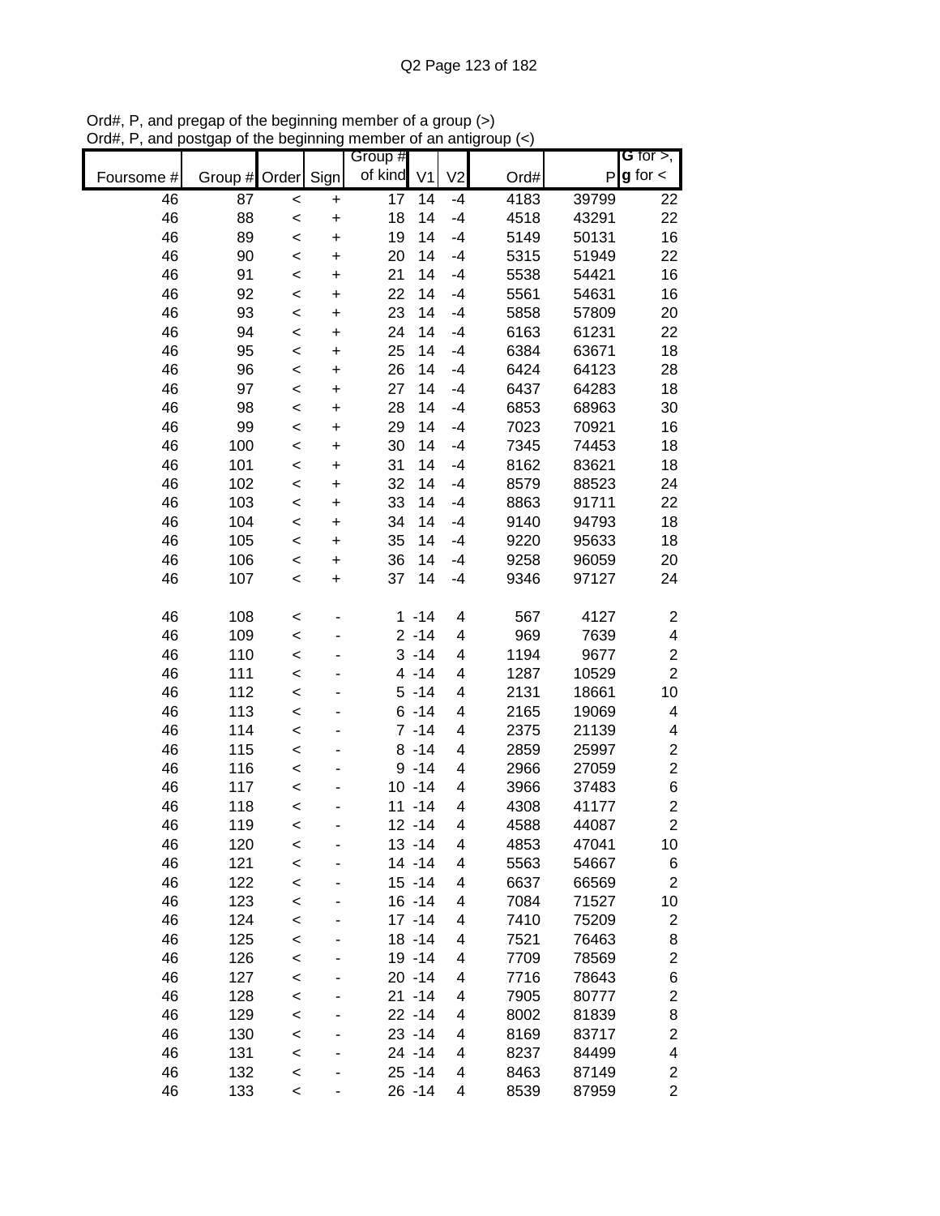Ord#, P, and pregap of the beginning member of a group (>)
Ord#, P, and postgap of the beginning member of an antigroup (<)

| Foursome # | Group # | Order | Sign | Group # of kind | V1 | V2 | Ord# | P | G for >, g for < |
|---|---|---|---|---|---|---|---|---|---|
| 46 | 87 | < | + | 17 | 14 | -4 | 4183 | 39799 | 22 |
| 46 | 88 | < | + | 18 | 14 | -4 | 4518 | 43291 | 22 |
| 46 | 89 | < | + | 19 | 14 | -4 | 5149 | 50131 | 16 |
| 46 | 90 | < | + | 20 | 14 | -4 | 5315 | 51949 | 22 |
| 46 | 91 | < | + | 21 | 14 | -4 | 5538 | 54421 | 16 |
| 46 | 92 | < | + | 22 | 14 | -4 | 5561 | 54631 | 16 |
| 46 | 93 | < | + | 23 | 14 | -4 | 5858 | 57809 | 20 |
| 46 | 94 | < | + | 24 | 14 | -4 | 6163 | 61231 | 22 |
| 46 | 95 | < | + | 25 | 14 | -4 | 6384 | 63671 | 18 |
| 46 | 96 | < | + | 26 | 14 | -4 | 6424 | 64123 | 28 |
| 46 | 97 | < | + | 27 | 14 | -4 | 6437 | 64283 | 18 |
| 46 | 98 | < | + | 28 | 14 | -4 | 6853 | 68963 | 30 |
| 46 | 99 | < | + | 29 | 14 | -4 | 7023 | 70921 | 16 |
| 46 | 100 | < | + | 30 | 14 | -4 | 7345 | 74453 | 18 |
| 46 | 101 | < | + | 31 | 14 | -4 | 8162 | 83621 | 18 |
| 46 | 102 | < | + | 32 | 14 | -4 | 8579 | 88523 | 24 |
| 46 | 103 | < | + | 33 | 14 | -4 | 8863 | 91711 | 22 |
| 46 | 104 | < | + | 34 | 14 | -4 | 9140 | 94793 | 18 |
| 46 | 105 | < | + | 35 | 14 | -4 | 9220 | 95633 | 18 |
| 46 | 106 | < | + | 36 | 14 | -4 | 9258 | 96059 | 20 |
| 46 | 107 | < | + | 37 | 14 | -4 | 9346 | 97127 | 24 |
| | | | | | | | | | |
| 46 | 108 | < | - | 1 | -14 | 4 | 567 | 4127 | 2 |
| 46 | 109 | < | - | 2 | -14 | 4 | 969 | 7639 | 4 |
| 46 | 110 | < | - | 3 | -14 | 4 | 1194 | 9677 | 2 |
| 46 | 111 | < | - | 4 | -14 | 4 | 1287 | 10529 | 2 |
| 46 | 112 | < | - | 5 | -14 | 4 | 2131 | 18661 | 10 |
| 46 | 113 | < | - | 6 | -14 | 4 | 2165 | 19069 | 4 |
| 46 | 114 | < | - | 7 | -14 | 4 | 2375 | 21139 | 4 |
| 46 | 115 | < | - | 8 | -14 | 4 | 2859 | 25997 | 2 |
| 46 | 116 | < | - | 9 | -14 | 4 | 2966 | 27059 | 2 |
| 46 | 117 | < | - | 10 | -14 | 4 | 3966 | 37483 | 6 |
| 46 | 118 | < | - | 11 | -14 | 4 | 4308 | 41177 | 2 |
| 46 | 119 | < | - | 12 | -14 | 4 | 4588 | 44087 | 2 |
| 46 | 120 | < | - | 13 | -14 | 4 | 4853 | 47041 | 10 |
| 46 | 121 | < | - | 14 | -14 | 4 | 5563 | 54667 | 6 |
| 46 | 122 | < | - | 15 | -14 | 4 | 6637 | 66569 | 2 |
| 46 | 123 | < | - | 16 | -14 | 4 | 7084 | 71527 | 10 |
| 46 | 124 | < | - | 17 | -14 | 4 | 7410 | 75209 | 2 |
| 46 | 125 | < | - | 18 | -14 | 4 | 7521 | 76463 | 8 |
| 46 | 126 | < | - | 19 | -14 | 4 | 7709 | 78569 | 2 |
| 46 | 127 | < | - | 20 | -14 | 4 | 7716 | 78643 | 6 |
| 46 | 128 | < | - | 21 | -14 | 4 | 7905 | 80777 | 2 |
| 46 | 129 | < | - | 22 | -14 | 4 | 8002 | 81839 | 8 |
| 46 | 130 | < | - | 23 | -14 | 4 | 8169 | 83717 | 2 |
| 46 | 131 | < | - | 24 | -14 | 4 | 8237 | 84499 | 4 |
| 46 | 132 | < | - | 25 | -14 | 4 | 8463 | 87149 | 2 |
| 46 | 133 | < | - | 26 | -14 | 4 | 8539 | 87959 | 2 |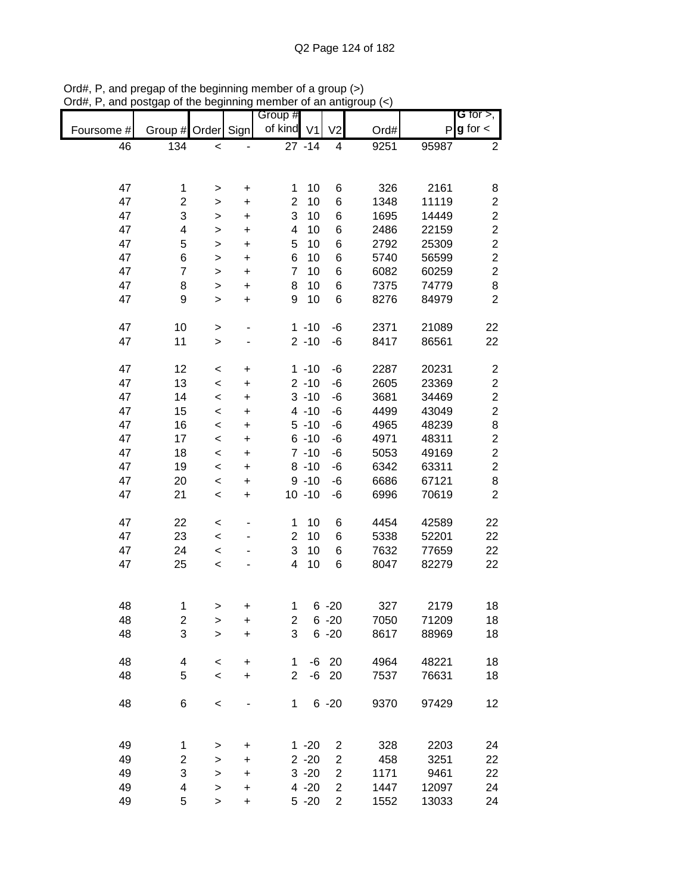Ord#, P, and pregap of the beginning member of a group (>)
Ord#, P, and postgap of the beginning member of an antigroup (<)

| Foursome # | Group # | Order | Sign | Group # of kind | V1 | V2 | Ord# | P | G for >, g for < |
|---|---|---|---|---|---|---|---|---|---|
| 46 | 134 | < | - | 27 | -14 | 4 | 9251 | 95987 | 2 |
| | | | | | | | | | |
| 47 | 1 | > | + | 1 | 10 | 6 | 326 | 2161 | 8 |
| 47 | 2 | > | + | 2 | 10 | 6 | 1348 | 11119 | 2 |
| 47 | 3 | > | + | 3 | 10 | 6 | 1695 | 14449 | 2 |
| 47 | 4 | > | + | 4 | 10 | 6 | 2486 | 22159 | 2 |
| 47 | 5 | > | + | 5 | 10 | 6 | 2792 | 25309 | 2 |
| 47 | 6 | > | + | 6 | 10 | 6 | 5740 | 56599 | 2 |
| 47 | 7 | > | + | 7 | 10 | 6 | 6082 | 60259 | 2 |
| 47 | 8 | > | + | 8 | 10 | 6 | 7375 | 74779 | 8 |
| 47 | 9 | > | + | 9 | 10 | 6 | 8276 | 84979 | 2 |
| | | | | | | | | | |
| 47 | 10 | > | - | 1 | -10 | -6 | 2371 | 21089 | 22 |
| 47 | 11 | > | - | 2 | -10 | -6 | 8417 | 86561 | 22 |
| | | | | | | | | | |
| 47 | 12 | < | + | 1 | -10 | -6 | 2287 | 20231 | 2 |
| 47 | 13 | < | + | 2 | -10 | -6 | 2605 | 23369 | 2 |
| 47 | 14 | < | + | 3 | -10 | -6 | 3681 | 34469 | 2 |
| 47 | 15 | < | + | 4 | -10 | -6 | 4499 | 43049 | 2 |
| 47 | 16 | < | + | 5 | -10 | -6 | 4965 | 48239 | 8 |
| 47 | 17 | < | + | 6 | -10 | -6 | 4971 | 48311 | 2 |
| 47 | 18 | < | + | 7 | -10 | -6 | 5053 | 49169 | 2 |
| 47 | 19 | < | + | 8 | -10 | -6 | 6342 | 63311 | 2 |
| 47 | 20 | < | + | 9 | -10 | -6 | 6686 | 67121 | 8 |
| 47 | 21 | < | + | 10 | -10 | -6 | 6996 | 70619 | 2 |
| | | | | | | | | | |
| 47 | 22 | < | - | 1 | 10 | 6 | 4454 | 42589 | 22 |
| 47 | 23 | < | - | 2 | 10 | 6 | 5338 | 52201 | 22 |
| 47 | 24 | < | - | 3 | 10 | 6 | 7632 | 77659 | 22 |
| 47 | 25 | < | - | 4 | 10 | 6 | 8047 | 82279 | 22 |
| | | | | | | | | | |
| 48 | 1 | > | + | 1 | 6 | -20 | 327 | 2179 | 18 |
| 48 | 2 | > | + | 2 | 6 | -20 | 7050 | 71209 | 18 |
| 48 | 3 | > | + | 3 | 6 | -20 | 8617 | 88969 | 18 |
| | | | | | | | | | |
| 48 | 4 | < | + | 1 | -6 | 20 | 4964 | 48221 | 18 |
| 48 | 5 | < | + | 2 | -6 | 20 | 7537 | 76631 | 18 |
| | | | | | | | | | |
| 48 | 6 | < | - | 1 | 6 | -20 | 9370 | 97429 | 12 |
| | | | | | | | | | |
| 49 | 1 | > | + | 1 | -20 | 2 | 328 | 2203 | 24 |
| 49 | 2 | > | + | 2 | -20 | 2 | 458 | 3251 | 22 |
| 49 | 3 | > | + | 3 | -20 | 2 | 1171 | 9461 | 22 |
| 49 | 4 | > | + | 4 | -20 | 2 | 1447 | 12097 | 24 |
| 49 | 5 | > | + | 5 | -20 | 2 | 1552 | 13033 | 24 |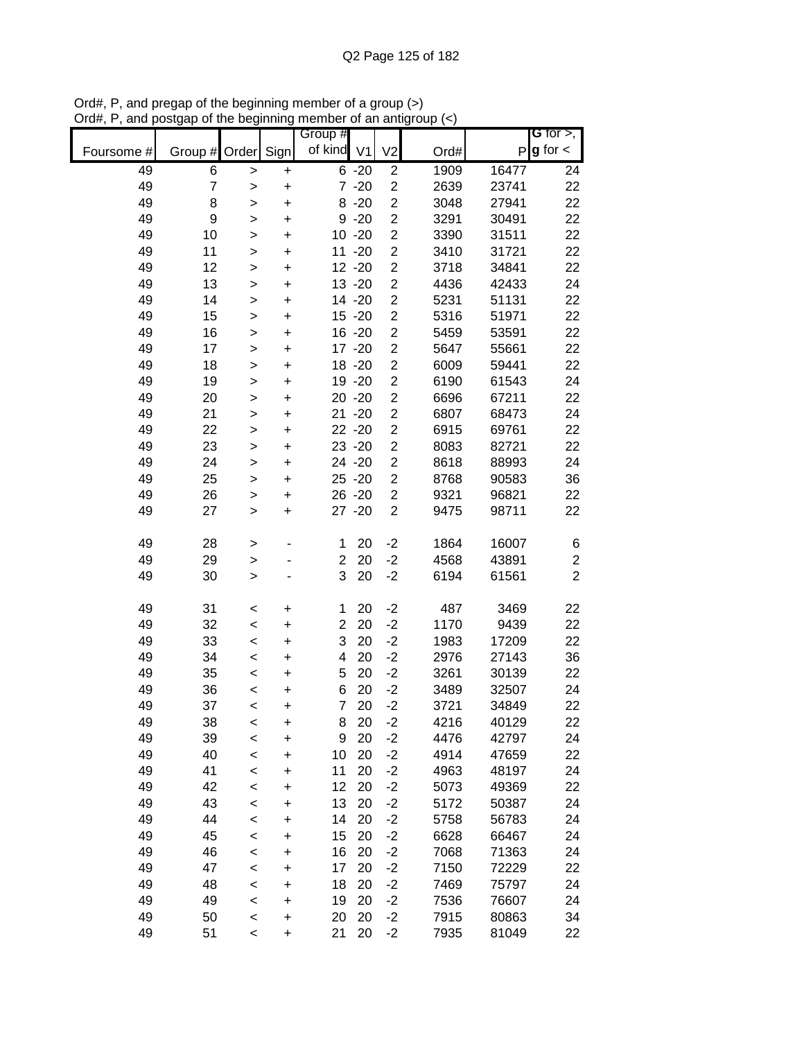Ord#, P, and pregap of the beginning member of a group (>)
Ord#, P, and postgap of the beginning member of an antigroup (<)

| Foursome # | Group # | Order | Sign | Group # of kind | V1 | V2 | Ord# | P | G for >, g for < |
|---|---|---|---|---|---|---|---|---|---|
| 49 | 6 | > | + | 6 | -20 | 2 | 1909 | 16477 | 24 |
| 49 | 7 | > | + | 7 | -20 | 2 | 2639 | 23741 | 22 |
| 49 | 8 | > | + | 8 | -20 | 2 | 3048 | 27941 | 22 |
| 49 | 9 | > | + | 9 | -20 | 2 | 3291 | 30491 | 22 |
| 49 | 10 | > | + | 10 | -20 | 2 | 3390 | 31511 | 22 |
| 49 | 11 | > | + | 11 | -20 | 2 | 3410 | 31721 | 22 |
| 49 | 12 | > | + | 12 | -20 | 2 | 3718 | 34841 | 22 |
| 49 | 13 | > | + | 13 | -20 | 2 | 4436 | 42433 | 24 |
| 49 | 14 | > | + | 14 | -20 | 2 | 5231 | 51131 | 22 |
| 49 | 15 | > | + | 15 | -20 | 2 | 5316 | 51971 | 22 |
| 49 | 16 | > | + | 16 | -20 | 2 | 5459 | 53591 | 22 |
| 49 | 17 | > | + | 17 | -20 | 2 | 5647 | 55661 | 22 |
| 49 | 18 | > | + | 18 | -20 | 2 | 6009 | 59441 | 22 |
| 49 | 19 | > | + | 19 | -20 | 2 | 6190 | 61543 | 24 |
| 49 | 20 | > | + | 20 | -20 | 2 | 6696 | 67211 | 22 |
| 49 | 21 | > | + | 21 | -20 | 2 | 6807 | 68473 | 24 |
| 49 | 22 | > | + | 22 | -20 | 2 | 6915 | 69761 | 22 |
| 49 | 23 | > | + | 23 | -20 | 2 | 8083 | 82721 | 22 |
| 49 | 24 | > | + | 24 | -20 | 2 | 8618 | 88993 | 24 |
| 49 | 25 | > | + | 25 | -20 | 2 | 8768 | 90583 | 36 |
| 49 | 26 | > | + | 26 | -20 | 2 | 9321 | 96821 | 22 |
| 49 | 27 | > | + | 27 | -20 | 2 | 9475 | 98711 | 22 |
| | | | | | | | | | |
| 49 | 28 | > | - | 1 | 20 | -2 | 1864 | 16007 | 6 |
| 49 | 29 | > | - | 2 | 20 | -2 | 4568 | 43891 | 2 |
| 49 | 30 | > | - | 3 | 20 | -2 | 6194 | 61561 | 2 |
| | | | | | | | | | |
| 49 | 31 | < | + | 1 | 20 | -2 | 487 | 3469 | 22 |
| 49 | 32 | < | + | 2 | 20 | -2 | 1170 | 9439 | 22 |
| 49 | 33 | < | + | 3 | 20 | -2 | 1983 | 17209 | 22 |
| 49 | 34 | < | + | 4 | 20 | -2 | 2976 | 27143 | 36 |
| 49 | 35 | < | + | 5 | 20 | -2 | 3261 | 30139 | 22 |
| 49 | 36 | < | + | 6 | 20 | -2 | 3489 | 32507 | 24 |
| 49 | 37 | < | + | 7 | 20 | -2 | 3721 | 34849 | 22 |
| 49 | 38 | < | + | 8 | 20 | -2 | 4216 | 40129 | 22 |
| 49 | 39 | < | + | 9 | 20 | -2 | 4476 | 42797 | 24 |
| 49 | 40 | < | + | 10 | 20 | -2 | 4914 | 47659 | 22 |
| 49 | 41 | < | + | 11 | 20 | -2 | 4963 | 48197 | 24 |
| 49 | 42 | < | + | 12 | 20 | -2 | 5073 | 49369 | 22 |
| 49 | 43 | < | + | 13 | 20 | -2 | 5172 | 50387 | 24 |
| 49 | 44 | < | + | 14 | 20 | -2 | 5758 | 56783 | 24 |
| 49 | 45 | < | + | 15 | 20 | -2 | 6628 | 66467 | 24 |
| 49 | 46 | < | + | 16 | 20 | -2 | 7068 | 71363 | 24 |
| 49 | 47 | < | + | 17 | 20 | -2 | 7150 | 72229 | 22 |
| 49 | 48 | < | + | 18 | 20 | -2 | 7469 | 75797 | 24 |
| 49 | 49 | < | + | 19 | 20 | -2 | 7536 | 76607 | 24 |
| 49 | 50 | < | + | 20 | 20 | -2 | 7915 | 80863 | 34 |
| 49 | 51 | < | + | 21 | 20 | -2 | 7935 | 81049 | 22 |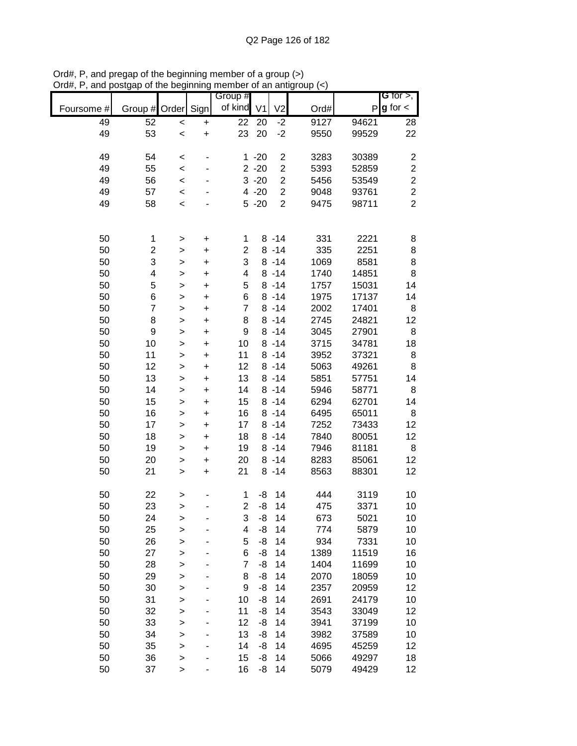Ord#, P, and pregap of the beginning member of a group (>)
Ord#, P, and postgap of the beginning member of an antigroup (<)

| Foursome # | Group # | Order | Sign | Group # of kind | V1 | V2 | Ord# | P | G for >, g for < |
|---|---|---|---|---|---|---|---|---|---|
| 49 | 52 | < | + | 22 | 20 | -2 | 9127 | 94621 | 28 |
| 49 | 53 | < | + | 23 | 20 | -2 | 9550 | 99529 | 22 |
| | | | | | | | | | |
| 49 | 54 | < | - | 1 | -20 | 2 | 3283 | 30389 | 2 |
| 49 | 55 | < | - | 2 | -20 | 2 | 5393 | 52859 | 2 |
| 49 | 56 | < | - | 3 | -20 | 2 | 5456 | 53549 | 2 |
| 49 | 57 | < | - | 4 | -20 | 2 | 9048 | 93761 | 2 |
| 49 | 58 | < | - | 5 | -20 | 2 | 9475 | 98711 | 2 |
| | | | | | | | | | |
| 50 | 1 | > | + | 1 | 8 | -14 | 331 | 2221 | 8 |
| 50 | 2 | > | + | 2 | 8 | -14 | 335 | 2251 | 8 |
| 50 | 3 | > | + | 3 | 8 | -14 | 1069 | 8581 | 8 |
| 50 | 4 | > | + | 4 | 8 | -14 | 1740 | 14851 | 8 |
| 50 | 5 | > | + | 5 | 8 | -14 | 1757 | 15031 | 14 |
| 50 | 6 | > | + | 6 | 8 | -14 | 1975 | 17137 | 14 |
| 50 | 7 | > | + | 7 | 8 | -14 | 2002 | 17401 | 8 |
| 50 | 8 | > | + | 8 | 8 | -14 | 2745 | 24821 | 12 |
| 50 | 9 | > | + | 9 | 8 | -14 | 3045 | 27901 | 8 |
| 50 | 10 | > | + | 10 | 8 | -14 | 3715 | 34781 | 18 |
| 50 | 11 | > | + | 11 | 8 | -14 | 3952 | 37321 | 8 |
| 50 | 12 | > | + | 12 | 8 | -14 | 5063 | 49261 | 8 |
| 50 | 13 | > | + | 13 | 8 | -14 | 5851 | 57751 | 14 |
| 50 | 14 | > | + | 14 | 8 | -14 | 5946 | 58771 | 8 |
| 50 | 15 | > | + | 15 | 8 | -14 | 6294 | 62701 | 14 |
| 50 | 16 | > | + | 16 | 8 | -14 | 6495 | 65011 | 8 |
| 50 | 17 | > | + | 17 | 8 | -14 | 7252 | 73433 | 12 |
| 50 | 18 | > | + | 18 | 8 | -14 | 7840 | 80051 | 12 |
| 50 | 19 | > | + | 19 | 8 | -14 | 7946 | 81181 | 8 |
| 50 | 20 | > | + | 20 | 8 | -14 | 8283 | 85061 | 12 |
| 50 | 21 | > | + | 21 | 8 | -14 | 8563 | 88301 | 12 |
| | | | | | | | | | |
| 50 | 22 | > | - | 1 | -8 | 14 | 444 | 3119 | 10 |
| 50 | 23 | > | - | 2 | -8 | 14 | 475 | 3371 | 10 |
| 50 | 24 | > | - | 3 | -8 | 14 | 673 | 5021 | 10 |
| 50 | 25 | > | - | 4 | -8 | 14 | 774 | 5879 | 10 |
| 50 | 26 | > | - | 5 | -8 | 14 | 934 | 7331 | 10 |
| 50 | 27 | > | - | 6 | -8 | 14 | 1389 | 11519 | 16 |
| 50 | 28 | > | - | 7 | -8 | 14 | 1404 | 11699 | 10 |
| 50 | 29 | > | - | 8 | -8 | 14 | 2070 | 18059 | 10 |
| 50 | 30 | > | - | 9 | -8 | 14 | 2357 | 20959 | 12 |
| 50 | 31 | > | - | 10 | -8 | 14 | 2691 | 24179 | 10 |
| 50 | 32 | > | - | 11 | -8 | 14 | 3543 | 33049 | 12 |
| 50 | 33 | > | - | 12 | -8 | 14 | 3941 | 37199 | 10 |
| 50 | 34 | > | - | 13 | -8 | 14 | 3982 | 37589 | 10 |
| 50 | 35 | > | - | 14 | -8 | 14 | 4695 | 45259 | 12 |
| 50 | 36 | > | - | 15 | -8 | 14 | 5066 | 49297 | 18 |
| 50 | 37 | > | - | 16 | -8 | 14 | 5079 | 49429 | 12 |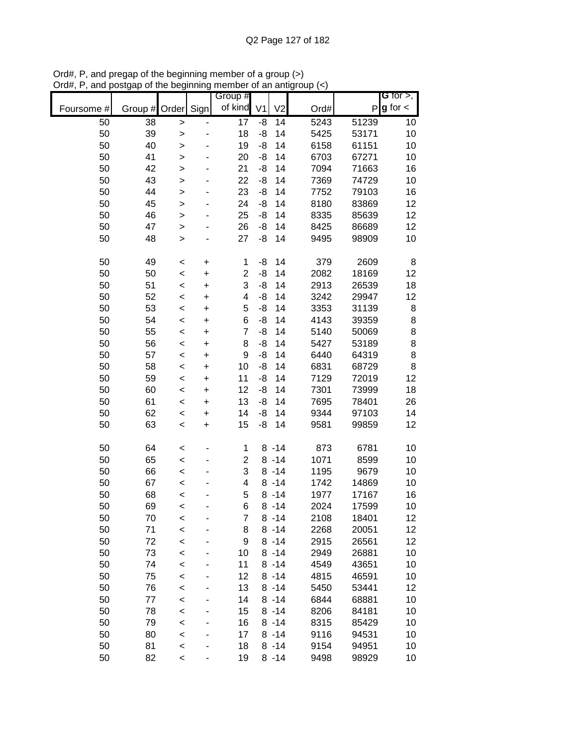Ord#, P, and pregap of the beginning member of a group (>)
Ord#, P, and postgap of the beginning member of an antigroup (<)

| Foursome # | Group # | Order | Sign | Group # of kind | V1 | V2 | Ord# | P | G for >, g for < |
|---|---|---|---|---|---|---|---|---|---|
| 50 | 38 | > | - | 17 | -8 | 14 | 5243 | 51239 | 10 |
| 50 | 39 | > | - | 18 | -8 | 14 | 5425 | 53171 | 10 |
| 50 | 40 | > | - | 19 | -8 | 14 | 6158 | 61151 | 10 |
| 50 | 41 | > | - | 20 | -8 | 14 | 6703 | 67271 | 10 |
| 50 | 42 | > | - | 21 | -8 | 14 | 7094 | 71663 | 16 |
| 50 | 43 | > | - | 22 | -8 | 14 | 7369 | 74729 | 10 |
| 50 | 44 | > | - | 23 | -8 | 14 | 7752 | 79103 | 16 |
| 50 | 45 | > | - | 24 | -8 | 14 | 8180 | 83869 | 12 |
| 50 | 46 | > | - | 25 | -8 | 14 | 8335 | 85639 | 12 |
| 50 | 47 | > | - | 26 | -8 | 14 | 8425 | 86689 | 12 |
| 50 | 48 | > | - | 27 | -8 | 14 | 9495 | 98909 | 10 |
| | | | | | | | | | |
| 50 | 49 | < | + | 1 | -8 | 14 | 379 | 2609 | 8 |
| 50 | 50 | < | + | 2 | -8 | 14 | 2082 | 18169 | 12 |
| 50 | 51 | < | + | 3 | -8 | 14 | 2913 | 26539 | 18 |
| 50 | 52 | < | + | 4 | -8 | 14 | 3242 | 29947 | 12 |
| 50 | 53 | < | + | 5 | -8 | 14 | 3353 | 31139 | 8 |
| 50 | 54 | < | + | 6 | -8 | 14 | 4143 | 39359 | 8 |
| 50 | 55 | < | + | 7 | -8 | 14 | 5140 | 50069 | 8 |
| 50 | 56 | < | + | 8 | -8 | 14 | 5427 | 53189 | 8 |
| 50 | 57 | < | + | 9 | -8 | 14 | 6440 | 64319 | 8 |
| 50 | 58 | < | + | 10 | -8 | 14 | 6831 | 68729 | 8 |
| 50 | 59 | < | + | 11 | -8 | 14 | 7129 | 72019 | 12 |
| 50 | 60 | < | + | 12 | -8 | 14 | 7301 | 73999 | 18 |
| 50 | 61 | < | + | 13 | -8 | 14 | 7695 | 78401 | 26 |
| 50 | 62 | < | + | 14 | -8 | 14 | 9344 | 97103 | 14 |
| 50 | 63 | < | + | 15 | -8 | 14 | 9581 | 99859 | 12 |
| | | | | | | | | | |
| 50 | 64 | < | - | 1 | 8 | -14 | 873 | 6781 | 10 |
| 50 | 65 | < | - | 2 | 8 | -14 | 1071 | 8599 | 10 |
| 50 | 66 | < | - | 3 | 8 | -14 | 1195 | 9679 | 10 |
| 50 | 67 | < | - | 4 | 8 | -14 | 1742 | 14869 | 10 |
| 50 | 68 | < | - | 5 | 8 | -14 | 1977 | 17167 | 16 |
| 50 | 69 | < | - | 6 | 8 | -14 | 2024 | 17599 | 10 |
| 50 | 70 | < | - | 7 | 8 | -14 | 2108 | 18401 | 12 |
| 50 | 71 | < | - | 8 | 8 | -14 | 2268 | 20051 | 12 |
| 50 | 72 | < | - | 9 | 8 | -14 | 2915 | 26561 | 12 |
| 50 | 73 | < | - | 10 | 8 | -14 | 2949 | 26881 | 10 |
| 50 | 74 | < | - | 11 | 8 | -14 | 4549 | 43651 | 10 |
| 50 | 75 | < | - | 12 | 8 | -14 | 4815 | 46591 | 10 |
| 50 | 76 | < | - | 13 | 8 | -14 | 5450 | 53441 | 12 |
| 50 | 77 | < | - | 14 | 8 | -14 | 6844 | 68881 | 10 |
| 50 | 78 | < | - | 15 | 8 | -14 | 8206 | 84181 | 10 |
| 50 | 79 | < | - | 16 | 8 | -14 | 8315 | 85429 | 10 |
| 50 | 80 | < | - | 17 | 8 | -14 | 9116 | 94531 | 10 |
| 50 | 81 | < | - | 18 | 8 | -14 | 9154 | 94951 | 10 |
| 50 | 82 | < | - | 19 | 8 | -14 | 9498 | 98929 | 10 |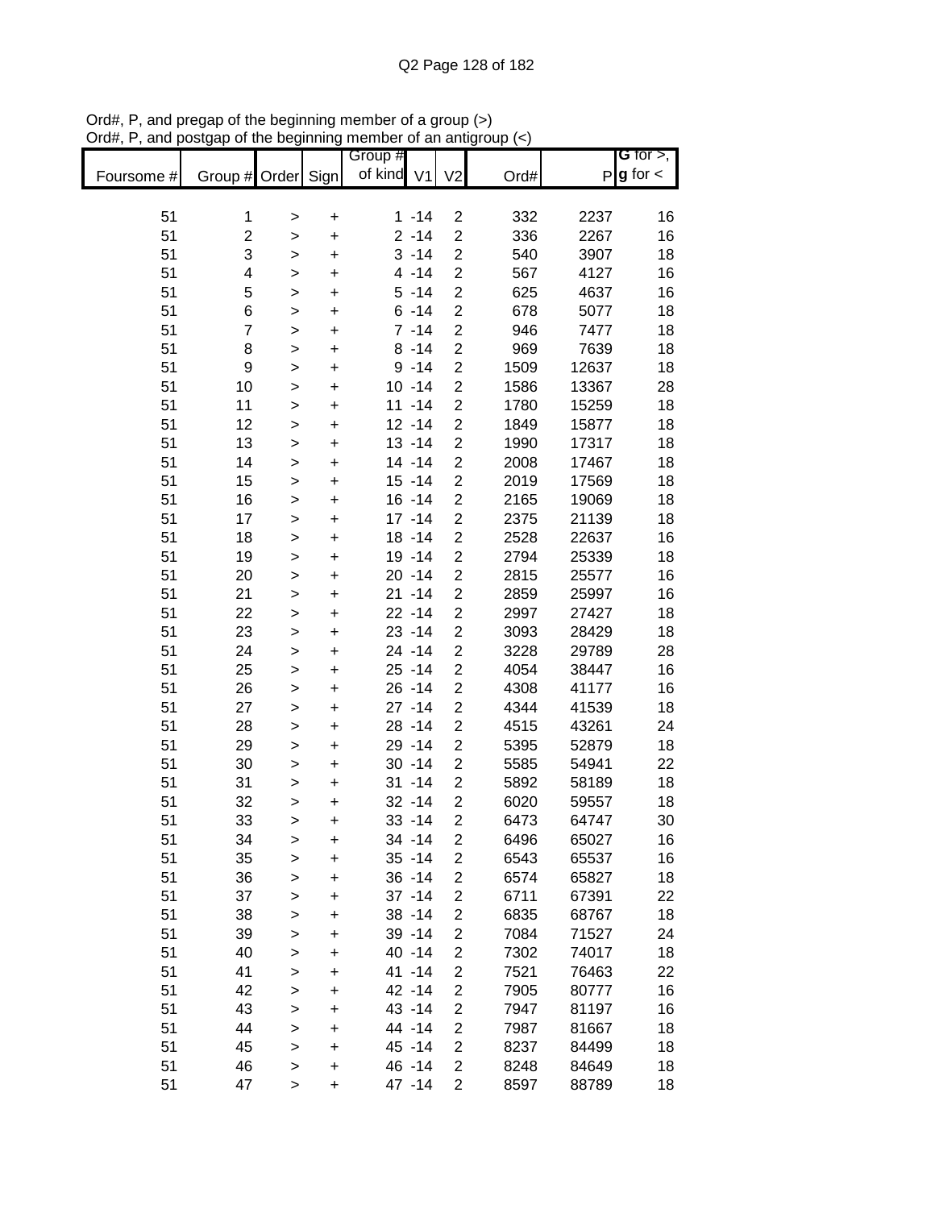Ord#, P, and pregap of the beginning member of a group (>)
Ord#, P, and postgap of the beginning member of an antigroup (<)

| Foursome # | Group # | Order | Sign | Group # of kind | V1 | V2 | Ord# | P | G for >, g for < |
|---|---|---|---|---|---|---|---|---|---|
| 51 | 1 | > | + | 1 | -14 | 2 | 332 | 2237 | 16 |
| 51 | 2 | > | + | 2 | -14 | 2 | 336 | 2267 | 16 |
| 51 | 3 | > | + | 3 | -14 | 2 | 540 | 3907 | 18 |
| 51 | 4 | > | + | 4 | -14 | 2 | 567 | 4127 | 16 |
| 51 | 5 | > | + | 5 | -14 | 2 | 625 | 4637 | 16 |
| 51 | 6 | > | + | 6 | -14 | 2 | 678 | 5077 | 18 |
| 51 | 7 | > | + | 7 | -14 | 2 | 946 | 7477 | 18 |
| 51 | 8 | > | + | 8 | -14 | 2 | 969 | 7639 | 18 |
| 51 | 9 | > | + | 9 | -14 | 2 | 1509 | 12637 | 18 |
| 51 | 10 | > | + | 10 | -14 | 2 | 1586 | 13367 | 28 |
| 51 | 11 | > | + | 11 | -14 | 2 | 1780 | 15259 | 18 |
| 51 | 12 | > | + | 12 | -14 | 2 | 1849 | 15877 | 18 |
| 51 | 13 | > | + | 13 | -14 | 2 | 1990 | 17317 | 18 |
| 51 | 14 | > | + | 14 | -14 | 2 | 2008 | 17467 | 18 |
| 51 | 15 | > | + | 15 | -14 | 2 | 2019 | 17569 | 18 |
| 51 | 16 | > | + | 16 | -14 | 2 | 2165 | 19069 | 18 |
| 51 | 17 | > | + | 17 | -14 | 2 | 2375 | 21139 | 18 |
| 51 | 18 | > | + | 18 | -14 | 2 | 2528 | 22637 | 16 |
| 51 | 19 | > | + | 19 | -14 | 2 | 2794 | 25339 | 18 |
| 51 | 20 | > | + | 20 | -14 | 2 | 2815 | 25577 | 16 |
| 51 | 21 | > | + | 21 | -14 | 2 | 2859 | 25997 | 16 |
| 51 | 22 | > | + | 22 | -14 | 2 | 2997 | 27427 | 18 |
| 51 | 23 | > | + | 23 | -14 | 2 | 3093 | 28429 | 18 |
| 51 | 24 | > | + | 24 | -14 | 2 | 3228 | 29789 | 28 |
| 51 | 25 | > | + | 25 | -14 | 2 | 4054 | 38447 | 16 |
| 51 | 26 | > | + | 26 | -14 | 2 | 4308 | 41177 | 16 |
| 51 | 27 | > | + | 27 | -14 | 2 | 4344 | 41539 | 18 |
| 51 | 28 | > | + | 28 | -14 | 2 | 4515 | 43261 | 24 |
| 51 | 29 | > | + | 29 | -14 | 2 | 5395 | 52879 | 18 |
| 51 | 30 | > | + | 30 | -14 | 2 | 5585 | 54941 | 22 |
| 51 | 31 | > | + | 31 | -14 | 2 | 5892 | 58189 | 18 |
| 51 | 32 | > | + | 32 | -14 | 2 | 6020 | 59557 | 18 |
| 51 | 33 | > | + | 33 | -14 | 2 | 6473 | 64747 | 30 |
| 51 | 34 | > | + | 34 | -14 | 2 | 6496 | 65027 | 16 |
| 51 | 35 | > | + | 35 | -14 | 2 | 6543 | 65537 | 16 |
| 51 | 36 | > | + | 36 | -14 | 2 | 6574 | 65827 | 18 |
| 51 | 37 | > | + | 37 | -14 | 2 | 6711 | 67391 | 22 |
| 51 | 38 | > | + | 38 | -14 | 2 | 6835 | 68767 | 18 |
| 51 | 39 | > | + | 39 | -14 | 2 | 7084 | 71527 | 24 |
| 51 | 40 | > | + | 40 | -14 | 2 | 7302 | 74017 | 18 |
| 51 | 41 | > | + | 41 | -14 | 2 | 7521 | 76463 | 22 |
| 51 | 42 | > | + | 42 | -14 | 2 | 7905 | 80777 | 16 |
| 51 | 43 | > | + | 43 | -14 | 2 | 7947 | 81197 | 16 |
| 51 | 44 | > | + | 44 | -14 | 2 | 7987 | 81667 | 18 |
| 51 | 45 | > | + | 45 | -14 | 2 | 8237 | 84499 | 18 |
| 51 | 46 | > | + | 46 | -14 | 2 | 8248 | 84649 | 18 |
| 51 | 47 | > | + | 47 | -14 | 2 | 8597 | 88789 | 18 |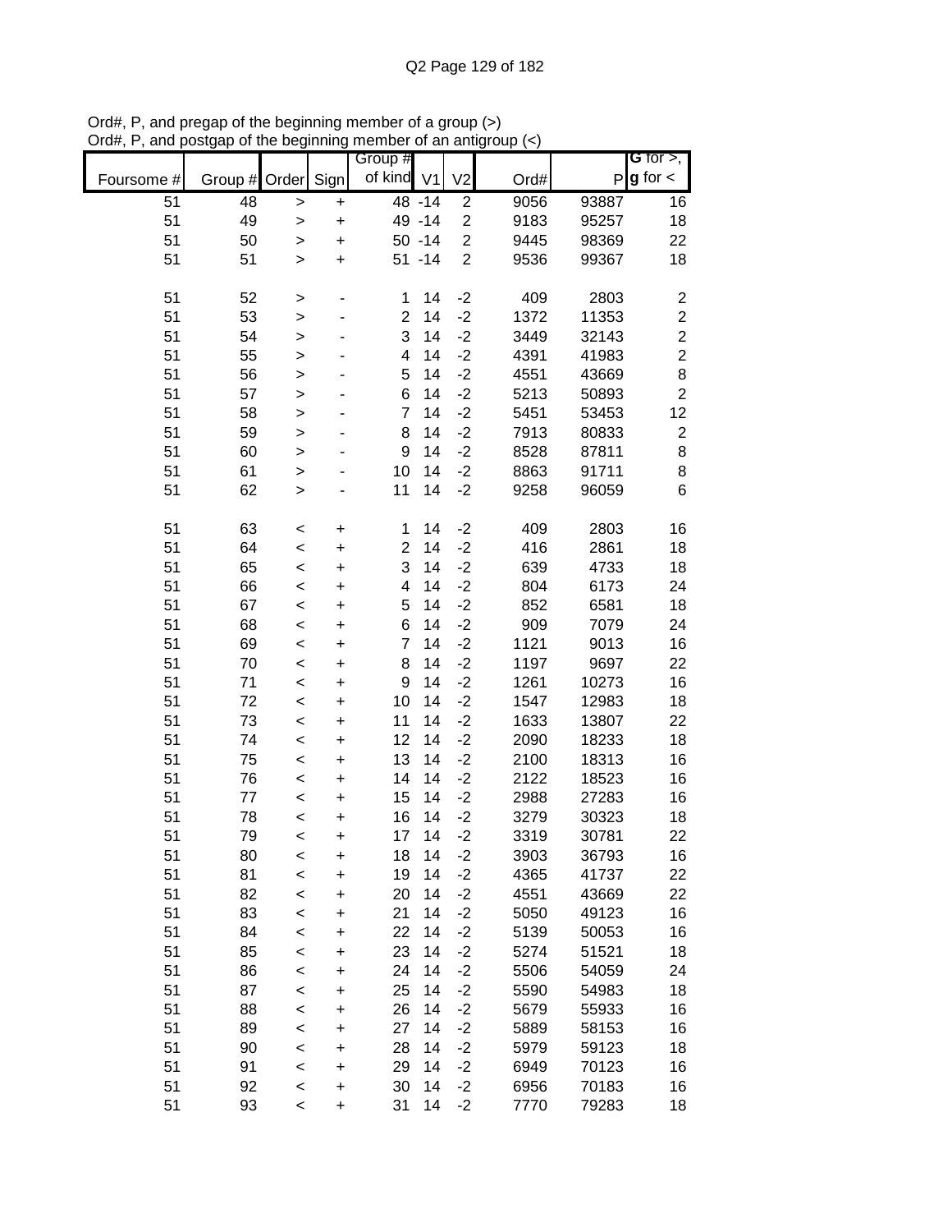Ord#, P, and pregap of the beginning member of a group (>)
Ord#, P, and postgap of the beginning member of an antigroup (<)

| Foursome # | Group # | Order | Sign | Group # of kind | V1 | V2 | Ord# | P | G for >, g for < |
|---|---|---|---|---|---|---|---|---|---|
| 51 | 48 | > | + | 48 | -14 | 2 | 9056 | 93887 | 16 |
| 51 | 49 | > | + | 49 | -14 | 2 | 9183 | 95257 | 18 |
| 51 | 50 | > | + | 50 | -14 | 2 | 9445 | 98369 | 22 |
| 51 | 51 | > | + | 51 | -14 | 2 | 9536 | 99367 | 18 |
| | | | | | | | | | |
| 51 | 52 | > | - | 1 | 14 | -2 | 409 | 2803 | 2 |
| 51 | 53 | > | - | 2 | 14 | -2 | 1372 | 11353 | 2 |
| 51 | 54 | > | - | 3 | 14 | -2 | 3449 | 32143 | 2 |
| 51 | 55 | > | - | 4 | 14 | -2 | 4391 | 41983 | 2 |
| 51 | 56 | > | - | 5 | 14 | -2 | 4551 | 43669 | 8 |
| 51 | 57 | > | - | 6 | 14 | -2 | 5213 | 50893 | 2 |
| 51 | 58 | > | - | 7 | 14 | -2 | 5451 | 53453 | 12 |
| 51 | 59 | > | - | 8 | 14 | -2 | 7913 | 80833 | 2 |
| 51 | 60 | > | - | 9 | 14 | -2 | 8528 | 87811 | 8 |
| 51 | 61 | > | - | 10 | 14 | -2 | 8863 | 91711 | 8 |
| 51 | 62 | > | - | 11 | 14 | -2 | 9258 | 96059 | 6 |
| | | | | | | | | | |
| 51 | 63 | < | + | 1 | 14 | -2 | 409 | 2803 | 16 |
| 51 | 64 | < | + | 2 | 14 | -2 | 416 | 2861 | 18 |
| 51 | 65 | < | + | 3 | 14 | -2 | 639 | 4733 | 18 |
| 51 | 66 | < | + | 4 | 14 | -2 | 804 | 6173 | 24 |
| 51 | 67 | < | + | 5 | 14 | -2 | 852 | 6581 | 18 |
| 51 | 68 | < | + | 6 | 14 | -2 | 909 | 7079 | 24 |
| 51 | 69 | < | + | 7 | 14 | -2 | 1121 | 9013 | 16 |
| 51 | 70 | < | + | 8 | 14 | -2 | 1197 | 9697 | 22 |
| 51 | 71 | < | + | 9 | 14 | -2 | 1261 | 10273 | 16 |
| 51 | 72 | < | + | 10 | 14 | -2 | 1547 | 12983 | 18 |
| 51 | 73 | < | + | 11 | 14 | -2 | 1633 | 13807 | 22 |
| 51 | 74 | < | + | 12 | 14 | -2 | 2090 | 18233 | 18 |
| 51 | 75 | < | + | 13 | 14 | -2 | 2100 | 18313 | 16 |
| 51 | 76 | < | + | 14 | 14 | -2 | 2122 | 18523 | 16 |
| 51 | 77 | < | + | 15 | 14 | -2 | 2988 | 27283 | 16 |
| 51 | 78 | < | + | 16 | 14 | -2 | 3279 | 30323 | 18 |
| 51 | 79 | < | + | 17 | 14 | -2 | 3319 | 30781 | 22 |
| 51 | 80 | < | + | 18 | 14 | -2 | 3903 | 36793 | 16 |
| 51 | 81 | < | + | 19 | 14 | -2 | 4365 | 41737 | 22 |
| 51 | 82 | < | + | 20 | 14 | -2 | 4551 | 43669 | 22 |
| 51 | 83 | < | + | 21 | 14 | -2 | 5050 | 49123 | 16 |
| 51 | 84 | < | + | 22 | 14 | -2 | 5139 | 50053 | 16 |
| 51 | 85 | < | + | 23 | 14 | -2 | 5274 | 51521 | 18 |
| 51 | 86 | < | + | 24 | 14 | -2 | 5506 | 54059 | 24 |
| 51 | 87 | < | + | 25 | 14 | -2 | 5590 | 54983 | 18 |
| 51 | 88 | < | + | 26 | 14 | -2 | 5679 | 55933 | 16 |
| 51 | 89 | < | + | 27 | 14 | -2 | 5889 | 58153 | 16 |
| 51 | 90 | < | + | 28 | 14 | -2 | 5979 | 59123 | 18 |
| 51 | 91 | < | + | 29 | 14 | -2 | 6949 | 70123 | 16 |
| 51 | 92 | < | + | 30 | 14 | -2 | 6956 | 70183 | 16 |
| 51 | 93 | < | + | 31 | 14 | -2 | 7770 | 79283 | 18 |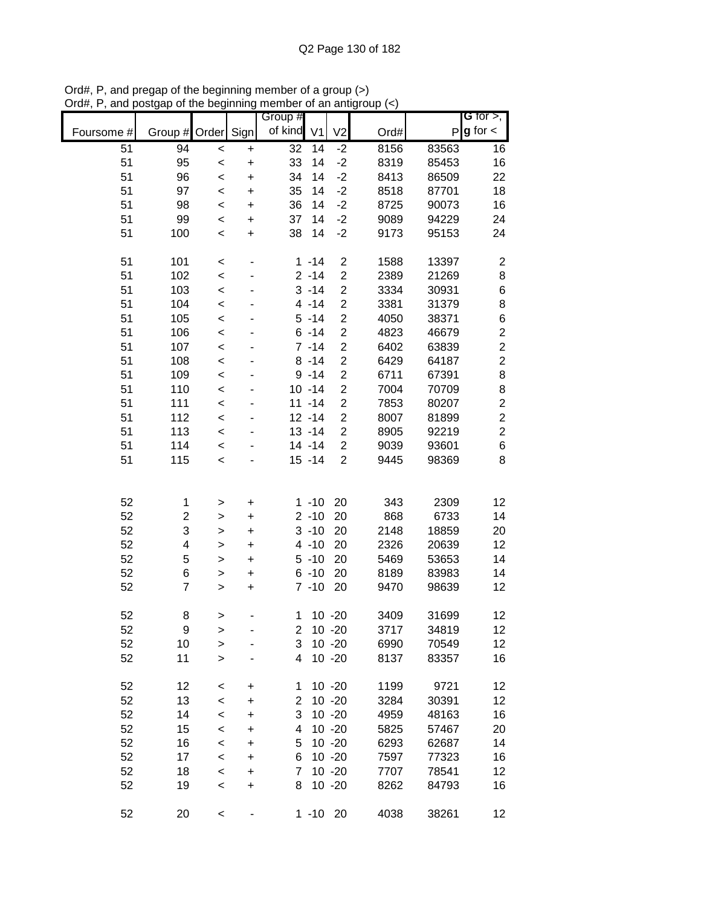Ord#, P, and pregap of the beginning member of a group (>)
Ord#, P, and postgap of the beginning member of an antigroup (<)

| Foursome # | Group # | Order | Sign | Group # of kind | V1 | V2 | Ord# | P | G for >, g for < |
|---|---|---|---|---|---|---|---|---|---|
| 51 | 94 | < | + | 32 | 14 | -2 | 8156 | 83563 | 16 |
| 51 | 95 | < | + | 33 | 14 | -2 | 8319 | 85453 | 16 |
| 51 | 96 | < | + | 34 | 14 | -2 | 8413 | 86509 | 22 |
| 51 | 97 | < | + | 35 | 14 | -2 | 8518 | 87701 | 18 |
| 51 | 98 | < | + | 36 | 14 | -2 | 8725 | 90073 | 16 |
| 51 | 99 | < | + | 37 | 14 | -2 | 9089 | 94229 | 24 |
| 51 | 100 | < | + | 38 | 14 | -2 | 9173 | 95153 | 24 |
| | | | | | | | | | |
| 51 | 101 | < | - | 1 | -14 | 2 | 1588 | 13397 | 2 |
| 51 | 102 | < | - | 2 | -14 | 2 | 2389 | 21269 | 8 |
| 51 | 103 | < | - | 3 | -14 | 2 | 3334 | 30931 | 6 |
| 51 | 104 | < | - | 4 | -14 | 2 | 3381 | 31379 | 8 |
| 51 | 105 | < | - | 5 | -14 | 2 | 4050 | 38371 | 6 |
| 51 | 106 | < | - | 6 | -14 | 2 | 4823 | 46679 | 2 |
| 51 | 107 | < | - | 7 | -14 | 2 | 6402 | 63839 | 2 |
| 51 | 108 | < | - | 8 | -14 | 2 | 6429 | 64187 | 2 |
| 51 | 109 | < | - | 9 | -14 | 2 | 6711 | 67391 | 8 |
| 51 | 110 | < | - | 10 | -14 | 2 | 7004 | 70709 | 8 |
| 51 | 111 | < | - | 11 | -14 | 2 | 7853 | 80207 | 2 |
| 51 | 112 | < | - | 12 | -14 | 2 | 8007 | 81899 | 2 |
| 51 | 113 | < | - | 13 | -14 | 2 | 8905 | 92219 | 2 |
| 51 | 114 | < | - | 14 | -14 | 2 | 9039 | 93601 | 6 |
| 51 | 115 | < | - | 15 | -14 | 2 | 9445 | 98369 | 8 |
| | | | | | | | | | |
| 52 | 1 | > | + | 1 | -10 | 20 | 343 | 2309 | 12 |
| 52 | 2 | > | + | 2 | -10 | 20 | 868 | 6733 | 14 |
| 52 | 3 | > | + | 3 | -10 | 20 | 2148 | 18859 | 20 |
| 52 | 4 | > | + | 4 | -10 | 20 | 2326 | 20639 | 12 |
| 52 | 5 | > | + | 5 | -10 | 20 | 5469 | 53653 | 14 |
| 52 | 6 | > | + | 6 | -10 | 20 | 8189 | 83983 | 14 |
| 52 | 7 | > | + | 7 | -10 | 20 | 9470 | 98639 | 12 |
| | | | | | | | | | |
| 52 | 8 | > | - | 1 | 10 | -20 | 3409 | 31699 | 12 |
| 52 | 9 | > | - | 2 | 10 | -20 | 3717 | 34819 | 12 |
| 52 | 10 | > | - | 3 | 10 | -20 | 6990 | 70549 | 12 |
| 52 | 11 | > | - | 4 | 10 | -20 | 8137 | 83357 | 16 |
| | | | | | | | | | |
| 52 | 12 | < | + | 1 | 10 | -20 | 1199 | 9721 | 12 |
| 52 | 13 | < | + | 2 | 10 | -20 | 3284 | 30391 | 12 |
| 52 | 14 | < | + | 3 | 10 | -20 | 4959 | 48163 | 16 |
| 52 | 15 | < | + | 4 | 10 | -20 | 5825 | 57467 | 20 |
| 52 | 16 | < | + | 5 | 10 | -20 | 6293 | 62687 | 14 |
| 52 | 17 | < | + | 6 | 10 | -20 | 7597 | 77323 | 16 |
| 52 | 18 | < | + | 7 | 10 | -20 | 7707 | 78541 | 12 |
| 52 | 19 | < | + | 8 | 10 | -20 | 8262 | 84793 | 16 |
| | | | | | | | | | |
| 52 | 20 | < | - | 1 | -10 | 20 | 4038 | 38261 | 12 |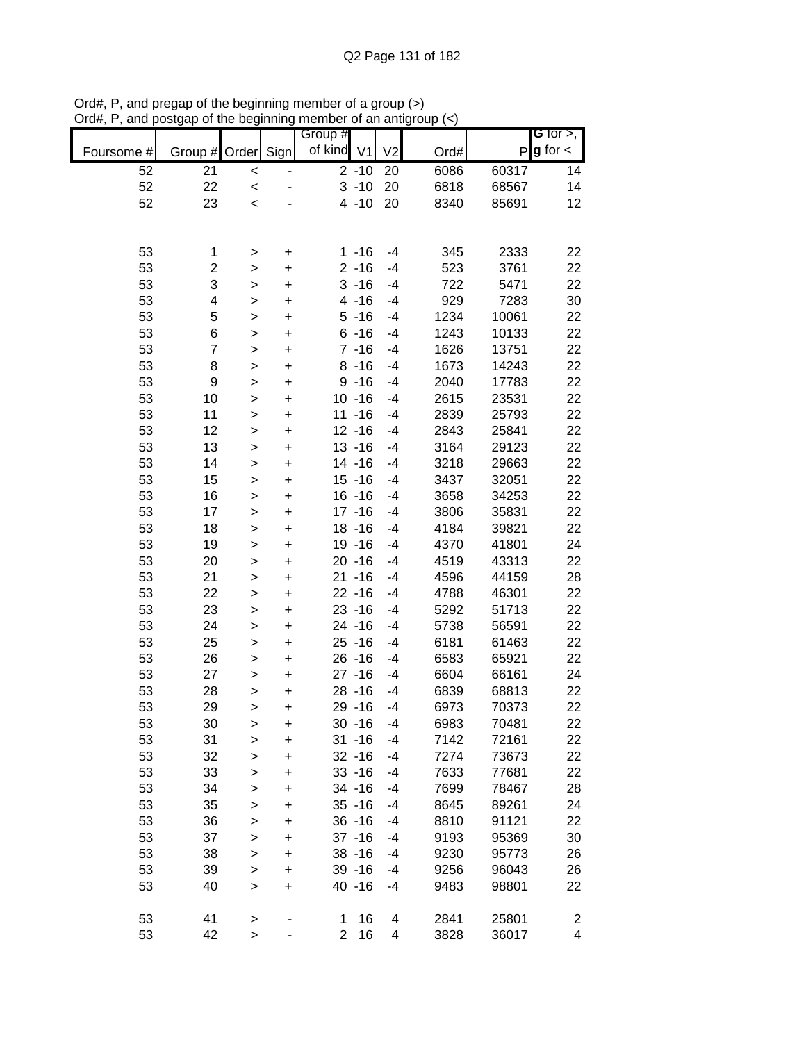Ord#, P, and pregap of the beginning member of a group (>)
Ord#, P, and postgap of the beginning member of an antigroup (<)

| Foursome # | Group # | Order | Sign | Group # of kind | V1 | V2 | Ord# | P | G for >, g for < |
|---|---|---|---|---|---|---|---|---|---|
| 52 | 21 | < | - | 2 | -10 | 20 | 6086 | 60317 | 14 |
| 52 | 22 | < | - | 3 | -10 | 20 | 6818 | 68567 | 14 |
| 52 | 23 | < | - | 4 | -10 | 20 | 8340 | 85691 | 12 |
| | | | | | | | | | |
| 53 | 1 | > | + | 1 | -16 | -4 | 345 | 2333 | 22 |
| 53 | 2 | > | + | 2 | -16 | -4 | 523 | 3761 | 22 |
| 53 | 3 | > | + | 3 | -16 | -4 | 722 | 5471 | 22 |
| 53 | 4 | > | + | 4 | -16 | -4 | 929 | 7283 | 30 |
| 53 | 5 | > | + | 5 | -16 | -4 | 1234 | 10061 | 22 |
| 53 | 6 | > | + | 6 | -16 | -4 | 1243 | 10133 | 22 |
| 53 | 7 | > | + | 7 | -16 | -4 | 1626 | 13751 | 22 |
| 53 | 8 | > | + | 8 | -16 | -4 | 1673 | 14243 | 22 |
| 53 | 9 | > | + | 9 | -16 | -4 | 2040 | 17783 | 22 |
| 53 | 10 | > | + | 10 | -16 | -4 | 2615 | 23531 | 22 |
| 53 | 11 | > | + | 11 | -16 | -4 | 2839 | 25793 | 22 |
| 53 | 12 | > | + | 12 | -16 | -4 | 2843 | 25841 | 22 |
| 53 | 13 | > | + | 13 | -16 | -4 | 3164 | 29123 | 22 |
| 53 | 14 | > | + | 14 | -16 | -4 | 3218 | 29663 | 22 |
| 53 | 15 | > | + | 15 | -16 | -4 | 3437 | 32051 | 22 |
| 53 | 16 | > | + | 16 | -16 | -4 | 3658 | 34253 | 22 |
| 53 | 17 | > | + | 17 | -16 | -4 | 3806 | 35831 | 22 |
| 53 | 18 | > | + | 18 | -16 | -4 | 4184 | 39821 | 22 |
| 53 | 19 | > | + | 19 | -16 | -4 | 4370 | 41801 | 24 |
| 53 | 20 | > | + | 20 | -16 | -4 | 4519 | 43313 | 22 |
| 53 | 21 | > | + | 21 | -16 | -4 | 4596 | 44159 | 28 |
| 53 | 22 | > | + | 22 | -16 | -4 | 4788 | 46301 | 22 |
| 53 | 23 | > | + | 23 | -16 | -4 | 5292 | 51713 | 22 |
| 53 | 24 | > | + | 24 | -16 | -4 | 5738 | 56591 | 22 |
| 53 | 25 | > | + | 25 | -16 | -4 | 6181 | 61463 | 22 |
| 53 | 26 | > | + | 26 | -16 | -4 | 6583 | 65921 | 22 |
| 53 | 27 | > | + | 27 | -16 | -4 | 6604 | 66161 | 24 |
| 53 | 28 | > | + | 28 | -16 | -4 | 6839 | 68813 | 22 |
| 53 | 29 | > | + | 29 | -16 | -4 | 6973 | 70373 | 22 |
| 53 | 30 | > | + | 30 | -16 | -4 | 6983 | 70481 | 22 |
| 53 | 31 | > | + | 31 | -16 | -4 | 7142 | 72161 | 22 |
| 53 | 32 | > | + | 32 | -16 | -4 | 7274 | 73673 | 22 |
| 53 | 33 | > | + | 33 | -16 | -4 | 7633 | 77681 | 22 |
| 53 | 34 | > | + | 34 | -16 | -4 | 7699 | 78467 | 28 |
| 53 | 35 | > | + | 35 | -16 | -4 | 8645 | 89261 | 24 |
| 53 | 36 | > | + | 36 | -16 | -4 | 8810 | 91121 | 22 |
| 53 | 37 | > | + | 37 | -16 | -4 | 9193 | 95369 | 30 |
| 53 | 38 | > | + | 38 | -16 | -4 | 9230 | 95773 | 26 |
| 53 | 39 | > | + | 39 | -16 | -4 | 9256 | 96043 | 26 |
| 53 | 40 | > | + | 40 | -16 | -4 | 9483 | 98801 | 22 |
| | | | | | | | | | |
| 53 | 41 | > | - | 1 | 16 | 4 | 2841 | 25801 | 2 |
| 53 | 42 | > | - | 2 | 16 | 4 | 3828 | 36017 | 4 |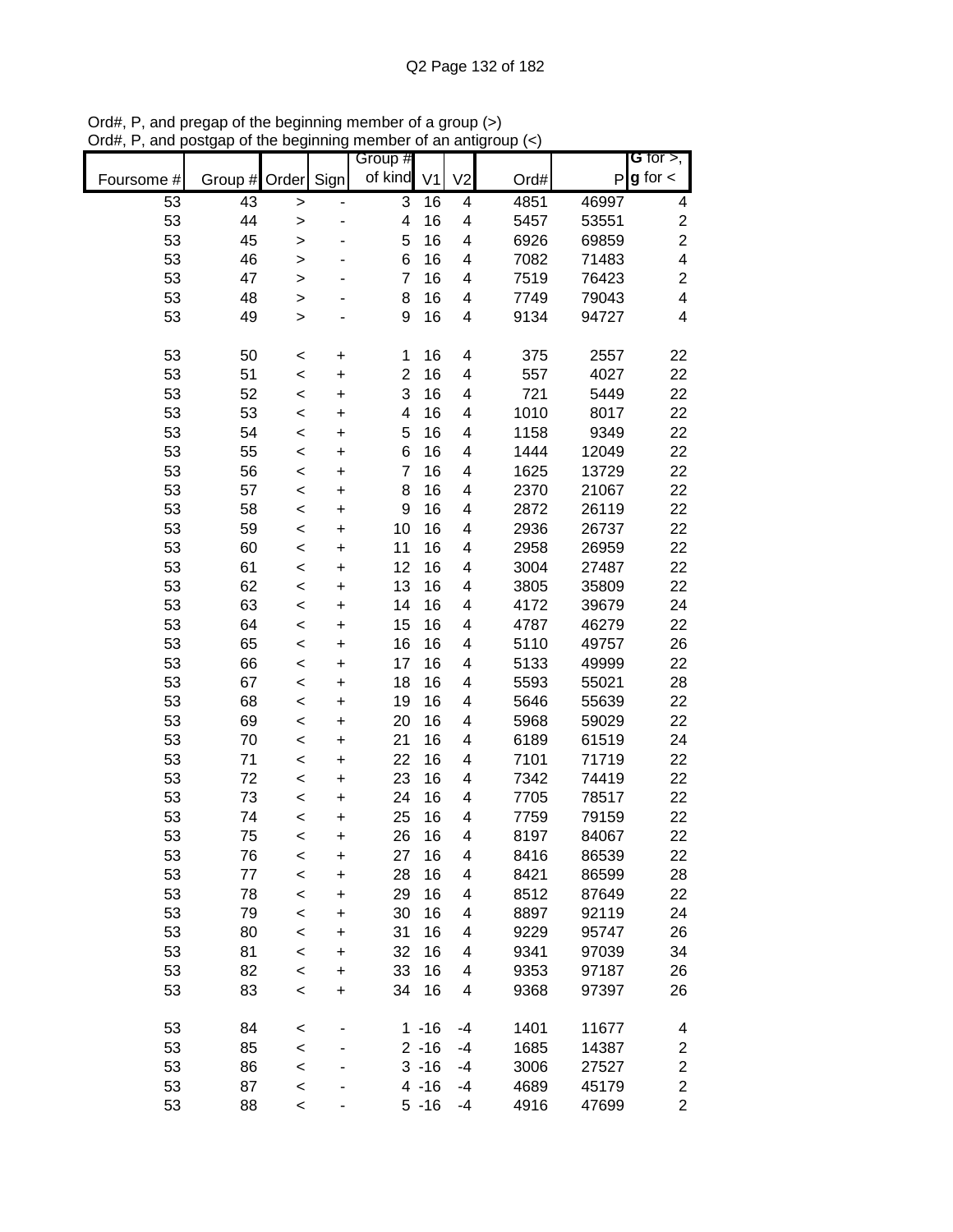Ord#, P, and pregap of the beginning member of a group (>)
Ord#, P, and postgap of the beginning member of an antigroup (<)

| Foursome # | Group # | Order | Sign | Group # of kind | V1 | V2 | Ord# | P | G for >, g for < |
|---|---|---|---|---|---|---|---|---|---|
| 53 | 43 | > | - | 3 | 16 | 4 | 4851 | 46997 | 4 |
| 53 | 44 | > | - | 4 | 16 | 4 | 5457 | 53551 | 2 |
| 53 | 45 | > | - | 5 | 16 | 4 | 6926 | 69859 | 2 |
| 53 | 46 | > | - | 6 | 16 | 4 | 7082 | 71483 | 4 |
| 53 | 47 | > | - | 7 | 16 | 4 | 7519 | 76423 | 2 |
| 53 | 48 | > | - | 8 | 16 | 4 | 7749 | 79043 | 4 |
| 53 | 49 | > | - | 9 | 16 | 4 | 9134 | 94727 | 4 |
| | | | | | | | | | |
| 53 | 50 | < | + | 1 | 16 | 4 | 375 | 2557 | 22 |
| 53 | 51 | < | + | 2 | 16 | 4 | 557 | 4027 | 22 |
| 53 | 52 | < | + | 3 | 16 | 4 | 721 | 5449 | 22 |
| 53 | 53 | < | + | 4 | 16 | 4 | 1010 | 8017 | 22 |
| 53 | 54 | < | + | 5 | 16 | 4 | 1158 | 9349 | 22 |
| 53 | 55 | < | + | 6 | 16 | 4 | 1444 | 12049 | 22 |
| 53 | 56 | < | + | 7 | 16 | 4 | 1625 | 13729 | 22 |
| 53 | 57 | < | + | 8 | 16 | 4 | 2370 | 21067 | 22 |
| 53 | 58 | < | + | 9 | 16 | 4 | 2872 | 26119 | 22 |
| 53 | 59 | < | + | 10 | 16 | 4 | 2936 | 26737 | 22 |
| 53 | 60 | < | + | 11 | 16 | 4 | 2958 | 26959 | 22 |
| 53 | 61 | < | + | 12 | 16 | 4 | 3004 | 27487 | 22 |
| 53 | 62 | < | + | 13 | 16 | 4 | 3805 | 35809 | 22 |
| 53 | 63 | < | + | 14 | 16 | 4 | 4172 | 39679 | 24 |
| 53 | 64 | < | + | 15 | 16 | 4 | 4787 | 46279 | 22 |
| 53 | 65 | < | + | 16 | 16 | 4 | 5110 | 49757 | 26 |
| 53 | 66 | < | + | 17 | 16 | 4 | 5133 | 49999 | 22 |
| 53 | 67 | < | + | 18 | 16 | 4 | 5593 | 55021 | 28 |
| 53 | 68 | < | + | 19 | 16 | 4 | 5646 | 55639 | 22 |
| 53 | 69 | < | + | 20 | 16 | 4 | 5968 | 59029 | 22 |
| 53 | 70 | < | + | 21 | 16 | 4 | 6189 | 61519 | 24 |
| 53 | 71 | < | + | 22 | 16 | 4 | 7101 | 71719 | 22 |
| 53 | 72 | < | + | 23 | 16 | 4 | 7342 | 74419 | 22 |
| 53 | 73 | < | + | 24 | 16 | 4 | 7705 | 78517 | 22 |
| 53 | 74 | < | + | 25 | 16 | 4 | 7759 | 79159 | 22 |
| 53 | 75 | < | + | 26 | 16 | 4 | 8197 | 84067 | 22 |
| 53 | 76 | < | + | 27 | 16 | 4 | 8416 | 86539 | 22 |
| 53 | 77 | < | + | 28 | 16 | 4 | 8421 | 86599 | 28 |
| 53 | 78 | < | + | 29 | 16 | 4 | 8512 | 87649 | 22 |
| 53 | 79 | < | + | 30 | 16 | 4 | 8897 | 92119 | 24 |
| 53 | 80 | < | + | 31 | 16 | 4 | 9229 | 95747 | 26 |
| 53 | 81 | < | + | 32 | 16 | 4 | 9341 | 97039 | 34 |
| 53 | 82 | < | + | 33 | 16 | 4 | 9353 | 97187 | 26 |
| 53 | 83 | < | + | 34 | 16 | 4 | 9368 | 97397 | 26 |
| | | | | | | | | | |
| 53 | 84 | < | - | 1 | -16 | -4 | 1401 | 11677 | 4 |
| 53 | 85 | < | - | 2 | -16 | -4 | 1685 | 14387 | 2 |
| 53 | 86 | < | - | 3 | -16 | -4 | 3006 | 27527 | 2 |
| 53 | 87 | < | - | 4 | -16 | -4 | 4689 | 45179 | 2 |
| 53 | 88 | < | - | 5 | -16 | -4 | 4916 | 47699 | 2 |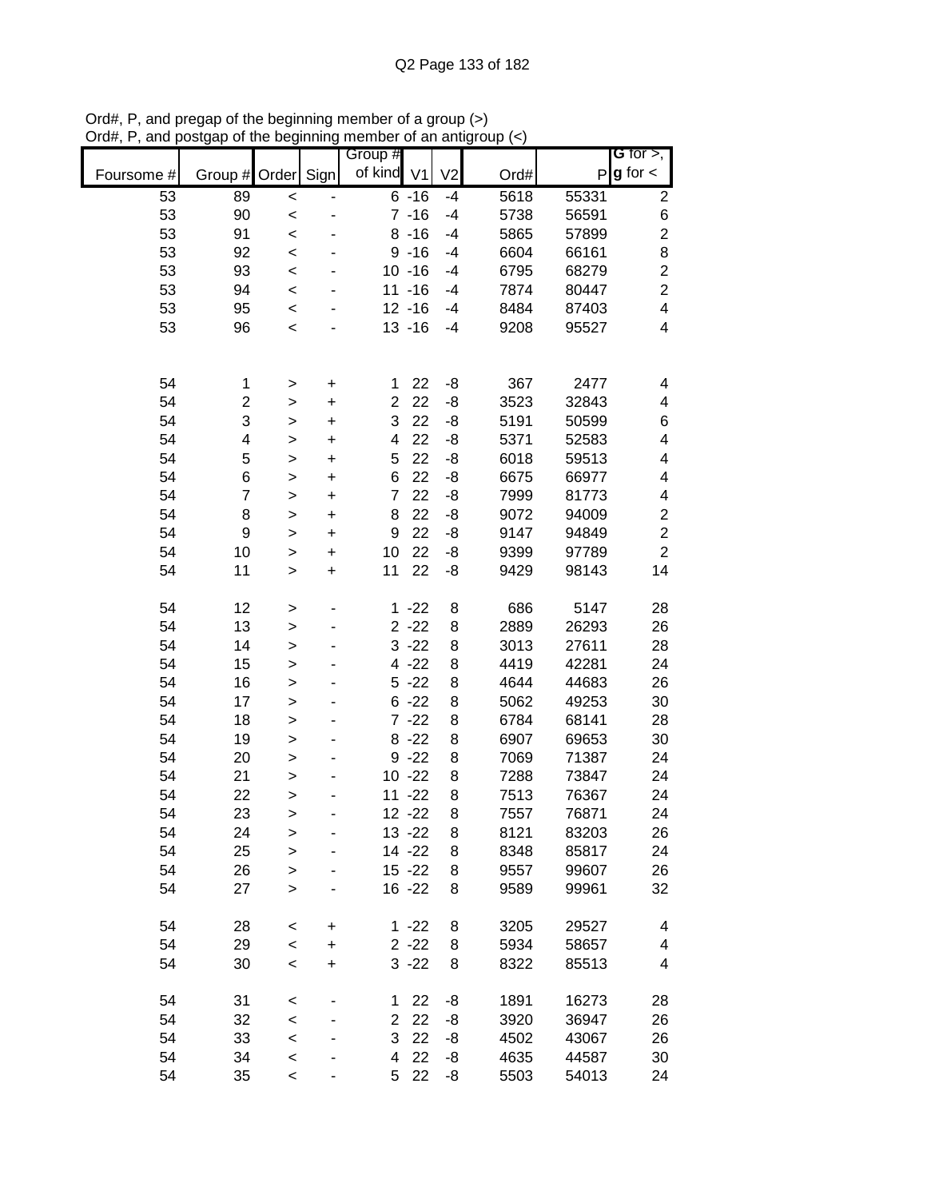Ord#, P, and pregap of the beginning member of a group (>)
Ord#, P, and postgap of the beginning member of an antigroup (<)

| Foursome # | Group # | Order | Sign | Group # of kind | V1 | V2 | Ord# | P | G for >, g for < |
|---|---|---|---|---|---|---|---|---|---|
| 53 | 89 | < | - | 6 | -16 | -4 | 5618 | 55331 | 2 |
| 53 | 90 | < | - | 7 | -16 | -4 | 5738 | 56591 | 6 |
| 53 | 91 | < | - | 8 | -16 | -4 | 5865 | 57899 | 2 |
| 53 | 92 | < | - | 9 | -16 | -4 | 6604 | 66161 | 8 |
| 53 | 93 | < | - | 10 | -16 | -4 | 6795 | 68279 | 2 |
| 53 | 94 | < | - | 11 | -16 | -4 | 7874 | 80447 | 2 |
| 53 | 95 | < | - | 12 | -16 | -4 | 8484 | 87403 | 4 |
| 53 | 96 | < | - | 13 | -16 | -4 | 9208 | 95527 | 4 |
| | | | | | | | | | |
| 54 | 1 | > | + | 1 | 22 | -8 | 367 | 2477 | 4 |
| 54 | 2 | > | + | 2 | 22 | -8 | 3523 | 32843 | 4 |
| 54 | 3 | > | + | 3 | 22 | -8 | 5191 | 50599 | 6 |
| 54 | 4 | > | + | 4 | 22 | -8 | 5371 | 52583 | 4 |
| 54 | 5 | > | + | 5 | 22 | -8 | 6018 | 59513 | 4 |
| 54 | 6 | > | + | 6 | 22 | -8 | 6675 | 66977 | 4 |
| 54 | 7 | > | + | 7 | 22 | -8 | 7999 | 81773 | 4 |
| 54 | 8 | > | + | 8 | 22 | -8 | 9072 | 94009 | 2 |
| 54 | 9 | > | + | 9 | 22 | -8 | 9147 | 94849 | 2 |
| 54 | 10 | > | + | 10 | 22 | -8 | 9399 | 97789 | 2 |
| 54 | 11 | > | + | 11 | 22 | -8 | 9429 | 98143 | 14 |
| | | | | | | | | | |
| 54 | 12 | > | - | 1 | -22 | 8 | 686 | 5147 | 28 |
| 54 | 13 | > | - | 2 | -22 | 8 | 2889 | 26293 | 26 |
| 54 | 14 | > | - | 3 | -22 | 8 | 3013 | 27611 | 28 |
| 54 | 15 | > | - | 4 | -22 | 8 | 4419 | 42281 | 24 |
| 54 | 16 | > | - | 5 | -22 | 8 | 4644 | 44683 | 26 |
| 54 | 17 | > | - | 6 | -22 | 8 | 5062 | 49253 | 30 |
| 54 | 18 | > | - | 7 | -22 | 8 | 6784 | 68141 | 28 |
| 54 | 19 | > | - | 8 | -22 | 8 | 6907 | 69653 | 30 |
| 54 | 20 | > | - | 9 | -22 | 8 | 7069 | 71387 | 24 |
| 54 | 21 | > | - | 10 | -22 | 8 | 7288 | 73847 | 24 |
| 54 | 22 | > | - | 11 | -22 | 8 | 7513 | 76367 | 24 |
| 54 | 23 | > | - | 12 | -22 | 8 | 7557 | 76871 | 24 |
| 54 | 24 | > | - | 13 | -22 | 8 | 8121 | 83203 | 26 |
| 54 | 25 | > | - | 14 | -22 | 8 | 8348 | 85817 | 24 |
| 54 | 26 | > | - | 15 | -22 | 8 | 9557 | 99607 | 26 |
| 54 | 27 | > | - | 16 | -22 | 8 | 9589 | 99961 | 32 |
| | | | | | | | | | |
| 54 | 28 | < | + | 1 | -22 | 8 | 3205 | 29527 | 4 |
| 54 | 29 | < | + | 2 | -22 | 8 | 5934 | 58657 | 4 |
| 54 | 30 | < | + | 3 | -22 | 8 | 8322 | 85513 | 4 |
| | | | | | | | | | |
| 54 | 31 | < | - | 1 | 22 | -8 | 1891 | 16273 | 28 |
| 54 | 32 | < | - | 2 | 22 | -8 | 3920 | 36947 | 26 |
| 54 | 33 | < | - | 3 | 22 | -8 | 4502 | 43067 | 26 |
| 54 | 34 | < | - | 4 | 22 | -8 | 4635 | 44587 | 30 |
| 54 | 35 | < | - | 5 | 22 | -8 | 5503 | 54013 | 24 |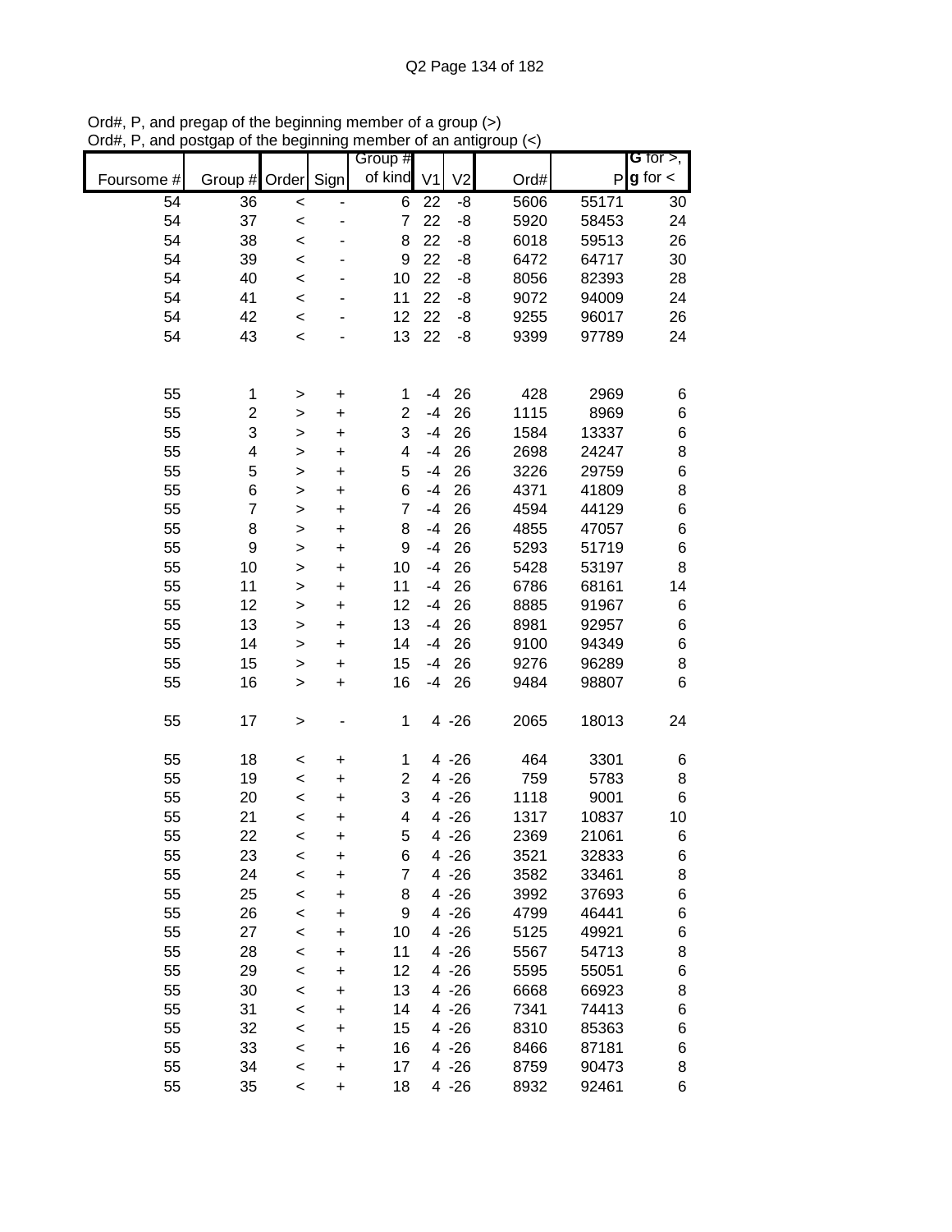Ord#, P, and pregap of the beginning member of a group (>)
Ord#, P, and postgap of the beginning member of an antigroup (<)

| Foursome # | Group # | Order | Sign | Group # of kind | V1 | V2 | Ord# | P | G for >, g for < |
|---|---|---|---|---|---|---|---|---|---|
| 54 | 36 | < | - | 6 | 22 | -8 | 5606 | 55171 | 30 |
| 54 | 37 | < | - | 7 | 22 | -8 | 5920 | 58453 | 24 |
| 54 | 38 | < | - | 8 | 22 | -8 | 6018 | 59513 | 26 |
| 54 | 39 | < | - | 9 | 22 | -8 | 6472 | 64717 | 30 |
| 54 | 40 | < | - | 10 | 22 | -8 | 8056 | 82393 | 28 |
| 54 | 41 | < | - | 11 | 22 | -8 | 9072 | 94009 | 24 |
| 54 | 42 | < | - | 12 | 22 | -8 | 9255 | 96017 | 26 |
| 54 | 43 | < | - | 13 | 22 | -8 | 9399 | 97789 | 24 |
| | | | | | | | | | |
| 55 | 1 | > | + | 1 | -4 | 26 | 428 | 2969 | 6 |
| 55 | 2 | > | + | 2 | -4 | 26 | 1115 | 8969 | 6 |
| 55 | 3 | > | + | 3 | -4 | 26 | 1584 | 13337 | 6 |
| 55 | 4 | > | + | 4 | -4 | 26 | 2698 | 24247 | 8 |
| 55 | 5 | > | + | 5 | -4 | 26 | 3226 | 29759 | 6 |
| 55 | 6 | > | + | 6 | -4 | 26 | 4371 | 41809 | 8 |
| 55 | 7 | > | + | 7 | -4 | 26 | 4594 | 44129 | 6 |
| 55 | 8 | > | + | 8 | -4 | 26 | 4855 | 47057 | 6 |
| 55 | 9 | > | + | 9 | -4 | 26 | 5293 | 51719 | 6 |
| 55 | 10 | > | + | 10 | -4 | 26 | 5428 | 53197 | 8 |
| 55 | 11 | > | + | 11 | -4 | 26 | 6786 | 68161 | 14 |
| 55 | 12 | > | + | 12 | -4 | 26 | 8885 | 91967 | 6 |
| 55 | 13 | > | + | 13 | -4 | 26 | 8981 | 92957 | 6 |
| 55 | 14 | > | + | 14 | -4 | 26 | 9100 | 94349 | 6 |
| 55 | 15 | > | + | 15 | -4 | 26 | 9276 | 96289 | 8 |
| 55 | 16 | > | + | 16 | -4 | 26 | 9484 | 98807 | 6 |
| | | | | | | | | | |
| 55 | 17 | > | - | 1 | 4 | -26 | 2065 | 18013 | 24 |
| | | | | | | | | | |
| 55 | 18 | < | + | 1 | 4 | -26 | 464 | 3301 | 6 |
| 55 | 19 | < | + | 2 | 4 | -26 | 759 | 5783 | 8 |
| 55 | 20 | < | + | 3 | 4 | -26 | 1118 | 9001 | 6 |
| 55 | 21 | < | + | 4 | 4 | -26 | 1317 | 10837 | 10 |
| 55 | 22 | < | + | 5 | 4 | -26 | 2369 | 21061 | 6 |
| 55 | 23 | < | + | 6 | 4 | -26 | 3521 | 32833 | 6 |
| 55 | 24 | < | + | 7 | 4 | -26 | 3582 | 33461 | 8 |
| 55 | 25 | < | + | 8 | 4 | -26 | 3992 | 37693 | 6 |
| 55 | 26 | < | + | 9 | 4 | -26 | 4799 | 46441 | 6 |
| 55 | 27 | < | + | 10 | 4 | -26 | 5125 | 49921 | 6 |
| 55 | 28 | < | + | 11 | 4 | -26 | 5567 | 54713 | 8 |
| 55 | 29 | < | + | 12 | 4 | -26 | 5595 | 55051 | 6 |
| 55 | 30 | < | + | 13 | 4 | -26 | 6668 | 66923 | 8 |
| 55 | 31 | < | + | 14 | 4 | -26 | 7341 | 74413 | 6 |
| 55 | 32 | < | + | 15 | 4 | -26 | 8310 | 85363 | 6 |
| 55 | 33 | < | + | 16 | 4 | -26 | 8466 | 87181 | 6 |
| 55 | 34 | < | + | 17 | 4 | -26 | 8759 | 90473 | 8 |
| 55 | 35 | < | + | 18 | 4 | -26 | 8932 | 92461 | 6 |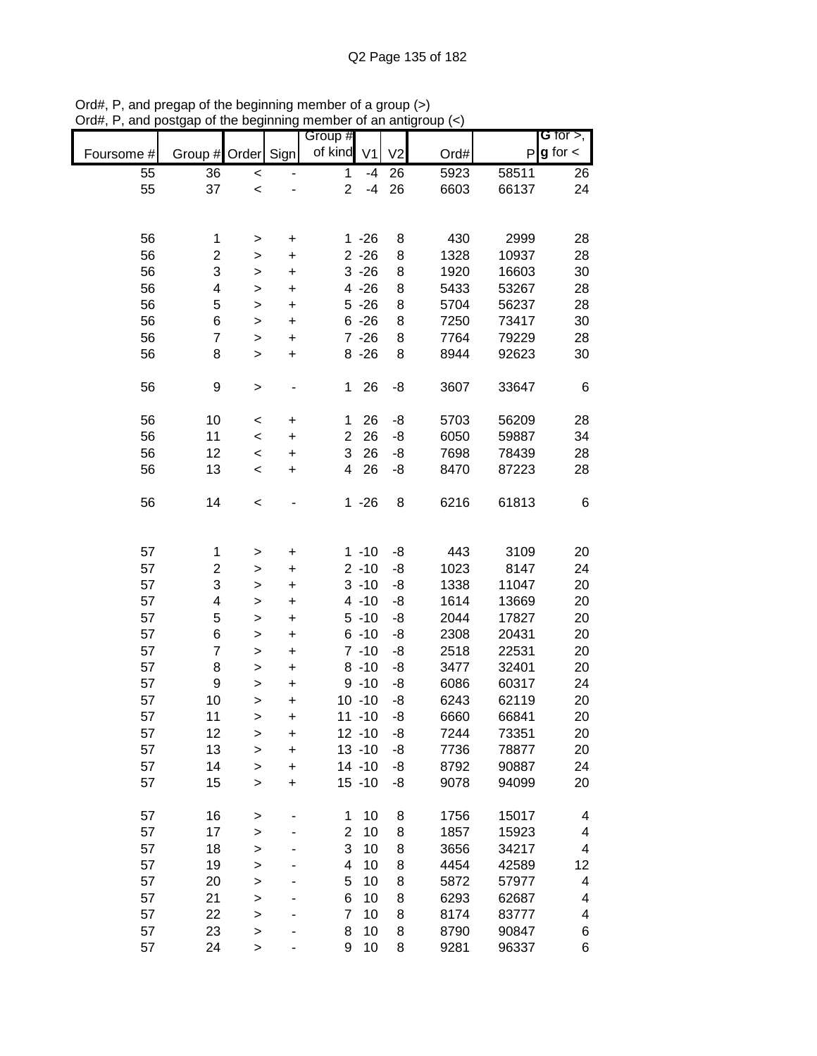Ord#, P, and pregap of the beginning member of a group (>)
Ord#, P, and postgap of the beginning member of an antigroup (<)

| Foursome # | Group # | Order | Sign | Group # of kind | V1 | V2 | Ord# | P | G for >, g for < |
|---|---|---|---|---|---|---|---|---|---|
| 55 | 36 | < | - | 1 | -4 | 26 | 5923 | 58511 | 26 |
| 55 | 37 | < | - | 2 | -4 | 26 | 6603 | 66137 | 24 |
| | | | | | | | | | |
| 56 | 1 | > | + | 1 | -26 | 8 | 430 | 2999 | 28 |
| 56 | 2 | > | + | 2 | -26 | 8 | 1328 | 10937 | 28 |
| 56 | 3 | > | + | 3 | -26 | 8 | 1920 | 16603 | 30 |
| 56 | 4 | > | + | 4 | -26 | 8 | 5433 | 53267 | 28 |
| 56 | 5 | > | + | 5 | -26 | 8 | 5704 | 56237 | 28 |
| 56 | 6 | > | + | 6 | -26 | 8 | 7250 | 73417 | 30 |
| 56 | 7 | > | + | 7 | -26 | 8 | 7764 | 79229 | 28 |
| 56 | 8 | > | + | 8 | -26 | 8 | 8944 | 92623 | 30 |
| | | | | | | | | | |
| 56 | 9 | > | - | 1 | 26 | -8 | 3607 | 33647 | 6 |
| | | | | | | | | | |
| 56 | 10 | < | + | 1 | 26 | -8 | 5703 | 56209 | 28 |
| 56 | 11 | < | + | 2 | 26 | -8 | 6050 | 59887 | 34 |
| 56 | 12 | < | + | 3 | 26 | -8 | 7698 | 78439 | 28 |
| 56 | 13 | < | + | 4 | 26 | -8 | 8470 | 87223 | 28 |
| | | | | | | | | | |
| 56 | 14 | < | - | 1 | -26 | 8 | 6216 | 61813 | 6 |
| | | | | | | | | | |
| 57 | 1 | > | + | 1 | -10 | -8 | 443 | 3109 | 20 |
| 57 | 2 | > | + | 2 | -10 | -8 | 1023 | 8147 | 24 |
| 57 | 3 | > | + | 3 | -10 | -8 | 1338 | 11047 | 20 |
| 57 | 4 | > | + | 4 | -10 | -8 | 1614 | 13669 | 20 |
| 57 | 5 | > | + | 5 | -10 | -8 | 2044 | 17827 | 20 |
| 57 | 6 | > | + | 6 | -10 | -8 | 2308 | 20431 | 20 |
| 57 | 7 | > | + | 7 | -10 | -8 | 2518 | 22531 | 20 |
| 57 | 8 | > | + | 8 | -10 | -8 | 3477 | 32401 | 20 |
| 57 | 9 | > | + | 9 | -10 | -8 | 6086 | 60317 | 24 |
| 57 | 10 | > | + | 10 | -10 | -8 | 6243 | 62119 | 20 |
| 57 | 11 | > | + | 11 | -10 | -8 | 6660 | 66841 | 20 |
| 57 | 12 | > | + | 12 | -10 | -8 | 7244 | 73351 | 20 |
| 57 | 13 | > | + | 13 | -10 | -8 | 7736 | 78877 | 20 |
| 57 | 14 | > | + | 14 | -10 | -8 | 8792 | 90887 | 24 |
| 57 | 15 | > | + | 15 | -10 | -8 | 9078 | 94099 | 20 |
| | | | | | | | | | |
| 57 | 16 | > | - | 1 | 10 | 8 | 1756 | 15017 | 4 |
| 57 | 17 | > | - | 2 | 10 | 8 | 1857 | 15923 | 4 |
| 57 | 18 | > | - | 3 | 10 | 8 | 3656 | 34217 | 4 |
| 57 | 19 | > | - | 4 | 10 | 8 | 4454 | 42589 | 12 |
| 57 | 20 | > | - | 5 | 10 | 8 | 5872 | 57977 | 4 |
| 57 | 21 | > | - | 6 | 10 | 8 | 6293 | 62687 | 4 |
| 57 | 22 | > | - | 7 | 10 | 8 | 8174 | 83777 | 4 |
| 57 | 23 | > | - | 8 | 10 | 8 | 8790 | 90847 | 6 |
| 57 | 24 | > | - | 9 | 10 | 8 | 9281 | 96337 | 6 |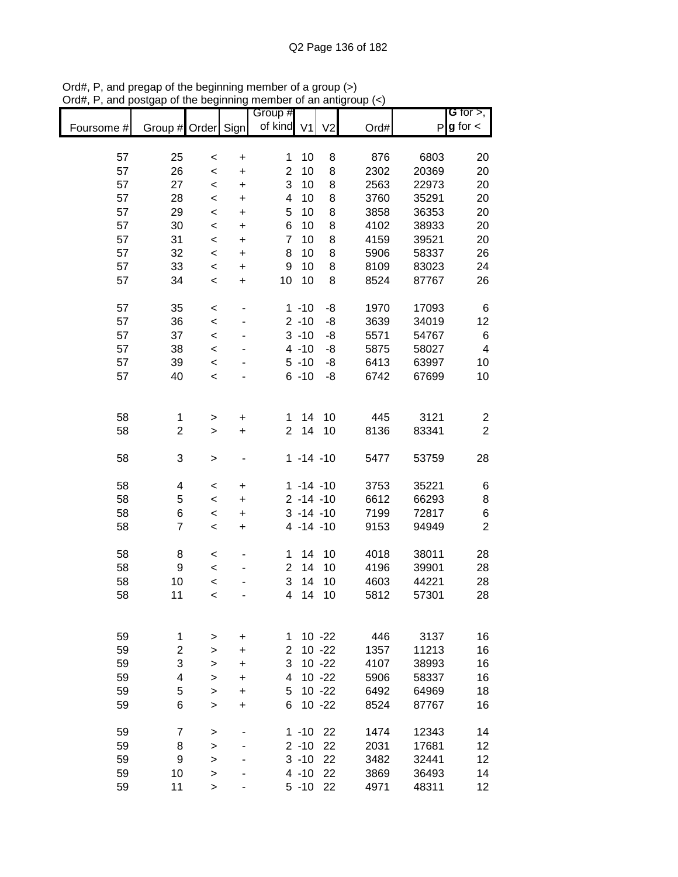Ord#, P, and pregap of the beginning member of a group (>)
Ord#, P, and postgap of the beginning member of an antigroup (<)

| Foursome # | Group # | Order | Sign | Group # of kind | V1 | V2 | Ord# | P | G for >, g for < |
|---|---|---|---|---|---|---|---|---|---|
| 57 | 25 | < | + | 1 | 10 | 8 | 876 | 6803 | 20 |
| 57 | 26 | < | + | 2 | 10 | 8 | 2302 | 20369 | 20 |
| 57 | 27 | < | + | 3 | 10 | 8 | 2563 | 22973 | 20 |
| 57 | 28 | < | + | 4 | 10 | 8 | 3760 | 35291 | 20 |
| 57 | 29 | < | + | 5 | 10 | 8 | 3858 | 36353 | 20 |
| 57 | 30 | < | + | 6 | 10 | 8 | 4102 | 38933 | 20 |
| 57 | 31 | < | + | 7 | 10 | 8 | 4159 | 39521 | 20 |
| 57 | 32 | < | + | 8 | 10 | 8 | 5906 | 58337 | 26 |
| 57 | 33 | < | + | 9 | 10 | 8 | 8109 | 83023 | 24 |
| 57 | 34 | < | + | 10 | 10 | 8 | 8524 | 87767 | 26 |
| | | | | | | | | | |
| 57 | 35 | < | - | 1 | -10 | -8 | 1970 | 17093 | 6 |
| 57 | 36 | < | - | 2 | -10 | -8 | 3639 | 34019 | 12 |
| 57 | 37 | < | - | 3 | -10 | -8 | 5571 | 54767 | 6 |
| 57 | 38 | < | - | 4 | -10 | -8 | 5875 | 58027 | 4 |
| 57 | 39 | < | - | 5 | -10 | -8 | 6413 | 63997 | 10 |
| 57 | 40 | < | - | 6 | -10 | -8 | 6742 | 67699 | 10 |
| | | | | | | | | | |
| 58 | 1 | > | + | 1 | 14 | 10 | 445 | 3121 | 2 |
| 58 | 2 | > | + | 2 | 14 | 10 | 8136 | 83341 | 2 |
| | | | | | | | | | |
| 58 | 3 | > | - | 1 | -14 | -10 | 5477 | 53759 | 28 |
| | | | | | | | | | |
| 58 | 4 | < | + | 1 | -14 | -10 | 3753 | 35221 | 6 |
| 58 | 5 | < | + | 2 | -14 | -10 | 6612 | 66293 | 8 |
| 58 | 6 | < | + | 3 | -14 | -10 | 7199 | 72817 | 6 |
| 58 | 7 | < | + | 4 | -14 | -10 | 9153 | 94949 | 2 |
| | | | | | | | | | |
| 58 | 8 | < | - | 1 | 14 | 10 | 4018 | 38011 | 28 |
| 58 | 9 | < | - | 2 | 14 | 10 | 4196 | 39901 | 28 |
| 58 | 10 | < | - | 3 | 14 | 10 | 4603 | 44221 | 28 |
| 58 | 11 | < | - | 4 | 14 | 10 | 5812 | 57301 | 28 |
| | | | | | | | | | |
| 59 | 1 | > | + | 1 | 10 | -22 | 446 | 3137 | 16 |
| 59 | 2 | > | + | 2 | 10 | -22 | 1357 | 11213 | 16 |
| 59 | 3 | > | + | 3 | 10 | -22 | 4107 | 38993 | 16 |
| 59 | 4 | > | + | 4 | 10 | -22 | 5906 | 58337 | 16 |
| 59 | 5 | > | + | 5 | 10 | -22 | 6492 | 64969 | 18 |
| 59 | 6 | > | + | 6 | 10 | -22 | 8524 | 87767 | 16 |
| | | | | | | | | | |
| 59 | 7 | > | - | 1 | -10 | 22 | 1474 | 12343 | 14 |
| 59 | 8 | > | - | 2 | -10 | 22 | 2031 | 17681 | 12 |
| 59 | 9 | > | - | 3 | -10 | 22 | 3482 | 32441 | 12 |
| 59 | 10 | > | - | 4 | -10 | 22 | 3869 | 36493 | 14 |
| 59 | 11 | > | - | 5 | -10 | 22 | 4971 | 48311 | 12 |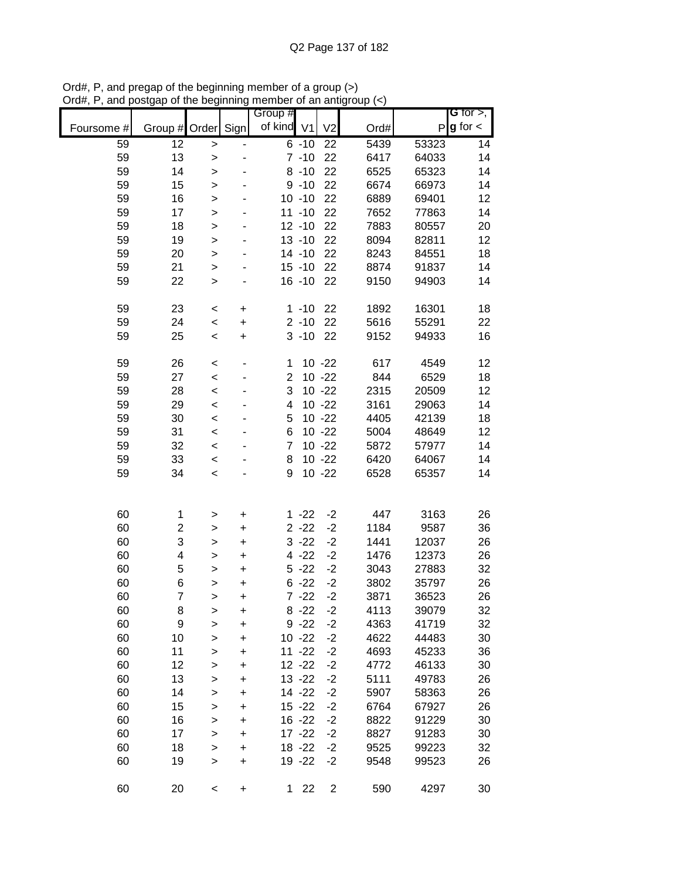Ord#, P, and pregap of the beginning member of a group (>)
Ord#, P, and postgap of the beginning member of an antigroup (<)

| Foursome # | Group # | Order | Sign | Group # of kind | V1 | V2 | Ord# | P | G for >, g for < |
|---|---|---|---|---|---|---|---|---|---|
| 59 | 12 | > | - | 6 | -10 | 22 | 5439 | 53323 | 14 |
| 59 | 13 | > | - | 7 | -10 | 22 | 6417 | 64033 | 14 |
| 59 | 14 | > | - | 8 | -10 | 22 | 6525 | 65323 | 14 |
| 59 | 15 | > | - | 9 | -10 | 22 | 6674 | 66973 | 14 |
| 59 | 16 | > | - | 10 | -10 | 22 | 6889 | 69401 | 12 |
| 59 | 17 | > | - | 11 | -10 | 22 | 7652 | 77863 | 14 |
| 59 | 18 | > | - | 12 | -10 | 22 | 7883 | 80557 | 20 |
| 59 | 19 | > | - | 13 | -10 | 22 | 8094 | 82811 | 12 |
| 59 | 20 | > | - | 14 | -10 | 22 | 8243 | 84551 | 18 |
| 59 | 21 | > | - | 15 | -10 | 22 | 8874 | 91837 | 14 |
| 59 | 22 | > | - | 16 | -10 | 22 | 9150 | 94903 | 14 |
| | | | | | | | | | |
| 59 | 23 | < | + | 1 | -10 | 22 | 1892 | 16301 | 18 |
| 59 | 24 | < | + | 2 | -10 | 22 | 5616 | 55291 | 22 |
| 59 | 25 | < | + | 3 | -10 | 22 | 9152 | 94933 | 16 |
| | | | | | | | | | |
| 59 | 26 | < | - | 1 | 10 | -22 | 617 | 4549 | 12 |
| 59 | 27 | < | - | 2 | 10 | -22 | 844 | 6529 | 18 |
| 59 | 28 | < | - | 3 | 10 | -22 | 2315 | 20509 | 12 |
| 59 | 29 | < | - | 4 | 10 | -22 | 3161 | 29063 | 14 |
| 59 | 30 | < | - | 5 | 10 | -22 | 4405 | 42139 | 18 |
| 59 | 31 | < | - | 6 | 10 | -22 | 5004 | 48649 | 12 |
| 59 | 32 | < | - | 7 | 10 | -22 | 5872 | 57977 | 14 |
| 59 | 33 | < | - | 8 | 10 | -22 | 6420 | 64067 | 14 |
| 59 | 34 | < | - | 9 | 10 | -22 | 6528 | 65357 | 14 |
| | | | | | | | | | |
| 60 | 1 | > | + | 1 | -22 | -2 | 447 | 3163 | 26 |
| 60 | 2 | > | + | 2 | -22 | -2 | 1184 | 9587 | 36 |
| 60 | 3 | > | + | 3 | -22 | -2 | 1441 | 12037 | 26 |
| 60 | 4 | > | + | 4 | -22 | -2 | 1476 | 12373 | 26 |
| 60 | 5 | > | + | 5 | -22 | -2 | 3043 | 27883 | 32 |
| 60 | 6 | > | + | 6 | -22 | -2 | 3802 | 35797 | 26 |
| 60 | 7 | > | + | 7 | -22 | -2 | 3871 | 36523 | 26 |
| 60 | 8 | > | + | 8 | -22 | -2 | 4113 | 39079 | 32 |
| 60 | 9 | > | + | 9 | -22 | -2 | 4363 | 41719 | 32 |
| 60 | 10 | > | + | 10 | -22 | -2 | 4622 | 44483 | 30 |
| 60 | 11 | > | + | 11 | -22 | -2 | 4693 | 45233 | 36 |
| 60 | 12 | > | + | 12 | -22 | -2 | 4772 | 46133 | 30 |
| 60 | 13 | > | + | 13 | -22 | -2 | 5111 | 49783 | 26 |
| 60 | 14 | > | + | 14 | -22 | -2 | 5907 | 58363 | 26 |
| 60 | 15 | > | + | 15 | -22 | -2 | 6764 | 67927 | 26 |
| 60 | 16 | > | + | 16 | -22 | -2 | 8822 | 91229 | 30 |
| 60 | 17 | > | + | 17 | -22 | -2 | 8827 | 91283 | 30 |
| 60 | 18 | > | + | 18 | -22 | -2 | 9525 | 99223 | 32 |
| 60 | 19 | > | + | 19 | -22 | -2 | 9548 | 99523 | 26 |
| | | | | | | | | | |
| 60 | 20 | < | + | 1 | 22 | 2 | 590 | 4297 | 30 |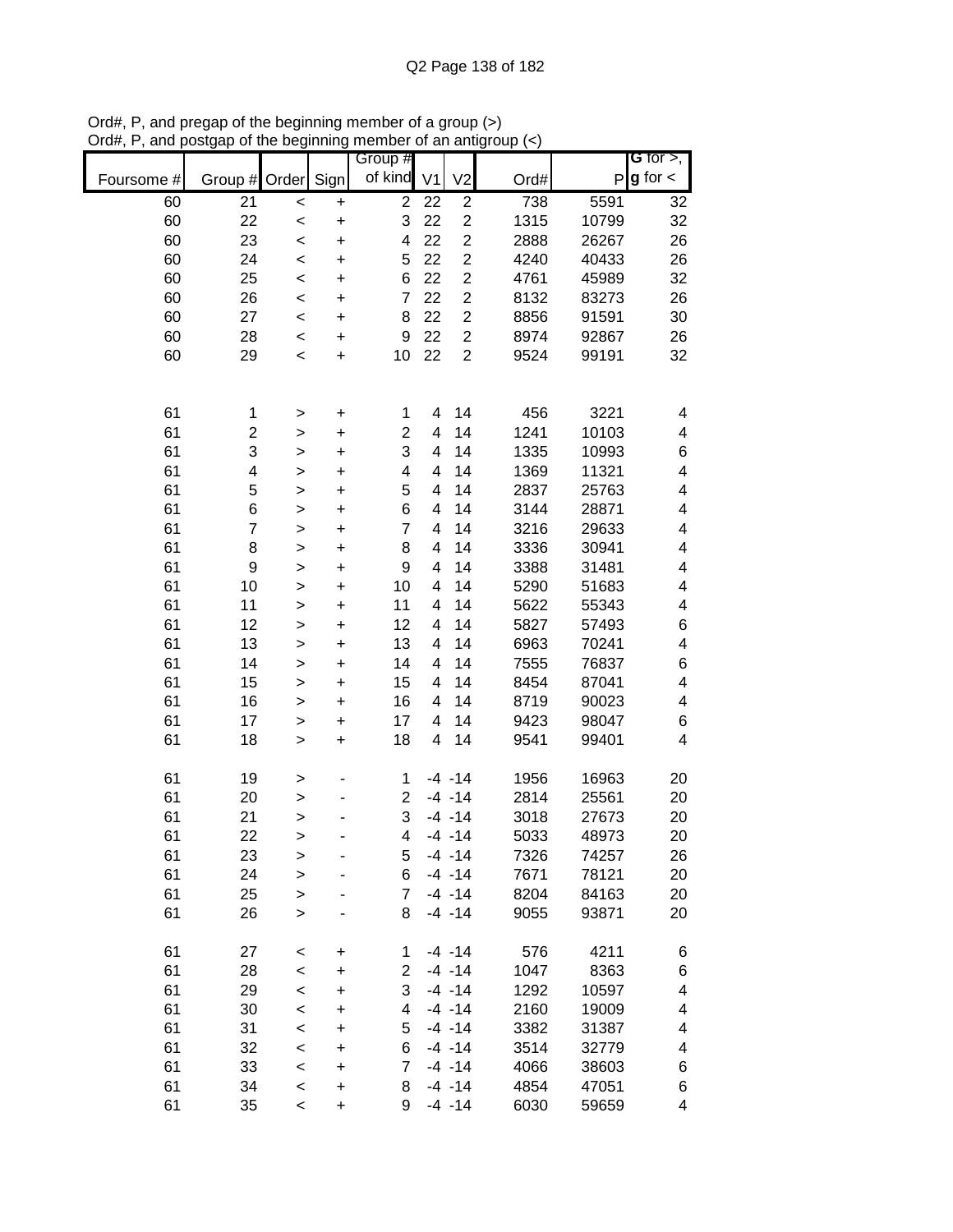Ord#, P, and pregap of the beginning member of a group (>)
Ord#, P, and postgap of the beginning member of an antigroup (<)

| Foursome # | Group # | Order | Sign | Group # of kind | V1 | V2 | Ord# | P | G for >, g for < |
|---|---|---|---|---|---|---|---|---|---|
| 60 | 21 | < | + | 2 | 22 | 2 | 738 | 5591 | 32 |
| 60 | 22 | < | + | 3 | 22 | 2 | 1315 | 10799 | 32 |
| 60 | 23 | < | + | 4 | 22 | 2 | 2888 | 26267 | 26 |
| 60 | 24 | < | + | 5 | 22 | 2 | 4240 | 40433 | 26 |
| 60 | 25 | < | + | 6 | 22 | 2 | 4761 | 45989 | 32 |
| 60 | 26 | < | + | 7 | 22 | 2 | 8132 | 83273 | 26 |
| 60 | 27 | < | + | 8 | 22 | 2 | 8856 | 91591 | 30 |
| 60 | 28 | < | + | 9 | 22 | 2 | 8974 | 92867 | 26 |
| 60 | 29 | < | + | 10 | 22 | 2 | 9524 | 99191 | 32 |
| | | | | | | | | | |
| 61 | 1 | > | + | 1 | 4 | 14 | 456 | 3221 | 4 |
| 61 | 2 | > | + | 2 | 4 | 14 | 1241 | 10103 | 4 |
| 61 | 3 | > | + | 3 | 4 | 14 | 1335 | 10993 | 6 |
| 61 | 4 | > | + | 4 | 4 | 14 | 1369 | 11321 | 4 |
| 61 | 5 | > | + | 5 | 4 | 14 | 2837 | 25763 | 4 |
| 61 | 6 | > | + | 6 | 4 | 14 | 3144 | 28871 | 4 |
| 61 | 7 | > | + | 7 | 4 | 14 | 3216 | 29633 | 4 |
| 61 | 8 | > | + | 8 | 4 | 14 | 3336 | 30941 | 4 |
| 61 | 9 | > | + | 9 | 4 | 14 | 3388 | 31481 | 4 |
| 61 | 10 | > | + | 10 | 4 | 14 | 5290 | 51683 | 4 |
| 61 | 11 | > | + | 11 | 4 | 14 | 5622 | 55343 | 4 |
| 61 | 12 | > | + | 12 | 4 | 14 | 5827 | 57493 | 6 |
| 61 | 13 | > | + | 13 | 4 | 14 | 6963 | 70241 | 4 |
| 61 | 14 | > | + | 14 | 4 | 14 | 7555 | 76837 | 6 |
| 61 | 15 | > | + | 15 | 4 | 14 | 8454 | 87041 | 4 |
| 61 | 16 | > | + | 16 | 4 | 14 | 8719 | 90023 | 4 |
| 61 | 17 | > | + | 17 | 4 | 14 | 9423 | 98047 | 6 |
| 61 | 18 | > | + | 18 | 4 | 14 | 9541 | 99401 | 4 |
| | | | | | | | | | |
| 61 | 19 | > | - | 1 | -4 | -14 | 1956 | 16963 | 20 |
| 61 | 20 | > | - | 2 | -4 | -14 | 2814 | 25561 | 20 |
| 61 | 21 | > | - | 3 | -4 | -14 | 3018 | 27673 | 20 |
| 61 | 22 | > | - | 4 | -4 | -14 | 5033 | 48973 | 20 |
| 61 | 23 | > | - | 5 | -4 | -14 | 7326 | 74257 | 26 |
| 61 | 24 | > | - | 6 | -4 | -14 | 7671 | 78121 | 20 |
| 61 | 25 | > | - | 7 | -4 | -14 | 8204 | 84163 | 20 |
| 61 | 26 | > | - | 8 | -4 | -14 | 9055 | 93871 | 20 |
| | | | | | | | | | |
| 61 | 27 | < | + | 1 | -4 | -14 | 576 | 4211 | 6 |
| 61 | 28 | < | + | 2 | -4 | -14 | 1047 | 8363 | 6 |
| 61 | 29 | < | + | 3 | -4 | -14 | 1292 | 10597 | 4 |
| 61 | 30 | < | + | 4 | -4 | -14 | 2160 | 19009 | 4 |
| 61 | 31 | < | + | 5 | -4 | -14 | 3382 | 31387 | 4 |
| 61 | 32 | < | + | 6 | -4 | -14 | 3514 | 32779 | 4 |
| 61 | 33 | < | + | 7 | -4 | -14 | 4066 | 38603 | 6 |
| 61 | 34 | < | + | 8 | -4 | -14 | 4854 | 47051 | 6 |
| 61 | 35 | < | + | 9 | -4 | -14 | 6030 | 59659 | 4 |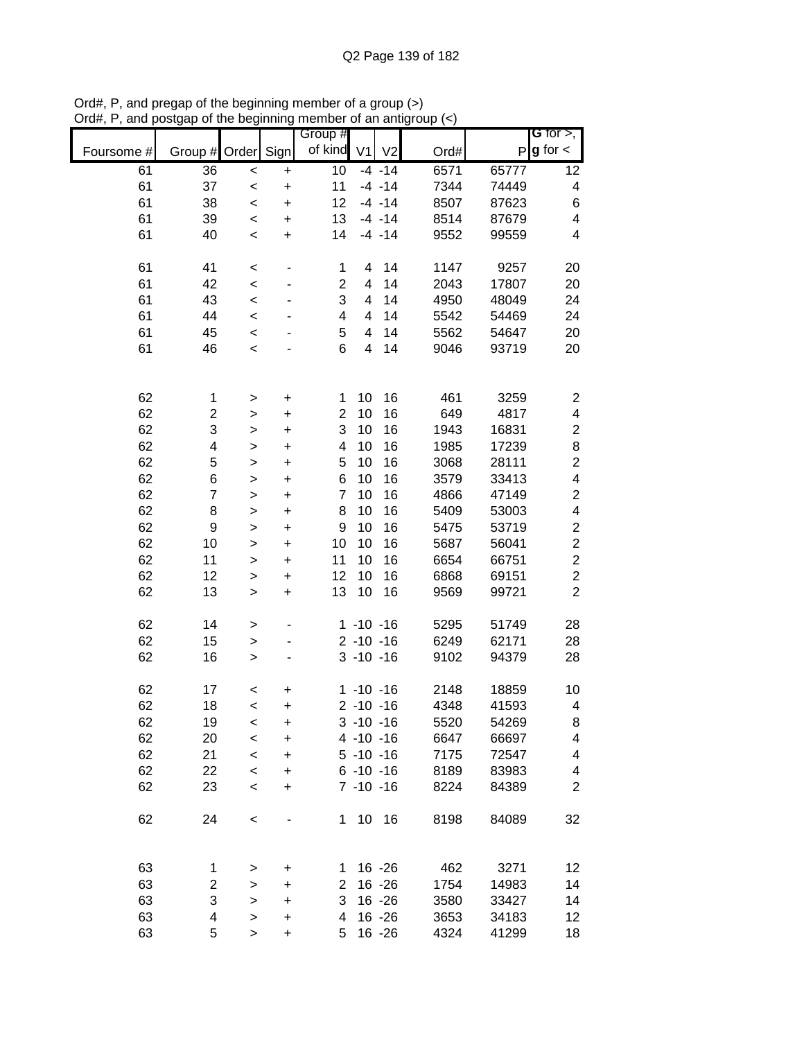Ord#, P, and pregap of the beginning member of a group (>)
Ord#, P, and postgap of the beginning member of an antigroup (<)

| Foursome # | Group # | Order | Sign | Group # of kind | V1 | V2 | Ord# | P | G for >, g for < |
|---|---|---|---|---|---|---|---|---|---|
| 61 | 36 | < | + | 10 | -4 | -14 | 6571 | 65777 | 12 |
| 61 | 37 | < | + | 11 | -4 | -14 | 7344 | 74449 | 4 |
| 61 | 38 | < | + | 12 | -4 | -14 | 8507 | 87623 | 6 |
| 61 | 39 | < | + | 13 | -4 | -14 | 8514 | 87679 | 4 |
| 61 | 40 | < | + | 14 | -4 | -14 | 9552 | 99559 | 4 |
| | | | | | | | | | |
| 61 | 41 | < | - | 1 | 4 | 14 | 1147 | 9257 | 20 |
| 61 | 42 | < | - | 2 | 4 | 14 | 2043 | 17807 | 20 |
| 61 | 43 | < | - | 3 | 4 | 14 | 4950 | 48049 | 24 |
| 61 | 44 | < | - | 4 | 4 | 14 | 5542 | 54469 | 24 |
| 61 | 45 | < | - | 5 | 4 | 14 | 5562 | 54647 | 20 |
| 61 | 46 | < | - | 6 | 4 | 14 | 9046 | 93719 | 20 |
| | | | | | | | | | |
| 62 | 1 | > | + | 1 | 10 | 16 | 461 | 3259 | 2 |
| 62 | 2 | > | + | 2 | 10 | 16 | 649 | 4817 | 4 |
| 62 | 3 | > | + | 3 | 10 | 16 | 1943 | 16831 | 2 |
| 62 | 4 | > | + | 4 | 10 | 16 | 1985 | 17239 | 8 |
| 62 | 5 | > | + | 5 | 10 | 16 | 3068 | 28111 | 2 |
| 62 | 6 | > | + | 6 | 10 | 16 | 3579 | 33413 | 4 |
| 62 | 7 | > | + | 7 | 10 | 16 | 4866 | 47149 | 2 |
| 62 | 8 | > | + | 8 | 10 | 16 | 5409 | 53003 | 4 |
| 62 | 9 | > | + | 9 | 10 | 16 | 5475 | 53719 | 2 |
| 62 | 10 | > | + | 10 | 10 | 16 | 5687 | 56041 | 2 |
| 62 | 11 | > | + | 11 | 10 | 16 | 6654 | 66751 | 2 |
| 62 | 12 | > | + | 12 | 10 | 16 | 6868 | 69151 | 2 |
| 62 | 13 | > | + | 13 | 10 | 16 | 9569 | 99721 | 2 |
| | | | | | | | | | |
| 62 | 14 | > | - | 1 | -10 | -16 | 5295 | 51749 | 28 |
| 62 | 15 | > | - | 2 | -10 | -16 | 6249 | 62171 | 28 |
| 62 | 16 | > | - | 3 | -10 | -16 | 9102 | 94379 | 28 |
| | | | | | | | | | |
| 62 | 17 | < | + | 1 | -10 | -16 | 2148 | 18859 | 10 |
| 62 | 18 | < | + | 2 | -10 | -16 | 4348 | 41593 | 4 |
| 62 | 19 | < | + | 3 | -10 | -16 | 5520 | 54269 | 8 |
| 62 | 20 | < | + | 4 | -10 | -16 | 6647 | 66697 | 4 |
| 62 | 21 | < | + | 5 | -10 | -16 | 7175 | 72547 | 4 |
| 62 | 22 | < | + | 6 | -10 | -16 | 8189 | 83983 | 4 |
| 62 | 23 | < | + | 7 | -10 | -16 | 8224 | 84389 | 2 |
| | | | | | | | | | |
| 62 | 24 | < | - | 1 | 10 | 16 | 8198 | 84089 | 32 |
| | | | | | | | | | |
| 63 | 1 | > | + | 1 | 16 | -26 | 462 | 3271 | 12 |
| 63 | 2 | > | + | 2 | 16 | -26 | 1754 | 14983 | 14 |
| 63 | 3 | > | + | 3 | 16 | -26 | 3580 | 33427 | 14 |
| 63 | 4 | > | + | 4 | 16 | -26 | 3653 | 34183 | 12 |
| 63 | 5 | > | + | 5 | 16 | -26 | 4324 | 41299 | 18 |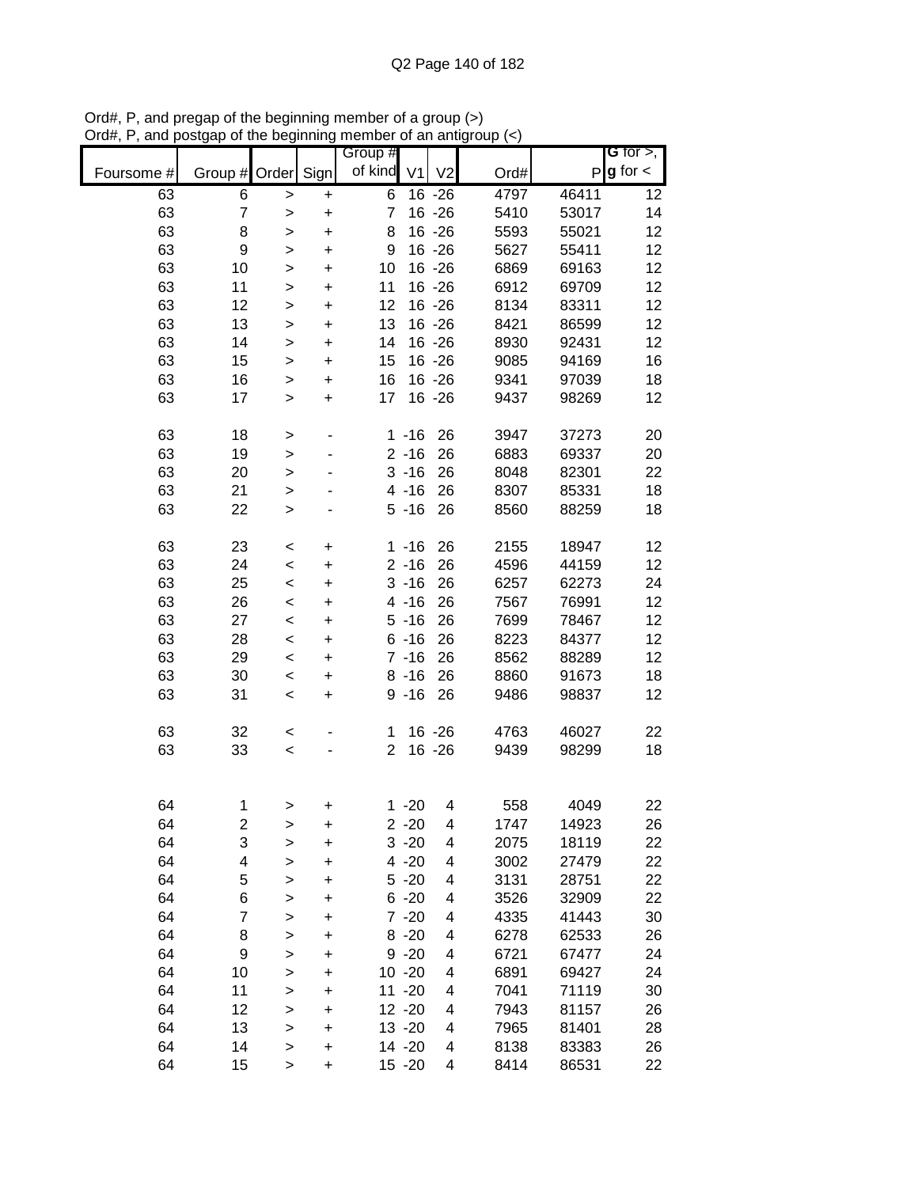Ord#, P, and pregap of the beginning member of a group (>)
Ord#, P, and postgap of the beginning member of an antigroup (<)

| Foursome # | Group # | Order | Sign | Group # of kind | V1 | V2 | Ord# | P | G for >, g for < |
|---|---|---|---|---|---|---|---|---|---|
| 63 | 6 | > | + | 6 | 16 | -26 | 4797 | 46411 | 12 |
| 63 | 7 | > | + | 7 | 16 | -26 | 5410 | 53017 | 14 |
| 63 | 8 | > | + | 8 | 16 | -26 | 5593 | 55021 | 12 |
| 63 | 9 | > | + | 9 | 16 | -26 | 5627 | 55411 | 12 |
| 63 | 10 | > | + | 10 | 16 | -26 | 6869 | 69163 | 12 |
| 63 | 11 | > | + | 11 | 16 | -26 | 6912 | 69709 | 12 |
| 63 | 12 | > | + | 12 | 16 | -26 | 8134 | 83311 | 12 |
| 63 | 13 | > | + | 13 | 16 | -26 | 8421 | 86599 | 12 |
| 63 | 14 | > | + | 14 | 16 | -26 | 8930 | 92431 | 12 |
| 63 | 15 | > | + | 15 | 16 | -26 | 9085 | 94169 | 16 |
| 63 | 16 | > | + | 16 | 16 | -26 | 9341 | 97039 | 18 |
| 63 | 17 | > | + | 17 | 16 | -26 | 9437 | 98269 | 12 |
| | | | | | | | | | |
| 63 | 18 | > | - | 1 | -16 | 26 | 3947 | 37273 | 20 |
| 63 | 19 | > | - | 2 | -16 | 26 | 6883 | 69337 | 20 |
| 63 | 20 | > | - | 3 | -16 | 26 | 8048 | 82301 | 22 |
| 63 | 21 | > | - | 4 | -16 | 26 | 8307 | 85331 | 18 |
| 63 | 22 | > | - | 5 | -16 | 26 | 8560 | 88259 | 18 |
| | | | | | | | | | |
| 63 | 23 | < | + | 1 | -16 | 26 | 2155 | 18947 | 12 |
| 63 | 24 | < | + | 2 | -16 | 26 | 4596 | 44159 | 12 |
| 63 | 25 | < | + | 3 | -16 | 26 | 6257 | 62273 | 24 |
| 63 | 26 | < | + | 4 | -16 | 26 | 7567 | 76991 | 12 |
| 63 | 27 | < | + | 5 | -16 | 26 | 7699 | 78467 | 12 |
| 63 | 28 | < | + | 6 | -16 | 26 | 8223 | 84377 | 12 |
| 63 | 29 | < | + | 7 | -16 | 26 | 8562 | 88289 | 12 |
| 63 | 30 | < | + | 8 | -16 | 26 | 8860 | 91673 | 18 |
| 63 | 31 | < | + | 9 | -16 | 26 | 9486 | 98837 | 12 |
| | | | | | | | | | |
| 63 | 32 | < | - | 1 | 16 | -26 | 4763 | 46027 | 22 |
| 63 | 33 | < | - | 2 | 16 | -26 | 9439 | 98299 | 18 |
| | | | | | | | | | |
| 64 | 1 | > | + | 1 | -20 | 4 | 558 | 4049 | 22 |
| 64 | 2 | > | + | 2 | -20 | 4 | 1747 | 14923 | 26 |
| 64 | 3 | > | + | 3 | -20 | 4 | 2075 | 18119 | 22 |
| 64 | 4 | > | + | 4 | -20 | 4 | 3002 | 27479 | 22 |
| 64 | 5 | > | + | 5 | -20 | 4 | 3131 | 28751 | 22 |
| 64 | 6 | > | + | 6 | -20 | 4 | 3526 | 32909 | 22 |
| 64 | 7 | > | + | 7 | -20 | 4 | 4335 | 41443 | 30 |
| 64 | 8 | > | + | 8 | -20 | 4 | 6278 | 62533 | 26 |
| 64 | 9 | > | + | 9 | -20 | 4 | 6721 | 67477 | 24 |
| 64 | 10 | > | + | 10 | -20 | 4 | 6891 | 69427 | 24 |
| 64 | 11 | > | + | 11 | -20 | 4 | 7041 | 71119 | 30 |
| 64 | 12 | > | + | 12 | -20 | 4 | 7943 | 81157 | 26 |
| 64 | 13 | > | + | 13 | -20 | 4 | 7965 | 81401 | 28 |
| 64 | 14 | > | + | 14 | -20 | 4 | 8138 | 83383 | 26 |
| 64 | 15 | > | + | 15 | -20 | 4 | 8414 | 86531 | 22 |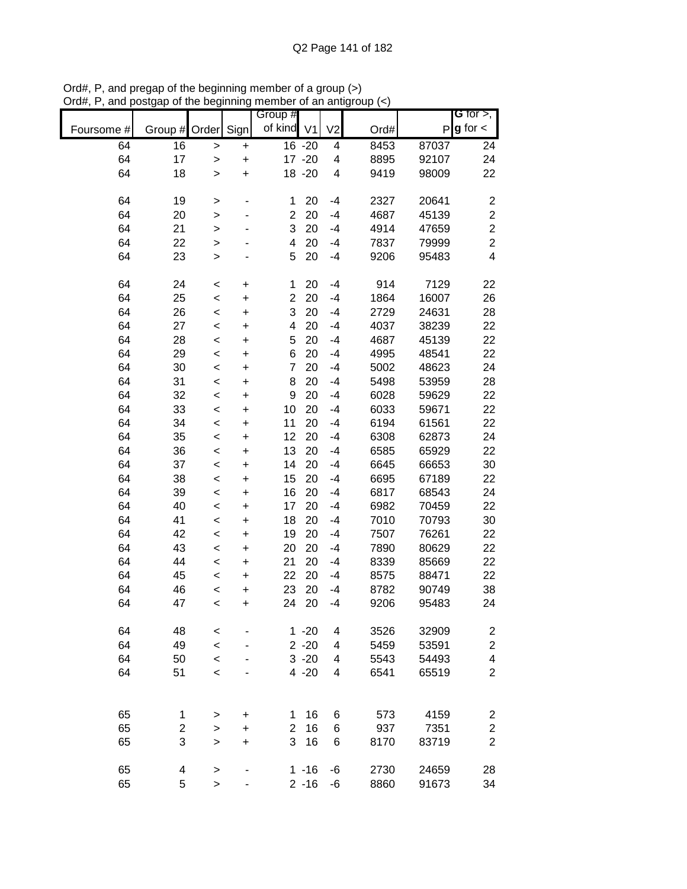Ord#, P, and pregap of the beginning member of a group (>)
Ord#, P, and postgap of the beginning member of an antigroup (<)

| Foursome # | Group # | Order | Sign | Group # of kind | V1 | V2 | Ord# | P | G for >, g for < |
|---|---|---|---|---|---|---|---|---|---|
| 64 | 16 | > | + | 16 | -20 | 4 | 8453 | 87037 | 24 |
| 64 | 17 | > | + | 17 | -20 | 4 | 8895 | 92107 | 24 |
| 64 | 18 | > | + | 18 | -20 | 4 | 9419 | 98009 | 22 |
| | | | | | | | | | |
| 64 | 19 | > | - | 1 | 20 | -4 | 2327 | 20641 | 2 |
| 64 | 20 | > | - | 2 | 20 | -4 | 4687 | 45139 | 2 |
| 64 | 21 | > | - | 3 | 20 | -4 | 4914 | 47659 | 2 |
| 64 | 22 | > | - | 4 | 20 | -4 | 7837 | 79999 | 2 |
| 64 | 23 | > | - | 5 | 20 | -4 | 9206 | 95483 | 4 |
| | | | | | | | | | |
| 64 | 24 | < | + | 1 | 20 | -4 | 914 | 7129 | 22 |
| 64 | 25 | < | + | 2 | 20 | -4 | 1864 | 16007 | 26 |
| 64 | 26 | < | + | 3 | 20 | -4 | 2729 | 24631 | 28 |
| 64 | 27 | < | + | 4 | 20 | -4 | 4037 | 38239 | 22 |
| 64 | 28 | < | + | 5 | 20 | -4 | 4687 | 45139 | 22 |
| 64 | 29 | < | + | 6 | 20 | -4 | 4995 | 48541 | 22 |
| 64 | 30 | < | + | 7 | 20 | -4 | 5002 | 48623 | 24 |
| 64 | 31 | < | + | 8 | 20 | -4 | 5498 | 53959 | 28 |
| 64 | 32 | < | + | 9 | 20 | -4 | 6028 | 59629 | 22 |
| 64 | 33 | < | + | 10 | 20 | -4 | 6033 | 59671 | 22 |
| 64 | 34 | < | + | 11 | 20 | -4 | 6194 | 61561 | 22 |
| 64 | 35 | < | + | 12 | 20 | -4 | 6308 | 62873 | 24 |
| 64 | 36 | < | + | 13 | 20 | -4 | 6585 | 65929 | 22 |
| 64 | 37 | < | + | 14 | 20 | -4 | 6645 | 66653 | 30 |
| 64 | 38 | < | + | 15 | 20 | -4 | 6695 | 67189 | 22 |
| 64 | 39 | < | + | 16 | 20 | -4 | 6817 | 68543 | 24 |
| 64 | 40 | < | + | 17 | 20 | -4 | 6982 | 70459 | 22 |
| 64 | 41 | < | + | 18 | 20 | -4 | 7010 | 70793 | 30 |
| 64 | 42 | < | + | 19 | 20 | -4 | 7507 | 76261 | 22 |
| 64 | 43 | < | + | 20 | 20 | -4 | 7890 | 80629 | 22 |
| 64 | 44 | < | + | 21 | 20 | -4 | 8339 | 85669 | 22 |
| 64 | 45 | < | + | 22 | 20 | -4 | 8575 | 88471 | 22 |
| 64 | 46 | < | + | 23 | 20 | -4 | 8782 | 90749 | 38 |
| 64 | 47 | < | + | 24 | 20 | -4 | 9206 | 95483 | 24 |
| | | | | | | | | | |
| 64 | 48 | < | - | 1 | -20 | 4 | 3526 | 32909 | 2 |
| 64 | 49 | < | - | 2 | -20 | 4 | 5459 | 53591 | 2 |
| 64 | 50 | < | - | 3 | -20 | 4 | 5543 | 54493 | 4 |
| 64 | 51 | < | - | 4 | -20 | 4 | 6541 | 65519 | 2 |
| | | | | | | | | | |
| 65 | 1 | > | + | 1 | 16 | 6 | 573 | 4159 | 2 |
| 65 | 2 | > | + | 2 | 16 | 6 | 937 | 7351 | 2 |
| 65 | 3 | > | + | 3 | 16 | 6 | 8170 | 83719 | 2 |
| | | | | | | | | | |
| 65 | 4 | > | - | 1 | -16 | -6 | 2730 | 24659 | 28 |
| 65 | 5 | > | - | 2 | -16 | -6 | 8860 | 91673 | 34 |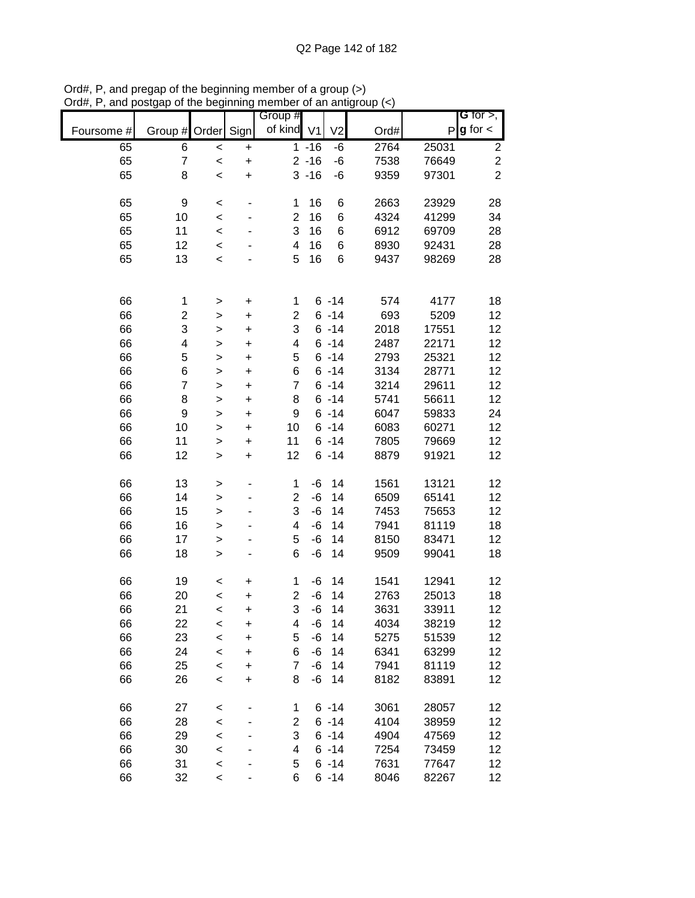Ord#, P, and pregap of the beginning member of a group (>)
Ord#, P, and postgap of the beginning member of an antigroup (<)

| Foursome # | Group # | Order | Sign | Group # of kind | V1 | V2 | Ord# | P | G for >, g for < |
|---|---|---|---|---|---|---|---|---|---|
| 65 | 6 | < | + | 1 | -16 | -6 | 2764 | 25031 | 2 |
| 65 | 7 | < | + | 2 | -16 | -6 | 7538 | 76649 | 2 |
| 65 | 8 | < | + | 3 | -16 | -6 | 9359 | 97301 | 2 |
| | | | | | | | | | |
| 65 | 9 | < | - | 1 | 16 | 6 | 2663 | 23929 | 28 |
| 65 | 10 | < | - | 2 | 16 | 6 | 4324 | 41299 | 34 |
| 65 | 11 | < | - | 3 | 16 | 6 | 6912 | 69709 | 28 |
| 65 | 12 | < | - | 4 | 16 | 6 | 8930 | 92431 | 28 |
| 65 | 13 | < | - | 5 | 16 | 6 | 9437 | 98269 | 28 |
| | | | | | | | | | |
| 66 | 1 | > | + | 1 | 6 | -14 | 574 | 4177 | 18 |
| 66 | 2 | > | + | 2 | 6 | -14 | 693 | 5209 | 12 |
| 66 | 3 | > | + | 3 | 6 | -14 | 2018 | 17551 | 12 |
| 66 | 4 | > | + | 4 | 6 | -14 | 2487 | 22171 | 12 |
| 66 | 5 | > | + | 5 | 6 | -14 | 2793 | 25321 | 12 |
| 66 | 6 | > | + | 6 | 6 | -14 | 3134 | 28771 | 12 |
| 66 | 7 | > | + | 7 | 6 | -14 | 3214 | 29611 | 12 |
| 66 | 8 | > | + | 8 | 6 | -14 | 5741 | 56611 | 12 |
| 66 | 9 | > | + | 9 | 6 | -14 | 6047 | 59833 | 24 |
| 66 | 10 | > | + | 10 | 6 | -14 | 6083 | 60271 | 12 |
| 66 | 11 | > | + | 11 | 6 | -14 | 7805 | 79669 | 12 |
| 66 | 12 | > | + | 12 | 6 | -14 | 8879 | 91921 | 12 |
| | | | | | | | | | |
| 66 | 13 | > | - | 1 | -6 | 14 | 1561 | 13121 | 12 |
| 66 | 14 | > | - | 2 | -6 | 14 | 6509 | 65141 | 12 |
| 66 | 15 | > | - | 3 | -6 | 14 | 7453 | 75653 | 12 |
| 66 | 16 | > | - | 4 | -6 | 14 | 7941 | 81119 | 18 |
| 66 | 17 | > | - | 5 | -6 | 14 | 8150 | 83471 | 12 |
| 66 | 18 | > | - | 6 | -6 | 14 | 9509 | 99041 | 18 |
| | | | | | | | | | |
| 66 | 19 | < | + | 1 | -6 | 14 | 1541 | 12941 | 12 |
| 66 | 20 | < | + | 2 | -6 | 14 | 2763 | 25013 | 18 |
| 66 | 21 | < | + | 3 | -6 | 14 | 3631 | 33911 | 12 |
| 66 | 22 | < | + | 4 | -6 | 14 | 4034 | 38219 | 12 |
| 66 | 23 | < | + | 5 | -6 | 14 | 5275 | 51539 | 12 |
| 66 | 24 | < | + | 6 | -6 | 14 | 6341 | 63299 | 12 |
| 66 | 25 | < | + | 7 | -6 | 14 | 7941 | 81119 | 12 |
| 66 | 26 | < | + | 8 | -6 | 14 | 8182 | 83891 | 12 |
| | | | | | | | | | |
| 66 | 27 | < | - | 1 | 6 | -14 | 3061 | 28057 | 12 |
| 66 | 28 | < | - | 2 | 6 | -14 | 4104 | 38959 | 12 |
| 66 | 29 | < | - | 3 | 6 | -14 | 4904 | 47569 | 12 |
| 66 | 30 | < | - | 4 | 6 | -14 | 7254 | 73459 | 12 |
| 66 | 31 | < | - | 5 | 6 | -14 | 7631 | 77647 | 12 |
| 66 | 32 | < | - | 6 | 6 | -14 | 8046 | 82267 | 12 |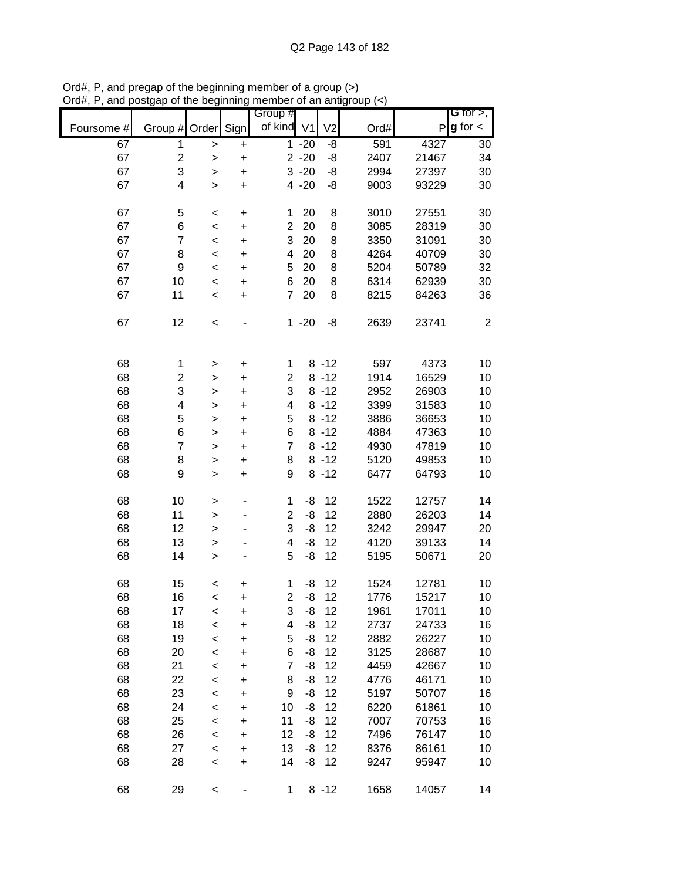Ord#, P, and pregap of the beginning member of a group (>)
Ord#, P, and postgap of the beginning member of an antigroup (<)

| Foursome # | Group # | Order | Sign | Group # of kind | V1 | V2 | Ord# | P | G for >, g for < |
|---|---|---|---|---|---|---|---|---|---|
| 67 | 1 | > | + | 1 | -20 | -8 | 591 | 4327 | 30 |
| 67 | 2 | > | + | 2 | -20 | -8 | 2407 | 21467 | 34 |
| 67 | 3 | > | + | 3 | -20 | -8 | 2994 | 27397 | 30 |
| 67 | 4 | > | + | 4 | -20 | -8 | 9003 | 93229 | 30 |
| | | | | | | | | | |
| 67 | 5 | < | + | 1 | 20 | 8 | 3010 | 27551 | 30 |
| 67 | 6 | < | + | 2 | 20 | 8 | 3085 | 28319 | 30 |
| 67 | 7 | < | + | 3 | 20 | 8 | 3350 | 31091 | 30 |
| 67 | 8 | < | + | 4 | 20 | 8 | 4264 | 40709 | 30 |
| 67 | 9 | < | + | 5 | 20 | 8 | 5204 | 50789 | 32 |
| 67 | 10 | < | + | 6 | 20 | 8 | 6314 | 62939 | 30 |
| 67 | 11 | < | + | 7 | 20 | 8 | 8215 | 84263 | 36 |
| | | | | | | | | | |
| 67 | 12 | < | - | 1 | -20 | -8 | 2639 | 23741 | 2 |
| | | | | | | | | | |
| 68 | 1 | > | + | 1 | 8 | -12 | 597 | 4373 | 10 |
| 68 | 2 | > | + | 2 | 8 | -12 | 1914 | 16529 | 10 |
| 68 | 3 | > | + | 3 | 8 | -12 | 2952 | 26903 | 10 |
| 68 | 4 | > | + | 4 | 8 | -12 | 3399 | 31583 | 10 |
| 68 | 5 | > | + | 5 | 8 | -12 | 3886 | 36653 | 10 |
| 68 | 6 | > | + | 6 | 8 | -12 | 4884 | 47363 | 10 |
| 68 | 7 | > | + | 7 | 8 | -12 | 4930 | 47819 | 10 |
| 68 | 8 | > | + | 8 | 8 | -12 | 5120 | 49853 | 10 |
| 68 | 9 | > | + | 9 | 8 | -12 | 6477 | 64793 | 10 |
| | | | | | | | | | |
| 68 | 10 | > | - | 1 | -8 | 12 | 1522 | 12757 | 14 |
| 68 | 11 | > | - | 2 | -8 | 12 | 2880 | 26203 | 14 |
| 68 | 12 | > | - | 3 | -8 | 12 | 3242 | 29947 | 20 |
| 68 | 13 | > | - | 4 | -8 | 12 | 4120 | 39133 | 14 |
| 68 | 14 | > | - | 5 | -8 | 12 | 5195 | 50671 | 20 |
| | | | | | | | | | |
| 68 | 15 | < | + | 1 | -8 | 12 | 1524 | 12781 | 10 |
| 68 | 16 | < | + | 2 | -8 | 12 | 1776 | 15217 | 10 |
| 68 | 17 | < | + | 3 | -8 | 12 | 1961 | 17011 | 10 |
| 68 | 18 | < | + | 4 | -8 | 12 | 2737 | 24733 | 16 |
| 68 | 19 | < | + | 5 | -8 | 12 | 2882 | 26227 | 10 |
| 68 | 20 | < | + | 6 | -8 | 12 | 3125 | 28687 | 10 |
| 68 | 21 | < | + | 7 | -8 | 12 | 4459 | 42667 | 10 |
| 68 | 22 | < | + | 8 | -8 | 12 | 4776 | 46171 | 10 |
| 68 | 23 | < | + | 9 | -8 | 12 | 5197 | 50707 | 16 |
| 68 | 24 | < | + | 10 | -8 | 12 | 6220 | 61861 | 10 |
| 68 | 25 | < | + | 11 | -8 | 12 | 7007 | 70753 | 16 |
| 68 | 26 | < | + | 12 | -8 | 12 | 7496 | 76147 | 10 |
| 68 | 27 | < | + | 13 | -8 | 12 | 8376 | 86161 | 10 |
| 68 | 28 | < | + | 14 | -8 | 12 | 9247 | 95947 | 10 |
| | | | | | | | | | |
| 68 | 29 | < | - | 1 | 8 | -12 | 1658 | 14057 | 14 |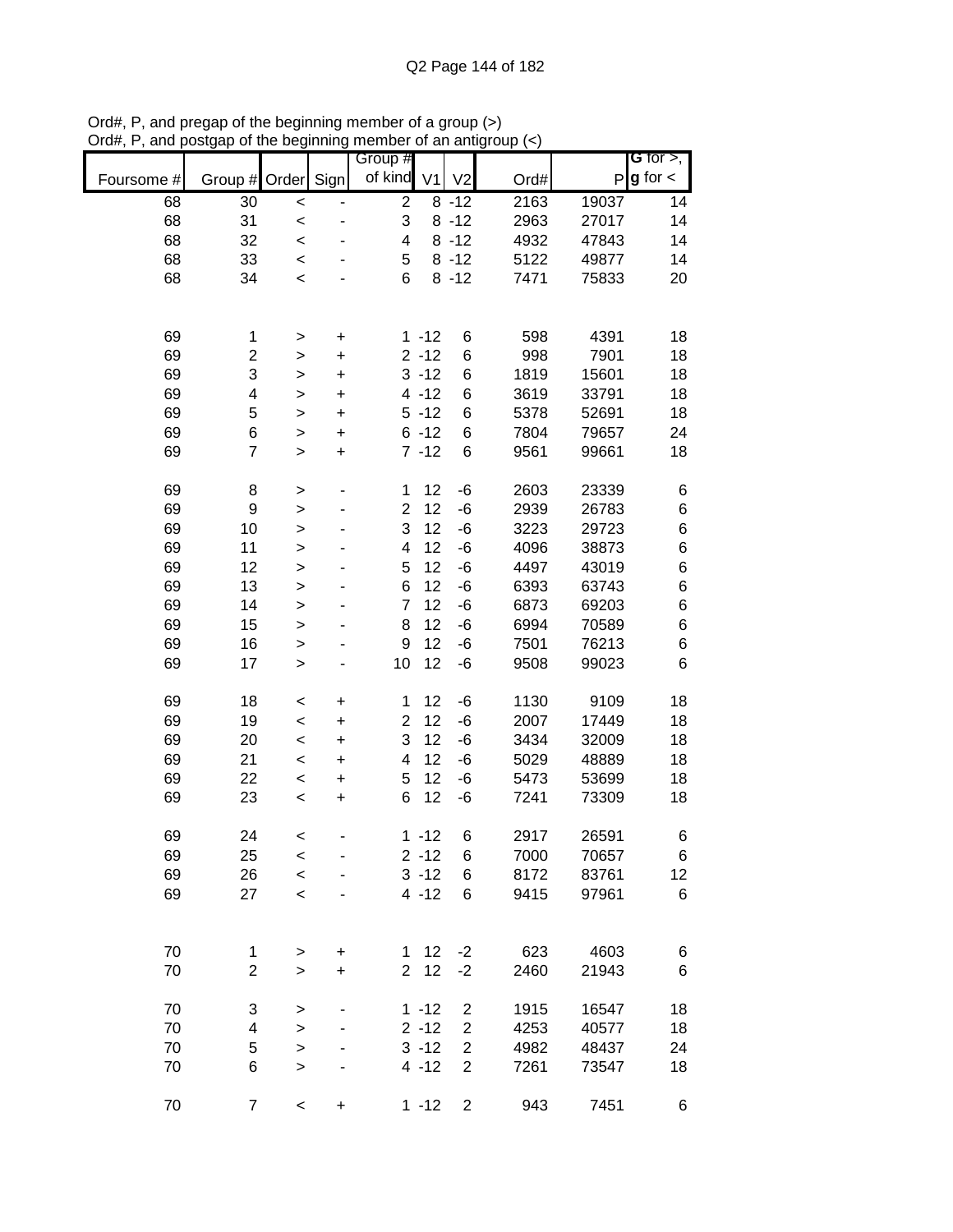Ord#, P, and pregap of the beginning member of a group (>)
Ord#, P, and postgap of the beginning member of an antigroup (<)

| Foursome # | Group # | Order | Sign | Group # of kind | V1 | V2 | Ord# | P | G for >, g for < |
|---|---|---|---|---|---|---|---|---|---|
| 68 | 30 | < | - | 2 | 8 | -12 | 2163 | 19037 | 14 |
| 68 | 31 | < | - | 3 | 8 | -12 | 2963 | 27017 | 14 |
| 68 | 32 | < | - | 4 | 8 | -12 | 4932 | 47843 | 14 |
| 68 | 33 | < | - | 5 | 8 | -12 | 5122 | 49877 | 14 |
| 68 | 34 | < | - | 6 | 8 | -12 | 7471 | 75833 | 20 |
| | | | | | | | | | |
| 69 | 1 | > | + | 1 | -12 | 6 | 598 | 4391 | 18 |
| 69 | 2 | > | + | 2 | -12 | 6 | 998 | 7901 | 18 |
| 69 | 3 | > | + | 3 | -12 | 6 | 1819 | 15601 | 18 |
| 69 | 4 | > | + | 4 | -12 | 6 | 3619 | 33791 | 18 |
| 69 | 5 | > | + | 5 | -12 | 6 | 5378 | 52691 | 18 |
| 69 | 6 | > | + | 6 | -12 | 6 | 7804 | 79657 | 24 |
| 69 | 7 | > | + | 7 | -12 | 6 | 9561 | 99661 | 18 |
| | | | | | | | | | |
| 69 | 8 | > | - | 1 | 12 | -6 | 2603 | 23339 | 6 |
| 69 | 9 | > | - | 2 | 12 | -6 | 2939 | 26783 | 6 |
| 69 | 10 | > | - | 3 | 12 | -6 | 3223 | 29723 | 6 |
| 69 | 11 | > | - | 4 | 12 | -6 | 4096 | 38873 | 6 |
| 69 | 12 | > | - | 5 | 12 | -6 | 4497 | 43019 | 6 |
| 69 | 13 | > | - | 6 | 12 | -6 | 6393 | 63743 | 6 |
| 69 | 14 | > | - | 7 | 12 | -6 | 6873 | 69203 | 6 |
| 69 | 15 | > | - | 8 | 12 | -6 | 6994 | 70589 | 6 |
| 69 | 16 | > | - | 9 | 12 | -6 | 7501 | 76213 | 6 |
| 69 | 17 | > | - | 10 | 12 | -6 | 9508 | 99023 | 6 |
| | | | | | | | | | |
| 69 | 18 | < | + | 1 | 12 | -6 | 1130 | 9109 | 18 |
| 69 | 19 | < | + | 2 | 12 | -6 | 2007 | 17449 | 18 |
| 69 | 20 | < | + | 3 | 12 | -6 | 3434 | 32009 | 18 |
| 69 | 21 | < | + | 4 | 12 | -6 | 5029 | 48889 | 18 |
| 69 | 22 | < | + | 5 | 12 | -6 | 5473 | 53699 | 18 |
| 69 | 23 | < | + | 6 | 12 | -6 | 7241 | 73309 | 18 |
| | | | | | | | | | |
| 69 | 24 | < | - | 1 | -12 | 6 | 2917 | 26591 | 6 |
| 69 | 25 | < | - | 2 | -12 | 6 | 7000 | 70657 | 6 |
| 69 | 26 | < | - | 3 | -12 | 6 | 8172 | 83761 | 12 |
| 69 | 27 | < | - | 4 | -12 | 6 | 9415 | 97961 | 6 |
| | | | | | | | | | |
| 70 | 1 | > | + | 1 | 12 | -2 | 623 | 4603 | 6 |
| 70 | 2 | > | + | 2 | 12 | -2 | 2460 | 21943 | 6 |
| | | | | | | | | | |
| 70 | 3 | > | - | 1 | -12 | 2 | 1915 | 16547 | 18 |
| 70 | 4 | > | - | 2 | -12 | 2 | 4253 | 40577 | 18 |
| 70 | 5 | > | - | 3 | -12 | 2 | 4982 | 48437 | 24 |
| 70 | 6 | > | - | 4 | -12 | 2 | 7261 | 73547 | 18 |
| | | | | | | | | | |
| 70 | 7 | < | + | 1 | -12 | 2 | 943 | 7451 | 6 |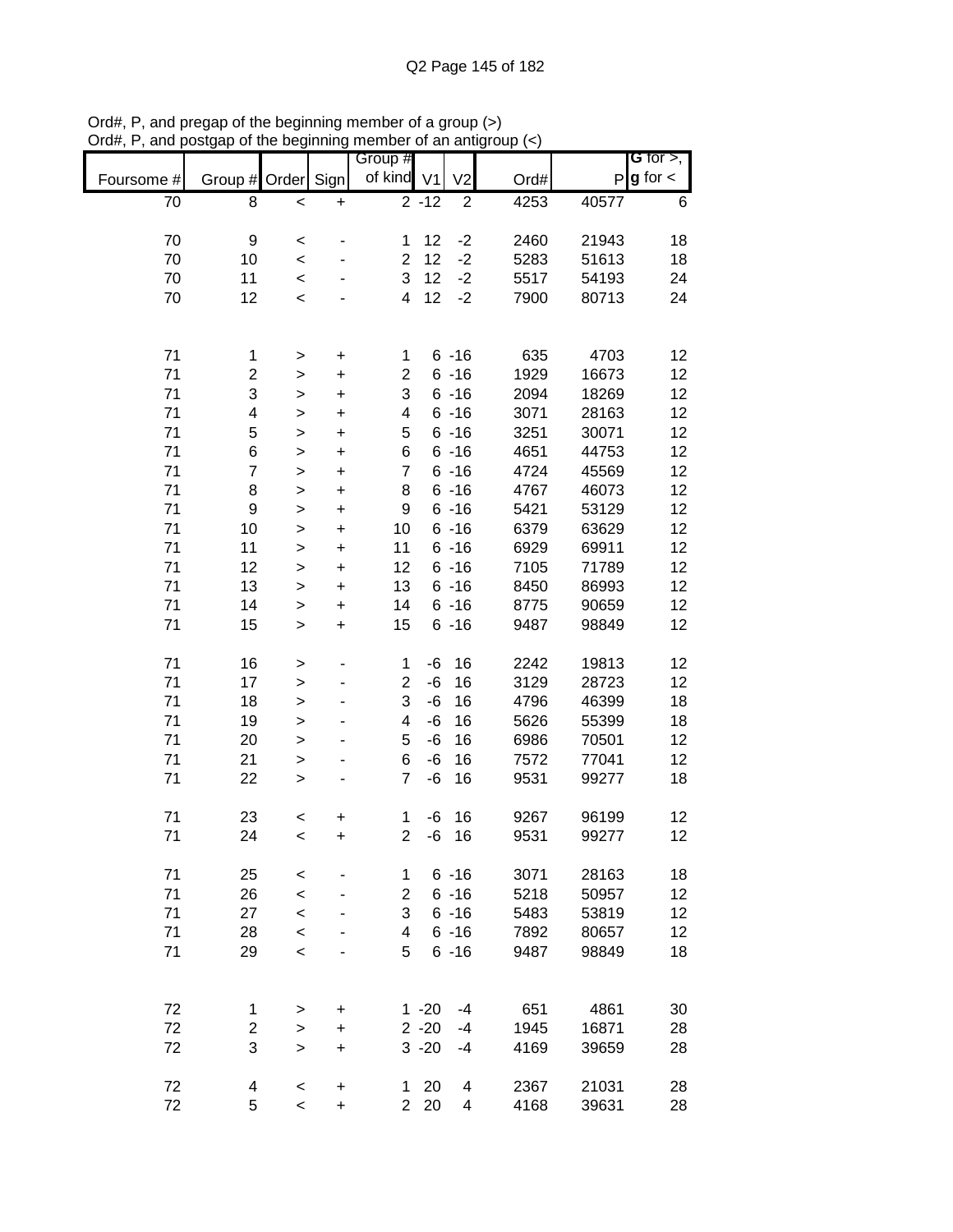Ord#, P, and pregap of the beginning member of a group (>)
Ord#, P, and postgap of the beginning member of an antigroup (<)

| Foursome # | Group # | Order | Sign | Group # of kind | V1 | V2 | Ord# | P | G for >, g for < |
|---|---|---|---|---|---|---|---|---|---|
| 70 | 8 | < | + | 2 | -12 | 2 | 4253 | 40577 | 6 |
| | | | | | | | | | |
| 70 | 9 | < | - | 1 | 12 | -2 | 2460 | 21943 | 18 |
| 70 | 10 | < | - | 2 | 12 | -2 | 5283 | 51613 | 18 |
| 70 | 11 | < | - | 3 | 12 | -2 | 5517 | 54193 | 24 |
| 70 | 12 | < | - | 4 | 12 | -2 | 7900 | 80713 | 24 |
| | | | | | | | | | |
| 71 | 1 | > | + | 1 | 6 | -16 | 635 | 4703 | 12 |
| 71 | 2 | > | + | 2 | 6 | -16 | 1929 | 16673 | 12 |
| 71 | 3 | > | + | 3 | 6 | -16 | 2094 | 18269 | 12 |
| 71 | 4 | > | + | 4 | 6 | -16 | 3071 | 28163 | 12 |
| 71 | 5 | > | + | 5 | 6 | -16 | 3251 | 30071 | 12 |
| 71 | 6 | > | + | 6 | 6 | -16 | 4651 | 44753 | 12 |
| 71 | 7 | > | + | 7 | 6 | -16 | 4724 | 45569 | 12 |
| 71 | 8 | > | + | 8 | 6 | -16 | 4767 | 46073 | 12 |
| 71 | 9 | > | + | 9 | 6 | -16 | 5421 | 53129 | 12 |
| 71 | 10 | > | + | 10 | 6 | -16 | 6379 | 63629 | 12 |
| 71 | 11 | > | + | 11 | 6 | -16 | 6929 | 69911 | 12 |
| 71 | 12 | > | + | 12 | 6 | -16 | 7105 | 71789 | 12 |
| 71 | 13 | > | + | 13 | 6 | -16 | 8450 | 86993 | 12 |
| 71 | 14 | > | + | 14 | 6 | -16 | 8775 | 90659 | 12 |
| 71 | 15 | > | + | 15 | 6 | -16 | 9487 | 98849 | 12 |
| | | | | | | | | | |
| 71 | 16 | > | - | 1 | -6 | 16 | 2242 | 19813 | 12 |
| 71 | 17 | > | - | 2 | -6 | 16 | 3129 | 28723 | 12 |
| 71 | 18 | > | - | 3 | -6 | 16 | 4796 | 46399 | 18 |
| 71 | 19 | > | - | 4 | -6 | 16 | 5626 | 55399 | 18 |
| 71 | 20 | > | - | 5 | -6 | 16 | 6986 | 70501 | 12 |
| 71 | 21 | > | - | 6 | -6 | 16 | 7572 | 77041 | 12 |
| 71 | 22 | > | - | 7 | -6 | 16 | 9531 | 99277 | 18 |
| | | | | | | | | | |
| 71 | 23 | < | + | 1 | -6 | 16 | 9267 | 96199 | 12 |
| 71 | 24 | < | + | 2 | -6 | 16 | 9531 | 99277 | 12 |
| | | | | | | | | | |
| 71 | 25 | < | - | 1 | 6 | -16 | 3071 | 28163 | 18 |
| 71 | 26 | < | - | 2 | 6 | -16 | 5218 | 50957 | 12 |
| 71 | 27 | < | - | 3 | 6 | -16 | 5483 | 53819 | 12 |
| 71 | 28 | < | - | 4 | 6 | -16 | 7892 | 80657 | 12 |
| 71 | 29 | < | - | 5 | 6 | -16 | 9487 | 98849 | 18 |
| | | | | | | | | | |
| 72 | 1 | > | + | 1 | -20 | -4 | 651 | 4861 | 30 |
| 72 | 2 | > | + | 2 | -20 | -4 | 1945 | 16871 | 28 |
| 72 | 3 | > | + | 3 | -20 | -4 | 4169 | 39659 | 28 |
| | | | | | | | | | |
| 72 | 4 | < | + | 1 | 20 | 4 | 2367 | 21031 | 28 |
| 72 | 5 | < | + | 2 | 20 | 4 | 4168 | 39631 | 28 |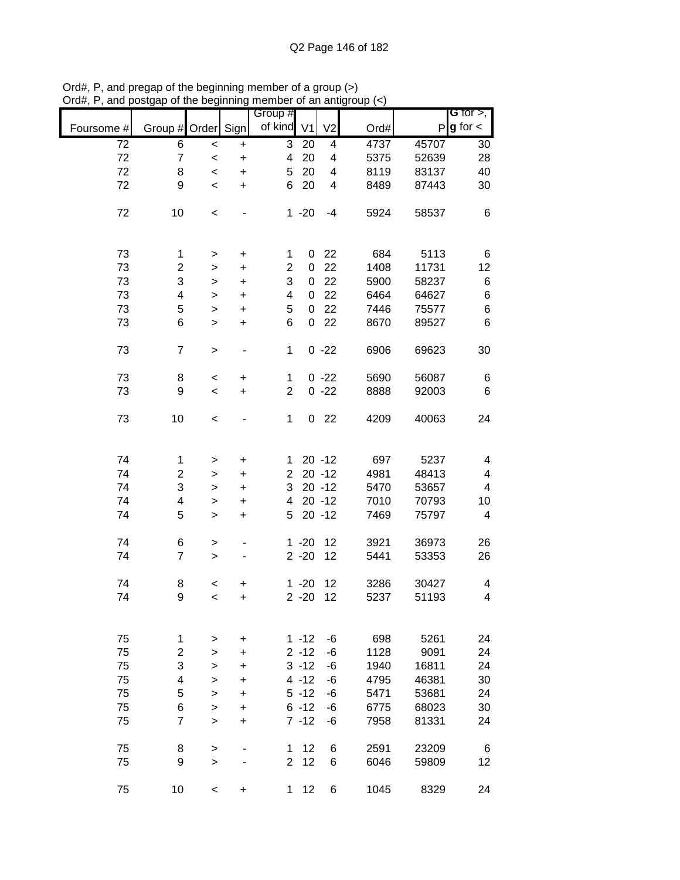Ord#, P, and pregap of the beginning member of a group (>)
Ord#, P, and postgap of the beginning member of an antigroup (<)

| Foursome # | Group # | Order | Sign | Group # of kind | V1 | V2 | Ord# | P | G for >, g for < |
|---|---|---|---|---|---|---|---|---|---|
| 72 | 6 | < | + | 3 | 20 | 4 | 4737 | 45707 | 30 |
| 72 | 7 | < | + | 4 | 20 | 4 | 5375 | 52639 | 28 |
| 72 | 8 | < | + | 5 | 20 | 4 | 8119 | 83137 | 40 |
| 72 | 9 | < | + | 6 | 20 | 4 | 8489 | 87443 | 30 |
| | | | | | | | | | |
| 72 | 10 | < | - | 1 | -20 | -4 | 5924 | 58537 | 6 |
| | | | | | | | | | |
| 73 | 1 | > | + | 1 | 0 | 22 | 684 | 5113 | 6 |
| 73 | 2 | > | + | 2 | 0 | 22 | 1408 | 11731 | 12 |
| 73 | 3 | > | + | 3 | 0 | 22 | 5900 | 58237 | 6 |
| 73 | 4 | > | + | 4 | 0 | 22 | 6464 | 64627 | 6 |
| 73 | 5 | > | + | 5 | 0 | 22 | 7446 | 75577 | 6 |
| 73 | 6 | > | + | 6 | 0 | 22 | 8670 | 89527 | 6 |
| | | | | | | | | | |
| 73 | 7 | > | - | 1 | 0 | -22 | 6906 | 69623 | 30 |
| | | | | | | | | | |
| 73 | 8 | < | + | 1 | 0 | -22 | 5690 | 56087 | 6 |
| 73 | 9 | < | + | 2 | 0 | -22 | 8888 | 92003 | 6 |
| | | | | | | | | | |
| 73 | 10 | < | - | 1 | 0 | 22 | 4209 | 40063 | 24 |
| | | | | | | | | | |
| 74 | 1 | > | + | 1 | 20 | -12 | 697 | 5237 | 4 |
| 74 | 2 | > | + | 2 | 20 | -12 | 4981 | 48413 | 4 |
| 74 | 3 | > | + | 3 | 20 | -12 | 5470 | 53657 | 4 |
| 74 | 4 | > | + | 4 | 20 | -12 | 7010 | 70793 | 10 |
| 74 | 5 | > | + | 5 | 20 | -12 | 7469 | 75797 | 4 |
| | | | | | | | | | |
| 74 | 6 | > | - | 1 | -20 | 12 | 3921 | 36973 | 26 |
| 74 | 7 | > | - | 2 | -20 | 12 | 5441 | 53353 | 26 |
| | | | | | | | | | |
| 74 | 8 | < | + | 1 | -20 | 12 | 3286 | 30427 | 4 |
| 74 | 9 | < | + | 2 | -20 | 12 | 5237 | 51193 | 4 |
| | | | | | | | | | |
| 75 | 1 | > | + | 1 | -12 | -6 | 698 | 5261 | 24 |
| 75 | 2 | > | + | 2 | -12 | -6 | 1128 | 9091 | 24 |
| 75 | 3 | > | + | 3 | -12 | -6 | 1940 | 16811 | 24 |
| 75 | 4 | > | + | 4 | -12 | -6 | 4795 | 46381 | 30 |
| 75 | 5 | > | + | 5 | -12 | -6 | 5471 | 53681 | 24 |
| 75 | 6 | > | + | 6 | -12 | -6 | 6775 | 68023 | 30 |
| 75 | 7 | > | + | 7 | -12 | -6 | 7958 | 81331 | 24 |
| | | | | | | | | | |
| 75 | 8 | > | - | 1 | 12 | 6 | 2591 | 23209 | 6 |
| 75 | 9 | > | - | 2 | 12 | 6 | 6046 | 59809 | 12 |
| | | | | | | | | | |
| 75 | 10 | < | + | 1 | 12 | 6 | 1045 | 8329 | 24 |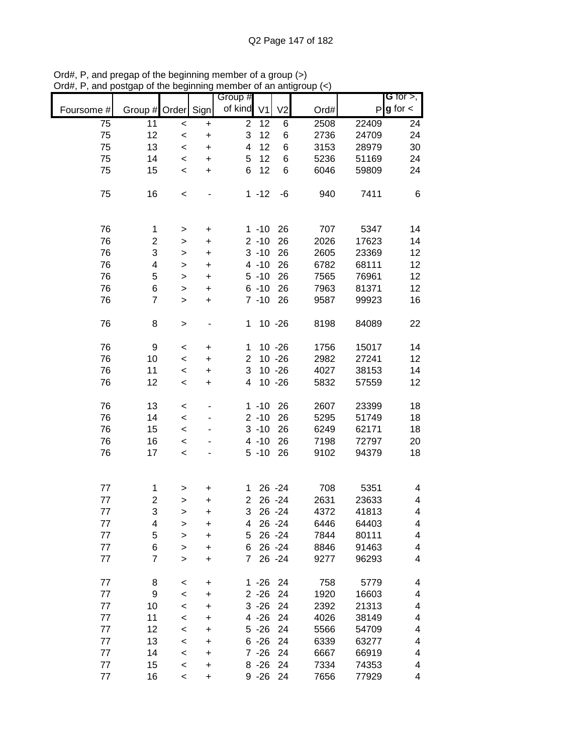Ord#, P, and pregap of the beginning member of a group (>)
Ord#, P, and postgap of the beginning member of an antigroup (<)

| Foursome # | Group # | Order | Sign | Group # of kind | V1 | V2 | Ord# | P | G for >, g for < |
|---|---|---|---|---|---|---|---|---|---|
| 75 | 11 | < | + | 2 | 12 | 6 | 2508 | 22409 | 24 |
| 75 | 12 | < | + | 3 | 12 | 6 | 2736 | 24709 | 24 |
| 75 | 13 | < | + | 4 | 12 | 6 | 3153 | 28979 | 30 |
| 75 | 14 | < | + | 5 | 12 | 6 | 5236 | 51169 | 24 |
| 75 | 15 | < | + | 6 | 12 | 6 | 6046 | 59809 | 24 |
| | | | | | | | | | |
| 75 | 16 | < | - | 1 | -12 | -6 | 940 | 7411 | 6 |
| | | | | | | | | | |
| 76 | 1 | > | + | 1 | -10 | 26 | 707 | 5347 | 14 |
| 76 | 2 | > | + | 2 | -10 | 26 | 2026 | 17623 | 14 |
| 76 | 3 | > | + | 3 | -10 | 26 | 2605 | 23369 | 12 |
| 76 | 4 | > | + | 4 | -10 | 26 | 6782 | 68111 | 12 |
| 76 | 5 | > | + | 5 | -10 | 26 | 7565 | 76961 | 12 |
| 76 | 6 | > | + | 6 | -10 | 26 | 7963 | 81371 | 12 |
| 76 | 7 | > | + | 7 | -10 | 26 | 9587 | 99923 | 16 |
| | | | | | | | | | |
| 76 | 8 | > | - | 1 | 10 | -26 | 8198 | 84089 | 22 |
| | | | | | | | | | |
| 76 | 9 | < | + | 1 | 10 | -26 | 1756 | 15017 | 14 |
| 76 | 10 | < | + | 2 | 10 | -26 | 2982 | 27241 | 12 |
| 76 | 11 | < | + | 3 | 10 | -26 | 4027 | 38153 | 14 |
| 76 | 12 | < | + | 4 | 10 | -26 | 5832 | 57559 | 12 |
| | | | | | | | | | |
| 76 | 13 | < | - | 1 | -10 | 26 | 2607 | 23399 | 18 |
| 76 | 14 | < | - | 2 | -10 | 26 | 5295 | 51749 | 18 |
| 76 | 15 | < | - | 3 | -10 | 26 | 6249 | 62171 | 18 |
| 76 | 16 | < | - | 4 | -10 | 26 | 7198 | 72797 | 20 |
| 76 | 17 | < | - | 5 | -10 | 26 | 9102 | 94379 | 18 |
| | | | | | | | | | |
| 77 | 1 | > | + | 1 | 26 | -24 | 708 | 5351 | 4 |
| 77 | 2 | > | + | 2 | 26 | -24 | 2631 | 23633 | 4 |
| 77 | 3 | > | + | 3 | 26 | -24 | 4372 | 41813 | 4 |
| 77 | 4 | > | + | 4 | 26 | -24 | 6446 | 64403 | 4 |
| 77 | 5 | > | + | 5 | 26 | -24 | 7844 | 80111 | 4 |
| 77 | 6 | > | + | 6 | 26 | -24 | 8846 | 91463 | 4 |
| 77 | 7 | > | + | 7 | 26 | -24 | 9277 | 96293 | 4 |
| | | | | | | | | | |
| 77 | 8 | < | + | 1 | -26 | 24 | 758 | 5779 | 4 |
| 77 | 9 | < | + | 2 | -26 | 24 | 1920 | 16603 | 4 |
| 77 | 10 | < | + | 3 | -26 | 24 | 2392 | 21313 | 4 |
| 77 | 11 | < | + | 4 | -26 | 24 | 4026 | 38149 | 4 |
| 77 | 12 | < | + | 5 | -26 | 24 | 5566 | 54709 | 4 |
| 77 | 13 | < | + | 6 | -26 | 24 | 6339 | 63277 | 4 |
| 77 | 14 | < | + | 7 | -26 | 24 | 6667 | 66919 | 4 |
| 77 | 15 | < | + | 8 | -26 | 24 | 7334 | 74353 | 4 |
| 77 | 16 | < | + | 9 | -26 | 24 | 7656 | 77929 | 4 |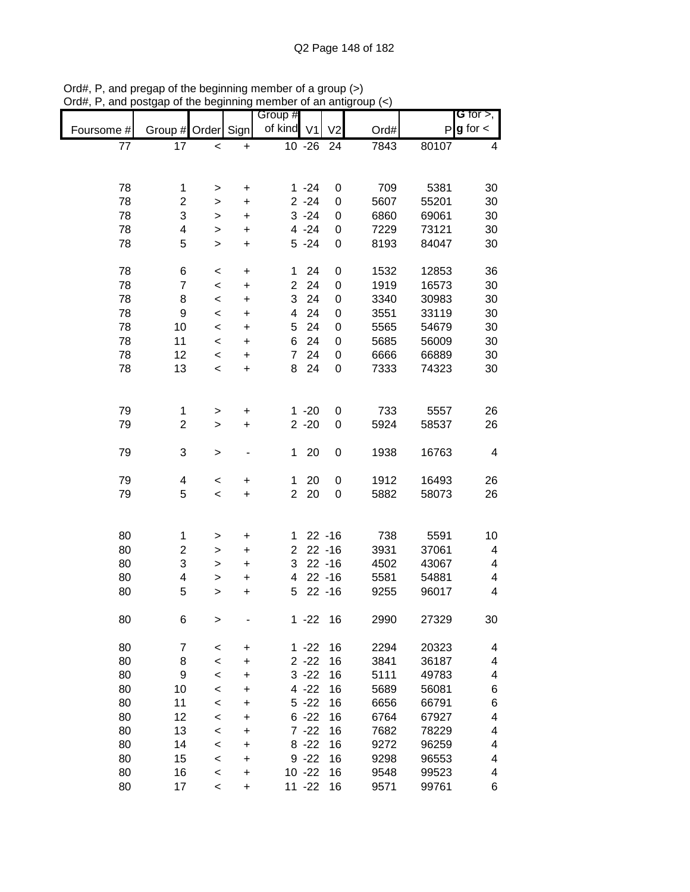Ord#, P, and pregap of the beginning member of a group (>)
Ord#, P, and postgap of the beginning member of an antigroup (<)

| Foursome # | Group # | Order | Sign | Group # of kind | V1 | V2 | Ord# | P | G for >, g for < |
|---|---|---|---|---|---|---|---|---|---|
| 77 | 17 | < | + | 10 | -26 | 24 | 7843 | 80107 | 4 |
| | | | | | | | | | |
| 78 | 1 | > | + | 1 | -24 | 0 | 709 | 5381 | 30 |
| 78 | 2 | > | + | 2 | -24 | 0 | 5607 | 55201 | 30 |
| 78 | 3 | > | + | 3 | -24 | 0 | 6860 | 69061 | 30 |
| 78 | 4 | > | + | 4 | -24 | 0 | 7229 | 73121 | 30 |
| 78 | 5 | > | + | 5 | -24 | 0 | 8193 | 84047 | 30 |
| | | | | | | | | | |
| 78 | 6 | < | + | 1 | 24 | 0 | 1532 | 12853 | 36 |
| 78 | 7 | < | + | 2 | 24 | 0 | 1919 | 16573 | 30 |
| 78 | 8 | < | + | 3 | 24 | 0 | 3340 | 30983 | 30 |
| 78 | 9 | < | + | 4 | 24 | 0 | 3551 | 33119 | 30 |
| 78 | 10 | < | + | 5 | 24 | 0 | 5565 | 54679 | 30 |
| 78 | 11 | < | + | 6 | 24 | 0 | 5685 | 56009 | 30 |
| 78 | 12 | < | + | 7 | 24 | 0 | 6666 | 66889 | 30 |
| 78 | 13 | < | + | 8 | 24 | 0 | 7333 | 74323 | 30 |
| | | | | | | | | | |
| 79 | 1 | > | + | 1 | -20 | 0 | 733 | 5557 | 26 |
| 79 | 2 | > | + | 2 | -20 | 0 | 5924 | 58537 | 26 |
| | | | | | | | | | |
| 79 | 3 | > | - | 1 | 20 | 0 | 1938 | 16763 | 4 |
| | | | | | | | | | |
| 79 | 4 | < | + | 1 | 20 | 0 | 1912 | 16493 | 26 |
| 79 | 5 | < | + | 2 | 20 | 0 | 5882 | 58073 | 26 |
| | | | | | | | | | |
| 80 | 1 | > | + | 1 | 22 | -16 | 738 | 5591 | 10 |
| 80 | 2 | > | + | 2 | 22 | -16 | 3931 | 37061 | 4 |
| 80 | 3 | > | + | 3 | 22 | -16 | 4502 | 43067 | 4 |
| 80 | 4 | > | + | 4 | 22 | -16 | 5581 | 54881 | 4 |
| 80 | 5 | > | + | 5 | 22 | -16 | 9255 | 96017 | 4 |
| | | | | | | | | | |
| 80 | 6 | > | - | 1 | -22 | 16 | 2990 | 27329 | 30 |
| | | | | | | | | | |
| 80 | 7 | < | + | 1 | -22 | 16 | 2294 | 20323 | 4 |
| 80 | 8 | < | + | 2 | -22 | 16 | 3841 | 36187 | 4 |
| 80 | 9 | < | + | 3 | -22 | 16 | 5111 | 49783 | 4 |
| 80 | 10 | < | + | 4 | -22 | 16 | 5689 | 56081 | 6 |
| 80 | 11 | < | + | 5 | -22 | 16 | 6656 | 66791 | 6 |
| 80 | 12 | < | + | 6 | -22 | 16 | 6764 | 67927 | 4 |
| 80 | 13 | < | + | 7 | -22 | 16 | 7682 | 78229 | 4 |
| 80 | 14 | < | + | 8 | -22 | 16 | 9272 | 96259 | 4 |
| 80 | 15 | < | + | 9 | -22 | 16 | 9298 | 96553 | 4 |
| 80 | 16 | < | + | 10 | -22 | 16 | 9548 | 99523 | 4 |
| 80 | 17 | < | + | 11 | -22 | 16 | 9571 | 99761 | 6 |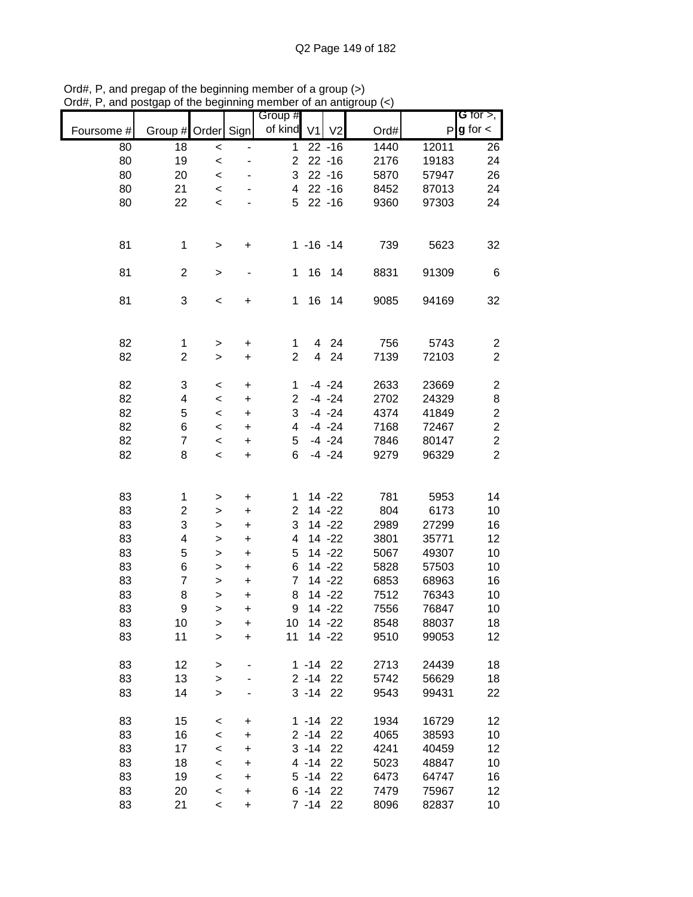Ord#, P, and pregap of the beginning member of a group (>)
Ord#, P, and postgap of the beginning member of an antigroup (<)

| Foursome # | Group # | Order | Sign | Group # of kind | V1 | V2 | Ord# | P | G for >, g for < |
|---|---|---|---|---|---|---|---|---|---|
| 80 | 18 | < | - | 1 | 22 | -16 | 1440 | 12011 | 26 |
| 80 | 19 | < | - | 2 | 22 | -16 | 2176 | 19183 | 24 |
| 80 | 20 | < | - | 3 | 22 | -16 | 5870 | 57947 | 26 |
| 80 | 21 | < | - | 4 | 22 | -16 | 8452 | 87013 | 24 |
| 80 | 22 | < | - | 5 | 22 | -16 | 9360 | 97303 | 24 |
| | | | | | | | | | |
| 81 | 1 | > | + | 1 | -16 | -14 | 739 | 5623 | 32 |
| | | | | | | | | | |
| 81 | 2 | > | - | 1 | 16 | 14 | 8831 | 91309 | 6 |
| | | | | | | | | | |
| 81 | 3 | < | + | 1 | 16 | 14 | 9085 | 94169 | 32 |
| | | | | | | | | | |
| 82 | 1 | > | + | 1 | 4 | 24 | 756 | 5743 | 2 |
| 82 | 2 | > | + | 2 | 4 | 24 | 7139 | 72103 | 2 |
| | | | | | | | | | |
| 82 | 3 | < | + | 1 | -4 | -24 | 2633 | 23669 | 2 |
| 82 | 4 | < | + | 2 | -4 | -24 | 2702 | 24329 | 8 |
| 82 | 5 | < | + | 3 | -4 | -24 | 4374 | 41849 | 2 |
| 82 | 6 | < | + | 4 | -4 | -24 | 7168 | 72467 | 2 |
| 82 | 7 | < | + | 5 | -4 | -24 | 7846 | 80147 | 2 |
| 82 | 8 | < | + | 6 | -4 | -24 | 9279 | 96329 | 2 |
| | | | | | | | | | |
| 83 | 1 | > | + | 1 | 14 | -22 | 781 | 5953 | 14 |
| 83 | 2 | > | + | 2 | 14 | -22 | 804 | 6173 | 10 |
| 83 | 3 | > | + | 3 | 14 | -22 | 2989 | 27299 | 16 |
| 83 | 4 | > | + | 4 | 14 | -22 | 3801 | 35771 | 12 |
| 83 | 5 | > | + | 5 | 14 | -22 | 5067 | 49307 | 10 |
| 83 | 6 | > | + | 6 | 14 | -22 | 5828 | 57503 | 10 |
| 83 | 7 | > | + | 7 | 14 | -22 | 6853 | 68963 | 16 |
| 83 | 8 | > | + | 8 | 14 | -22 | 7512 | 76343 | 10 |
| 83 | 9 | > | + | 9 | 14 | -22 | 7556 | 76847 | 10 |
| 83 | 10 | > | + | 10 | 14 | -22 | 8548 | 88037 | 18 |
| 83 | 11 | > | + | 11 | 14 | -22 | 9510 | 99053 | 12 |
| | | | | | | | | | |
| 83 | 12 | > | - | 1 | -14 | 22 | 2713 | 24439 | 18 |
| 83 | 13 | > | - | 2 | -14 | 22 | 5742 | 56629 | 18 |
| 83 | 14 | > | - | 3 | -14 | 22 | 9543 | 99431 | 22 |
| | | | | | | | | | |
| 83 | 15 | < | + | 1 | -14 | 22 | 1934 | 16729 | 12 |
| 83 | 16 | < | + | 2 | -14 | 22 | 4065 | 38593 | 10 |
| 83 | 17 | < | + | 3 | -14 | 22 | 4241 | 40459 | 12 |
| 83 | 18 | < | + | 4 | -14 | 22 | 5023 | 48847 | 10 |
| 83 | 19 | < | + | 5 | -14 | 22 | 6473 | 64747 | 16 |
| 83 | 20 | < | + | 6 | -14 | 22 | 7479 | 75967 | 12 |
| 83 | 21 | < | + | 7 | -14 | 22 | 8096 | 82837 | 10 |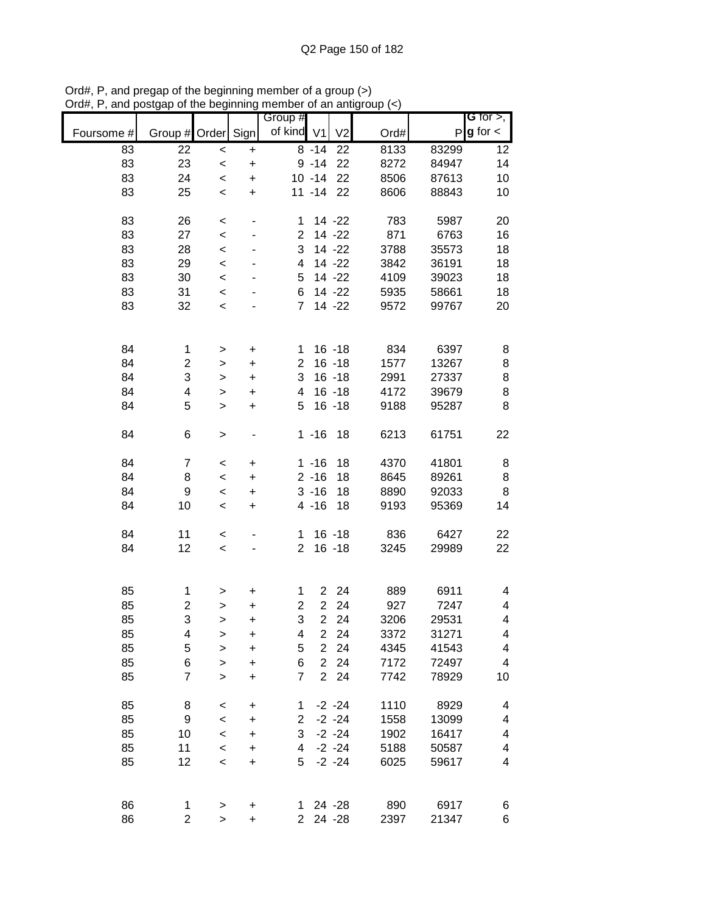Ord#, P, and pregap of the beginning member of a group (>)
Ord#, P, and postgap of the beginning member of an antigroup (<)

| Foursome # | Group # | Order | Sign | Group # of kind | V1 | V2 | Ord# | P | G for >, g for < |
|---|---|---|---|---|---|---|---|---|---|
| 83 | 22 | < | + | 8 | -14 | 22 | 8133 | 83299 | 12 |
| 83 | 23 | < | + | 9 | -14 | 22 | 8272 | 84947 | 14 |
| 83 | 24 | < | + | 10 | -14 | 22 | 8506 | 87613 | 10 |
| 83 | 25 | < | + | 11 | -14 | 22 | 8606 | 88843 | 10 |
| | | | | | | | | | |
| 83 | 26 | < | - | 1 | 14 | -22 | 783 | 5987 | 20 |
| 83 | 27 | < | - | 2 | 14 | -22 | 871 | 6763 | 16 |
| 83 | 28 | < | - | 3 | 14 | -22 | 3788 | 35573 | 18 |
| 83 | 29 | < | - | 4 | 14 | -22 | 3842 | 36191 | 18 |
| 83 | 30 | < | - | 5 | 14 | -22 | 4109 | 39023 | 18 |
| 83 | 31 | < | - | 6 | 14 | -22 | 5935 | 58661 | 18 |
| 83 | 32 | < | - | 7 | 14 | -22 | 9572 | 99767 | 20 |
| | | | | | | | | | |
| 84 | 1 | > | + | 1 | 16 | -18 | 834 | 6397 | 8 |
| 84 | 2 | > | + | 2 | 16 | -18 | 1577 | 13267 | 8 |
| 84 | 3 | > | + | 3 | 16 | -18 | 2991 | 27337 | 8 |
| 84 | 4 | > | + | 4 | 16 | -18 | 4172 | 39679 | 8 |
| 84 | 5 | > | + | 5 | 16 | -18 | 9188 | 95287 | 8 |
| | | | | | | | | | |
| 84 | 6 | > | - | 1 | -16 | 18 | 6213 | 61751 | 22 |
| | | | | | | | | | |
| 84 | 7 | < | + | 1 | -16 | 18 | 4370 | 41801 | 8 |
| 84 | 8 | < | + | 2 | -16 | 18 | 8645 | 89261 | 8 |
| 84 | 9 | < | + | 3 | -16 | 18 | 8890 | 92033 | 8 |
| 84 | 10 | < | + | 4 | -16 | 18 | 9193 | 95369 | 14 |
| | | | | | | | | | |
| 84 | 11 | < | - | 1 | 16 | -18 | 836 | 6427 | 22 |
| 84 | 12 | < | - | 2 | 16 | -18 | 3245 | 29989 | 22 |
| | | | | | | | | | |
| 85 | 1 | > | + | 1 | 2 | 24 | 889 | 6911 | 4 |
| 85 | 2 | > | + | 2 | 2 | 24 | 927 | 7247 | 4 |
| 85 | 3 | > | + | 3 | 2 | 24 | 3206 | 29531 | 4 |
| 85 | 4 | > | + | 4 | 2 | 24 | 3372 | 31271 | 4 |
| 85 | 5 | > | + | 5 | 2 | 24 | 4345 | 41543 | 4 |
| 85 | 6 | > | + | 6 | 2 | 24 | 7172 | 72497 | 4 |
| 85 | 7 | > | + | 7 | 2 | 24 | 7742 | 78929 | 10 |
| | | | | | | | | | |
| 85 | 8 | < | + | 1 | -2 | -24 | 1110 | 8929 | 4 |
| 85 | 9 | < | + | 2 | -2 | -24 | 1558 | 13099 | 4 |
| 85 | 10 | < | + | 3 | -2 | -24 | 1902 | 16417 | 4 |
| 85 | 11 | < | + | 4 | -2 | -24 | 5188 | 50587 | 4 |
| 85 | 12 | < | + | 5 | -2 | -24 | 6025 | 59617 | 4 |
| | | | | | | | | | |
| 86 | 1 | > | + | 1 | 24 | -28 | 890 | 6917 | 6 |
| 86 | 2 | > | + | 2 | 24 | -28 | 2397 | 21347 | 6 |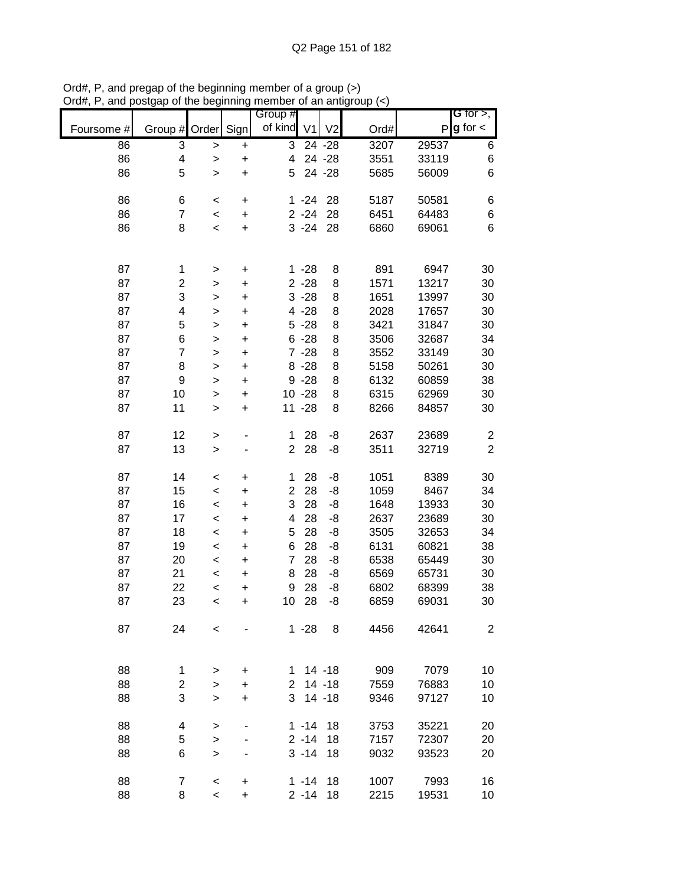Ord#, P, and pregap of the beginning member of a group (>)
Ord#, P, and postgap of the beginning member of an antigroup (<)

| Foursome # | Group # | Order | Sign | Group # of kind | V1 | V2 | Ord# | P | G for >, g for < |
|---|---|---|---|---|---|---|---|---|---|
| 86 | 3 | > | + | 3 | 24 | -28 | 3207 | 29537 | 6 |
| 86 | 4 | > | + | 4 | 24 | -28 | 3551 | 33119 | 6 |
| 86 | 5 | > | + | 5 | 24 | -28 | 5685 | 56009 | 6 |
| | | | | | | | | | |
| 86 | 6 | < | + | 1 | -24 | 28 | 5187 | 50581 | 6 |
| 86 | 7 | < | + | 2 | -24 | 28 | 6451 | 64483 | 6 |
| 86 | 8 | < | + | 3 | -24 | 28 | 6860 | 69061 | 6 |
| | | | | | | | | | |
| 87 | 1 | > | + | 1 | -28 | 8 | 891 | 6947 | 30 |
| 87 | 2 | > | + | 2 | -28 | 8 | 1571 | 13217 | 30 |
| 87 | 3 | > | + | 3 | -28 | 8 | 1651 | 13997 | 30 |
| 87 | 4 | > | + | 4 | -28 | 8 | 2028 | 17657 | 30 |
| 87 | 5 | > | + | 5 | -28 | 8 | 3421 | 31847 | 30 |
| 87 | 6 | > | + | 6 | -28 | 8 | 3506 | 32687 | 34 |
| 87 | 7 | > | + | 7 | -28 | 8 | 3552 | 33149 | 30 |
| 87 | 8 | > | + | 8 | -28 | 8 | 5158 | 50261 | 30 |
| 87 | 9 | > | + | 9 | -28 | 8 | 6132 | 60859 | 38 |
| 87 | 10 | > | + | 10 | -28 | 8 | 6315 | 62969 | 30 |
| 87 | 11 | > | + | 11 | -28 | 8 | 8266 | 84857 | 30 |
| | | | | | | | | | |
| 87 | 12 | > | - | 1 | 28 | -8 | 2637 | 23689 | 2 |
| 87 | 13 | > | - | 2 | 28 | -8 | 3511 | 32719 | 2 |
| | | | | | | | | | |
| 87 | 14 | < | + | 1 | 28 | -8 | 1051 | 8389 | 30 |
| 87 | 15 | < | + | 2 | 28 | -8 | 1059 | 8467 | 34 |
| 87 | 16 | < | + | 3 | 28 | -8 | 1648 | 13933 | 30 |
| 87 | 17 | < | + | 4 | 28 | -8 | 2637 | 23689 | 30 |
| 87 | 18 | < | + | 5 | 28 | -8 | 3505 | 32653 | 34 |
| 87 | 19 | < | + | 6 | 28 | -8 | 6131 | 60821 | 38 |
| 87 | 20 | < | + | 7 | 28 | -8 | 6538 | 65449 | 30 |
| 87 | 21 | < | + | 8 | 28 | -8 | 6569 | 65731 | 30 |
| 87 | 22 | < | + | 9 | 28 | -8 | 6802 | 68399 | 38 |
| 87 | 23 | < | + | 10 | 28 | -8 | 6859 | 69031 | 30 |
| | | | | | | | | | |
| 87 | 24 | < | - | 1 | -28 | 8 | 4456 | 42641 | 2 |
| | | | | | | | | | |
| 88 | 1 | > | + | 1 | 14 | -18 | 909 | 7079 | 10 |
| 88 | 2 | > | + | 2 | 14 | -18 | 7559 | 76883 | 10 |
| 88 | 3 | > | + | 3 | 14 | -18 | 9346 | 97127 | 10 |
| | | | | | | | | | |
| 88 | 4 | > | - | 1 | -14 | 18 | 3753 | 35221 | 20 |
| 88 | 5 | > | - | 2 | -14 | 18 | 7157 | 72307 | 20 |
| 88 | 6 | > | - | 3 | -14 | 18 | 9032 | 93523 | 20 |
| | | | | | | | | | |
| 88 | 7 | < | + | 1 | -14 | 18 | 1007 | 7993 | 16 |
| 88 | 8 | < | + | 2 | -14 | 18 | 2215 | 19531 | 10 |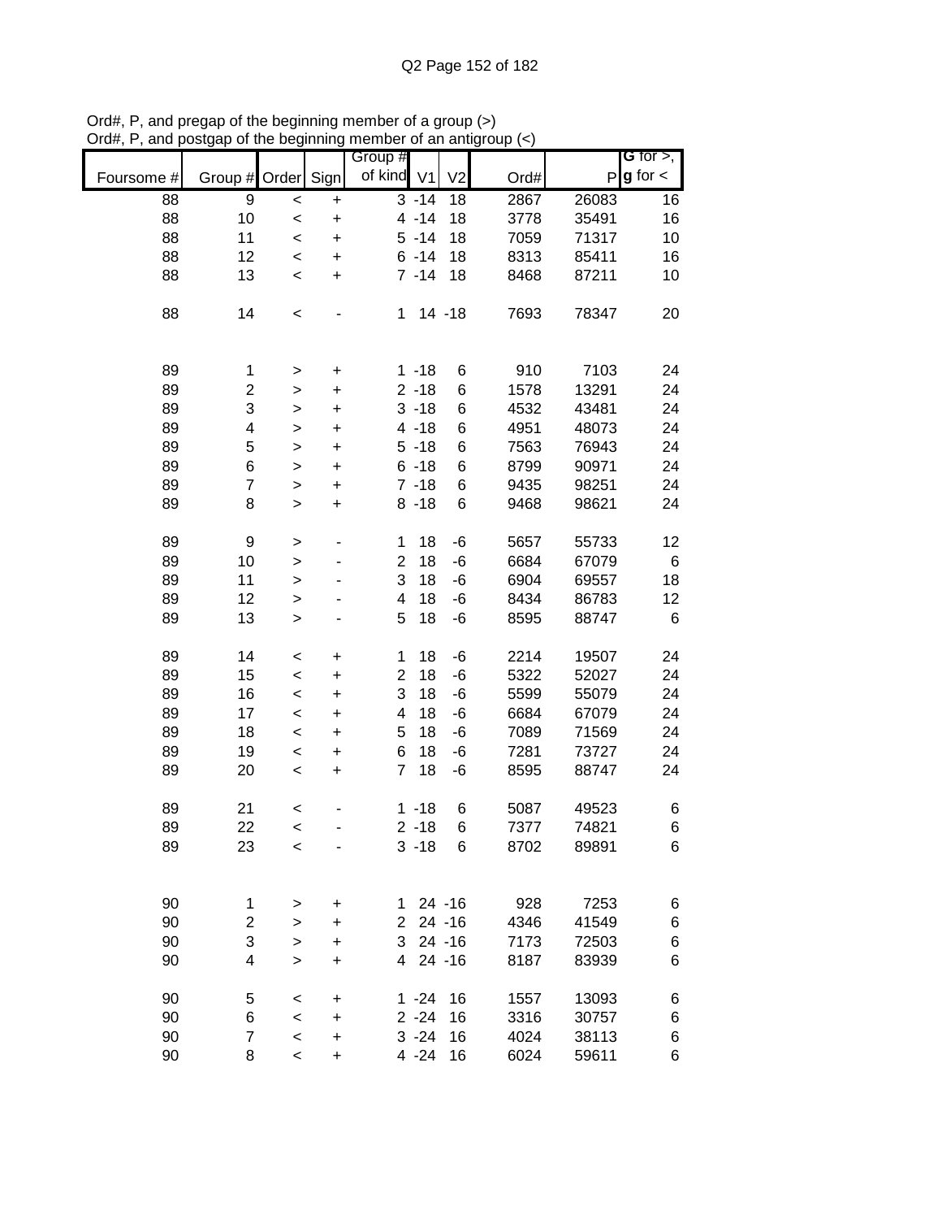Ord#, P, and pregap of the beginning member of a group (>)
Ord#, P, and postgap of the beginning member of an antigroup (<)

| Foursome # | Group # | Order | Sign | Group # of kind | V1 | V2 | Ord# | P | G for >, g for < |
|---|---|---|---|---|---|---|---|---|---|
| 88 | 9 | < | + | 3 | -14 | 18 | 2867 | 26083 | 16 |
| 88 | 10 | < | + | 4 | -14 | 18 | 3778 | 35491 | 16 |
| 88 | 11 | < | + | 5 | -14 | 18 | 7059 | 71317 | 10 |
| 88 | 12 | < | + | 6 | -14 | 18 | 8313 | 85411 | 16 |
| 88 | 13 | < | + | 7 | -14 | 18 | 8468 | 87211 | 10 |
| | | | | | | | | | |
| 88 | 14 | < | - | 1 | 14 | -18 | 7693 | 78347 | 20 |
| | | | | | | | | | |
| 89 | 1 | > | + | 1 | -18 | 6 | 910 | 7103 | 24 |
| 89 | 2 | > | + | 2 | -18 | 6 | 1578 | 13291 | 24 |
| 89 | 3 | > | + | 3 | -18 | 6 | 4532 | 43481 | 24 |
| 89 | 4 | > | + | 4 | -18 | 6 | 4951 | 48073 | 24 |
| 89 | 5 | > | + | 5 | -18 | 6 | 7563 | 76943 | 24 |
| 89 | 6 | > | + | 6 | -18 | 6 | 8799 | 90971 | 24 |
| 89 | 7 | > | + | 7 | -18 | 6 | 9435 | 98251 | 24 |
| 89 | 8 | > | + | 8 | -18 | 6 | 9468 | 98621 | 24 |
| | | | | | | | | | |
| 89 | 9 | > | - | 1 | 18 | -6 | 5657 | 55733 | 12 |
| 89 | 10 | > | - | 2 | 18 | -6 | 6684 | 67079 | 6 |
| 89 | 11 | > | - | 3 | 18 | -6 | 6904 | 69557 | 18 |
| 89 | 12 | > | - | 4 | 18 | -6 | 8434 | 86783 | 12 |
| 89 | 13 | > | - | 5 | 18 | -6 | 8595 | 88747 | 6 |
| | | | | | | | | | |
| 89 | 14 | < | + | 1 | 18 | -6 | 2214 | 19507 | 24 |
| 89 | 15 | < | + | 2 | 18 | -6 | 5322 | 52027 | 24 |
| 89 | 16 | < | + | 3 | 18 | -6 | 5599 | 55079 | 24 |
| 89 | 17 | < | + | 4 | 18 | -6 | 6684 | 67079 | 24 |
| 89 | 18 | < | + | 5 | 18 | -6 | 7089 | 71569 | 24 |
| 89 | 19 | < | + | 6 | 18 | -6 | 7281 | 73727 | 24 |
| 89 | 20 | < | + | 7 | 18 | -6 | 8595 | 88747 | 24 |
| | | | | | | | | | |
| 89 | 21 | < | - | 1 | -18 | 6 | 5087 | 49523 | 6 |
| 89 | 22 | < | - | 2 | -18 | 6 | 7377 | 74821 | 6 |
| 89 | 23 | < | - | 3 | -18 | 6 | 8702 | 89891 | 6 |
| | | | | | | | | | |
| 90 | 1 | > | + | 1 | 24 | -16 | 928 | 7253 | 6 |
| 90 | 2 | > | + | 2 | 24 | -16 | 4346 | 41549 | 6 |
| 90 | 3 | > | + | 3 | 24 | -16 | 7173 | 72503 | 6 |
| 90 | 4 | > | + | 4 | 24 | -16 | 8187 | 83939 | 6 |
| | | | | | | | | | |
| 90 | 5 | < | + | 1 | -24 | 16 | 1557 | 13093 | 6 |
| 90 | 6 | < | + | 2 | -24 | 16 | 3316 | 30757 | 6 |
| 90 | 7 | < | + | 3 | -24 | 16 | 4024 | 38113 | 6 |
| 90 | 8 | < | + | 4 | -24 | 16 | 6024 | 59611 | 6 |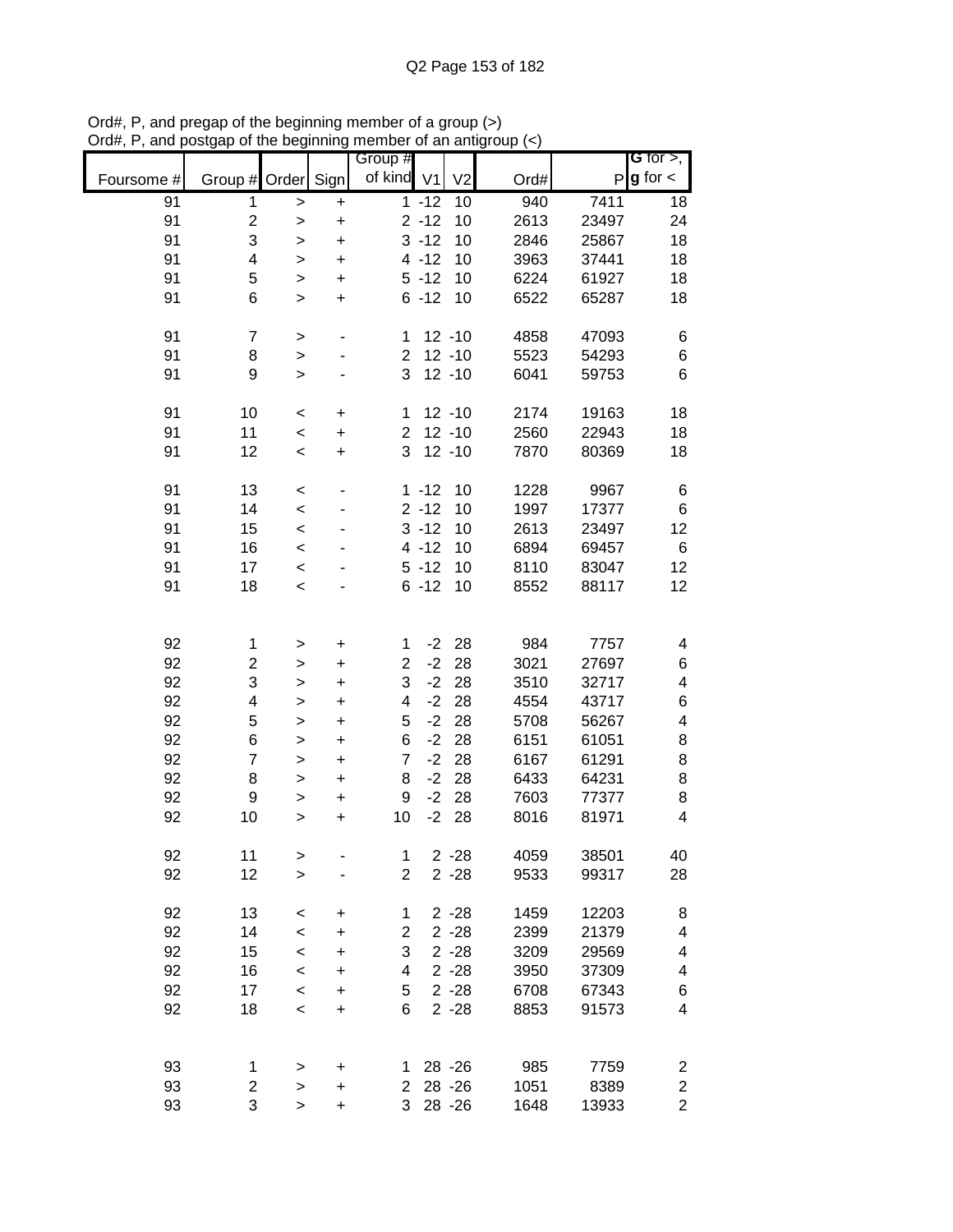Ord#, P, and pregap of the beginning member of a group (>)
Ord#, P, and postgap of the beginning member of an antigroup (<)

| Foursome # | Group # | Order | Sign | Group # of kind | V1 | V2 | Ord# | P | G for >, g for < |
|---|---|---|---|---|---|---|---|---|---|
| 91 | 1 | > | + | 1 | -12 | 10 | 940 | 7411 | 18 |
| 91 | 2 | > | + | 2 | -12 | 10 | 2613 | 23497 | 24 |
| 91 | 3 | > | + | 3 | -12 | 10 | 2846 | 25867 | 18 |
| 91 | 4 | > | + | 4 | -12 | 10 | 3963 | 37441 | 18 |
| 91 | 5 | > | + | 5 | -12 | 10 | 6224 | 61927 | 18 |
| 91 | 6 | > | + | 6 | -12 | 10 | 6522 | 65287 | 18 |
| | | | | | | | | | |
| 91 | 7 | > | - | 1 | 12 | -10 | 4858 | 47093 | 6 |
| 91 | 8 | > | - | 2 | 12 | -10 | 5523 | 54293 | 6 |
| 91 | 9 | > | - | 3 | 12 | -10 | 6041 | 59753 | 6 |
| | | | | | | | | | |
| 91 | 10 | < | + | 1 | 12 | -10 | 2174 | 19163 | 18 |
| 91 | 11 | < | + | 2 | 12 | -10 | 2560 | 22943 | 18 |
| 91 | 12 | < | + | 3 | 12 | -10 | 7870 | 80369 | 18 |
| | | | | | | | | | |
| 91 | 13 | < | - | 1 | -12 | 10 | 1228 | 9967 | 6 |
| 91 | 14 | < | - | 2 | -12 | 10 | 1997 | 17377 | 6 |
| 91 | 15 | < | - | 3 | -12 | 10 | 2613 | 23497 | 12 |
| 91 | 16 | < | - | 4 | -12 | 10 | 6894 | 69457 | 6 |
| 91 | 17 | < | - | 5 | -12 | 10 | 8110 | 83047 | 12 |
| 91 | 18 | < | - | 6 | -12 | 10 | 8552 | 88117 | 12 |
| | | | | | | | | | |
| 92 | 1 | > | + | 1 | -2 | 28 | 984 | 7757 | 4 |
| 92 | 2 | > | + | 2 | -2 | 28 | 3021 | 27697 | 6 |
| 92 | 3 | > | + | 3 | -2 | 28 | 3510 | 32717 | 4 |
| 92 | 4 | > | + | 4 | -2 | 28 | 4554 | 43717 | 6 |
| 92 | 5 | > | + | 5 | -2 | 28 | 5708 | 56267 | 4 |
| 92 | 6 | > | + | 6 | -2 | 28 | 6151 | 61051 | 8 |
| 92 | 7 | > | + | 7 | -2 | 28 | 6167 | 61291 | 8 |
| 92 | 8 | > | + | 8 | -2 | 28 | 6433 | 64231 | 8 |
| 92 | 9 | > | + | 9 | -2 | 28 | 7603 | 77377 | 8 |
| 92 | 10 | > | + | 10 | -2 | 28 | 8016 | 81971 | 4 |
| | | | | | | | | | |
| 92 | 11 | > | - | 1 | 2 | -28 | 4059 | 38501 | 40 |
| 92 | 12 | > | - | 2 | 2 | -28 | 9533 | 99317 | 28 |
| | | | | | | | | | |
| 92 | 13 | < | + | 1 | 2 | -28 | 1459 | 12203 | 8 |
| 92 | 14 | < | + | 2 | 2 | -28 | 2399 | 21379 | 4 |
| 92 | 15 | < | + | 3 | 2 | -28 | 3209 | 29569 | 4 |
| 92 | 16 | < | + | 4 | 2 | -28 | 3950 | 37309 | 4 |
| 92 | 17 | < | + | 5 | 2 | -28 | 6708 | 67343 | 6 |
| 92 | 18 | < | + | 6 | 2 | -28 | 8853 | 91573 | 4 |
| | | | | | | | | | |
| 93 | 1 | > | + | 1 | 28 | -26 | 985 | 7759 | 2 |
| 93 | 2 | > | + | 2 | 28 | -26 | 1051 | 8389 | 2 |
| 93 | 3 | > | + | 3 | 28 | -26 | 1648 | 13933 | 2 |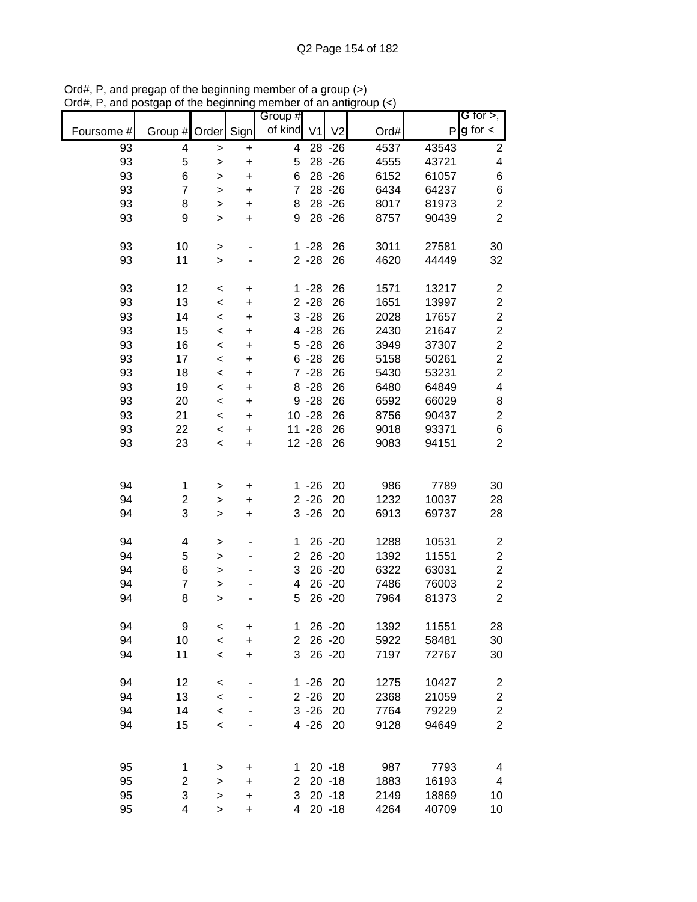Ord#, P, and pregap of the beginning member of a group (>)
Ord#, P, and postgap of the beginning member of an antigroup (<)

| Foursome # | Group # | Order | Sign | Group # of kind | V1 | V2 | Ord# | P | G for >, g for < |
|---|---|---|---|---|---|---|---|---|---|
| 93 | 4 | > | + | 4 | 28 | -26 | 4537 | 43543 | 2 |
| 93 | 5 | > | + | 5 | 28 | -26 | 4555 | 43721 | 4 |
| 93 | 6 | > | + | 6 | 28 | -26 | 6152 | 61057 | 6 |
| 93 | 7 | > | + | 7 | 28 | -26 | 6434 | 64237 | 6 |
| 93 | 8 | > | + | 8 | 28 | -26 | 8017 | 81973 | 2 |
| 93 | 9 | > | + | 9 | 28 | -26 | 8757 | 90439 | 2 |
| | | | | | | | | | |
| 93 | 10 | > | - | 1 | -28 | 26 | 3011 | 27581 | 30 |
| 93 | 11 | > | - | 2 | -28 | 26 | 4620 | 44449 | 32 |
| | | | | | | | | | |
| 93 | 12 | < | + | 1 | -28 | 26 | 1571 | 13217 | 2 |
| 93 | 13 | < | + | 2 | -28 | 26 | 1651 | 13997 | 2 |
| 93 | 14 | < | + | 3 | -28 | 26 | 2028 | 17657 | 2 |
| 93 | 15 | < | + | 4 | -28 | 26 | 2430 | 21647 | 2 |
| 93 | 16 | < | + | 5 | -28 | 26 | 3949 | 37307 | 2 |
| 93 | 17 | < | + | 6 | -28 | 26 | 5158 | 50261 | 2 |
| 93 | 18 | < | + | 7 | -28 | 26 | 5430 | 53231 | 2 |
| 93 | 19 | < | + | 8 | -28 | 26 | 6480 | 64849 | 4 |
| 93 | 20 | < | + | 9 | -28 | 26 | 6592 | 66029 | 8 |
| 93 | 21 | < | + | 10 | -28 | 26 | 8756 | 90437 | 2 |
| 93 | 22 | < | + | 11 | -28 | 26 | 9018 | 93371 | 6 |
| 93 | 23 | < | + | 12 | -28 | 26 | 9083 | 94151 | 2 |
| | | | | | | | | | |
| 94 | 1 | > | + | 1 | -26 | 20 | 986 | 7789 | 30 |
| 94 | 2 | > | + | 2 | -26 | 20 | 1232 | 10037 | 28 |
| 94 | 3 | > | + | 3 | -26 | 20 | 6913 | 69737 | 28 |
| | | | | | | | | | |
| 94 | 4 | > | - | 1 | 26 | -20 | 1288 | 10531 | 2 |
| 94 | 5 | > | - | 2 | 26 | -20 | 1392 | 11551 | 2 |
| 94 | 6 | > | - | 3 | 26 | -20 | 6322 | 63031 | 2 |
| 94 | 7 | > | - | 4 | 26 | -20 | 7486 | 76003 | 2 |
| 94 | 8 | > | - | 5 | 26 | -20 | 7964 | 81373 | 2 |
| | | | | | | | | | |
| 94 | 9 | < | + | 1 | 26 | -20 | 1392 | 11551 | 28 |
| 94 | 10 | < | + | 2 | 26 | -20 | 5922 | 58481 | 30 |
| 94 | 11 | < | + | 3 | 26 | -20 | 7197 | 72767 | 30 |
| | | | | | | | | | |
| 94 | 12 | < | - | 1 | -26 | 20 | 1275 | 10427 | 2 |
| 94 | 13 | < | - | 2 | -26 | 20 | 2368 | 21059 | 2 |
| 94 | 14 | < | - | 3 | -26 | 20 | 7764 | 79229 | 2 |
| 94 | 15 | < | - | 4 | -26 | 20 | 9128 | 94649 | 2 |
| | | | | | | | | | |
| 95 | 1 | > | + | 1 | 20 | -18 | 987 | 7793 | 4 |
| 95 | 2 | > | + | 2 | 20 | -18 | 1883 | 16193 | 4 |
| 95 | 3 | > | + | 3 | 20 | -18 | 2149 | 18869 | 10 |
| 95 | 4 | > | + | 4 | 20 | -18 | 4264 | 40709 | 10 |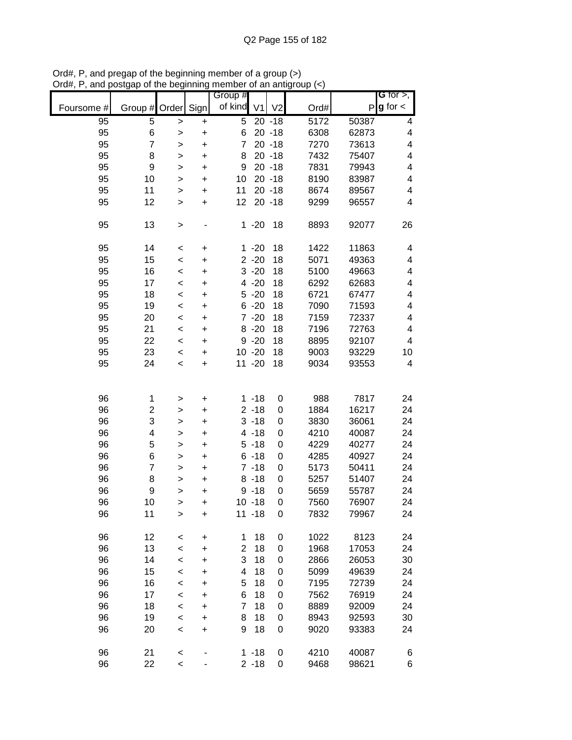Ord#, P, and pregap of the beginning member of a group (>)
Ord#, P, and postgap of the beginning member of an antigroup (<)

| Foursome # | Group # | Order | Sign | Group # of kind | V1 | V2 | Ord# | P | G for >, g for < |
|---|---|---|---|---|---|---|---|---|---|
| 95 | 5 | > | + | 5 | 20 | -18 | 5172 | 50387 | 4 |
| 95 | 6 | > | + | 6 | 20 | -18 | 6308 | 62873 | 4 |
| 95 | 7 | > | + | 7 | 20 | -18 | 7270 | 73613 | 4 |
| 95 | 8 | > | + | 8 | 20 | -18 | 7432 | 75407 | 4 |
| 95 | 9 | > | + | 9 | 20 | -18 | 7831 | 79943 | 4 |
| 95 | 10 | > | + | 10 | 20 | -18 | 8190 | 83987 | 4 |
| 95 | 11 | > | + | 11 | 20 | -18 | 8674 | 89567 | 4 |
| 95 | 12 | > | + | 12 | 20 | -18 | 9299 | 96557 | 4 |
| | | | | | | | | | |
| 95 | 13 | > | - | 1 | -20 | 18 | 8893 | 92077 | 26 |
| | | | | | | | | | |
| 95 | 14 | < | + | 1 | -20 | 18 | 1422 | 11863 | 4 |
| 95 | 15 | < | + | 2 | -20 | 18 | 5071 | 49363 | 4 |
| 95 | 16 | < | + | 3 | -20 | 18 | 5100 | 49663 | 4 |
| 95 | 17 | < | + | 4 | -20 | 18 | 6292 | 62683 | 4 |
| 95 | 18 | < | + | 5 | -20 | 18 | 6721 | 67477 | 4 |
| 95 | 19 | < | + | 6 | -20 | 18 | 7090 | 71593 | 4 |
| 95 | 20 | < | + | 7 | -20 | 18 | 7159 | 72337 | 4 |
| 95 | 21 | < | + | 8 | -20 | 18 | 7196 | 72763 | 4 |
| 95 | 22 | < | + | 9 | -20 | 18 | 8895 | 92107 | 4 |
| 95 | 23 | < | + | 10 | -20 | 18 | 9003 | 93229 | 10 |
| 95 | 24 | < | + | 11 | -20 | 18 | 9034 | 93553 | 4 |
| | | | | | | | | | |
| 96 | 1 | > | + | 1 | -18 | 0 | 988 | 7817 | 24 |
| 96 | 2 | > | + | 2 | -18 | 0 | 1884 | 16217 | 24 |
| 96 | 3 | > | + | 3 | -18 | 0 | 3830 | 36061 | 24 |
| 96 | 4 | > | + | 4 | -18 | 0 | 4210 | 40087 | 24 |
| 96 | 5 | > | + | 5 | -18 | 0 | 4229 | 40277 | 24 |
| 96 | 6 | > | + | 6 | -18 | 0 | 4285 | 40927 | 24 |
| 96 | 7 | > | + | 7 | -18 | 0 | 5173 | 50411 | 24 |
| 96 | 8 | > | + | 8 | -18 | 0 | 5257 | 51407 | 24 |
| 96 | 9 | > | + | 9 | -18 | 0 | 5659 | 55787 | 24 |
| 96 | 10 | > | + | 10 | -18 | 0 | 7560 | 76907 | 24 |
| 96 | 11 | > | + | 11 | -18 | 0 | 7832 | 79967 | 24 |
| | | | | | | | | | |
| 96 | 12 | < | + | 1 | 18 | 0 | 1022 | 8123 | 24 |
| 96 | 13 | < | + | 2 | 18 | 0 | 1968 | 17053 | 24 |
| 96 | 14 | < | + | 3 | 18 | 0 | 2866 | 26053 | 30 |
| 96 | 15 | < | + | 4 | 18 | 0 | 5099 | 49639 | 24 |
| 96 | 16 | < | + | 5 | 18 | 0 | 7195 | 72739 | 24 |
| 96 | 17 | < | + | 6 | 18 | 0 | 7562 | 76919 | 24 |
| 96 | 18 | < | + | 7 | 18 | 0 | 8889 | 92009 | 24 |
| 96 | 19 | < | + | 8 | 18 | 0 | 8943 | 92593 | 30 |
| 96 | 20 | < | + | 9 | 18 | 0 | 9020 | 93383 | 24 |
| | | | | | | | | | |
| 96 | 21 | < | - | 1 | -18 | 0 | 4210 | 40087 | 6 |
| 96 | 22 | < | - | 2 | -18 | 0 | 9468 | 98621 | 6 |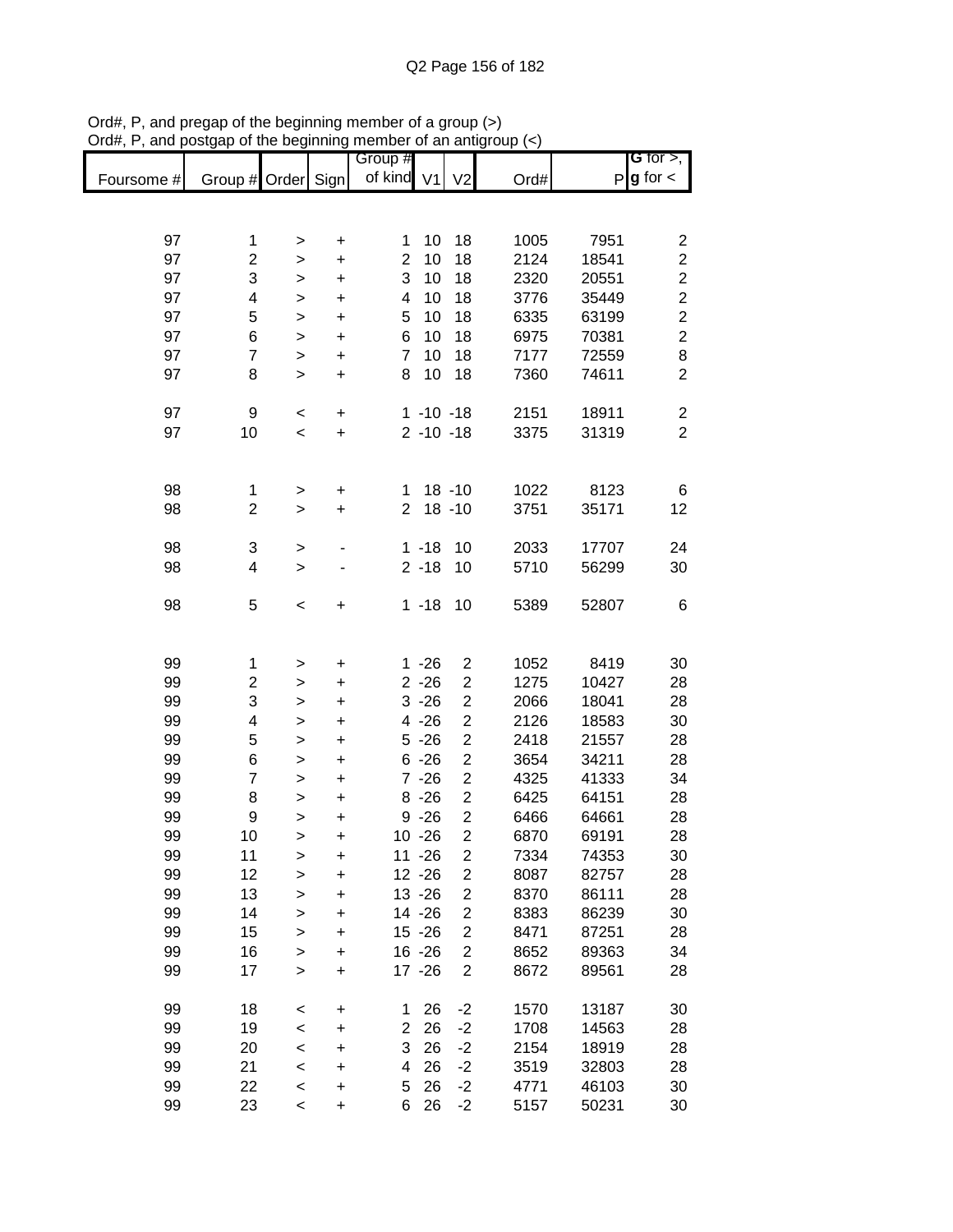Ord#, P, and pregap of the beginning member of a group (>)
Ord#, P, and postgap of the beginning member of an antigroup (<)

| Foursome # | Group # | Order | Sign | Group # of kind | V1 | V2 | Ord# | P | G for >, g for < |
|---|---|---|---|---|---|---|---|---|---|
| 97 | 1 | > | + | 1 | 10 | 18 | 1005 | 7951 | 2 |
| 97 | 2 | > | + | 2 | 10 | 18 | 2124 | 18541 | 2 |
| 97 | 3 | > | + | 3 | 10 | 18 | 2320 | 20551 | 2 |
| 97 | 4 | > | + | 4 | 10 | 18 | 3776 | 35449 | 2 |
| 97 | 5 | > | + | 5 | 10 | 18 | 6335 | 63199 | 2 |
| 97 | 6 | > | + | 6 | 10 | 18 | 6975 | 70381 | 2 |
| 97 | 7 | > | + | 7 | 10 | 18 | 7177 | 72559 | 8 |
| 97 | 8 | > | + | 8 | 10 | 18 | 7360 | 74611 | 2 |
| | | | | | | | | | |
| 97 | 9 | < | + | 1 | -10 | -18 | 2151 | 18911 | 2 |
| 97 | 10 | < | + | 2 | -10 | -18 | 3375 | 31319 | 2 |
| | | | | | | | | | |
| 98 | 1 | > | + | 1 | 18 | -10 | 1022 | 8123 | 6 |
| 98 | 2 | > | + | 2 | 18 | -10 | 3751 | 35171 | 12 |
| | | | | | | | | | |
| 98 | 3 | > | - | 1 | -18 | 10 | 2033 | 17707 | 24 |
| 98 | 4 | > | - | 2 | -18 | 10 | 5710 | 56299 | 30 |
| | | | | | | | | | |
| 98 | 5 | < | + | 1 | -18 | 10 | 5389 | 52807 | 6 |
| | | | | | | | | | |
| 99 | 1 | > | + | 1 | -26 | 2 | 1052 | 8419 | 30 |
| 99 | 2 | > | + | 2 | -26 | 2 | 1275 | 10427 | 28 |
| 99 | 3 | > | + | 3 | -26 | 2 | 2066 | 18041 | 28 |
| 99 | 4 | > | + | 4 | -26 | 2 | 2126 | 18583 | 30 |
| 99 | 5 | > | + | 5 | -26 | 2 | 2418 | 21557 | 28 |
| 99 | 6 | > | + | 6 | -26 | 2 | 3654 | 34211 | 28 |
| 99 | 7 | > | + | 7 | -26 | 2 | 4325 | 41333 | 34 |
| 99 | 8 | > | + | 8 | -26 | 2 | 6425 | 64151 | 28 |
| 99 | 9 | > | + | 9 | -26 | 2 | 6466 | 64661 | 28 |
| 99 | 10 | > | + | 10 | -26 | 2 | 6870 | 69191 | 28 |
| 99 | 11 | > | + | 11 | -26 | 2 | 7334 | 74353 | 30 |
| 99 | 12 | > | + | 12 | -26 | 2 | 8087 | 82757 | 28 |
| 99 | 13 | > | + | 13 | -26 | 2 | 8370 | 86111 | 28 |
| 99 | 14 | > | + | 14 | -26 | 2 | 8383 | 86239 | 30 |
| 99 | 15 | > | + | 15 | -26 | 2 | 8471 | 87251 | 28 |
| 99 | 16 | > | + | 16 | -26 | 2 | 8652 | 89363 | 34 |
| 99 | 17 | > | + | 17 | -26 | 2 | 8672 | 89561 | 28 |
| | | | | | | | | | |
| 99 | 18 | < | + | 1 | 26 | -2 | 1570 | 13187 | 30 |
| 99 | 19 | < | + | 2 | 26 | -2 | 1708 | 14563 | 28 |
| 99 | 20 | < | + | 3 | 26 | -2 | 2154 | 18919 | 28 |
| 99 | 21 | < | + | 4 | 26 | -2 | 3519 | 32803 | 28 |
| 99 | 22 | < | + | 5 | 26 | -2 | 4771 | 46103 | 30 |
| 99 | 23 | < | + | 6 | 26 | -2 | 5157 | 50231 | 30 |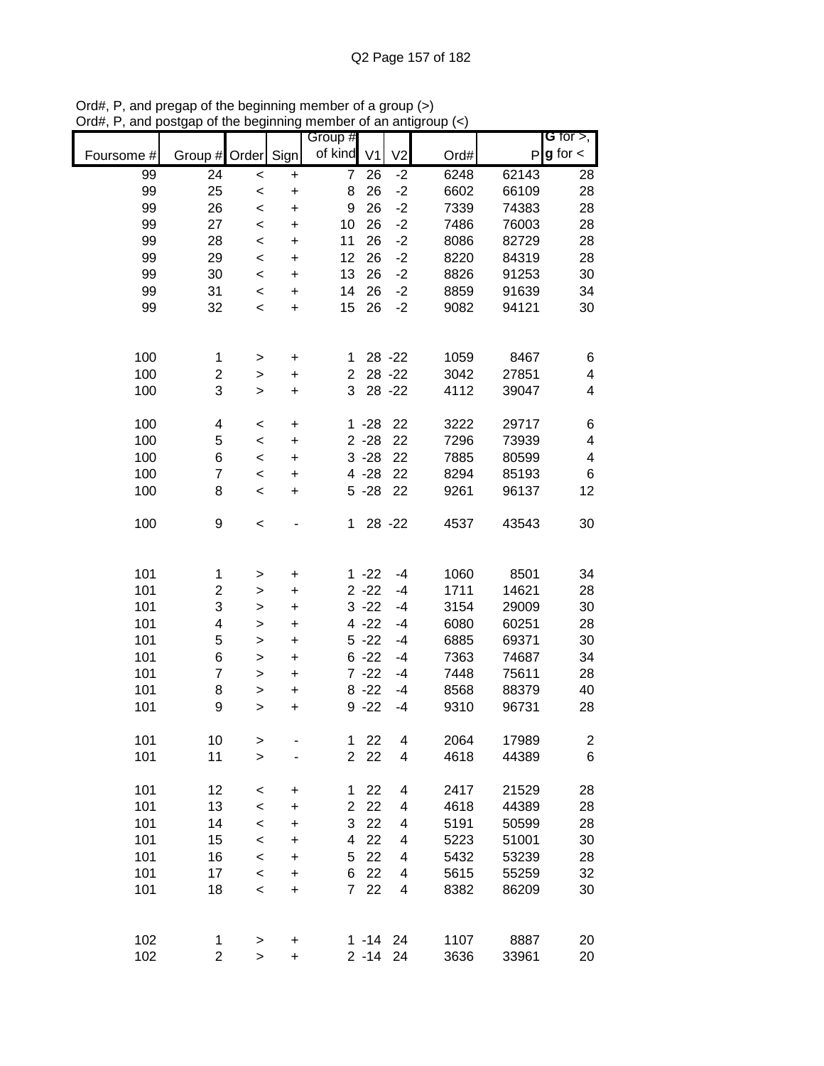Ord#, P, and pregap of the beginning member of a group (>)
Ord#, P, and postgap of the beginning member of an antigroup (<)

| Foursome # | Group # | Order | Sign | Group # of kind | V1 | V2 | Ord# | P | G for >, g for < |
|---|---|---|---|---|---|---|---|---|---|
| 99 | 24 | < | + | 7 | 26 | -2 | 6248 | 62143 | 28 |
| 99 | 25 | < | + | 8 | 26 | -2 | 6602 | 66109 | 28 |
| 99 | 26 | < | + | 9 | 26 | -2 | 7339 | 74383 | 28 |
| 99 | 27 | < | + | 10 | 26 | -2 | 7486 | 76003 | 28 |
| 99 | 28 | < | + | 11 | 26 | -2 | 8086 | 82729 | 28 |
| 99 | 29 | < | + | 12 | 26 | -2 | 8220 | 84319 | 28 |
| 99 | 30 | < | + | 13 | 26 | -2 | 8826 | 91253 | 30 |
| 99 | 31 | < | + | 14 | 26 | -2 | 8859 | 91639 | 34 |
| 99 | 32 | < | + | 15 | 26 | -2 | 9082 | 94121 | 30 |
| | | | | | | | | | |
| 100 | 1 | > | + | 1 | 28 | -22 | 1059 | 8467 | 6 |
| 100 | 2 | > | + | 2 | 28 | -22 | 3042 | 27851 | 4 |
| 100 | 3 | > | + | 3 | 28 | -22 | 4112 | 39047 | 4 |
| | | | | | | | | | |
| 100 | 4 | < | + | 1 | -28 | 22 | 3222 | 29717 | 6 |
| 100 | 5 | < | + | 2 | -28 | 22 | 7296 | 73939 | 4 |
| 100 | 6 | < | + | 3 | -28 | 22 | 7885 | 80599 | 4 |
| 100 | 7 | < | + | 4 | -28 | 22 | 8294 | 85193 | 6 |
| 100 | 8 | < | + | 5 | -28 | 22 | 9261 | 96137 | 12 |
| | | | | | | | | | |
| 100 | 9 | < | - | 1 | 28 | -22 | 4537 | 43543 | 30 |
| | | | | | | | | | |
| 101 | 1 | > | + | 1 | -22 | -4 | 1060 | 8501 | 34 |
| 101 | 2 | > | + | 2 | -22 | -4 | 1711 | 14621 | 28 |
| 101 | 3 | > | + | 3 | -22 | -4 | 3154 | 29009 | 30 |
| 101 | 4 | > | + | 4 | -22 | -4 | 6080 | 60251 | 28 |
| 101 | 5 | > | + | 5 | -22 | -4 | 6885 | 69371 | 30 |
| 101 | 6 | > | + | 6 | -22 | -4 | 7363 | 74687 | 34 |
| 101 | 7 | > | + | 7 | -22 | -4 | 7448 | 75611 | 28 |
| 101 | 8 | > | + | 8 | -22 | -4 | 8568 | 88379 | 40 |
| 101 | 9 | > | + | 9 | -22 | -4 | 9310 | 96731 | 28 |
| | | | | | | | | | |
| 101 | 10 | > | - | 1 | 22 | 4 | 2064 | 17989 | 2 |
| 101 | 11 | > | - | 2 | 22 | 4 | 4618 | 44389 | 6 |
| | | | | | | | | | |
| 101 | 12 | < | + | 1 | 22 | 4 | 2417 | 21529 | 28 |
| 101 | 13 | < | + | 2 | 22 | 4 | 4618 | 44389 | 28 |
| 101 | 14 | < | + | 3 | 22 | 4 | 5191 | 50599 | 28 |
| 101 | 15 | < | + | 4 | 22 | 4 | 5223 | 51001 | 30 |
| 101 | 16 | < | + | 5 | 22 | 4 | 5432 | 53239 | 28 |
| 101 | 17 | < | + | 6 | 22 | 4 | 5615 | 55259 | 32 |
| 101 | 18 | < | + | 7 | 22 | 4 | 8382 | 86209 | 30 |
| | | | | | | | | | |
| 102 | 1 | > | + | 1 | -14 | 24 | 1107 | 8887 | 20 |
| 102 | 2 | > | + | 2 | -14 | 24 | 3636 | 33961 | 20 |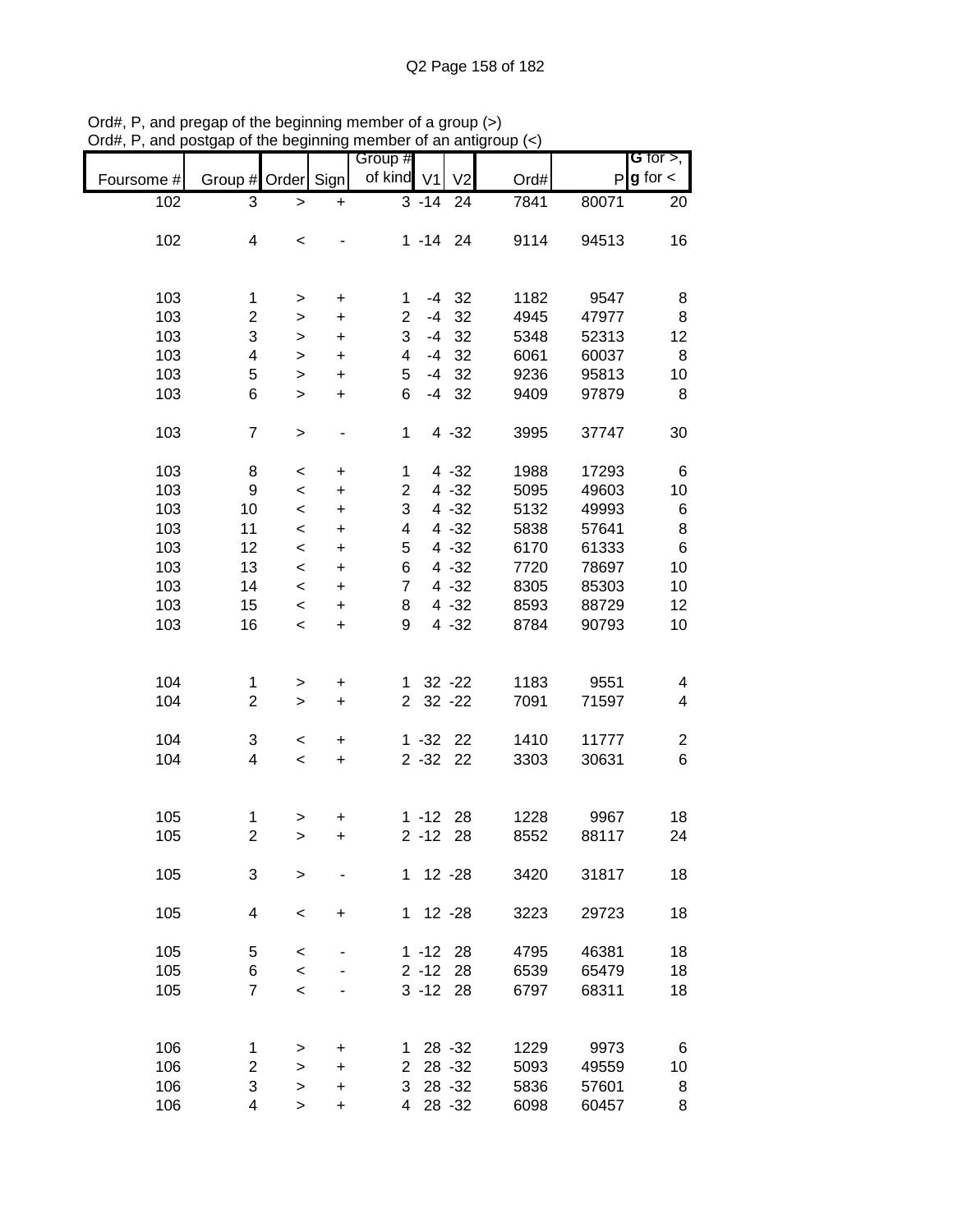Ord#, P, and pregap of the beginning member of a group (>)
Ord#, P, and postgap of the beginning member of an antigroup (<)

| Foursome # | Group # | Order | Sign | Group # of kind | V1 | V2 | Ord# | P | G for >, g for < |
|---|---|---|---|---|---|---|---|---|---|
| 102 | 3 | > | + | 3 | -14 | 24 | 7841 | 80071 | 20 |
| | | | | | | | | | |
| 102 | 4 | < | - | 1 | -14 | 24 | 9114 | 94513 | 16 |
| | | | | | | | | | |
| 103 | 1 | > | + | 1 | -4 | 32 | 1182 | 9547 | 8 |
| 103 | 2 | > | + | 2 | -4 | 32 | 4945 | 47977 | 8 |
| 103 | 3 | > | + | 3 | -4 | 32 | 5348 | 52313 | 12 |
| 103 | 4 | > | + | 4 | -4 | 32 | 6061 | 60037 | 8 |
| 103 | 5 | > | + | 5 | -4 | 32 | 9236 | 95813 | 10 |
| 103 | 6 | > | + | 6 | -4 | 32 | 9409 | 97879 | 8 |
| | | | | | | | | | |
| 103 | 7 | > | - | 1 | 4 | -32 | 3995 | 37747 | 30 |
| | | | | | | | | | |
| 103 | 8 | < | + | 1 | 4 | -32 | 1988 | 17293 | 6 |
| 103 | 9 | < | + | 2 | 4 | -32 | 5095 | 49603 | 10 |
| 103 | 10 | < | + | 3 | 4 | -32 | 5132 | 49993 | 6 |
| 103 | 11 | < | + | 4 | 4 | -32 | 5838 | 57641 | 8 |
| 103 | 12 | < | + | 5 | 4 | -32 | 6170 | 61333 | 6 |
| 103 | 13 | < | + | 6 | 4 | -32 | 7720 | 78697 | 10 |
| 103 | 14 | < | + | 7 | 4 | -32 | 8305 | 85303 | 10 |
| 103 | 15 | < | + | 8 | 4 | -32 | 8593 | 88729 | 12 |
| 103 | 16 | < | + | 9 | 4 | -32 | 8784 | 90793 | 10 |
| | | | | | | | | | |
| 104 | 1 | > | + | 1 | 32 | -22 | 1183 | 9551 | 4 |
| 104 | 2 | > | + | 2 | 32 | -22 | 7091 | 71597 | 4 |
| | | | | | | | | | |
| 104 | 3 | < | + | 1 | -32 | 22 | 1410 | 11777 | 2 |
| 104 | 4 | < | + | 2 | -32 | 22 | 3303 | 30631 | 6 |
| | | | | | | | | | |
| 105 | 1 | > | + | 1 | -12 | 28 | 1228 | 9967 | 18 |
| 105 | 2 | > | + | 2 | -12 | 28 | 8552 | 88117 | 24 |
| | | | | | | | | | |
| 105 | 3 | > | - | 1 | 12 | -28 | 3420 | 31817 | 18 |
| | | | | | | | | | |
| 105 | 4 | < | + | 1 | 12 | -28 | 3223 | 29723 | 18 |
| | | | | | | | | | |
| 105 | 5 | < | - | 1 | -12 | 28 | 4795 | 46381 | 18 |
| 105 | 6 | < | - | 2 | -12 | 28 | 6539 | 65479 | 18 |
| 105 | 7 | < | - | 3 | -12 | 28 | 6797 | 68311 | 18 |
| | | | | | | | | | |
| 106 | 1 | > | + | 1 | 28 | -32 | 1229 | 9973 | 6 |
| 106 | 2 | > | + | 2 | 28 | -32 | 5093 | 49559 | 10 |
| 106 | 3 | > | + | 3 | 28 | -32 | 5836 | 57601 | 8 |
| 106 | 4 | > | + | 4 | 28 | -32 | 6098 | 60457 | 8 |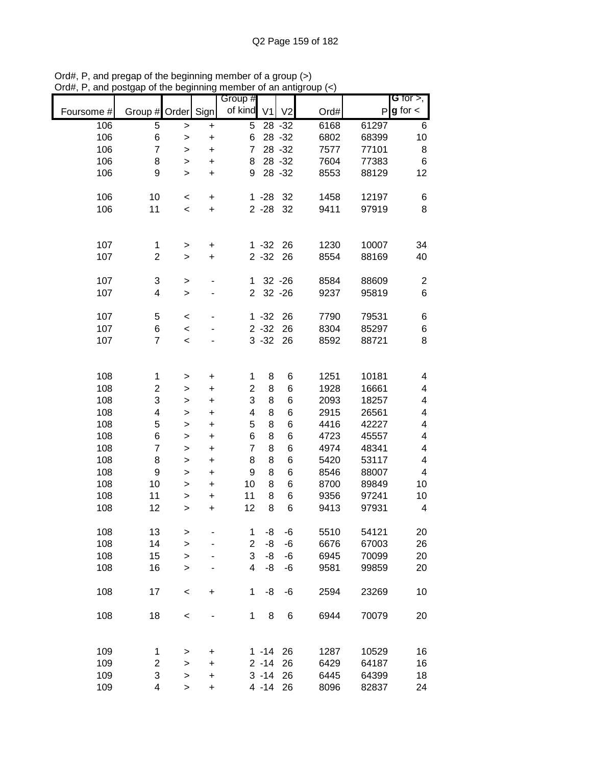Ord#, P, and pregap of the beginning member of a group (>)
Ord#, P, and postgap of the beginning member of an antigroup (<)

| Foursome # | Group # | Order | Sign | Group # of kind | V1 | V2 | Ord# | P | G for >, g for < |
|---|---|---|---|---|---|---|---|---|---|
| 106 | 5 | > | + | 5 | 28 | -32 | 6168 | 61297 | 6 |
| 106 | 6 | > | + | 6 | 28 | -32 | 6802 | 68399 | 10 |
| 106 | 7 | > | + | 7 | 28 | -32 | 7577 | 77101 | 8 |
| 106 | 8 | > | + | 8 | 28 | -32 | 7604 | 77383 | 6 |
| 106 | 9 | > | + | 9 | 28 | -32 | 8553 | 88129 | 12 |
| | | | | | | | | | |
| 106 | 10 | < | + | 1 | -28 | 32 | 1458 | 12197 | 6 |
| 106 | 11 | < | + | 2 | -28 | 32 | 9411 | 97919 | 8 |
| | | | | | | | | | |
| 107 | 1 | > | + | 1 | -32 | 26 | 1230 | 10007 | 34 |
| 107 | 2 | > | + | 2 | -32 | 26 | 8554 | 88169 | 40 |
| | | | | | | | | | |
| 107 | 3 | > | - | 1 | 32 | -26 | 8584 | 88609 | 2 |
| 107 | 4 | > | - | 2 | 32 | -26 | 9237 | 95819 | 6 |
| | | | | | | | | | |
| 107 | 5 | < | - | 1 | -32 | 26 | 7790 | 79531 | 6 |
| 107 | 6 | < | - | 2 | -32 | 26 | 8304 | 85297 | 6 |
| 107 | 7 | < | - | 3 | -32 | 26 | 8592 | 88721 | 8 |
| | | | | | | | | | |
| 108 | 1 | > | + | 1 | 8 | 6 | 1251 | 10181 | 4 |
| 108 | 2 | > | + | 2 | 8 | 6 | 1928 | 16661 | 4 |
| 108 | 3 | > | + | 3 | 8 | 6 | 2093 | 18257 | 4 |
| 108 | 4 | > | + | 4 | 8 | 6 | 2915 | 26561 | 4 |
| 108 | 5 | > | + | 5 | 8 | 6 | 4416 | 42227 | 4 |
| 108 | 6 | > | + | 6 | 8 | 6 | 4723 | 45557 | 4 |
| 108 | 7 | > | + | 7 | 8 | 6 | 4974 | 48341 | 4 |
| 108 | 8 | > | + | 8 | 8 | 6 | 5420 | 53117 | 4 |
| 108 | 9 | > | + | 9 | 8 | 6 | 8546 | 88007 | 4 |
| 108 | 10 | > | + | 10 | 8 | 6 | 8700 | 89849 | 10 |
| 108 | 11 | > | + | 11 | 8 | 6 | 9356 | 97241 | 10 |
| 108 | 12 | > | + | 12 | 8 | 6 | 9413 | 97931 | 4 |
| | | | | | | | | | |
| 108 | 13 | > | - | 1 | -8 | -6 | 5510 | 54121 | 20 |
| 108 | 14 | > | - | 2 | -8 | -6 | 6676 | 67003 | 26 |
| 108 | 15 | > | - | 3 | -8 | -6 | 6945 | 70099 | 20 |
| 108 | 16 | > | - | 4 | -8 | -6 | 9581 | 99859 | 20 |
| | | | | | | | | | |
| 108 | 17 | < | + | 1 | -8 | -6 | 2594 | 23269 | 10 |
| | | | | | | | | | |
| 108 | 18 | < | - | 1 | 8 | 6 | 6944 | 70079 | 20 |
| | | | | | | | | | |
| 109 | 1 | > | + | 1 | -14 | 26 | 1287 | 10529 | 16 |
| 109 | 2 | > | + | 2 | -14 | 26 | 6429 | 64187 | 16 |
| 109 | 3 | > | + | 3 | -14 | 26 | 6445 | 64399 | 18 |
| 109 | 4 | > | + | 4 | -14 | 26 | 8096 | 82837 | 24 |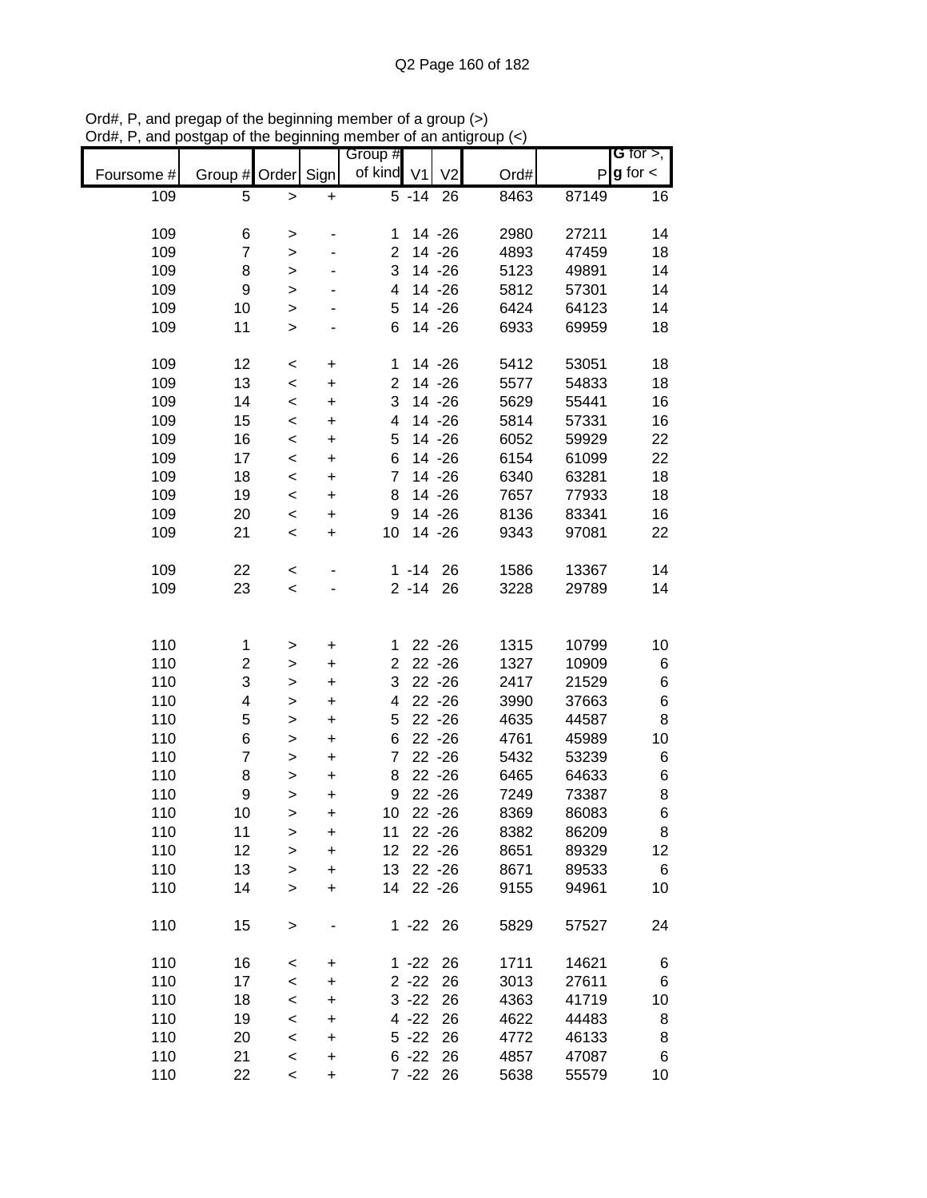Ord#, P, and pregap of the beginning member of a group (>)
Ord#, P, and postgap of the beginning member of an antigroup (<)

| Foursome # | Group # | Order | Sign | Group # of kind | V1 | V2 | Ord# | P | G for >, g for < |
|---|---|---|---|---|---|---|---|---|---|
| 109 | 5 | > | + | 5 | -14 | 26 | 8463 | 87149 | 16 |
| | | | | | | | | | |
| 109 | 6 | > | - | 1 | 14 | -26 | 2980 | 27211 | 14 |
| 109 | 7 | > | - | 2 | 14 | -26 | 4893 | 47459 | 18 |
| 109 | 8 | > | - | 3 | 14 | -26 | 5123 | 49891 | 14 |
| 109 | 9 | > | - | 4 | 14 | -26 | 5812 | 57301 | 14 |
| 109 | 10 | > | - | 5 | 14 | -26 | 6424 | 64123 | 14 |
| 109 | 11 | > | - | 6 | 14 | -26 | 6933 | 69959 | 18 |
| | | | | | | | | | |
| 109 | 12 | < | + | 1 | 14 | -26 | 5412 | 53051 | 18 |
| 109 | 13 | < | + | 2 | 14 | -26 | 5577 | 54833 | 18 |
| 109 | 14 | < | + | 3 | 14 | -26 | 5629 | 55441 | 16 |
| 109 | 15 | < | + | 4 | 14 | -26 | 5814 | 57331 | 16 |
| 109 | 16 | < | + | 5 | 14 | -26 | 6052 | 59929 | 22 |
| 109 | 17 | < | + | 6 | 14 | -26 | 6154 | 61099 | 22 |
| 109 | 18 | < | + | 7 | 14 | -26 | 6340 | 63281 | 18 |
| 109 | 19 | < | + | 8 | 14 | -26 | 7657 | 77933 | 18 |
| 109 | 20 | < | + | 9 | 14 | -26 | 8136 | 83341 | 16 |
| 109 | 21 | < | + | 10 | 14 | -26 | 9343 | 97081 | 22 |
| | | | | | | | | | |
| 109 | 22 | < | - | 1 | -14 | 26 | 1586 | 13367 | 14 |
| 109 | 23 | < | - | 2 | -14 | 26 | 3228 | 29789 | 14 |
| | | | | | | | | | |
| 110 | 1 | > | + | 1 | 22 | -26 | 1315 | 10799 | 10 |
| 110 | 2 | > | + | 2 | 22 | -26 | 1327 | 10909 | 6 |
| 110 | 3 | > | + | 3 | 22 | -26 | 2417 | 21529 | 6 |
| 110 | 4 | > | + | 4 | 22 | -26 | 3990 | 37663 | 6 |
| 110 | 5 | > | + | 5 | 22 | -26 | 4635 | 44587 | 8 |
| 110 | 6 | > | + | 6 | 22 | -26 | 4761 | 45989 | 10 |
| 110 | 7 | > | + | 7 | 22 | -26 | 5432 | 53239 | 6 |
| 110 | 8 | > | + | 8 | 22 | -26 | 6465 | 64633 | 6 |
| 110 | 9 | > | + | 9 | 22 | -26 | 7249 | 73387 | 8 |
| 110 | 10 | > | + | 10 | 22 | -26 | 8369 | 86083 | 6 |
| 110 | 11 | > | + | 11 | 22 | -26 | 8382 | 86209 | 8 |
| 110 | 12 | > | + | 12 | 22 | -26 | 8651 | 89329 | 12 |
| 110 | 13 | > | + | 13 | 22 | -26 | 8671 | 89533 | 6 |
| 110 | 14 | > | + | 14 | 22 | -26 | 9155 | 94961 | 10 |
| | | | | | | | | | |
| 110 | 15 | > | - | 1 | -22 | 26 | 5829 | 57527 | 24 |
| | | | | | | | | | |
| 110 | 16 | < | + | 1 | -22 | 26 | 1711 | 14621 | 6 |
| 110 | 17 | < | + | 2 | -22 | 26 | 3013 | 27611 | 6 |
| 110 | 18 | < | + | 3 | -22 | 26 | 4363 | 41719 | 10 |
| 110 | 19 | < | + | 4 | -22 | 26 | 4622 | 44483 | 8 |
| 110 | 20 | < | + | 5 | -22 | 26 | 4772 | 46133 | 8 |
| 110 | 21 | < | + | 6 | -22 | 26 | 4857 | 47087 | 6 |
| 110 | 22 | < | + | 7 | -22 | 26 | 5638 | 55579 | 10 |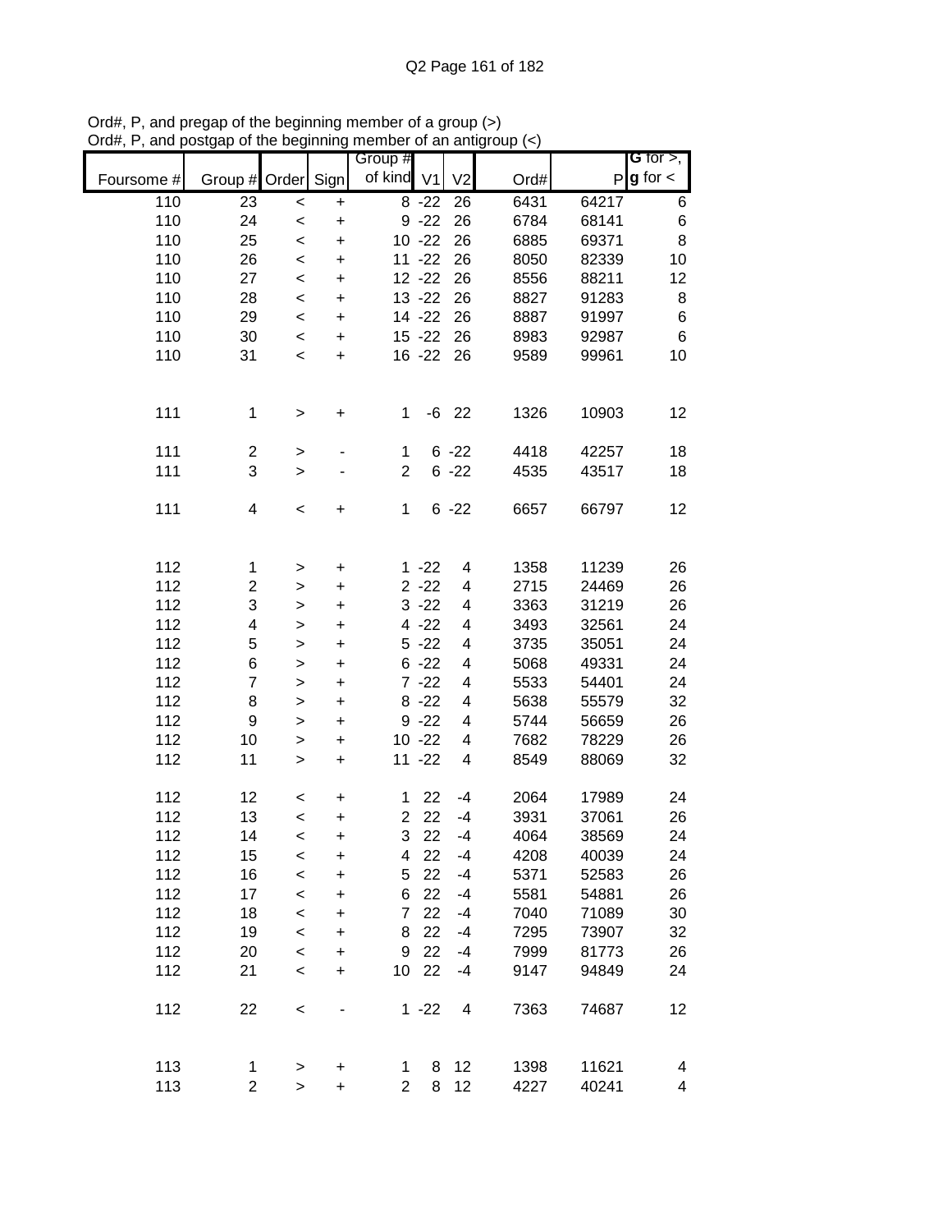Ord#, P, and pregap of the beginning member of a group (>)
Ord#, P, and postgap of the beginning member of an antigroup (<)

| Foursome # | Group # | Order | Sign | Group # of kind | V1 | V2 | Ord# | P | G for >, g for < |
|---|---|---|---|---|---|---|---|---|---|
| 110 | 23 | < | + | 8 | -22 | 26 | 6431 | 64217 | 6 |
| 110 | 24 | < | + | 9 | -22 | 26 | 6784 | 68141 | 6 |
| 110 | 25 | < | + | 10 | -22 | 26 | 6885 | 69371 | 8 |
| 110 | 26 | < | + | 11 | -22 | 26 | 8050 | 82339 | 10 |
| 110 | 27 | < | + | 12 | -22 | 26 | 8556 | 88211 | 12 |
| 110 | 28 | < | + | 13 | -22 | 26 | 8827 | 91283 | 8 |
| 110 | 29 | < | + | 14 | -22 | 26 | 8887 | 91997 | 6 |
| 110 | 30 | < | + | 15 | -22 | 26 | 8983 | 92987 | 6 |
| 110 | 31 | < | + | 16 | -22 | 26 | 9589 | 99961 | 10 |
| | | | | | | | | | |
| 111 | 1 | > | + | 1 | -6 | 22 | 1326 | 10903 | 12 |
| | | | | | | | | | |
| 111 | 2 | > | - | 1 | 6 | -22 | 4418 | 42257 | 18 |
| 111 | 3 | > | - | 2 | 6 | -22 | 4535 | 43517 | 18 |
| | | | | | | | | | |
| 111 | 4 | < | + | 1 | 6 | -22 | 6657 | 66797 | 12 |
| | | | | | | | | | |
| 112 | 1 | > | + | 1 | -22 | 4 | 1358 | 11239 | 26 |
| 112 | 2 | > | + | 2 | -22 | 4 | 2715 | 24469 | 26 |
| 112 | 3 | > | + | 3 | -22 | 4 | 3363 | 31219 | 26 |
| 112 | 4 | > | + | 4 | -22 | 4 | 3493 | 32561 | 24 |
| 112 | 5 | > | + | 5 | -22 | 4 | 3735 | 35051 | 24 |
| 112 | 6 | > | + | 6 | -22 | 4 | 5068 | 49331 | 24 |
| 112 | 7 | > | + | 7 | -22 | 4 | 5533 | 54401 | 24 |
| 112 | 8 | > | + | 8 | -22 | 4 | 5638 | 55579 | 32 |
| 112 | 9 | > | + | 9 | -22 | 4 | 5744 | 56659 | 26 |
| 112 | 10 | > | + | 10 | -22 | 4 | 7682 | 78229 | 26 |
| 112 | 11 | > | + | 11 | -22 | 4 | 8549 | 88069 | 32 |
| | | | | | | | | | |
| 112 | 12 | < | + | 1 | 22 | -4 | 2064 | 17989 | 24 |
| 112 | 13 | < | + | 2 | 22 | -4 | 3931 | 37061 | 26 |
| 112 | 14 | < | + | 3 | 22 | -4 | 4064 | 38569 | 24 |
| 112 | 15 | < | + | 4 | 22 | -4 | 4208 | 40039 | 24 |
| 112 | 16 | < | + | 5 | 22 | -4 | 5371 | 52583 | 26 |
| 112 | 17 | < | + | 6 | 22 | -4 | 5581 | 54881 | 26 |
| 112 | 18 | < | + | 7 | 22 | -4 | 7040 | 71089 | 30 |
| 112 | 19 | < | + | 8 | 22 | -4 | 7295 | 73907 | 32 |
| 112 | 20 | < | + | 9 | 22 | -4 | 7999 | 81773 | 26 |
| 112 | 21 | < | + | 10 | 22 | -4 | 9147 | 94849 | 24 |
| | | | | | | | | | |
| 112 | 22 | < | - | 1 | -22 | 4 | 7363 | 74687 | 12 |
| | | | | | | | | | |
| 113 | 1 | > | + | 1 | 8 | 12 | 1398 | 11621 | 4 |
| 113 | 2 | > | + | 2 | 8 | 12 | 4227 | 40241 | 4 |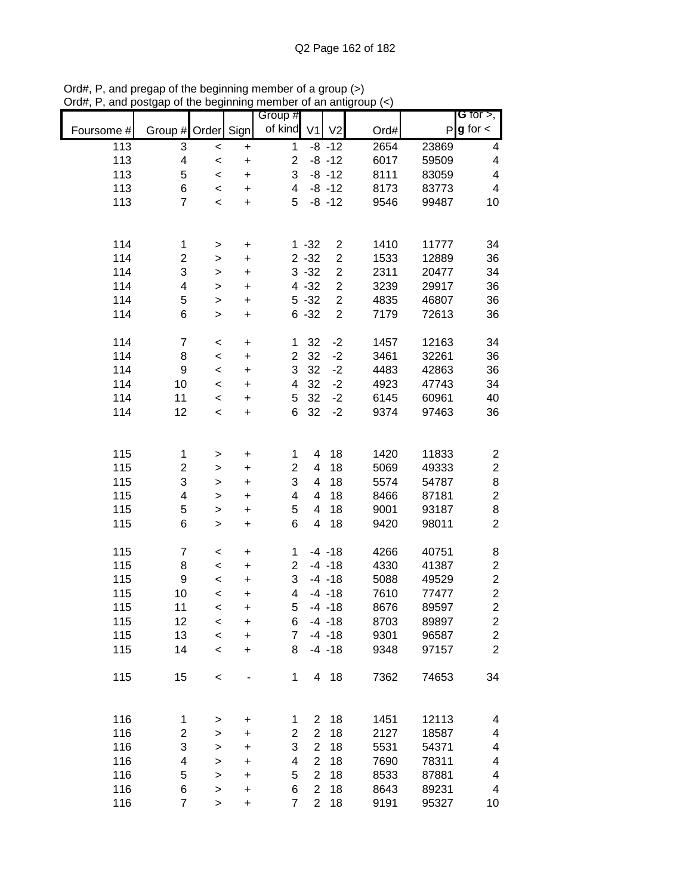Ord#, P, and pregap of the beginning member of a group (>)
Ord#, P, and postgap of the beginning member of an antigroup (<)

| Foursome # | Group # | Order | Sign | Group # of kind | V1 | V2 | Ord# | P | G for >, g for < |
|---|---|---|---|---|---|---|---|---|---|
| 113 | 3 | < | + | 1 | -8 | -12 | 2654 | 23869 | 4 |
| 113 | 4 | < | + | 2 | -8 | -12 | 6017 | 59509 | 4 |
| 113 | 5 | < | + | 3 | -8 | -12 | 8111 | 83059 | 4 |
| 113 | 6 | < | + | 4 | -8 | -12 | 8173 | 83773 | 4 |
| 113 | 7 | < | + | 5 | -8 | -12 | 9546 | 99487 | 10 |
| | | | | | | | | | |
| 114 | 1 | > | + | 1 | -32 | 2 | 1410 | 11777 | 34 |
| 114 | 2 | > | + | 2 | -32 | 2 | 1533 | 12889 | 36 |
| 114 | 3 | > | + | 3 | -32 | 2 | 2311 | 20477 | 34 |
| 114 | 4 | > | + | 4 | -32 | 2 | 3239 | 29917 | 36 |
| 114 | 5 | > | + | 5 | -32 | 2 | 4835 | 46807 | 36 |
| 114 | 6 | > | + | 6 | -32 | 2 | 7179 | 72613 | 36 |
| | | | | | | | | | |
| 114 | 7 | < | + | 1 | 32 | -2 | 1457 | 12163 | 34 |
| 114 | 8 | < | + | 2 | 32 | -2 | 3461 | 32261 | 36 |
| 114 | 9 | < | + | 3 | 32 | -2 | 4483 | 42863 | 36 |
| 114 | 10 | < | + | 4 | 32 | -2 | 4923 | 47743 | 34 |
| 114 | 11 | < | + | 5 | 32 | -2 | 6145 | 60961 | 40 |
| 114 | 12 | < | + | 6 | 32 | -2 | 9374 | 97463 | 36 |
| | | | | | | | | | |
| 115 | 1 | > | + | 1 | 4 | 18 | 1420 | 11833 | 2 |
| 115 | 2 | > | + | 2 | 4 | 18 | 5069 | 49333 | 2 |
| 115 | 3 | > | + | 3 | 4 | 18 | 5574 | 54787 | 8 |
| 115 | 4 | > | + | 4 | 4 | 18 | 8466 | 87181 | 2 |
| 115 | 5 | > | + | 5 | 4 | 18 | 9001 | 93187 | 8 |
| 115 | 6 | > | + | 6 | 4 | 18 | 9420 | 98011 | 2 |
| | | | | | | | | | |
| 115 | 7 | < | + | 1 | -4 | -18 | 4266 | 40751 | 8 |
| 115 | 8 | < | + | 2 | -4 | -18 | 4330 | 41387 | 2 |
| 115 | 9 | < | + | 3 | -4 | -18 | 5088 | 49529 | 2 |
| 115 | 10 | < | + | 4 | -4 | -18 | 7610 | 77477 | 2 |
| 115 | 11 | < | + | 5 | -4 | -18 | 8676 | 89597 | 2 |
| 115 | 12 | < | + | 6 | -4 | -18 | 8703 | 89897 | 2 |
| 115 | 13 | < | + | 7 | -4 | -18 | 9301 | 96587 | 2 |
| 115 | 14 | < | + | 8 | -4 | -18 | 9348 | 97157 | 2 |
| | | | | | | | | | |
| 115 | 15 | < | - | 1 | 4 | 18 | 7362 | 74653 | 34 |
| | | | | | | | | | |
| 116 | 1 | > | + | 1 | 2 | 18 | 1451 | 12113 | 4 |
| 116 | 2 | > | + | 2 | 2 | 18 | 2127 | 18587 | 4 |
| 116 | 3 | > | + | 3 | 2 | 18 | 5531 | 54371 | 4 |
| 116 | 4 | > | + | 4 | 2 | 18 | 7690 | 78311 | 4 |
| 116 | 5 | > | + | 5 | 2 | 18 | 8533 | 87881 | 4 |
| 116 | 6 | > | + | 6 | 2 | 18 | 8643 | 89231 | 4 |
| 116 | 7 | > | + | 7 | 2 | 18 | 9191 | 95327 | 10 |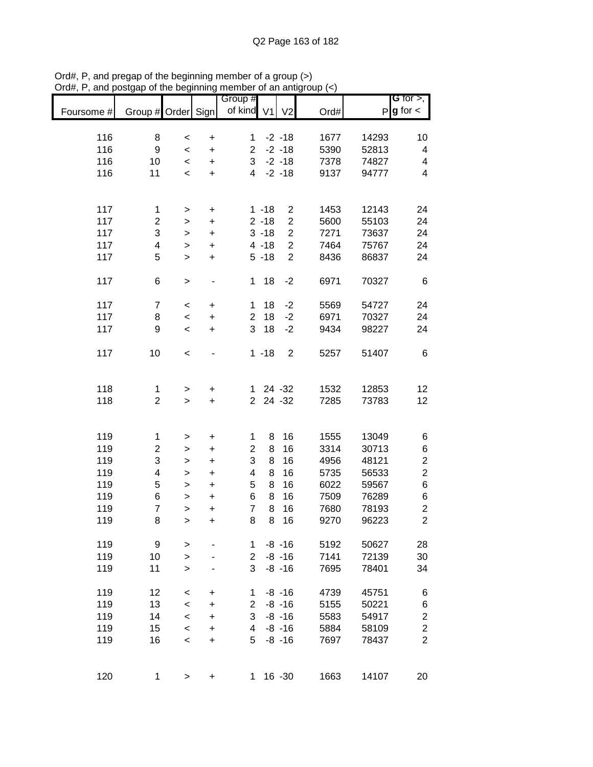Ord#, P, and pregap of the beginning member of a group (>)
Ord#, P, and postgap of the beginning member of an antigroup (<)

| Foursome # | Group # | Order | Sign | Group # of kind | V1 | V2 | Ord# | P | G for >, g for < |
|---|---|---|---|---|---|---|---|---|---|
| 116 | 8 | < | + | 1 | -2 | -18 | 1677 | 14293 | 10 |
| 116 | 9 | < | + | 2 | -2 | -18 | 5390 | 52813 | 4 |
| 116 | 10 | < | + | 3 | -2 | -18 | 7378 | 74827 | 4 |
| 116 | 11 | < | + | 4 | -2 | -18 | 9137 | 94777 | 4 |
| | | | | | | | | | |
| 117 | 1 | > | + | 1 | -18 | 2 | 1453 | 12143 | 24 |
| 117 | 2 | > | + | 2 | -18 | 2 | 5600 | 55103 | 24 |
| 117 | 3 | > | + | 3 | -18 | 2 | 7271 | 73637 | 24 |
| 117 | 4 | > | + | 4 | -18 | 2 | 7464 | 75767 | 24 |
| 117 | 5 | > | + | 5 | -18 | 2 | 8436 | 86837 | 24 |
| | | | | | | | | | |
| 117 | 6 | > | - | 1 | 18 | -2 | 6971 | 70327 | 6 |
| | | | | | | | | | |
| 117 | 7 | < | + | 1 | 18 | -2 | 5569 | 54727 | 24 |
| 117 | 8 | < | + | 2 | 18 | -2 | 6971 | 70327 | 24 |
| 117 | 9 | < | + | 3 | 18 | -2 | 9434 | 98227 | 24 |
| | | | | | | | | | |
| 117 | 10 | < | - | 1 | -18 | 2 | 5257 | 51407 | 6 |
| | | | | | | | | | |
| 118 | 1 | > | + | 1 | 24 | -32 | 1532 | 12853 | 12 |
| 118 | 2 | > | + | 2 | 24 | -32 | 7285 | 73783 | 12 |
| | | | | | | | | | |
| 119 | 1 | > | + | 1 | 8 | 16 | 1555 | 13049 | 6 |
| 119 | 2 | > | + | 2 | 8 | 16 | 3314 | 30713 | 6 |
| 119 | 3 | > | + | 3 | 8 | 16 | 4956 | 48121 | 2 |
| 119 | 4 | > | + | 4 | 8 | 16 | 5735 | 56533 | 2 |
| 119 | 5 | > | + | 5 | 8 | 16 | 6022 | 59567 | 6 |
| 119 | 6 | > | + | 6 | 8 | 16 | 7509 | 76289 | 6 |
| 119 | 7 | > | + | 7 | 8 | 16 | 7680 | 78193 | 2 |
| 119 | 8 | > | + | 8 | 8 | 16 | 9270 | 96223 | 2 |
| | | | | | | | | | |
| 119 | 9 | > | - | 1 | -8 | -16 | 5192 | 50627 | 28 |
| 119 | 10 | > | - | 2 | -8 | -16 | 7141 | 72139 | 30 |
| 119 | 11 | > | - | 3 | -8 | -16 | 7695 | 78401 | 34 |
| | | | | | | | | | |
| 119 | 12 | < | + | 1 | -8 | -16 | 4739 | 45751 | 6 |
| 119 | 13 | < | + | 2 | -8 | -16 | 5155 | 50221 | 6 |
| 119 | 14 | < | + | 3 | -8 | -16 | 5583 | 54917 | 2 |
| 119 | 15 | < | + | 4 | -8 | -16 | 5884 | 58109 | 2 |
| 119 | 16 | < | + | 5 | -8 | -16 | 7697 | 78437 | 2 |
| | | | | | | | | | |
| 120 | 1 | > | + | 1 | 16 | -30 | 1663 | 14107 | 20 |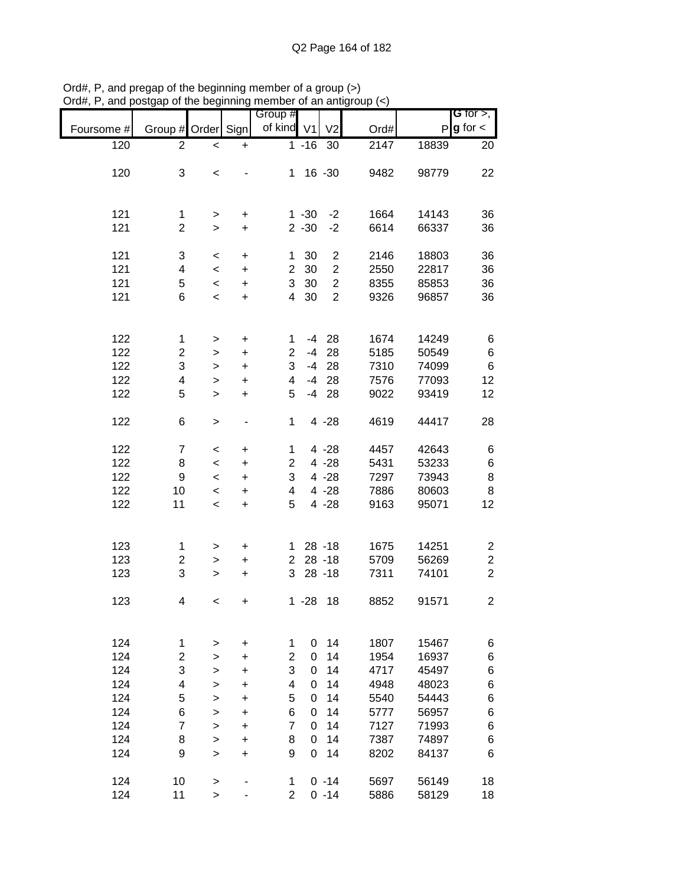Ord#, P, and pregap of the beginning member of a group (>)
Ord#, P, and postgap of the beginning member of an antigroup (<)

| Foursome # | Group # | Order | Sign | Group # of kind | V1 | V2 | Ord# | P | G for >, g for < |
|---|---|---|---|---|---|---|---|---|---|
| 120 | 2 | < | + | 1 | -16 | 30 | 2147 | 18839 | 20 |
| | | | | | | | | | |
| 120 | 3 | < | - | 1 | 16 | -30 | 9482 | 98779 | 22 |
| | | | | | | | | | |
| 121 | 1 | > | + | 1 | -30 | -2 | 1664 | 14143 | 36 |
| 121 | 2 | > | + | 2 | -30 | -2 | 6614 | 66337 | 36 |
| | | | | | | | | | |
| 121 | 3 | < | + | 1 | 30 | 2 | 2146 | 18803 | 36 |
| 121 | 4 | < | + | 2 | 30 | 2 | 2550 | 22817 | 36 |
| 121 | 5 | < | + | 3 | 30 | 2 | 8355 | 85853 | 36 |
| 121 | 6 | < | + | 4 | 30 | 2 | 9326 | 96857 | 36 |
| | | | | | | | | | |
| 122 | 1 | > | + | 1 | -4 | 28 | 1674 | 14249 | 6 |
| 122 | 2 | > | + | 2 | -4 | 28 | 5185 | 50549 | 6 |
| 122 | 3 | > | + | 3 | -4 | 28 | 7310 | 74099 | 6 |
| 122 | 4 | > | + | 4 | -4 | 28 | 7576 | 77093 | 12 |
| 122 | 5 | > | + | 5 | -4 | 28 | 9022 | 93419 | 12 |
| | | | | | | | | | |
| 122 | 6 | > | - | 1 | 4 | -28 | 4619 | 44417 | 28 |
| | | | | | | | | | |
| 122 | 7 | < | + | 1 | 4 | -28 | 4457 | 42643 | 6 |
| 122 | 8 | < | + | 2 | 4 | -28 | 5431 | 53233 | 6 |
| 122 | 9 | < | + | 3 | 4 | -28 | 7297 | 73943 | 8 |
| 122 | 10 | < | + | 4 | 4 | -28 | 7886 | 80603 | 8 |
| 122 | 11 | < | + | 5 | 4 | -28 | 9163 | 95071 | 12 |
| | | | | | | | | | |
| 123 | 1 | > | + | 1 | 28 | -18 | 1675 | 14251 | 2 |
| 123 | 2 | > | + | 2 | 28 | -18 | 5709 | 56269 | 2 |
| 123 | 3 | > | + | 3 | 28 | -18 | 7311 | 74101 | 2 |
| | | | | | | | | | |
| 123 | 4 | < | + | 1 | -28 | 18 | 8852 | 91571 | 2 |
| | | | | | | | | | |
| 124 | 1 | > | + | 1 | 0 | 14 | 1807 | 15467 | 6 |
| 124 | 2 | > | + | 2 | 0 | 14 | 1954 | 16937 | 6 |
| 124 | 3 | > | + | 3 | 0 | 14 | 4717 | 45497 | 6 |
| 124 | 4 | > | + | 4 | 0 | 14 | 4948 | 48023 | 6 |
| 124 | 5 | > | + | 5 | 0 | 14 | 5540 | 54443 | 6 |
| 124 | 6 | > | + | 6 | 0 | 14 | 5777 | 56957 | 6 |
| 124 | 7 | > | + | 7 | 0 | 14 | 7127 | 71993 | 6 |
| 124 | 8 | > | + | 8 | 0 | 14 | 7387 | 74897 | 6 |
| 124 | 9 | > | + | 9 | 0 | 14 | 8202 | 84137 | 6 |
| | | | | | | | | | |
| 124 | 10 | > | - | 1 | 0 | -14 | 5697 | 56149 | 18 |
| 124 | 11 | > | - | 2 | 0 | -14 | 5886 | 58129 | 18 |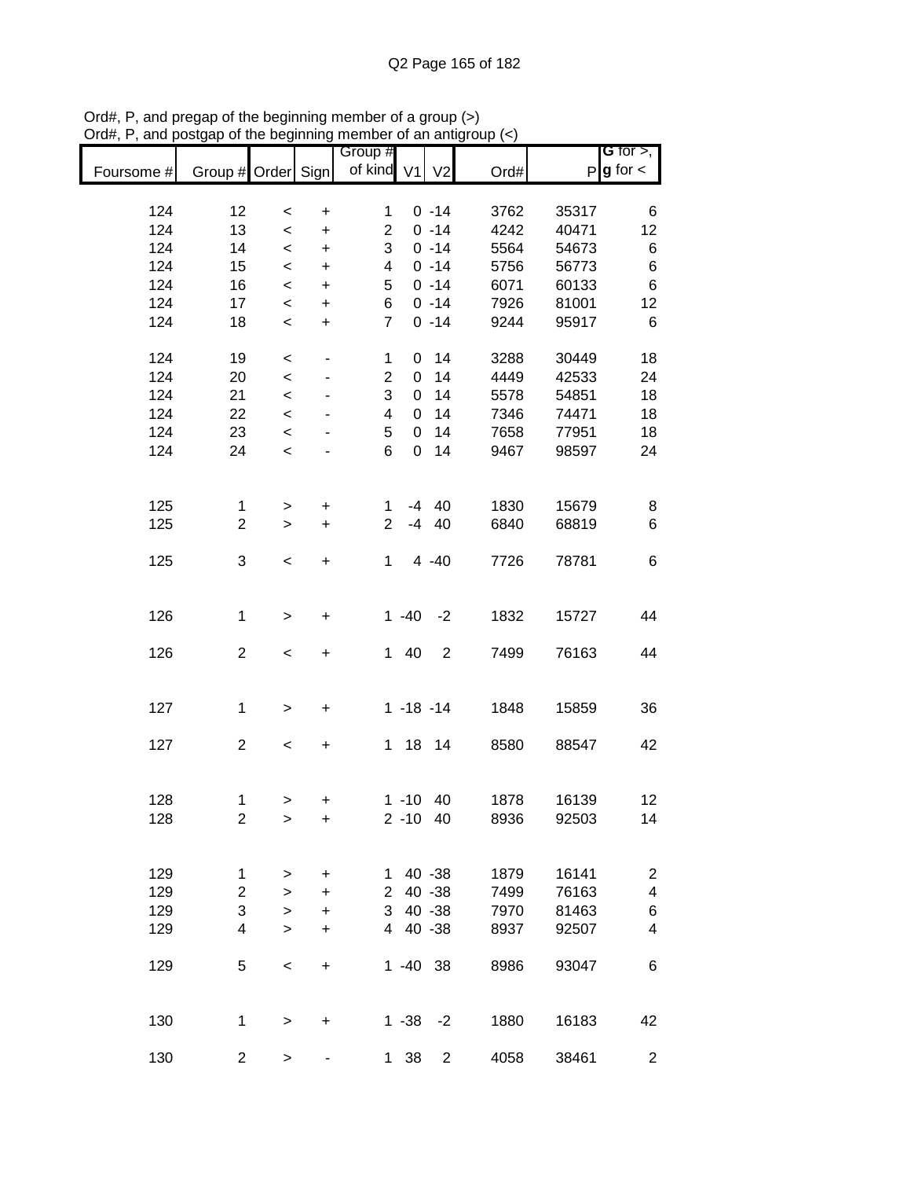Ord#, P, and pregap of the beginning member of a group (>)
Ord#, P, and postgap of the beginning member of an antigroup (<)

| Foursome # | Group # | Order | Sign | Group # of kind | V1 | V2 | Ord# | P | G for >, g for < |
|---|---|---|---|---|---|---|---|---|---|
| 124 | 12 | < | + | 1 | 0 | -14 | 3762 | 35317 | 6 |
| 124 | 13 | < | + | 2 | 0 | -14 | 4242 | 40471 | 12 |
| 124 | 14 | < | + | 3 | 0 | -14 | 5564 | 54673 | 6 |
| 124 | 15 | < | + | 4 | 0 | -14 | 5756 | 56773 | 6 |
| 124 | 16 | < | + | 5 | 0 | -14 | 6071 | 60133 | 6 |
| 124 | 17 | < | + | 6 | 0 | -14 | 7926 | 81001 | 12 |
| 124 | 18 | < | + | 7 | 0 | -14 | 9244 | 95917 | 6 |
| | | | | | | | | | |
| 124 | 19 | < | - | 1 | 0 | 14 | 3288 | 30449 | 18 |
| 124 | 20 | < | - | 2 | 0 | 14 | 4449 | 42533 | 24 |
| 124 | 21 | < | - | 3 | 0 | 14 | 5578 | 54851 | 18 |
| 124 | 22 | < | - | 4 | 0 | 14 | 7346 | 74471 | 18 |
| 124 | 23 | < | - | 5 | 0 | 14 | 7658 | 77951 | 18 |
| 124 | 24 | < | - | 6 | 0 | 14 | 9467 | 98597 | 24 |
| | | | | | | | | | |
| 125 | 1 | > | + | 1 | -4 | 40 | 1830 | 15679 | 8 |
| 125 | 2 | > | + | 2 | -4 | 40 | 6840 | 68819 | 6 |
| | | | | | | | | | |
| 125 | 3 | < | + | 1 | 4 | -40 | 7726 | 78781 | 6 |
| | | | | | | | | | |
| 126 | 1 | > | + | 1 | -40 | -2 | 1832 | 15727 | 44 |
| | | | | | | | | | |
| 126 | 2 | < | + | 1 | 40 | 2 | 7499 | 76163 | 44 |
| | | | | | | | | | |
| 127 | 1 | > | + | 1 | -18 | -14 | 1848 | 15859 | 36 |
| | | | | | | | | | |
| 127 | 2 | < | + | 1 | 18 | 14 | 8580 | 88547 | 42 |
| | | | | | | | | | |
| 128 | 1 | > | + | 1 | -10 | 40 | 1878 | 16139 | 12 |
| 128 | 2 | > | + | 2 | -10 | 40 | 8936 | 92503 | 14 |
| | | | | | | | | | |
| 129 | 1 | > | + | 1 | 40 | -38 | 1879 | 16141 | 2 |
| 129 | 2 | > | + | 2 | 40 | -38 | 7499 | 76163 | 4 |
| 129 | 3 | > | + | 3 | 40 | -38 | 7970 | 81463 | 6 |
| 129 | 4 | > | + | 4 | 40 | -38 | 8937 | 92507 | 4 |
| | | | | | | | | | |
| 129 | 5 | < | + | 1 | -40 | 38 | 8986 | 93047 | 6 |
| | | | | | | | | | |
| 130 | 1 | > | + | 1 | -38 | -2 | 1880 | 16183 | 42 |
| | | | | | | | | | |
| 130 | 2 | > | - | 1 | 38 | 2 | 4058 | 38461 | 2 |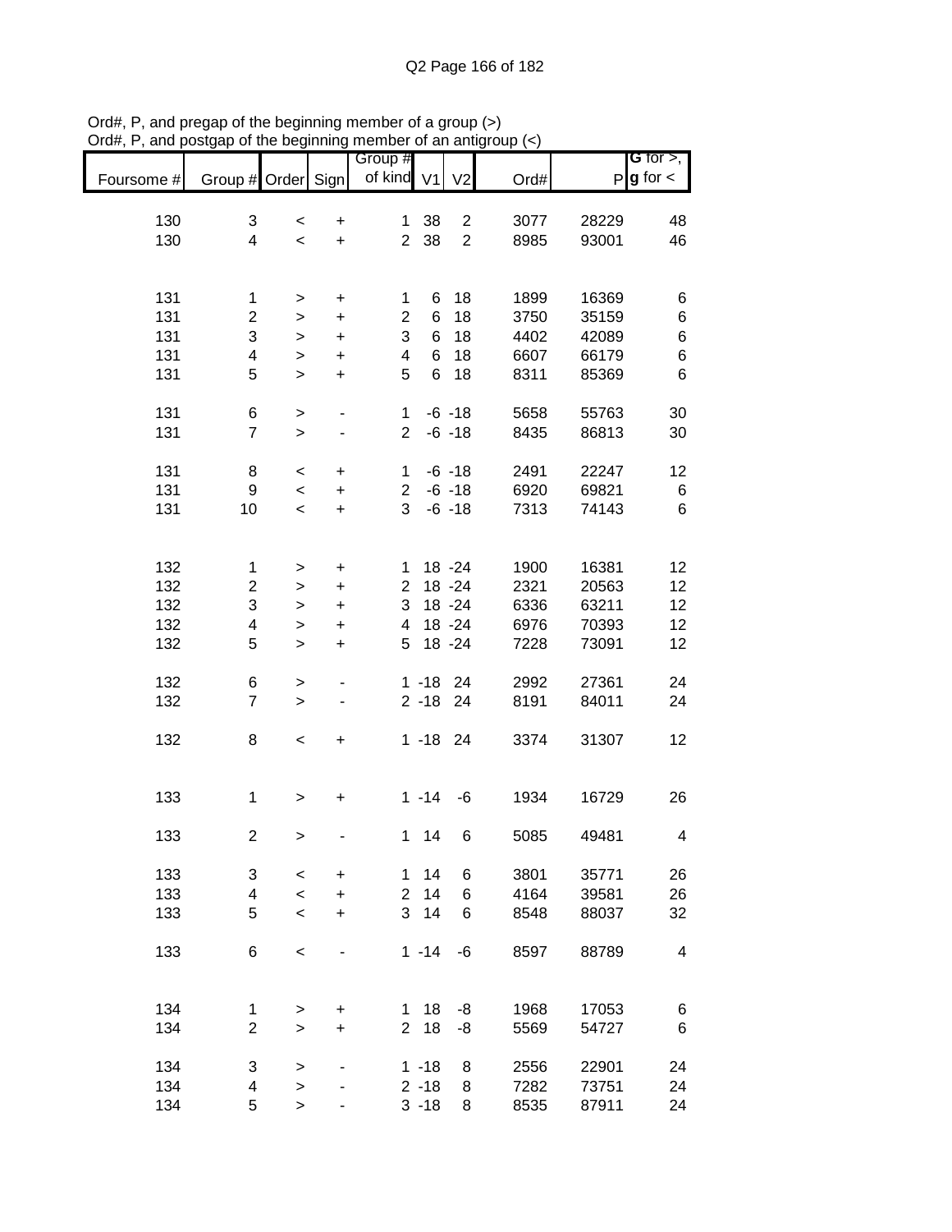Ord#, P, and pregap of the beginning member of a group (>)
Ord#, P, and postgap of the beginning member of an antigroup (<)

| Foursome # | Group # | Order | Sign | Group # of kind | V1 | V2 | Ord# | P | G for >, g for < |
|---|---|---|---|---|---|---|---|---|---|
| 130 | 3 | < | + | 1 | 38 | 2 | 3077 | 28229 | 48 |
| 130 | 4 | < | + | 2 | 38 | 2 | 8985 | 93001 | 46 |
| | | | | | | | | | |
| 131 | 1 | > | + | 1 | 6 | 18 | 1899 | 16369 | 6 |
| 131 | 2 | > | + | 2 | 6 | 18 | 3750 | 35159 | 6 |
| 131 | 3 | > | + | 3 | 6 | 18 | 4402 | 42089 | 6 |
| 131 | 4 | > | + | 4 | 6 | 18 | 6607 | 66179 | 6 |
| 131 | 5 | > | + | 5 | 6 | 18 | 8311 | 85369 | 6 |
| | | | | | | | | | |
| 131 | 6 | > | - | 1 | -6 | -18 | 5658 | 55763 | 30 |
| 131 | 7 | > | - | 2 | -6 | -18 | 8435 | 86813 | 30 |
| | | | | | | | | | |
| 131 | 8 | < | + | 1 | -6 | -18 | 2491 | 22247 | 12 |
| 131 | 9 | < | + | 2 | -6 | -18 | 6920 | 69821 | 6 |
| 131 | 10 | < | + | 3 | -6 | -18 | 7313 | 74143 | 6 |
| | | | | | | | | | |
| 132 | 1 | > | + | 1 | 18 | -24 | 1900 | 16381 | 12 |
| 132 | 2 | > | + | 2 | 18 | -24 | 2321 | 20563 | 12 |
| 132 | 3 | > | + | 3 | 18 | -24 | 6336 | 63211 | 12 |
| 132 | 4 | > | + | 4 | 18 | -24 | 6976 | 70393 | 12 |
| 132 | 5 | > | + | 5 | 18 | -24 | 7228 | 73091 | 12 |
| | | | | | | | | | |
| 132 | 6 | > | - | 1 | -18 | 24 | 2992 | 27361 | 24 |
| 132 | 7 | > | - | 2 | -18 | 24 | 8191 | 84011 | 24 |
| | | | | | | | | | |
| 132 | 8 | < | + | 1 | -18 | 24 | 3374 | 31307 | 12 |
| | | | | | | | | | |
| 133 | 1 | > | + | 1 | -14 | -6 | 1934 | 16729 | 26 |
| | | | | | | | | | |
| 133 | 2 | > | - | 1 | 14 | 6 | 5085 | 49481 | 4 |
| | | | | | | | | | |
| 133 | 3 | < | + | 1 | 14 | 6 | 3801 | 35771 | 26 |
| 133 | 4 | < | + | 2 | 14 | 6 | 4164 | 39581 | 26 |
| 133 | 5 | < | + | 3 | 14 | 6 | 8548 | 88037 | 32 |
| | | | | | | | | | |
| 133 | 6 | < | - | 1 | -14 | -6 | 8597 | 88789 | 4 |
| | | | | | | | | | |
| 134 | 1 | > | + | 1 | 18 | -8 | 1968 | 17053 | 6 |
| 134 | 2 | > | + | 2 | 18 | -8 | 5569 | 54727 | 6 |
| | | | | | | | | | |
| 134 | 3 | > | - | 1 | -18 | 8 | 2556 | 22901 | 24 |
| 134 | 4 | > | - | 2 | -18 | 8 | 7282 | 73751 | 24 |
| 134 | 5 | > | - | 3 | -18 | 8 | 8535 | 87911 | 24 |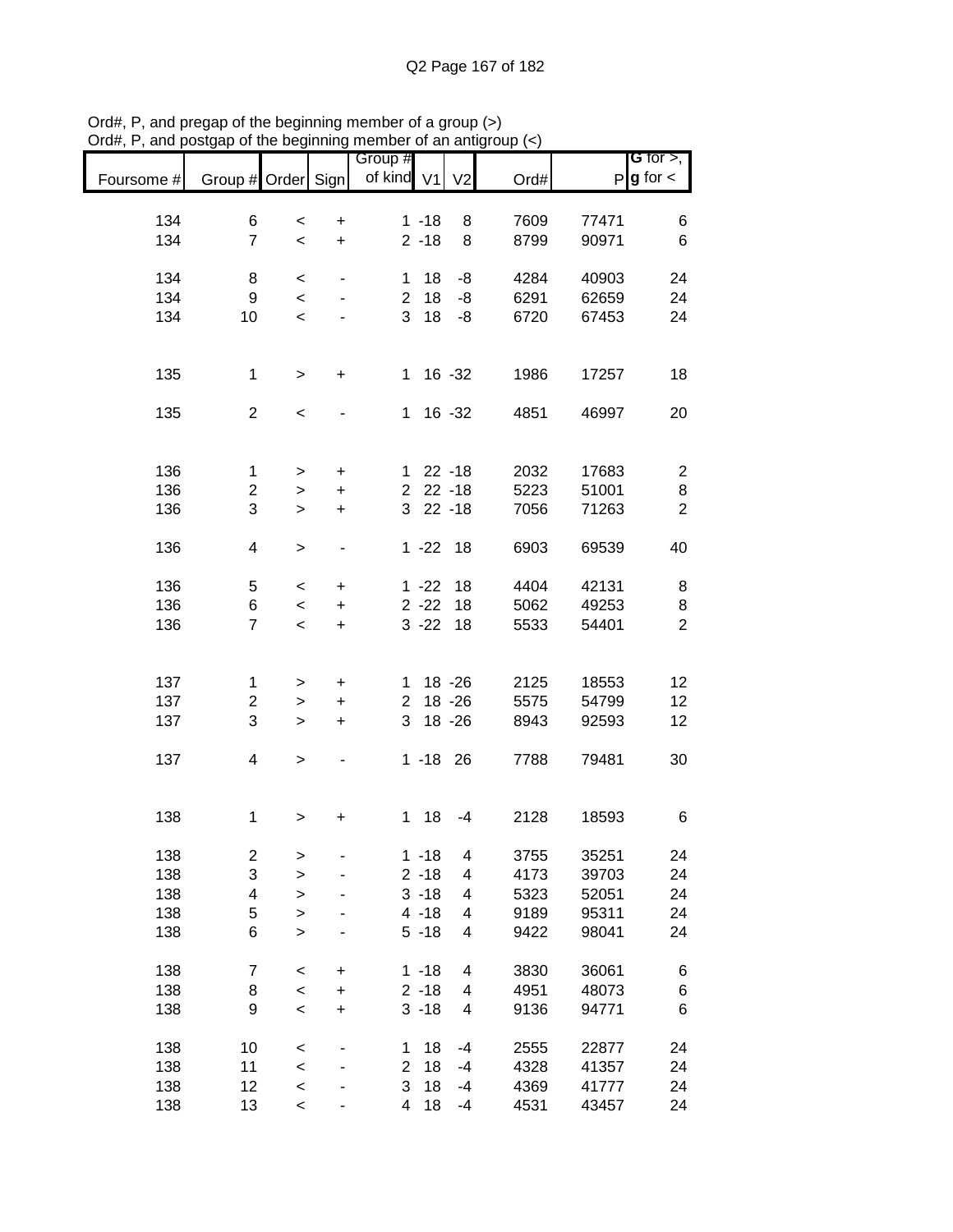Ord#, P, and pregap of the beginning member of a group (>)
Ord#, P, and postgap of the beginning member of an antigroup (<)

| Foursome # | Group # | Order | Sign | Group # of kind | V1 | V2 | Ord# | P | G for >, g for < |
|---|---|---|---|---|---|---|---|---|---|
| 134 | 6 | < | + | 1 | -18 | 8 | 7609 | 77471 | 6 |
| 134 | 7 | < | + | 2 | -18 | 8 | 8799 | 90971 | 6 |
| 134 | 8 | < | - | 1 | 18 | -8 | 4284 | 40903 | 24 |
| 134 | 9 | < | - | 2 | 18 | -8 | 6291 | 62659 | 24 |
| 134 | 10 | < | - | 3 | 18 | -8 | 6720 | 67453 | 24 |
| 135 | 1 | > | + | 1 | 16 | -32 | 1986 | 17257 | 18 |
| 135 | 2 | < | - | 1 | 16 | -32 | 4851 | 46997 | 20 |
| 136 | 1 | > | + | 1 | 22 | -18 | 2032 | 17683 | 2 |
| 136 | 2 | > | + | 2 | 22 | -18 | 5223 | 51001 | 8 |
| 136 | 3 | > | + | 3 | 22 | -18 | 7056 | 71263 | 2 |
| 136 | 4 | > | - | 1 | -22 | 18 | 6903 | 69539 | 40 |
| 136 | 5 | < | + | 1 | -22 | 18 | 4404 | 42131 | 8 |
| 136 | 6 | < | + | 2 | -22 | 18 | 5062 | 49253 | 8 |
| 136 | 7 | < | + | 3 | -22 | 18 | 5533 | 54401 | 2 |
| 137 | 1 | > | + | 1 | 18 | -26 | 2125 | 18553 | 12 |
| 137 | 2 | > | + | 2 | 18 | -26 | 5575 | 54799 | 12 |
| 137 | 3 | > | + | 3 | 18 | -26 | 8943 | 92593 | 12 |
| 137 | 4 | > | - | 1 | -18 | 26 | 7788 | 79481 | 30 |
| 138 | 1 | > | + | 1 | 18 | -4 | 2128 | 18593 | 6 |
| 138 | 2 | > | - | 1 | -18 | 4 | 3755 | 35251 | 24 |
| 138 | 3 | > | - | 2 | -18 | 4 | 4173 | 39703 | 24 |
| 138 | 4 | > | - | 3 | -18 | 4 | 5323 | 52051 | 24 |
| 138 | 5 | > | - | 4 | -18 | 4 | 9189 | 95311 | 24 |
| 138 | 6 | > | - | 5 | -18 | 4 | 9422 | 98041 | 24 |
| 138 | 7 | < | + | 1 | -18 | 4 | 3830 | 36061 | 6 |
| 138 | 8 | < | + | 2 | -18 | 4 | 4951 | 48073 | 6 |
| 138 | 9 | < | + | 3 | -18 | 4 | 9136 | 94771 | 6 |
| 138 | 10 | < | - | 1 | 18 | -4 | 2555 | 22877 | 24 |
| 138 | 11 | < | - | 2 | 18 | -4 | 4328 | 41357 | 24 |
| 138 | 12 | < | - | 3 | 18 | -4 | 4369 | 41777 | 24 |
| 138 | 13 | < | - | 4 | 18 | -4 | 4531 | 43457 | 24 |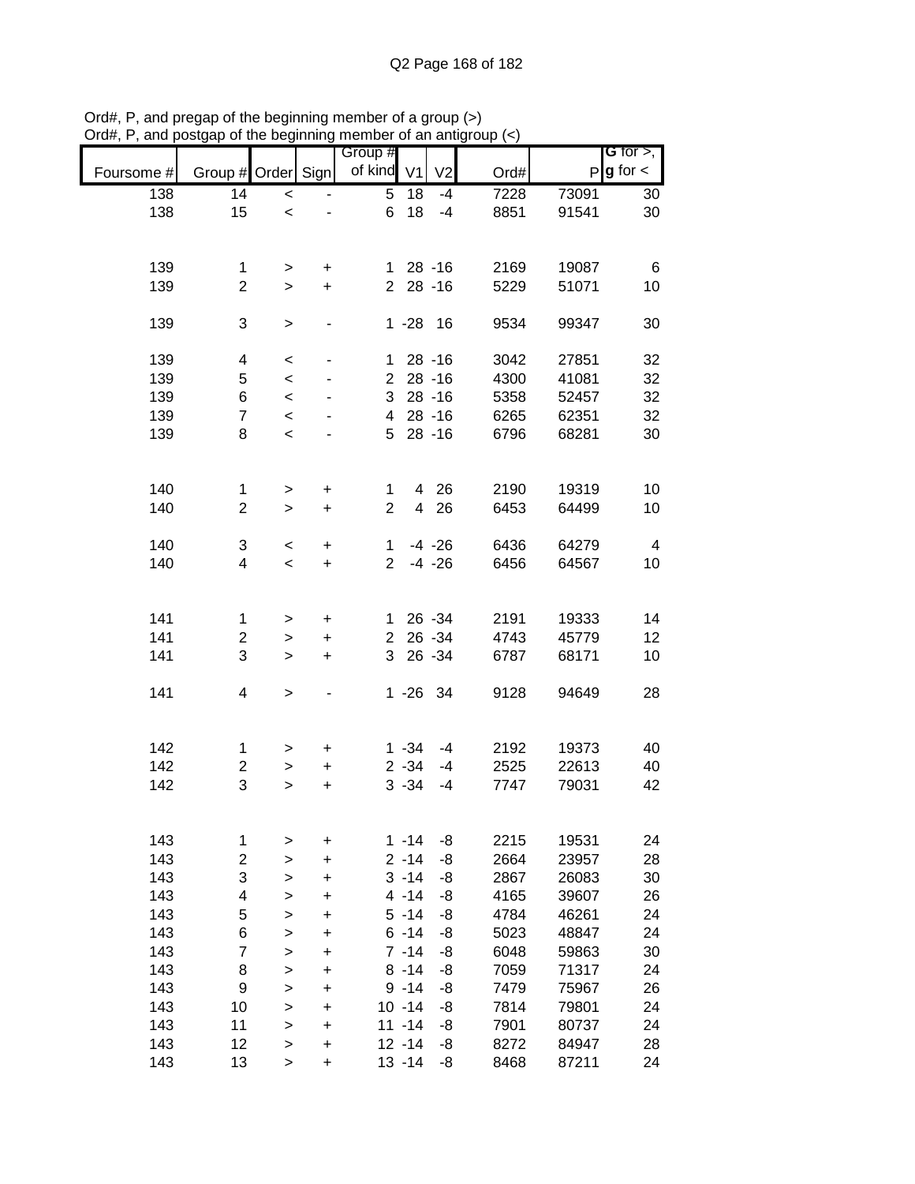Ord#, P, and pregap of the beginning member of a group (>)
Ord#, P, and postgap of the beginning member of an antigroup (<)

| Foursome # | Group # | Order | Sign | Group # of kind | V1 | V2 | Ord# | P | G for >, g for < |
|---|---|---|---|---|---|---|---|---|---|
| 138 | 14 | < | - | 5 | 18 | -4 | 7228 | 73091 | 30 |
| 138 | 15 | < | - | 6 | 18 | -4 | 8851 | 91541 | 30 |
| | | | | | | | | | |
| 139 | 1 | > | + | 1 | 28 | -16 | 2169 | 19087 | 6 |
| 139 | 2 | > | + | 2 | 28 | -16 | 5229 | 51071 | 10 |
| | | | | | | | | | |
| 139 | 3 | > | - | 1 | -28 | 16 | 9534 | 99347 | 30 |
| | | | | | | | | | |
| 139 | 4 | < | - | 1 | 28 | -16 | 3042 | 27851 | 32 |
| 139 | 5 | < | - | 2 | 28 | -16 | 4300 | 41081 | 32 |
| 139 | 6 | < | - | 3 | 28 | -16 | 5358 | 52457 | 32 |
| 139 | 7 | < | - | 4 | 28 | -16 | 6265 | 62351 | 32 |
| 139 | 8 | < | - | 5 | 28 | -16 | 6796 | 68281 | 30 |
| | | | | | | | | | |
| 140 | 1 | > | + | 1 | 4 | 26 | 2190 | 19319 | 10 |
| 140 | 2 | > | + | 2 | 4 | 26 | 6453 | 64499 | 10 |
| | | | | | | | | | |
| 140 | 3 | < | + | 1 | -4 | -26 | 6436 | 64279 | 4 |
| 140 | 4 | < | + | 2 | -4 | -26 | 6456 | 64567 | 10 |
| | | | | | | | | | |
| 141 | 1 | > | + | 1 | 26 | -34 | 2191 | 19333 | 14 |
| 141 | 2 | > | + | 2 | 26 | -34 | 4743 | 45779 | 12 |
| 141 | 3 | > | + | 3 | 26 | -34 | 6787 | 68171 | 10 |
| | | | | | | | | | |
| 141 | 4 | > | - | 1 | -26 | 34 | 9128 | 94649 | 28 |
| | | | | | | | | | |
| 142 | 1 | > | + | 1 | -34 | -4 | 2192 | 19373 | 40 |
| 142 | 2 | > | + | 2 | -34 | -4 | 2525 | 22613 | 40 |
| 142 | 3 | > | + | 3 | -34 | -4 | 7747 | 79031 | 42 |
| | | | | | | | | | |
| 143 | 1 | > | + | 1 | -14 | -8 | 2215 | 19531 | 24 |
| 143 | 2 | > | + | 2 | -14 | -8 | 2664 | 23957 | 28 |
| 143 | 3 | > | + | 3 | -14 | -8 | 2867 | 26083 | 30 |
| 143 | 4 | > | + | 4 | -14 | -8 | 4165 | 39607 | 26 |
| 143 | 5 | > | + | 5 | -14 | -8 | 4784 | 46261 | 24 |
| 143 | 6 | > | + | 6 | -14 | -8 | 5023 | 48847 | 24 |
| 143 | 7 | > | + | 7 | -14 | -8 | 6048 | 59863 | 30 |
| 143 | 8 | > | + | 8 | -14 | -8 | 7059 | 71317 | 24 |
| 143 | 9 | > | + | 9 | -14 | -8 | 7479 | 75967 | 26 |
| 143 | 10 | > | + | 10 | -14 | -8 | 7814 | 79801 | 24 |
| 143 | 11 | > | + | 11 | -14 | -8 | 7901 | 80737 | 24 |
| 143 | 12 | > | + | 12 | -14 | -8 | 8272 | 84947 | 28 |
| 143 | 13 | > | + | 13 | -14 | -8 | 8468 | 87211 | 24 |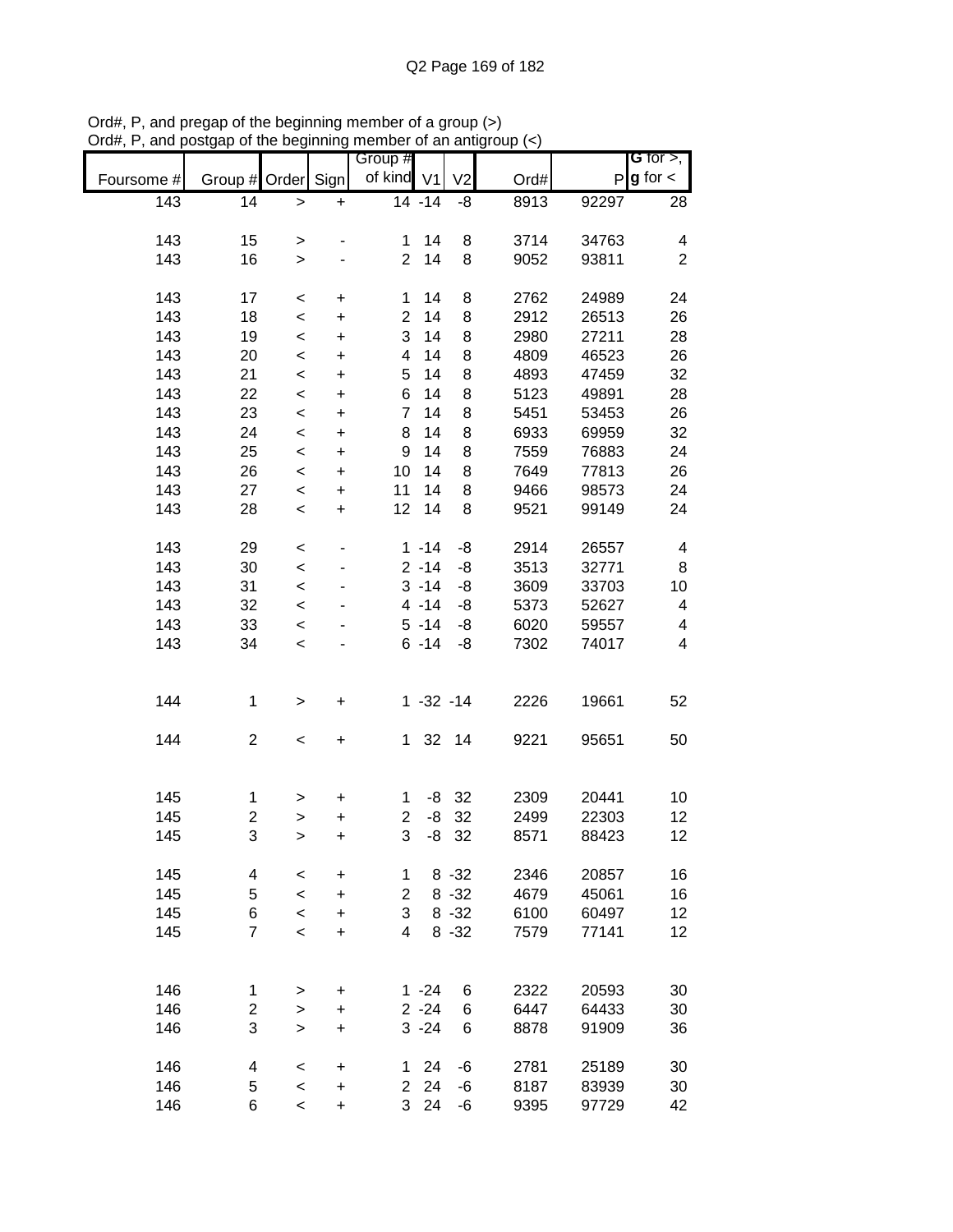Ord#, P, and pregap of the beginning member of a group (>)
Ord#, P, and postgap of the beginning member of an antigroup (<)

| Foursome # | Group # | Order | Sign | Group # of kind | V1 | V2 | Ord# | P | G for >, g for < |
|---|---|---|---|---|---|---|---|---|---|
| 143 | 14 | > | + | 14 | -14 | -8 | 8913 | 92297 | 28 |
| | | | | | | | | | |
| 143 | 15 | > | - | 1 | 14 | 8 | 3714 | 34763 | 4 |
| 143 | 16 | > | - | 2 | 14 | 8 | 9052 | 93811 | 2 |
| | | | | | | | | | |
| 143 | 17 | < | + | 1 | 14 | 8 | 2762 | 24989 | 24 |
| 143 | 18 | < | + | 2 | 14 | 8 | 2912 | 26513 | 26 |
| 143 | 19 | < | + | 3 | 14 | 8 | 2980 | 27211 | 28 |
| 143 | 20 | < | + | 4 | 14 | 8 | 4809 | 46523 | 26 |
| 143 | 21 | < | + | 5 | 14 | 8 | 4893 | 47459 | 32 |
| 143 | 22 | < | + | 6 | 14 | 8 | 5123 | 49891 | 28 |
| 143 | 23 | < | + | 7 | 14 | 8 | 5451 | 53453 | 26 |
| 143 | 24 | < | + | 8 | 14 | 8 | 6933 | 69959 | 32 |
| 143 | 25 | < | + | 9 | 14 | 8 | 7559 | 76883 | 24 |
| 143 | 26 | < | + | 10 | 14 | 8 | 7649 | 77813 | 26 |
| 143 | 27 | < | + | 11 | 14 | 8 | 9466 | 98573 | 24 |
| 143 | 28 | < | + | 12 | 14 | 8 | 9521 | 99149 | 24 |
| | | | | | | | | | |
| 143 | 29 | < | - | 1 | -14 | -8 | 2914 | 26557 | 4 |
| 143 | 30 | < | - | 2 | -14 | -8 | 3513 | 32771 | 8 |
| 143 | 31 | < | - | 3 | -14 | -8 | 3609 | 33703 | 10 |
| 143 | 32 | < | - | 4 | -14 | -8 | 5373 | 52627 | 4 |
| 143 | 33 | < | - | 5 | -14 | -8 | 6020 | 59557 | 4 |
| 143 | 34 | < | - | 6 | -14 | -8 | 7302 | 74017 | 4 |
| | | | | | | | | | |
| 144 | 1 | > | + | 1 | -32 | -14 | 2226 | 19661 | 52 |
| | | | | | | | | | |
| 144 | 2 | < | + | 1 | 32 | 14 | 9221 | 95651 | 50 |
| | | | | | | | | | |
| 145 | 1 | > | + | 1 | -8 | 32 | 2309 | 20441 | 10 |
| 145 | 2 | > | + | 2 | -8 | 32 | 2499 | 22303 | 12 |
| 145 | 3 | > | + | 3 | -8 | 32 | 8571 | 88423 | 12 |
| | | | | | | | | | |
| 145 | 4 | < | + | 1 | 8 | -32 | 2346 | 20857 | 16 |
| 145 | 5 | < | + | 2 | 8 | -32 | 4679 | 45061 | 16 |
| 145 | 6 | < | + | 3 | 8 | -32 | 6100 | 60497 | 12 |
| 145 | 7 | < | + | 4 | 8 | -32 | 7579 | 77141 | 12 |
| | | | | | | | | | |
| 146 | 1 | > | + | 1 | -24 | 6 | 2322 | 20593 | 30 |
| 146 | 2 | > | + | 2 | -24 | 6 | 6447 | 64433 | 30 |
| 146 | 3 | > | + | 3 | -24 | 6 | 8878 | 91909 | 36 |
| | | | | | | | | | |
| 146 | 4 | < | + | 1 | 24 | -6 | 2781 | 25189 | 30 |
| 146 | 5 | < | + | 2 | 24 | -6 | 8187 | 83939 | 30 |
| 146 | 6 | < | + | 3 | 24 | -6 | 9395 | 97729 | 42 |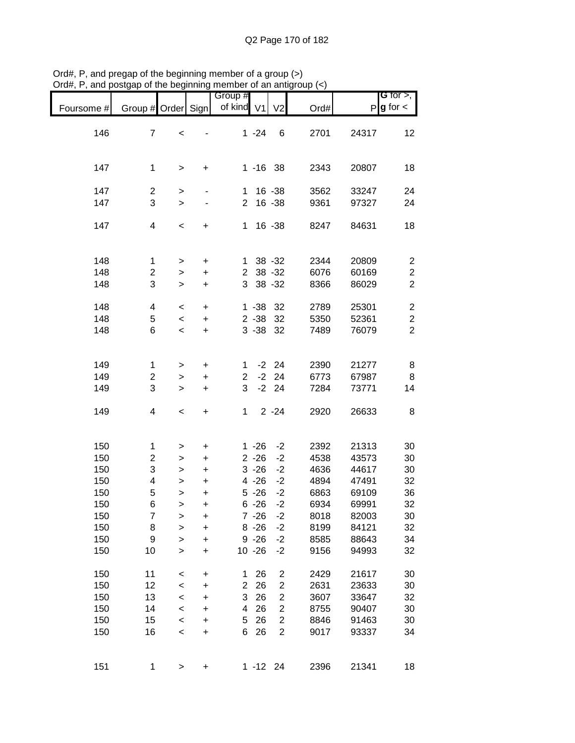Ord#, P, and pregap of the beginning member of a group (>)
Ord#, P, and postgap of the beginning member of an antigroup (<)

| Foursome # | Group # | Order | Sign | Group # of kind | V1 | V2 | Ord# | P | G for >, g for < |
|---|---|---|---|---|---|---|---|---|---|
| 146 | 7 | < | - | 1 | -24 | 6 | 2701 | 24317 | 12 |
| | | | | | | | | | |
| 147 | 1 | > | + | 1 | -16 | 38 | 2343 | 20807 | 18 |
| | | | | | | | | | |
| 147 | 2 | > | - | 1 | 16 | -38 | 3562 | 33247 | 24 |
| 147 | 3 | > | - | 2 | 16 | -38 | 9361 | 97327 | 24 |
| | | | | | | | | | |
| 147 | 4 | < | + | 1 | 16 | -38 | 8247 | 84631 | 18 |
| | | | | | | | | | |
| 148 | 1 | > | + | 1 | 38 | -32 | 2344 | 20809 | 2 |
| 148 | 2 | > | + | 2 | 38 | -32 | 6076 | 60169 | 2 |
| 148 | 3 | > | + | 3 | 38 | -32 | 8366 | 86029 | 2 |
| | | | | | | | | | |
| 148 | 4 | < | + | 1 | -38 | 32 | 2789 | 25301 | 2 |
| 148 | 5 | < | + | 2 | -38 | 32 | 5350 | 52361 | 2 |
| 148 | 6 | < | + | 3 | -38 | 32 | 7489 | 76079 | 2 |
| | | | | | | | | | |
| 149 | 1 | > | + | 1 | -2 | 24 | 2390 | 21277 | 8 |
| 149 | 2 | > | + | 2 | -2 | 24 | 6773 | 67987 | 8 |
| 149 | 3 | > | + | 3 | -2 | 24 | 7284 | 73771 | 14 |
| | | | | | | | | | |
| 149 | 4 | < | + | 1 | 2 | -24 | 2920 | 26633 | 8 |
| | | | | | | | | | |
| 150 | 1 | > | + | 1 | -26 | -2 | 2392 | 21313 | 30 |
| 150 | 2 | > | + | 2 | -26 | -2 | 4538 | 43573 | 30 |
| 150 | 3 | > | + | 3 | -26 | -2 | 4636 | 44617 | 30 |
| 150 | 4 | > | + | 4 | -26 | -2 | 4894 | 47491 | 32 |
| 150 | 5 | > | + | 5 | -26 | -2 | 6863 | 69109 | 36 |
| 150 | 6 | > | + | 6 | -26 | -2 | 6934 | 69991 | 32 |
| 150 | 7 | > | + | 7 | -26 | -2 | 8018 | 82003 | 30 |
| 150 | 8 | > | + | 8 | -26 | -2 | 8199 | 84121 | 32 |
| 150 | 9 | > | + | 9 | -26 | -2 | 8585 | 88643 | 34 |
| 150 | 10 | > | + | 10 | -26 | -2 | 9156 | 94993 | 32 |
| | | | | | | | | | |
| 150 | 11 | < | + | 1 | 26 | 2 | 2429 | 21617 | 30 |
| 150 | 12 | < | + | 2 | 26 | 2 | 2631 | 23633 | 30 |
| 150 | 13 | < | + | 3 | 26 | 2 | 3607 | 33647 | 32 |
| 150 | 14 | < | + | 4 | 26 | 2 | 8755 | 90407 | 30 |
| 150 | 15 | < | + | 5 | 26 | 2 | 8846 | 91463 | 30 |
| 150 | 16 | < | + | 6 | 26 | 2 | 9017 | 93337 | 34 |
| | | | | | | | | | |
| 151 | 1 | > | + | 1 | -12 | 24 | 2396 | 21341 | 18 |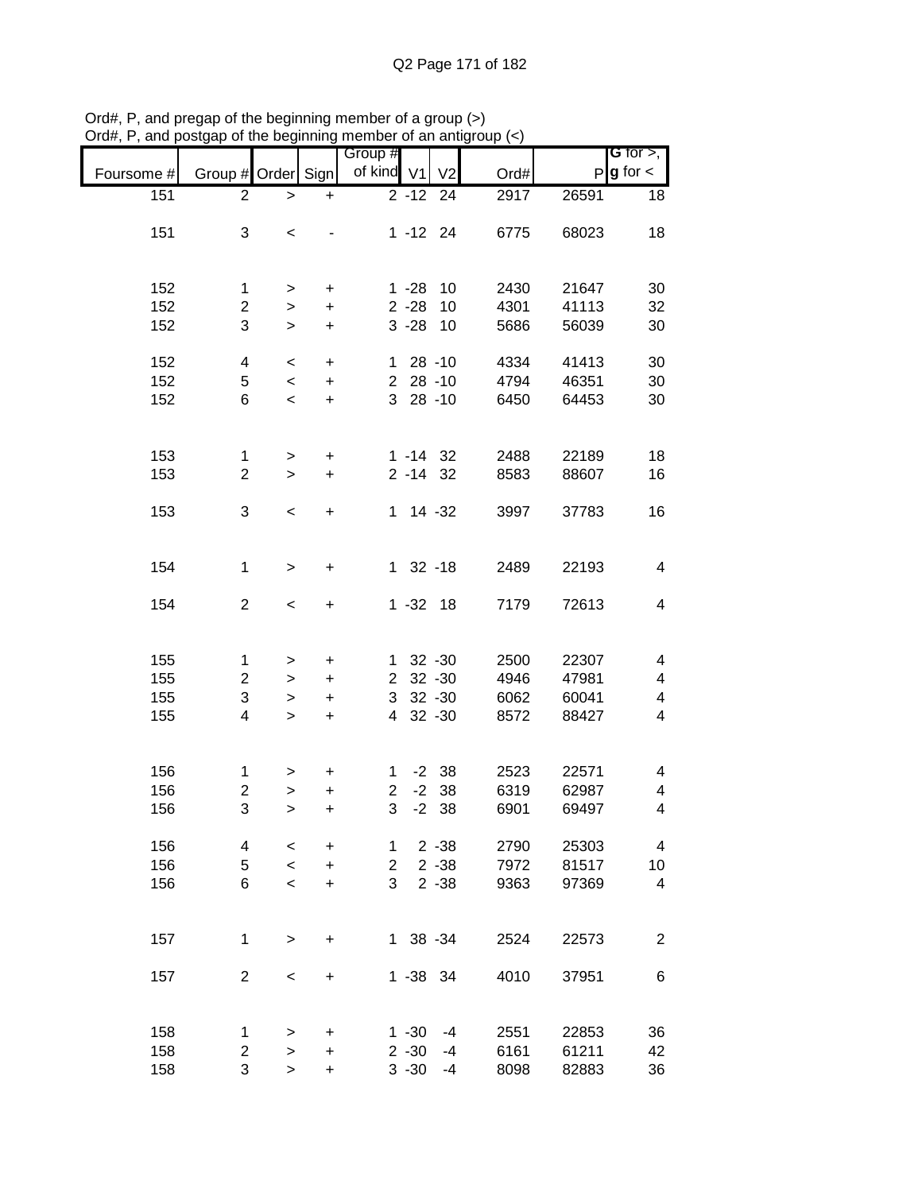Ord#, P, and pregap of the beginning member of a group (>)
Ord#, P, and postgap of the beginning member of an antigroup (<)

| Foursome # | Group # | Order | Sign | Group # of kind | V1 | V2 | Ord# | P | G for >, g for < |
|---|---|---|---|---|---|---|---|---|---|
| 151 | 2 | > | + | 2 | -12 | 24 | 2917 | 26591 | 18 |
| 151 | 3 | < | - | 1 | -12 | 24 | 6775 | 68023 | 18 |
| 152 | 1 | > | + | 1 | -28 | 10 | 2430 | 21647 | 30 |
| 152 | 2 | > | + | 2 | -28 | 10 | 4301 | 41113 | 32 |
| 152 | 3 | > | + | 3 | -28 | 10 | 5686 | 56039 | 30 |
| 152 | 4 | < | + | 1 | 28 | -10 | 4334 | 41413 | 30 |
| 152 | 5 | < | + | 2 | 28 | -10 | 4794 | 46351 | 30 |
| 152 | 6 | < | + | 3 | 28 | -10 | 6450 | 64453 | 30 |
| 153 | 1 | > | + | 1 | -14 | 32 | 2488 | 22189 | 18 |
| 153 | 2 | > | + | 2 | -14 | 32 | 8583 | 88607 | 16 |
| 153 | 3 | < | + | 1 | 14 | -32 | 3997 | 37783 | 16 |
| 154 | 1 | > | + | 1 | 32 | -18 | 2489 | 22193 | 4 |
| 154 | 2 | < | + | 1 | -32 | 18 | 7179 | 72613 | 4 |
| 155 | 1 | > | + | 1 | 32 | -30 | 2500 | 22307 | 4 |
| 155 | 2 | > | + | 2 | 32 | -30 | 4946 | 47981 | 4 |
| 155 | 3 | > | + | 3 | 32 | -30 | 6062 | 60041 | 4 |
| 155 | 4 | > | + | 4 | 32 | -30 | 8572 | 88427 | 4 |
| 156 | 1 | > | + | 1 | -2 | 38 | 2523 | 22571 | 4 |
| 156 | 2 | > | + | 2 | -2 | 38 | 6319 | 62987 | 4 |
| 156 | 3 | > | + | 3 | -2 | 38 | 6901 | 69497 | 4 |
| 156 | 4 | < | + | 1 | 2 | -38 | 2790 | 25303 | 4 |
| 156 | 5 | < | + | 2 | 2 | -38 | 7972 | 81517 | 10 |
| 156 | 6 | < | + | 3 | 2 | -38 | 9363 | 97369 | 4 |
| 157 | 1 | > | + | 1 | 38 | -34 | 2524 | 22573 | 2 |
| 157 | 2 | < | + | 1 | -38 | 34 | 4010 | 37951 | 6 |
| 158 | 1 | > | + | 1 | -30 | -4 | 2551 | 22853 | 36 |
| 158 | 2 | > | + | 2 | -30 | -4 | 6161 | 61211 | 42 |
| 158 | 3 | > | + | 3 | -30 | -4 | 8098 | 82883 | 36 |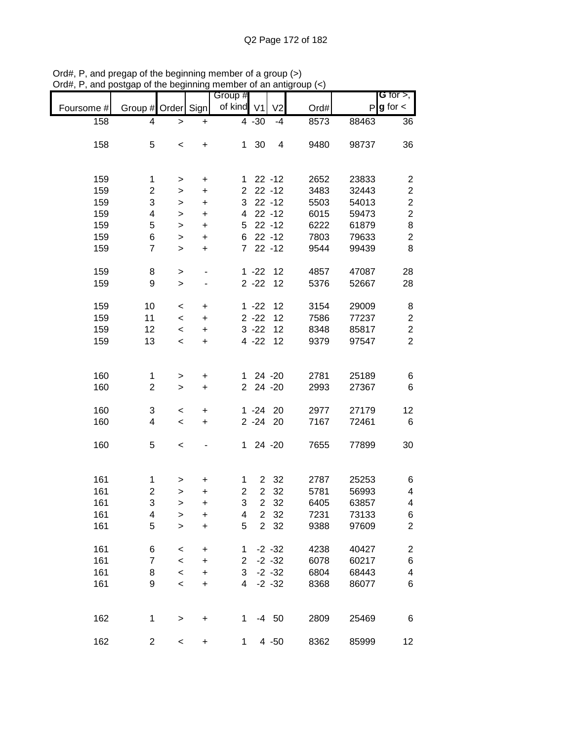Ord#, P, and pregap of the beginning member of a group (>)
Ord#, P, and postgap of the beginning member of an antigroup (<)

| Foursome # | Group # | Order | Sign | Group # of kind | V1 | V2 | Ord# | P | G for >, g for < |
|---|---|---|---|---|---|---|---|---|---|
| 158 | 4 | > | + | 4 | -30 | -4 | 8573 | 88463 | 36 |
| | | | | | | | | | |
| 158 | 5 | < | + | 1 | 30 | 4 | 9480 | 98737 | 36 |
| | | | | | | | | | |
| 159 | 1 | > | + | 1 | 22 | -12 | 2652 | 23833 | 2 |
| 159 | 2 | > | + | 2 | 22 | -12 | 3483 | 32443 | 2 |
| 159 | 3 | > | + | 3 | 22 | -12 | 5503 | 54013 | 2 |
| 159 | 4 | > | + | 4 | 22 | -12 | 6015 | 59473 | 2 |
| 159 | 5 | > | + | 5 | 22 | -12 | 6222 | 61879 | 8 |
| 159 | 6 | > | + | 6 | 22 | -12 | 7803 | 79633 | 2 |
| 159 | 7 | > | + | 7 | 22 | -12 | 9544 | 99439 | 8 |
| | | | | | | | | | |
| 159 | 8 | > | - | 1 | -22 | 12 | 4857 | 47087 | 28 |
| 159 | 9 | > | - | 2 | -22 | 12 | 5376 | 52667 | 28 |
| | | | | | | | | | |
| 159 | 10 | < | + | 1 | -22 | 12 | 3154 | 29009 | 8 |
| 159 | 11 | < | + | 2 | -22 | 12 | 7586 | 77237 | 2 |
| 159 | 12 | < | + | 3 | -22 | 12 | 8348 | 85817 | 2 |
| 159 | 13 | < | + | 4 | -22 | 12 | 9379 | 97547 | 2 |
| | | | | | | | | | |
| 160 | 1 | > | + | 1 | 24 | -20 | 2781 | 25189 | 6 |
| 160 | 2 | > | + | 2 | 24 | -20 | 2993 | 27367 | 6 |
| | | | | | | | | | |
| 160 | 3 | < | + | 1 | -24 | 20 | 2977 | 27179 | 12 |
| 160 | 4 | < | + | 2 | -24 | 20 | 7167 | 72461 | 6 |
| | | | | | | | | | |
| 160 | 5 | < | - | 1 | 24 | -20 | 7655 | 77899 | 30 |
| | | | | | | | | | |
| 161 | 1 | > | + | 1 | 2 | 32 | 2787 | 25253 | 6 |
| 161 | 2 | > | + | 2 | 2 | 32 | 5781 | 56993 | 4 |
| 161 | 3 | > | + | 3 | 2 | 32 | 6405 | 63857 | 4 |
| 161 | 4 | > | + | 4 | 2 | 32 | 7231 | 73133 | 6 |
| 161 | 5 | > | + | 5 | 2 | 32 | 9388 | 97609 | 2 |
| | | | | | | | | | |
| 161 | 6 | < | + | 1 | -2 | -32 | 4238 | 40427 | 2 |
| 161 | 7 | < | + | 2 | -2 | -32 | 6078 | 60217 | 6 |
| 161 | 8 | < | + | 3 | -2 | -32 | 6804 | 68443 | 4 |
| 161 | 9 | < | + | 4 | -2 | -32 | 8368 | 86077 | 6 |
| | | | | | | | | | |
| 162 | 1 | > | + | 1 | -4 | 50 | 2809 | 25469 | 6 |
| | | | | | | | | | |
| 162 | 2 | < | + | 1 | 4 | -50 | 8362 | 85999 | 12 |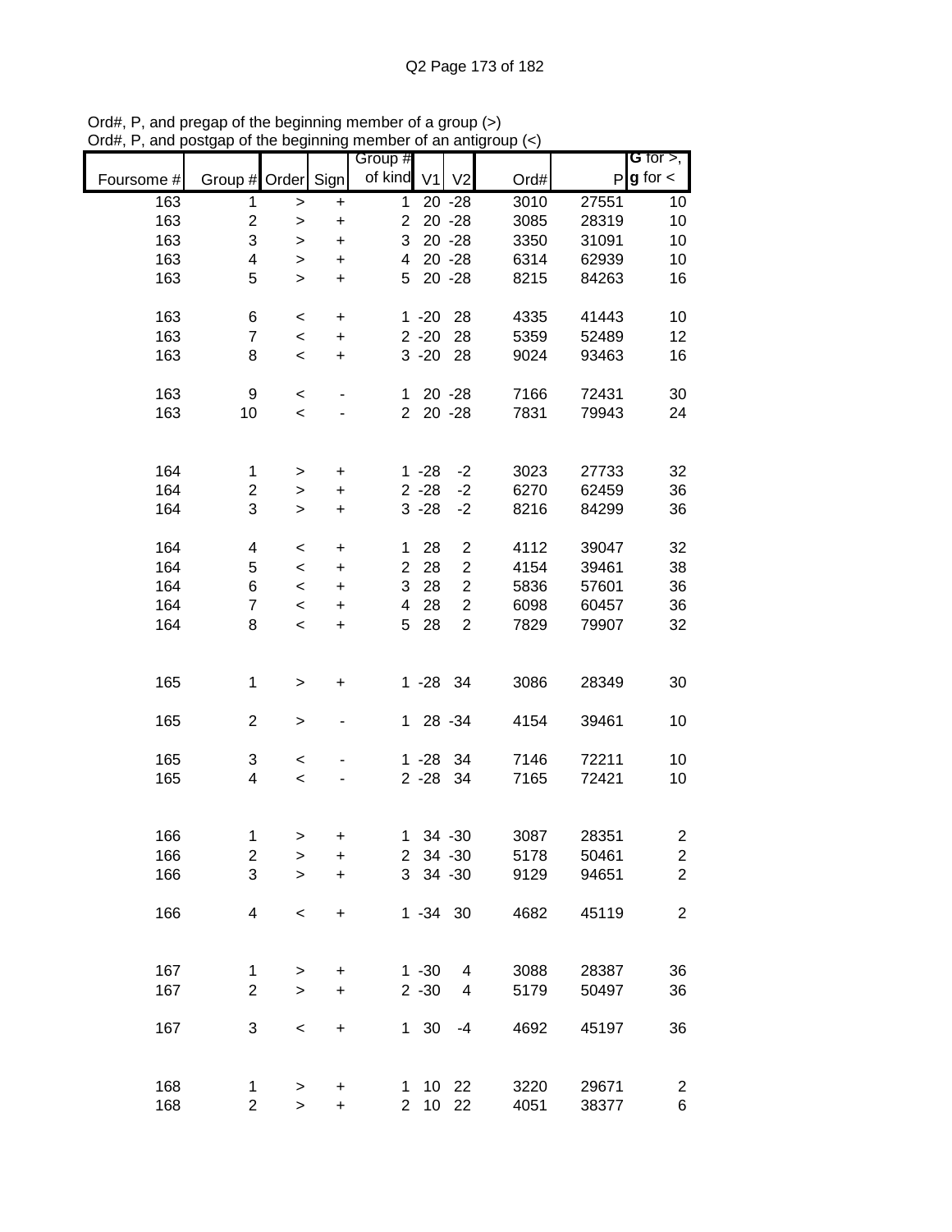Ord#, P, and pregap of the beginning member of a group (>)
Ord#, P, and postgap of the beginning member of an antigroup (<)

| Foursome # | Group # | Order | Sign | Group # of kind | V1 | V2 | Ord# | P | G for >, g for < |
|---|---|---|---|---|---|---|---|---|---|
| 163 | 1 | > | + | 1 | 20 | -28 | 3010 | 27551 | 10 |
| 163 | 2 | > | + | 2 | 20 | -28 | 3085 | 28319 | 10 |
| 163 | 3 | > | + | 3 | 20 | -28 | 3350 | 31091 | 10 |
| 163 | 4 | > | + | 4 | 20 | -28 | 6314 | 62939 | 10 |
| 163 | 5 | > | + | 5 | 20 | -28 | 8215 | 84263 | 16 |
| | | | | | | | | | |
| 163 | 6 | < | + | 1 | -20 | 28 | 4335 | 41443 | 10 |
| 163 | 7 | < | + | 2 | -20 | 28 | 5359 | 52489 | 12 |
| 163 | 8 | < | + | 3 | -20 | 28 | 9024 | 93463 | 16 |
| | | | | | | | | | |
| 163 | 9 | < | - | 1 | 20 | -28 | 7166 | 72431 | 30 |
| 163 | 10 | < | - | 2 | 20 | -28 | 7831 | 79943 | 24 |
| | | | | | | | | | |
| 164 | 1 | > | + | 1 | -28 | -2 | 3023 | 27733 | 32 |
| 164 | 2 | > | + | 2 | -28 | -2 | 6270 | 62459 | 36 |
| 164 | 3 | > | + | 3 | -28 | -2 | 8216 | 84299 | 36 |
| | | | | | | | | | |
| 164 | 4 | < | + | 1 | 28 | 2 | 4112 | 39047 | 32 |
| 164 | 5 | < | + | 2 | 28 | 2 | 4154 | 39461 | 38 |
| 164 | 6 | < | + | 3 | 28 | 2 | 5836 | 57601 | 36 |
| 164 | 7 | < | + | 4 | 28 | 2 | 6098 | 60457 | 36 |
| 164 | 8 | < | + | 5 | 28 | 2 | 7829 | 79907 | 32 |
| | | | | | | | | | |
| 165 | 1 | > | + | 1 | -28 | 34 | 3086 | 28349 | 30 |
| | | | | | | | | | |
| 165 | 2 | > | - | 1 | 28 | -34 | 4154 | 39461 | 10 |
| | | | | | | | | | |
| 165 | 3 | < | - | 1 | -28 | 34 | 7146 | 72211 | 10 |
| 165 | 4 | < | - | 2 | -28 | 34 | 7165 | 72421 | 10 |
| | | | | | | | | | |
| 166 | 1 | > | + | 1 | 34 | -30 | 3087 | 28351 | 2 |
| 166 | 2 | > | + | 2 | 34 | -30 | 5178 | 50461 | 2 |
| 166 | 3 | > | + | 3 | 34 | -30 | 9129 | 94651 | 2 |
| | | | | | | | | | |
| 166 | 4 | < | + | 1 | -34 | 30 | 4682 | 45119 | 2 |
| | | | | | | | | | |
| 167 | 1 | > | + | 1 | -30 | 4 | 3088 | 28387 | 36 |
| 167 | 2 | > | + | 2 | -30 | 4 | 5179 | 50497 | 36 |
| | | | | | | | | | |
| 167 | 3 | < | + | 1 | 30 | -4 | 4692 | 45197 | 36 |
| | | | | | | | | | |
| 168 | 1 | > | + | 1 | 10 | 22 | 3220 | 29671 | 2 |
| 168 | 2 | > | + | 2 | 10 | 22 | 4051 | 38377 | 6 |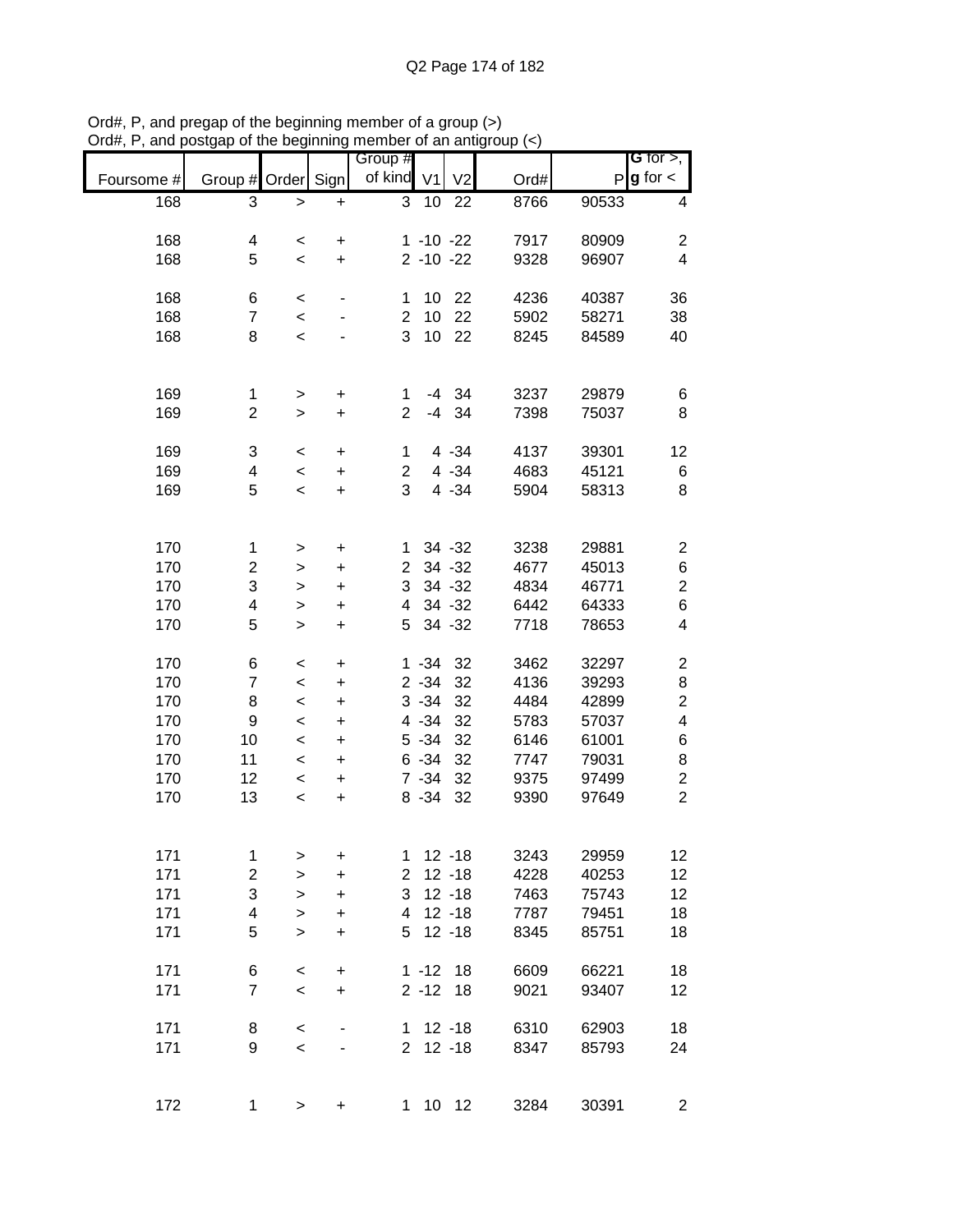Ord#, P, and pregap of the beginning member of a group (>)
Ord#, P, and postgap of the beginning member of an antigroup (<)

| Foursome # | Group # | Order | Sign | Group # of kind | V1 | V2 | Ord# | P | G for >, g for < |
|---|---|---|---|---|---|---|---|---|---|
| 168 | 3 | > | + | 3 | 10 | 22 | 8766 | 90533 | 4 |
| | | | | | | | | | |
| 168 | 4 | < | + | 1 | -10 | -22 | 7917 | 80909 | 2 |
| 168 | 5 | < | + | 2 | -10 | -22 | 9328 | 96907 | 4 |
| | | | | | | | | | |
| 168 | 6 | < | - | 1 | 10 | 22 | 4236 | 40387 | 36 |
| 168 | 7 | < | - | 2 | 10 | 22 | 5902 | 58271 | 38 |
| 168 | 8 | < | - | 3 | 10 | 22 | 8245 | 84589 | 40 |
| | | | | | | | | | |
| 169 | 1 | > | + | 1 | -4 | 34 | 3237 | 29879 | 6 |
| 169 | 2 | > | + | 2 | -4 | 34 | 7398 | 75037 | 8 |
| | | | | | | | | | |
| 169 | 3 | < | + | 1 | 4 | -34 | 4137 | 39301 | 12 |
| 169 | 4 | < | + | 2 | 4 | -34 | 4683 | 45121 | 6 |
| 169 | 5 | < | + | 3 | 4 | -34 | 5904 | 58313 | 8 |
| | | | | | | | | | |
| 170 | 1 | > | + | 1 | 34 | -32 | 3238 | 29881 | 2 |
| 170 | 2 | > | + | 2 | 34 | -32 | 4677 | 45013 | 6 |
| 170 | 3 | > | + | 3 | 34 | -32 | 4834 | 46771 | 2 |
| 170 | 4 | > | + | 4 | 34 | -32 | 6442 | 64333 | 6 |
| 170 | 5 | > | + | 5 | 34 | -32 | 7718 | 78653 | 4 |
| | | | | | | | | | |
| 170 | 6 | < | + | 1 | -34 | 32 | 3462 | 32297 | 2 |
| 170 | 7 | < | + | 2 | -34 | 32 | 4136 | 39293 | 8 |
| 170 | 8 | < | + | 3 | -34 | 32 | 4484 | 42899 | 2 |
| 170 | 9 | < | + | 4 | -34 | 32 | 5783 | 57037 | 4 |
| 170 | 10 | < | + | 5 | -34 | 32 | 6146 | 61001 | 6 |
| 170 | 11 | < | + | 6 | -34 | 32 | 7747 | 79031 | 8 |
| 170 | 12 | < | + | 7 | -34 | 32 | 9375 | 97499 | 2 |
| 170 | 13 | < | + | 8 | -34 | 32 | 9390 | 97649 | 2 |
| | | | | | | | | | |
| 171 | 1 | > | + | 1 | 12 | -18 | 3243 | 29959 | 12 |
| 171 | 2 | > | + | 2 | 12 | -18 | 4228 | 40253 | 12 |
| 171 | 3 | > | + | 3 | 12 | -18 | 7463 | 75743 | 12 |
| 171 | 4 | > | + | 4 | 12 | -18 | 7787 | 79451 | 18 |
| 171 | 5 | > | + | 5 | 12 | -18 | 8345 | 85751 | 18 |
| | | | | | | | | | |
| 171 | 6 | < | + | 1 | -12 | 18 | 6609 | 66221 | 18 |
| 171 | 7 | < | + | 2 | -12 | 18 | 9021 | 93407 | 12 |
| | | | | | | | | | |
| 171 | 8 | < | - | 1 | 12 | -18 | 6310 | 62903 | 18 |
| 171 | 9 | < | - | 2 | 12 | -18 | 8347 | 85793 | 24 |
| | | | | | | | | | |
| 172 | 1 | > | + | 1 | 10 | 12 | 3284 | 30391 | 2 |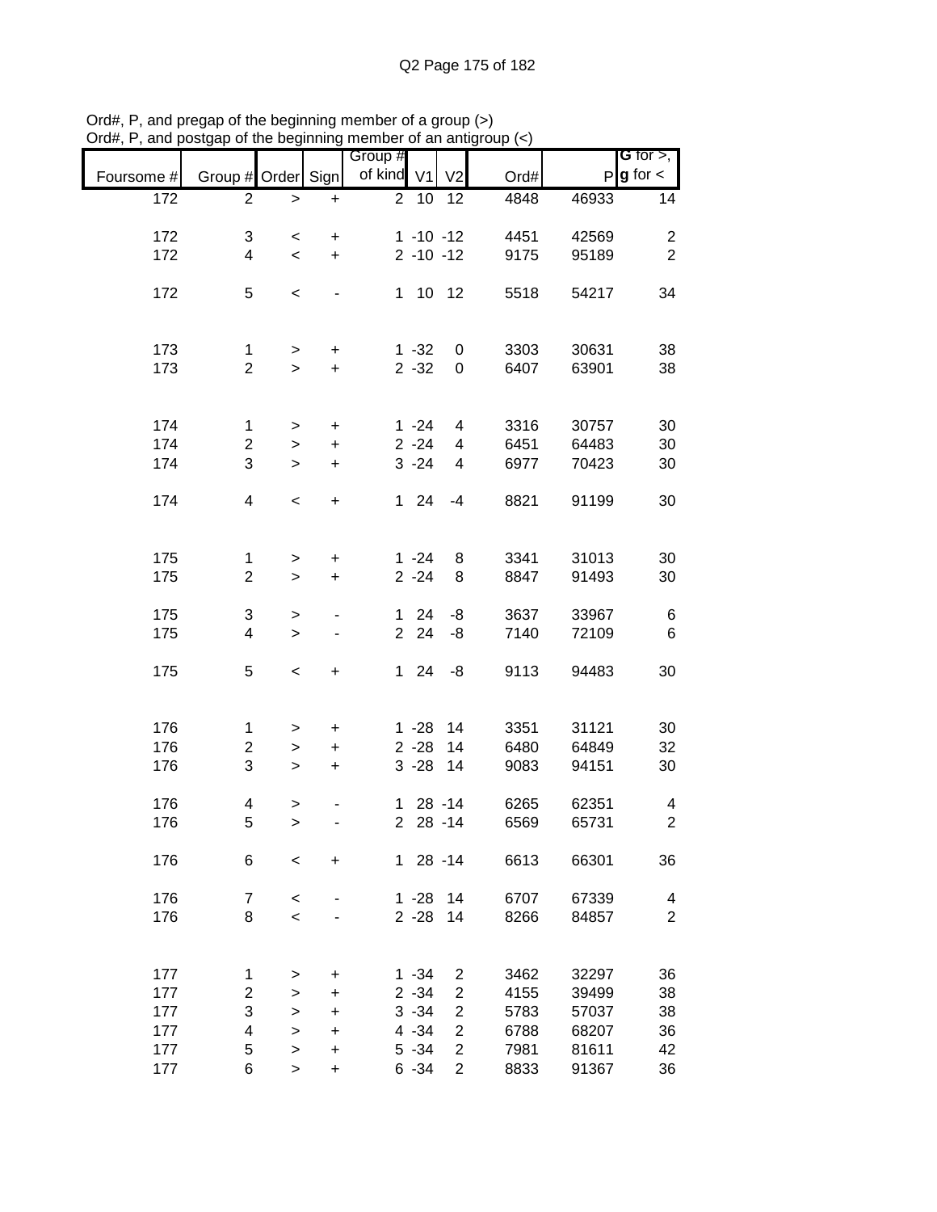Ord#, P, and pregap of the beginning member of a group (>)
Ord#, P, and postgap of the beginning member of an antigroup (<)

| Foursome # | Group # | Order | Sign | Group # of kind | V1 | V2 | Ord# | P | G for >, g for < |
|---|---|---|---|---|---|---|---|---|---|
| 172 | 2 | > | + | 2 | 10 | 12 | 4848 | 46933 | 14 |
| | | | | | | | | | |
| 172 | 3 | < | + | 1 | -10 | -12 | 4451 | 42569 | 2 |
| 172 | 4 | < | + | 2 | -10 | -12 | 9175 | 95189 | 2 |
| | | | | | | | | | |
| 172 | 5 | < | - | 1 | 10 | 12 | 5518 | 54217 | 34 |
| | | | | | | | | | |
| 173 | 1 | > | + | 1 | -32 | 0 | 3303 | 30631 | 38 |
| 173 | 2 | > | + | 2 | -32 | 0 | 6407 | 63901 | 38 |
| | | | | | | | | | |
| 174 | 1 | > | + | 1 | -24 | 4 | 3316 | 30757 | 30 |
| 174 | 2 | > | + | 2 | -24 | 4 | 6451 | 64483 | 30 |
| 174 | 3 | > | + | 3 | -24 | 4 | 6977 | 70423 | 30 |
| | | | | | | | | | |
| 174 | 4 | < | + | 1 | 24 | -4 | 8821 | 91199 | 30 |
| | | | | | | | | | |
| 175 | 1 | > | + | 1 | -24 | 8 | 3341 | 31013 | 30 |
| 175 | 2 | > | + | 2 | -24 | 8 | 8847 | 91493 | 30 |
| | | | | | | | | | |
| 175 | 3 | > | - | 1 | 24 | -8 | 3637 | 33967 | 6 |
| 175 | 4 | > | - | 2 | 24 | -8 | 7140 | 72109 | 6 |
| | | | | | | | | | |
| 175 | 5 | < | + | 1 | 24 | -8 | 9113 | 94483 | 30 |
| | | | | | | | | | |
| 176 | 1 | > | + | 1 | -28 | 14 | 3351 | 31121 | 30 |
| 176 | 2 | > | + | 2 | -28 | 14 | 6480 | 64849 | 32 |
| 176 | 3 | > | + | 3 | -28 | 14 | 9083 | 94151 | 30 |
| | | | | | | | | | |
| 176 | 4 | > | - | 1 | 28 | -14 | 6265 | 62351 | 4 |
| 176 | 5 | > | - | 2 | 28 | -14 | 6569 | 65731 | 2 |
| | | | | | | | | | |
| 176 | 6 | < | + | 1 | 28 | -14 | 6613 | 66301 | 36 |
| | | | | | | | | | |
| 176 | 7 | < | - | 1 | -28 | 14 | 6707 | 67339 | 4 |
| 176 | 8 | < | - | 2 | -28 | 14 | 8266 | 84857 | 2 |
| | | | | | | | | | |
| 177 | 1 | > | + | 1 | -34 | 2 | 3462 | 32297 | 36 |
| 177 | 2 | > | + | 2 | -34 | 2 | 4155 | 39499 | 38 |
| 177 | 3 | > | + | 3 | -34 | 2 | 5783 | 57037 | 38 |
| 177 | 4 | > | + | 4 | -34 | 2 | 6788 | 68207 | 36 |
| 177 | 5 | > | + | 5 | -34 | 2 | 7981 | 81611 | 42 |
| 177 | 6 | > | + | 6 | -34 | 2 | 8833 | 91367 | 36 |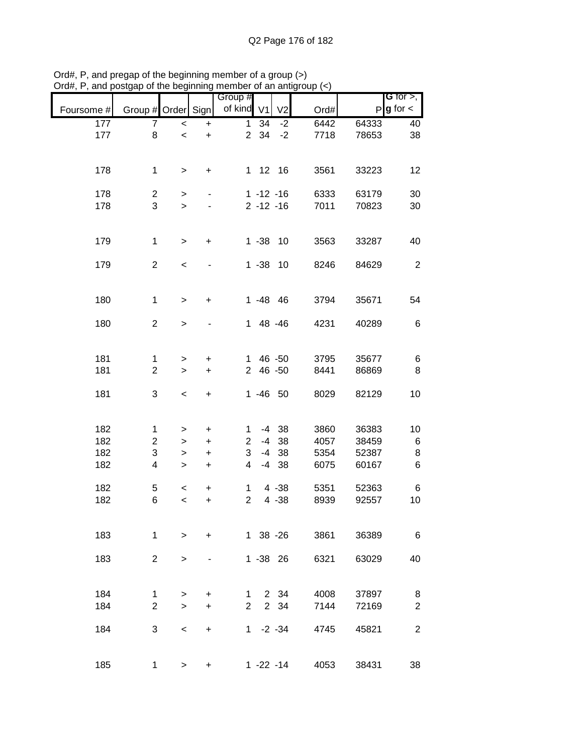Ord#, P, and pregap of the beginning member of a group (>)
Ord#, P, and postgap of the beginning member of an antigroup (<)

| Foursome # | Group # | Order | Sign | Group # of kind | V1 | V2 | Ord# | P | G for >, g for < |
|---|---|---|---|---|---|---|---|---|---|
| 177 | 7 | < | + | 1 | 34 | -2 | 6442 | 64333 | 40 |
| 177 | 8 | < | + | 2 | 34 | -2 | 7718 | 78653 | 38 |
| | | | | | | | | | |
| 178 | 1 | > | + | 1 | 12 | 16 | 3561 | 33223 | 12 |
| | | | | | | | | | |
| 178 | 2 | > | - | 1 | -12 | -16 | 6333 | 63179 | 30 |
| 178 | 3 | > | - | 2 | -12 | -16 | 7011 | 70823 | 30 |
| | | | | | | | | | |
| 179 | 1 | > | + | 1 | -38 | 10 | 3563 | 33287 | 40 |
| | | | | | | | | | |
| 179 | 2 | < | - | 1 | -38 | 10 | 8246 | 84629 | 2 |
| | | | | | | | | | |
| 180 | 1 | > | + | 1 | -48 | 46 | 3794 | 35671 | 54 |
| | | | | | | | | | |
| 180 | 2 | > | - | 1 | 48 | -46 | 4231 | 40289 | 6 |
| | | | | | | | | | |
| 181 | 1 | > | + | 1 | 46 | -50 | 3795 | 35677 | 6 |
| 181 | 2 | > | + | 2 | 46 | -50 | 8441 | 86869 | 8 |
| | | | | | | | | | |
| 181 | 3 | < | + | 1 | -46 | 50 | 8029 | 82129 | 10 |
| | | | | | | | | | |
| 182 | 1 | > | + | 1 | -4 | 38 | 3860 | 36383 | 10 |
| 182 | 2 | > | + | 2 | -4 | 38 | 4057 | 38459 | 6 |
| 182 | 3 | > | + | 3 | -4 | 38 | 5354 | 52387 | 8 |
| 182 | 4 | > | + | 4 | -4 | 38 | 6075 | 60167 | 6 |
| | | | | | | | | | |
| 182 | 5 | < | + | 1 | 4 | -38 | 5351 | 52363 | 6 |
| 182 | 6 | < | + | 2 | 4 | -38 | 8939 | 92557 | 10 |
| | | | | | | | | | |
| 183 | 1 | > | + | 1 | 38 | -26 | 3861 | 36389 | 6 |
| | | | | | | | | | |
| 183 | 2 | > | - | 1 | -38 | 26 | 6321 | 63029 | 40 |
| | | | | | | | | | |
| 184 | 1 | > | + | 1 | 2 | 34 | 4008 | 37897 | 8 |
| 184 | 2 | > | + | 2 | 2 | 34 | 7144 | 72169 | 2 |
| | | | | | | | | | |
| 184 | 3 | < | + | 1 | -2 | -34 | 4745 | 45821 | 2 |
| | | | | | | | | | |
| 185 | 1 | > | + | 1 | -22 | -14 | 4053 | 38431 | 38 |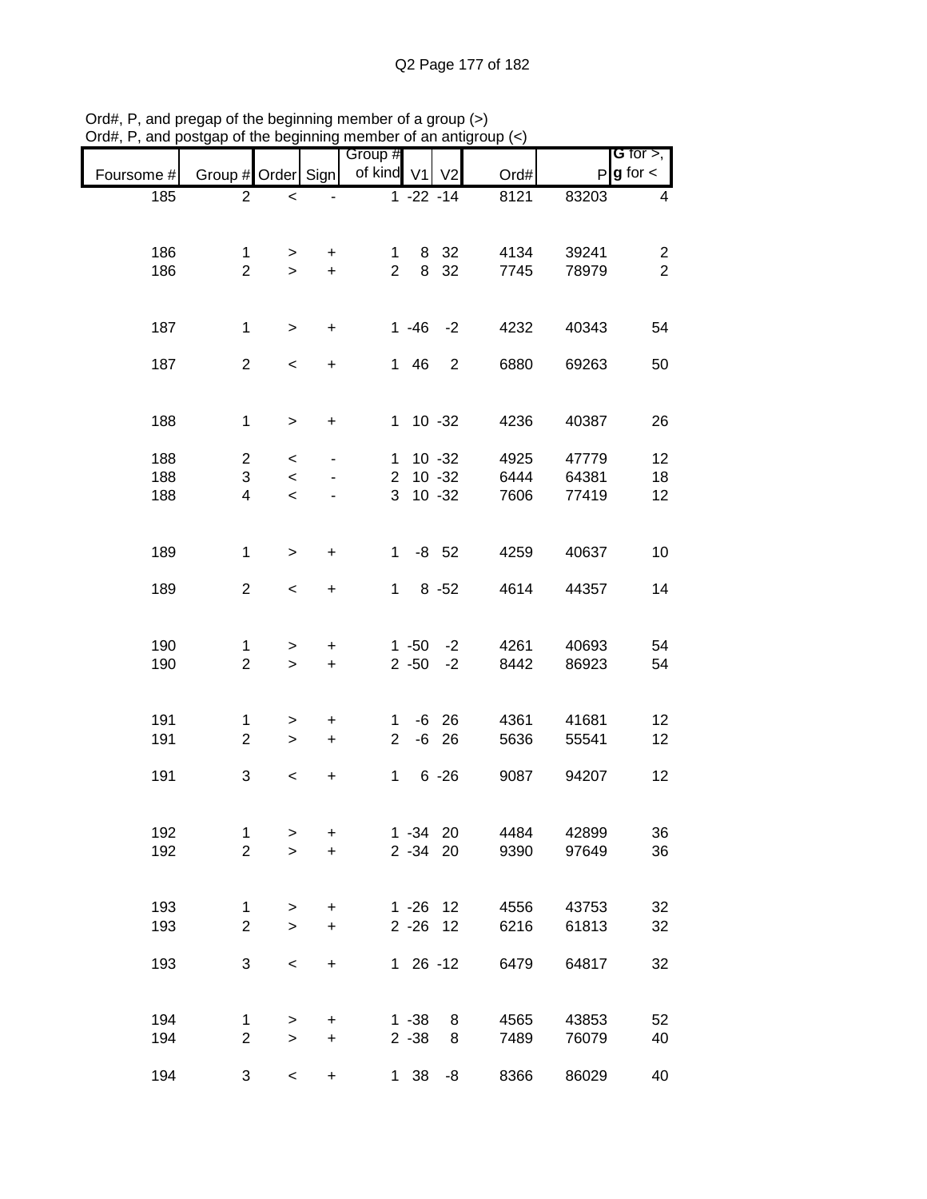Ord#, P, and pregap of the beginning member of a group (>)
Ord#, P, and postgap of the beginning member of an antigroup (<)

| Foursome # | Group # | Order | Sign | Group # of kind | V1 | V2 | Ord# | P | G for >, g for < |
|---|---|---|---|---|---|---|---|---|---|
| 185 | 2 | < | - | 1 | -22 | -14 | 8121 | 83203 | 4 |
| | | | | | | | | | |
| 186 | 1 | > | + | 1 | 8 | 32 | 4134 | 39241 | 2 |
| 186 | 2 | > | + | 2 | 8 | 32 | 7745 | 78979 | 2 |
| | | | | | | | | | |
| 187 | 1 | > | + | 1 | -46 | -2 | 4232 | 40343 | 54 |
| | | | | | | | | | |
| 187 | 2 | < | + | 1 | 46 | 2 | 6880 | 69263 | 50 |
| | | | | | | | | | |
| 188 | 1 | > | + | 1 | 10 | -32 | 4236 | 40387 | 26 |
| | | | | | | | | | |
| 188 | 2 | < | - | 1 | 10 | -32 | 4925 | 47779 | 12 |
| 188 | 3 | < | - | 2 | 10 | -32 | 6444 | 64381 | 18 |
| 188 | 4 | < | - | 3 | 10 | -32 | 7606 | 77419 | 12 |
| | | | | | | | | | |
| 189 | 1 | > | + | 1 | -8 | 52 | 4259 | 40637 | 10 |
| | | | | | | | | | |
| 189 | 2 | < | + | 1 | 8 | -52 | 4614 | 44357 | 14 |
| | | | | | | | | | |
| 190 | 1 | > | + | 1 | -50 | -2 | 4261 | 40693 | 54 |
| 190 | 2 | > | + | 2 | -50 | -2 | 8442 | 86923 | 54 |
| | | | | | | | | | |
| 191 | 1 | > | + | 1 | -6 | 26 | 4361 | 41681 | 12 |
| 191 | 2 | > | + | 2 | -6 | 26 | 5636 | 55541 | 12 |
| | | | | | | | | | |
| 191 | 3 | < | + | 1 | 6 | -26 | 9087 | 94207 | 12 |
| | | | | | | | | | |
| 192 | 1 | > | + | 1 | -34 | 20 | 4484 | 42899 | 36 |
| 192 | 2 | > | + | 2 | -34 | 20 | 9390 | 97649 | 36 |
| | | | | | | | | | |
| 193 | 1 | > | + | 1 | -26 | 12 | 4556 | 43753 | 32 |
| 193 | 2 | > | + | 2 | -26 | 12 | 6216 | 61813 | 32 |
| | | | | | | | | | |
| 193 | 3 | < | + | 1 | 26 | -12 | 6479 | 64817 | 32 |
| | | | | | | | | | |
| 194 | 1 | > | + | 1 | -38 | 8 | 4565 | 43853 | 52 |
| 194 | 2 | > | + | 2 | -38 | 8 | 7489 | 76079 | 40 |
| | | | | | | | | | |
| 194 | 3 | < | + | 1 | 38 | -8 | 8366 | 86029 | 40 |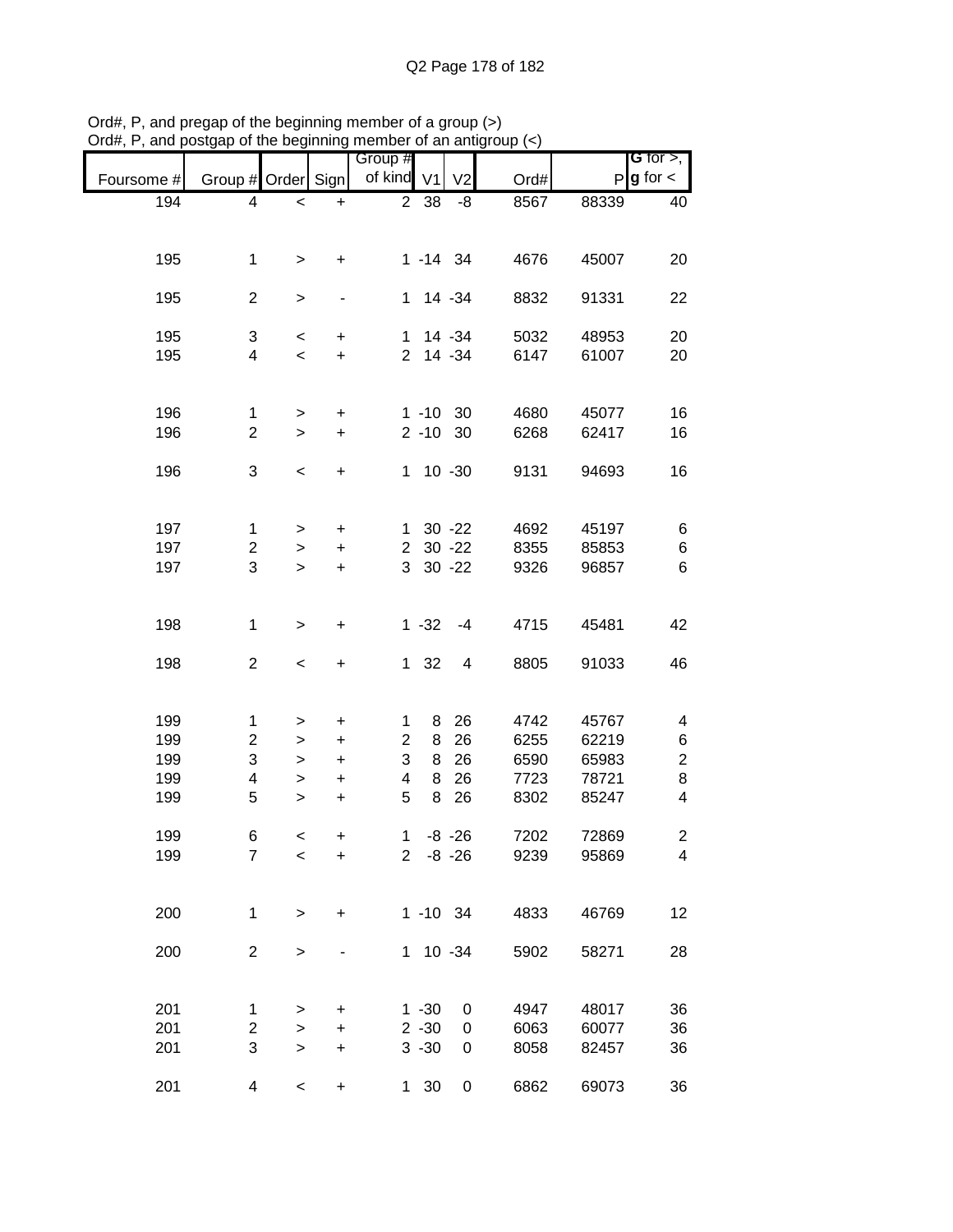Ord#, P, and pregap of the beginning member of a group (>)
Ord#, P, and postgap of the beginning member of an antigroup (<)

| Foursome # | Group # | Order | Sign | Group # of kind | V1 | V2 | Ord# | P | G for >, g for < |
|---|---|---|---|---|---|---|---|---|---|
| 194 | 4 | < | + | 2 | 38 | -8 | 8567 | 88339 | 40 |
| | | | | | | | | | |
| 195 | 1 | > | + | 1 | -14 | 34 | 4676 | 45007 | 20 |
| | | | | | | | | | |
| 195 | 2 | > | - | 1 | 14 | -34 | 8832 | 91331 | 22 |
| | | | | | | | | | |
| 195 | 3 | < | + | 1 | 14 | -34 | 5032 | 48953 | 20 |
| 195 | 4 | < | + | 2 | 14 | -34 | 6147 | 61007 | 20 |
| | | | | | | | | | |
| 196 | 1 | > | + | 1 | -10 | 30 | 4680 | 45077 | 16 |
| 196 | 2 | > | + | 2 | -10 | 30 | 6268 | 62417 | 16 |
| | | | | | | | | | |
| 196 | 3 | < | + | 1 | 10 | -30 | 9131 | 94693 | 16 |
| | | | | | | | | | |
| 197 | 1 | > | + | 1 | 30 | -22 | 4692 | 45197 | 6 |
| 197 | 2 | > | + | 2 | 30 | -22 | 8355 | 85853 | 6 |
| 197 | 3 | > | + | 3 | 30 | -22 | 9326 | 96857 | 6 |
| | | | | | | | | | |
| 198 | 1 | > | + | 1 | -32 | -4 | 4715 | 45481 | 42 |
| | | | | | | | | | |
| 198 | 2 | < | + | 1 | 32 | 4 | 8805 | 91033 | 46 |
| | | | | | | | | | |
| 199 | 1 | > | + | 1 | 8 | 26 | 4742 | 45767 | 4 |
| 199 | 2 | > | + | 2 | 8 | 26 | 6255 | 62219 | 6 |
| 199 | 3 | > | + | 3 | 8 | 26 | 6590 | 65983 | 2 |
| 199 | 4 | > | + | 4 | 8 | 26 | 7723 | 78721 | 8 |
| 199 | 5 | > | + | 5 | 8 | 26 | 8302 | 85247 | 4 |
| | | | | | | | | | |
| 199 | 6 | < | + | 1 | -8 | -26 | 7202 | 72869 | 2 |
| 199 | 7 | < | + | 2 | -8 | -26 | 9239 | 95869 | 4 |
| | | | | | | | | | |
| 200 | 1 | > | + | 1 | -10 | 34 | 4833 | 46769 | 12 |
| | | | | | | | | | |
| 200 | 2 | > | - | 1 | 10 | -34 | 5902 | 58271 | 28 |
| | | | | | | | | | |
| 201 | 1 | > | + | 1 | -30 | 0 | 4947 | 48017 | 36 |
| 201 | 2 | > | + | 2 | -30 | 0 | 6063 | 60077 | 36 |
| 201 | 3 | > | + | 3 | -30 | 0 | 8058 | 82457 | 36 |
| | | | | | | | | | |
| 201 | 4 | < | + | 1 | 30 | 0 | 6862 | 69073 | 36 |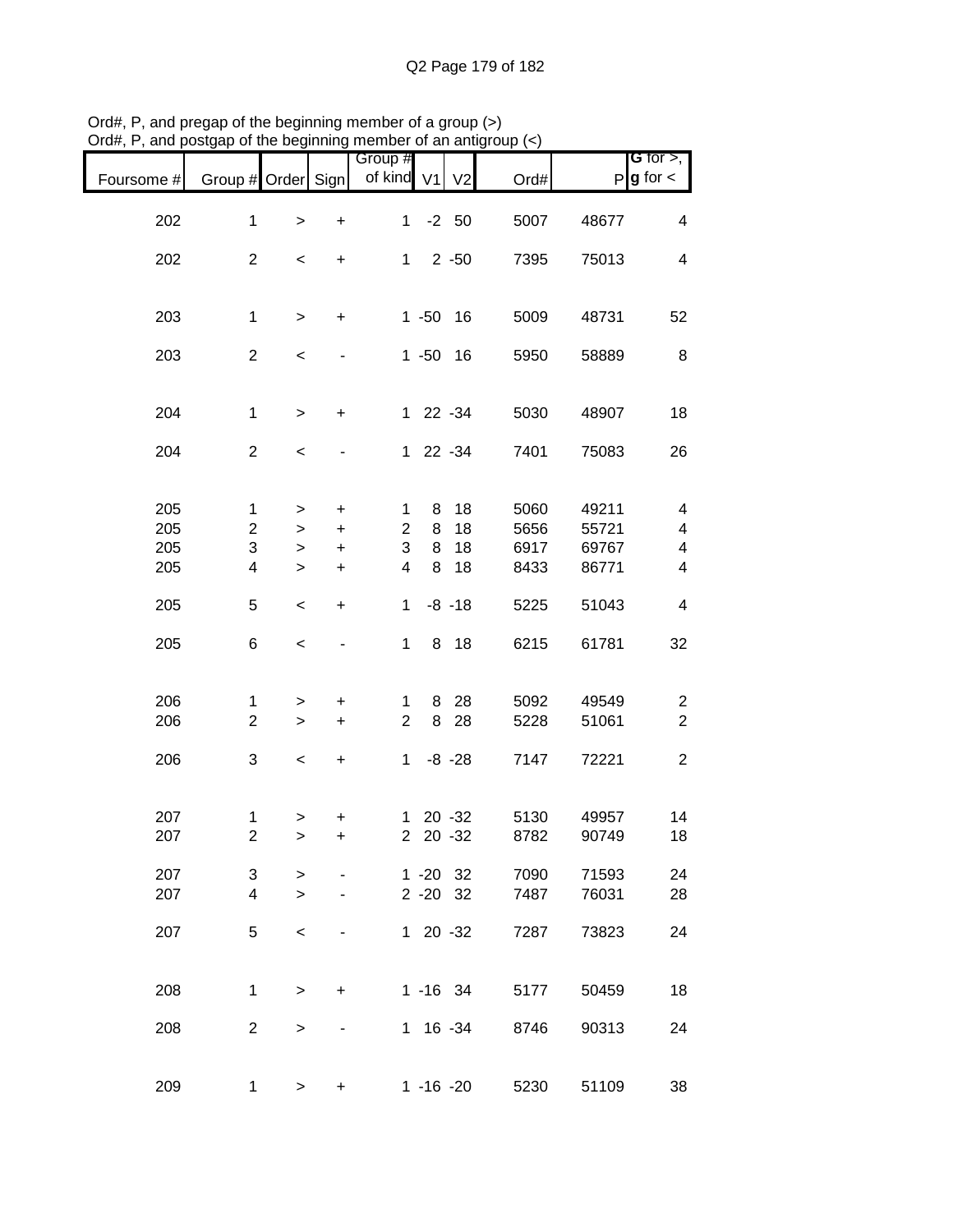Ord#, P, and pregap of the beginning member of a group (>)
Ord#, P, and postgap of the beginning member of an antigroup (<)

| Foursome # | Group # | Order | Sign | Group # of kind | V1 | V2 | Ord# | P | G for >, g for < |
|---|---|---|---|---|---|---|---|---|---|
| 202 | 1 | > | + | 1 | -2 | 50 | 5007 | 48677 | 4 |
| 202 | 2 | < | + | 1 | 2 | -50 | 7395 | 75013 | 4 |
| 203 | 1 | > | + | 1 | -50 | 16 | 5009 | 48731 | 52 |
| 203 | 2 | < | - | 1 | -50 | 16 | 5950 | 58889 | 8 |
| 204 | 1 | > | + | 1 | 22 | -34 | 5030 | 48907 | 18 |
| 204 | 2 | < | - | 1 | 22 | -34 | 7401 | 75083 | 26 |
| 205 | 1 | > | + | 1 | 8 | 18 | 5060 | 49211 | 4 |
| 205 | 2 | > | + | 2 | 8 | 18 | 5656 | 55721 | 4 |
| 205 | 3 | > | + | 3 | 8 | 18 | 6917 | 69767 | 4 |
| 205 | 4 | > | + | 4 | 8 | 18 | 8433 | 86771 | 4 |
| 205 | 5 | < | + | 1 | -8 | -18 | 5225 | 51043 | 4 |
| 205 | 6 | < | - | 1 | 8 | 18 | 6215 | 61781 | 32 |
| 206 | 1 | > | + | 1 | 8 | 28 | 5092 | 49549 | 2 |
| 206 | 2 | > | + | 2 | 8 | 28 | 5228 | 51061 | 2 |
| 206 | 3 | < | + | 1 | -8 | -28 | 7147 | 72221 | 2 |
| 207 | 1 | > | + | 1 | 20 | -32 | 5130 | 49957 | 14 |
| 207 | 2 | > | + | 2 | 20 | -32 | 8782 | 90749 | 18 |
| 207 | 3 | > | - | 1 | -20 | 32 | 7090 | 71593 | 24 |
| 207 | 4 | > | - | 2 | -20 | 32 | 7487 | 76031 | 28 |
| 207 | 5 | < | - | 1 | 20 | -32 | 7287 | 73823 | 24 |
| 208 | 1 | > | + | 1 | -16 | 34 | 5177 | 50459 | 18 |
| 208 | 2 | > | - | 1 | 16 | -34 | 8746 | 90313 | 24 |
| 209 | 1 | > | + | 1 | -16 | -20 | 5230 | 51109 | 38 |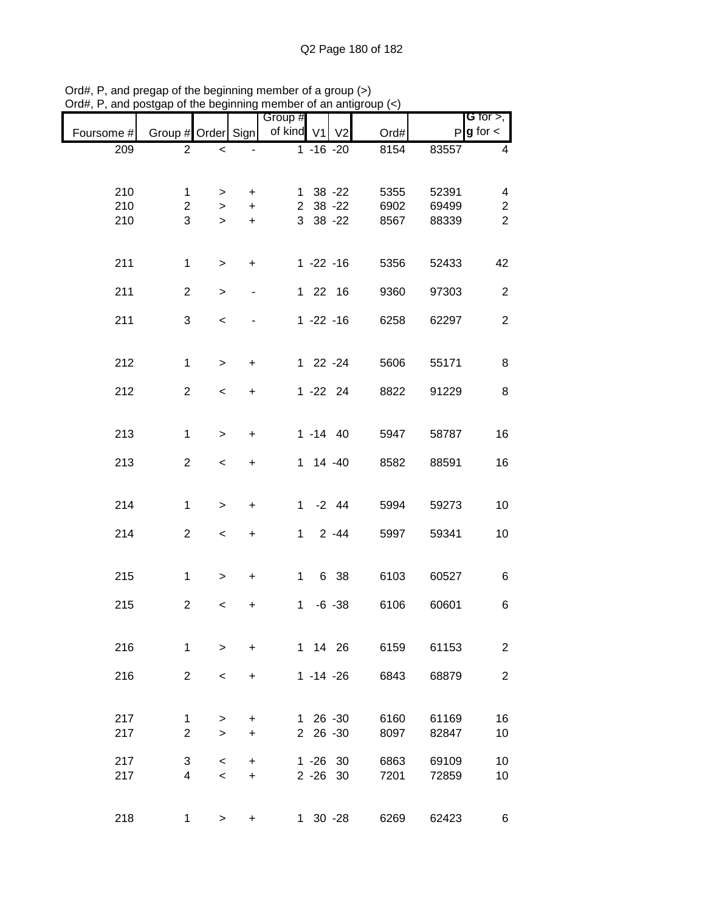Ord#, P, and pregap of the beginning member of a group (>)
Ord#, P, and postgap of the beginning member of an antigroup (<)

| Foursome # | Group # | Order | Sign | Group # of kind | V1 | V2 | Ord# | P | G for >, g for < |
|---|---|---|---|---|---|---|---|---|---|
| 209 | 2 | < | - | 1 | -16 | -20 | 8154 | 83557 | 4 |
| | | | | | | | | | |
| 210 | 1 | > | + | 1 | 38 | -22 | 5355 | 52391 | 4 |
| 210 | 2 | > | + | 2 | 38 | -22 | 6902 | 69499 | 2 |
| 210 | 3 | > | + | 3 | 38 | -22 | 8567 | 88339 | 2 |
| | | | | | | | | | |
| 211 | 1 | > | + | 1 | -22 | -16 | 5356 | 52433 | 42 |
| 211 | 2 | > | - | 1 | 22 | 16 | 9360 | 97303 | 2 |
| 211 | 3 | < | - | 1 | -22 | -16 | 6258 | 62297 | 2 |
| | | | | | | | | | |
| 212 | 1 | > | + | 1 | 22 | -24 | 5606 | 55171 | 8 |
| 212 | 2 | < | + | 1 | -22 | 24 | 8822 | 91229 | 8 |
| | | | | | | | | | |
| 213 | 1 | > | + | 1 | -14 | 40 | 5947 | 58787 | 16 |
| 213 | 2 | < | + | 1 | 14 | -40 | 8582 | 88591 | 16 |
| | | | | | | | | | |
| 214 | 1 | > | + | 1 | -2 | 44 | 5994 | 59273 | 10 |
| 214 | 2 | < | + | 1 | 2 | -44 | 5997 | 59341 | 10 |
| | | | | | | | | | |
| 215 | 1 | > | + | 1 | 6 | 38 | 6103 | 60527 | 6 |
| 215 | 2 | < | + | 1 | -6 | -38 | 6106 | 60601 | 6 |
| | | | | | | | | | |
| 216 | 1 | > | + | 1 | 14 | 26 | 6159 | 61153 | 2 |
| 216 | 2 | < | + | 1 | -14 | -26 | 6843 | 68879 | 2 |
| | | | | | | | | | |
| 217 | 1 | > | + | 1 | 26 | -30 | 6160 | 61169 | 16 |
| 217 | 2 | > | + | 2 | 26 | -30 | 8097 | 82847 | 10 |
| 217 | 3 | < | + | 1 | -26 | 30 | 6863 | 69109 | 10 |
| 217 | 4 | < | + | 2 | -26 | 30 | 7201 | 72859 | 10 |
| | | | | | | | | | |
| 218 | 1 | > | + | 1 | 30 | -28 | 6269 | 62423 | 6 |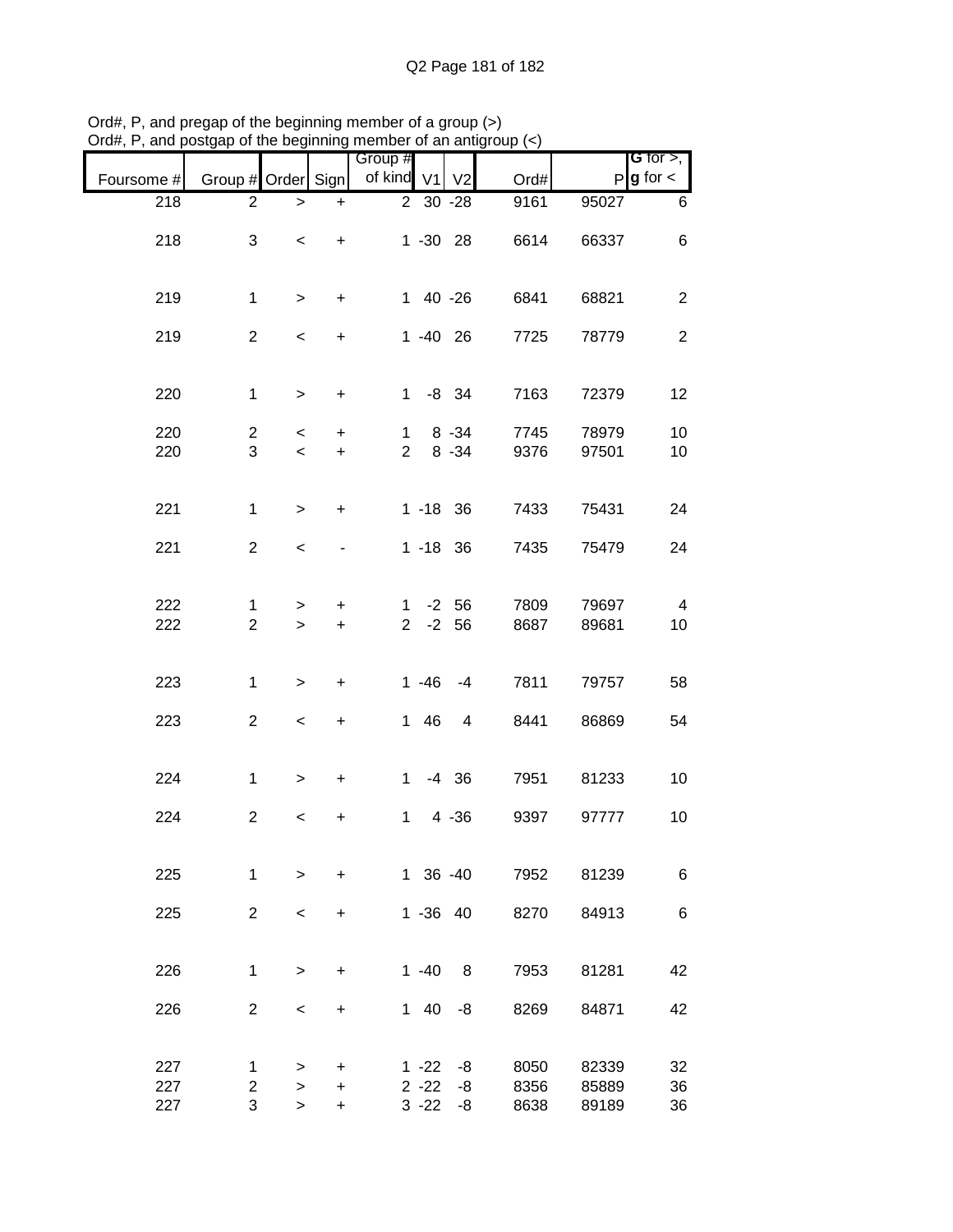Ord#, P, and pregap of the beginning member of a group (>)
Ord#, P, and postgap of the beginning member of an antigroup (<)

| Foursome # | Group # | Order | Sign | Group # of kind | V1 | V2 | Ord# | P | G for >, g for < |
|---|---|---|---|---|---|---|---|---|---|
| 218 | 2 | > | + | 2 | 30 | -28 | 9161 | 95027 | 6 |
| 218 | 3 | < | + | 1 | -30 | 28 | 6614 | 66337 | 6 |
| 219 | 1 | > | + | 1 | 40 | -26 | 6841 | 68821 | 2 |
| 219 | 2 | < | + | 1 | -40 | 26 | 7725 | 78779 | 2 |
| 220 | 1 | > | + | 1 | -8 | 34 | 7163 | 72379 | 12 |
| 220 | 2 | < | + | 1 | 8 | -34 | 7745 | 78979 | 10 |
| 220 | 3 | < | + | 2 | 8 | -34 | 9376 | 97501 | 10 |
| 221 | 1 | > | + | 1 | -18 | 36 | 7433 | 75431 | 24 |
| 221 | 2 | < | - | 1 | -18 | 36 | 7435 | 75479 | 24 |
| 222 | 1 | > | + | 1 | -2 | 56 | 7809 | 79697 | 4 |
| 222 | 2 | > | + | 2 | -2 | 56 | 8687 | 89681 | 10 |
| 223 | 1 | > | + | 1 | -46 | -4 | 7811 | 79757 | 58 |
| 223 | 2 | < | + | 1 | 46 | 4 | 8441 | 86869 | 54 |
| 224 | 1 | > | + | 1 | -4 | 36 | 7951 | 81233 | 10 |
| 224 | 2 | < | + | 1 | 4 | -36 | 9397 | 97777 | 10 |
| 225 | 1 | > | + | 1 | 36 | -40 | 7952 | 81239 | 6 |
| 225 | 2 | < | + | 1 | -36 | 40 | 8270 | 84913 | 6 |
| 226 | 1 | > | + | 1 | -40 | 8 | 7953 | 81281 | 42 |
| 226 | 2 | < | + | 1 | 40 | -8 | 8269 | 84871 | 42 |
| 227 | 1 | > | + | 1 | -22 | -8 | 8050 | 82339 | 32 |
| 227 | 2 | > | + | 2 | -22 | -8 | 8356 | 85889 | 36 |
| 227 | 3 | > | + | 3 | -22 | -8 | 8638 | 89189 | 36 |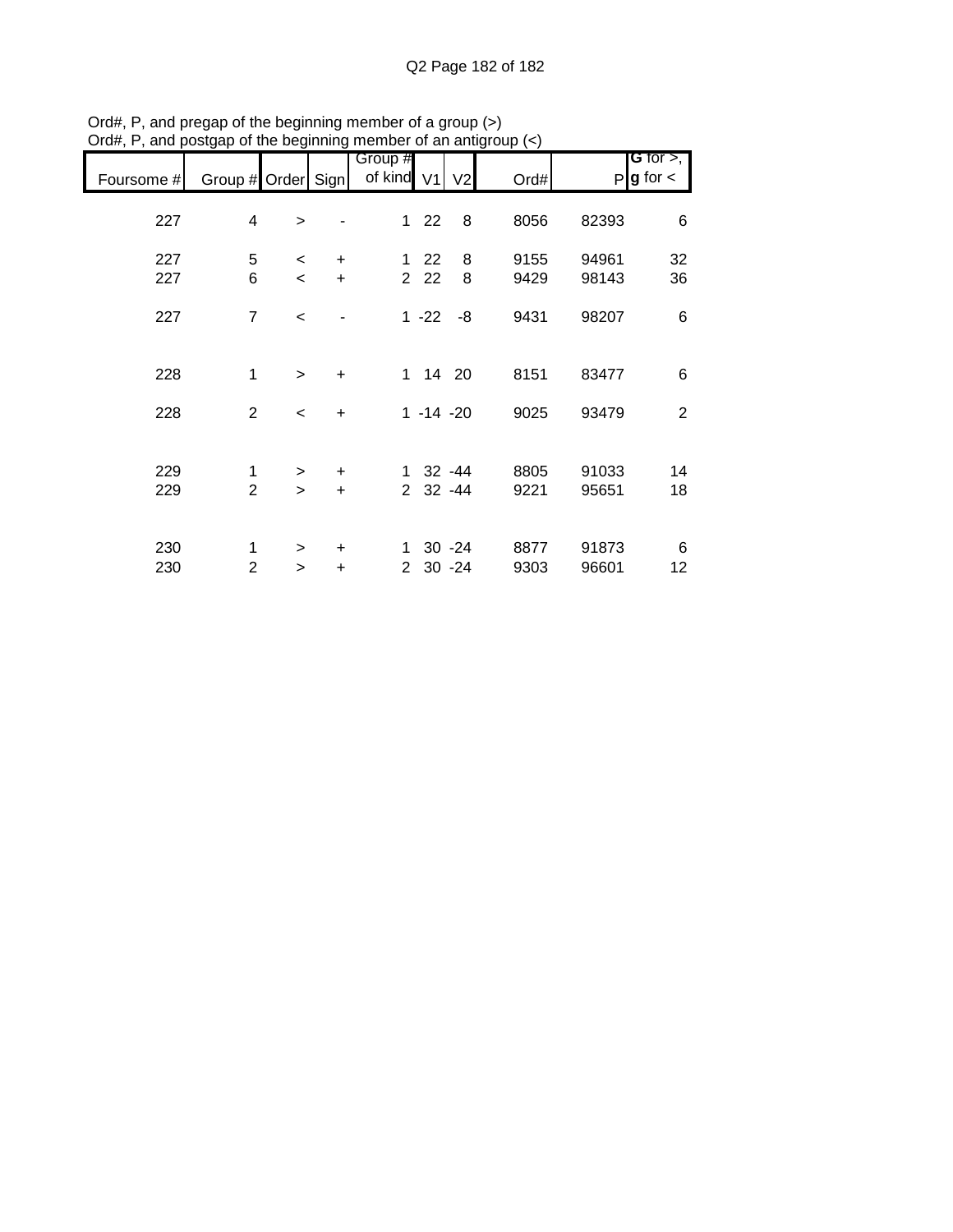Ord#, P, and pregap of the beginning member of a group (>)
Ord#, P, and postgap of the beginning member of an antigroup (<)

| Foursome # | Group # | Order | Sign | Group # of kind | V1 | V2 | Ord# | P | **G** for >, **g** for < |
|---|---|---|---|---|---|---|---|---|---|
| 227 | 4 | > | - | 1 | 22 | 8 | 8056 | 82393 | 6 |
| 227 | 5 | < | + | 1 | 22 | 8 | 9155 | 94961 | 32 |
| 227 | 6 | < | + | 2 | 22 | 8 | 9429 | 98143 | 36 |
| 227 | 7 | < | - | 1 | -22 | -8 | 9431 | 98207 | 6 |
| 228 | 1 | > | + | 1 | 14 | 20 | 8151 | 83477 | 6 |
| 228 | 2 | < | + | 1 | -14 | -20 | 9025 | 93479 | 2 |
| 229 | 1 | > | + | 1 | 32 | -44 | 8805 | 91033 | 14 |
| 229 | 2 | > | + | 2 | 32 | -44 | 9221 | 95651 | 18 |
| 230 | 1 | > | + | 1 | 30 | -24 | 8877 | 91873 | 6 |
| 230 | 2 | > | + | 2 | 30 | -24 | 9303 | 96601 | 12 |